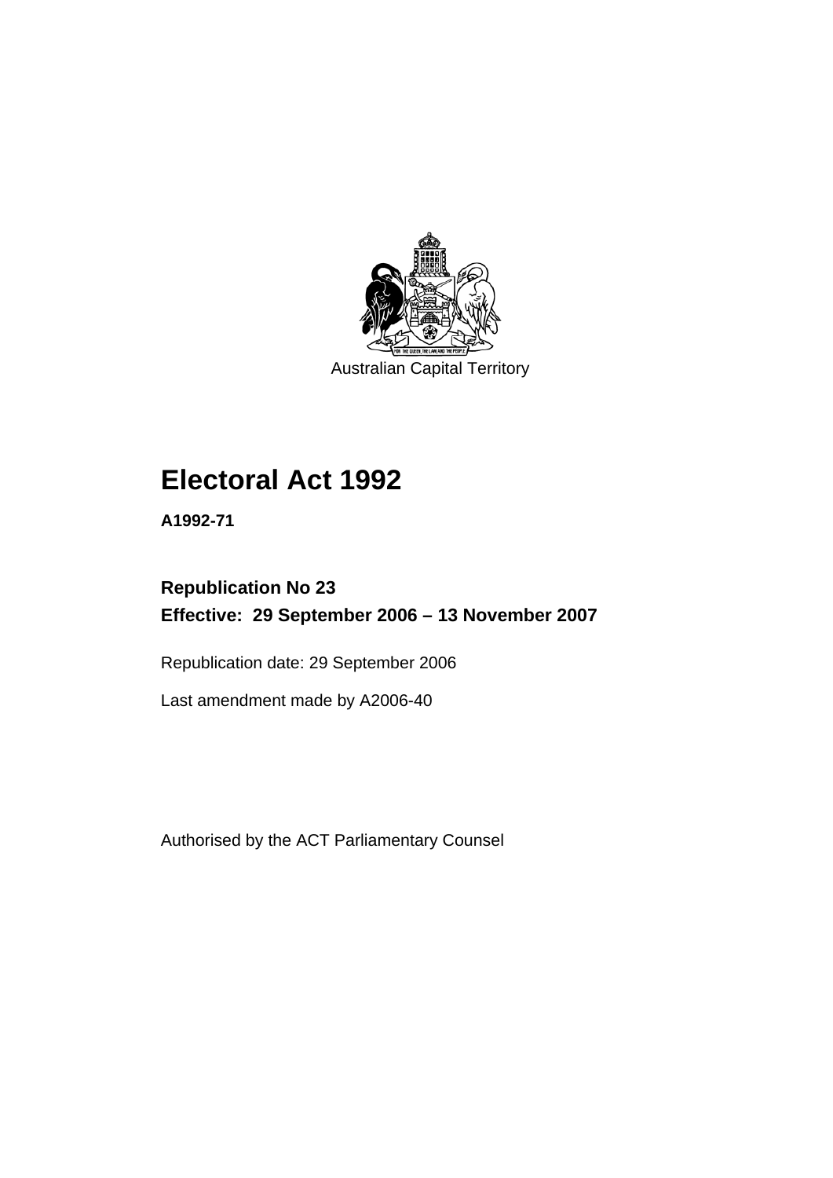Australian Capital Territory

# Electoral Act 1992

**A1992-71**

## Republication No 23

**Effective: 29 September 2006 – 13 November 2007**

Republication date: 29 September 2006

Last amendment made by A2006-40

Authorised by the ACT Parliamentary Counsel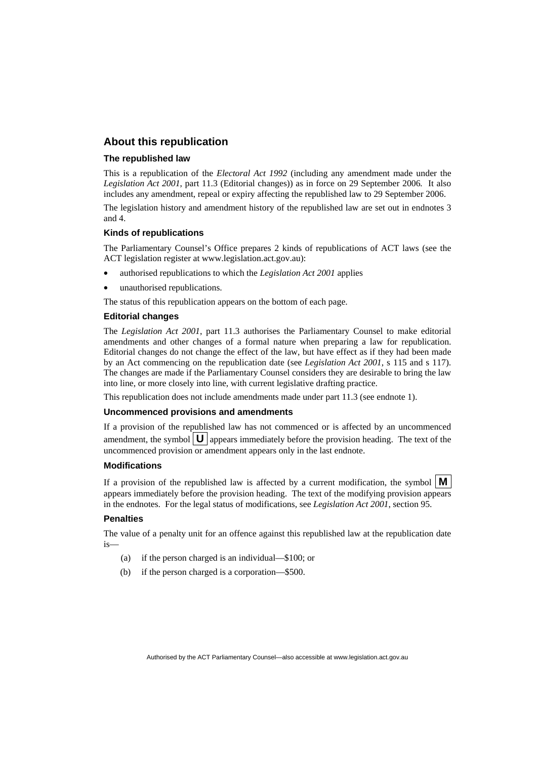## About this republication

### The republished law

This is a republication of the *Electoral Act 1992* (including any amendment made under the *Legislation Act 2001*, part 11.3 (Editorial changes)) as in force on 29 September 2006*.* It also includes any amendment, repeal or expiry affecting the republished law to 29 September 2006.

The legislation history and amendment history of the republished law are set out in endnotes 3 and 4.

### Kinds of republications

The Parliamentary Counsel's Office prepares 2 kinds of republications of ACT laws (see the ACT legislation register at www.legislation.act.gov.au):

- authorised republications to which the *Legislation Act 2001* applies
- unauthorised republications.

The status of this republication appears on the bottom of each page.

### Editorial changes

The *Legislation Act 2001*, part 11.3 authorises the Parliamentary Counsel to make editorial amendments and other changes of a formal nature when preparing a law for republication. Editorial changes do not change the effect of the law, but have effect as if they had been made by an Act commencing on the republication date (see *Legislation Act 2001*, s 115 and s 117). The changes are made if the Parliamentary Counsel considers they are desirable to bring the law into line, or more closely into line, with current legislative drafting practice.

This republication does not include amendments made under part 11.3 (see endnote 1).

### Uncommenced provisions and amendments

If a provision of the republished law has not commenced or is affected by an uncommenced amendment, the symbol **U** appears immediately before the provision heading. The text of the uncommenced provision or amendment appears only in the last endnote.

### Modifications

If a provision of the republished law is affected by a current modification, the symbol **M** appears immediately before the provision heading. The text of the modifying provision appears in the endnotes. For the legal status of modifications, see *Legislation Act 2001*, section 95.

### Penalties

The value of a penalty unit for an offence against this republished law at the republication date is—

(a) if the person charged is an individual—$100; or

(b) if the person charged is a corporation—$500.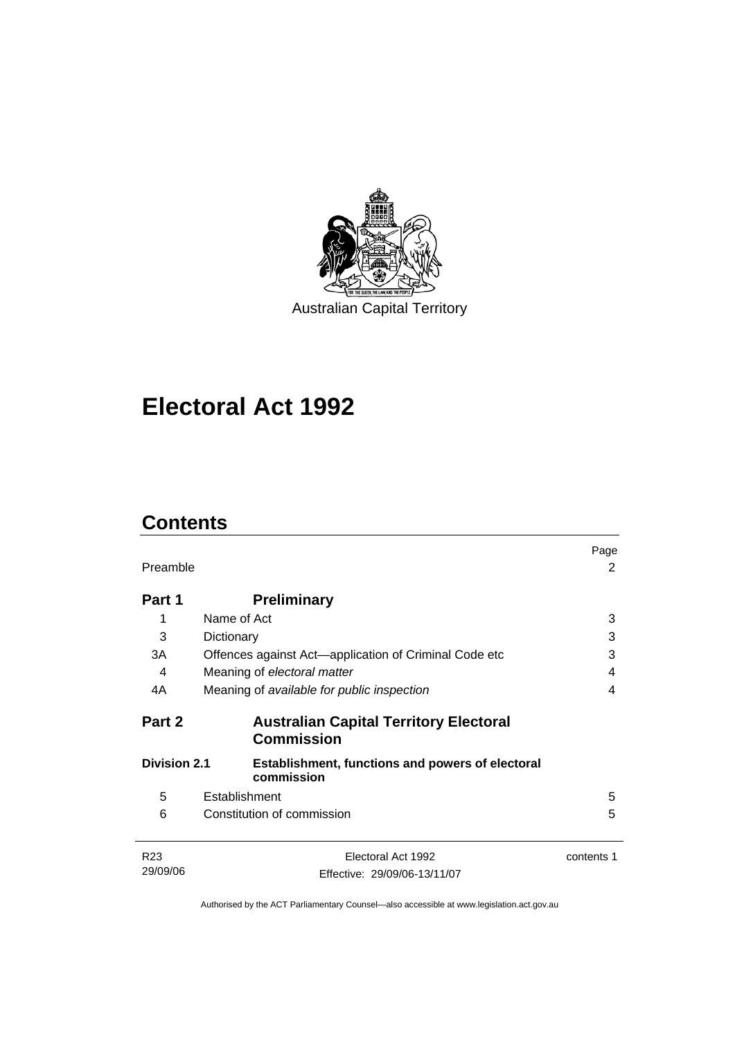Australian Capital Territory

# Electoral Act 1992

## Contents

| | | Page |
|---|---|---|
| Preamble | | 2 |
| **Part 1** | **Preliminary** | |
| 1 | Name of Act | 3 |
| 3 | Dictionary | 3 |
| 3A | Offences against Act—application of Criminal Code etc | 3 |
| 4 | Meaning of *electoral matter* | 4 |
| 4A | Meaning of *available for public inspection* | 4 |
| **Part 2** | **Australian Capital Territory Electoral Commission** | |
| **Division 2.1** | **Establishment, functions and powers of electoral commission** | |
| 5 | Establishment | 5 |
| 6 | Constitution of commission | 5 |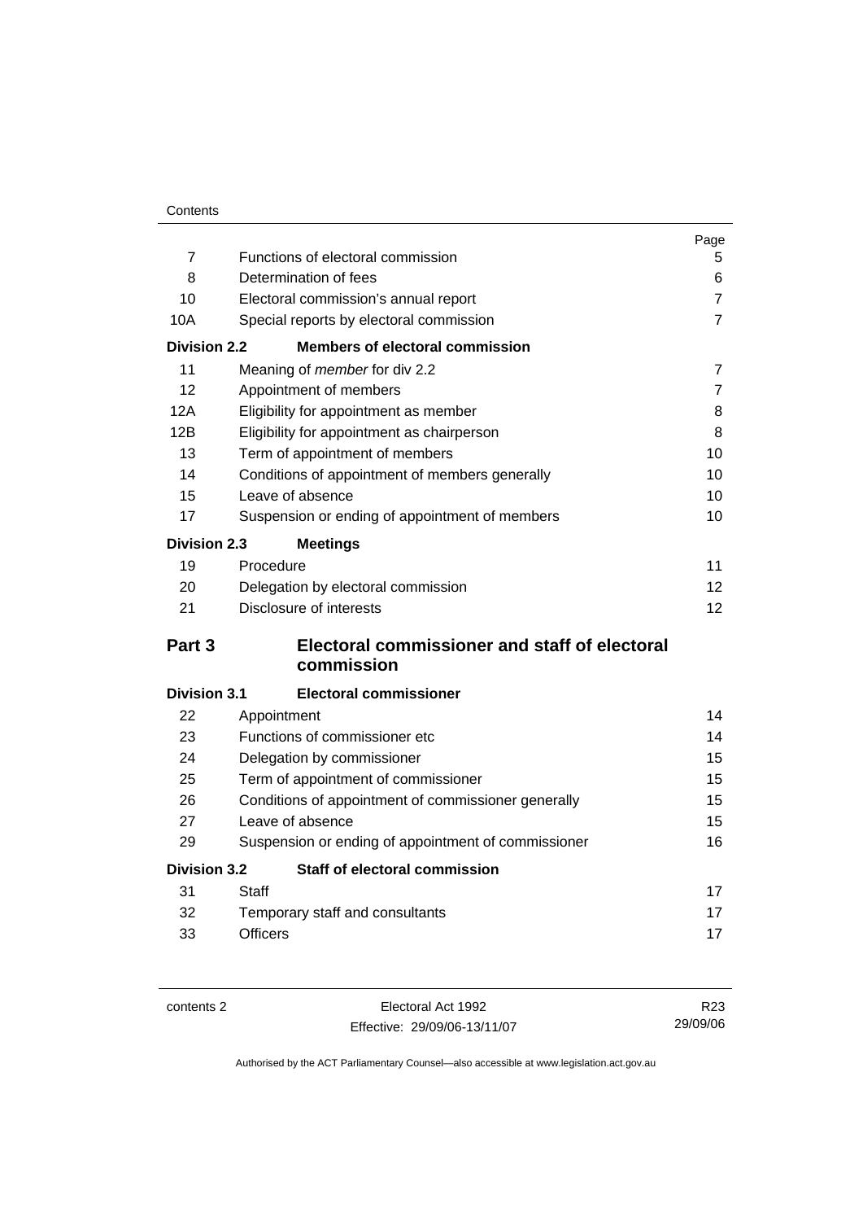| | | Page |
|---|---|---|
| 7 | Functions of electoral commission | 5 |
| 8 | Determination of fees | 6 |
| 10 | Electoral commission's annual report | 7 |
| 10A | Special reports by electoral commission | 7 |
| **Division 2.2** | **Members of electoral commission** | |
| 11 | Meaning of *member* for div 2.2 | 7 |
| 12 | Appointment of members | 7 |
| 12A | Eligibility for appointment as member | 8 |
| 12B | Eligibility for appointment as chairperson | 8 |
| 13 | Term of appointment of members | 10 |
| 14 | Conditions of appointment of members generally | 10 |
| 15 | Leave of absence | 10 |
| 17 | Suspension or ending of appointment of members | 10 |
| **Division 2.3** | **Meetings** | |
| 19 | Procedure | 11 |
| 20 | Delegation by electoral commission | 12 |
| 21 | Disclosure of interests | 12 |
| **Part 3** | **Electoral commissioner and staff of electoral commission** | |
| **Division 3.1** | **Electoral commissioner** | |
| 22 | Appointment | 14 |
| 23 | Functions of commissioner etc | 14 |
| 24 | Delegation by commissioner | 15 |
| 25 | Term of appointment of commissioner | 15 |
| 26 | Conditions of appointment of commissioner generally | 15 |
| 27 | Leave of absence | 15 |
| 29 | Suspension or ending of appointment of commissioner | 16 |
| **Division 3.2** | **Staff of electoral commission** | |
| 31 | Staff | 17 |
| 32 | Temporary staff and consultants | 17 |
| 33 | Officers | 17 |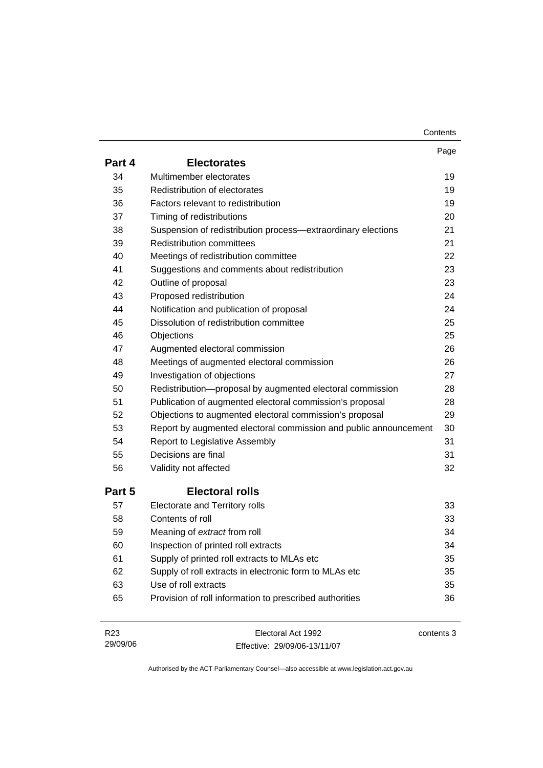| | | Page |
|---|---|---|
| **Part 4** | **Electorates** | |
| 34 | Multimember electorates | 19 |
| 35 | Redistribution of electorates | 19 |
| 36 | Factors relevant to redistribution | 19 |
| 37 | Timing of redistributions | 20 |
| 38 | Suspension of redistribution process—extraordinary elections | 21 |
| 39 | Redistribution committees | 21 |
| 40 | Meetings of redistribution committee | 22 |
| 41 | Suggestions and comments about redistribution | 23 |
| 42 | Outline of proposal | 23 |
| 43 | Proposed redistribution | 24 |
| 44 | Notification and publication of proposal | 24 |
| 45 | Dissolution of redistribution committee | 25 |
| 46 | Objections | 25 |
| 47 | Augmented electoral commission | 26 |
| 48 | Meetings of augmented electoral commission | 26 |
| 49 | Investigation of objections | 27 |
| 50 | Redistribution—proposal by augmented electoral commission | 28 |
| 51 | Publication of augmented electoral commission's proposal | 28 |
| 52 | Objections to augmented electoral commission's proposal | 29 |
| 53 | Report by augmented electoral commission and public announcement | 30 |
| 54 | Report to Legislative Assembly | 31 |
| 55 | Decisions are final | 31 |
| 56 | Validity not affected | 32 |
| **Part 5** | **Electoral rolls** | |
| 57 | Electorate and Territory rolls | 33 |
| 58 | Contents of roll | 33 |
| 59 | Meaning of *extract* from roll | 34 |
| 60 | Inspection of printed roll extracts | 34 |
| 61 | Supply of printed roll extracts to MLAs etc | 35 |
| 62 | Supply of roll extracts in electronic form to MLAs etc | 35 |
| 63 | Use of roll extracts | 35 |
| 65 | Provision of roll information to prescribed authorities | 36 |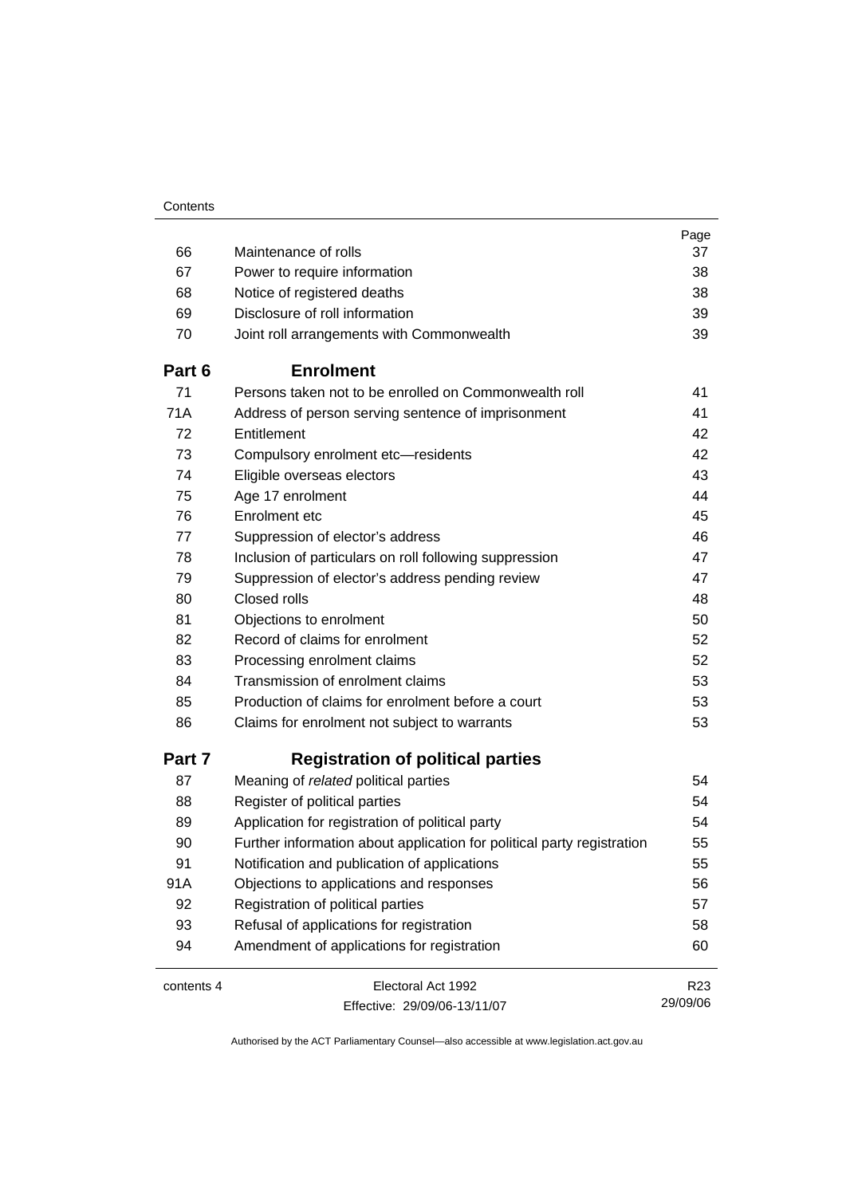| | | Page |
|---|---|---|
| 66 | Maintenance of rolls | 37 |
| 67 | Power to require information | 38 |
| 68 | Notice of registered deaths | 38 |
| 69 | Disclosure of roll information | 39 |
| 70 | Joint roll arrangements with Commonwealth | 39 |

## Part 6 Enrolment

| | | |
|---|---|---|
| 71 | Persons taken not to be enrolled on Commonwealth roll | 41 |
| 71A | Address of person serving sentence of imprisonment | 41 |
| 72 | Entitlement | 42 |
| 73 | Compulsory enrolment etc—residents | 42 |
| 74 | Eligible overseas electors | 43 |
| 75 | Age 17 enrolment | 44 |
| 76 | Enrolment etc | 45 |
| 77 | Suppression of elector's address | 46 |
| 78 | Inclusion of particulars on roll following suppression | 47 |
| 79 | Suppression of elector's address pending review | 47 |
| 80 | Closed rolls | 48 |
| 81 | Objections to enrolment | 50 |
| 82 | Record of claims for enrolment | 52 |
| 83 | Processing enrolment claims | 52 |
| 84 | Transmission of enrolment claims | 53 |
| 85 | Production of claims for enrolment before a court | 53 |
| 86 | Claims for enrolment not subject to warrants | 53 |

## Part 7 Registration of political parties

| | | |
|---|---|---|
| 87 | Meaning of *related* political parties | 54 |
| 88 | Register of political parties | 54 |
| 89 | Application for registration of political party | 54 |
| 90 | Further information about application for political party registration | 55 |
| 91 | Notification and publication of applications | 55 |
| 91A | Objections to applications and responses | 56 |
| 92 | Registration of political parties | 57 |
| 93 | Refusal of applications for registration | 58 |
| 94 | Amendment of applications for registration | 60 |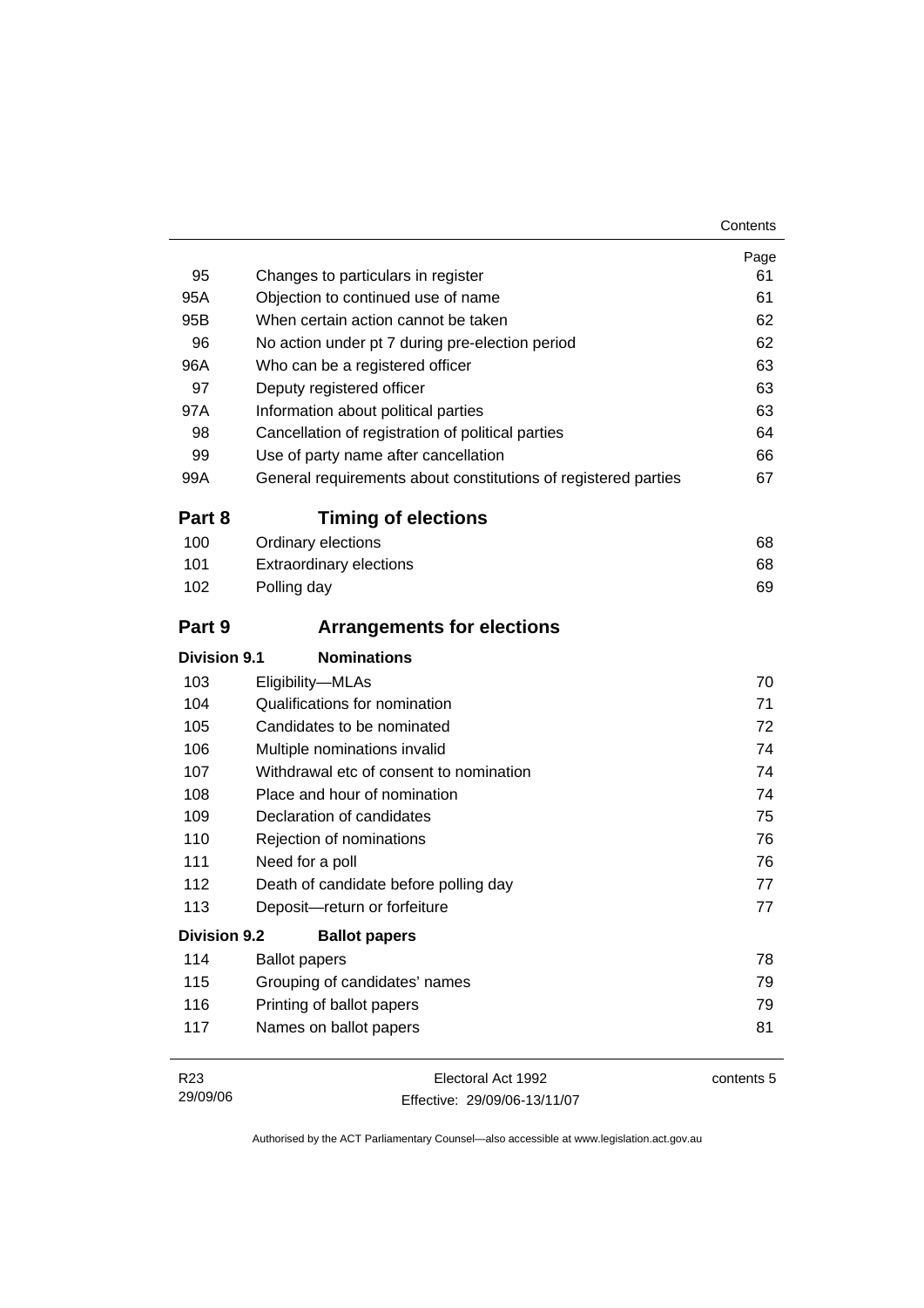| | | Page |
|---|---|---|
| 95 | Changes to particulars in register | 61 |
| 95A | Objection to continued use of name | 61 |
| 95B | When certain action cannot be taken | 62 |
| 96 | No action under pt 7 during pre-election period | 62 |
| 96A | Who can be a registered officer | 63 |
| 97 | Deputy registered officer | 63 |
| 97A | Information about political parties | 63 |
| 98 | Cancellation of registration of political parties | 64 |
| 99 | Use of party name after cancellation | 66 |
| 99A | General requirements about constitutions of registered parties | 67 |

## Part 8 Timing of elections

| | | |
|---|---|---|
| 100 | Ordinary elections | 68 |
| 101 | Extraordinary elections | 68 |
| 102 | Polling day | 69 |

## Part 9 Arrangements for elections

### Division 9.1 Nominations

| | | |
|---|---|---|
| 103 | Eligibility—MLAs | 70 |
| 104 | Qualifications for nomination | 71 |
| 105 | Candidates to be nominated | 72 |
| 106 | Multiple nominations invalid | 74 |
| 107 | Withdrawal etc of consent to nomination | 74 |
| 108 | Place and hour of nomination | 74 |
| 109 | Declaration of candidates | 75 |
| 110 | Rejection of nominations | 76 |
| 111 | Need for a poll | 76 |
| 112 | Death of candidate before polling day | 77 |
| 113 | Deposit—return or forfeiture | 77 |

### Division 9.2 Ballot papers

| | | |
|---|---|---|
| 114 | Ballot papers | 78 |
| 115 | Grouping of candidates' names | 79 |
| 116 | Printing of ballot papers | 79 |
| 117 | Names on ballot papers | 81 |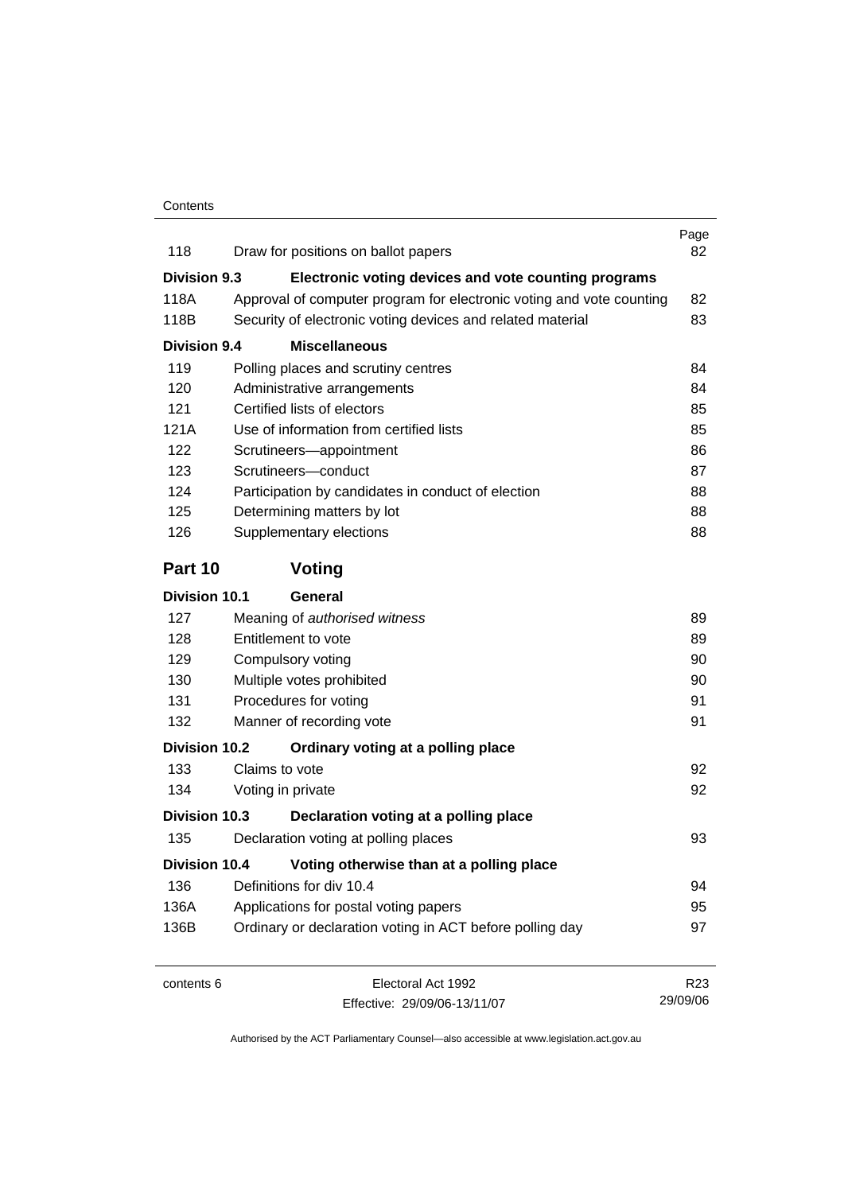| | | Page |
|---|---|---|
| 118 | Draw for positions on ballot papers | 82 |
| **Division 9.3** | **Electronic voting devices and vote counting programs** | |
| 118A | Approval of computer program for electronic voting and vote counting | 82 |
| 118B | Security of electronic voting devices and related material | 83 |
| **Division 9.4** | **Miscellaneous** | |
| 119 | Polling places and scrutiny centres | 84 |
| 120 | Administrative arrangements | 84 |
| 121 | Certified lists of electors | 85 |
| 121A | Use of information from certified lists | 85 |
| 122 | Scrutineers—appointment | 86 |
| 123 | Scrutineers—conduct | 87 |
| 124 | Participation by candidates in conduct of election | 88 |
| 125 | Determining matters by lot | 88 |
| 126 | Supplementary elections | 88 |

## Part 10 Voting

| | | |
|---|---|---|
| **Division 10.1** | **General** | |
| 127 | Meaning of *authorised witness* | 89 |
| 128 | Entitlement to vote | 89 |
| 129 | Compulsory voting | 90 |
| 130 | Multiple votes prohibited | 90 |
| 131 | Procedures for voting | 91 |
| 132 | Manner of recording vote | 91 |
| **Division 10.2** | **Ordinary voting at a polling place** | |
| 133 | Claims to vote | 92 |
| 134 | Voting in private | 92 |
| **Division 10.3** | **Declaration voting at a polling place** | |
| 135 | Declaration voting at polling places | 93 |
| **Division 10.4** | **Voting otherwise than at a polling place** | |
| 136 | Definitions for div 10.4 | 94 |
| 136A | Applications for postal voting papers | 95 |
| 136B | Ordinary or declaration voting in ACT before polling day | 97 |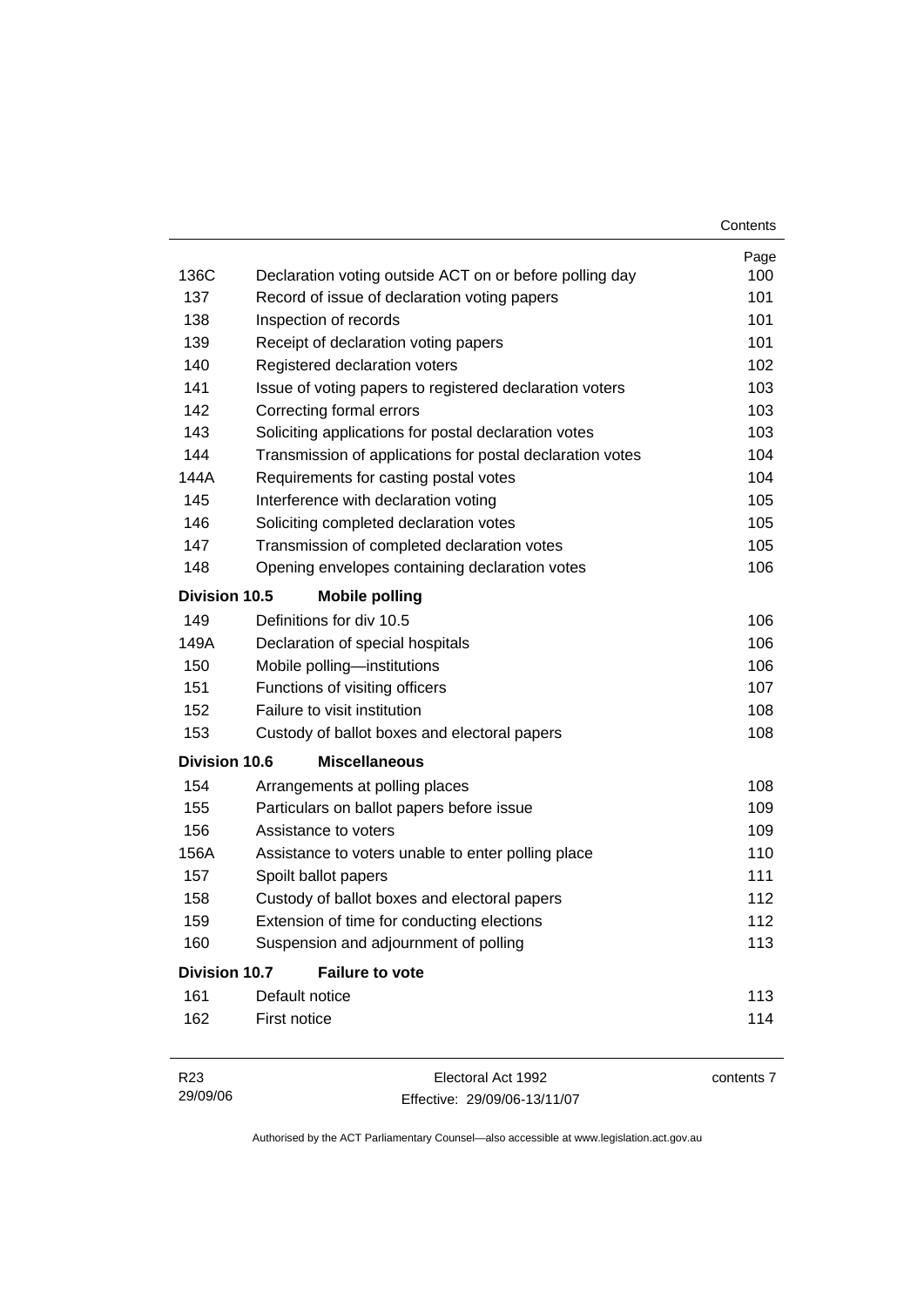| | | Page |
|---|---|---|
| 136C | Declaration voting outside ACT on or before polling day | 100 |
| 137 | Record of issue of declaration voting papers | 101 |
| 138 | Inspection of records | 101 |
| 139 | Receipt of declaration voting papers | 101 |
| 140 | Registered declaration voters | 102 |
| 141 | Issue of voting papers to registered declaration voters | 103 |
| 142 | Correcting formal errors | 103 |
| 143 | Soliciting applications for postal declaration votes | 103 |
| 144 | Transmission of applications for postal declaration votes | 104 |
| 144A | Requirements for casting postal votes | 104 |
| 145 | Interference with declaration voting | 105 |
| 146 | Soliciting completed declaration votes | 105 |
| 147 | Transmission of completed declaration votes | 105 |
| 148 | Opening envelopes containing declaration votes | 106 |
| **Division 10.5** | **Mobile polling** | |
| 149 | Definitions for div 10.5 | 106 |
| 149A | Declaration of special hospitals | 106 |
| 150 | Mobile polling—institutions | 106 |
| 151 | Functions of visiting officers | 107 |
| 152 | Failure to visit institution | 108 |
| 153 | Custody of ballot boxes and electoral papers | 108 |
| **Division 10.6** | **Miscellaneous** | |
| 154 | Arrangements at polling places | 108 |
| 155 | Particulars on ballot papers before issue | 109 |
| 156 | Assistance to voters | 109 |
| 156A | Assistance to voters unable to enter polling place | 110 |
| 157 | Spoilt ballot papers | 111 |
| 158 | Custody of ballot boxes and electoral papers | 112 |
| 159 | Extension of time for conducting elections | 112 |
| 160 | Suspension and adjournment of polling | 113 |
| **Division 10.7** | **Failure to vote** | |
| 161 | Default notice | 113 |
| 162 | First notice | 114 |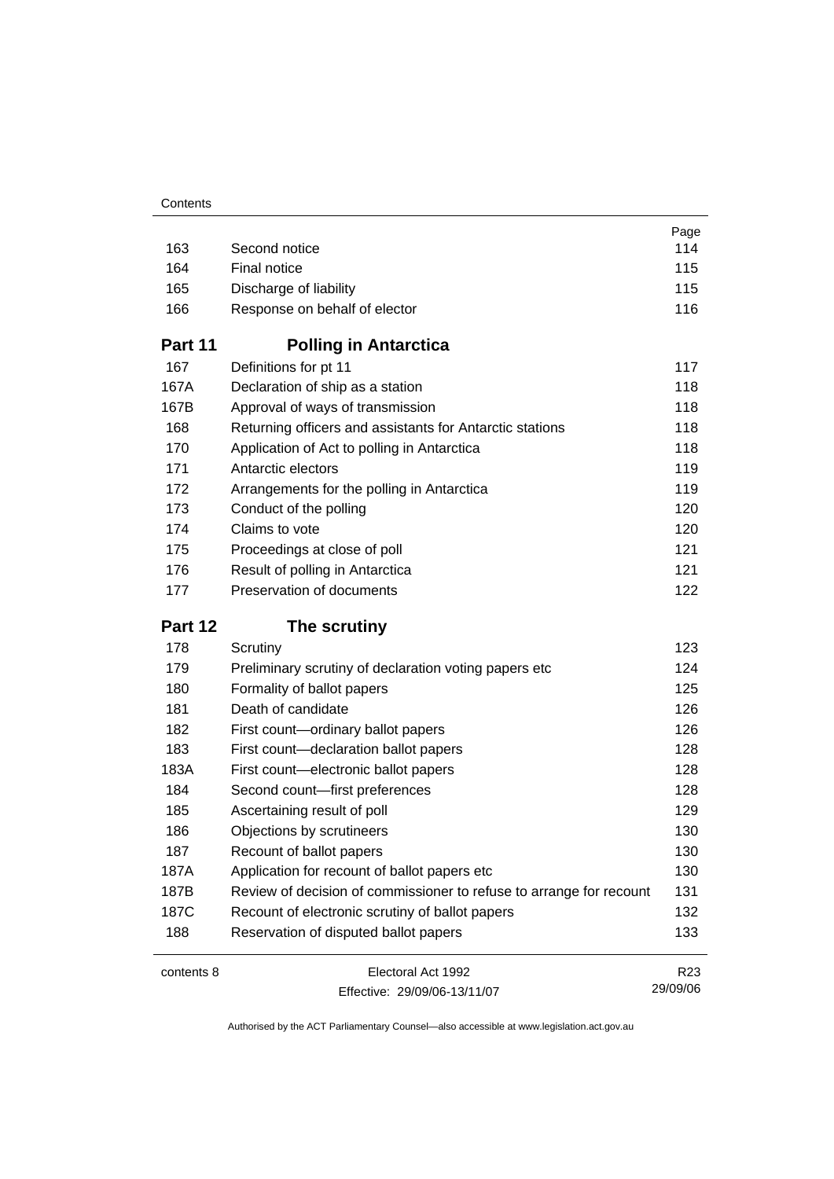| | | Page |
|---|---|---|
| 163 | Second notice | 114 |
| 164 | Final notice | 115 |
| 165 | Discharge of liability | 115 |
| 166 | Response on behalf of elector | 116 |

## Part 11 Polling in Antarctica

| | | |
|---|---|---|
| 167 | Definitions for pt 11 | 117 |
| 167A | Declaration of ship as a station | 118 |
| 167B | Approval of ways of transmission | 118 |
| 168 | Returning officers and assistants for Antarctic stations | 118 |
| 170 | Application of Act to polling in Antarctica | 118 |
| 171 | Antarctic electors | 119 |
| 172 | Arrangements for the polling in Antarctica | 119 |
| 173 | Conduct of the polling | 120 |
| 174 | Claims to vote | 120 |
| 175 | Proceedings at close of poll | 121 |
| 176 | Result of polling in Antarctica | 121 |
| 177 | Preservation of documents | 122 |

## Part 12 The scrutiny

| | | |
|---|---|---|
| 178 | Scrutiny | 123 |
| 179 | Preliminary scrutiny of declaration voting papers etc | 124 |
| 180 | Formality of ballot papers | 125 |
| 181 | Death of candidate | 126 |
| 182 | First count—ordinary ballot papers | 126 |
| 183 | First count—declaration ballot papers | 128 |
| 183A | First count—electronic ballot papers | 128 |
| 184 | Second count—first preferences | 128 |
| 185 | Ascertaining result of poll | 129 |
| 186 | Objections by scrutineers | 130 |
| 187 | Recount of ballot papers | 130 |
| 187A | Application for recount of ballot papers etc | 130 |
| 187B | Review of decision of commissioner to refuse to arrange for recount | 131 |
| 187C | Recount of electronic scrutiny of ballot papers | 132 |
| 188 | Reservation of disputed ballot papers | 133 |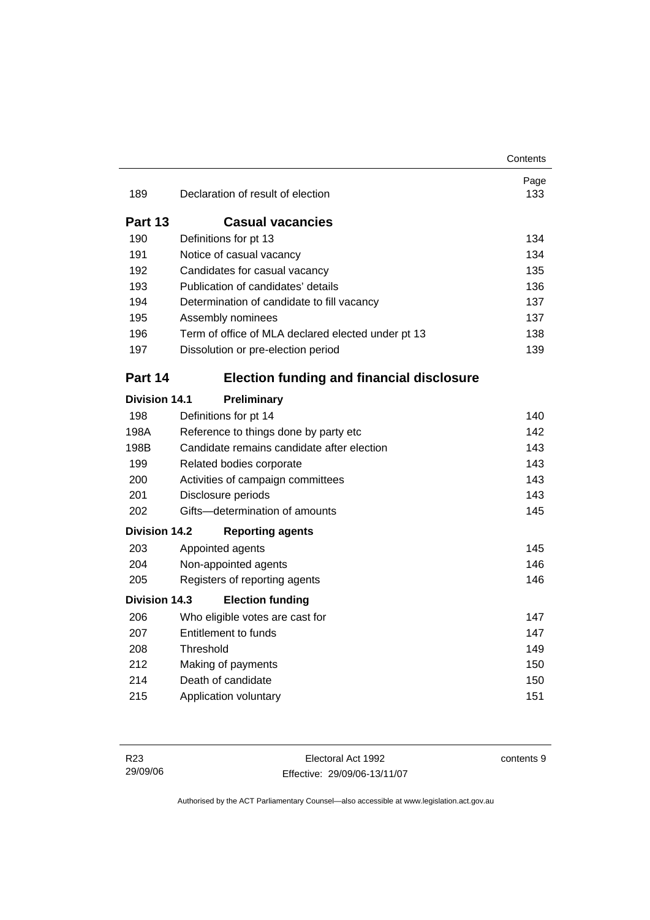| | | Page |
|---|---|---|
| 189 | Declaration of result of election | 133 |

## Part 13 Casual vacancies

| | | |
|---|---|---|
| 190 | Definitions for pt 13 | 134 |
| 191 | Notice of casual vacancy | 134 |
| 192 | Candidates for casual vacancy | 135 |
| 193 | Publication of candidates' details | 136 |
| 194 | Determination of candidate to fill vacancy | 137 |
| 195 | Assembly nominees | 137 |
| 196 | Term of office of MLA declared elected under pt 13 | 138 |
| 197 | Dissolution or pre-election period | 139 |

## Part 14 Election funding and financial disclosure

### Division 14.1 Preliminary

| | | |
|---|---|---|
| 198 | Definitions for pt 14 | 140 |
| 198A | Reference to things done by party etc | 142 |
| 198B | Candidate remains candidate after election | 143 |
| 199 | Related bodies corporate | 143 |
| 200 | Activities of campaign committees | 143 |
| 201 | Disclosure periods | 143 |
| 202 | Gifts—determination of amounts | 145 |

### Division 14.2 Reporting agents

| | | |
|---|---|---|
| 203 | Appointed agents | 145 |
| 204 | Non-appointed agents | 146 |
| 205 | Registers of reporting agents | 146 |

### Division 14.3 Election funding

| | | |
|---|---|---|
| 206 | Who eligible votes are cast for | 147 |
| 207 | Entitlement to funds | 147 |
| 208 | Threshold | 149 |
| 212 | Making of payments | 150 |
| 214 | Death of candidate | 150 |
| 215 | Application voluntary | 151 |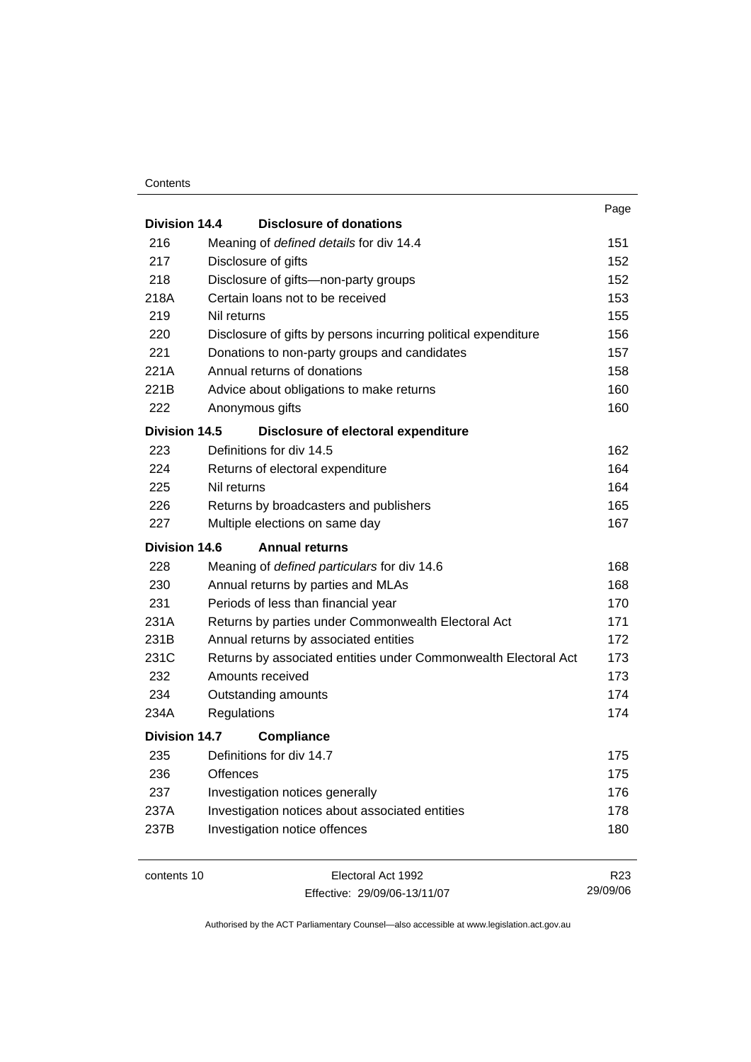| | | Page |
|---|---|---|
| **Division 14.4** | **Disclosure of donations** | |
| 216 | Meaning of *defined details* for div 14.4 | 151 |
| 217 | Disclosure of gifts | 152 |
| 218 | Disclosure of gifts—non-party groups | 152 |
| 218A | Certain loans not to be received | 153 |
| 219 | Nil returns | 155 |
| 220 | Disclosure of gifts by persons incurring political expenditure | 156 |
| 221 | Donations to non-party groups and candidates | 157 |
| 221A | Annual returns of donations | 158 |
| 221B | Advice about obligations to make returns | 160 |
| 222 | Anonymous gifts | 160 |
| **Division 14.5** | **Disclosure of electoral expenditure** | |
| 223 | Definitions for div 14.5 | 162 |
| 224 | Returns of electoral expenditure | 164 |
| 225 | Nil returns | 164 |
| 226 | Returns by broadcasters and publishers | 165 |
| 227 | Multiple elections on same day | 167 |
| **Division 14.6** | **Annual returns** | |
| 228 | Meaning of *defined particulars* for div 14.6 | 168 |
| 230 | Annual returns by parties and MLAs | 168 |
| 231 | Periods of less than financial year | 170 |
| 231A | Returns by parties under Commonwealth Electoral Act | 171 |
| 231B | Annual returns by associated entities | 172 |
| 231C | Returns by associated entities under Commonwealth Electoral Act | 173 |
| 232 | Amounts received | 173 |
| 234 | Outstanding amounts | 174 |
| 234A | Regulations | 174 |
| **Division 14.7** | **Compliance** | |
| 235 | Definitions for div 14.7 | 175 |
| 236 | Offences | 175 |
| 237 | Investigation notices generally | 176 |
| 237A | Investigation notices about associated entities | 178 |
| 237B | Investigation notice offences | 180 |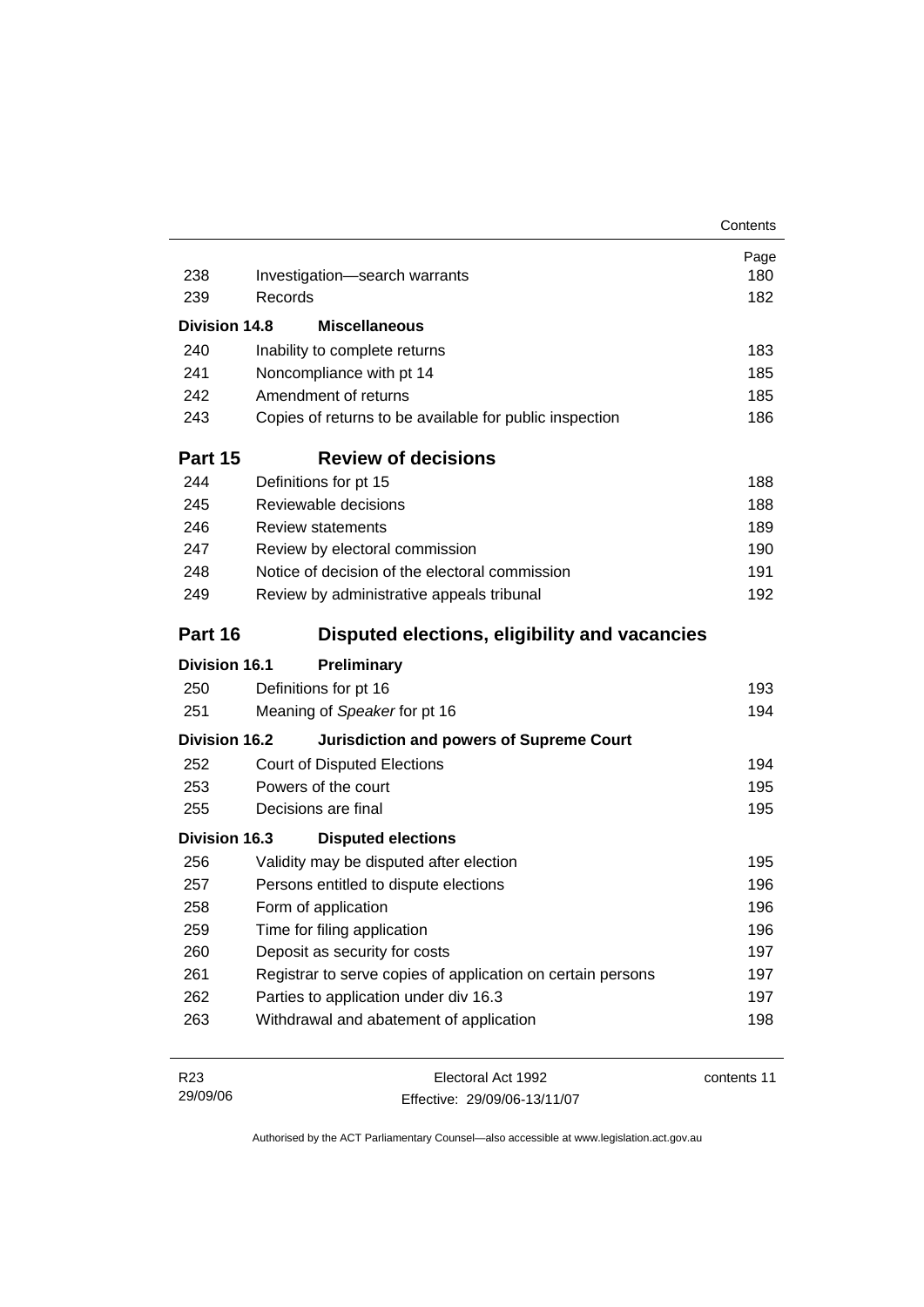| | | Page |
|---|---|---|
| 238 | Investigation—search warrants | 180 |
| 239 | Records | 182 |
| **Division 14.8** | **Miscellaneous** | |
| 240 | Inability to complete returns | 183 |
| 241 | Noncompliance with pt 14 | 185 |
| 242 | Amendment of returns | 185 |
| 243 | Copies of returns to be available for public inspection | 186 |
| **Part 15** | **Review of decisions** | |
| 244 | Definitions for pt 15 | 188 |
| 245 | Reviewable decisions | 188 |
| 246 | Review statements | 189 |
| 247 | Review by electoral commission | 190 |
| 248 | Notice of decision of the electoral commission | 191 |
| 249 | Review by administrative appeals tribunal | 192 |
| **Part 16** | **Disputed elections, eligibility and vacancies** | |
| **Division 16.1** | **Preliminary** | |
| 250 | Definitions for pt 16 | 193 |
| 251 | Meaning of *Speaker* for pt 16 | 194 |
| **Division 16.2** | **Jurisdiction and powers of Supreme Court** | |
| 252 | Court of Disputed Elections | 194 |
| 253 | Powers of the court | 195 |
| 255 | Decisions are final | 195 |
| **Division 16.3** | **Disputed elections** | |
| 256 | Validity may be disputed after election | 195 |
| 257 | Persons entitled to dispute elections | 196 |
| 258 | Form of application | 196 |
| 259 | Time for filing application | 196 |
| 260 | Deposit as security for costs | 197 |
| 261 | Registrar to serve copies of application on certain persons | 197 |
| 262 | Parties to application under div 16.3 | 197 |
| 263 | Withdrawal and abatement of application | 198 |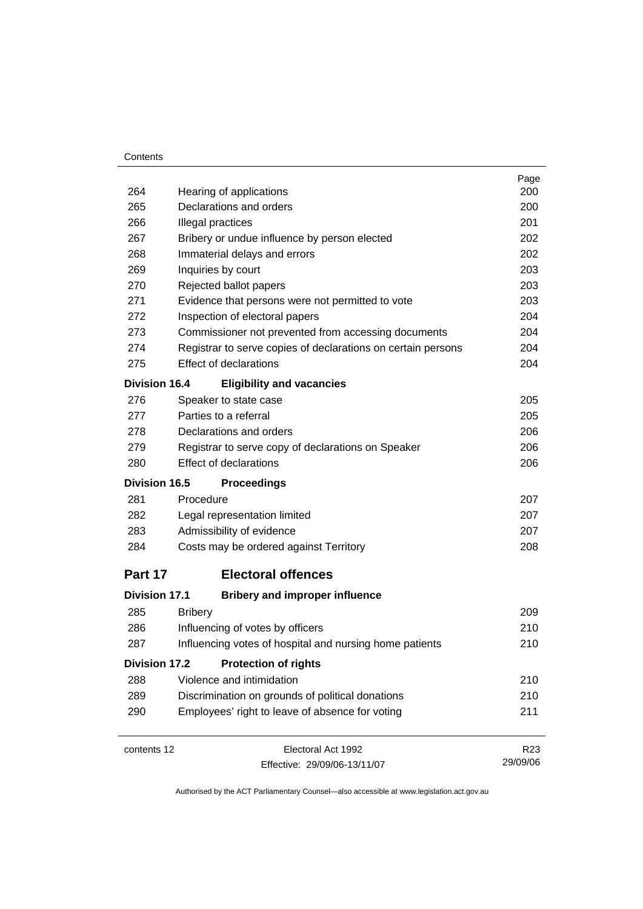| | | Page |
|---|---|---|
| 264 | Hearing of applications | 200 |
| 265 | Declarations and orders | 200 |
| 266 | Illegal practices | 201 |
| 267 | Bribery or undue influence by person elected | 202 |
| 268 | Immaterial delays and errors | 202 |
| 269 | Inquiries by court | 203 |
| 270 | Rejected ballot papers | 203 |
| 271 | Evidence that persons were not permitted to vote | 203 |
| 272 | Inspection of electoral papers | 204 |
| 273 | Commissioner not prevented from accessing documents | 204 |
| 274 | Registrar to serve copies of declarations on certain persons | 204 |
| 275 | Effect of declarations | 204 |
| **Division 16.4** | **Eligibility and vacancies** | |
| 276 | Speaker to state case | 205 |
| 277 | Parties to a referral | 205 |
| 278 | Declarations and orders | 206 |
| 279 | Registrar to serve copy of declarations on Speaker | 206 |
| 280 | Effect of declarations | 206 |
| **Division 16.5** | **Proceedings** | |
| 281 | Procedure | 207 |
| 282 | Legal representation limited | 207 |
| 283 | Admissibility of evidence | 207 |
| 284 | Costs may be ordered against Territory | 208 |
| **Part 17** | **Electoral offences** | |
| **Division 17.1** | **Bribery and improper influence** | |
| 285 | Bribery | 209 |
| 286 | Influencing of votes by officers | 210 |
| 287 | Influencing votes of hospital and nursing home patients | 210 |
| **Division 17.2** | **Protection of rights** | |
| 288 | Violence and intimidation | 210 |
| 289 | Discrimination on grounds of political donations | 210 |
| 290 | Employees' right to leave of absence for voting | 211 |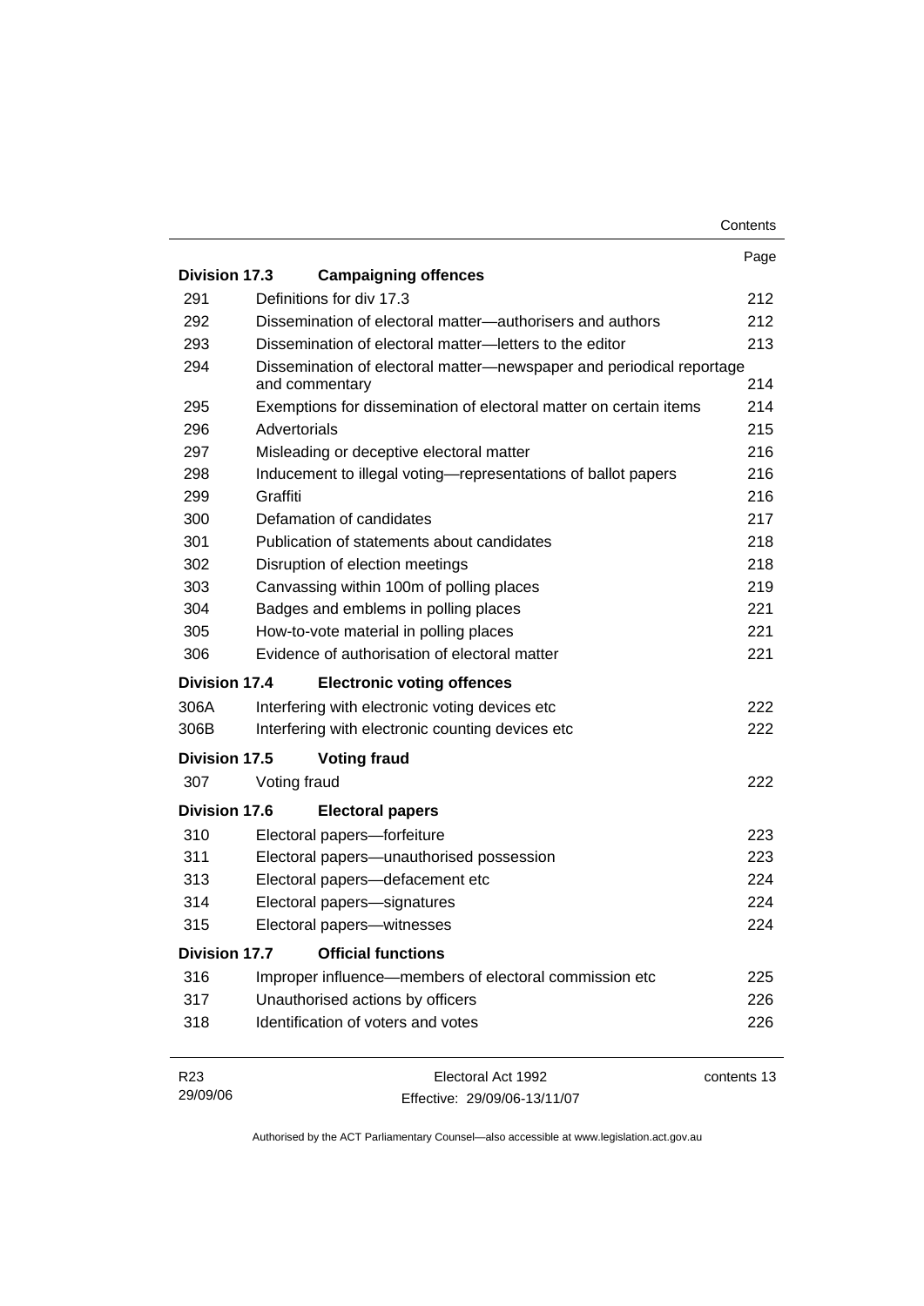| | | Page |
|---|---|---|
| **Division 17.3** | **Campaigning offences** | |
| 291 | Definitions for div 17.3 | 212 |
| 292 | Dissemination of electoral matter—authorisers and authors | 212 |
| 293 | Dissemination of electoral matter—letters to the editor | 213 |
| 294 | Dissemination of electoral matter—newspaper and periodical reportage and commentary | 214 |
| 295 | Exemptions for dissemination of electoral matter on certain items | 214 |
| 296 | Advertorials | 215 |
| 297 | Misleading or deceptive electoral matter | 216 |
| 298 | Inducement to illegal voting—representations of ballot papers | 216 |
| 299 | Graffiti | 216 |
| 300 | Defamation of candidates | 217 |
| 301 | Publication of statements about candidates | 218 |
| 302 | Disruption of election meetings | 218 |
| 303 | Canvassing within 100m of polling places | 219 |
| 304 | Badges and emblems in polling places | 221 |
| 305 | How-to-vote material in polling places | 221 |
| 306 | Evidence of authorisation of electoral matter | 221 |
| **Division 17.4** | **Electronic voting offences** | |
| 306A | Interfering with electronic voting devices etc | 222 |
| 306B | Interfering with electronic counting devices etc | 222 |
| **Division 17.5** | **Voting fraud** | |
| 307 | Voting fraud | 222 |
| **Division 17.6** | **Electoral papers** | |
| 310 | Electoral papers—forfeiture | 223 |
| 311 | Electoral papers—unauthorised possession | 223 |
| 313 | Electoral papers—defacement etc | 224 |
| 314 | Electoral papers—signatures | 224 |
| 315 | Electoral papers—witnesses | 224 |
| **Division 17.7** | **Official functions** | |
| 316 | Improper influence—members of electoral commission etc | 225 |
| 317 | Unauthorised actions by officers | 226 |
| 318 | Identification of voters and votes | 226 |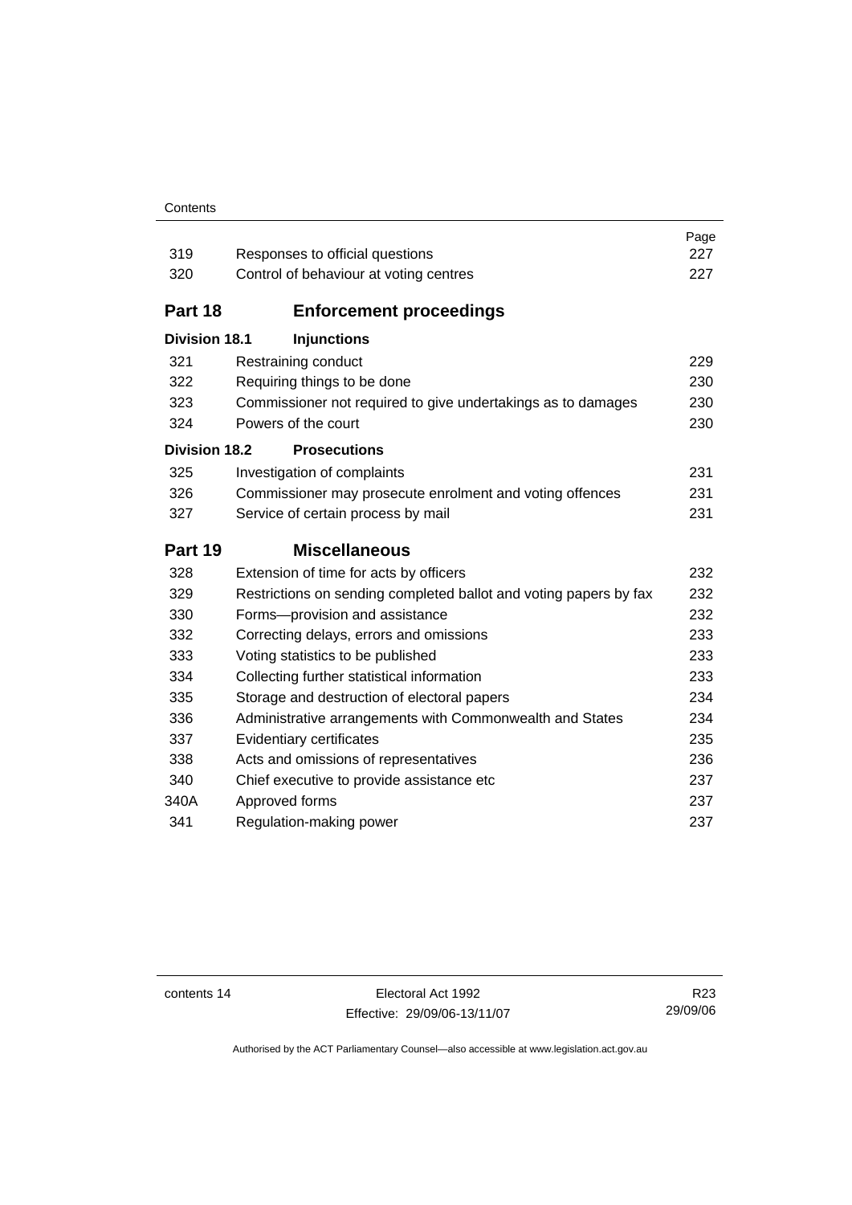| | | Page |
|---|---|---|
| 319 | Responses to official questions | 227 |
| 320 | Control of behaviour at voting centres | 227 |
| **Part 18** | **Enforcement proceedings** | |
| **Division 18.1** | **Injunctions** | |
| 321 | Restraining conduct | 229 |
| 322 | Requiring things to be done | 230 |
| 323 | Commissioner not required to give undertakings as to damages | 230 |
| 324 | Powers of the court | 230 |
| **Division 18.2** | **Prosecutions** | |
| 325 | Investigation of complaints | 231 |
| 326 | Commissioner may prosecute enrolment and voting offences | 231 |
| 327 | Service of certain process by mail | 231 |
| **Part 19** | **Miscellaneous** | |
| 328 | Extension of time for acts by officers | 232 |
| 329 | Restrictions on sending completed ballot and voting papers by fax | 232 |
| 330 | Forms—provision and assistance | 232 |
| 332 | Correcting delays, errors and omissions | 233 |
| 333 | Voting statistics to be published | 233 |
| 334 | Collecting further statistical information | 233 |
| 335 | Storage and destruction of electoral papers | 234 |
| 336 | Administrative arrangements with Commonwealth and States | 234 |
| 337 | Evidentiary certificates | 235 |
| 338 | Acts and omissions of representatives | 236 |
| 340 | Chief executive to provide assistance etc | 237 |
| 340A | Approved forms | 237 |
| 341 | Regulation-making power | 237 |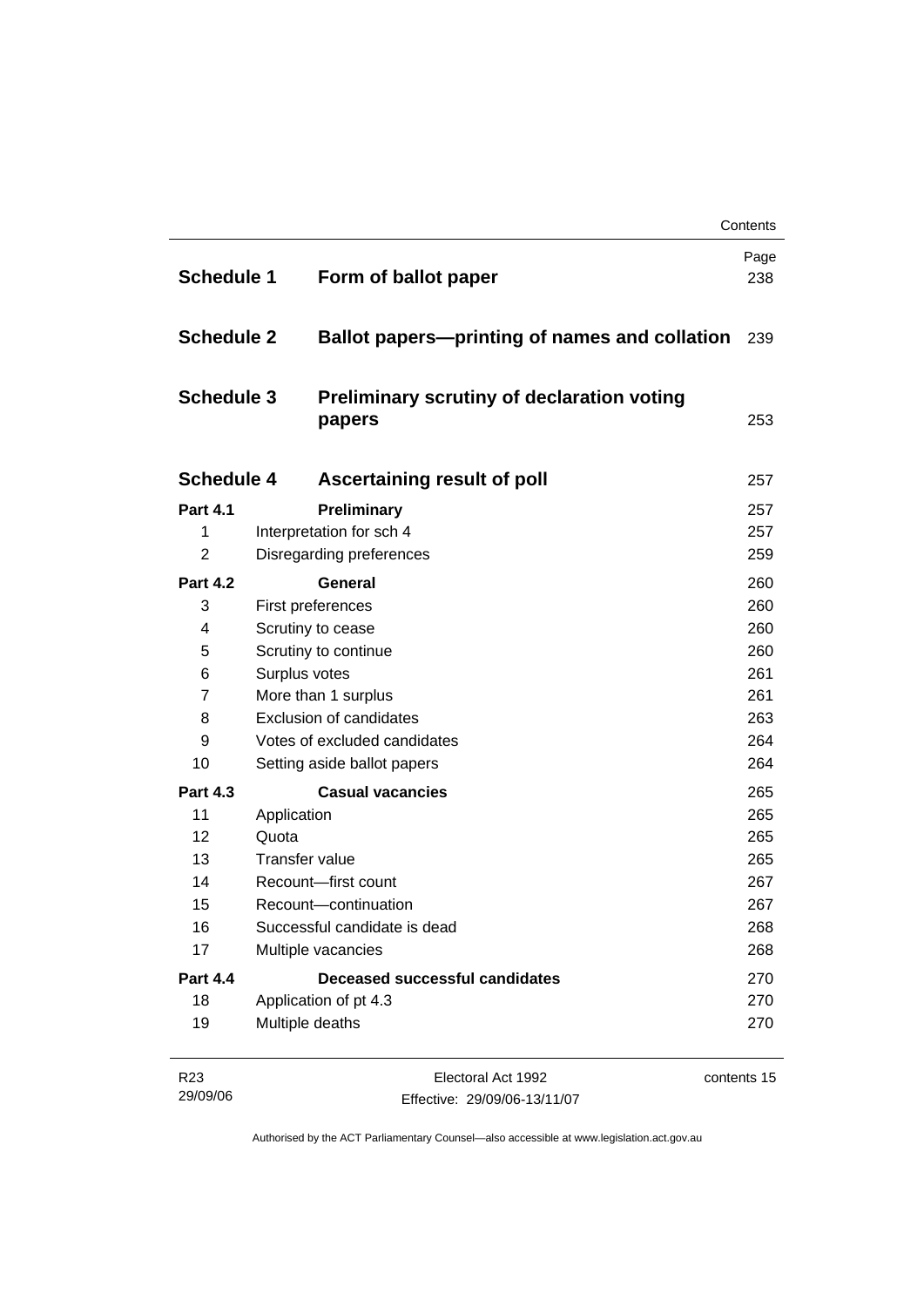| | | Page |
|---|---|---|
| **Schedule 1** | **Form of ballot paper** | 238 |
| **Schedule 2** | **Ballot papers—printing of names and collation** | 239 |
| **Schedule 3** | **Preliminary scrutiny of declaration voting papers** | 253 |
| **Schedule 4** | **Ascertaining result of poll** | 257 |
| **Part 4.1** | **Preliminary** | 257 |
| 1 | Interpretation for sch 4 | 257 |
| 2 | Disregarding preferences | 259 |
| **Part 4.2** | **General** | 260 |
| 3 | First preferences | 260 |
| 4 | Scrutiny to cease | 260 |
| 5 | Scrutiny to continue | 260 |
| 6 | Surplus votes | 261 |
| 7 | More than 1 surplus | 261 |
| 8 | Exclusion of candidates | 263 |
| 9 | Votes of excluded candidates | 264 |
| 10 | Setting aside ballot papers | 264 |
| **Part 4.3** | **Casual vacancies** | 265 |
| 11 | Application | 265 |
| 12 | Quota | 265 |
| 13 | Transfer value | 265 |
| 14 | Recount—first count | 267 |
| 15 | Recount—continuation | 267 |
| 16 | Successful candidate is dead | 268 |
| 17 | Multiple vacancies | 268 |
| **Part 4.4** | **Deceased successful candidates** | 270 |
| 18 | Application of pt 4.3 | 270 |
| 19 | Multiple deaths | 270 |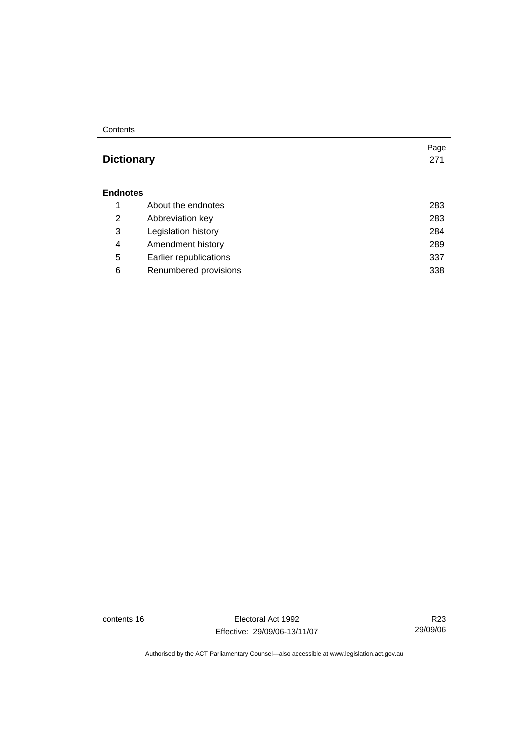| | | Page |
|---|---|---|
| **Dictionary** | | 271 |
| **Endnotes** | | |
| 1 | About the endnotes | 283 |
| 2 | Abbreviation key | 283 |
| 3 | Legislation history | 284 |
| 4 | Amendment history | 289 |
| 5 | Earlier republications | 337 |
| 6 | Renumbered provisions | 338 |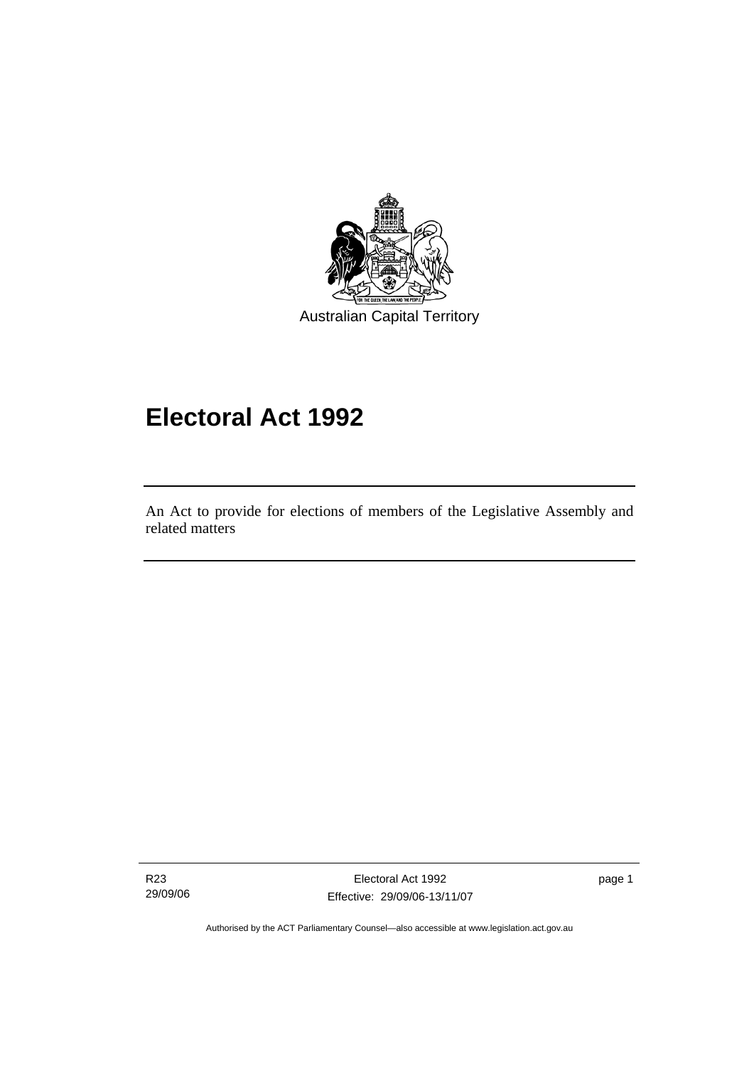Australian Capital Territory

# Electoral Act 1992

An Act to provide for elections of members of the Legislative Assembly and related matters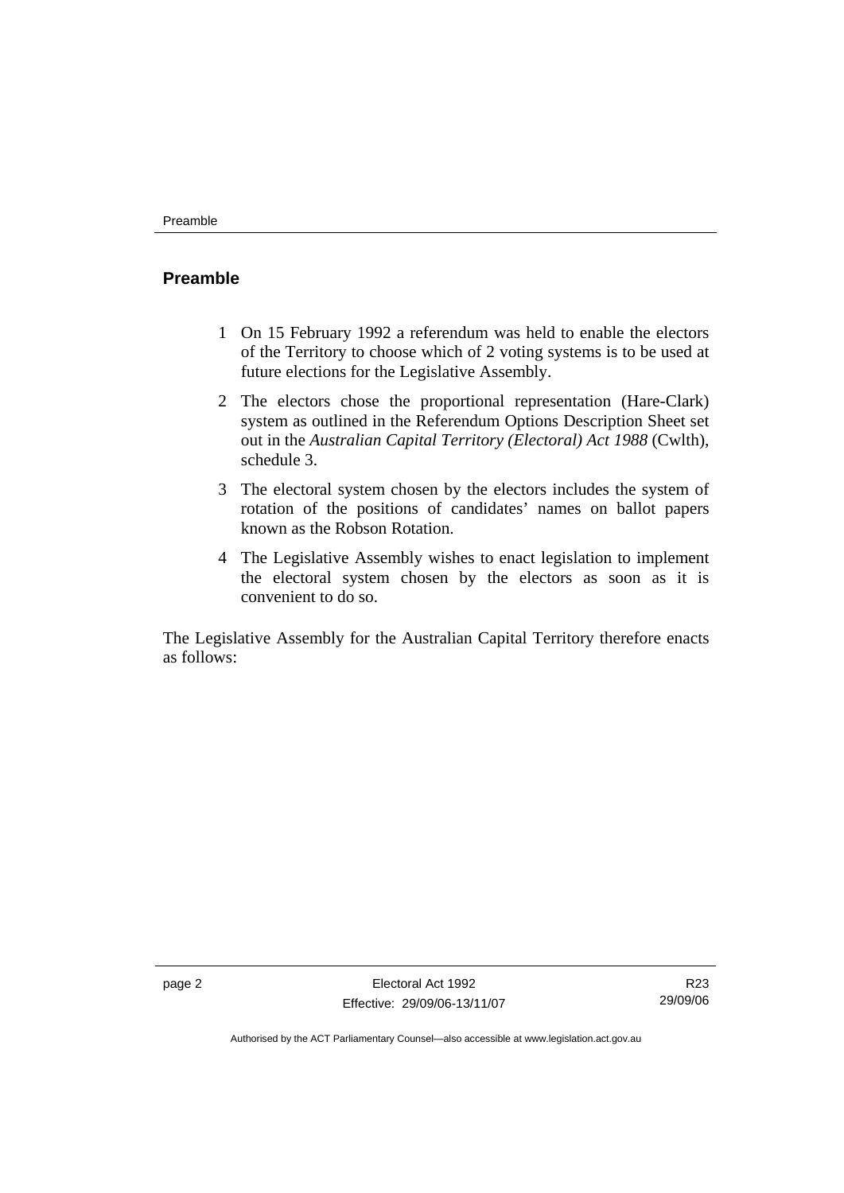## Preamble

1 On 15 February 1992 a referendum was held to enable the electors of the Territory to choose which of 2 voting systems is to be used at future elections for the Legislative Assembly.

2 The electors chose the proportional representation (Hare-Clark) system as outlined in the Referendum Options Description Sheet set out in the *Australian Capital Territory (Electoral) Act 1988* (Cwlth), schedule 3.

3 The electoral system chosen by the electors includes the system of rotation of the positions of candidates' names on ballot papers known as the Robson Rotation.

4 The Legislative Assembly wishes to enact legislation to implement the electoral system chosen by the electors as soon as it is convenient to do so.

The Legislative Assembly for the Australian Capital Territory therefore enacts as follows: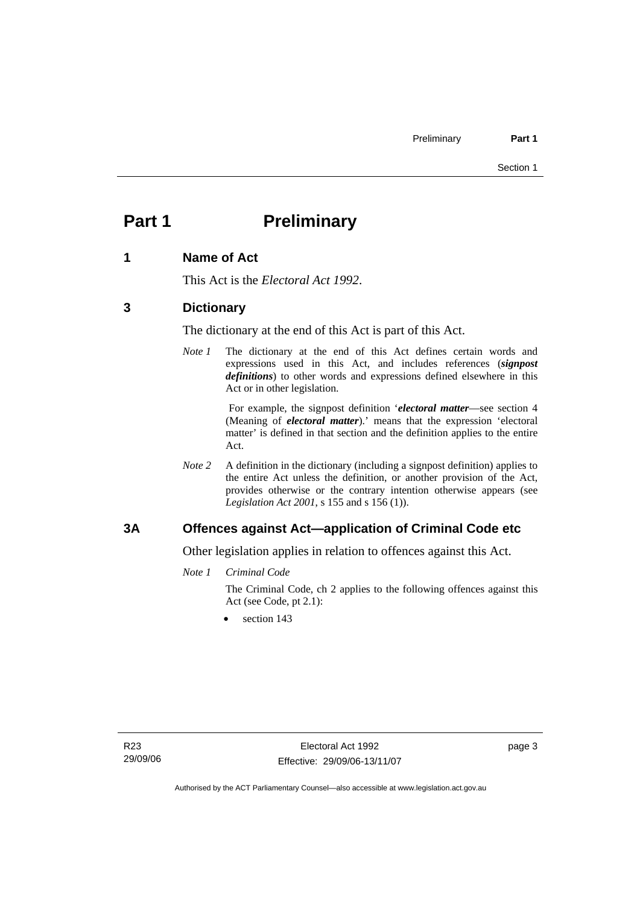# Part 1 Preliminary

## 1 Name of Act

This Act is the *Electoral Act 1992*.

## 3 Dictionary

The dictionary at the end of this Act is part of this Act.

*Note 1* The dictionary at the end of this Act defines certain words and expressions used in this Act, and includes references (***signpost definitions***) to other words and expressions defined elsewhere in this Act or in other legislation.

For example, the signpost definition '***electoral matter***—see section 4 (Meaning of ***electoral matter***).' means that the expression 'electoral matter' is defined in that section and the definition applies to the entire Act.

*Note 2* A definition in the dictionary (including a signpost definition) applies to the entire Act unless the definition, or another provision of the Act, provides otherwise or the contrary intention otherwise appears (see *Legislation Act 2001*, s 155 and s 156 (1)).

## 3A Offences against Act—application of Criminal Code etc

Other legislation applies in relation to offences against this Act.

*Note 1 Criminal Code*

The Criminal Code, ch 2 applies to the following offences against this Act (see Code, pt 2.1):

- section 143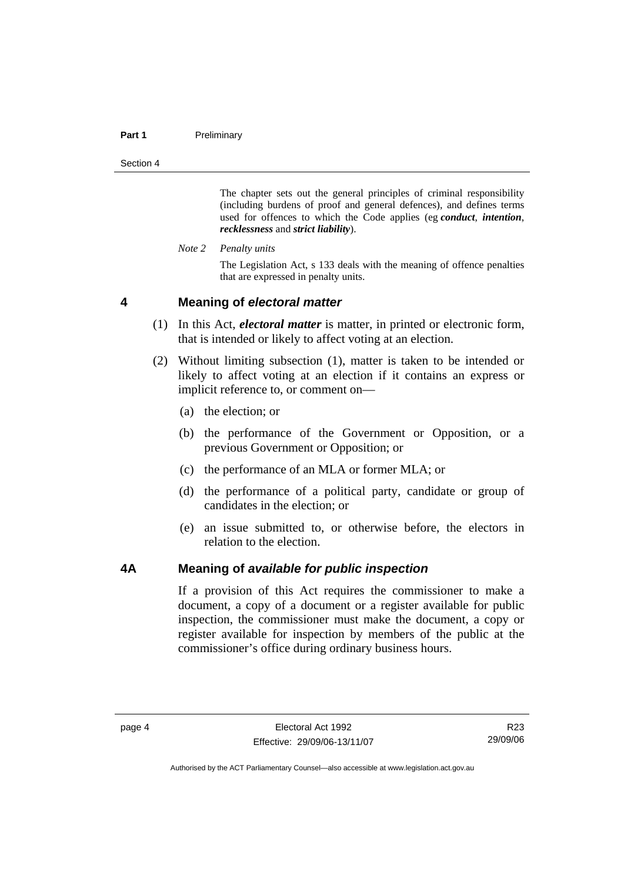The chapter sets out the general principles of criminal responsibility (including burdens of proof and general defences), and defines terms used for offences to which the Code applies (eg ***conduct***, ***intention***, ***recklessness*** and ***strict liability***).

*Note 2 Penalty units*

The Legislation Act, s 133 deals with the meaning of offence penalties that are expressed in penalty units.

## 4 Meaning of *electoral matter*

(1) In this Act, ***electoral matter*** is matter, in printed or electronic form, that is intended or likely to affect voting at an election.

(2) Without limiting subsection (1), matter is taken to be intended or likely to affect voting at an election if it contains an express or implicit reference to, or comment on—

(a) the election; or

(b) the performance of the Government or Opposition, or a previous Government or Opposition; or

(c) the performance of an MLA or former MLA; or

(d) the performance of a political party, candidate or group of candidates in the election; or

(e) an issue submitted to, or otherwise before, the electors in relation to the election.

## 4A Meaning of *available for public inspection*

If a provision of this Act requires the commissioner to make a document, a copy of a document or a register available for public inspection, the commissioner must make the document, a copy or register available for inspection by members of the public at the commissioner's office during ordinary business hours.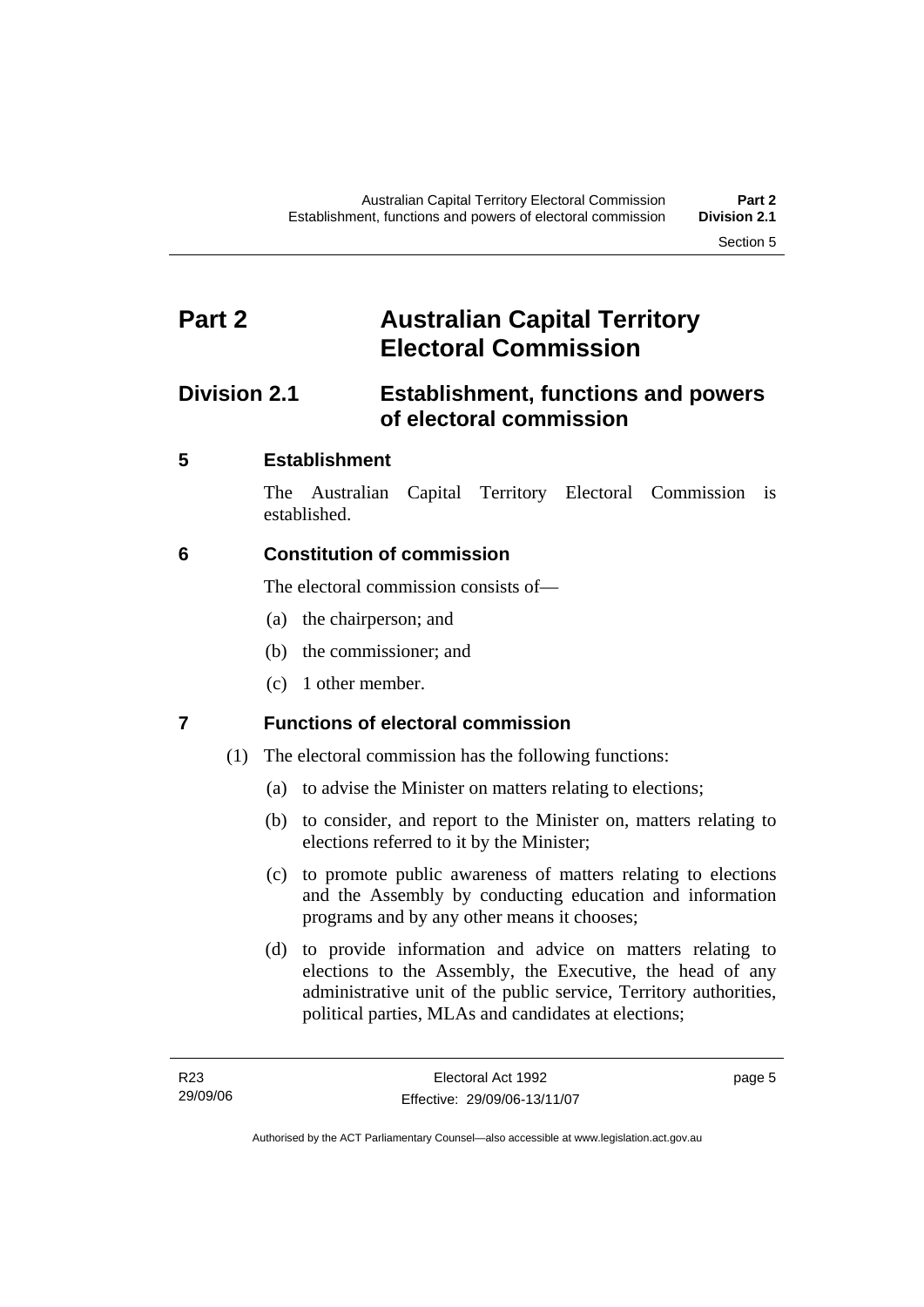# Part 2 Australian Capital Territory Electoral Commission

## Division 2.1 Establishment, functions and powers of electoral commission

### 5 Establishment

The Australian Capital Territory Electoral Commission is established.

### 6 Constitution of commission

The electoral commission consists of—

(a) the chairperson; and

(b) the commissioner; and

(c) 1 other member.

### 7 Functions of electoral commission

(1) The electoral commission has the following functions:

(a) to advise the Minister on matters relating to elections;

(b) to consider, and report to the Minister on, matters relating to elections referred to it by the Minister;

(c) to promote public awareness of matters relating to elections and the Assembly by conducting education and information programs and by any other means it chooses;

(d) to provide information and advice on matters relating to elections to the Assembly, the Executive, the head of any administrative unit of the public service, Territory authorities, political parties, MLAs and candidates at elections;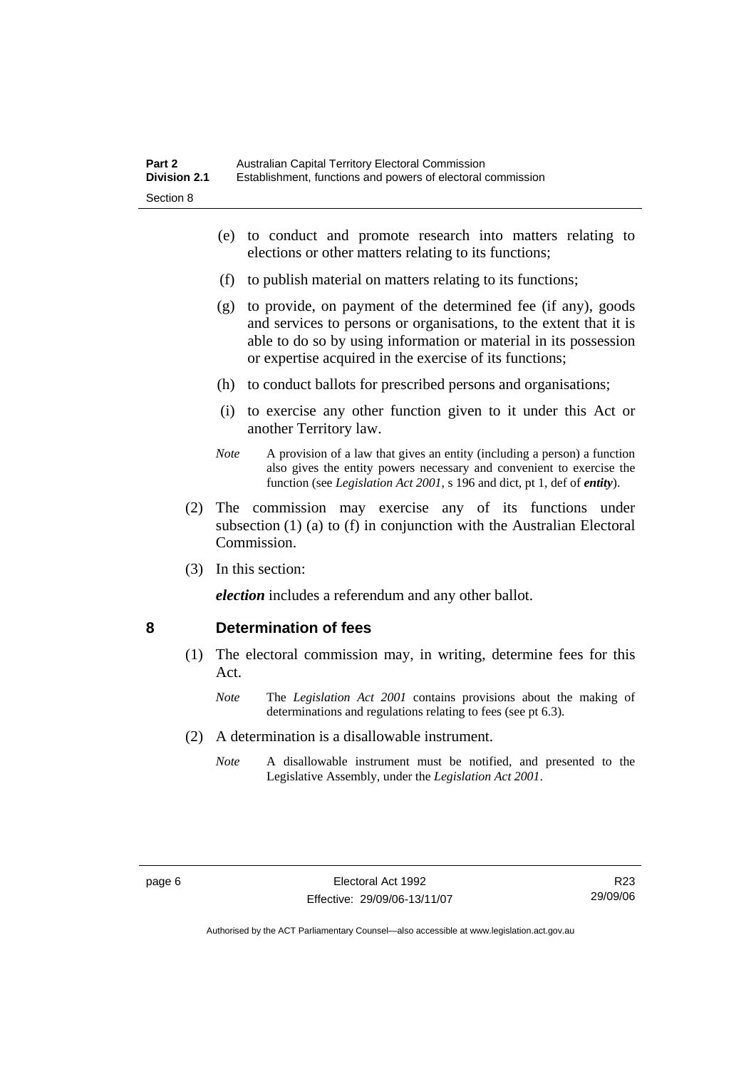(e) to conduct and promote research into matters relating to elections or other matters relating to its functions;

(f) to publish material on matters relating to its functions;

(g) to provide, on payment of the determined fee (if any), goods and services to persons or organisations, to the extent that it is able to do so by using information or material in its possession or expertise acquired in the exercise of its functions;

(h) to conduct ballots for prescribed persons and organisations;

(i) to exercise any other function given to it under this Act or another Territory law.

*Note* A provision of a law that gives an entity (including a person) a function also gives the entity powers necessary and convenient to exercise the function (see *Legislation Act 2001*, s 196 and dict, pt 1, def of ***entity***).

(2) The commission may exercise any of its functions under subsection (1) (a) to (f) in conjunction with the Australian Electoral Commission.

(3) In this section:

***election*** includes a referendum and any other ballot.

## 8 Determination of fees

(1) The electoral commission may, in writing, determine fees for this Act.

*Note* The *Legislation Act 2001* contains provisions about the making of determinations and regulations relating to fees (see pt 6.3).

(2) A determination is a disallowable instrument.

*Note* A disallowable instrument must be notified, and presented to the Legislative Assembly, under the *Legislation Act 2001*.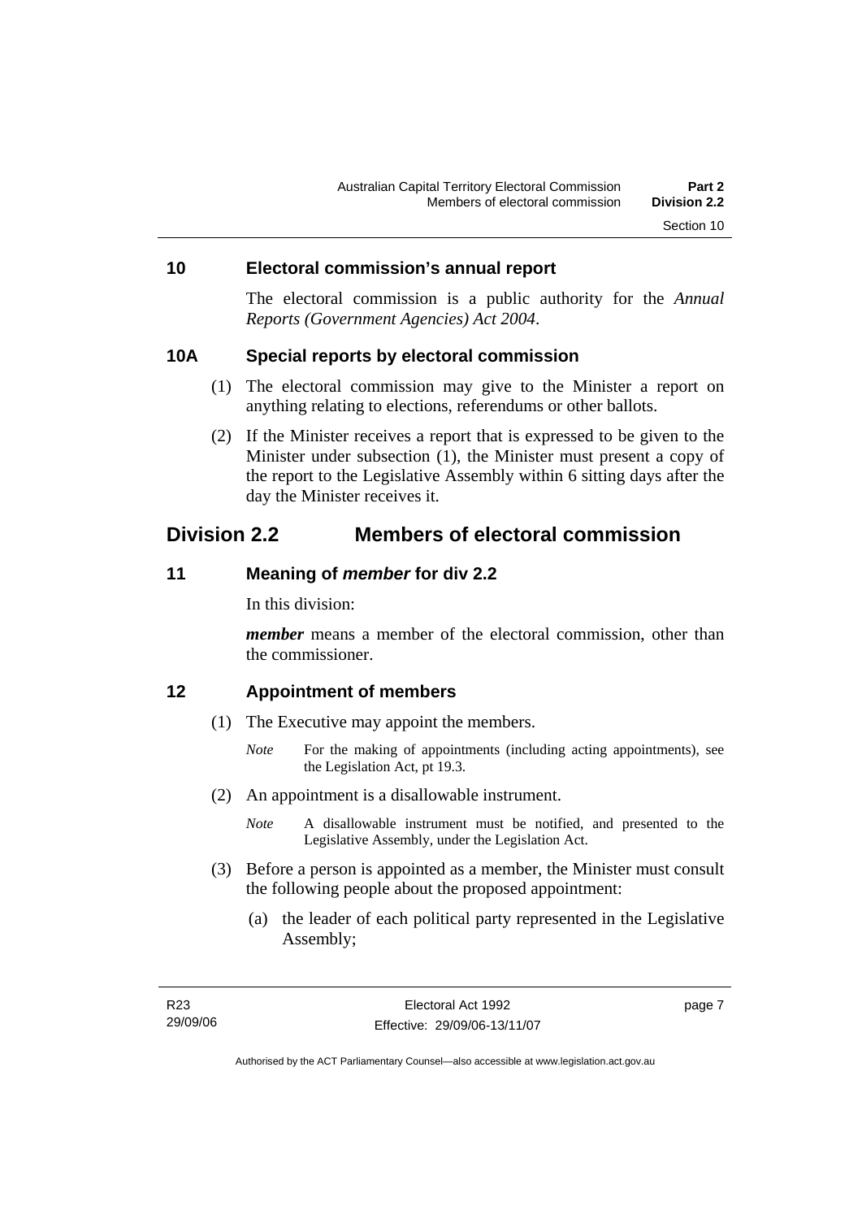## 10 Electoral commission's annual report

The electoral commission is a public authority for the *Annual Reports (Government Agencies) Act 2004*.

## 10A Special reports by electoral commission

(1) The electoral commission may give to the Minister a report on anything relating to elections, referendums or other ballots.

(2) If the Minister receives a report that is expressed to be given to the Minister under subsection (1), the Minister must present a copy of the report to the Legislative Assembly within 6 sitting days after the day the Minister receives it.

# Division 2.2 Members of electoral commission

## 11 Meaning of *member* for div 2.2

In this division:

***member*** means a member of the electoral commission, other than the commissioner.

## 12 Appointment of members

(1) The Executive may appoint the members.

*Note* For the making of appointments (including acting appointments), see the Legislation Act, pt 19.3.

(2) An appointment is a disallowable instrument.

*Note* A disallowable instrument must be notified, and presented to the Legislative Assembly, under the Legislation Act.

(3) Before a person is appointed as a member, the Minister must consult the following people about the proposed appointment:

(a) the leader of each political party represented in the Legislative Assembly;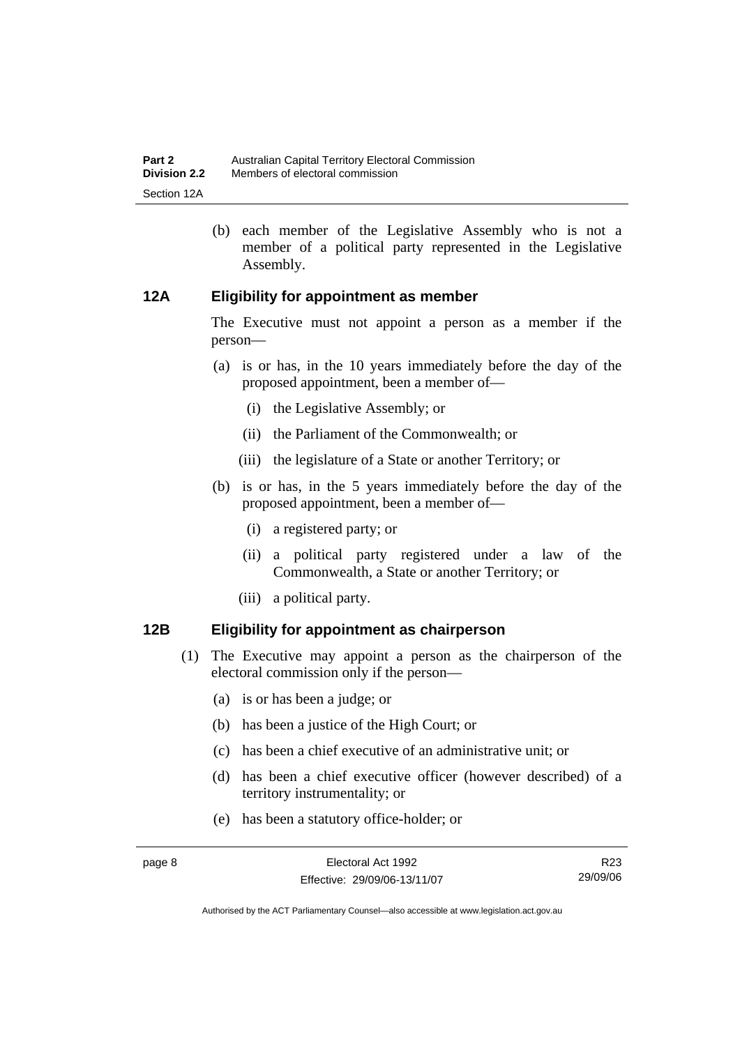(b) each member of the Legislative Assembly who is not a member of a political party represented in the Legislative Assembly.

### 12A Eligibility for appointment as member

The Executive must not appoint a person as a member if the person—

(a) is or has, in the 10 years immediately before the day of the proposed appointment, been a member of—

  (i) the Legislative Assembly; or

  (ii) the Parliament of the Commonwealth; or

  (iii) the legislature of a State or another Territory; or

(b) is or has, in the 5 years immediately before the day of the proposed appointment, been a member of—

  (i) a registered party; or

  (ii) a political party registered under a law of the Commonwealth, a State or another Territory; or

  (iii) a political party.

### 12B Eligibility for appointment as chairperson

(1) The Executive may appoint a person as the chairperson of the electoral commission only if the person—

  (a) is or has been a judge; or

  (b) has been a justice of the High Court; or

  (c) has been a chief executive of an administrative unit; or

  (d) has been a chief executive officer (however described) of a territory instrumentality; or

  (e) has been a statutory office-holder; or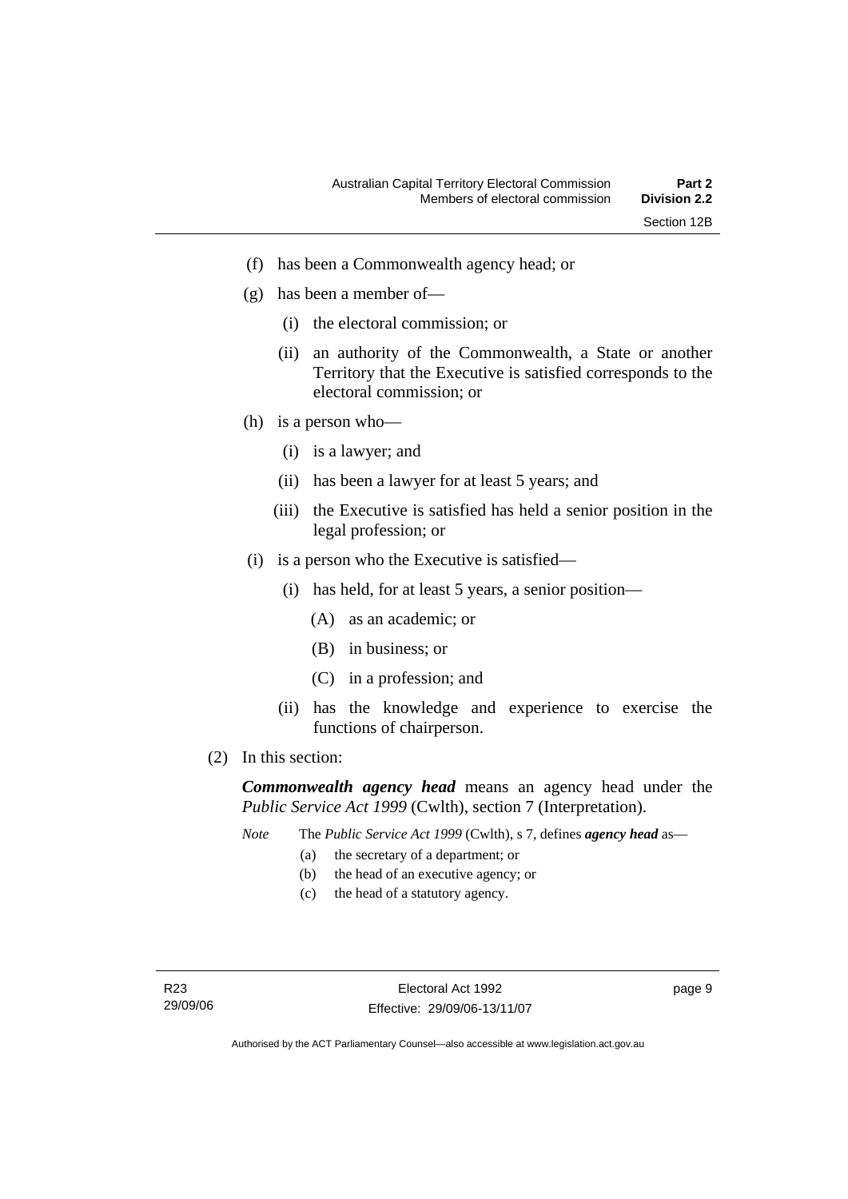(f) has been a Commonwealth agency head; or

(g) has been a member of—

  (i) the electoral commission; or

  (ii) an authority of the Commonwealth, a State or another Territory that the Executive is satisfied corresponds to the electoral commission; or

(h) is a person who—

  (i) is a lawyer; and

  (ii) has been a lawyer for at least 5 years; and

  (iii) the Executive is satisfied has held a senior position in the legal profession; or

(i) is a person who the Executive is satisfied—

  (i) has held, for at least 5 years, a senior position—

    (A) as an academic; or

    (B) in business; or

    (C) in a profession; and

  (ii) has the knowledge and experience to exercise the functions of chairperson.

(2) In this section:

***Commonwealth agency head*** means an agency head under the *Public Service Act 1999* (Cwlth), section 7 (Interpretation).

*Note* The *Public Service Act 1999* (Cwlth), s 7, defines ***agency head*** as—

  (a) the secretary of a department; or

  (b) the head of an executive agency; or

  (c) the head of a statutory agency.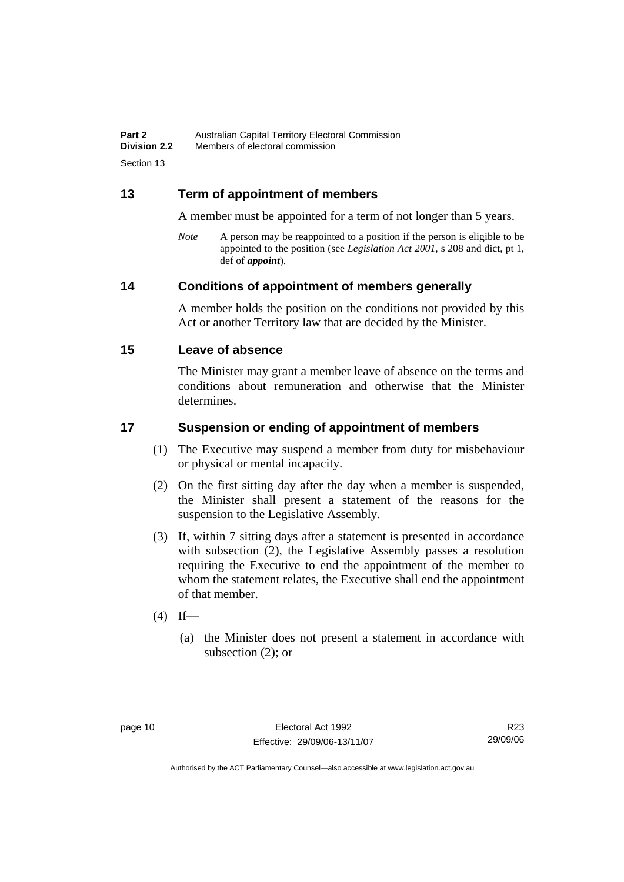## 13 Term of appointment of members

A member must be appointed for a term of not longer than 5 years.

*Note* A person may be reappointed to a position if the person is eligible to be appointed to the position (see *Legislation Act 2001*, s 208 and dict, pt 1, def of ***appoint***).

## 14 Conditions of appointment of members generally

A member holds the position on the conditions not provided by this Act or another Territory law that are decided by the Minister.

## 15 Leave of absence

The Minister may grant a member leave of absence on the terms and conditions about remuneration and otherwise that the Minister determines.

## 17 Suspension or ending of appointment of members

(1) The Executive may suspend a member from duty for misbehaviour or physical or mental incapacity.

(2) On the first sitting day after the day when a member is suspended, the Minister shall present a statement of the reasons for the suspension to the Legislative Assembly.

(3) If, within 7 sitting days after a statement is presented in accordance with subsection (2), the Legislative Assembly passes a resolution requiring the Executive to end the appointment of the member to whom the statement relates, the Executive shall end the appointment of that member.

(4) If—

(a) the Minister does not present a statement in accordance with subsection (2); or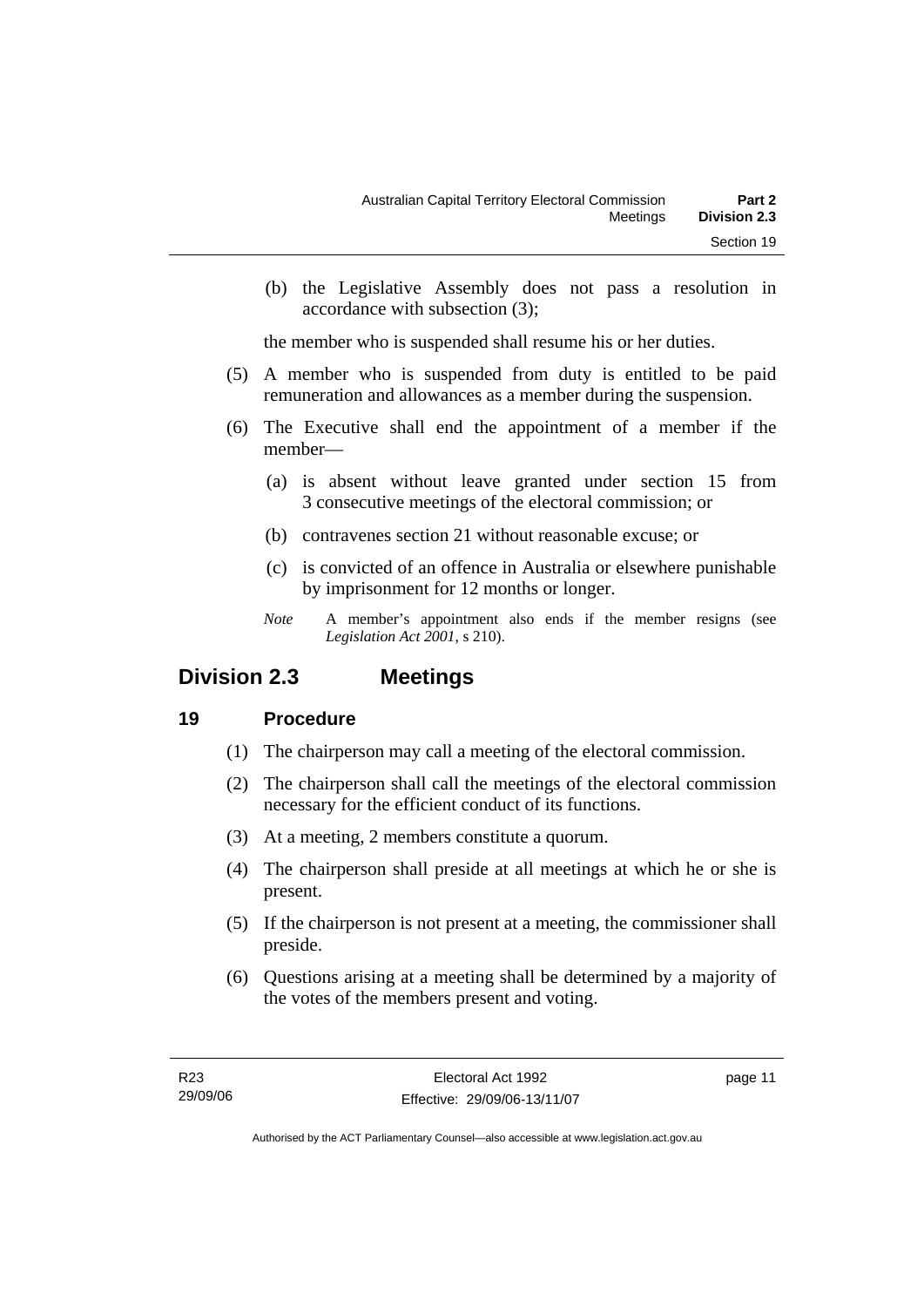(b) the Legislative Assembly does not pass a resolution in accordance with subsection (3);

the member who is suspended shall resume his or her duties.

(5) A member who is suspended from duty is entitled to be paid remuneration and allowances as a member during the suspension.

(6) The Executive shall end the appointment of a member if the member—

(a) is absent without leave granted under section 15 from 3 consecutive meetings of the electoral commission; or

(b) contravenes section 21 without reasonable excuse; or

(c) is convicted of an offence in Australia or elsewhere punishable by imprisonment for 12 months or longer.

*Note* A member's appointment also ends if the member resigns (see *Legislation Act 2001*, s 210).

## Division 2.3 Meetings

### 19 Procedure

(1) The chairperson may call a meeting of the electoral commission.

(2) The chairperson shall call the meetings of the electoral commission necessary for the efficient conduct of its functions.

(3) At a meeting, 2 members constitute a quorum.

(4) The chairperson shall preside at all meetings at which he or she is present.

(5) If the chairperson is not present at a meeting, the commissioner shall preside.

(6) Questions arising at a meeting shall be determined by a majority of the votes of the members present and voting.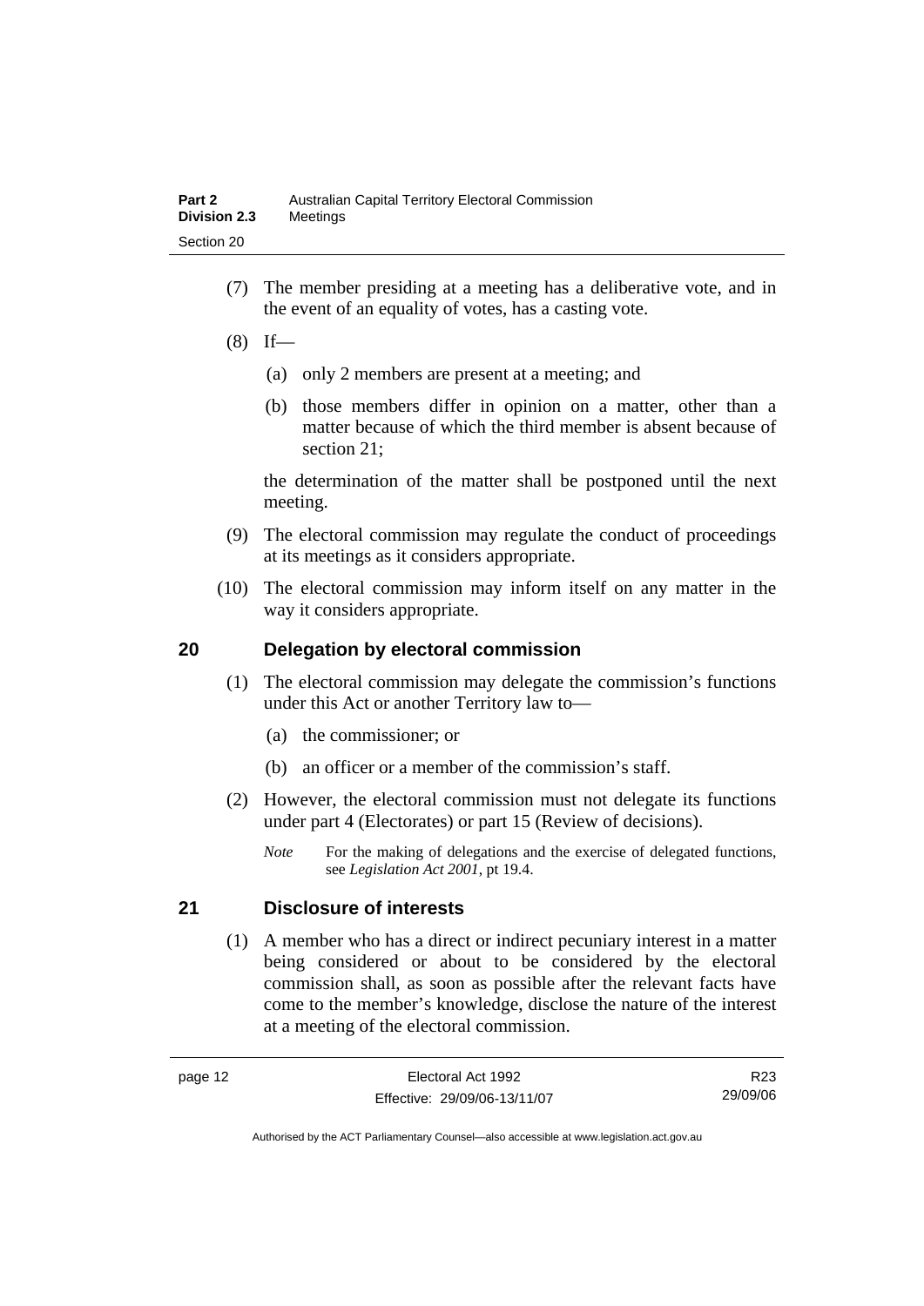(7) The member presiding at a meeting has a deliberative vote, and in the event of an equality of votes, has a casting vote.

(8) If—

(a) only 2 members are present at a meeting; and

(b) those members differ in opinion on a matter, other than a matter because of which the third member is absent because of section 21;

the determination of the matter shall be postponed until the next meeting.

(9) The electoral commission may regulate the conduct of proceedings at its meetings as it considers appropriate.

(10) The electoral commission may inform itself on any matter in the way it considers appropriate.

## 20 Delegation by electoral commission

(1) The electoral commission may delegate the commission's functions under this Act or another Territory law to—

(a) the commissioner; or

(b) an officer or a member of the commission's staff.

(2) However, the electoral commission must not delegate its functions under part 4 (Electorates) or part 15 (Review of decisions).

*Note* For the making of delegations and the exercise of delegated functions, see *Legislation Act 2001*, pt 19.4.

## 21 Disclosure of interests

(1) A member who has a direct or indirect pecuniary interest in a matter being considered or about to be considered by the electoral commission shall, as soon as possible after the relevant facts have come to the member's knowledge, disclose the nature of the interest at a meeting of the electoral commission.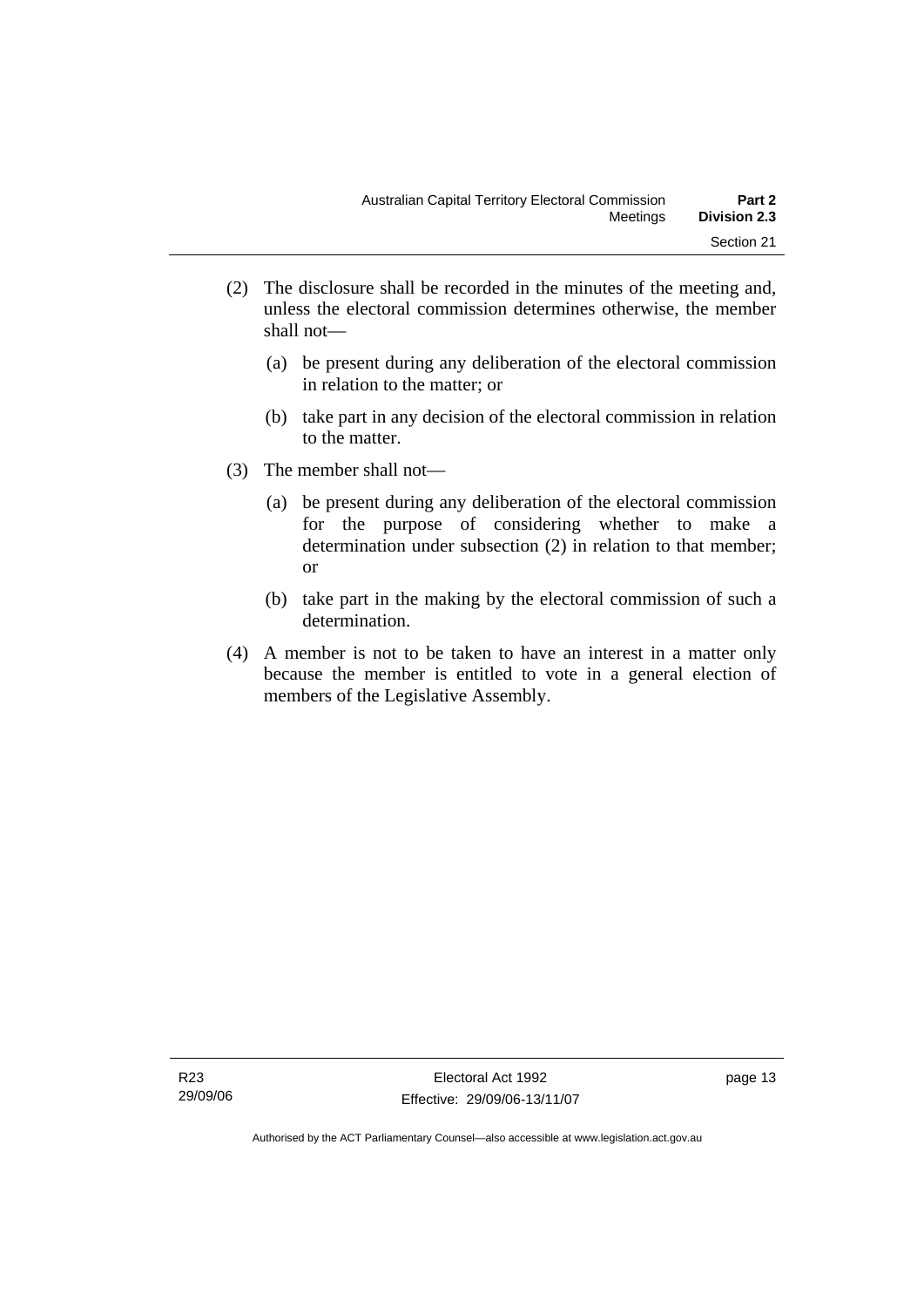(2) The disclosure shall be recorded in the minutes of the meeting and, unless the electoral commission determines otherwise, the member shall not—

(a) be present during any deliberation of the electoral commission in relation to the matter; or

(b) take part in any decision of the electoral commission in relation to the matter.

(3) The member shall not—

(a) be present during any deliberation of the electoral commission for the purpose of considering whether to make a determination under subsection (2) in relation to that member; or

(b) take part in the making by the electoral commission of such a determination.

(4) A member is not to be taken to have an interest in a matter only because the member is entitled to vote in a general election of members of the Legislative Assembly.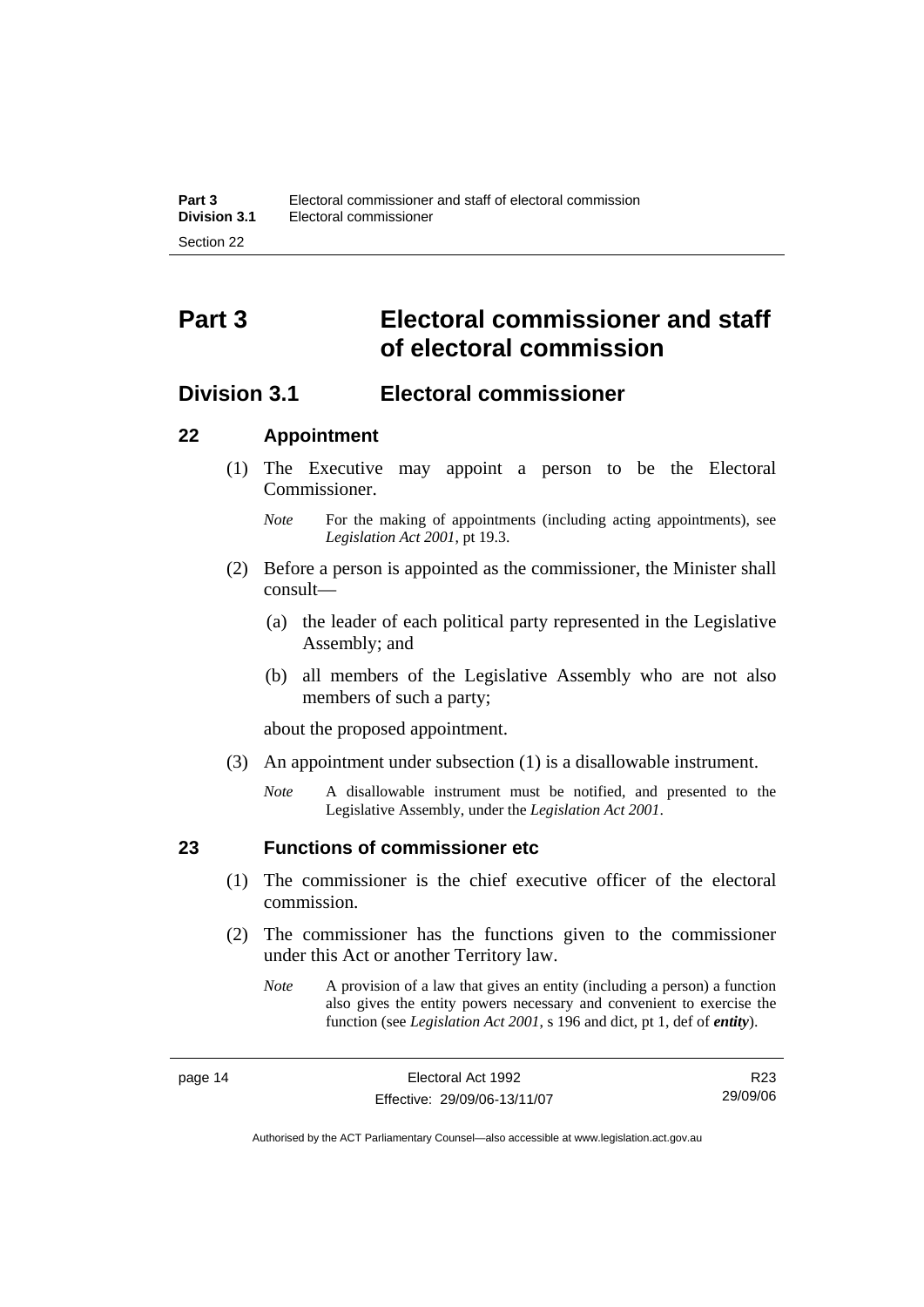# Part 3 Electoral commissioner and staff of electoral commission

## Division 3.1 Electoral commissioner

### 22 Appointment

(1) The Executive may appoint a person to be the Electoral Commissioner.

*Note* For the making of appointments (including acting appointments), see *Legislation Act 2001*, pt 19.3.

(2) Before a person is appointed as the commissioner, the Minister shall consult—

(a) the leader of each political party represented in the Legislative Assembly; and

(b) all members of the Legislative Assembly who are not also members of such a party;

about the proposed appointment.

(3) An appointment under subsection (1) is a disallowable instrument.

*Note* A disallowable instrument must be notified, and presented to the Legislative Assembly, under the *Legislation Act 2001*.

### 23 Functions of commissioner etc

(1) The commissioner is the chief executive officer of the electoral commission.

(2) The commissioner has the functions given to the commissioner under this Act or another Territory law.

*Note* A provision of a law that gives an entity (including a person) a function also gives the entity powers necessary and convenient to exercise the function (see *Legislation Act 2001*, s 196 and dict, pt 1, def of ***entity***).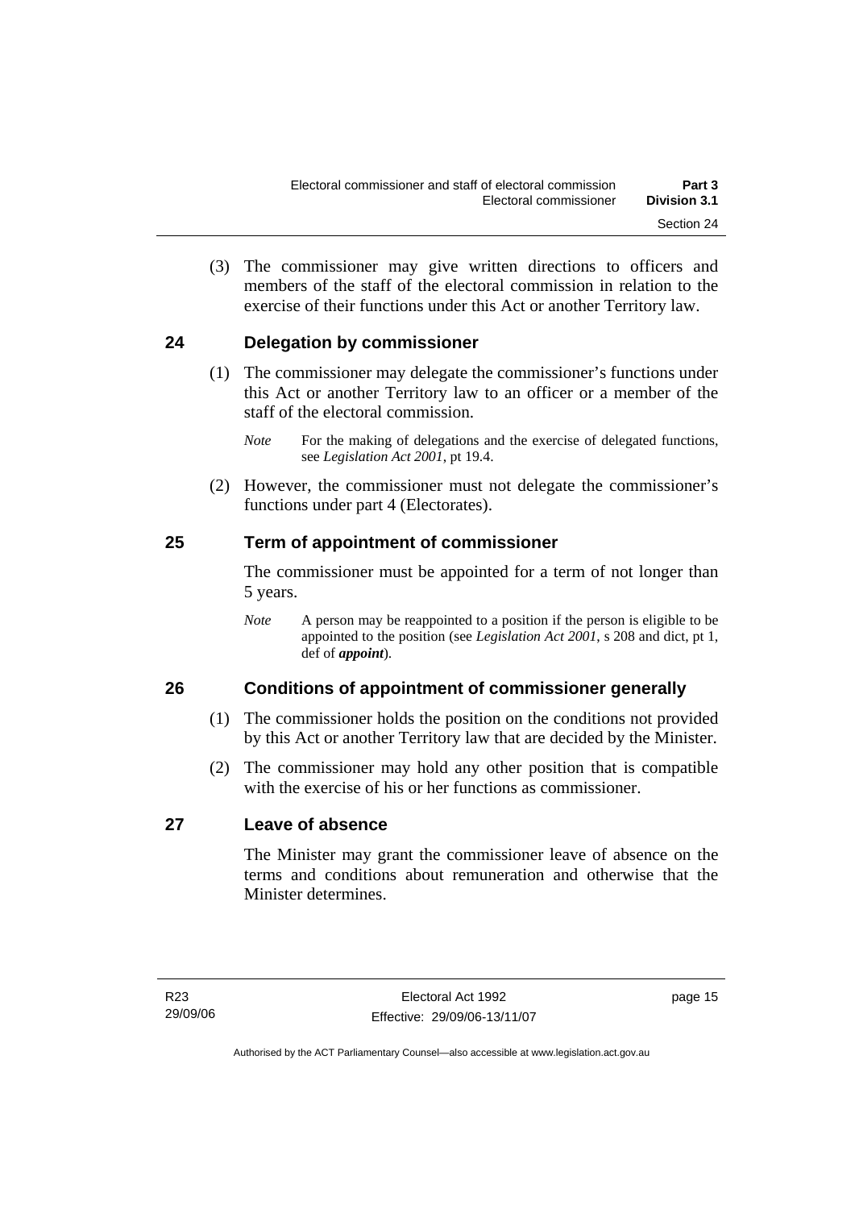(3) The commissioner may give written directions to officers and members of the staff of the electoral commission in relation to the exercise of their functions under this Act or another Territory law.

## 24 Delegation by commissioner

(1) The commissioner may delegate the commissioner's functions under this Act or another Territory law to an officer or a member of the staff of the electoral commission.

*Note* For the making of delegations and the exercise of delegated functions, see *Legislation Act 2001*, pt 19.4.

(2) However, the commissioner must not delegate the commissioner's functions under part 4 (Electorates).

## 25 Term of appointment of commissioner

The commissioner must be appointed for a term of not longer than 5 years.

*Note* A person may be reappointed to a position if the person is eligible to be appointed to the position (see *Legislation Act 2001*, s 208 and dict, pt 1, def of ***appoint***).

## 26 Conditions of appointment of commissioner generally

(1) The commissioner holds the position on the conditions not provided by this Act or another Territory law that are decided by the Minister.

(2) The commissioner may hold any other position that is compatible with the exercise of his or her functions as commissioner.

## 27 Leave of absence

The Minister may grant the commissioner leave of absence on the terms and conditions about remuneration and otherwise that the Minister determines.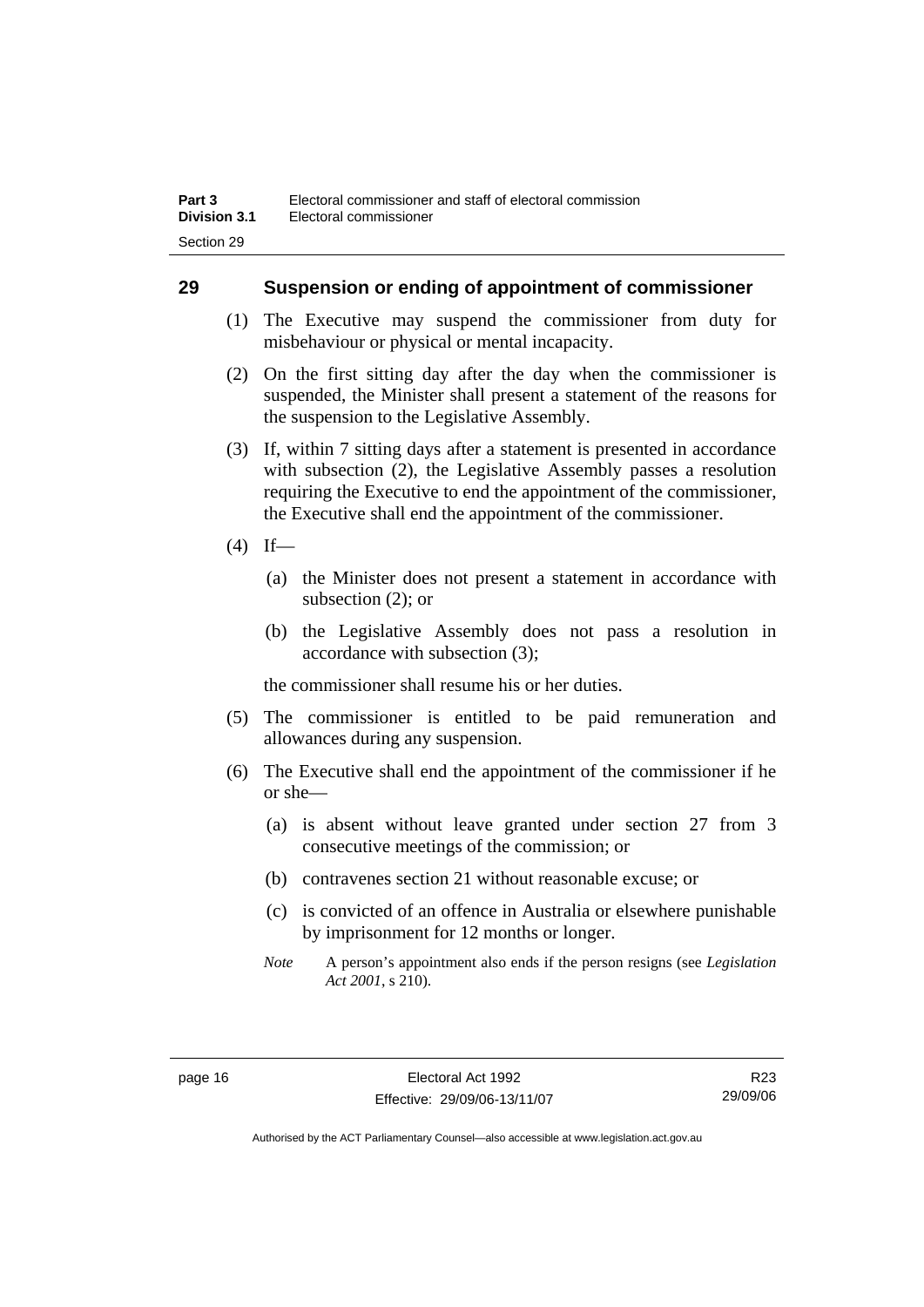## 29 Suspension or ending of appointment of commissioner

(1) The Executive may suspend the commissioner from duty for misbehaviour or physical or mental incapacity.

(2) On the first sitting day after the day when the commissioner is suspended, the Minister shall present a statement of the reasons for the suspension to the Legislative Assembly.

(3) If, within 7 sitting days after a statement is presented in accordance with subsection (2), the Legislative Assembly passes a resolution requiring the Executive to end the appointment of the commissioner, the Executive shall end the appointment of the commissioner.

(4) If—

(a) the Minister does not present a statement in accordance with subsection (2); or

(b) the Legislative Assembly does not pass a resolution in accordance with subsection (3);

the commissioner shall resume his or her duties.

(5) The commissioner is entitled to be paid remuneration and allowances during any suspension.

(6) The Executive shall end the appointment of the commissioner if he or she—

(a) is absent without leave granted under section 27 from 3 consecutive meetings of the commission; or

(b) contravenes section 21 without reasonable excuse; or

(c) is convicted of an offence in Australia or elsewhere punishable by imprisonment for 12 months or longer.

*Note* A person's appointment also ends if the person resigns (see *Legislation Act 2001*, s 210).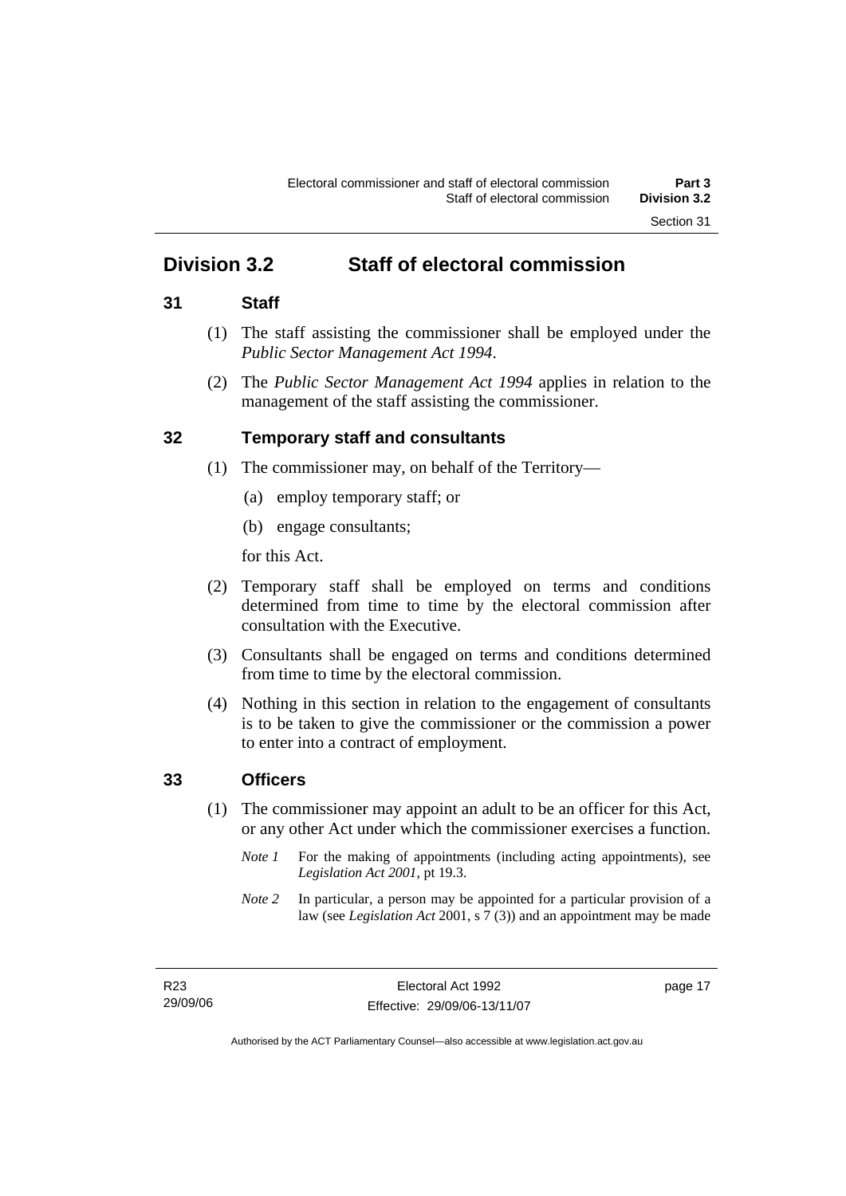# Division 3.2 Staff of electoral commission

## 31 Staff

(1) The staff assisting the commissioner shall be employed under the *Public Sector Management Act 1994*.

(2) The *Public Sector Management Act 1994* applies in relation to the management of the staff assisting the commissioner.

## 32 Temporary staff and consultants

(1) The commissioner may, on behalf of the Territory—

(a) employ temporary staff; or

(b) engage consultants;

for this Act.

(2) Temporary staff shall be employed on terms and conditions determined from time to time by the electoral commission after consultation with the Executive.

(3) Consultants shall be engaged on terms and conditions determined from time to time by the electoral commission.

(4) Nothing in this section in relation to the engagement of consultants is to be taken to give the commissioner or the commission a power to enter into a contract of employment.

## 33 Officers

(1) The commissioner may appoint an adult to be an officer for this Act, or any other Act under which the commissioner exercises a function.

*Note 1* For the making of appointments (including acting appointments), see *Legislation Act 2001*, pt 19.3.

*Note 2* In particular, a person may be appointed for a particular provision of a law (see *Legislation Act* 2001, s 7 (3)) and an appointment may be made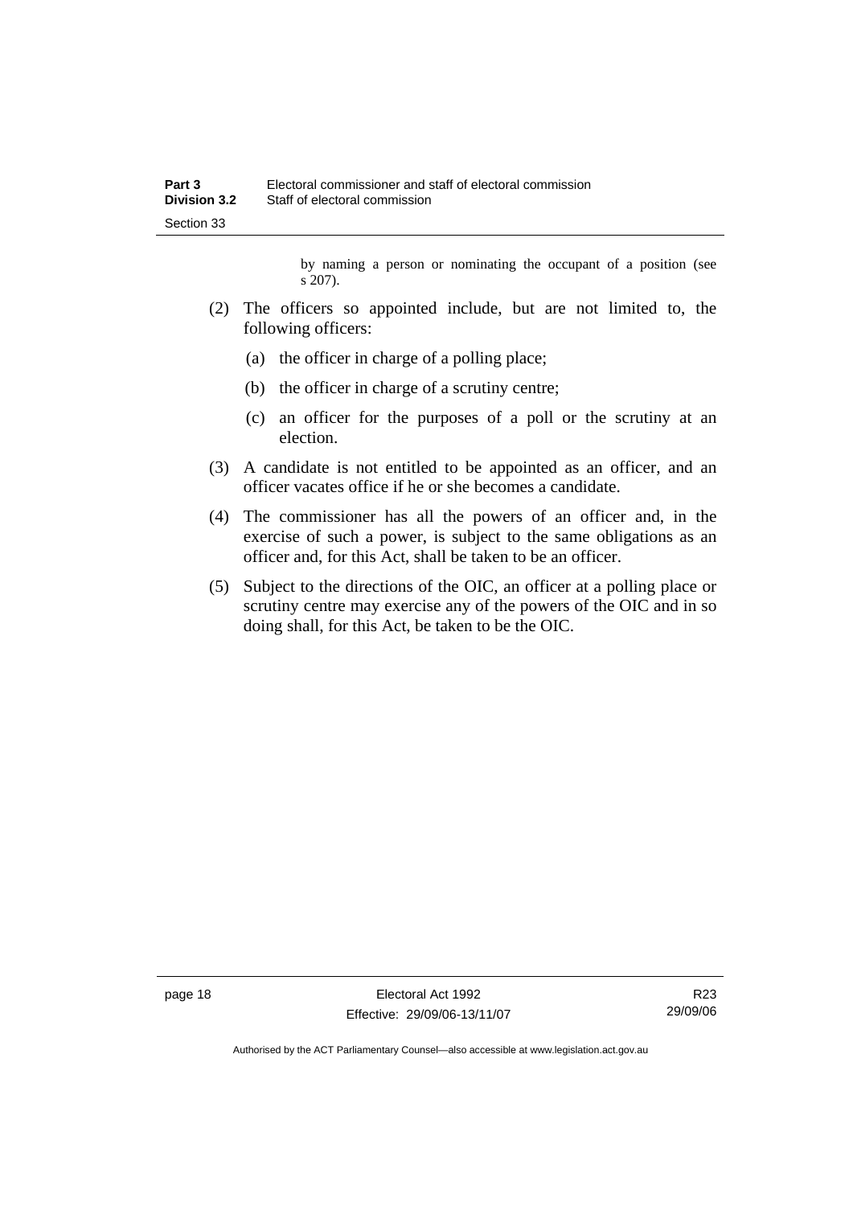by naming a person or nominating the occupant of a position (see s 207).

(2) The officers so appointed include, but are not limited to, the following officers:

(a) the officer in charge of a polling place;

(b) the officer in charge of a scrutiny centre;

(c) an officer for the purposes of a poll or the scrutiny at an election.

(3) A candidate is not entitled to be appointed as an officer, and an officer vacates office if he or she becomes a candidate.

(4) The commissioner has all the powers of an officer and, in the exercise of such a power, is subject to the same obligations as an officer and, for this Act, shall be taken to be an officer.

(5) Subject to the directions of the OIC, an officer at a polling place or scrutiny centre may exercise any of the powers of the OIC and in so doing shall, for this Act, be taken to be the OIC.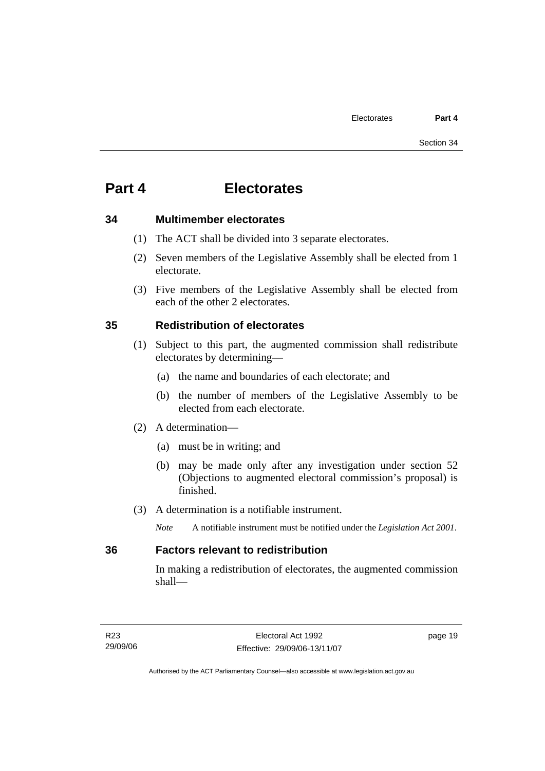# Part 4 Electorates

## 34 Multimember electorates

(1) The ACT shall be divided into 3 separate electorates.

(2) Seven members of the Legislative Assembly shall be elected from 1 electorate.

(3) Five members of the Legislative Assembly shall be elected from each of the other 2 electorates.

## 35 Redistribution of electorates

(1) Subject to this part, the augmented commission shall redistribute electorates by determining—

(a) the name and boundaries of each electorate; and

(b) the number of members of the Legislative Assembly to be elected from each electorate.

(2) A determination—

(a) must be in writing; and

(b) may be made only after any investigation under section 52 (Objections to augmented electoral commission's proposal) is finished.

(3) A determination is a notifiable instrument.

*Note* A notifiable instrument must be notified under the *Legislation Act 2001*.

## 36 Factors relevant to redistribution

In making a redistribution of electorates, the augmented commission shall—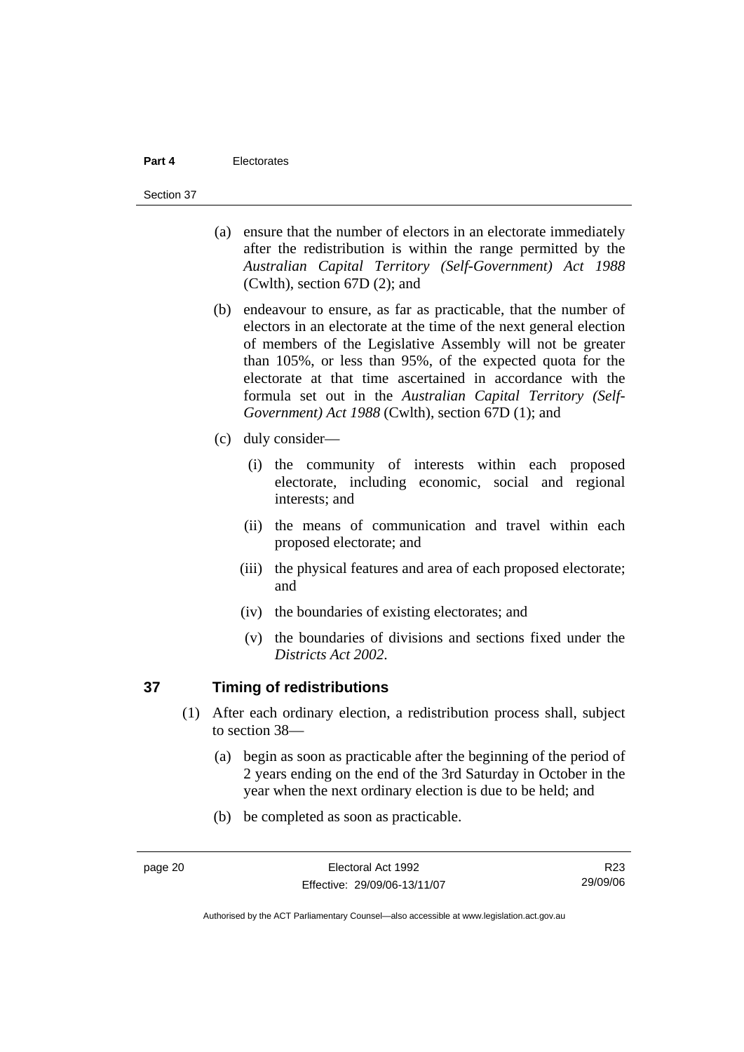(a) ensure that the number of electors in an electorate immediately after the redistribution is within the range permitted by the *Australian Capital Territory (Self-Government) Act 1988* (Cwlth), section 67D (2); and

(b) endeavour to ensure, as far as practicable, that the number of electors in an electorate at the time of the next general election of members of the Legislative Assembly will not be greater than 105%, or less than 95%, of the expected quota for the electorate at that time ascertained in accordance with the formula set out in the *Australian Capital Territory (Self-Government) Act 1988* (Cwlth), section 67D (1); and

(c) duly consider—

(i) the community of interests within each proposed electorate, including economic, social and regional interests; and

(ii) the means of communication and travel within each proposed electorate; and

(iii) the physical features and area of each proposed electorate; and

(iv) the boundaries of existing electorates; and

(v) the boundaries of divisions and sections fixed under the *Districts Act 2002*.

## 37 Timing of redistributions

(1) After each ordinary election, a redistribution process shall, subject to section 38—

(a) begin as soon as practicable after the beginning of the period of 2 years ending on the end of the 3rd Saturday in October in the year when the next ordinary election is due to be held; and

(b) be completed as soon as practicable.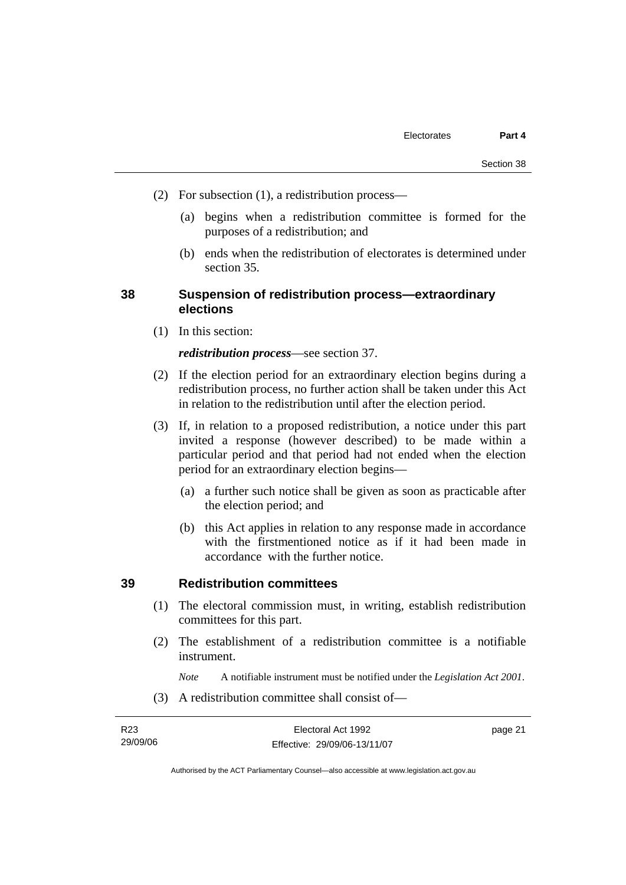(2) For subsection (1), a redistribution process—

(a) begins when a redistribution committee is formed for the purposes of a redistribution; and

(b) ends when the redistribution of electorates is determined under section 35.

### 38 Suspension of redistribution process—extraordinary elections

(1) In this section:

***redistribution process***—see section 37.

(2) If the election period for an extraordinary election begins during a redistribution process, no further action shall be taken under this Act in relation to the redistribution until after the election period.

(3) If, in relation to a proposed redistribution, a notice under this part invited a response (however described) to be made within a particular period and that period had not ended when the election period for an extraordinary election begins—

(a) a further such notice shall be given as soon as practicable after the election period; and

(b) this Act applies in relation to any response made in accordance with the firstmentioned notice as if it had been made in accordance with the further notice.

### 39 Redistribution committees

(1) The electoral commission must, in writing, establish redistribution committees for this part.

(2) The establishment of a redistribution committee is a notifiable instrument.

*Note* A notifiable instrument must be notified under the *Legislation Act 2001*.

(3) A redistribution committee shall consist of—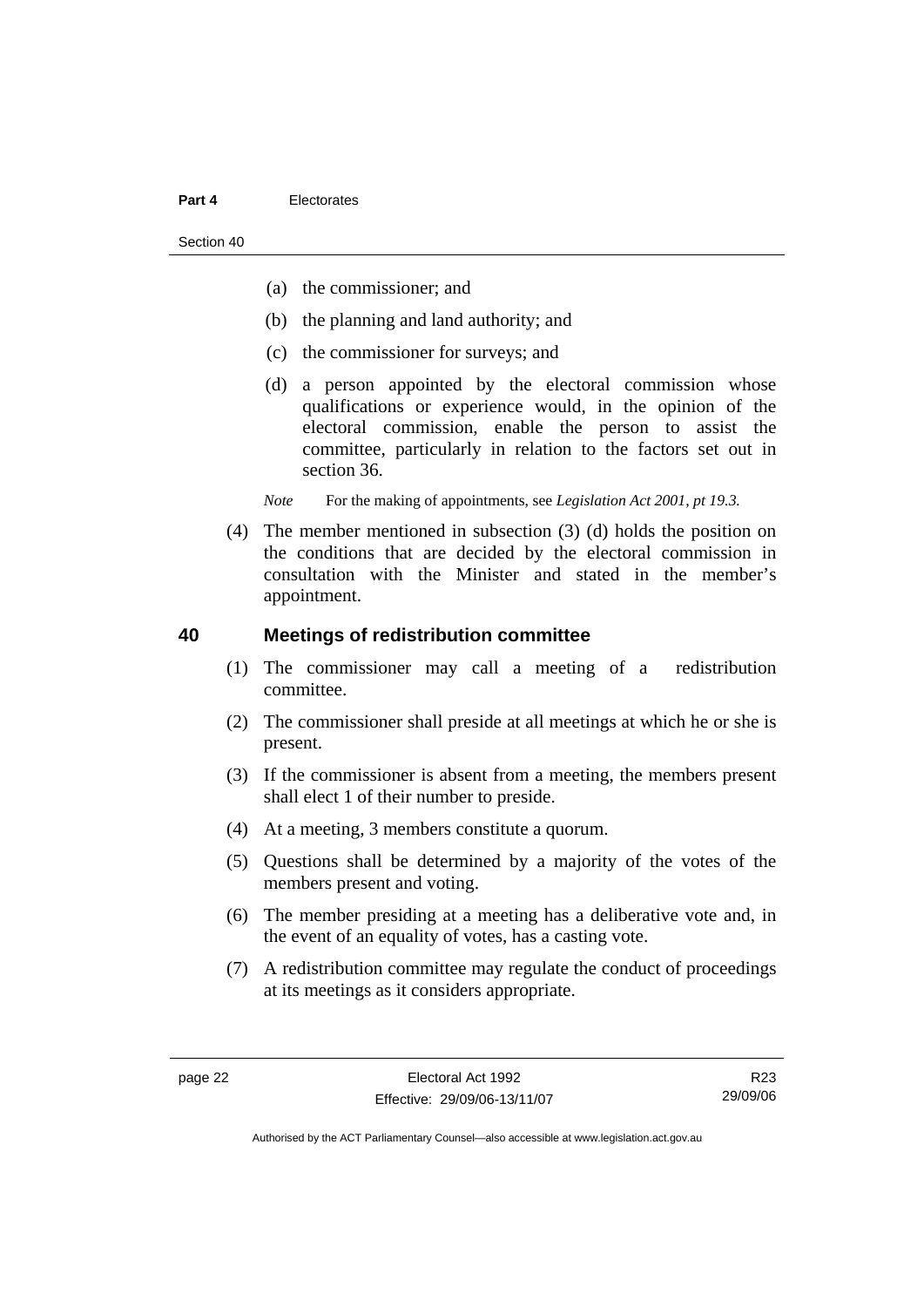(a) the commissioner; and

(b) the planning and land authority; and

(c) the commissioner for surveys; and

(d) a person appointed by the electoral commission whose qualifications or experience would, in the opinion of the electoral commission, enable the person to assist the committee, particularly in relation to the factors set out in section 36.

*Note* For the making of appointments, see *Legislation Act 2001, pt 19.3.*

(4) The member mentioned in subsection (3) (d) holds the position on the conditions that are decided by the electoral commission in consultation with the Minister and stated in the member's appointment.

## 40 Meetings of redistribution committee

(1) The commissioner may call a meeting of a redistribution committee.

(2) The commissioner shall preside at all meetings at which he or she is present.

(3) If the commissioner is absent from a meeting, the members present shall elect 1 of their number to preside.

(4) At a meeting, 3 members constitute a quorum.

(5) Questions shall be determined by a majority of the votes of the members present and voting.

(6) The member presiding at a meeting has a deliberative vote and, in the event of an equality of votes, has a casting vote.

(7) A redistribution committee may regulate the conduct of proceedings at its meetings as it considers appropriate.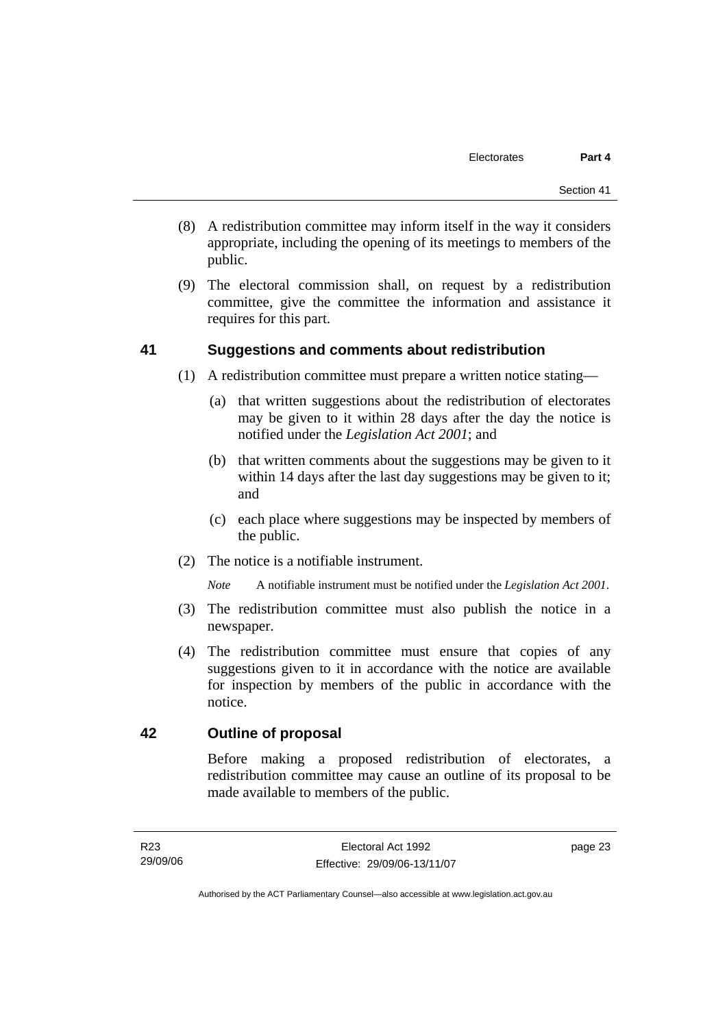(8) A redistribution committee may inform itself in the way it considers appropriate, including the opening of its meetings to members of the public.

(9) The electoral commission shall, on request by a redistribution committee, give the committee the information and assistance it requires for this part.

## 41 Suggestions and comments about redistribution

(1) A redistribution committee must prepare a written notice stating—

(a) that written suggestions about the redistribution of electorates may be given to it within 28 days after the day the notice is notified under the *Legislation Act 2001*; and

(b) that written comments about the suggestions may be given to it within 14 days after the last day suggestions may be given to it; and

(c) each place where suggestions may be inspected by members of the public.

(2) The notice is a notifiable instrument.

*Note* A notifiable instrument must be notified under the *Legislation Act 2001*.

(3) The redistribution committee must also publish the notice in a newspaper.

(4) The redistribution committee must ensure that copies of any suggestions given to it in accordance with the notice are available for inspection by members of the public in accordance with the notice.

## 42 Outline of proposal

Before making a proposed redistribution of electorates, a redistribution committee may cause an outline of its proposal to be made available to members of the public.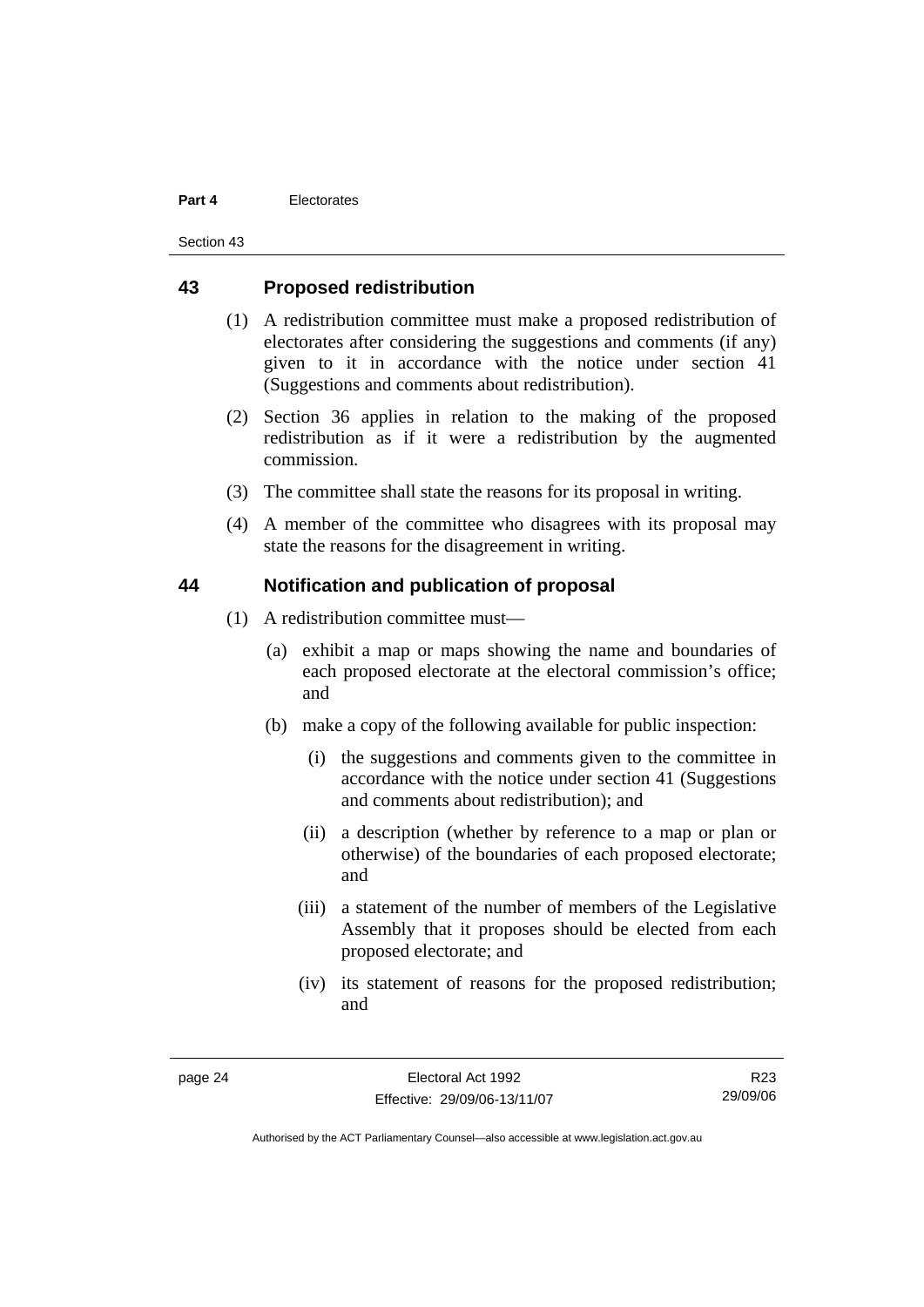## 43 Proposed redistribution

(1) A redistribution committee must make a proposed redistribution of electorates after considering the suggestions and comments (if any) given to it in accordance with the notice under section 41 (Suggestions and comments about redistribution).

(2) Section 36 applies in relation to the making of the proposed redistribution as if it were a redistribution by the augmented commission.

(3) The committee shall state the reasons for its proposal in writing.

(4) A member of the committee who disagrees with its proposal may state the reasons for the disagreement in writing.

## 44 Notification and publication of proposal

(1) A redistribution committee must—

(a) exhibit a map or maps showing the name and boundaries of each proposed electorate at the electoral commission's office; and

(b) make a copy of the following available for public inspection:

(i) the suggestions and comments given to the committee in accordance with the notice under section 41 (Suggestions and comments about redistribution); and

(ii) a description (whether by reference to a map or plan or otherwise) of the boundaries of each proposed electorate; and

(iii) a statement of the number of members of the Legislative Assembly that it proposes should be elected from each proposed electorate; and

(iv) its statement of reasons for the proposed redistribution; and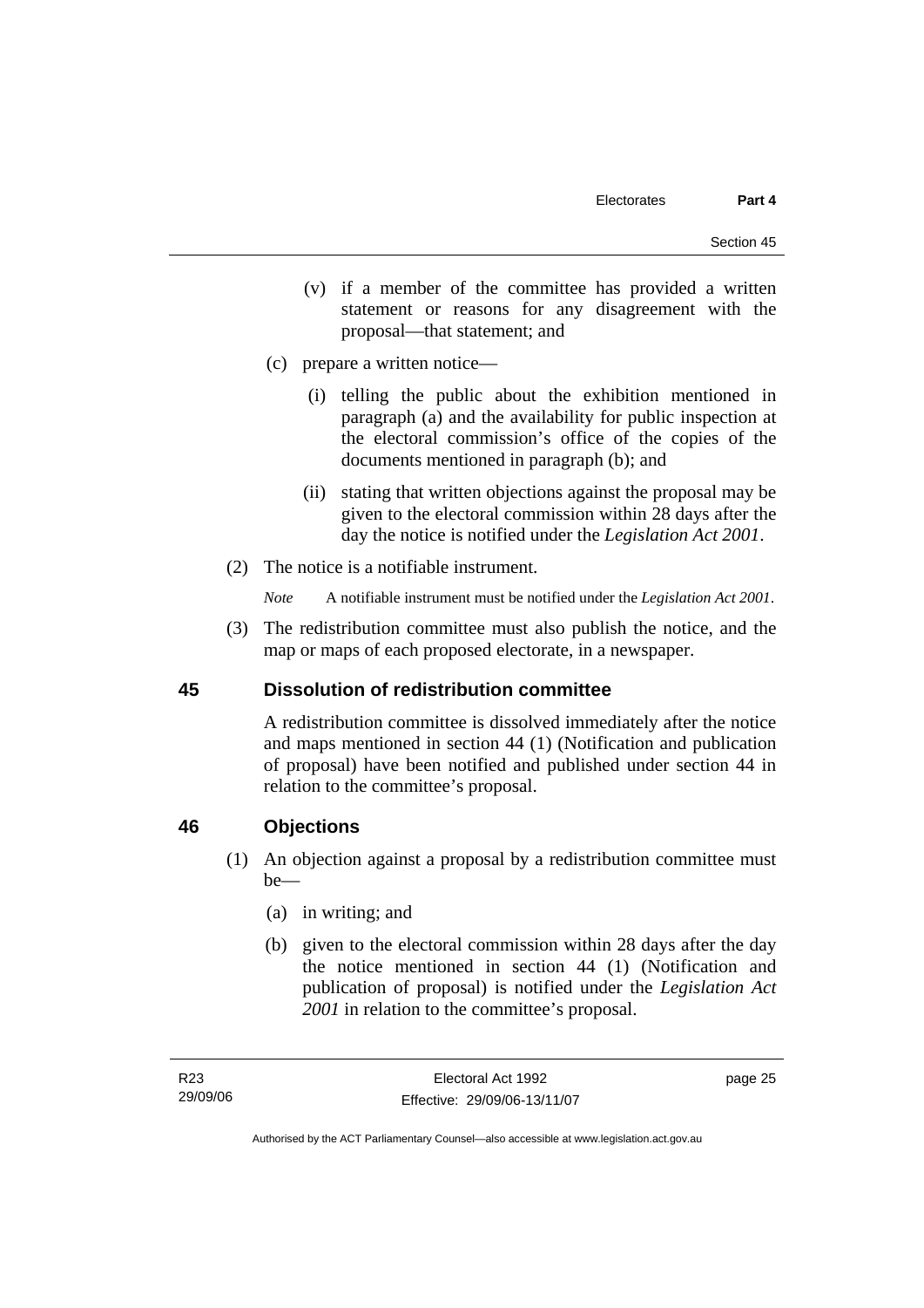(v) if a member of the committee has provided a written statement or reasons for any disagreement with the proposal—that statement; and

(c) prepare a written notice—

(i) telling the public about the exhibition mentioned in paragraph (a) and the availability for public inspection at the electoral commission's office of the copies of the documents mentioned in paragraph (b); and

(ii) stating that written objections against the proposal may be given to the electoral commission within 28 days after the day the notice is notified under the *Legislation Act 2001*.

(2) The notice is a notifiable instrument.

*Note* A notifiable instrument must be notified under the *Legislation Act 2001*.

(3) The redistribution committee must also publish the notice, and the map or maps of each proposed electorate, in a newspaper.

## 45 Dissolution of redistribution committee

A redistribution committee is dissolved immediately after the notice and maps mentioned in section 44 (1) (Notification and publication of proposal) have been notified and published under section 44 in relation to the committee's proposal.

## 46 Objections

(1) An objection against a proposal by a redistribution committee must be—

(a) in writing; and

(b) given to the electoral commission within 28 days after the day the notice mentioned in section 44 (1) (Notification and publication of proposal) is notified under the *Legislation Act 2001* in relation to the committee's proposal.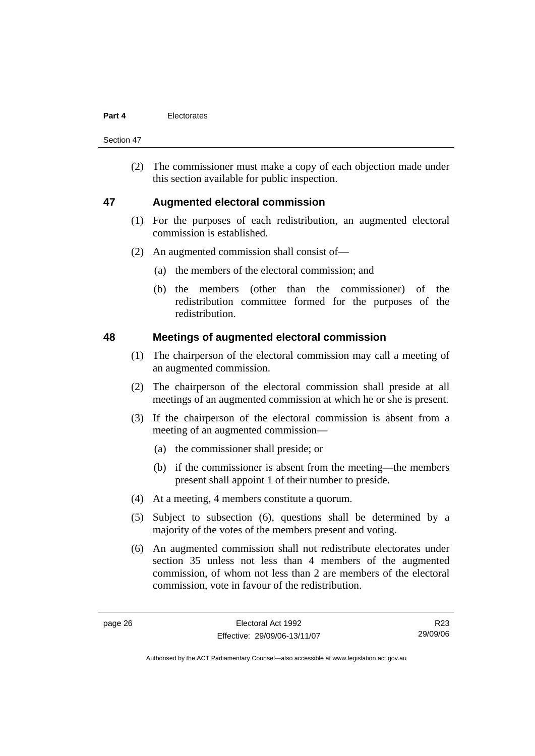(2) The commissioner must make a copy of each objection made under this section available for public inspection.

## 47 Augmented electoral commission

(1) For the purposes of each redistribution, an augmented electoral commission is established.

(2) An augmented commission shall consist of—

(a) the members of the electoral commission; and

(b) the members (other than the commissioner) of the redistribution committee formed for the purposes of the redistribution.

## 48 Meetings of augmented electoral commission

(1) The chairperson of the electoral commission may call a meeting of an augmented commission.

(2) The chairperson of the electoral commission shall preside at all meetings of an augmented commission at which he or she is present.

(3) If the chairperson of the electoral commission is absent from a meeting of an augmented commission—

(a) the commissioner shall preside; or

(b) if the commissioner is absent from the meeting—the members present shall appoint 1 of their number to preside.

(4) At a meeting, 4 members constitute a quorum.

(5) Subject to subsection (6), questions shall be determined by a majority of the votes of the members present and voting.

(6) An augmented commission shall not redistribute electorates under section 35 unless not less than 4 members of the augmented commission, of whom not less than 2 are members of the electoral commission, vote in favour of the redistribution.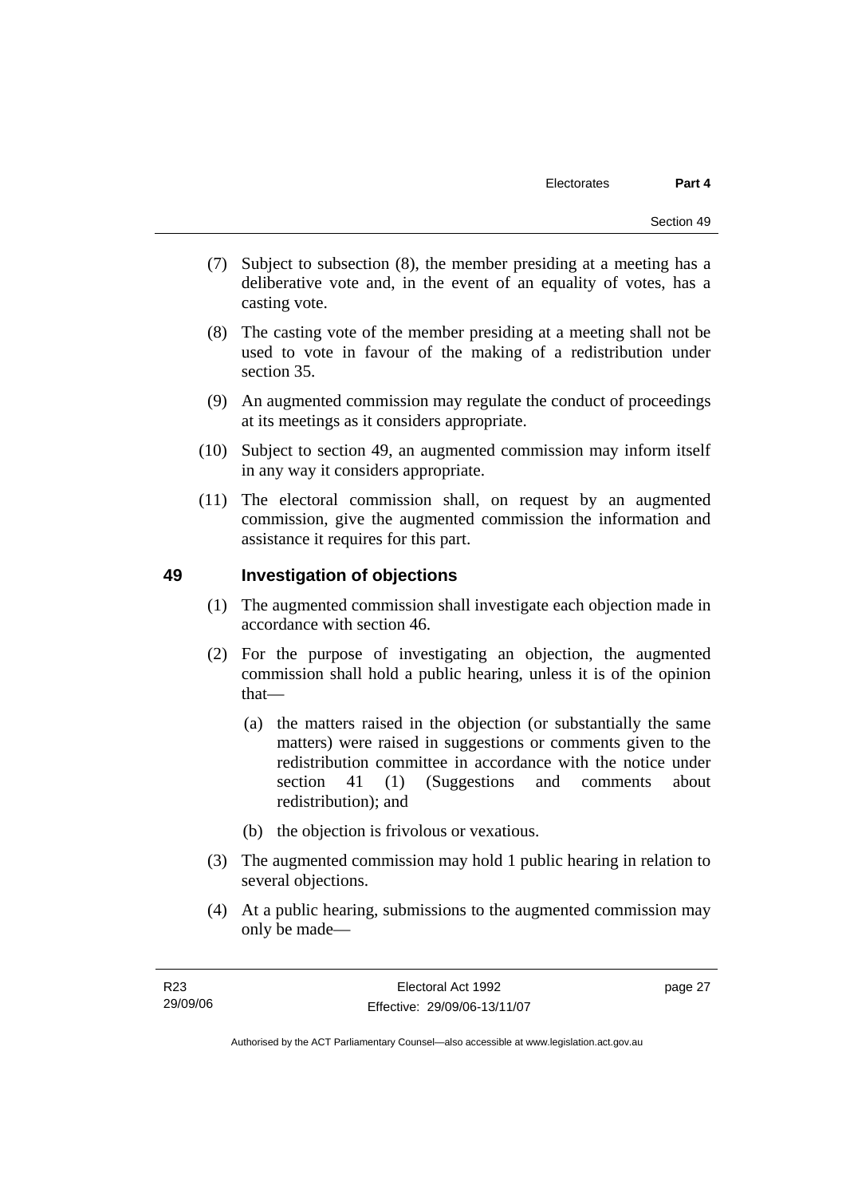(7) Subject to subsection (8), the member presiding at a meeting has a deliberative vote and, in the event of an equality of votes, has a casting vote.

(8) The casting vote of the member presiding at a meeting shall not be used to vote in favour of the making of a redistribution under section 35.

(9) An augmented commission may regulate the conduct of proceedings at its meetings as it considers appropriate.

(10) Subject to section 49, an augmented commission may inform itself in any way it considers appropriate.

(11) The electoral commission shall, on request by an augmented commission, give the augmented commission the information and assistance it requires for this part.

## 49 Investigation of objections

(1) The augmented commission shall investigate each objection made in accordance with section 46.

(2) For the purpose of investigating an objection, the augmented commission shall hold a public hearing, unless it is of the opinion that—

(a) the matters raised in the objection (or substantially the same matters) were raised in suggestions or comments given to the redistribution committee in accordance with the notice under section 41 (1) (Suggestions and comments about redistribution); and

(b) the objection is frivolous or vexatious.

(3) The augmented commission may hold 1 public hearing in relation to several objections.

(4) At a public hearing, submissions to the augmented commission may only be made—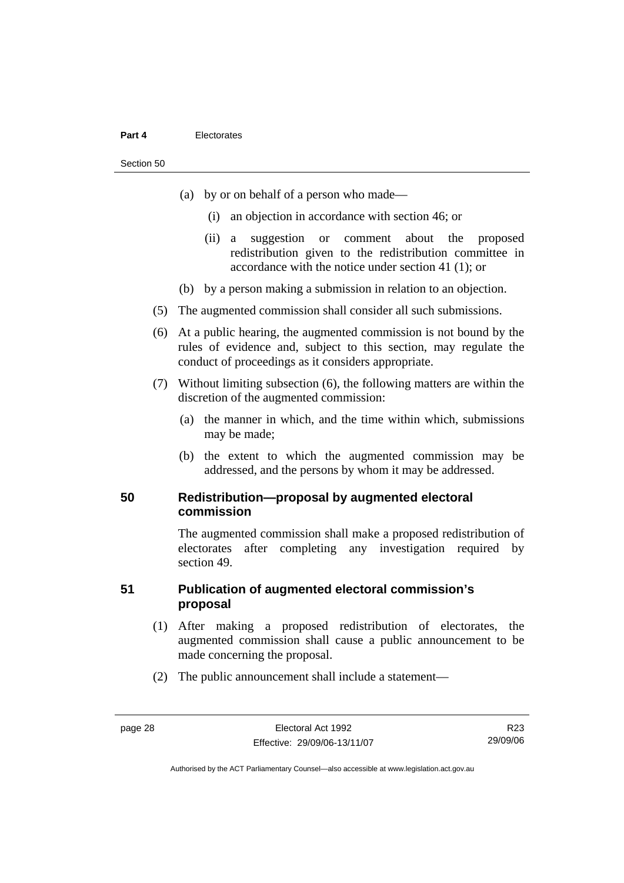(a) by or on behalf of a person who made—

   (i) an objection in accordance with section 46; or

   (ii) a suggestion or comment about the proposed redistribution given to the redistribution committee in accordance with the notice under section 41 (1); or

(b) by a person making a submission in relation to an objection.

(5) The augmented commission shall consider all such submissions.

(6) At a public hearing, the augmented commission is not bound by the rules of evidence and, subject to this section, may regulate the conduct of proceedings as it considers appropriate.

(7) Without limiting subsection (6), the following matters are within the discretion of the augmented commission:

   (a) the manner in which, and the time within which, submissions may be made;

   (b) the extent to which the augmented commission may be addressed, and the persons by whom it may be addressed.

## 50 Redistribution—proposal by augmented electoral commission

The augmented commission shall make a proposed redistribution of electorates after completing any investigation required by section 49.

## 51 Publication of augmented electoral commission's proposal

(1) After making a proposed redistribution of electorates, the augmented commission shall cause a public announcement to be made concerning the proposal.

(2) The public announcement shall include a statement—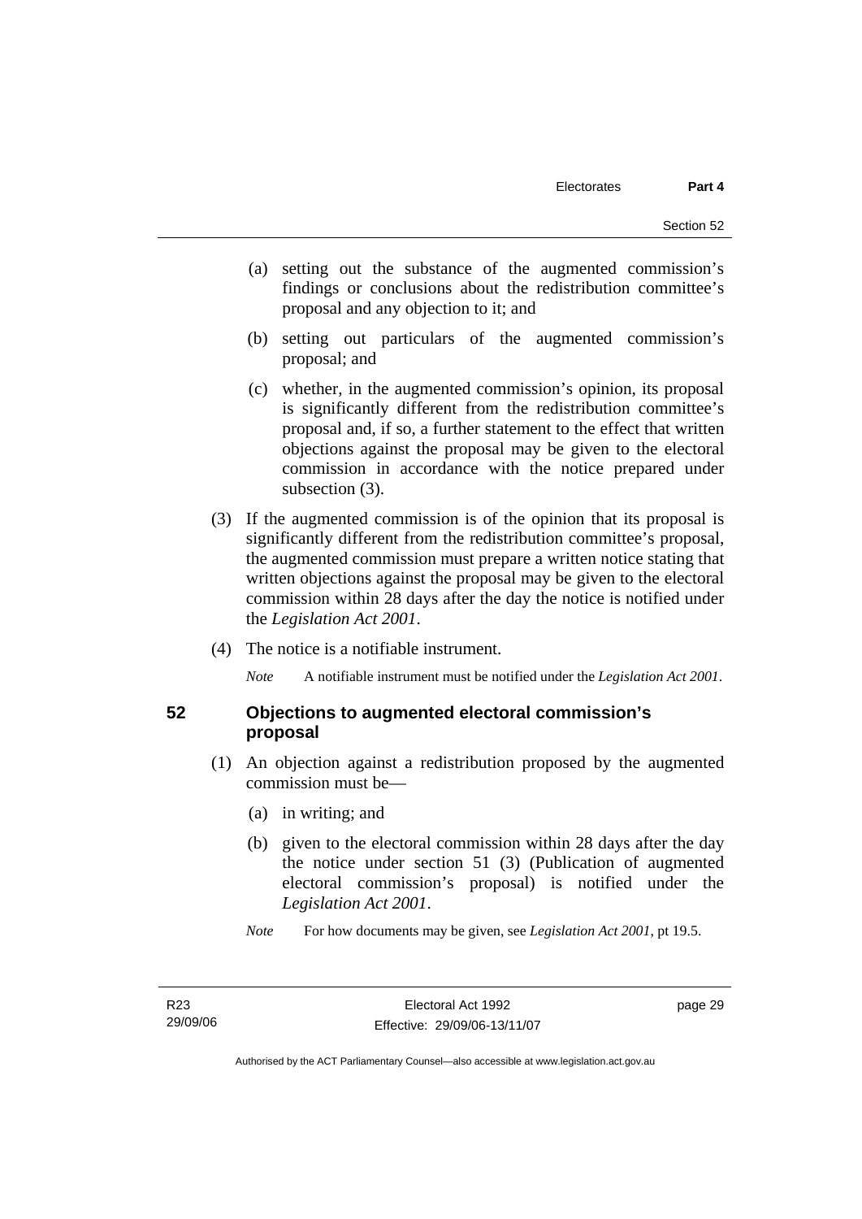(a) setting out the substance of the augmented commission's findings or conclusions about the redistribution committee's proposal and any objection to it; and

(b) setting out particulars of the augmented commission's proposal; and

(c) whether, in the augmented commission's opinion, its proposal is significantly different from the redistribution committee's proposal and, if so, a further statement to the effect that written objections against the proposal may be given to the electoral commission in accordance with the notice prepared under subsection (3).

(3) If the augmented commission is of the opinion that its proposal is significantly different from the redistribution committee's proposal, the augmented commission must prepare a written notice stating that written objections against the proposal may be given to the electoral commission within 28 days after the day the notice is notified under the *Legislation Act 2001*.

(4) The notice is a notifiable instrument.

*Note* A notifiable instrument must be notified under the *Legislation Act 2001*.

## 52 Objections to augmented electoral commission's proposal

(1) An objection against a redistribution proposed by the augmented commission must be—

(a) in writing; and

(b) given to the electoral commission within 28 days after the day the notice under section 51 (3) (Publication of augmented electoral commission's proposal) is notified under the *Legislation Act 2001*.

*Note* For how documents may be given, see *Legislation Act 2001*, pt 19.5.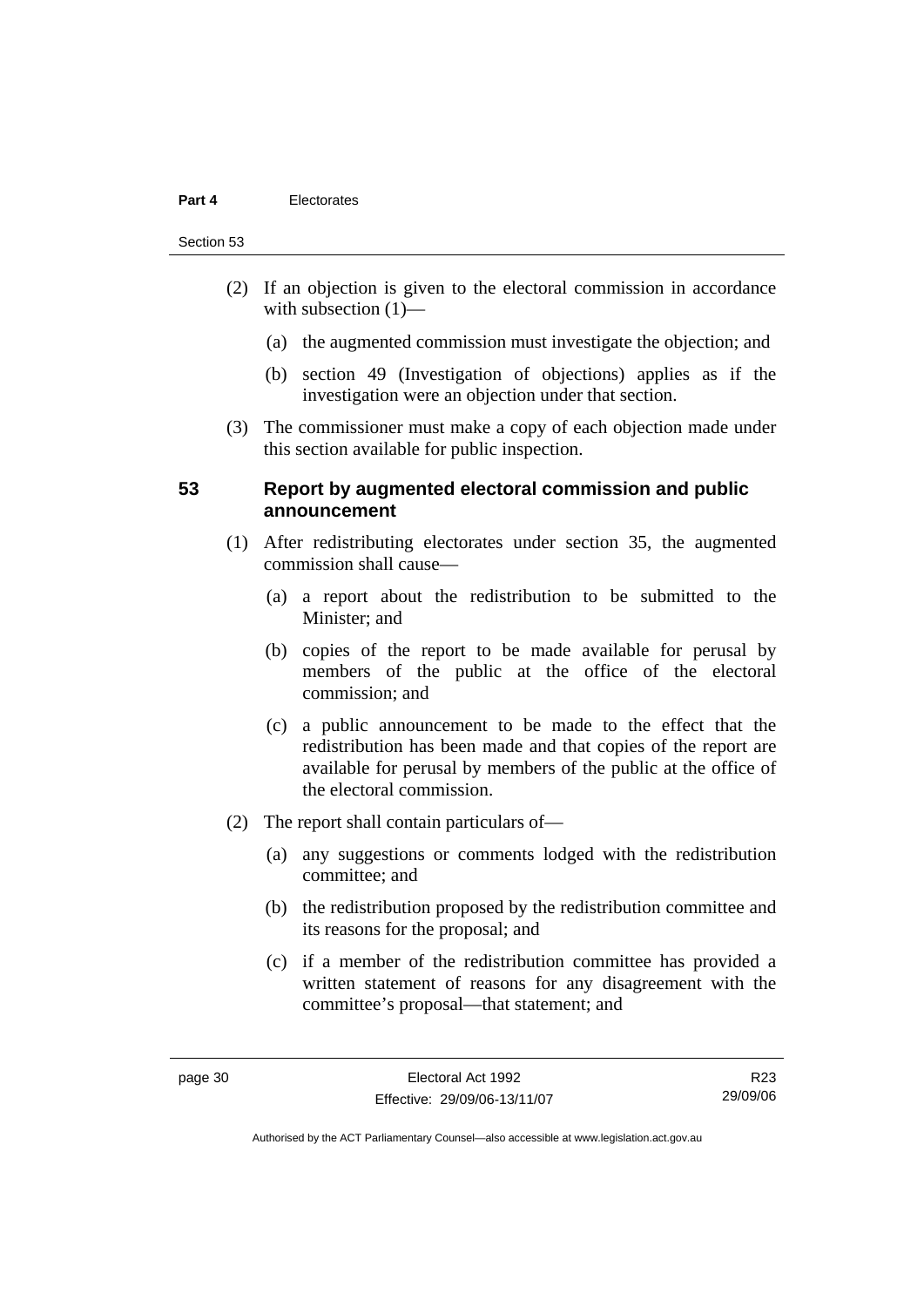(2) If an objection is given to the electoral commission in accordance with subsection (1)—

(a) the augmented commission must investigate the objection; and

(b) section 49 (Investigation of objections) applies as if the investigation were an objection under that section.

(3) The commissioner must make a copy of each objection made under this section available for public inspection.

## 53 Report by augmented electoral commission and public announcement

(1) After redistributing electorates under section 35, the augmented commission shall cause—

(a) a report about the redistribution to be submitted to the Minister; and

(b) copies of the report to be made available for perusal by members of the public at the office of the electoral commission; and

(c) a public announcement to be made to the effect that the redistribution has been made and that copies of the report are available for perusal by members of the public at the office of the electoral commission.

(2) The report shall contain particulars of—

(a) any suggestions or comments lodged with the redistribution committee; and

(b) the redistribution proposed by the redistribution committee and its reasons for the proposal; and

(c) if a member of the redistribution committee has provided a written statement of reasons for any disagreement with the committee's proposal—that statement; and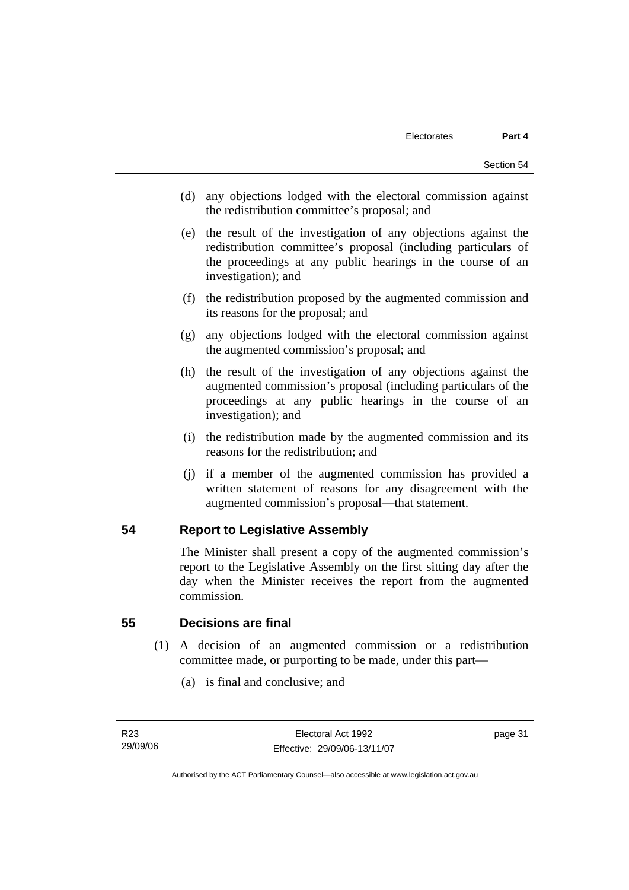(d) any objections lodged with the electoral commission against the redistribution committee's proposal; and

(e) the result of the investigation of any objections against the redistribution committee's proposal (including particulars of the proceedings at any public hearings in the course of an investigation); and

(f) the redistribution proposed by the augmented commission and its reasons for the proposal; and

(g) any objections lodged with the electoral commission against the augmented commission's proposal; and

(h) the result of the investigation of any objections against the augmented commission's proposal (including particulars of the proceedings at any public hearings in the course of an investigation); and

(i) the redistribution made by the augmented commission and its reasons for the redistribution; and

(j) if a member of the augmented commission has provided a written statement of reasons for any disagreement with the augmented commission's proposal—that statement.

## 54 Report to Legislative Assembly

The Minister shall present a copy of the augmented commission's report to the Legislative Assembly on the first sitting day after the day when the Minister receives the report from the augmented commission.

## 55 Decisions are final

(1) A decision of an augmented commission or a redistribution committee made, or purporting to be made, under this part—

(a) is final and conclusive; and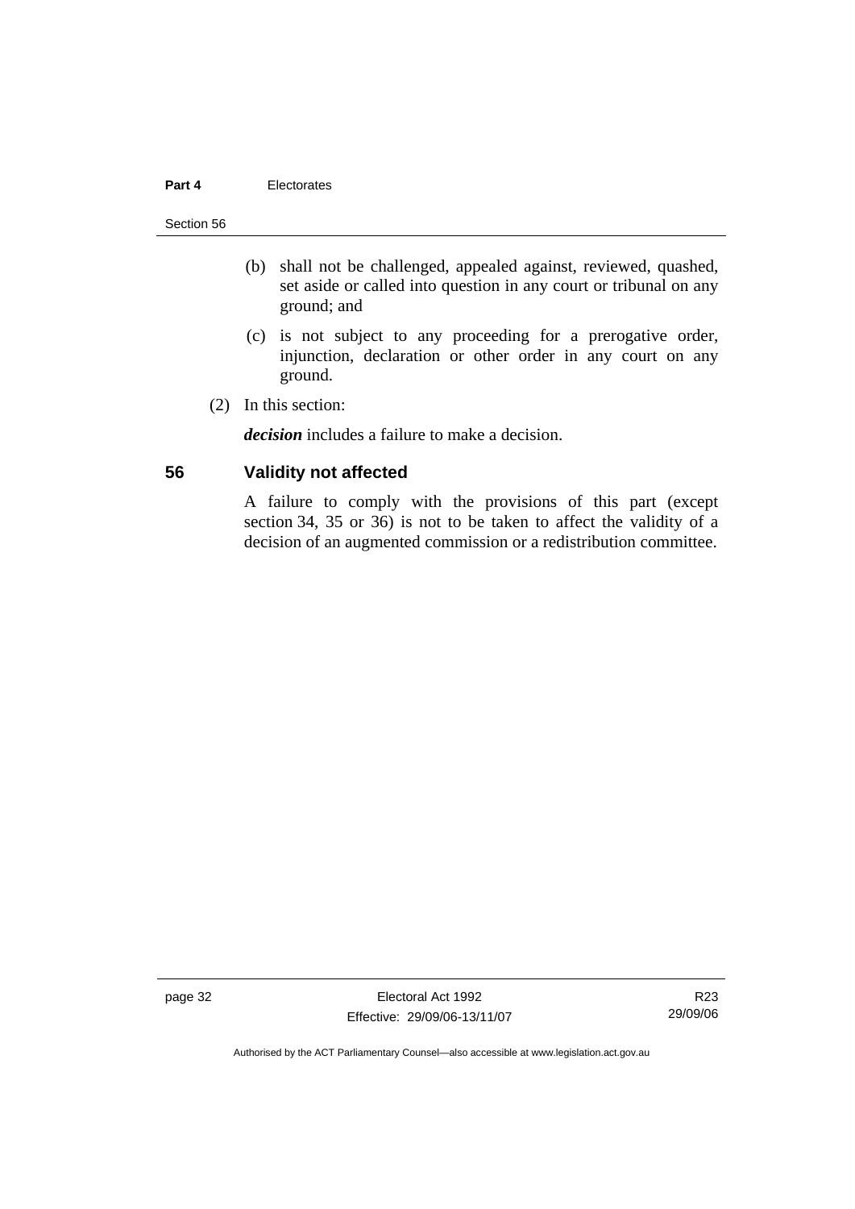(b) shall not be challenged, appealed against, reviewed, quashed, set aside or called into question in any court or tribunal on any ground; and

(c) is not subject to any proceeding for a prerogative order, injunction, declaration or other order in any court on any ground.

(2) In this section:

***decision*** includes a failure to make a decision.

## 56 Validity not affected

A failure to comply with the provisions of this part (except section 34, 35 or 36) is not to be taken to affect the validity of a decision of an augmented commission or a redistribution committee.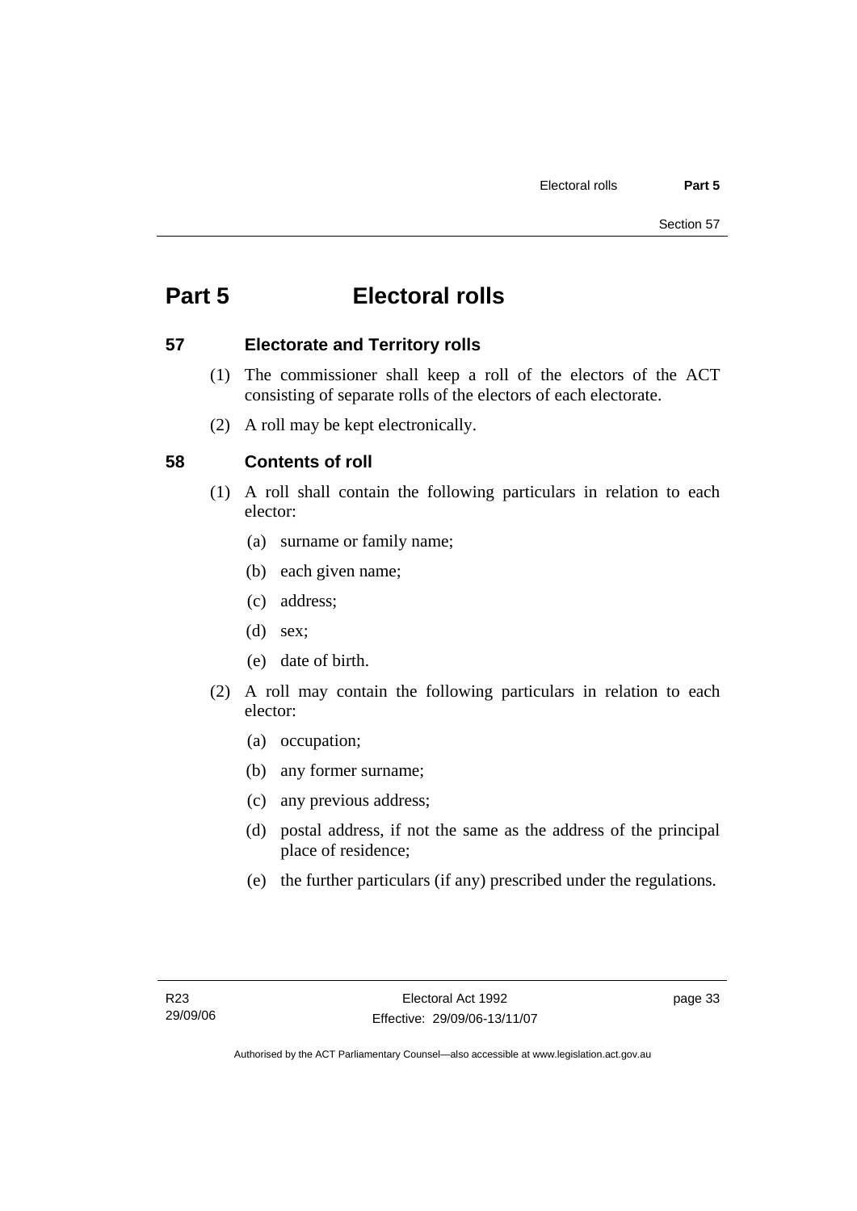# Part 5 Electoral rolls

## 57 Electorate and Territory rolls

(1) The commissioner shall keep a roll of the electors of the ACT consisting of separate rolls of the electors of each electorate.

(2) A roll may be kept electronically.

## 58 Contents of roll

(1) A roll shall contain the following particulars in relation to each elector:

(a) surname or family name;

(b) each given name;

(c) address;

(d) sex;

(e) date of birth.

(2) A roll may contain the following particulars in relation to each elector:

(a) occupation;

(b) any former surname;

(c) any previous address;

(d) postal address, if not the same as the address of the principal place of residence;

(e) the further particulars (if any) prescribed under the regulations.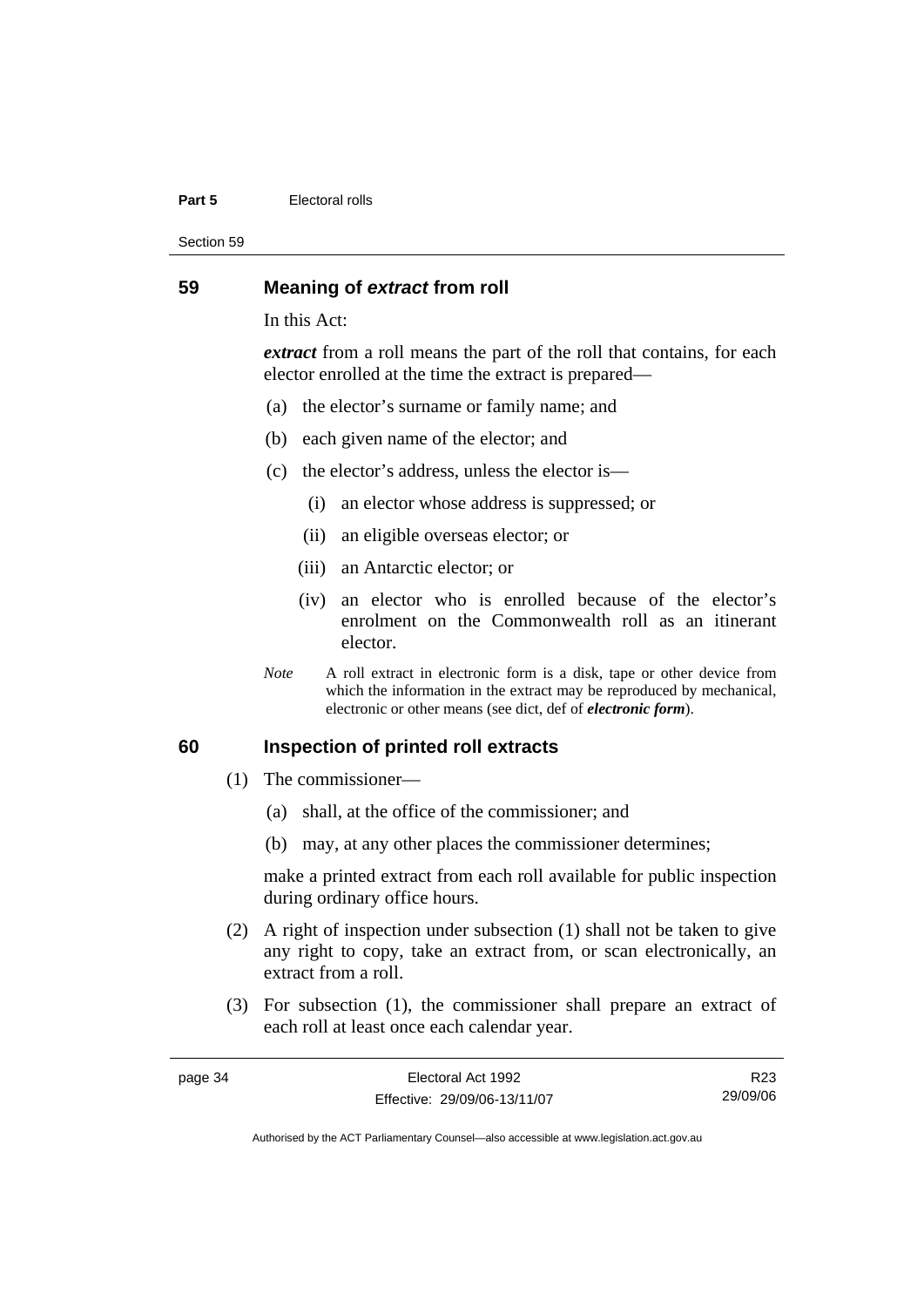## 59 Meaning of *extract* from roll

In this Act:

***extract*** from a roll means the part of the roll that contains, for each elector enrolled at the time the extract is prepared—

(a) the elector's surname or family name; and

(b) each given name of the elector; and

(c) the elector's address, unless the elector is—

(i) an elector whose address is suppressed; or

(ii) an eligible overseas elector; or

(iii) an Antarctic elector; or

(iv) an elector who is enrolled because of the elector's enrolment on the Commonwealth roll as an itinerant elector.

*Note* A roll extract in electronic form is a disk, tape or other device from which the information in the extract may be reproduced by mechanical, electronic or other means (see dict, def of ***electronic form***).

## 60 Inspection of printed roll extracts

(1) The commissioner—

(a) shall, at the office of the commissioner; and

(b) may, at any other places the commissioner determines;

make a printed extract from each roll available for public inspection during ordinary office hours.

(2) A right of inspection under subsection (1) shall not be taken to give any right to copy, take an extract from, or scan electronically, an extract from a roll.

(3) For subsection (1), the commissioner shall prepare an extract of each roll at least once each calendar year.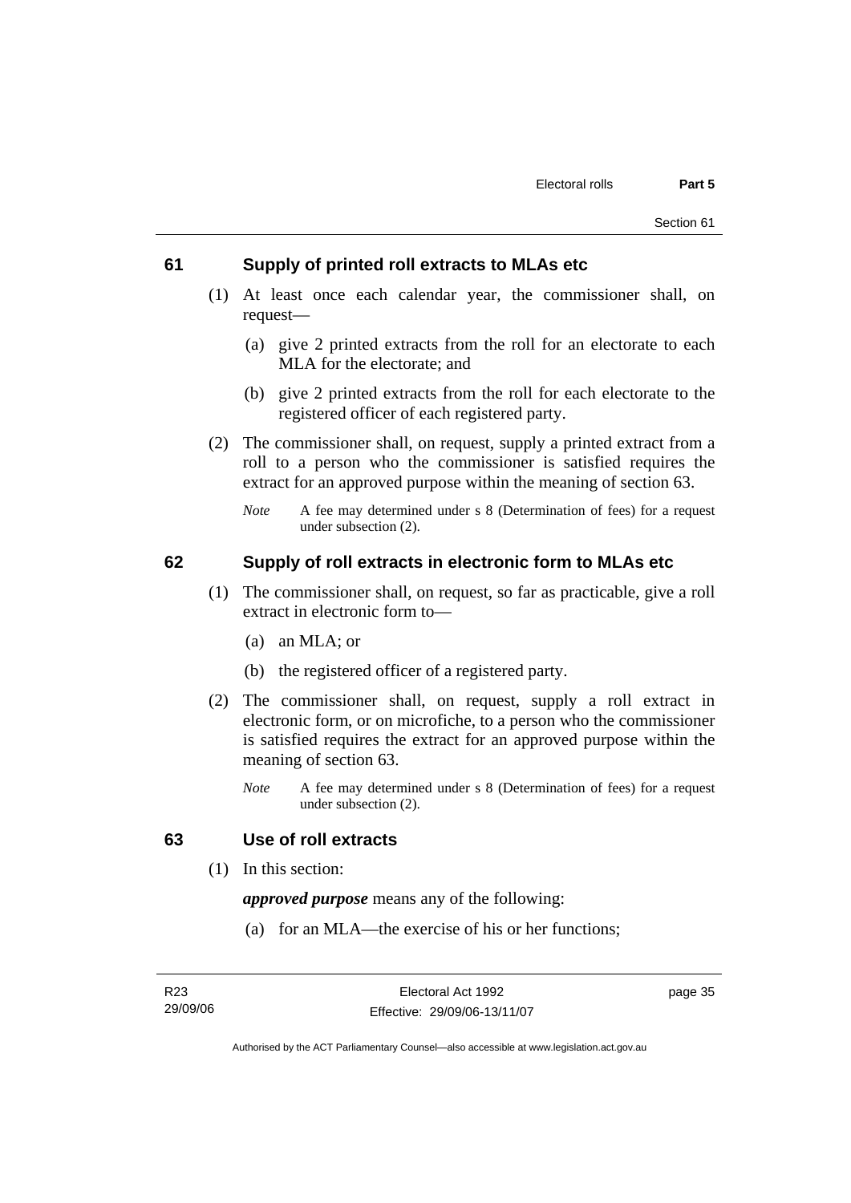## 61 Supply of printed roll extracts to MLAs etc

(1) At least once each calendar year, the commissioner shall, on request—

(a) give 2 printed extracts from the roll for an electorate to each MLA for the electorate; and

(b) give 2 printed extracts from the roll for each electorate to the registered officer of each registered party.

(2) The commissioner shall, on request, supply a printed extract from a roll to a person who the commissioner is satisfied requires the extract for an approved purpose within the meaning of section 63.

*Note* A fee may determined under s 8 (Determination of fees) for a request under subsection (2).

## 62 Supply of roll extracts in electronic form to MLAs etc

(1) The commissioner shall, on request, so far as practicable, give a roll extract in electronic form to—

(a) an MLA; or

(b) the registered officer of a registered party.

(2) The commissioner shall, on request, supply a roll extract in electronic form, or on microfiche, to a person who the commissioner is satisfied requires the extract for an approved purpose within the meaning of section 63.

*Note* A fee may determined under s 8 (Determination of fees) for a request under subsection (2).

## 63 Use of roll extracts

(1) In this section:

***approved purpose*** means any of the following:

(a) for an MLA—the exercise of his or her functions;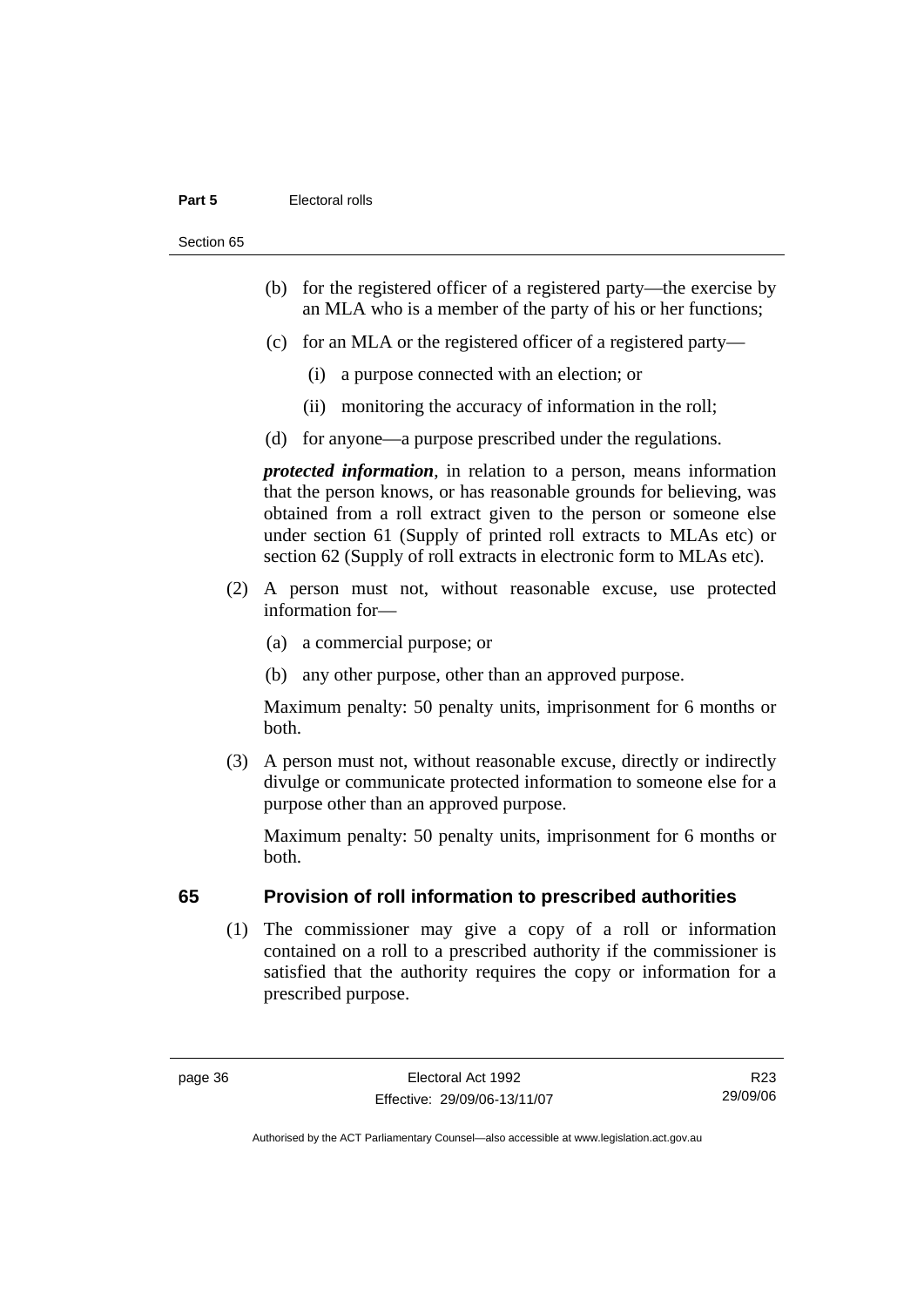(b) for the registered officer of a registered party—the exercise by an MLA who is a member of the party of his or her functions;

(c) for an MLA or the registered officer of a registered party—

(i) a purpose connected with an election; or

(ii) monitoring the accuracy of information in the roll;

(d) for anyone—a purpose prescribed under the regulations.

***protected information***, in relation to a person, means information that the person knows, or has reasonable grounds for believing, was obtained from a roll extract given to the person or someone else under section 61 (Supply of printed roll extracts to MLAs etc) or section 62 (Supply of roll extracts in electronic form to MLAs etc).

(2) A person must not, without reasonable excuse, use protected information for—

(a) a commercial purpose; or

(b) any other purpose, other than an approved purpose.

Maximum penalty: 50 penalty units, imprisonment for 6 months or both.

(3) A person must not, without reasonable excuse, directly or indirectly divulge or communicate protected information to someone else for a purpose other than an approved purpose.

Maximum penalty: 50 penalty units, imprisonment for 6 months or both.

## 65 Provision of roll information to prescribed authorities

(1) The commissioner may give a copy of a roll or information contained on a roll to a prescribed authority if the commissioner is satisfied that the authority requires the copy or information for a prescribed purpose.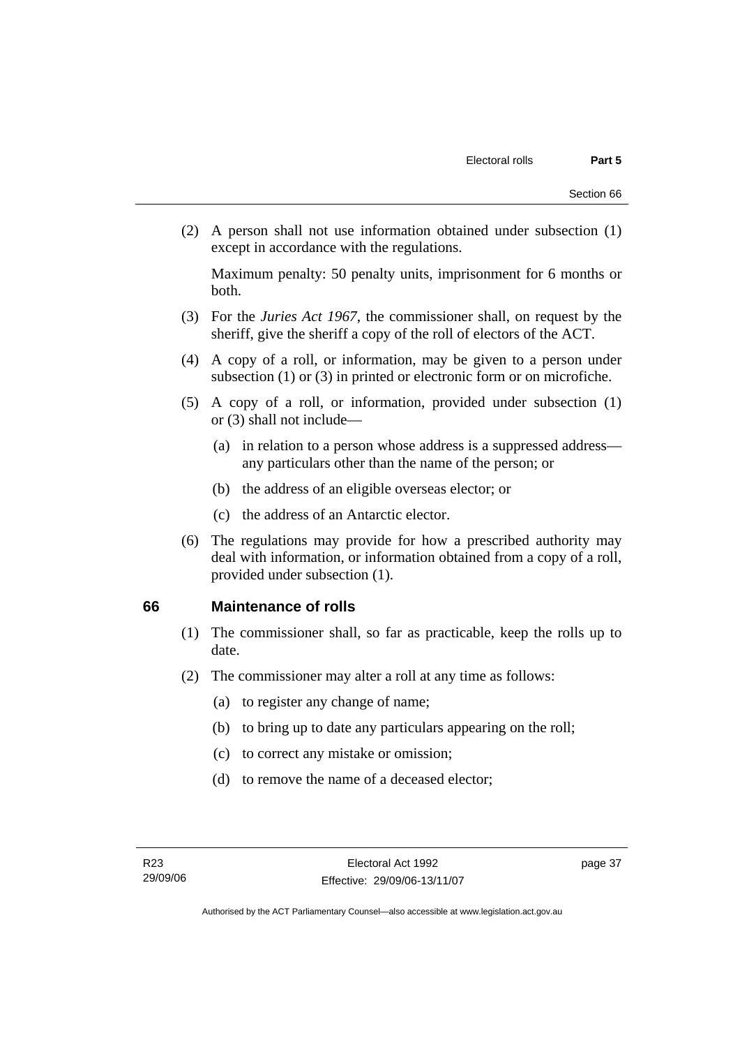(2) A person shall not use information obtained under subsection (1) except in accordance with the regulations.

Maximum penalty: 50 penalty units, imprisonment for 6 months or both.

(3) For the *Juries Act 1967*, the commissioner shall, on request by the sheriff, give the sheriff a copy of the roll of electors of the ACT.

(4) A copy of a roll, or information, may be given to a person under subsection (1) or (3) in printed or electronic form or on microfiche.

(5) A copy of a roll, or information, provided under subsection (1) or (3) shall not include—

(a) in relation to a person whose address is a suppressed address—any particulars other than the name of the person; or

(b) the address of an eligible overseas elector; or

(c) the address of an Antarctic elector.

(6) The regulations may provide for how a prescribed authority may deal with information, or information obtained from a copy of a roll, provided under subsection (1).

## 66 Maintenance of rolls

(1) The commissioner shall, so far as practicable, keep the rolls up to date.

(2) The commissioner may alter a roll at any time as follows:

(a) to register any change of name;

(b) to bring up to date any particulars appearing on the roll;

(c) to correct any mistake or omission;

(d) to remove the name of a deceased elector;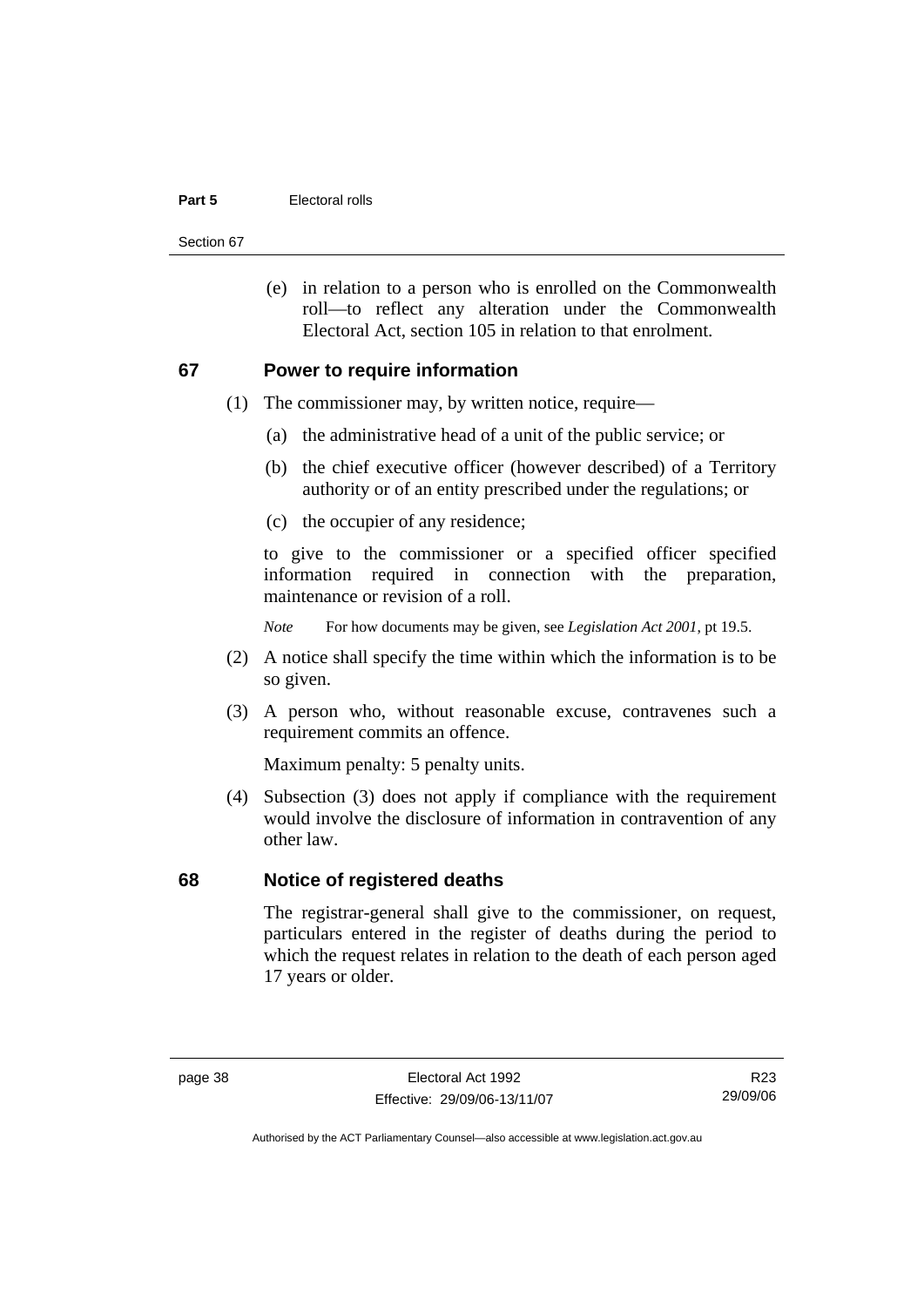(e) in relation to a person who is enrolled on the Commonwealth roll—to reflect any alteration under the Commonwealth Electoral Act, section 105 in relation to that enrolment.

## 67 Power to require information

(1) The commissioner may, by written notice, require—

(a) the administrative head of a unit of the public service; or

(b) the chief executive officer (however described) of a Territory authority or of an entity prescribed under the regulations; or

(c) the occupier of any residence;

to give to the commissioner or a specified officer specified information required in connection with the preparation, maintenance or revision of a roll.

*Note* For how documents may be given, see *Legislation Act 2001*, pt 19.5.

(2) A notice shall specify the time within which the information is to be so given.

(3) A person who, without reasonable excuse, contravenes such a requirement commits an offence.

Maximum penalty: 5 penalty units.

(4) Subsection (3) does not apply if compliance with the requirement would involve the disclosure of information in contravention of any other law.

## 68 Notice of registered deaths

The registrar-general shall give to the commissioner, on request, particulars entered in the register of deaths during the period to which the request relates in relation to the death of each person aged 17 years or older.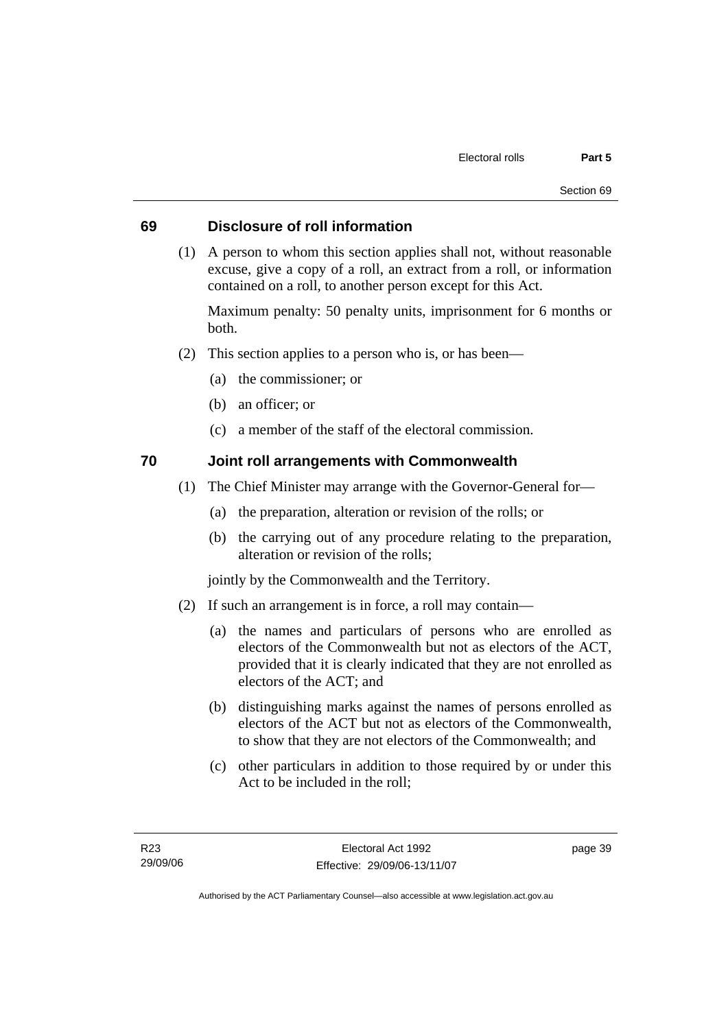## 69 Disclosure of roll information

(1) A person to whom this section applies shall not, without reasonable excuse, give a copy of a roll, an extract from a roll, or information contained on a roll, to another person except for this Act.

Maximum penalty: 50 penalty units, imprisonment for 6 months or both.

(2) This section applies to a person who is, or has been—

(a) the commissioner; or

(b) an officer; or

(c) a member of the staff of the electoral commission.

## 70 Joint roll arrangements with Commonwealth

(1) The Chief Minister may arrange with the Governor-General for—

(a) the preparation, alteration or revision of the rolls; or

(b) the carrying out of any procedure relating to the preparation, alteration or revision of the rolls;

jointly by the Commonwealth and the Territory.

(2) If such an arrangement is in force, a roll may contain—

(a) the names and particulars of persons who are enrolled as electors of the Commonwealth but not as electors of the ACT, provided that it is clearly indicated that they are not enrolled as electors of the ACT; and

(b) distinguishing marks against the names of persons enrolled as electors of the ACT but not as electors of the Commonwealth, to show that they are not electors of the Commonwealth; and

(c) other particulars in addition to those required by or under this Act to be included in the roll;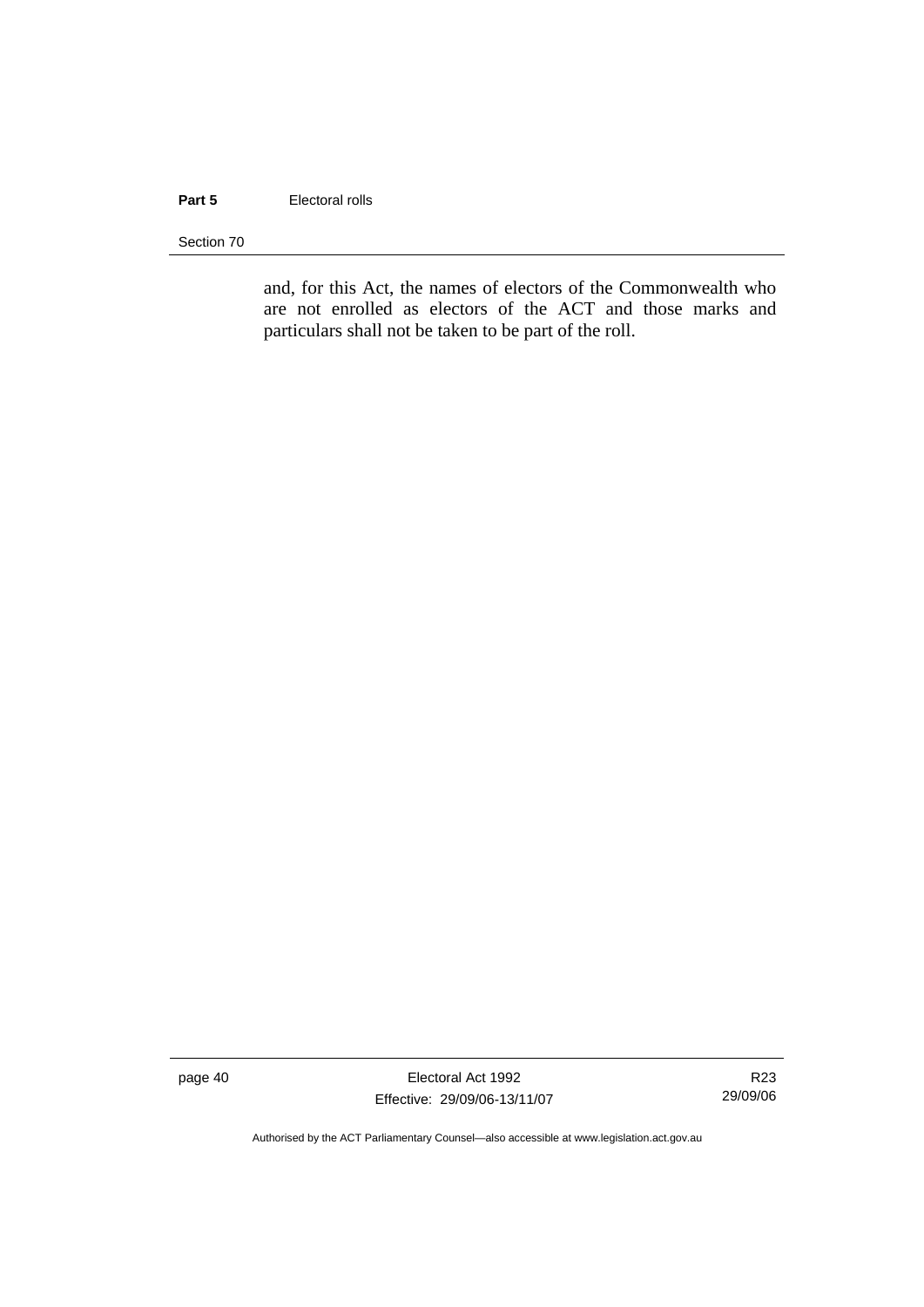and, for this Act, the names of electors of the Commonwealth who are not enrolled as electors of the ACT and those marks and particulars shall not be taken to be part of the roll.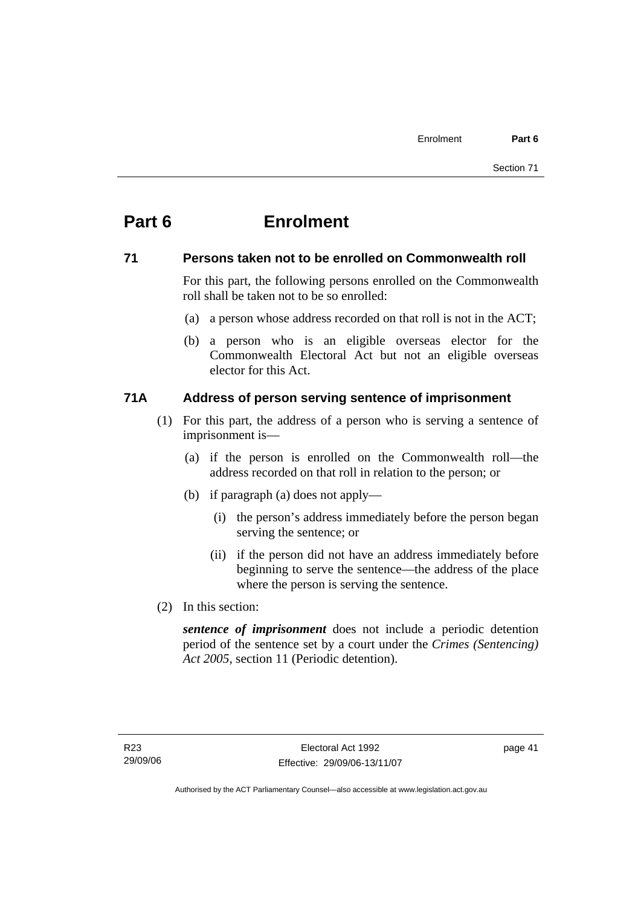# Part 6 Enrolment

## 71 Persons taken not to be enrolled on Commonwealth roll

For this part, the following persons enrolled on the Commonwealth roll shall be taken not to be so enrolled:

(a) a person whose address recorded on that roll is not in the ACT;

(b) a person who is an eligible overseas elector for the Commonwealth Electoral Act but not an eligible overseas elector for this Act.

## 71A Address of person serving sentence of imprisonment

(1) For this part, the address of a person who is serving a sentence of imprisonment is—

(a) if the person is enrolled on the Commonwealth roll—the address recorded on that roll in relation to the person; or

(b) if paragraph (a) does not apply—

(i) the person's address immediately before the person began serving the sentence; or

(ii) if the person did not have an address immediately before beginning to serve the sentence—the address of the place where the person is serving the sentence.

(2) In this section:

***sentence of imprisonment*** does not include a periodic detention period of the sentence set by a court under the *Crimes (Sentencing) Act 2005*, section 11 (Periodic detention).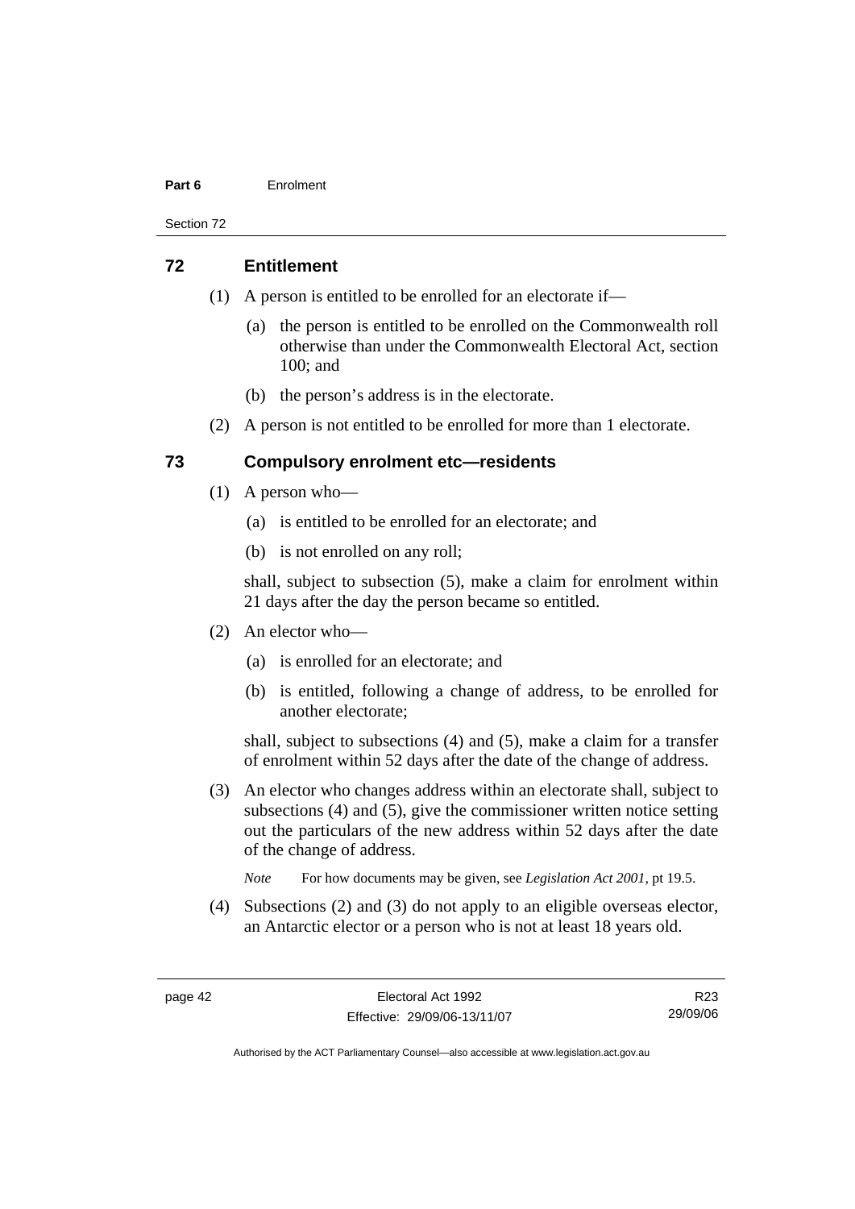## 72 Entitlement

(1) A person is entitled to be enrolled for an electorate if—

(a) the person is entitled to be enrolled on the Commonwealth roll otherwise than under the Commonwealth Electoral Act, section 100; and

(b) the person's address is in the electorate.

(2) A person is not entitled to be enrolled for more than 1 electorate.

## 73 Compulsory enrolment etc—residents

(1) A person who—

(a) is entitled to be enrolled for an electorate; and

(b) is not enrolled on any roll;

shall, subject to subsection (5), make a claim for enrolment within 21 days after the day the person became so entitled.

(2) An elector who—

(a) is enrolled for an electorate; and

(b) is entitled, following a change of address, to be enrolled for another electorate;

shall, subject to subsections (4) and (5), make a claim for a transfer of enrolment within 52 days after the date of the change of address.

(3) An elector who changes address within an electorate shall, subject to subsections (4) and (5), give the commissioner written notice setting out the particulars of the new address within 52 days after the date of the change of address.

*Note* For how documents may be given, see *Legislation Act 2001*, pt 19.5.

(4) Subsections (2) and (3) do not apply to an eligible overseas elector, an Antarctic elector or a person who is not at least 18 years old.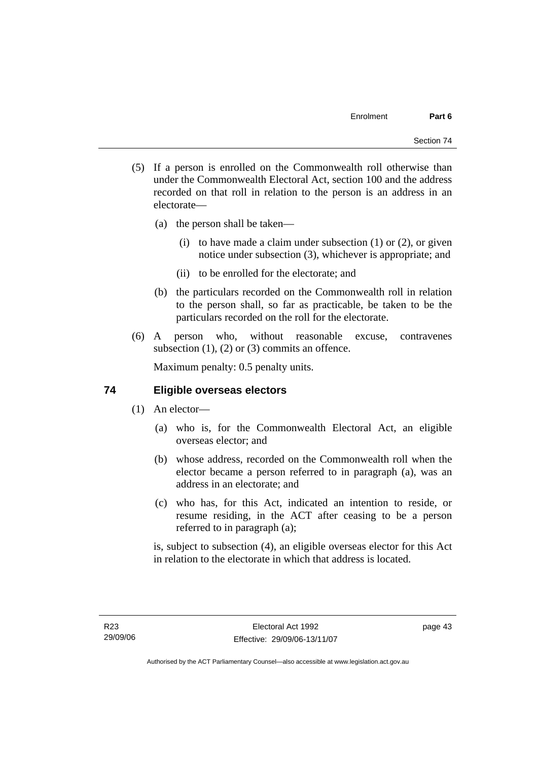(5) If a person is enrolled on the Commonwealth roll otherwise than under the Commonwealth Electoral Act, section 100 and the address recorded on that roll in relation to the person is an address in an electorate—

   (a) the person shall be taken—

      (i) to have made a claim under subsection (1) or (2), or given notice under subsection (3), whichever is appropriate; and

      (ii) to be enrolled for the electorate; and

   (b) the particulars recorded on the Commonwealth roll in relation to the person shall, so far as practicable, be taken to be the particulars recorded on the roll for the electorate.

(6) A person who, without reasonable excuse, contravenes subsection (1), (2) or (3) commits an offence.

Maximum penalty: 0.5 penalty units.

## 74 Eligible overseas electors

(1) An elector—

   (a) who is, for the Commonwealth Electoral Act, an eligible overseas elector; and

   (b) whose address, recorded on the Commonwealth roll when the elector became a person referred to in paragraph (a), was an address in an electorate; and

   (c) who has, for this Act, indicated an intention to reside, or resume residing, in the ACT after ceasing to be a person referred to in paragraph (a);

is, subject to subsection (4), an eligible overseas elector for this Act in relation to the electorate in which that address is located.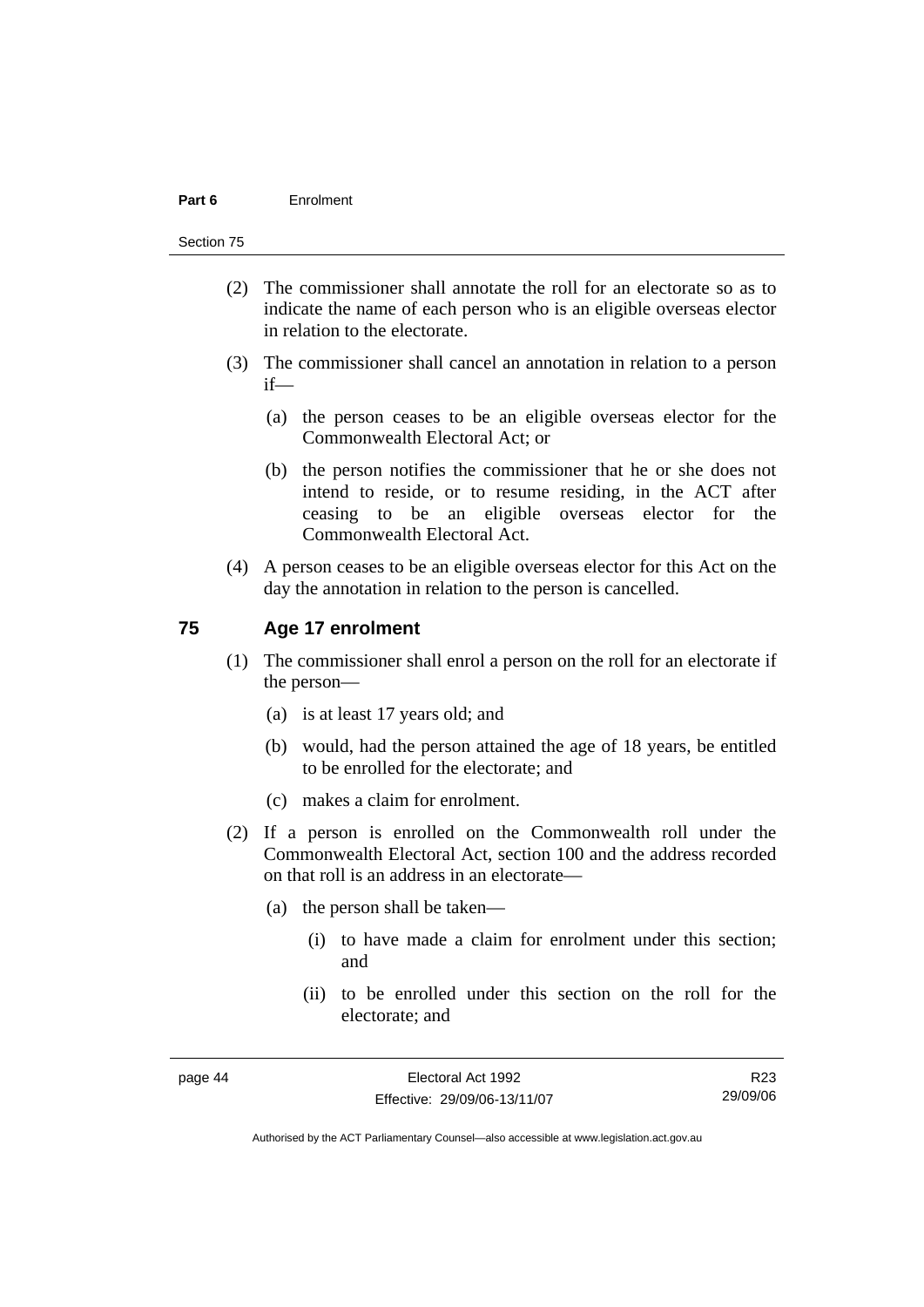(2) The commissioner shall annotate the roll for an electorate so as to indicate the name of each person who is an eligible overseas elector in relation to the electorate.

(3) The commissioner shall cancel an annotation in relation to a person if—

(a) the person ceases to be an eligible overseas elector for the Commonwealth Electoral Act; or

(b) the person notifies the commissioner that he or she does not intend to reside, or to resume residing, in the ACT after ceasing to be an eligible overseas elector for the Commonwealth Electoral Act.

(4) A person ceases to be an eligible overseas elector for this Act on the day the annotation in relation to the person is cancelled.

## 75 Age 17 enrolment

(1) The commissioner shall enrol a person on the roll for an electorate if the person—

(a) is at least 17 years old; and

(b) would, had the person attained the age of 18 years, be entitled to be enrolled for the electorate; and

(c) makes a claim for enrolment.

(2) If a person is enrolled on the Commonwealth roll under the Commonwealth Electoral Act, section 100 and the address recorded on that roll is an address in an electorate—

(a) the person shall be taken—

(i) to have made a claim for enrolment under this section; and

(ii) to be enrolled under this section on the roll for the electorate; and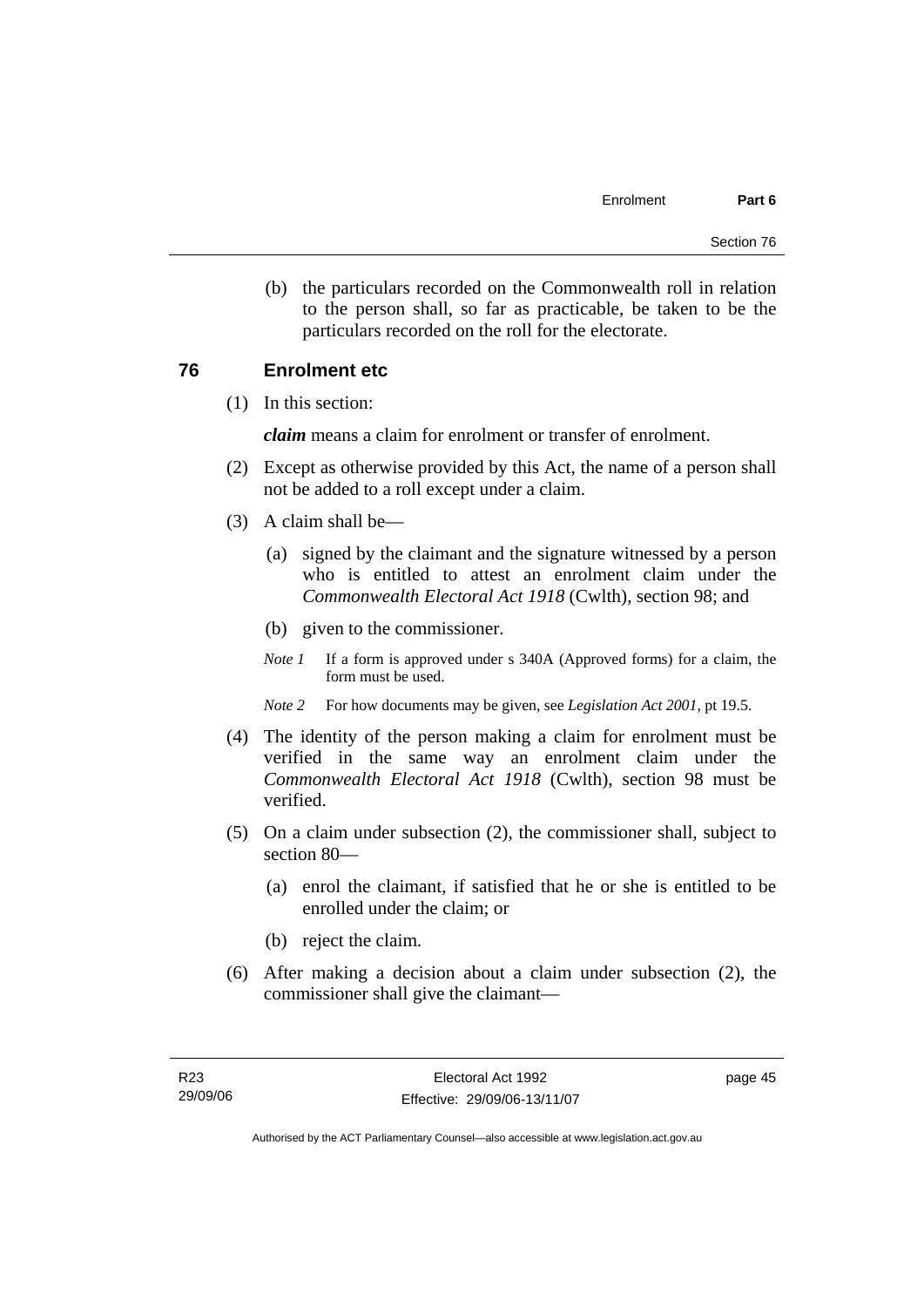(b) the particulars recorded on the Commonwealth roll in relation to the person shall, so far as practicable, be taken to be the particulars recorded on the roll for the electorate.

## 76 Enrolment etc

(1) In this section:

***claim*** means a claim for enrolment or transfer of enrolment.

(2) Except as otherwise provided by this Act, the name of a person shall not be added to a roll except under a claim.

(3) A claim shall be—

(a) signed by the claimant and the signature witnessed by a person who is entitled to attest an enrolment claim under the *Commonwealth Electoral Act 1918* (Cwlth), section 98; and

(b) given to the commissioner.

*Note 1* If a form is approved under s 340A (Approved forms) for a claim, the form must be used.

*Note 2* For how documents may be given, see *Legislation Act 2001*, pt 19.5.

(4) The identity of the person making a claim for enrolment must be verified in the same way an enrolment claim under the *Commonwealth Electoral Act 1918* (Cwlth), section 98 must be verified.

(5) On a claim under subsection (2), the commissioner shall, subject to section 80—

(a) enrol the claimant, if satisfied that he or she is entitled to be enrolled under the claim; or

(b) reject the claim.

(6) After making a decision about a claim under subsection (2), the commissioner shall give the claimant—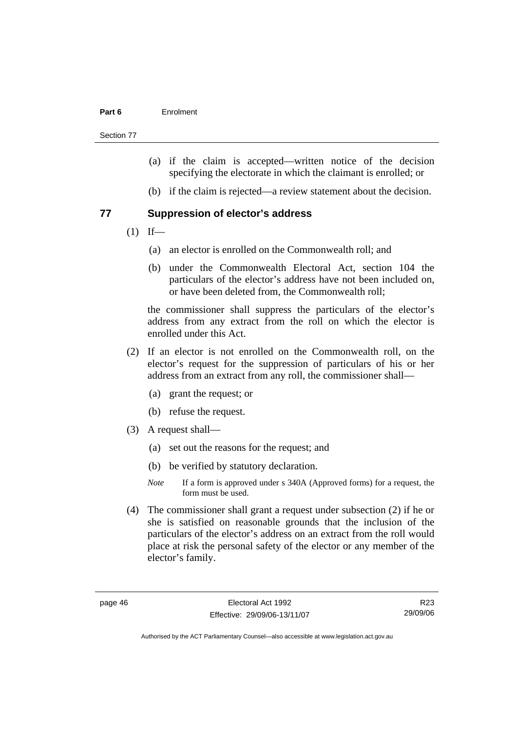(a) if the claim is accepted—written notice of the decision specifying the electorate in which the claimant is enrolled; or

(b) if the claim is rejected—a review statement about the decision.

## 77 Suppression of elector's address

(1) If—

(a) an elector is enrolled on the Commonwealth roll; and

(b) under the Commonwealth Electoral Act, section 104 the particulars of the elector's address have not been included on, or have been deleted from, the Commonwealth roll;

the commissioner shall suppress the particulars of the elector's address from any extract from the roll on which the elector is enrolled under this Act.

(2) If an elector is not enrolled on the Commonwealth roll, on the elector's request for the suppression of particulars of his or her address from an extract from any roll, the commissioner shall—

(a) grant the request; or

(b) refuse the request.

(3) A request shall—

(a) set out the reasons for the request; and

(b) be verified by statutory declaration.

*Note* If a form is approved under s 340A (Approved forms) for a request, the form must be used.

(4) The commissioner shall grant a request under subsection (2) if he or she is satisfied on reasonable grounds that the inclusion of the particulars of the elector's address on an extract from the roll would place at risk the personal safety of the elector or any member of the elector's family.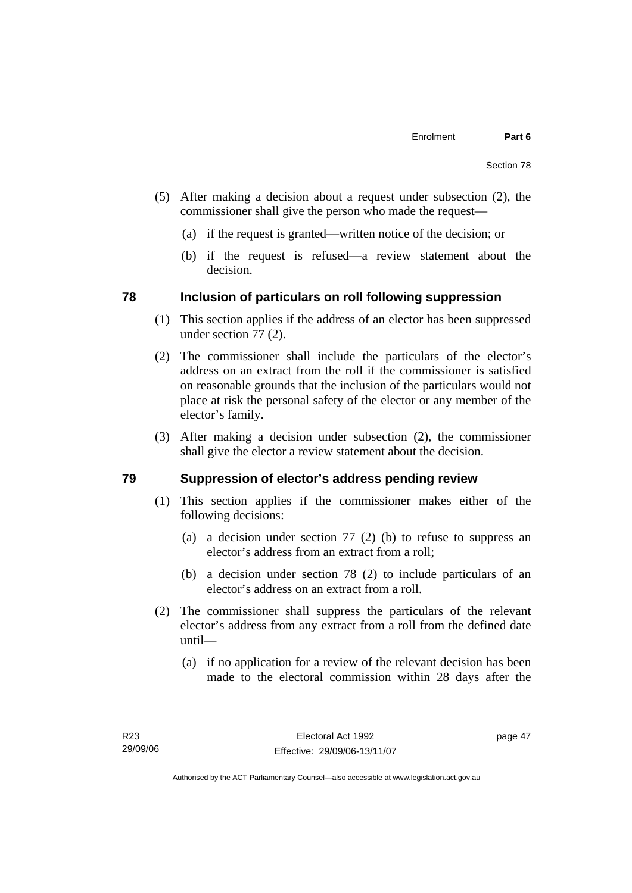(5) After making a decision about a request under subsection (2), the commissioner shall give the person who made the request—

(a) if the request is granted—written notice of the decision; or

(b) if the request is refused—a review statement about the decision.

## 78 Inclusion of particulars on roll following suppression

(1) This section applies if the address of an elector has been suppressed under section 77 (2).

(2) The commissioner shall include the particulars of the elector's address on an extract from the roll if the commissioner is satisfied on reasonable grounds that the inclusion of the particulars would not place at risk the personal safety of the elector or any member of the elector's family.

(3) After making a decision under subsection (2), the commissioner shall give the elector a review statement about the decision.

## 79 Suppression of elector's address pending review

(1) This section applies if the commissioner makes either of the following decisions:

(a) a decision under section 77 (2) (b) to refuse to suppress an elector's address from an extract from a roll;

(b) a decision under section 78 (2) to include particulars of an elector's address on an extract from a roll.

(2) The commissioner shall suppress the particulars of the relevant elector's address from any extract from a roll from the defined date until—

(a) if no application for a review of the relevant decision has been made to the electoral commission within 28 days after the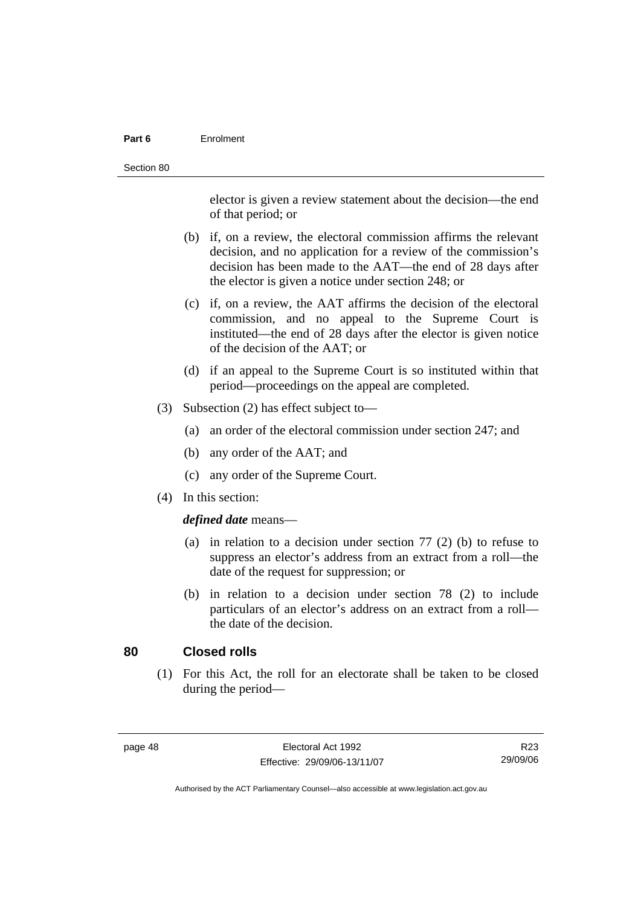elector is given a review statement about the decision—the end of that period; or

(b) if, on a review, the electoral commission affirms the relevant decision, and no application for a review of the commission's decision has been made to the AAT—the end of 28 days after the elector is given a notice under section 248; or

(c) if, on a review, the AAT affirms the decision of the electoral commission, and no appeal to the Supreme Court is instituted—the end of 28 days after the elector is given notice of the decision of the AAT; or

(d) if an appeal to the Supreme Court is so instituted within that period—proceedings on the appeal are completed.

(3) Subsection (2) has effect subject to—

(a) an order of the electoral commission under section 247; and

(b) any order of the AAT; and

(c) any order of the Supreme Court.

(4) In this section:

***defined date*** means—

(a) in relation to a decision under section 77 (2) (b) to refuse to suppress an elector's address from an extract from a roll—the date of the request for suppression; or

(b) in relation to a decision under section 78 (2) to include particulars of an elector's address on an extract from a roll—the date of the decision.

## 80 Closed rolls

(1) For this Act, the roll for an electorate shall be taken to be closed during the period—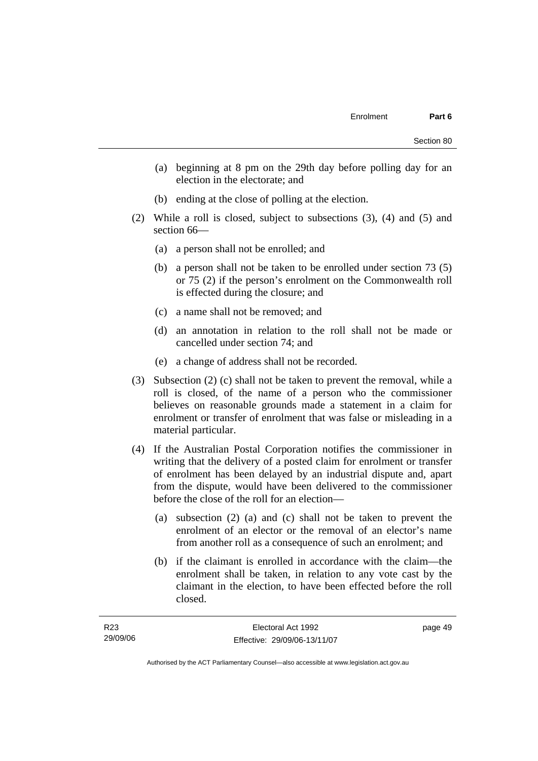(a) beginning at 8 pm on the 29th day before polling day for an election in the electorate; and

(b) ending at the close of polling at the election.

(2) While a roll is closed, subject to subsections (3), (4) and (5) and section 66—

(a) a person shall not be enrolled; and

(b) a person shall not be taken to be enrolled under section 73 (5) or 75 (2) if the person's enrolment on the Commonwealth roll is effected during the closure; and

(c) a name shall not be removed; and

(d) an annotation in relation to the roll shall not be made or cancelled under section 74; and

(e) a change of address shall not be recorded.

(3) Subsection (2) (c) shall not be taken to prevent the removal, while a roll is closed, of the name of a person who the commissioner believes on reasonable grounds made a statement in a claim for enrolment or transfer of enrolment that was false or misleading in a material particular.

(4) If the Australian Postal Corporation notifies the commissioner in writing that the delivery of a posted claim for enrolment or transfer of enrolment has been delayed by an industrial dispute and, apart from the dispute, would have been delivered to the commissioner before the close of the roll for an election—

(a) subsection (2) (a) and (c) shall not be taken to prevent the enrolment of an elector or the removal of an elector's name from another roll as a consequence of such an enrolment; and

(b) if the claimant is enrolled in accordance with the claim—the enrolment shall be taken, in relation to any vote cast by the claimant in the election, to have been effected before the roll closed.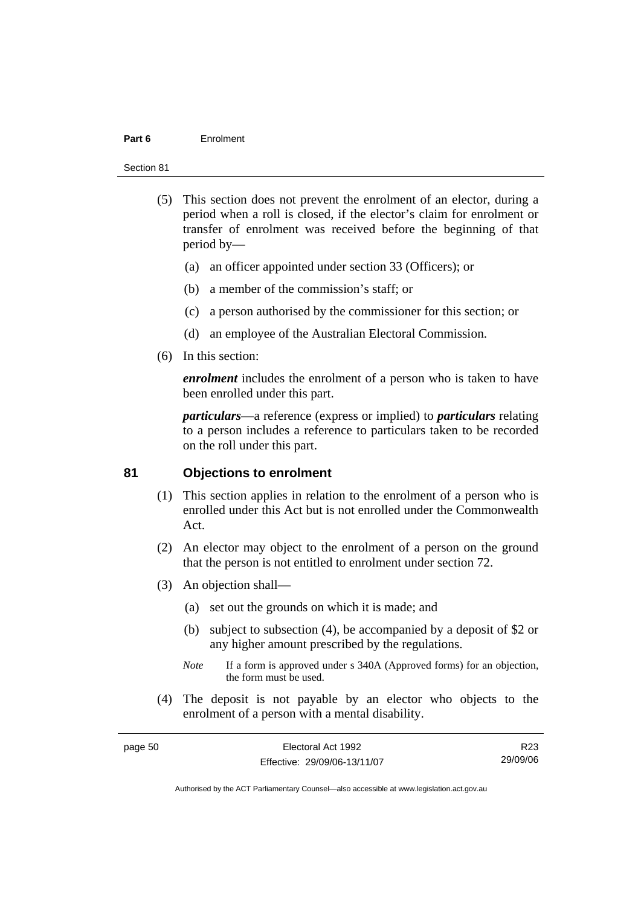(5) This section does not prevent the enrolment of an elector, during a period when a roll is closed, if the elector's claim for enrolment or transfer of enrolment was received before the beginning of that period by—

(a) an officer appointed under section 33 (Officers); or

(b) a member of the commission's staff; or

(c) a person authorised by the commissioner for this section; or

(d) an employee of the Australian Electoral Commission.

(6) In this section:

***enrolment*** includes the enrolment of a person who is taken to have been enrolled under this part.

***particulars***—a reference (express or implied) to ***particulars*** relating to a person includes a reference to particulars taken to be recorded on the roll under this part.

## 81 Objections to enrolment

(1) This section applies in relation to the enrolment of a person who is enrolled under this Act but is not enrolled under the Commonwealth Act.

(2) An elector may object to the enrolment of a person on the ground that the person is not entitled to enrolment under section 72.

(3) An objection shall—

(a) set out the grounds on which it is made; and

(b) subject to subsection (4), be accompanied by a deposit of $2 or any higher amount prescribed by the regulations.

*Note* If a form is approved under s 340A (Approved forms) for an objection, the form must be used.

(4) The deposit is not payable by an elector who objects to the enrolment of a person with a mental disability.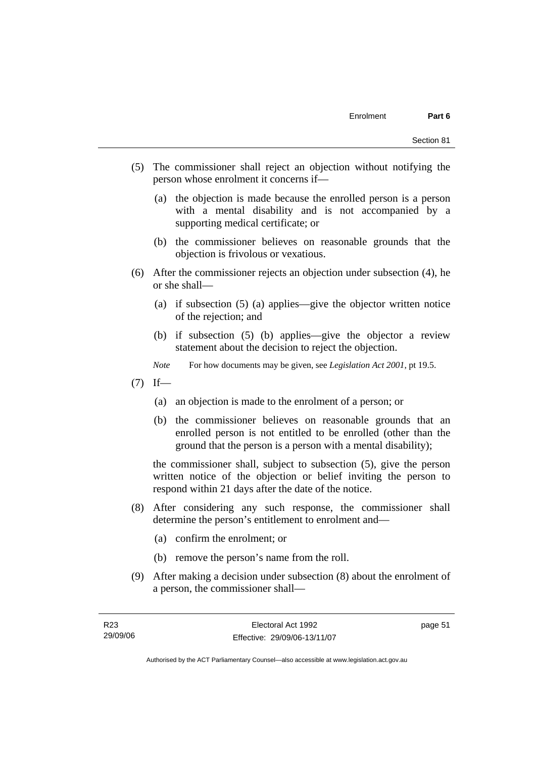(5) The commissioner shall reject an objection without notifying the person whose enrolment it concerns if—

(a) the objection is made because the enrolled person is a person with a mental disability and is not accompanied by a supporting medical certificate; or

(b) the commissioner believes on reasonable grounds that the objection is frivolous or vexatious.

(6) After the commissioner rejects an objection under subsection (4), he or she shall—

(a) if subsection (5) (a) applies—give the objector written notice of the rejection; and

(b) if subsection (5) (b) applies—give the objector a review statement about the decision to reject the objection.

*Note* For how documents may be given, see *Legislation Act 2001*, pt 19.5.

(7) If—

(a) an objection is made to the enrolment of a person; or

(b) the commissioner believes on reasonable grounds that an enrolled person is not entitled to be enrolled (other than the ground that the person is a person with a mental disability);

the commissioner shall, subject to subsection (5), give the person written notice of the objection or belief inviting the person to respond within 21 days after the date of the notice.

(8) After considering any such response, the commissioner shall determine the person's entitlement to enrolment and—

(a) confirm the enrolment; or

(b) remove the person's name from the roll.

(9) After making a decision under subsection (8) about the enrolment of a person, the commissioner shall—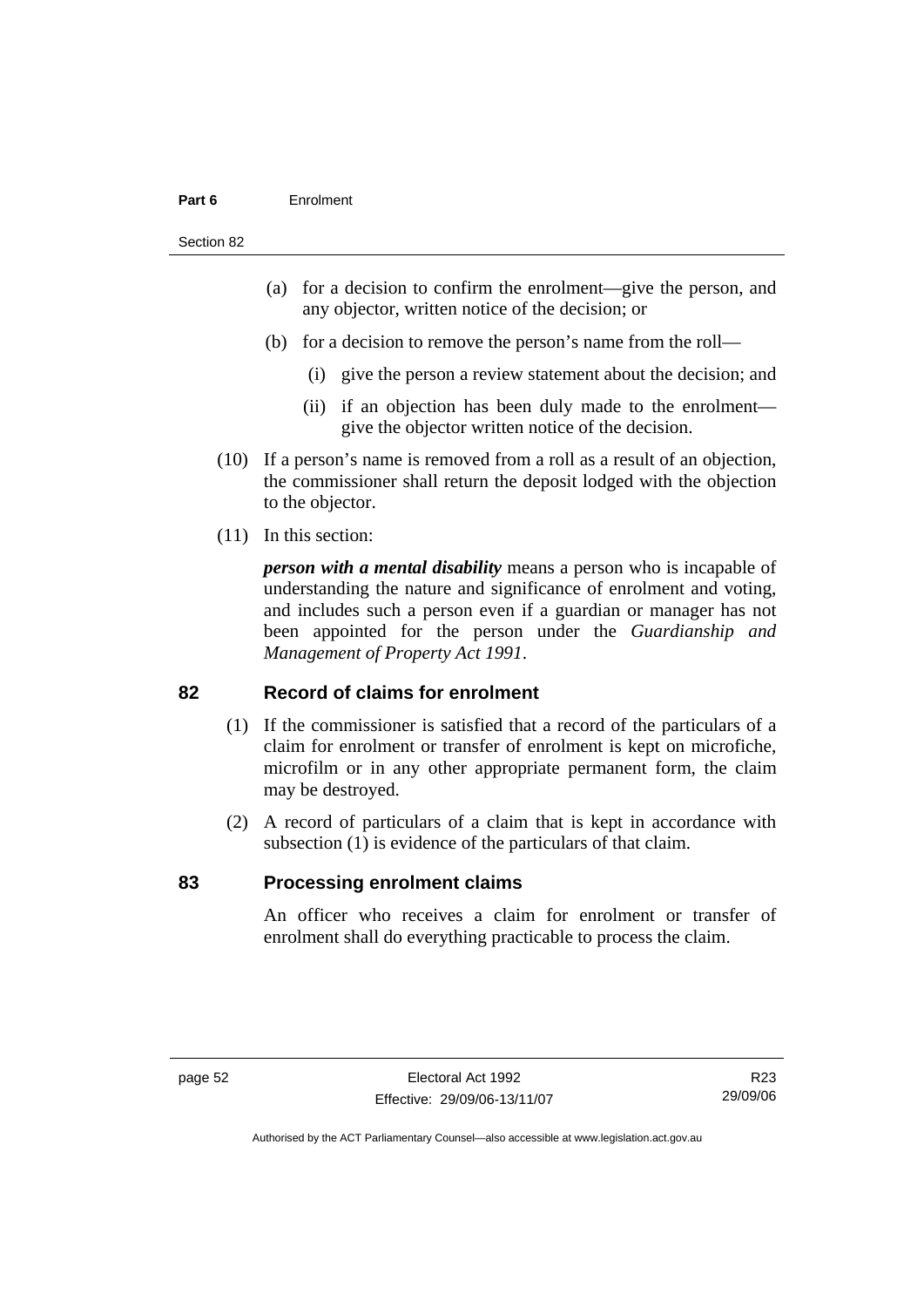(a) for a decision to confirm the enrolment—give the person, and any objector, written notice of the decision; or

(b) for a decision to remove the person's name from the roll—

(i) give the person a review statement about the decision; and

(ii) if an objection has been duly made to the enrolment—give the objector written notice of the decision.

(10) If a person's name is removed from a roll as a result of an objection, the commissioner shall return the deposit lodged with the objection to the objector.

(11) In this section:

***person with a mental disability*** means a person who is incapable of understanding the nature and significance of enrolment and voting, and includes such a person even if a guardian or manager has not been appointed for the person under the *Guardianship and Management of Property Act 1991*.

## 82 Record of claims for enrolment

(1) If the commissioner is satisfied that a record of the particulars of a claim for enrolment or transfer of enrolment is kept on microfiche, microfilm or in any other appropriate permanent form, the claim may be destroyed.

(2) A record of particulars of a claim that is kept in accordance with subsection (1) is evidence of the particulars of that claim.

## 83 Processing enrolment claims

An officer who receives a claim for enrolment or transfer of enrolment shall do everything practicable to process the claim.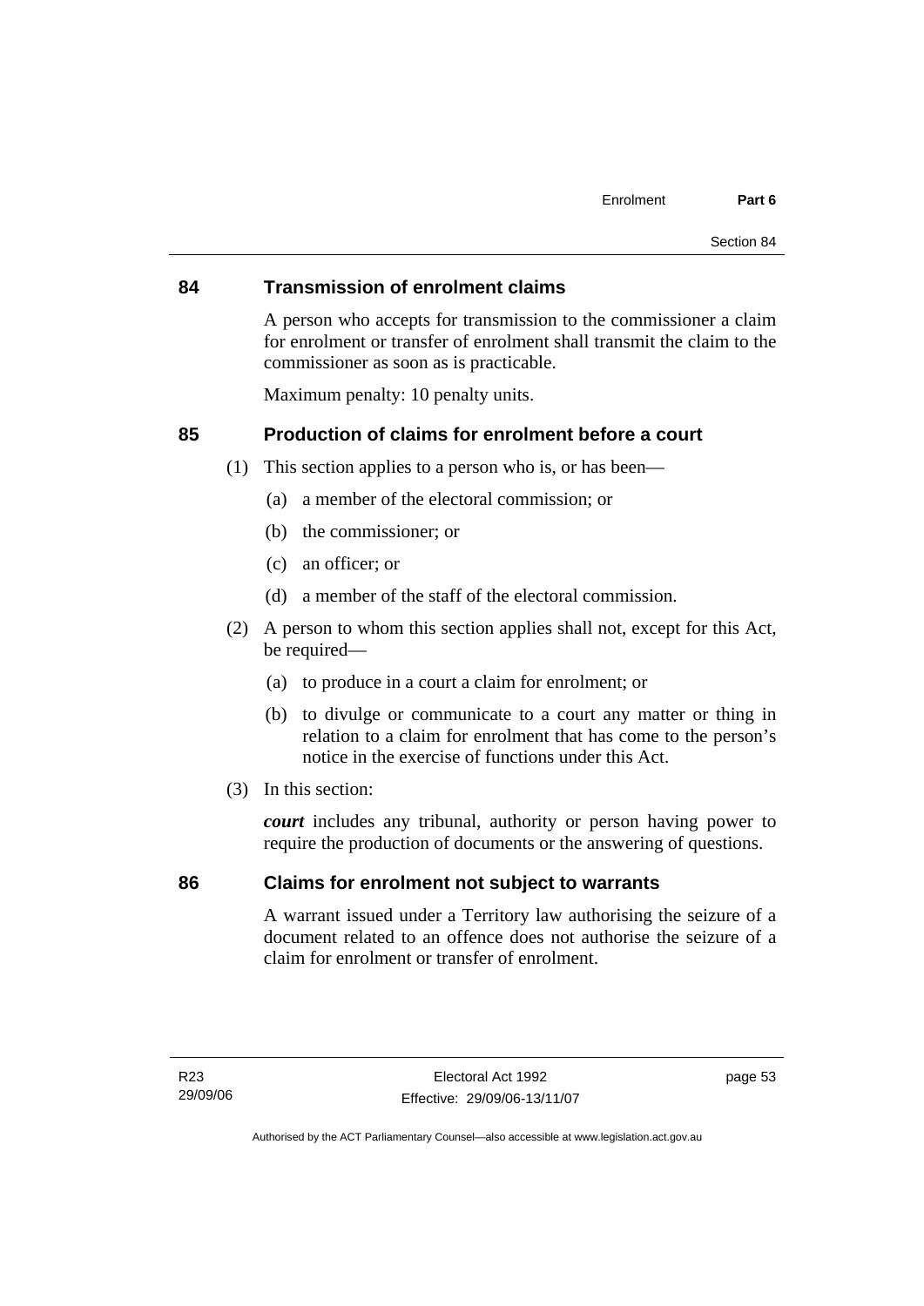## 84 Transmission of enrolment claims

A person who accepts for transmission to the commissioner a claim for enrolment or transfer of enrolment shall transmit the claim to the commissioner as soon as is practicable.

Maximum penalty: 10 penalty units.

## 85 Production of claims for enrolment before a court

(1) This section applies to a person who is, or has been—

(a) a member of the electoral commission; or

(b) the commissioner; or

(c) an officer; or

(d) a member of the staff of the electoral commission.

(2) A person to whom this section applies shall not, except for this Act, be required—

(a) to produce in a court a claim for enrolment; or

(b) to divulge or communicate to a court any matter or thing in relation to a claim for enrolment that has come to the person's notice in the exercise of functions under this Act.

(3) In this section:

***court*** includes any tribunal, authority or person having power to require the production of documents or the answering of questions.

## 86 Claims for enrolment not subject to warrants

A warrant issued under a Territory law authorising the seizure of a document related to an offence does not authorise the seizure of a claim for enrolment or transfer of enrolment.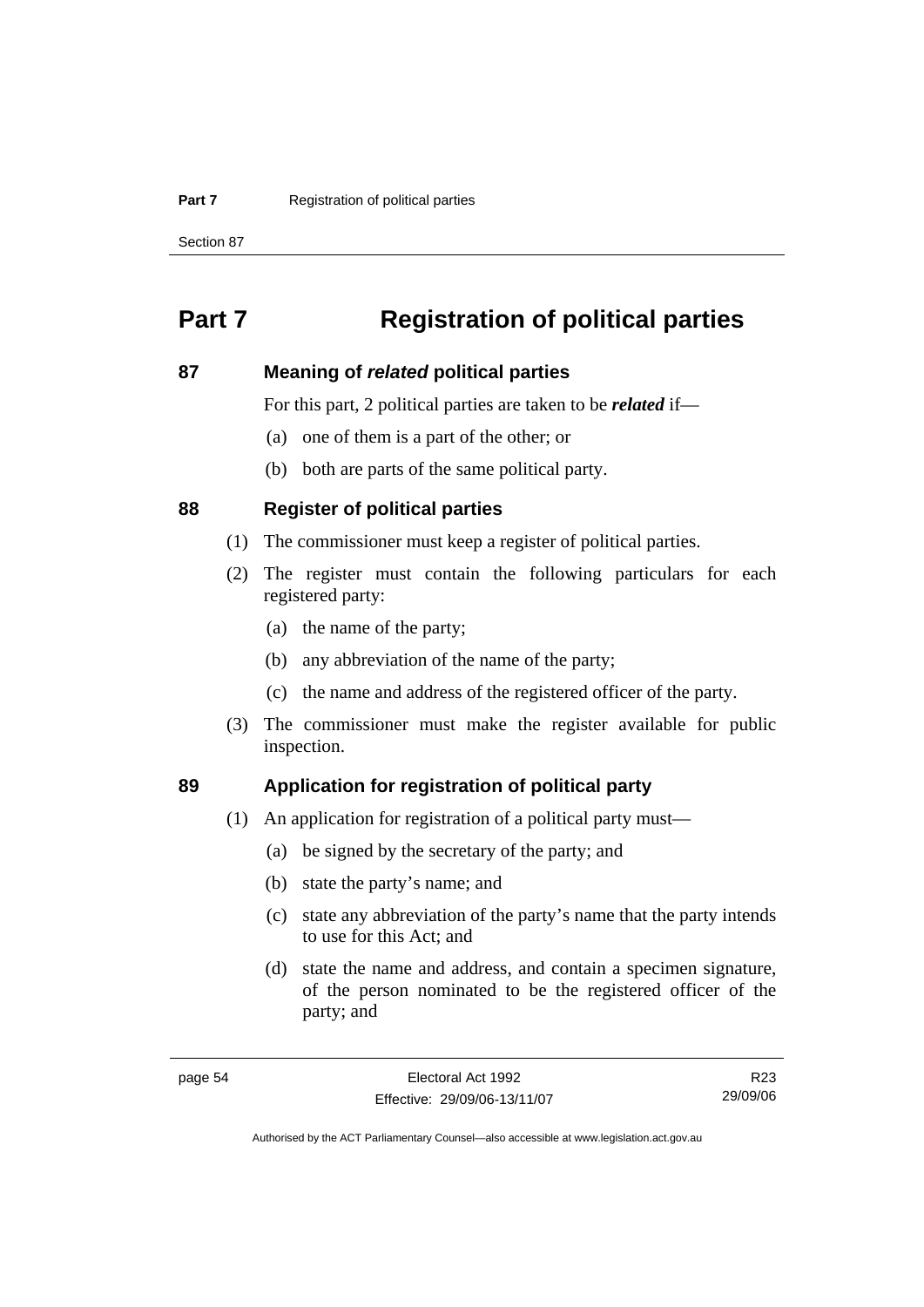# Part 7 Registration of political parties

## 87 Meaning of *related* political parties

For this part, 2 political parties are taken to be ***related*** if—

(a) one of them is a part of the other; or

(b) both are parts of the same political party.

## 88 Register of political parties

(1) The commissioner must keep a register of political parties.

(2) The register must contain the following particulars for each registered party:

(a) the name of the party;

(b) any abbreviation of the name of the party;

(c) the name and address of the registered officer of the party.

(3) The commissioner must make the register available for public inspection.

## 89 Application for registration of political party

(1) An application for registration of a political party must—

(a) be signed by the secretary of the party; and

(b) state the party's name; and

(c) state any abbreviation of the party's name that the party intends to use for this Act; and

(d) state the name and address, and contain a specimen signature, of the person nominated to be the registered officer of the party; and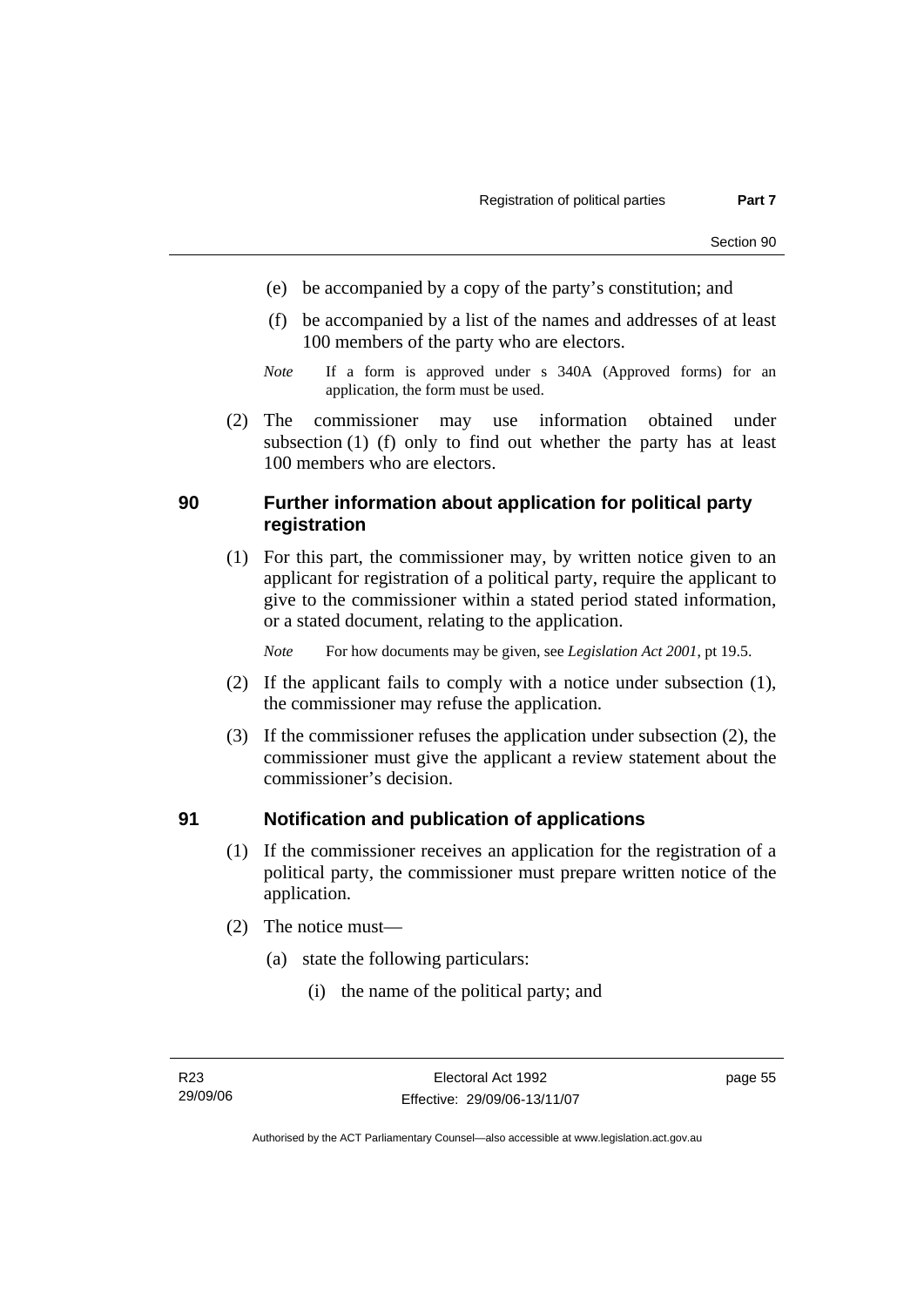(e) be accompanied by a copy of the party's constitution; and

(f) be accompanied by a list of the names and addresses of at least 100 members of the party who are electors.

*Note* If a form is approved under s 340A (Approved forms) for an application, the form must be used.

(2) The commissioner may use information obtained under subsection (1) (f) only to find out whether the party has at least 100 members who are electors.

## 90 Further information about application for political party registration

(1) For this part, the commissioner may, by written notice given to an applicant for registration of a political party, require the applicant to give to the commissioner within a stated period stated information, or a stated document, relating to the application.

*Note* For how documents may be given, see *Legislation Act 2001*, pt 19.5.

(2) If the applicant fails to comply with a notice under subsection (1), the commissioner may refuse the application.

(3) If the commissioner refuses the application under subsection (2), the commissioner must give the applicant a review statement about the commissioner's decision.

## 91 Notification and publication of applications

(1) If the commissioner receives an application for the registration of a political party, the commissioner must prepare written notice of the application.

(2) The notice must—

(a) state the following particulars:

(i) the name of the political party; and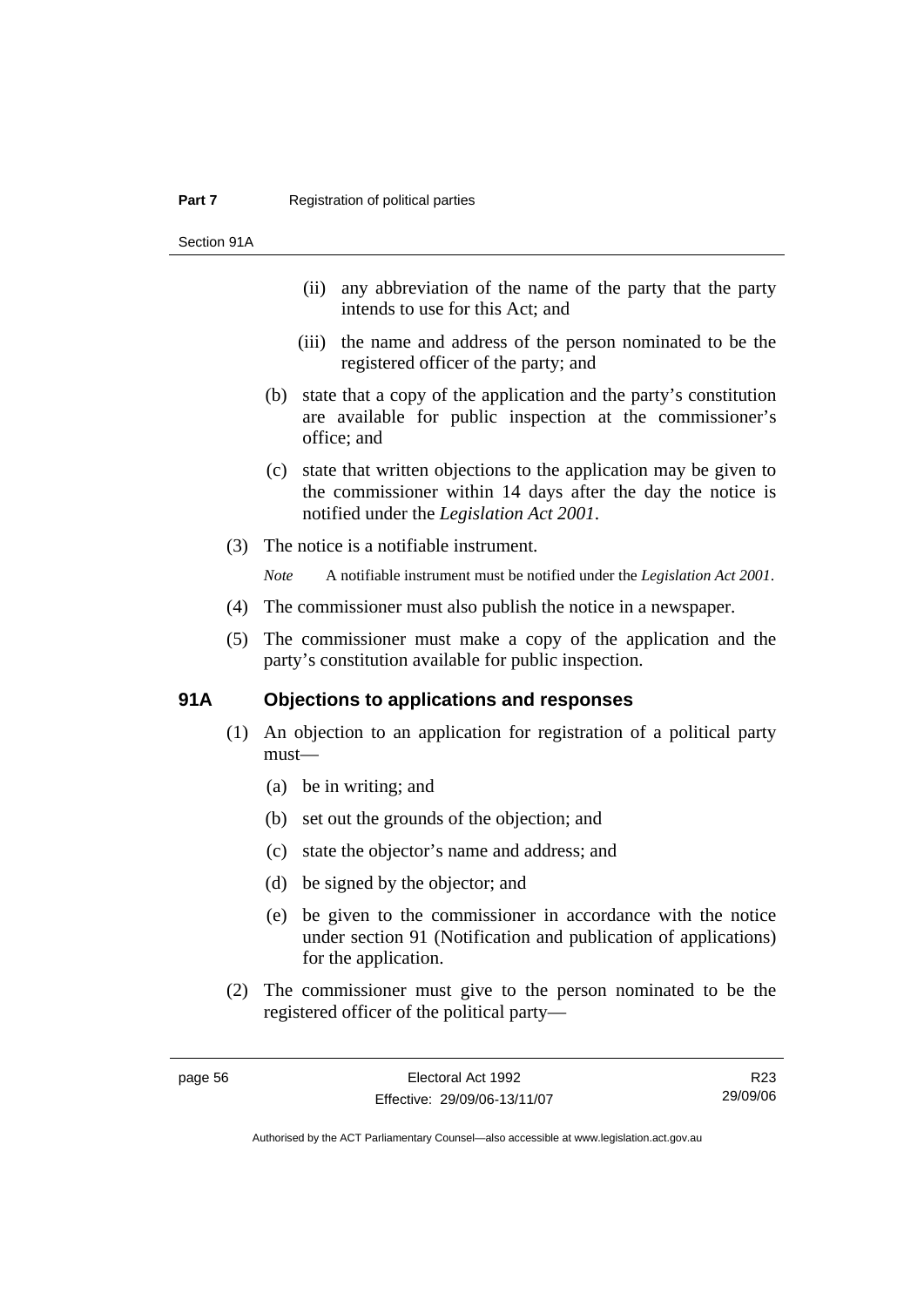(ii) any abbreviation of the name of the party that the party intends to use for this Act; and

(iii) the name and address of the person nominated to be the registered officer of the party; and

(b) state that a copy of the application and the party's constitution are available for public inspection at the commissioner's office; and

(c) state that written objections to the application may be given to the commissioner within 14 days after the day the notice is notified under the *Legislation Act 2001*.

(3) The notice is a notifiable instrument.

*Note* A notifiable instrument must be notified under the *Legislation Act 2001*.

(4) The commissioner must also publish the notice in a newspaper.

(5) The commissioner must make a copy of the application and the party's constitution available for public inspection.

## 91A Objections to applications and responses

(1) An objection to an application for registration of a political party must—

(a) be in writing; and

(b) set out the grounds of the objection; and

(c) state the objector's name and address; and

(d) be signed by the objector; and

(e) be given to the commissioner in accordance with the notice under section 91 (Notification and publication of applications) for the application.

(2) The commissioner must give to the person nominated to be the registered officer of the political party—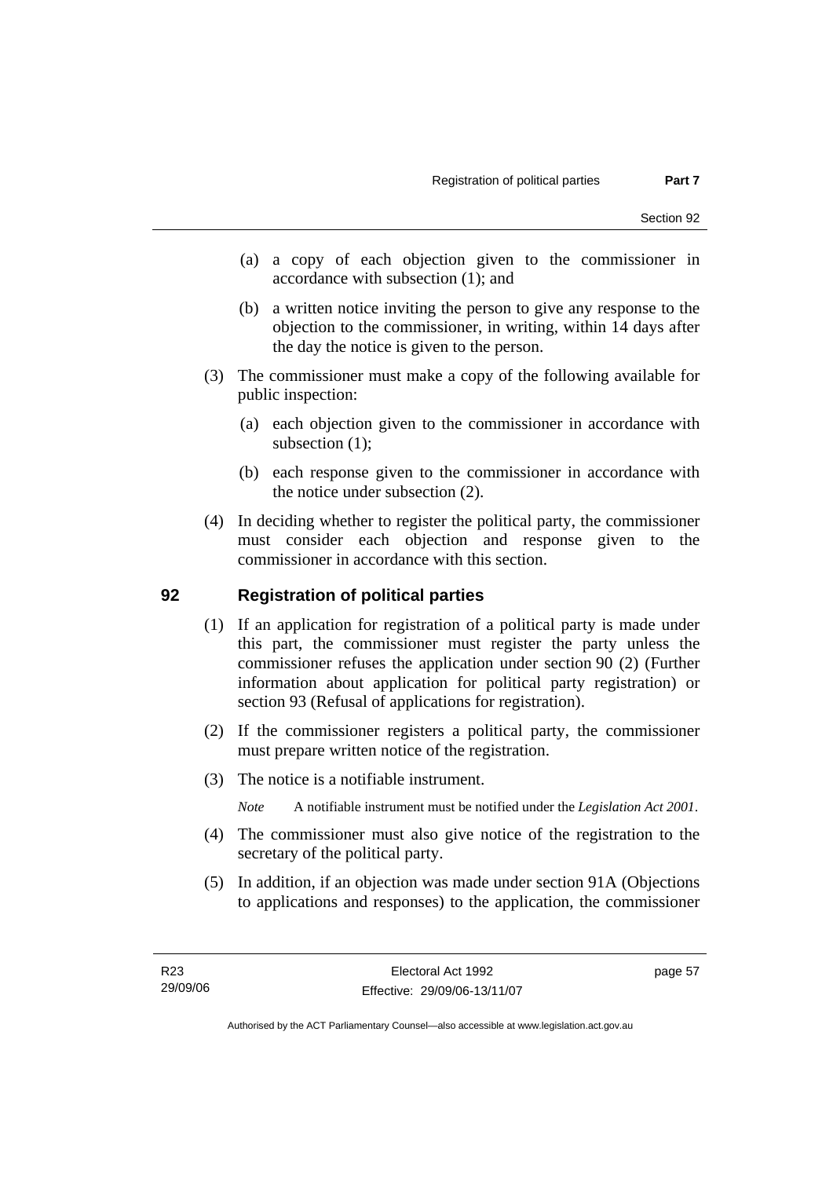(a) a copy of each objection given to the commissioner in accordance with subsection (1); and

(b) a written notice inviting the person to give any response to the objection to the commissioner, in writing, within 14 days after the day the notice is given to the person.

(3) The commissioner must make a copy of the following available for public inspection:

(a) each objection given to the commissioner in accordance with subsection (1);

(b) each response given to the commissioner in accordance with the notice under subsection (2).

(4) In deciding whether to register the political party, the commissioner must consider each objection and response given to the commissioner in accordance with this section.

## 92 Registration of political parties

(1) If an application for registration of a political party is made under this part, the commissioner must register the party unless the commissioner refuses the application under section 90 (2) (Further information about application for political party registration) or section 93 (Refusal of applications for registration).

(2) If the commissioner registers a political party, the commissioner must prepare written notice of the registration.

(3) The notice is a notifiable instrument.

*Note* A notifiable instrument must be notified under the *Legislation Act 2001*.

(4) The commissioner must also give notice of the registration to the secretary of the political party.

(5) In addition, if an objection was made under section 91A (Objections to applications and responses) to the application, the commissioner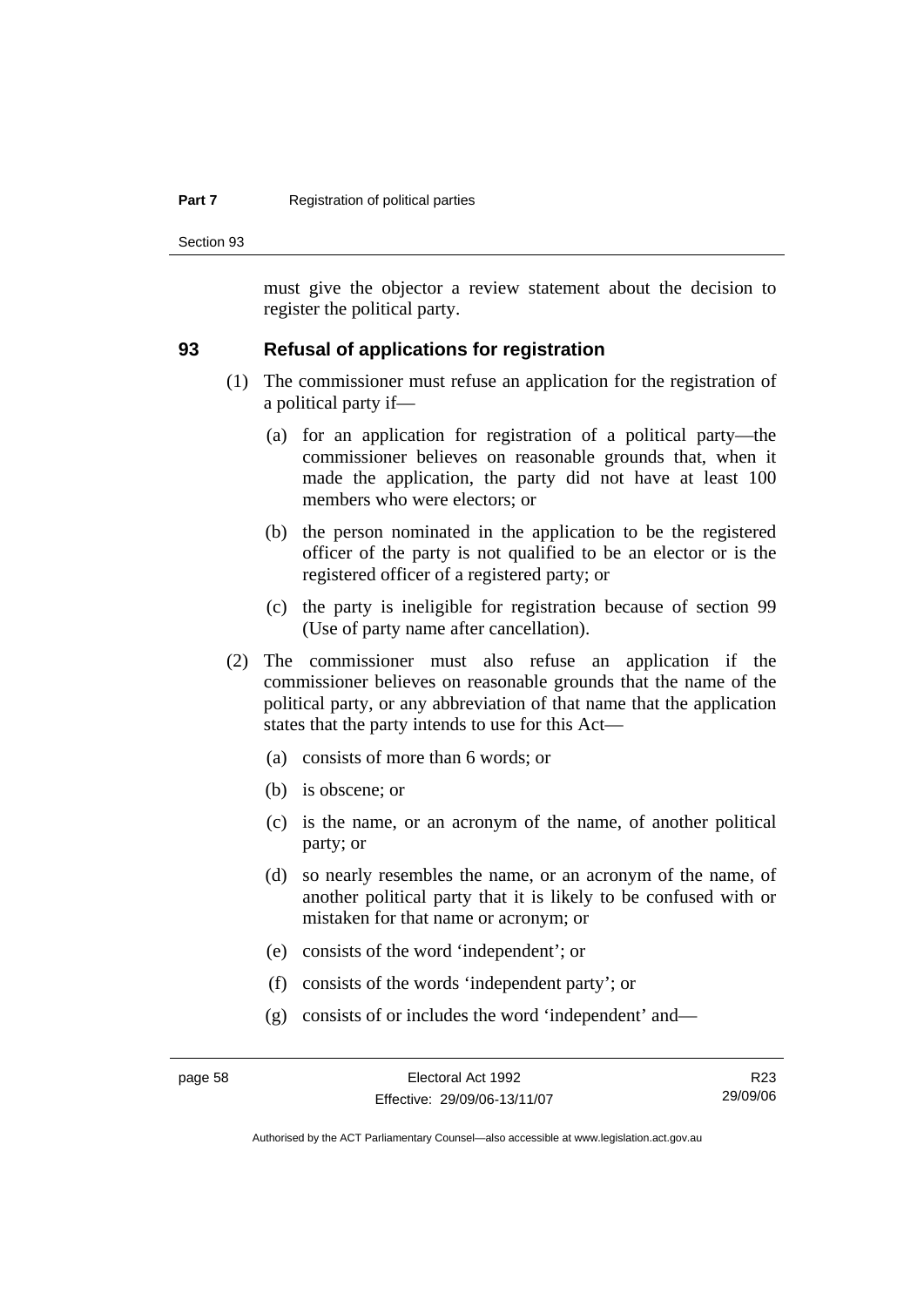must give the objector a review statement about the decision to register the political party.

## 93 Refusal of applications for registration

(1) The commissioner must refuse an application for the registration of a political party if—

(a) for an application for registration of a political party—the commissioner believes on reasonable grounds that, when it made the application, the party did not have at least 100 members who were electors; or

(b) the person nominated in the application to be the registered officer of the party is not qualified to be an elector or is the registered officer of a registered party; or

(c) the party is ineligible for registration because of section 99 (Use of party name after cancellation).

(2) The commissioner must also refuse an application if the commissioner believes on reasonable grounds that the name of the political party, or any abbreviation of that name that the application states that the party intends to use for this Act—

(a) consists of more than 6 words; or

(b) is obscene; or

(c) is the name, or an acronym of the name, of another political party; or

(d) so nearly resembles the name, or an acronym of the name, of another political party that it is likely to be confused with or mistaken for that name or acronym; or

(e) consists of the word 'independent'; or

(f) consists of the words 'independent party'; or

(g) consists of or includes the word 'independent' and—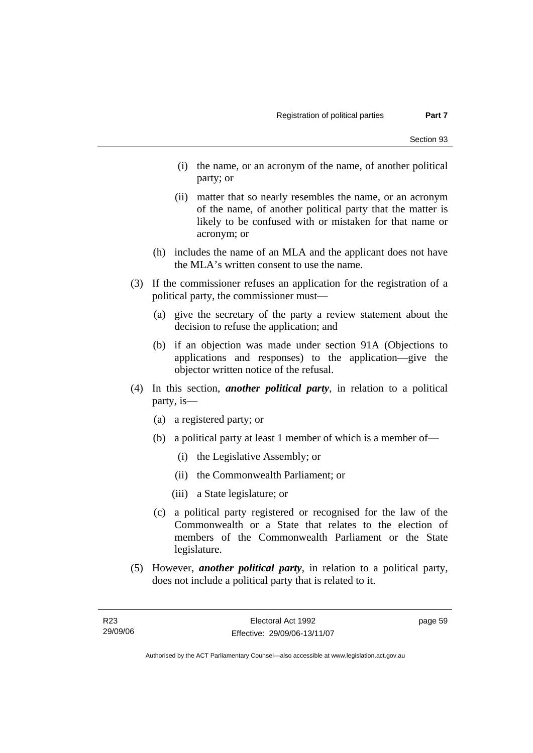(i) the name, or an acronym of the name, of another political party; or

(ii) matter that so nearly resembles the name, or an acronym of the name, of another political party that the matter is likely to be confused with or mistaken for that name or acronym; or

(h) includes the name of an MLA and the applicant does not have the MLA's written consent to use the name.

(3) If the commissioner refuses an application for the registration of a political party, the commissioner must—

(a) give the secretary of the party a review statement about the decision to refuse the application; and

(b) if an objection was made under section 91A (Objections to applications and responses) to the application—give the objector written notice of the refusal.

(4) In this section, ***another political party***, in relation to a political party, is—

(a) a registered party; or

(b) a political party at least 1 member of which is a member of—

(i) the Legislative Assembly; or

(ii) the Commonwealth Parliament; or

(iii) a State legislature; or

(c) a political party registered or recognised for the law of the Commonwealth or a State that relates to the election of members of the Commonwealth Parliament or the State legislature.

(5) However, ***another political party***, in relation to a political party, does not include a political party that is related to it.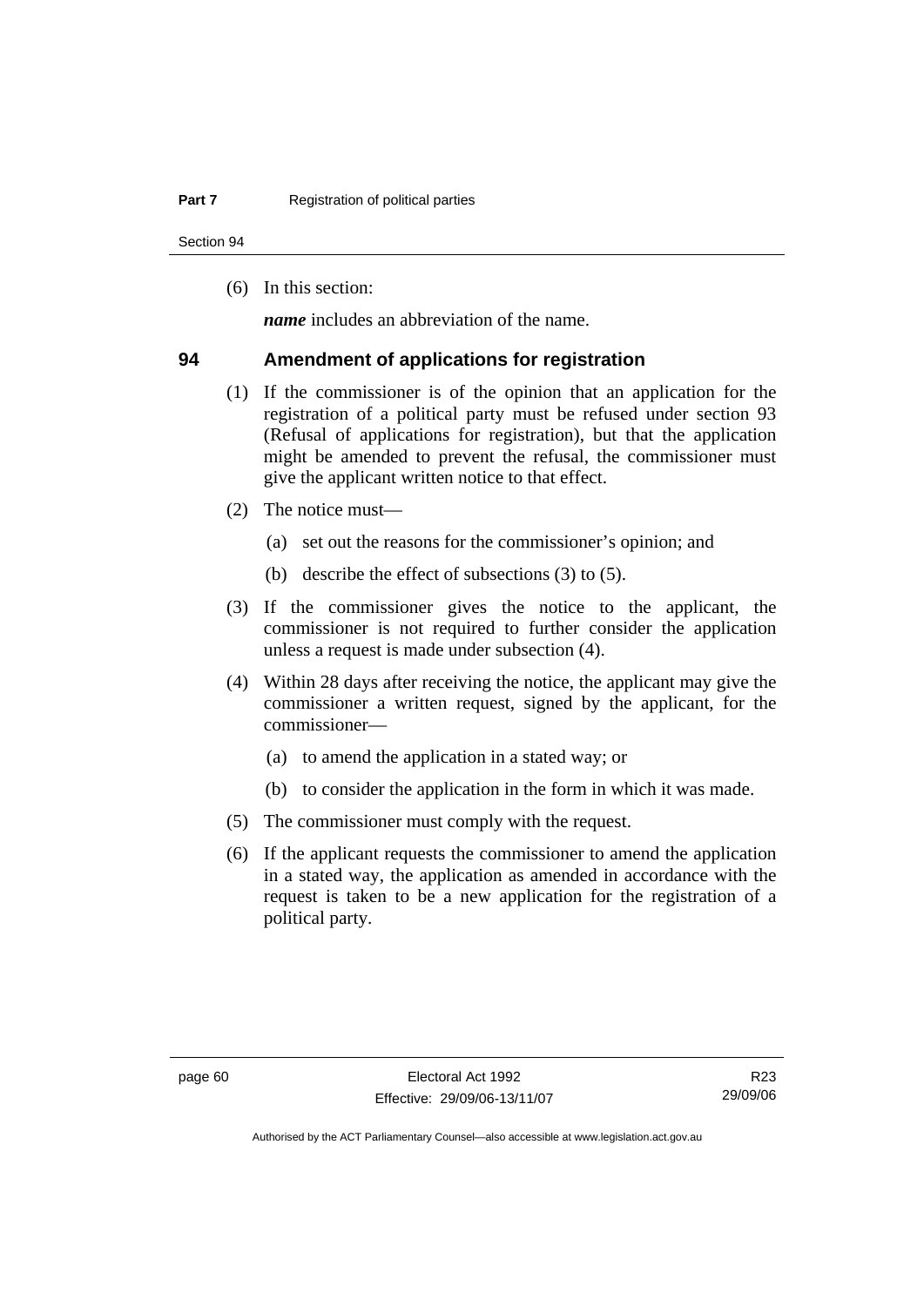(6) In this section:

***name*** includes an abbreviation of the name.

## 94 Amendment of applications for registration

(1) If the commissioner is of the opinion that an application for the registration of a political party must be refused under section 93 (Refusal of applications for registration), but that the application might be amended to prevent the refusal, the commissioner must give the applicant written notice to that effect.

(2) The notice must—

(a) set out the reasons for the commissioner's opinion; and

(b) describe the effect of subsections (3) to (5).

(3) If the commissioner gives the notice to the applicant, the commissioner is not required to further consider the application unless a request is made under subsection (4).

(4) Within 28 days after receiving the notice, the applicant may give the commissioner a written request, signed by the applicant, for the commissioner—

(a) to amend the application in a stated way; or

(b) to consider the application in the form in which it was made.

(5) The commissioner must comply with the request.

(6) If the applicant requests the commissioner to amend the application in a stated way, the application as amended in accordance with the request is taken to be a new application for the registration of a political party.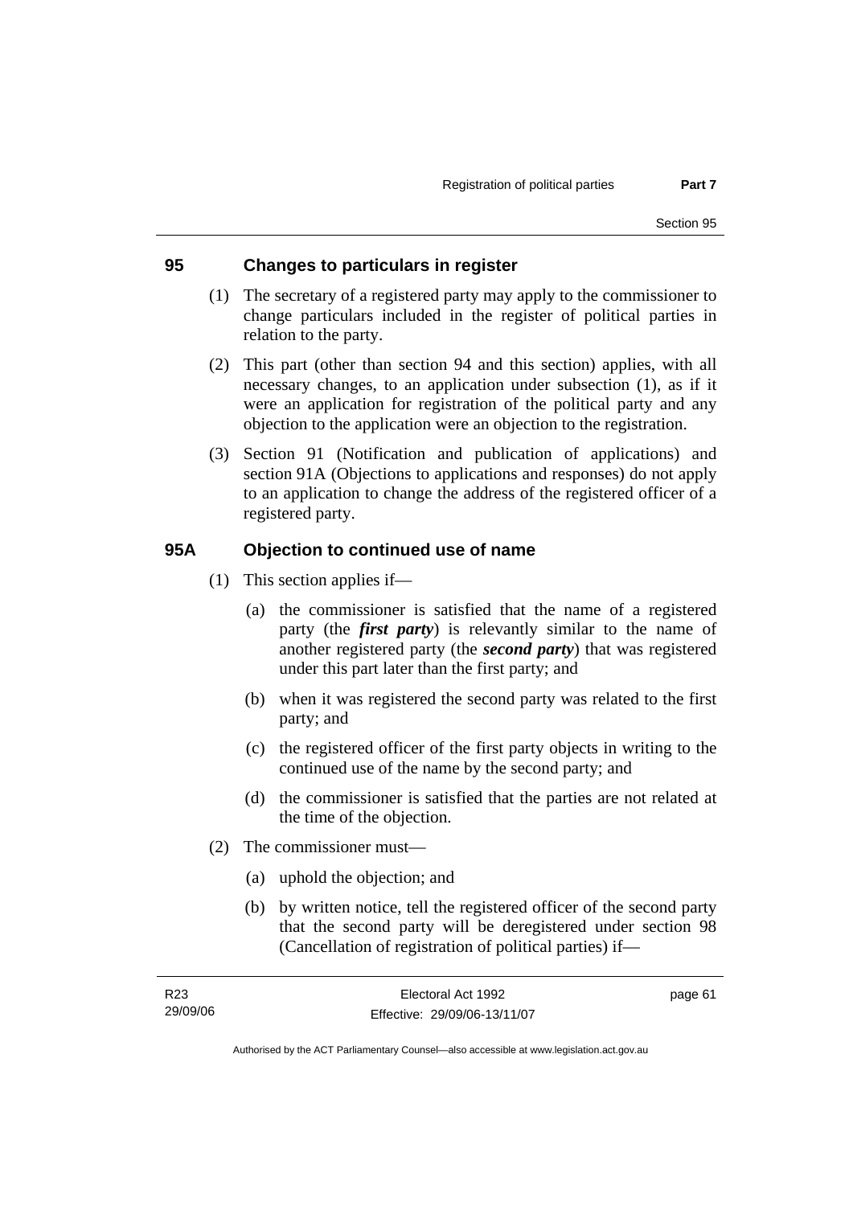## 95 Changes to particulars in register

(1) The secretary of a registered party may apply to the commissioner to change particulars included in the register of political parties in relation to the party.

(2) This part (other than section 94 and this section) applies, with all necessary changes, to an application under subsection (1), as if it were an application for registration of the political party and any objection to the application were an objection to the registration.

(3) Section 91 (Notification and publication of applications) and section 91A (Objections to applications and responses) do not apply to an application to change the address of the registered officer of a registered party.

## 95A Objection to continued use of name

(1) This section applies if—

(a) the commissioner is satisfied that the name of a registered party (the ***first party***) is relevantly similar to the name of another registered party (the ***second party***) that was registered under this part later than the first party; and

(b) when it was registered the second party was related to the first party; and

(c) the registered officer of the first party objects in writing to the continued use of the name by the second party; and

(d) the commissioner is satisfied that the parties are not related at the time of the objection.

(2) The commissioner must—

(a) uphold the objection; and

(b) by written notice, tell the registered officer of the second party that the second party will be deregistered under section 98 (Cancellation of registration of political parties) if—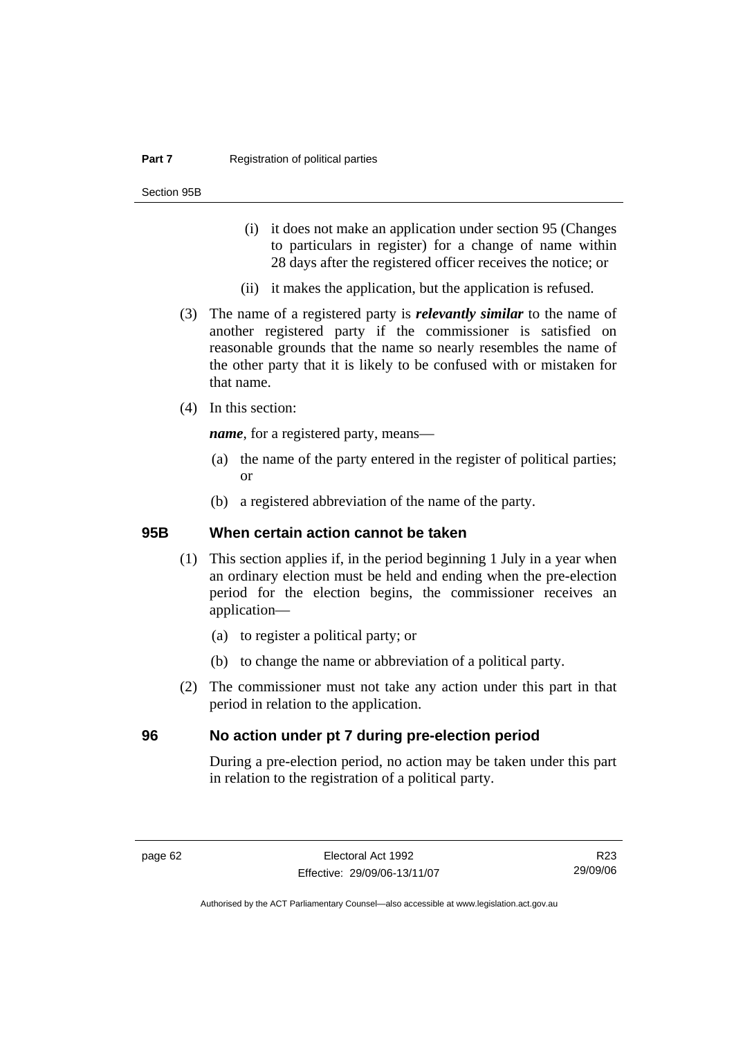(i) it does not make an application under section 95 (Changes to particulars in register) for a change of name within 28 days after the registered officer receives the notice; or

(ii) it makes the application, but the application is refused.

(3) The name of a registered party is ***relevantly similar*** to the name of another registered party if the commissioner is satisfied on reasonable grounds that the name so nearly resembles the name of the other party that it is likely to be confused with or mistaken for that name.

(4) In this section:

***name***, for a registered party, means—

(a) the name of the party entered in the register of political parties; or

(b) a registered abbreviation of the name of the party.

## 95B When certain action cannot be taken

(1) This section applies if, in the period beginning 1 July in a year when an ordinary election must be held and ending when the pre-election period for the election begins, the commissioner receives an application—

(a) to register a political party; or

(b) to change the name or abbreviation of a political party.

(2) The commissioner must not take any action under this part in that period in relation to the application.

## 96 No action under pt 7 during pre-election period

During a pre-election period, no action may be taken under this part in relation to the registration of a political party.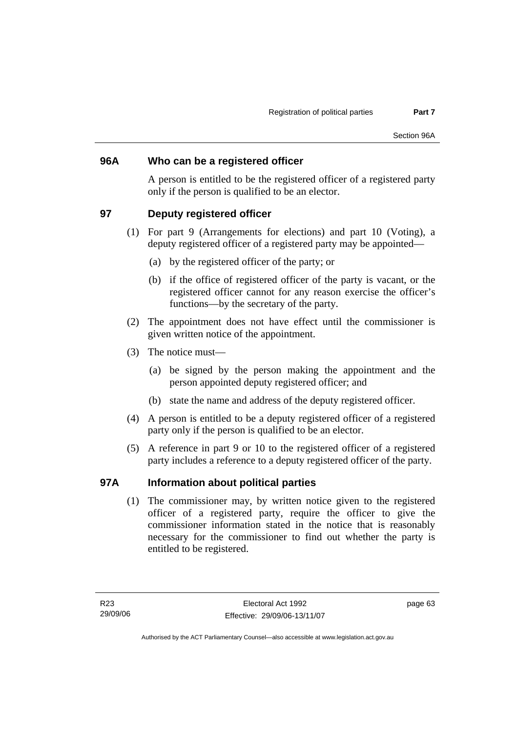## 96A Who can be a registered officer

A person is entitled to be the registered officer of a registered party only if the person is qualified to be an elector.

## 97 Deputy registered officer

(1) For part 9 (Arrangements for elections) and part 10 (Voting), a deputy registered officer of a registered party may be appointed—

(a) by the registered officer of the party; or

(b) if the office of registered officer of the party is vacant, or the registered officer cannot for any reason exercise the officer's functions—by the secretary of the party.

(2) The appointment does not have effect until the commissioner is given written notice of the appointment.

(3) The notice must—

(a) be signed by the person making the appointment and the person appointed deputy registered officer; and

(b) state the name and address of the deputy registered officer.

(4) A person is entitled to be a deputy registered officer of a registered party only if the person is qualified to be an elector.

(5) A reference in part 9 or 10 to the registered officer of a registered party includes a reference to a deputy registered officer of the party.

## 97A Information about political parties

(1) The commissioner may, by written notice given to the registered officer of a registered party, require the officer to give the commissioner information stated in the notice that is reasonably necessary for the commissioner to find out whether the party is entitled to be registered.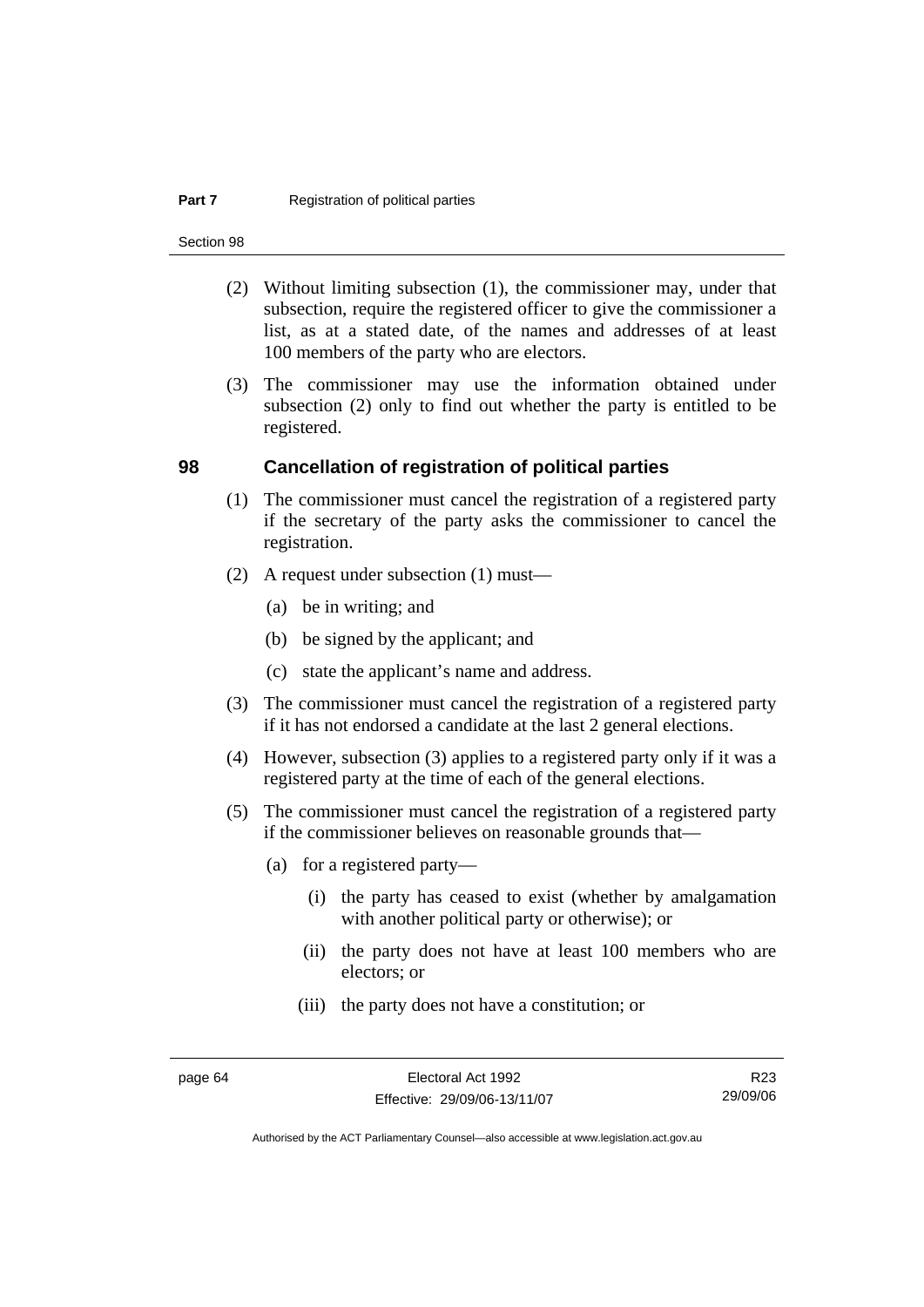(2) Without limiting subsection (1), the commissioner may, under that subsection, require the registered officer to give the commissioner a list, as at a stated date, of the names and addresses of at least 100 members of the party who are electors.

(3) The commissioner may use the information obtained under subsection (2) only to find out whether the party is entitled to be registered.

## 98 Cancellation of registration of political parties

(1) The commissioner must cancel the registration of a registered party if the secretary of the party asks the commissioner to cancel the registration.

(2) A request under subsection (1) must—

- (a) be in writing; and
- (b) be signed by the applicant; and
- (c) state the applicant's name and address.

(3) The commissioner must cancel the registration of a registered party if it has not endorsed a candidate at the last 2 general elections.

(4) However, subsection (3) applies to a registered party only if it was a registered party at the time of each of the general elections.

(5) The commissioner must cancel the registration of a registered party if the commissioner believes on reasonable grounds that—

- (a) for a registered party—
  - (i) the party has ceased to exist (whether by amalgamation with another political party or otherwise); or
  - (ii) the party does not have at least 100 members who are electors; or
  - (iii) the party does not have a constitution; or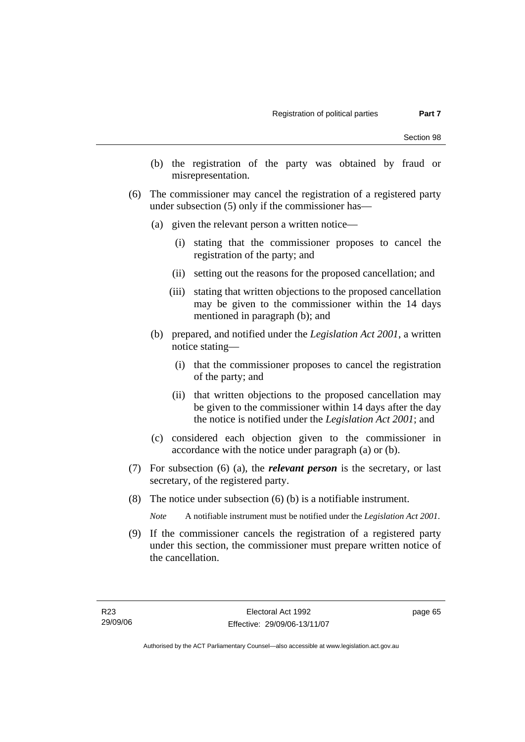(b) the registration of the party was obtained by fraud or misrepresentation.

(6) The commissioner may cancel the registration of a registered party under subsection (5) only if the commissioner has—

   (a) given the relevant person a written notice—

      (i) stating that the commissioner proposes to cancel the registration of the party; and

      (ii) setting out the reasons for the proposed cancellation; and

      (iii) stating that written objections to the proposed cancellation may be given to the commissioner within the 14 days mentioned in paragraph (b); and

   (b) prepared, and notified under the *Legislation Act 2001*, a written notice stating—

      (i) that the commissioner proposes to cancel the registration of the party; and

      (ii) that written objections to the proposed cancellation may be given to the commissioner within 14 days after the day the notice is notified under the *Legislation Act 2001*; and

   (c) considered each objection given to the commissioner in accordance with the notice under paragraph (a) or (b).

(7) For subsection (6) (a), the ***relevant person*** is the secretary, or last secretary, of the registered party.

(8) The notice under subsection (6) (b) is a notifiable instrument.

*Note* A notifiable instrument must be notified under the *Legislation Act 2001*.

(9) If the commissioner cancels the registration of a registered party under this section, the commissioner must prepare written notice of the cancellation.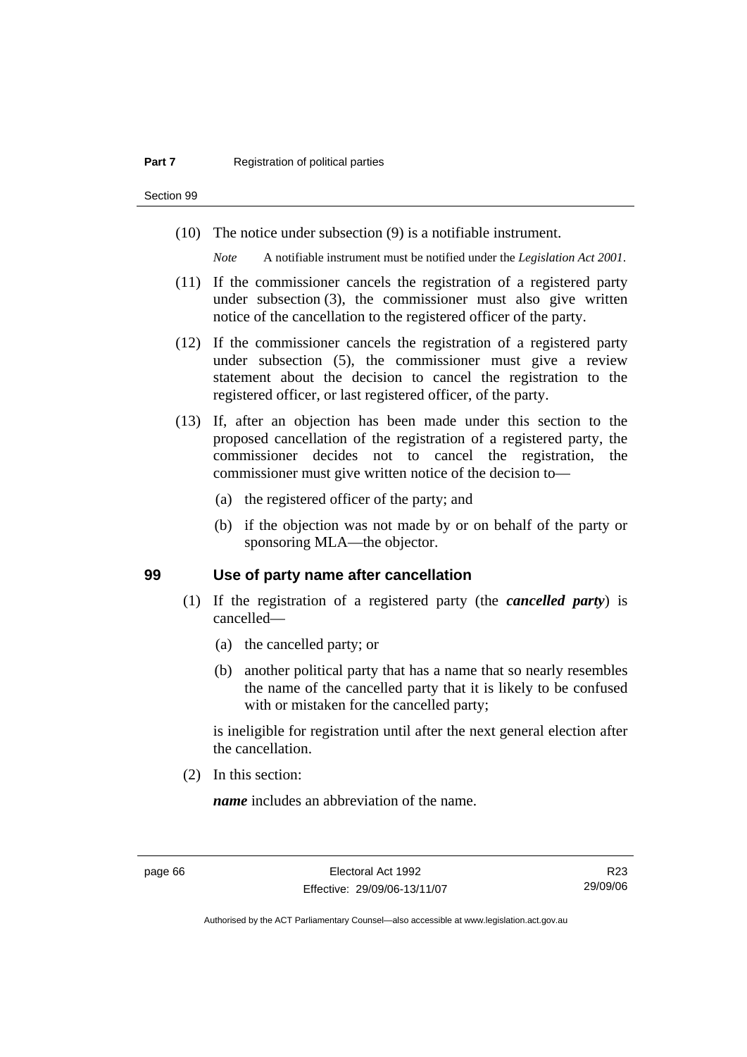(10) The notice under subsection (9) is a notifiable instrument.

*Note* A notifiable instrument must be notified under the *Legislation Act 2001*.

(11) If the commissioner cancels the registration of a registered party under subsection (3), the commissioner must also give written notice of the cancellation to the registered officer of the party.

(12) If the commissioner cancels the registration of a registered party under subsection (5), the commissioner must give a review statement about the decision to cancel the registration to the registered officer, or last registered officer, of the party.

(13) If, after an objection has been made under this section to the proposed cancellation of the registration of a registered party, the commissioner decides not to cancel the registration, the commissioner must give written notice of the decision to—

(a) the registered officer of the party; and

(b) if the objection was not made by or on behalf of the party or sponsoring MLA—the objector.

## 99 Use of party name after cancellation

(1) If the registration of a registered party (the ***cancelled party***) is cancelled—

(a) the cancelled party; or

(b) another political party that has a name that so nearly resembles the name of the cancelled party that it is likely to be confused with or mistaken for the cancelled party;

is ineligible for registration until after the next general election after the cancellation.

(2) In this section:

***name*** includes an abbreviation of the name.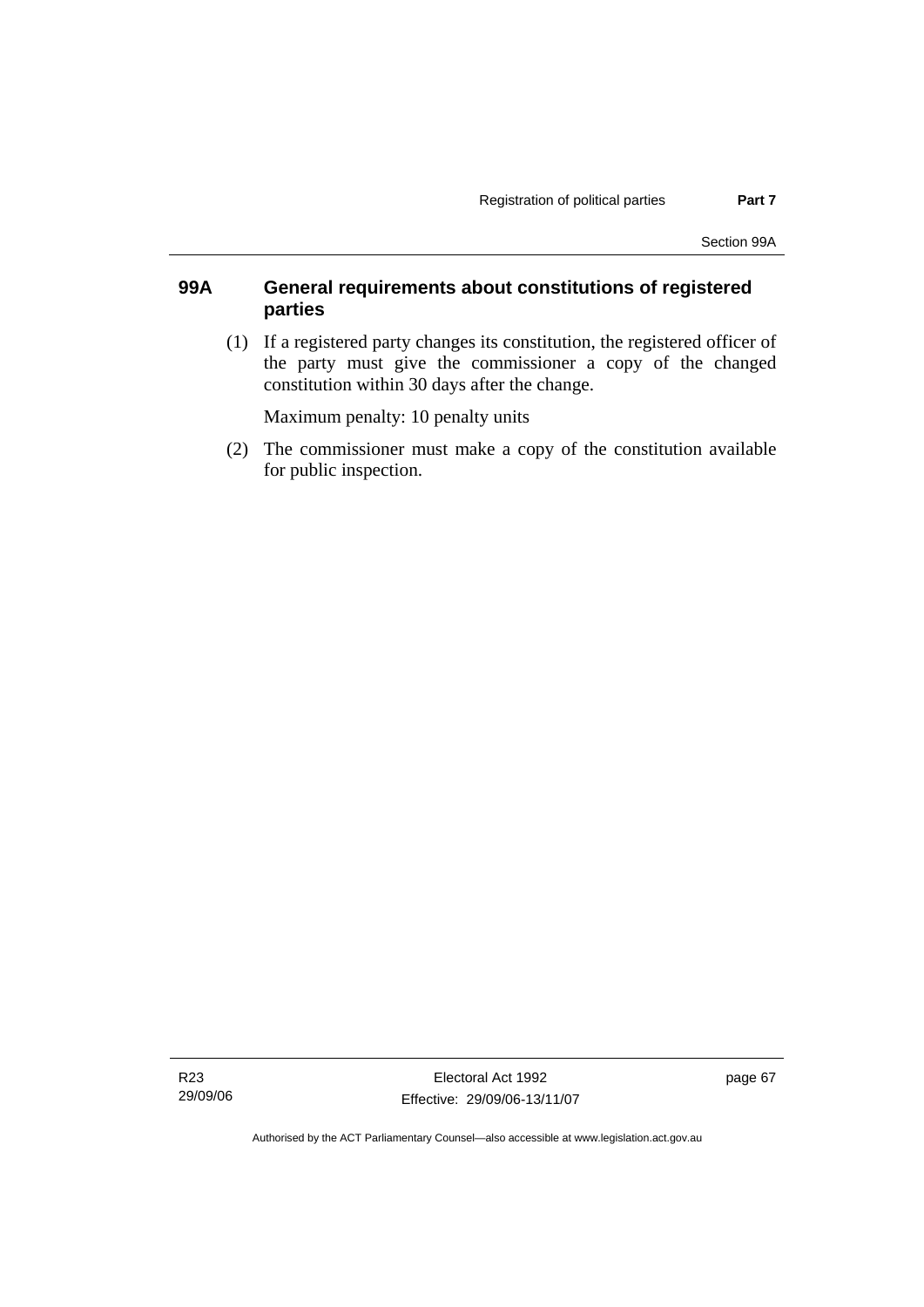### 99A General requirements about constitutions of registered parties

(1) If a registered party changes its constitution, the registered officer of the party must give the commissioner a copy of the changed constitution within 30 days after the change.

Maximum penalty: 10 penalty units

(2) The commissioner must make a copy of the constitution available for public inspection.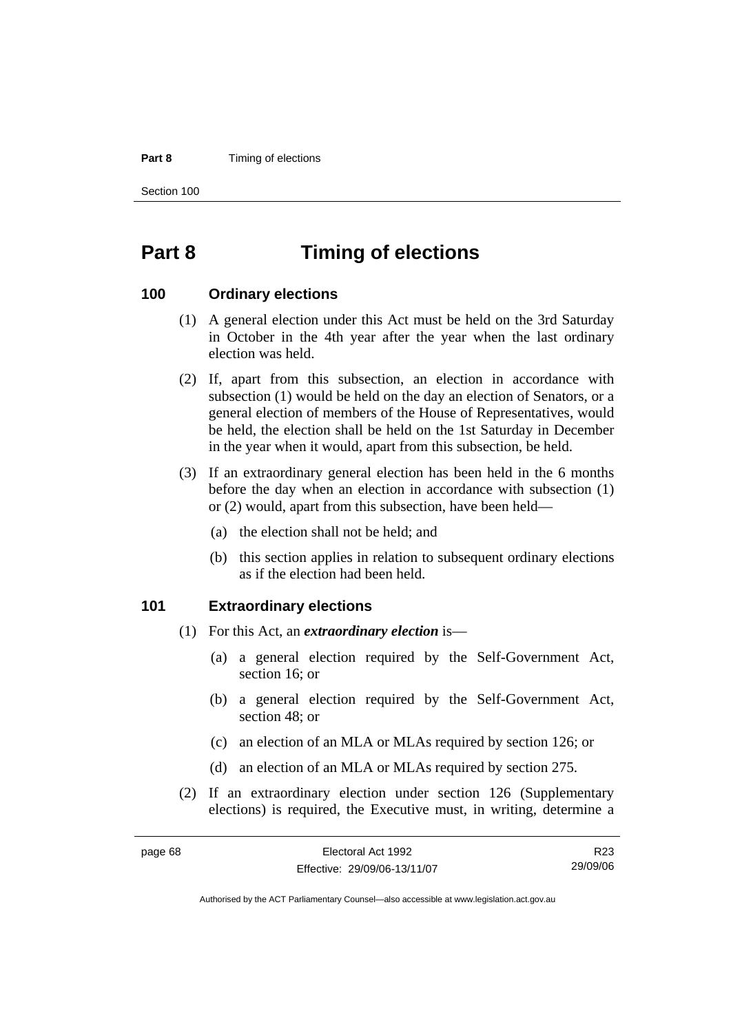# Part 8 Timing of elections

## 100 Ordinary elections

(1) A general election under this Act must be held on the 3rd Saturday in October in the 4th year after the year when the last ordinary election was held.

(2) If, apart from this subsection, an election in accordance with subsection (1) would be held on the day an election of Senators, or a general election of members of the House of Representatives, would be held, the election shall be held on the 1st Saturday in December in the year when it would, apart from this subsection, be held.

(3) If an extraordinary general election has been held in the 6 months before the day when an election in accordance with subsection (1) or (2) would, apart from this subsection, have been held—

- (a) the election shall not be held; and
- (b) this section applies in relation to subsequent ordinary elections as if the election had been held.

## 101 Extraordinary elections

(1) For this Act, an ***extraordinary election*** is—

- (a) a general election required by the Self-Government Act, section 16; or
- (b) a general election required by the Self-Government Act, section 48; or
- (c) an election of an MLA or MLAs required by section 126; or
- (d) an election of an MLA or MLAs required by section 275.

(2) If an extraordinary election under section 126 (Supplementary elections) is required, the Executive must, in writing, determine a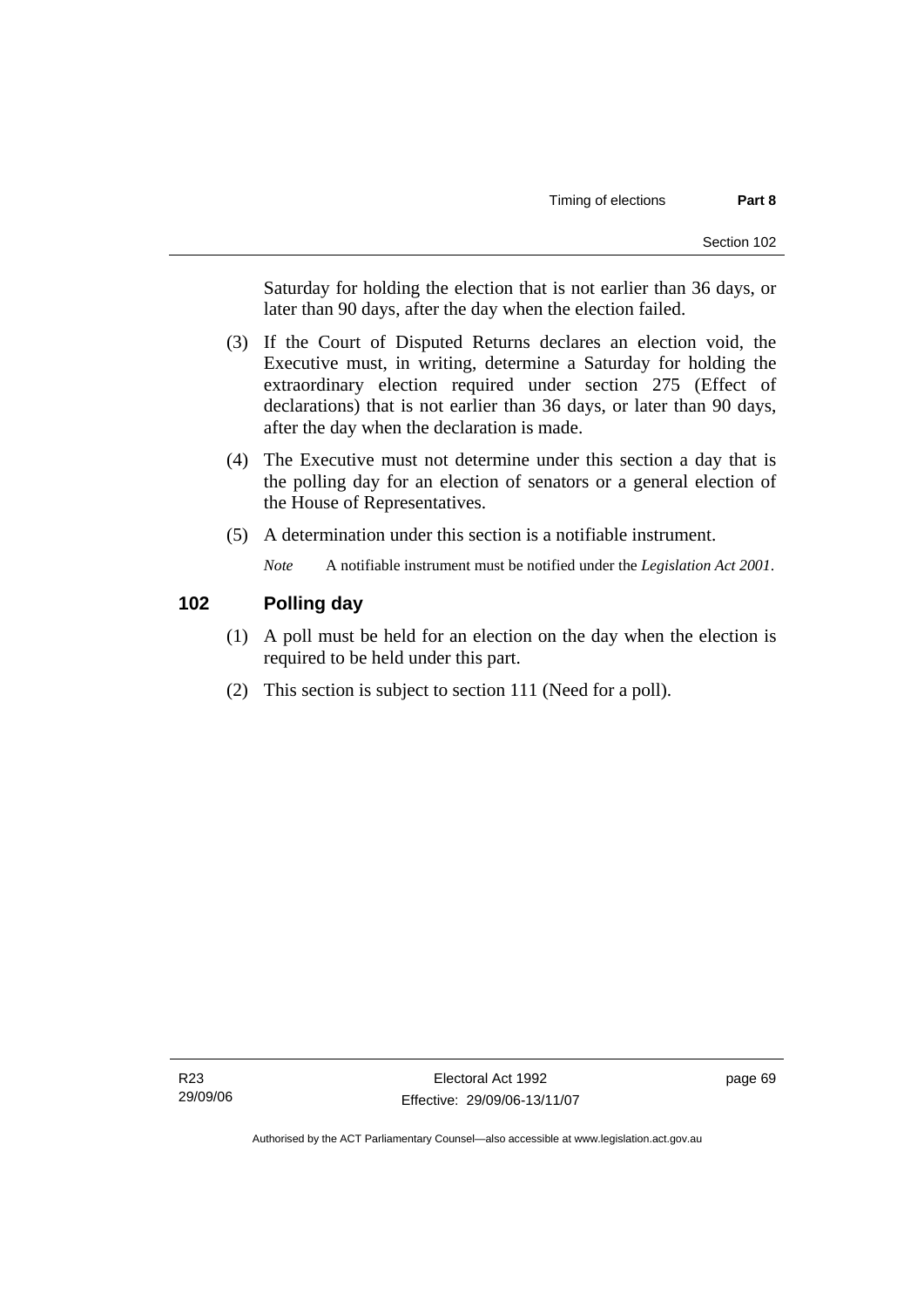Saturday for holding the election that is not earlier than 36 days, or later than 90 days, after the day when the election failed.

(3) If the Court of Disputed Returns declares an election void, the Executive must, in writing, determine a Saturday for holding the extraordinary election required under section 275 (Effect of declarations) that is not earlier than 36 days, or later than 90 days, after the day when the declaration is made.

(4) The Executive must not determine under this section a day that is the polling day for an election of senators or a general election of the House of Representatives.

(5) A determination under this section is a notifiable instrument.

*Note* A notifiable instrument must be notified under the *Legislation Act 2001*.

## 102 Polling day

(1) A poll must be held for an election on the day when the election is required to be held under this part.

(2) This section is subject to section 111 (Need for a poll).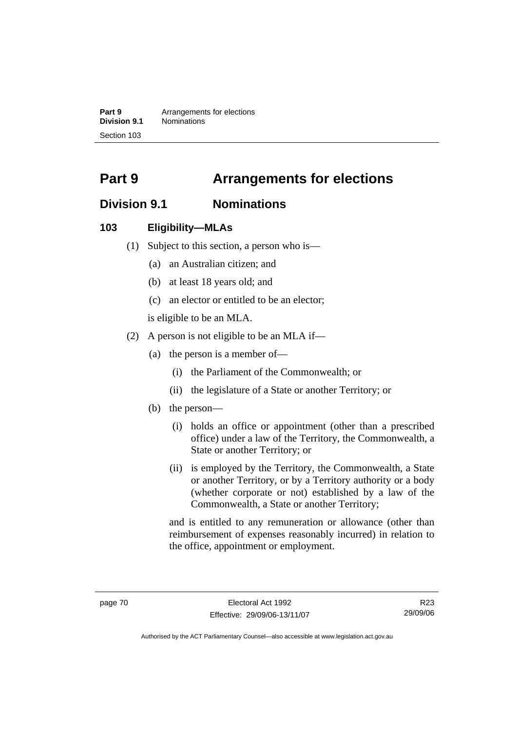# Part 9 Arrangements for elections

## Division 9.1 Nominations

### 103 Eligibility—MLAs

(1) Subject to this section, a person who is—

(a) an Australian citizen; and

(b) at least 18 years old; and

(c) an elector or entitled to be an elector;

is eligible to be an MLA.

(2) A person is not eligible to be an MLA if—

(a) the person is a member of—

(i) the Parliament of the Commonwealth; or

(ii) the legislature of a State or another Territory; or

(b) the person—

(i) holds an office or appointment (other than a prescribed office) under a law of the Territory, the Commonwealth, a State or another Territory; or

(ii) is employed by the Territory, the Commonwealth, a State or another Territory, or by a Territory authority or a body (whether corporate or not) established by a law of the Commonwealth, a State or another Territory;

and is entitled to any remuneration or allowance (other than reimbursement of expenses reasonably incurred) in relation to the office, appointment or employment.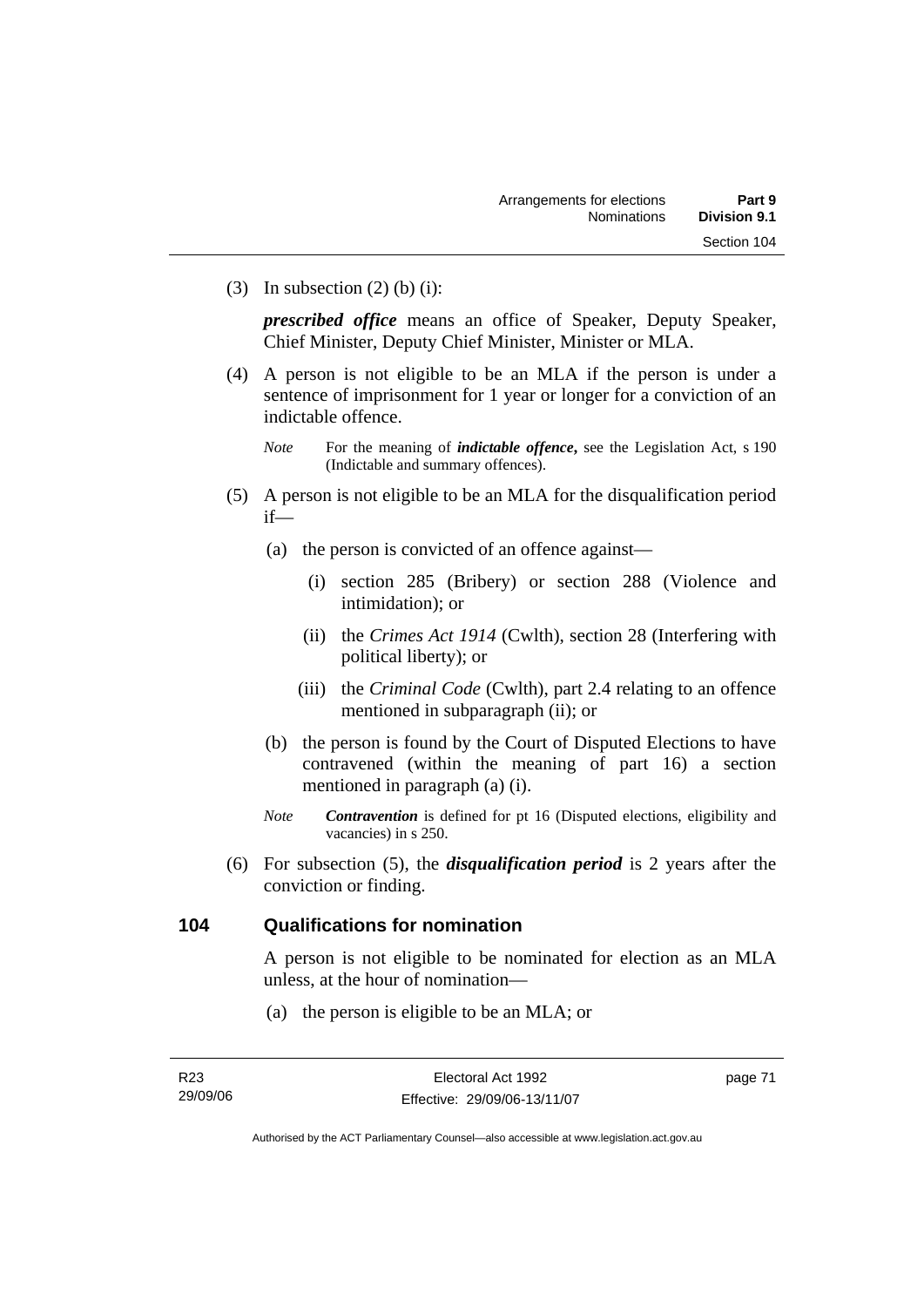(3) In subsection (2) (b) (i):

***prescribed office*** means an office of Speaker, Deputy Speaker, Chief Minister, Deputy Chief Minister, Minister or MLA.

(4) A person is not eligible to be an MLA if the person is under a sentence of imprisonment for 1 year or longer for a conviction of an indictable offence.

*Note* For the meaning of ***indictable offence***, see the Legislation Act, s 190 (Indictable and summary offences).

(5) A person is not eligible to be an MLA for the disqualification period if—

(a) the person is convicted of an offence against—

(i) section 285 (Bribery) or section 288 (Violence and intimidation); or

(ii) the *Crimes Act 1914* (Cwlth), section 28 (Interfering with political liberty); or

(iii) the *Criminal Code* (Cwlth), part 2.4 relating to an offence mentioned in subparagraph (ii); or

(b) the person is found by the Court of Disputed Elections to have contravened (within the meaning of part 16) a section mentioned in paragraph (a) (i).

*Note* ***Contravention*** is defined for pt 16 (Disputed elections, eligibility and vacancies) in s 250.

(6) For subsection (5), the ***disqualification period*** is 2 years after the conviction or finding.

## 104 Qualifications for nomination

A person is not eligible to be nominated for election as an MLA unless, at the hour of nomination—

(a) the person is eligible to be an MLA; or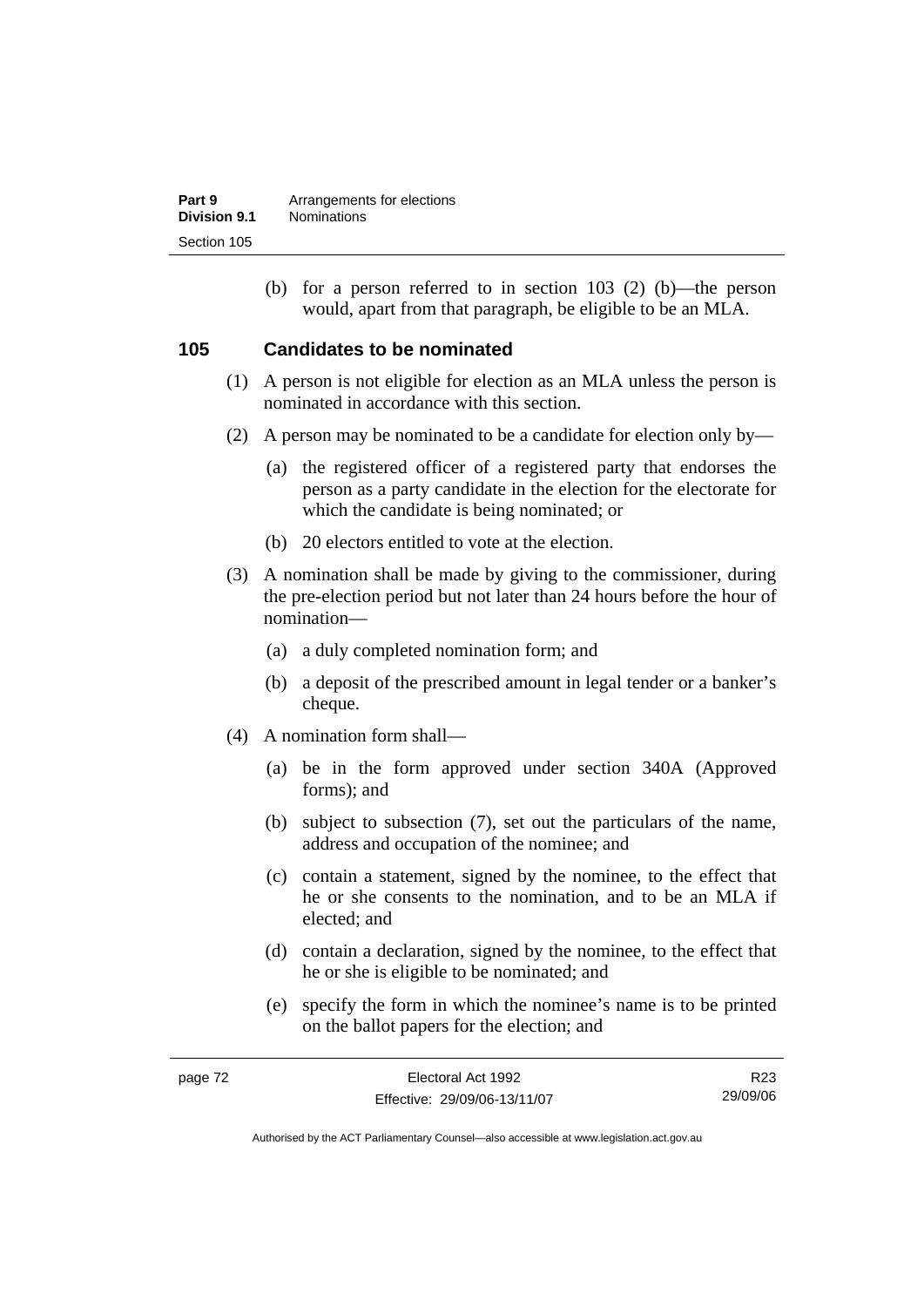(b) for a person referred to in section 103 (2) (b)—the person would, apart from that paragraph, be eligible to be an MLA.

## 105 Candidates to be nominated

(1) A person is not eligible for election as an MLA unless the person is nominated in accordance with this section.

(2) A person may be nominated to be a candidate for election only by—

(a) the registered officer of a registered party that endorses the person as a party candidate in the election for the electorate for which the candidate is being nominated; or

(b) 20 electors entitled to vote at the election.

(3) A nomination shall be made by giving to the commissioner, during the pre-election period but not later than 24 hours before the hour of nomination—

(a) a duly completed nomination form; and

(b) a deposit of the prescribed amount in legal tender or a banker's cheque.

(4) A nomination form shall—

(a) be in the form approved under section 340A (Approved forms); and

(b) subject to subsection (7), set out the particulars of the name, address and occupation of the nominee; and

(c) contain a statement, signed by the nominee, to the effect that he or she consents to the nomination, and to be an MLA if elected; and

(d) contain a declaration, signed by the nominee, to the effect that he or she is eligible to be nominated; and

(e) specify the form in which the nominee's name is to be printed on the ballot papers for the election; and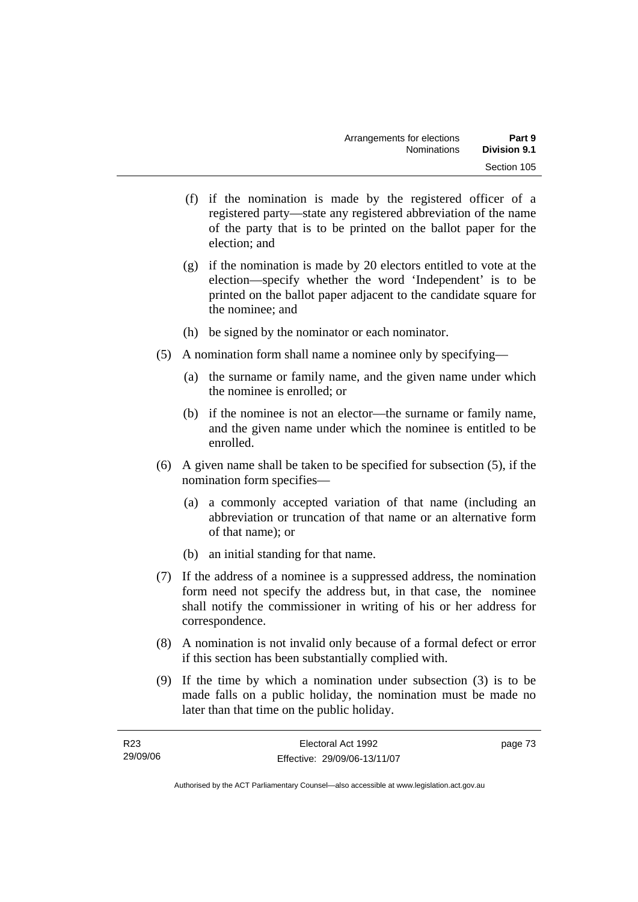(f) if the nomination is made by the registered officer of a registered party—state any registered abbreviation of the name of the party that is to be printed on the ballot paper for the election; and

(g) if the nomination is made by 20 electors entitled to vote at the election—specify whether the word 'Independent' is to be printed on the ballot paper adjacent to the candidate square for the nominee; and

(h) be signed by the nominator or each nominator.

(5) A nomination form shall name a nominee only by specifying—

(a) the surname or family name, and the given name under which the nominee is enrolled; or

(b) if the nominee is not an elector—the surname or family name, and the given name under which the nominee is entitled to be enrolled.

(6) A given name shall be taken to be specified for subsection (5), if the nomination form specifies—

(a) a commonly accepted variation of that name (including an abbreviation or truncation of that name or an alternative form of that name); or

(b) an initial standing for that name.

(7) If the address of a nominee is a suppressed address, the nomination form need not specify the address but, in that case, the nominee shall notify the commissioner in writing of his or her address for correspondence.

(8) A nomination is not invalid only because of a formal defect or error if this section has been substantially complied with.

(9) If the time by which a nomination under subsection (3) is to be made falls on a public holiday, the nomination must be made no later than that time on the public holiday.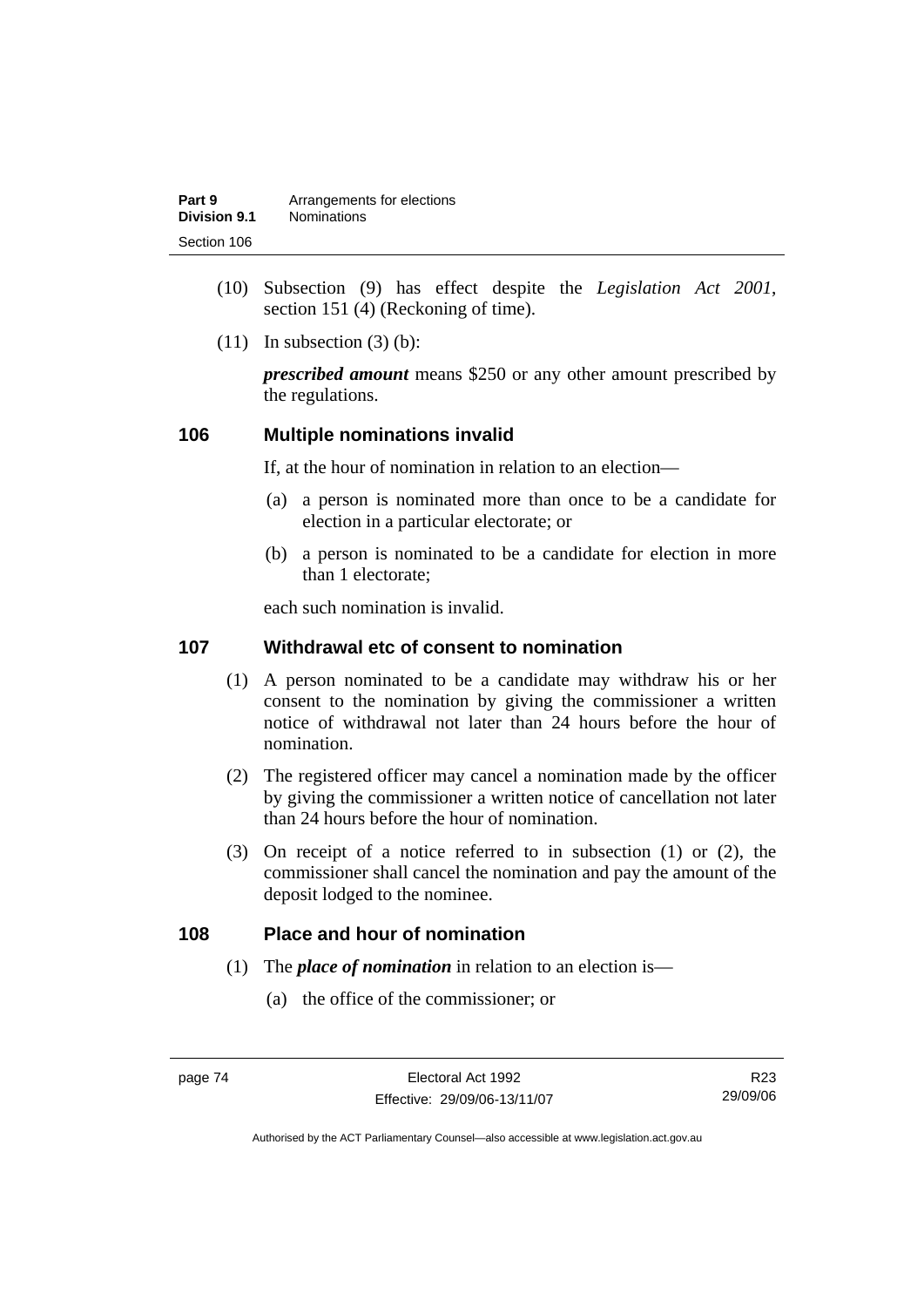(10) Subsection (9) has effect despite the *Legislation Act 2001*, section 151 (4) (Reckoning of time).

(11) In subsection (3) (b):

***prescribed amount*** means $250 or any other amount prescribed by the regulations.

## 106 Multiple nominations invalid

If, at the hour of nomination in relation to an election—

(a) a person is nominated more than once to be a candidate for election in a particular electorate; or

(b) a person is nominated to be a candidate for election in more than 1 electorate;

each such nomination is invalid.

## 107 Withdrawal etc of consent to nomination

(1) A person nominated to be a candidate may withdraw his or her consent to the nomination by giving the commissioner a written notice of withdrawal not later than 24 hours before the hour of nomination.

(2) The registered officer may cancel a nomination made by the officer by giving the commissioner a written notice of cancellation not later than 24 hours before the hour of nomination.

(3) On receipt of a notice referred to in subsection (1) or (2), the commissioner shall cancel the nomination and pay the amount of the deposit lodged to the nominee.

## 108 Place and hour of nomination

(1) The ***place of nomination*** in relation to an election is—

(a) the office of the commissioner; or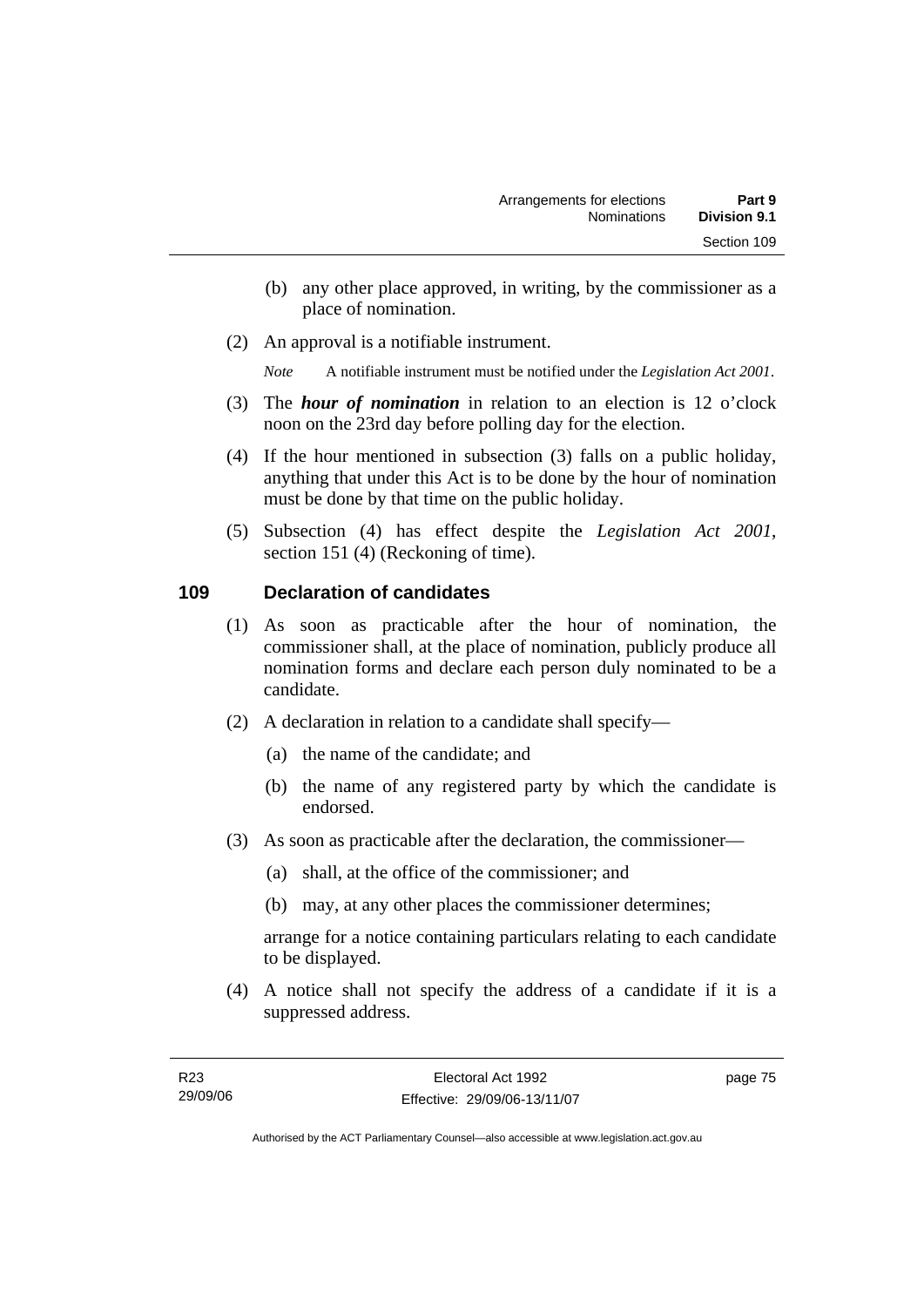(b) any other place approved, in writing, by the commissioner as a place of nomination.

(2) An approval is a notifiable instrument.

*Note* A notifiable instrument must be notified under the *Legislation Act 2001*.

(3) The ***hour of nomination*** in relation to an election is 12 o'clock noon on the 23rd day before polling day for the election.

(4) If the hour mentioned in subsection (3) falls on a public holiday, anything that under this Act is to be done by the hour of nomination must be done by that time on the public holiday.

(5) Subsection (4) has effect despite the *Legislation Act 2001*, section 151 (4) (Reckoning of time).

## 109 Declaration of candidates

(1) As soon as practicable after the hour of nomination, the commissioner shall, at the place of nomination, publicly produce all nomination forms and declare each person duly nominated to be a candidate.

(2) A declaration in relation to a candidate shall specify—

(a) the name of the candidate; and

(b) the name of any registered party by which the candidate is endorsed.

(3) As soon as practicable after the declaration, the commissioner—

(a) shall, at the office of the commissioner; and

(b) may, at any other places the commissioner determines;

arrange for a notice containing particulars relating to each candidate to be displayed.

(4) A notice shall not specify the address of a candidate if it is a suppressed address.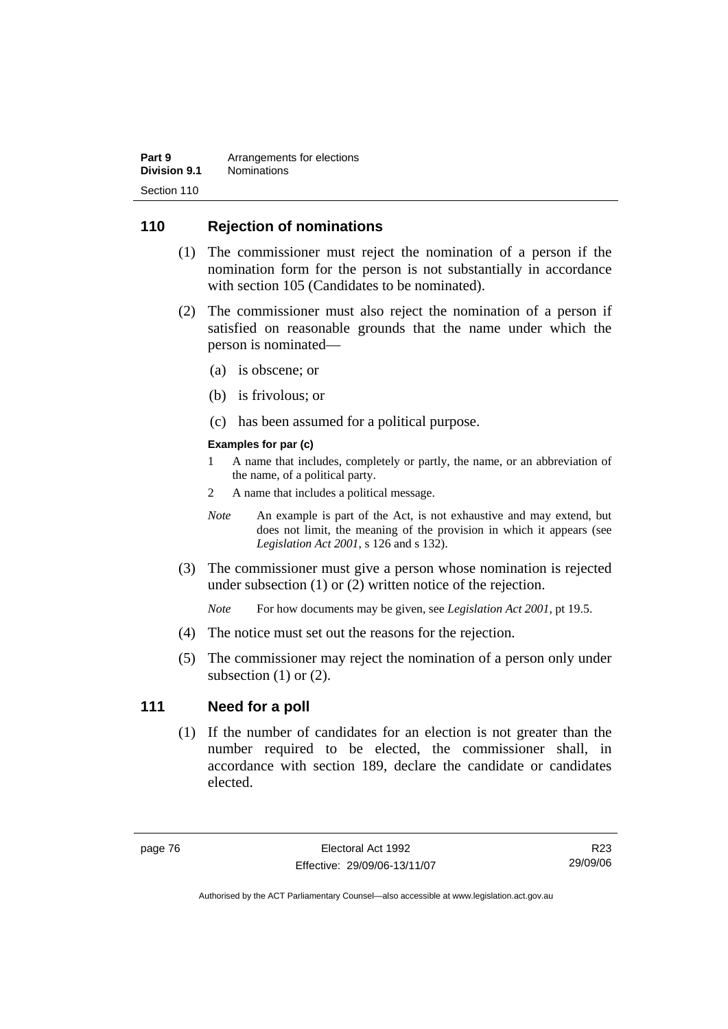## 110 Rejection of nominations

(1) The commissioner must reject the nomination of a person if the nomination form for the person is not substantially in accordance with section 105 (Candidates to be nominated).

(2) The commissioner must also reject the nomination of a person if satisfied on reasonable grounds that the name under which the person is nominated—

(a) is obscene; or

(b) is frivolous; or

(c) has been assumed for a political purpose.

**Examples for par (c)**

1 A name that includes, completely or partly, the name, or an abbreviation of the name, of a political party.

2 A name that includes a political message.

*Note* An example is part of the Act, is not exhaustive and may extend, but does not limit, the meaning of the provision in which it appears (see *Legislation Act 2001*, s 126 and s 132).

(3) The commissioner must give a person whose nomination is rejected under subsection (1) or (2) written notice of the rejection.

*Note* For how documents may be given, see *Legislation Act 2001*, pt 19.5.

(4) The notice must set out the reasons for the rejection.

(5) The commissioner may reject the nomination of a person only under subsection (1) or (2).

## 111 Need for a poll

(1) If the number of candidates for an election is not greater than the number required to be elected, the commissioner shall, in accordance with section 189, declare the candidate or candidates elected.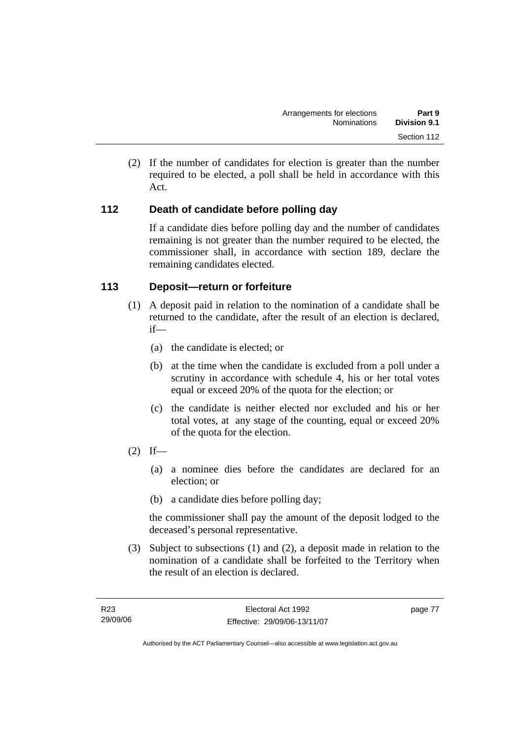(2) If the number of candidates for election is greater than the number required to be elected, a poll shall be held in accordance with this Act.

## 112 Death of candidate before polling day

If a candidate dies before polling day and the number of candidates remaining is not greater than the number required to be elected, the commissioner shall, in accordance with section 189, declare the remaining candidates elected.

## 113 Deposit—return or forfeiture

(1) A deposit paid in relation to the nomination of a candidate shall be returned to the candidate, after the result of an election is declared, if—

(a) the candidate is elected; or

(b) at the time when the candidate is excluded from a poll under a scrutiny in accordance with schedule 4, his or her total votes equal or exceed 20% of the quota for the election; or

(c) the candidate is neither elected nor excluded and his or her total votes, at any stage of the counting, equal or exceed 20% of the quota for the election.

(2) If—

(a) a nominee dies before the candidates are declared for an election; or

(b) a candidate dies before polling day;

the commissioner shall pay the amount of the deposit lodged to the deceased's personal representative.

(3) Subject to subsections (1) and (2), a deposit made in relation to the nomination of a candidate shall be forfeited to the Territory when the result of an election is declared.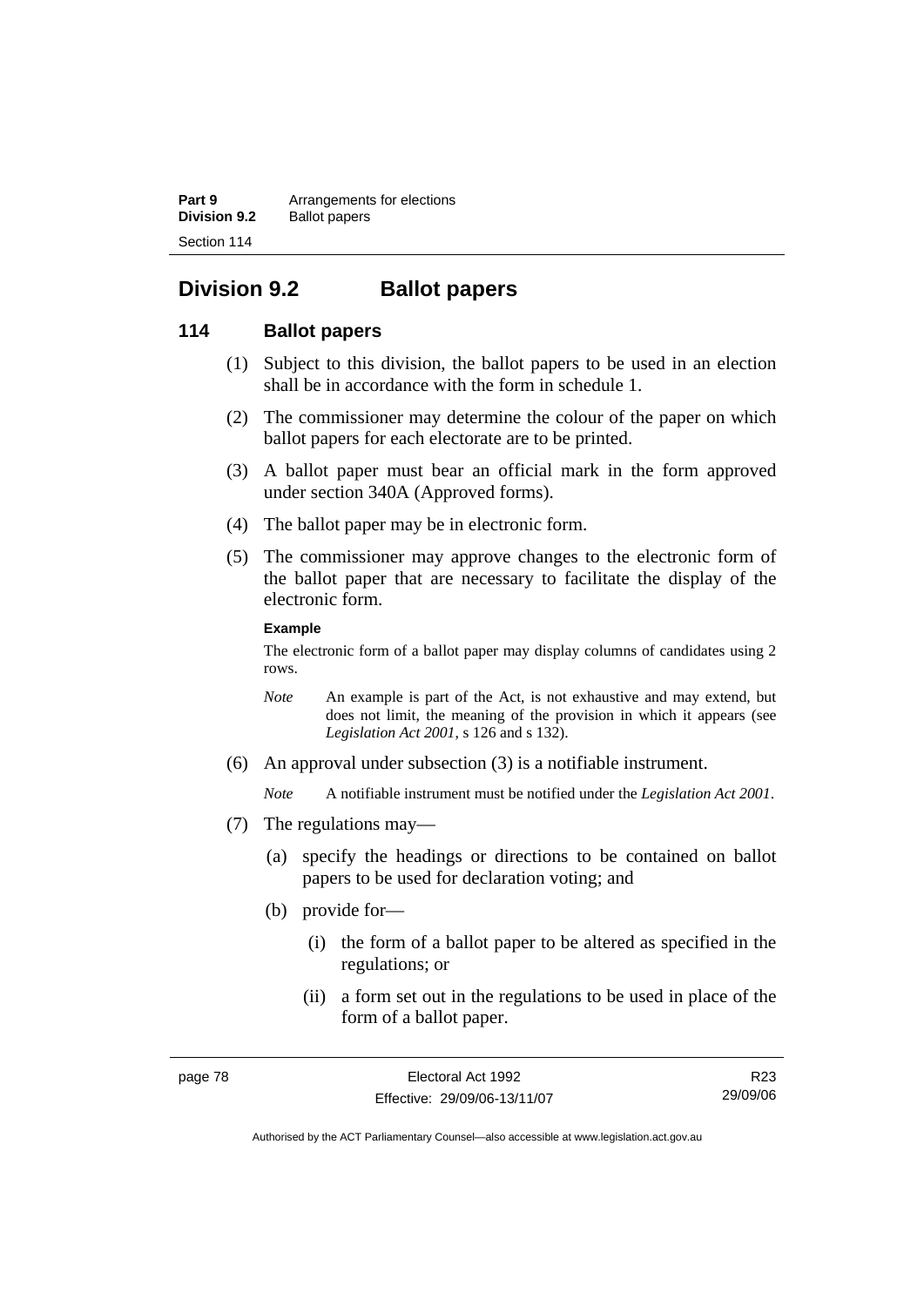# Division 9.2 Ballot papers

## 114 Ballot papers

(1) Subject to this division, the ballot papers to be used in an election shall be in accordance with the form in schedule 1.

(2) The commissioner may determine the colour of the paper on which ballot papers for each electorate are to be printed.

(3) A ballot paper must bear an official mark in the form approved under section 340A (Approved forms).

(4) The ballot paper may be in electronic form.

(5) The commissioner may approve changes to the electronic form of the ballot paper that are necessary to facilitate the display of the electronic form.

**Example**

The electronic form of a ballot paper may display columns of candidates using 2 rows.

*Note* An example is part of the Act, is not exhaustive and may extend, but does not limit, the meaning of the provision in which it appears (see *Legislation Act 2001*, s 126 and s 132).

(6) An approval under subsection (3) is a notifiable instrument.

*Note* A notifiable instrument must be notified under the *Legislation Act 2001*.

(7) The regulations may—

(a) specify the headings or directions to be contained on ballot papers to be used for declaration voting; and

(b) provide for—

(i) the form of a ballot paper to be altered as specified in the regulations; or

(ii) a form set out in the regulations to be used in place of the form of a ballot paper.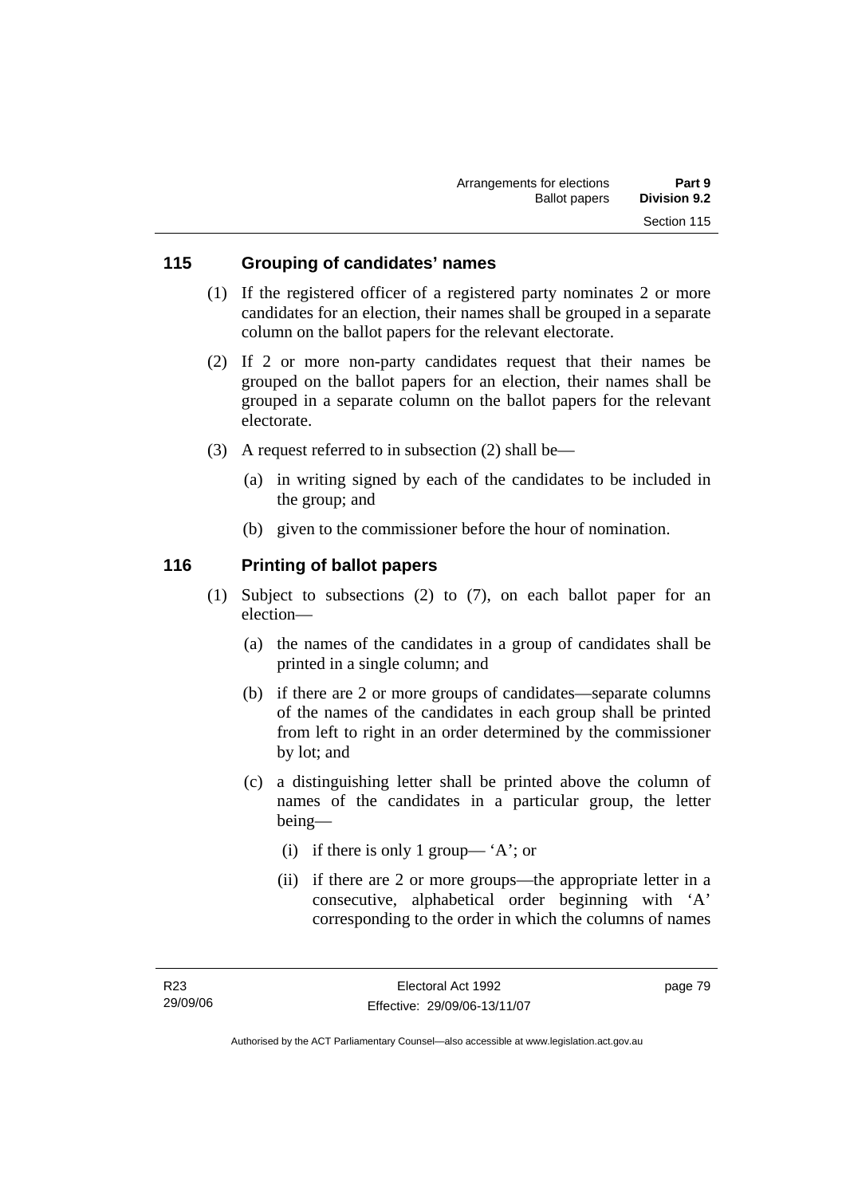## 115 Grouping of candidates' names

(1) If the registered officer of a registered party nominates 2 or more candidates for an election, their names shall be grouped in a separate column on the ballot papers for the relevant electorate.

(2) If 2 or more non-party candidates request that their names be grouped on the ballot papers for an election, their names shall be grouped in a separate column on the ballot papers for the relevant electorate.

(3) A request referred to in subsection (2) shall be—

- (a) in writing signed by each of the candidates to be included in the group; and
- (b) given to the commissioner before the hour of nomination.

## 116 Printing of ballot papers

(1) Subject to subsections (2) to (7), on each ballot paper for an election—

- (a) the names of the candidates in a group of candidates shall be printed in a single column; and
- (b) if there are 2 or more groups of candidates—separate columns of the names of the candidates in each group shall be printed from left to right in an order determined by the commissioner by lot; and
- (c) a distinguishing letter shall be printed above the column of names of the candidates in a particular group, the letter being—
  - (i) if there is only 1 group— 'A'; or
  - (ii) if there are 2 or more groups—the appropriate letter in a consecutive, alphabetical order beginning with 'A' corresponding to the order in which the columns of names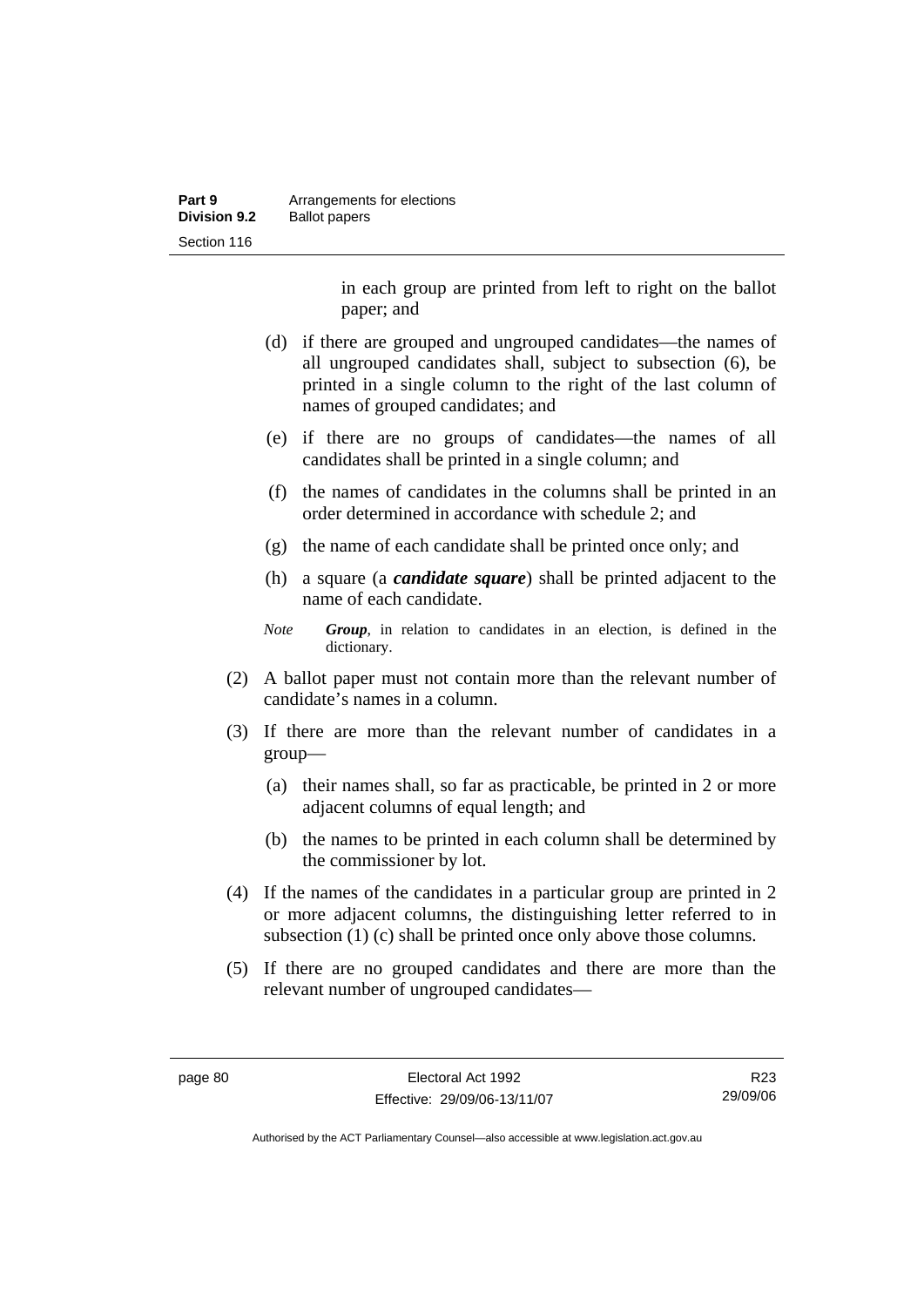in each group are printed from left to right on the ballot paper; and

(d) if there are grouped and ungrouped candidates—the names of all ungrouped candidates shall, subject to subsection (6), be printed in a single column to the right of the last column of names of grouped candidates; and

(e) if there are no groups of candidates—the names of all candidates shall be printed in a single column; and

(f) the names of candidates in the columns shall be printed in an order determined in accordance with schedule 2; and

(g) the name of each candidate shall be printed once only; and

(h) a square (a ***candidate square***) shall be printed adjacent to the name of each candidate.

*Note* ***Group***, in relation to candidates in an election, is defined in the dictionary.

(2) A ballot paper must not contain more than the relevant number of candidate's names in a column.

(3) If there are more than the relevant number of candidates in a group—

(a) their names shall, so far as practicable, be printed in 2 or more adjacent columns of equal length; and

(b) the names to be printed in each column shall be determined by the commissioner by lot.

(4) If the names of the candidates in a particular group are printed in 2 or more adjacent columns, the distinguishing letter referred to in subsection (1) (c) shall be printed once only above those columns.

(5) If there are no grouped candidates and there are more than the relevant number of ungrouped candidates—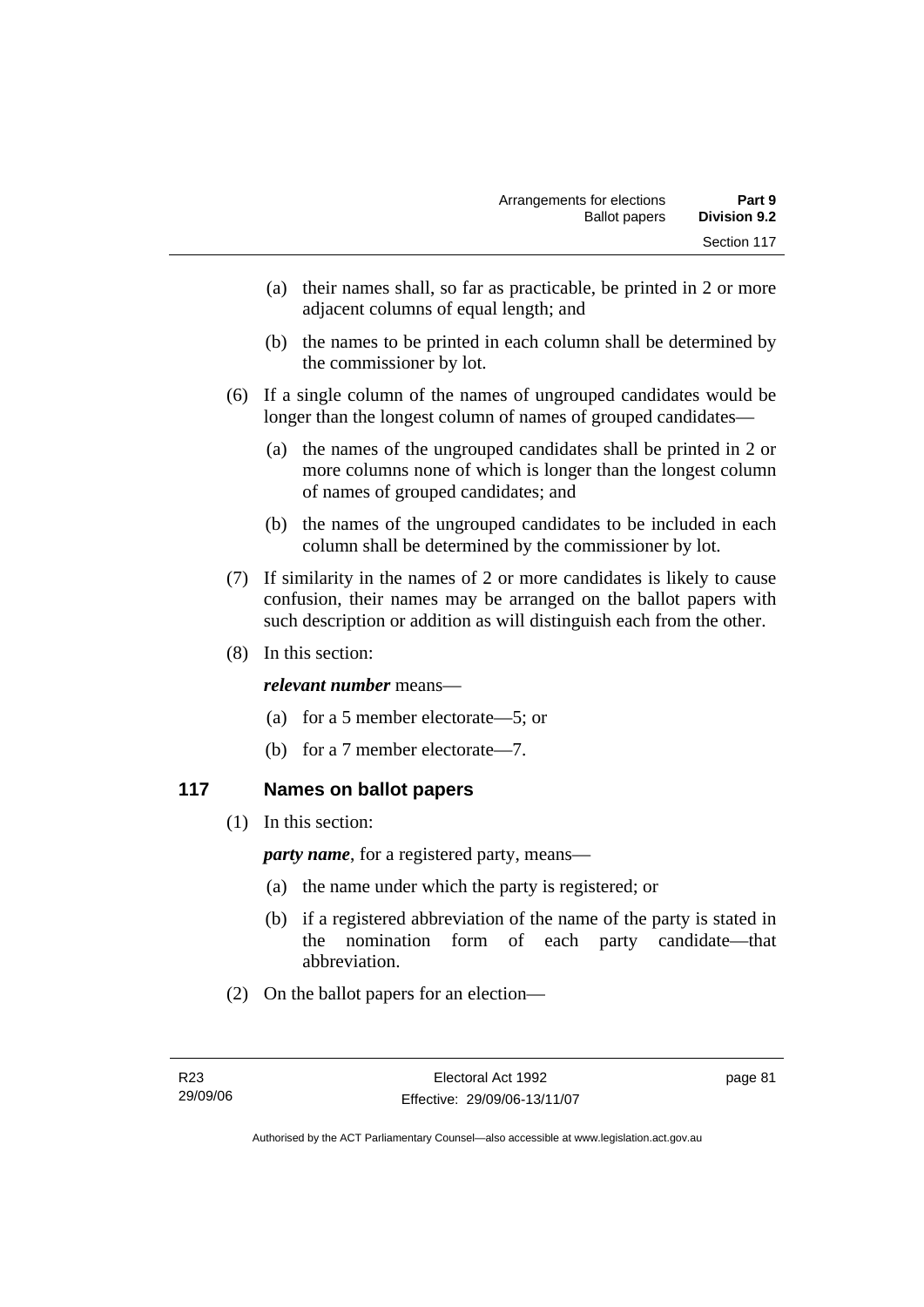(a) their names shall, so far as practicable, be printed in 2 or more adjacent columns of equal length; and

(b) the names to be printed in each column shall be determined by the commissioner by lot.

(6) If a single column of the names of ungrouped candidates would be longer than the longest column of names of grouped candidates—

(a) the names of the ungrouped candidates shall be printed in 2 or more columns none of which is longer than the longest column of names of grouped candidates; and

(b) the names of the ungrouped candidates to be included in each column shall be determined by the commissioner by lot.

(7) If similarity in the names of 2 or more candidates is likely to cause confusion, their names may be arranged on the ballot papers with such description or addition as will distinguish each from the other.

(8) In this section:

***relevant number*** means—

(a) for a 5 member electorate—5; or

(b) for a 7 member electorate—7.

## 117 Names on ballot papers

(1) In this section:

***party name***, for a registered party, means—

(a) the name under which the party is registered; or

(b) if a registered abbreviation of the name of the party is stated in the nomination form of each party candidate—that abbreviation.

(2) On the ballot papers for an election—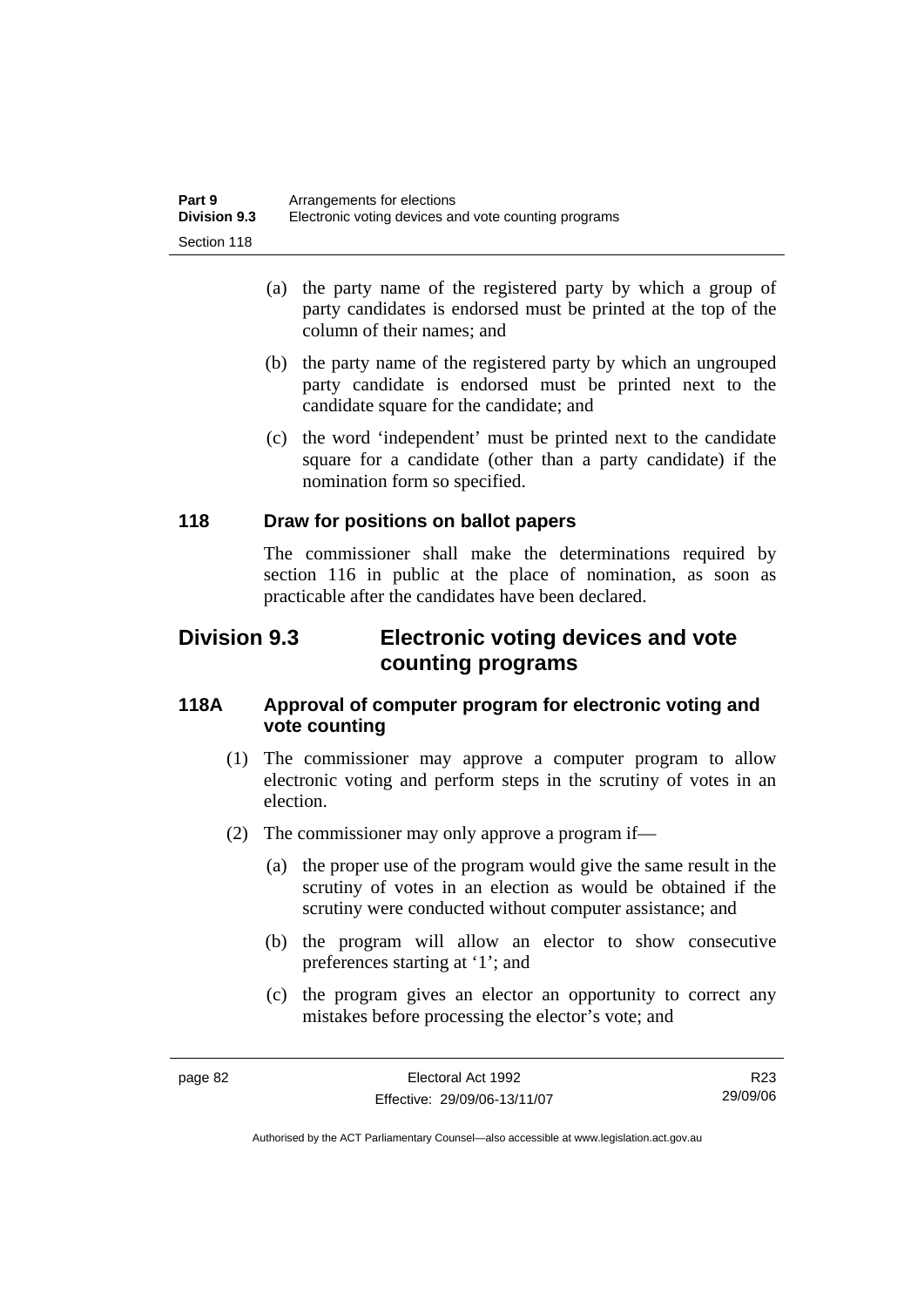(a) the party name of the registered party by which a group of party candidates is endorsed must be printed at the top of the column of their names; and

(b) the party name of the registered party by which an ungrouped party candidate is endorsed must be printed next to the candidate square for the candidate; and

(c) the word 'independent' must be printed next to the candidate square for a candidate (other than a party candidate) if the nomination form so specified.

### 118 Draw for positions on ballot papers

The commissioner shall make the determinations required by section 116 in public at the place of nomination, as soon as practicable after the candidates have been declared.

## Division 9.3 Electronic voting devices and vote counting programs

### 118A Approval of computer program for electronic voting and vote counting

(1) The commissioner may approve a computer program to allow electronic voting and perform steps in the scrutiny of votes in an election.

(2) The commissioner may only approve a program if—

(a) the proper use of the program would give the same result in the scrutiny of votes in an election as would be obtained if the scrutiny were conducted without computer assistance; and

(b) the program will allow an elector to show consecutive preferences starting at '1'; and

(c) the program gives an elector an opportunity to correct any mistakes before processing the elector's vote; and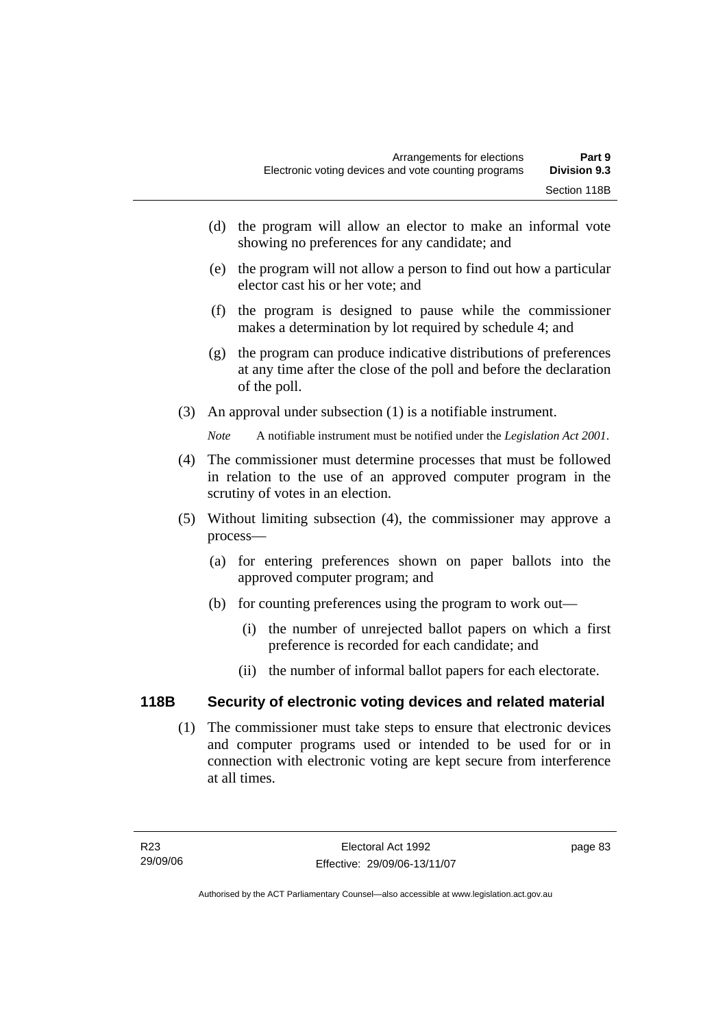(d) the program will allow an elector to make an informal vote showing no preferences for any candidate; and

(e) the program will not allow a person to find out how a particular elector cast his or her vote; and

(f) the program is designed to pause while the commissioner makes a determination by lot required by schedule 4; and

(g) the program can produce indicative distributions of preferences at any time after the close of the poll and before the declaration of the poll.

(3) An approval under subsection (1) is a notifiable instrument.

*Note* A notifiable instrument must be notified under the *Legislation Act 2001*.

(4) The commissioner must determine processes that must be followed in relation to the use of an approved computer program in the scrutiny of votes in an election.

(5) Without limiting subsection (4), the commissioner may approve a process—

(a) for entering preferences shown on paper ballots into the approved computer program; and

(b) for counting preferences using the program to work out—

(i) the number of unrejected ballot papers on which a first preference is recorded for each candidate; and

(ii) the number of informal ballot papers for each electorate.

## 118B Security of electronic voting devices and related material

(1) The commissioner must take steps to ensure that electronic devices and computer programs used or intended to be used for or in connection with electronic voting are kept secure from interference at all times.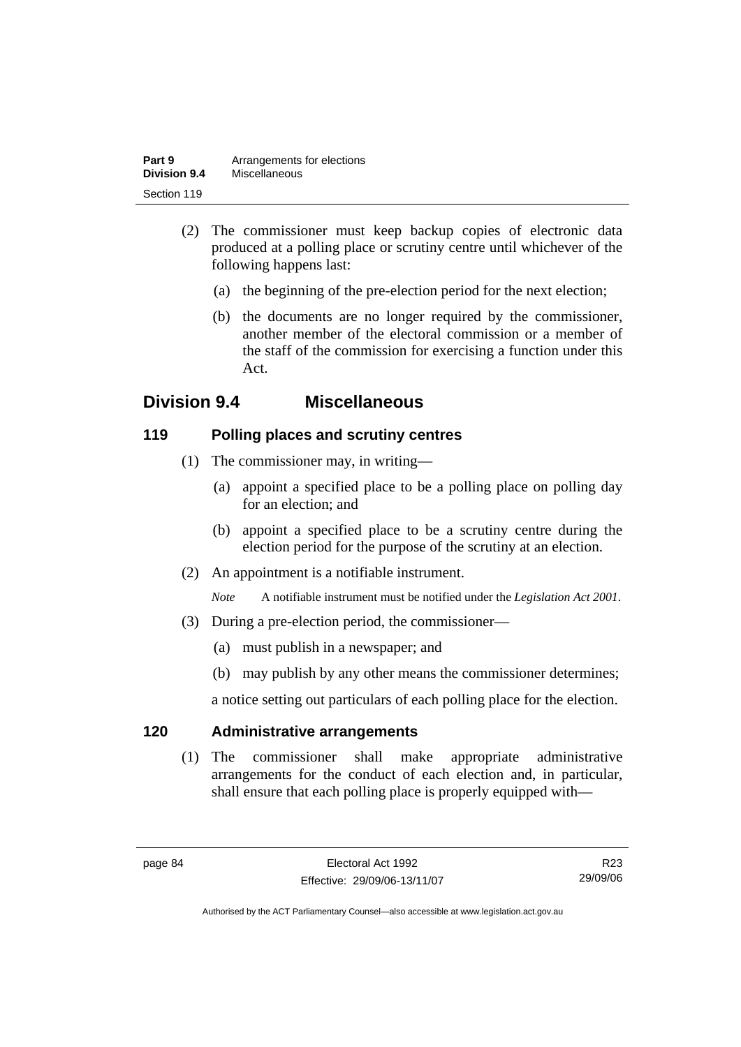(2) The commissioner must keep backup copies of electronic data produced at a polling place or scrutiny centre until whichever of the following happens last:

(a) the beginning of the pre-election period for the next election;

(b) the documents are no longer required by the commissioner, another member of the electoral commission or a member of the staff of the commission for exercising a function under this Act.

## Division 9.4 Miscellaneous

### 119 Polling places and scrutiny centres

(1) The commissioner may, in writing—

(a) appoint a specified place to be a polling place on polling day for an election; and

(b) appoint a specified place to be a scrutiny centre during the election period for the purpose of the scrutiny at an election.

(2) An appointment is a notifiable instrument.

*Note* A notifiable instrument must be notified under the *Legislation Act 2001*.

(3) During a pre-election period, the commissioner—

(a) must publish in a newspaper; and

(b) may publish by any other means the commissioner determines;

a notice setting out particulars of each polling place for the election.

### 120 Administrative arrangements

(1) The commissioner shall make appropriate administrative arrangements for the conduct of each election and, in particular, shall ensure that each polling place is properly equipped with—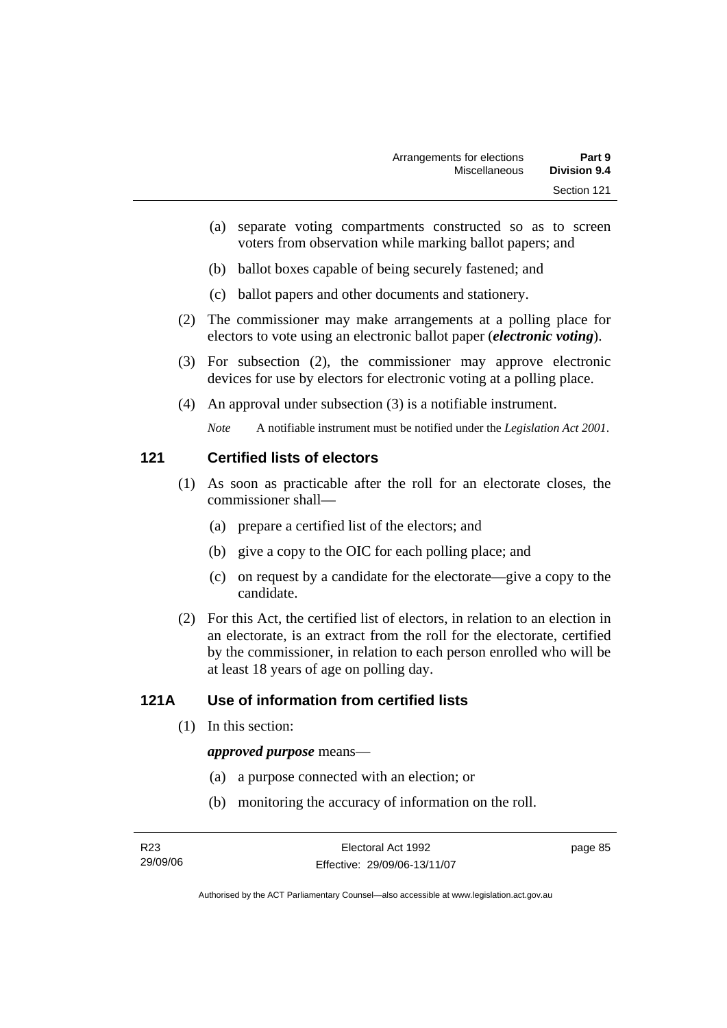(a) separate voting compartments constructed so as to screen voters from observation while marking ballot papers; and

(b) ballot boxes capable of being securely fastened; and

(c) ballot papers and other documents and stationery.

(2) The commissioner may make arrangements at a polling place for electors to vote using an electronic ballot paper (***electronic voting***).

(3) For subsection (2), the commissioner may approve electronic devices for use by electors for electronic voting at a polling place.

(4) An approval under subsection (3) is a notifiable instrument.

*Note* A notifiable instrument must be notified under the *Legislation Act 2001*.

## 121 Certified lists of electors

(1) As soon as practicable after the roll for an electorate closes, the commissioner shall—

(a) prepare a certified list of the electors; and

(b) give a copy to the OIC for each polling place; and

(c) on request by a candidate for the electorate—give a copy to the candidate.

(2) For this Act, the certified list of electors, in relation to an election in an electorate, is an extract from the roll for the electorate, certified by the commissioner, in relation to each person enrolled who will be at least 18 years of age on polling day.

## 121A Use of information from certified lists

(1) In this section:

***approved purpose*** means—

(a) a purpose connected with an election; or

(b) monitoring the accuracy of information on the roll.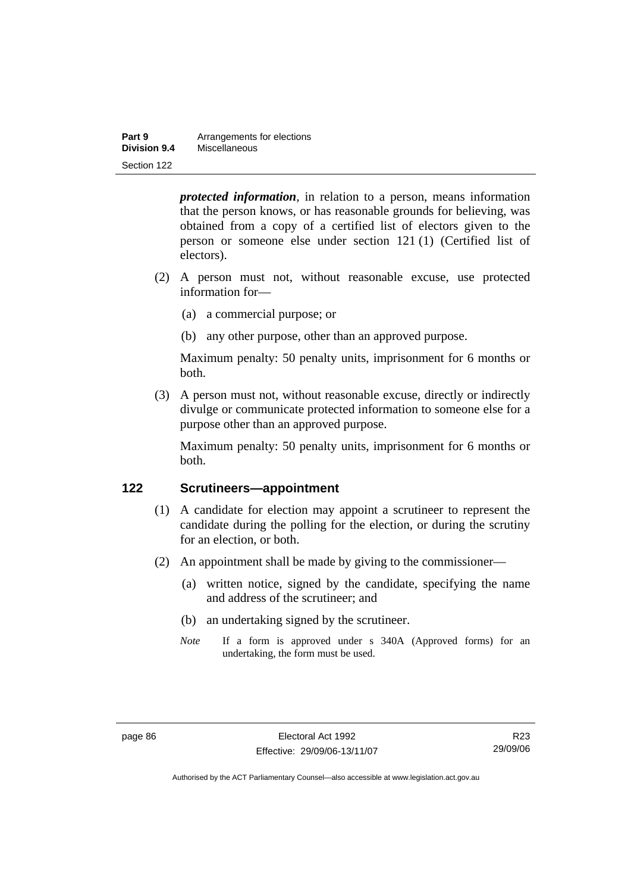***protected information***, in relation to a person, means information that the person knows, or has reasonable grounds for believing, was obtained from a copy of a certified list of electors given to the person or someone else under section 121 (1) (Certified list of electors).

(2) A person must not, without reasonable excuse, use protected information for—

(a) a commercial purpose; or

(b) any other purpose, other than an approved purpose.

Maximum penalty: 50 penalty units, imprisonment for 6 months or both.

(3) A person must not, without reasonable excuse, directly or indirectly divulge or communicate protected information to someone else for a purpose other than an approved purpose.

Maximum penalty: 50 penalty units, imprisonment for 6 months or both.

## 122 Scrutineers—appointment

(1) A candidate for election may appoint a scrutineer to represent the candidate during the polling for the election, or during the scrutiny for an election, or both.

(2) An appointment shall be made by giving to the commissioner—

(a) written notice, signed by the candidate, specifying the name and address of the scrutineer; and

(b) an undertaking signed by the scrutineer.

*Note* If a form is approved under s 340A (Approved forms) for an undertaking, the form must be used.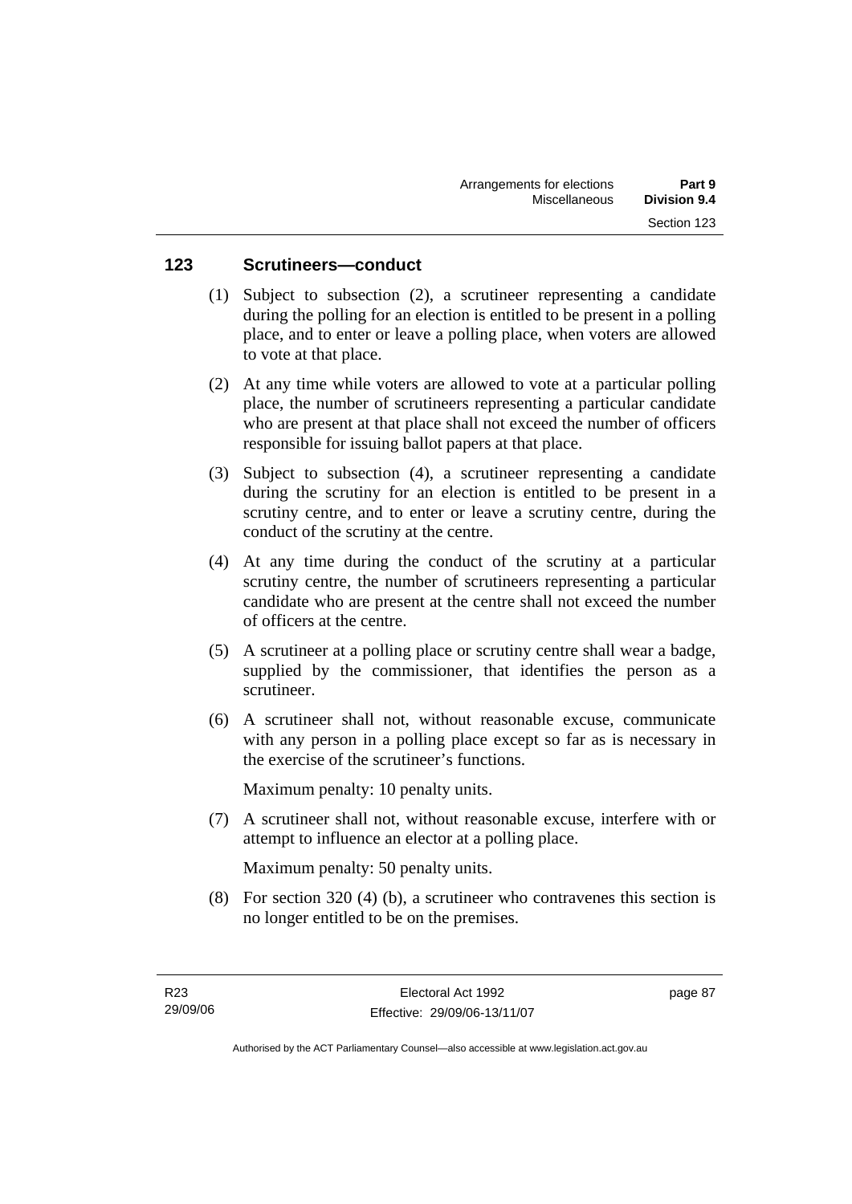## 123 Scrutineers—conduct

(1) Subject to subsection (2), a scrutineer representing a candidate during the polling for an election is entitled to be present in a polling place, and to enter or leave a polling place, when voters are allowed to vote at that place.

(2) At any time while voters are allowed to vote at a particular polling place, the number of scrutineers representing a particular candidate who are present at that place shall not exceed the number of officers responsible for issuing ballot papers at that place.

(3) Subject to subsection (4), a scrutineer representing a candidate during the scrutiny for an election is entitled to be present in a scrutiny centre, and to enter or leave a scrutiny centre, during the conduct of the scrutiny at the centre.

(4) At any time during the conduct of the scrutiny at a particular scrutiny centre, the number of scrutineers representing a particular candidate who are present at the centre shall not exceed the number of officers at the centre.

(5) A scrutineer at a polling place or scrutiny centre shall wear a badge, supplied by the commissioner, that identifies the person as a scrutineer.

(6) A scrutineer shall not, without reasonable excuse, communicate with any person in a polling place except so far as is necessary in the exercise of the scrutineer's functions.

Maximum penalty: 10 penalty units.

(7) A scrutineer shall not, without reasonable excuse, interfere with or attempt to influence an elector at a polling place.

Maximum penalty: 50 penalty units.

(8) For section 320 (4) (b), a scrutineer who contravenes this section is no longer entitled to be on the premises.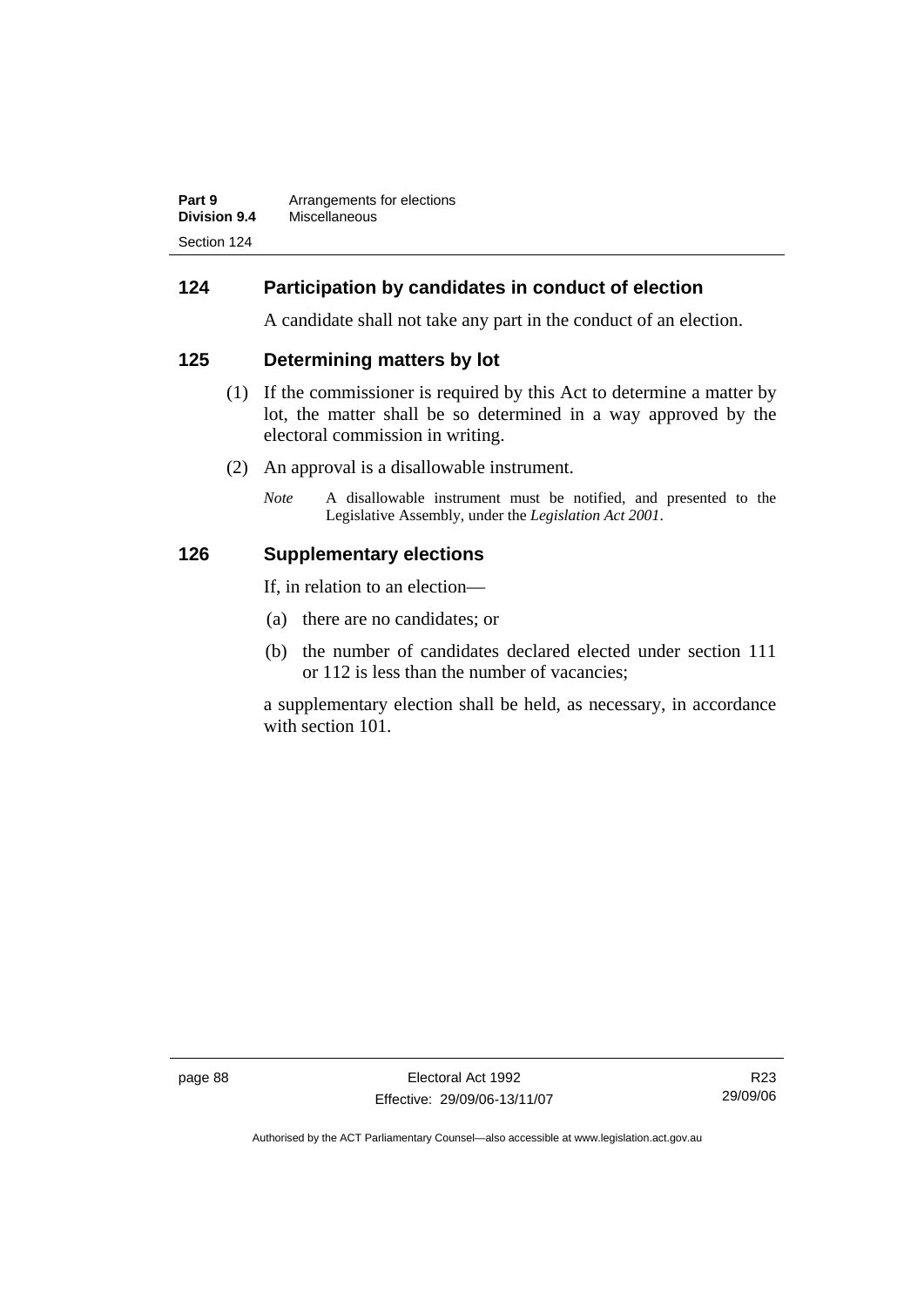### 124 Participation by candidates in conduct of election

A candidate shall not take any part in the conduct of an election.

### 125 Determining matters by lot

(1) If the commissioner is required by this Act to determine a matter by lot, the matter shall be so determined in a way approved by the electoral commission in writing.

(2) An approval is a disallowable instrument.

*Note* A disallowable instrument must be notified, and presented to the Legislative Assembly, under the *Legislation Act 2001*.

### 126 Supplementary elections

If, in relation to an election—

(a) there are no candidates; or

(b) the number of candidates declared elected under section 111 or 112 is less than the number of vacancies;

a supplementary election shall be held, as necessary, in accordance with section 101.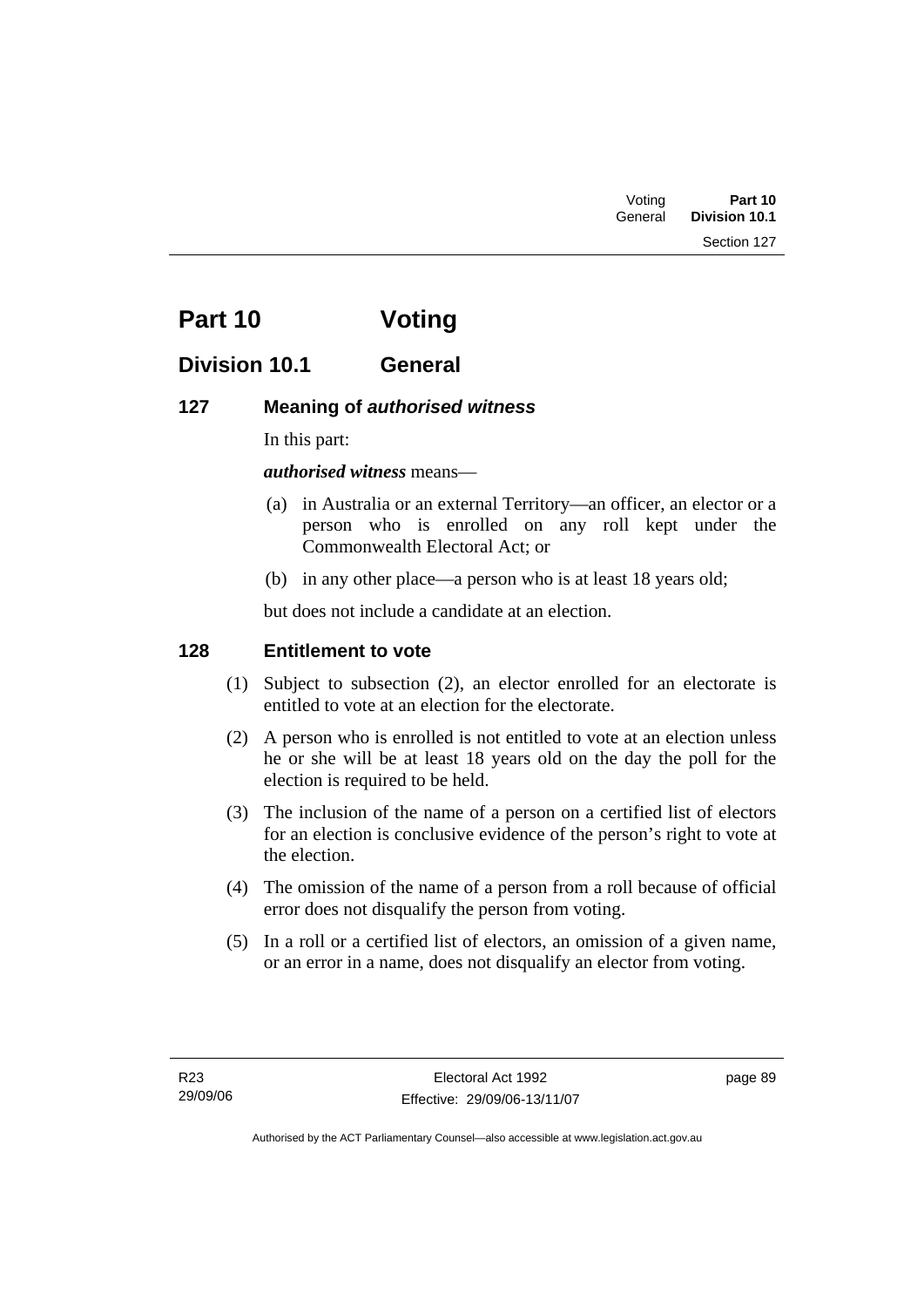# Part 10 Voting

## Division 10.1 General

### 127 Meaning of *authorised witness*

In this part:

***authorised witness*** means—

(a) in Australia or an external Territory—an officer, an elector or a person who is enrolled on any roll kept under the Commonwealth Electoral Act; or

(b) in any other place—a person who is at least 18 years old;

but does not include a candidate at an election.

### 128 Entitlement to vote

(1) Subject to subsection (2), an elector enrolled for an electorate is entitled to vote at an election for the electorate.

(2) A person who is enrolled is not entitled to vote at an election unless he or she will be at least 18 years old on the day the poll for the election is required to be held.

(3) The inclusion of the name of a person on a certified list of electors for an election is conclusive evidence of the person's right to vote at the election.

(4) The omission of the name of a person from a roll because of official error does not disqualify the person from voting.

(5) In a roll or a certified list of electors, an omission of a given name, or an error in a name, does not disqualify an elector from voting.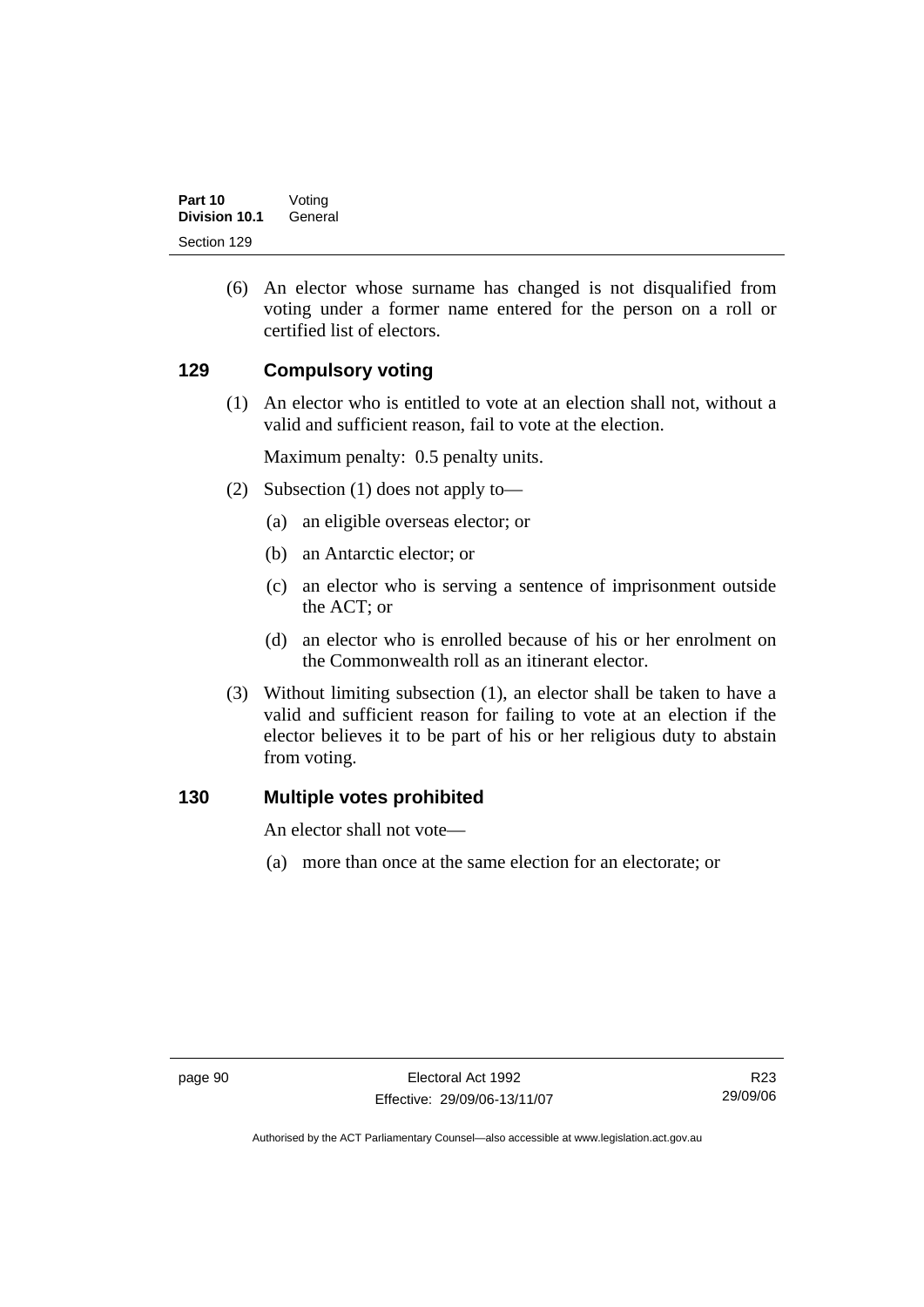(6) An elector whose surname has changed is not disqualified from voting under a former name entered for the person on a roll or certified list of electors.

## 129 Compulsory voting

(1) An elector who is entitled to vote at an election shall not, without a valid and sufficient reason, fail to vote at the election.

Maximum penalty: 0.5 penalty units.

(2) Subsection (1) does not apply to—

(a) an eligible overseas elector; or

(b) an Antarctic elector; or

(c) an elector who is serving a sentence of imprisonment outside the ACT; or

(d) an elector who is enrolled because of his or her enrolment on the Commonwealth roll as an itinerant elector.

(3) Without limiting subsection (1), an elector shall be taken to have a valid and sufficient reason for failing to vote at an election if the elector believes it to be part of his or her religious duty to abstain from voting.

## 130 Multiple votes prohibited

An elector shall not vote—

(a) more than once at the same election for an electorate; or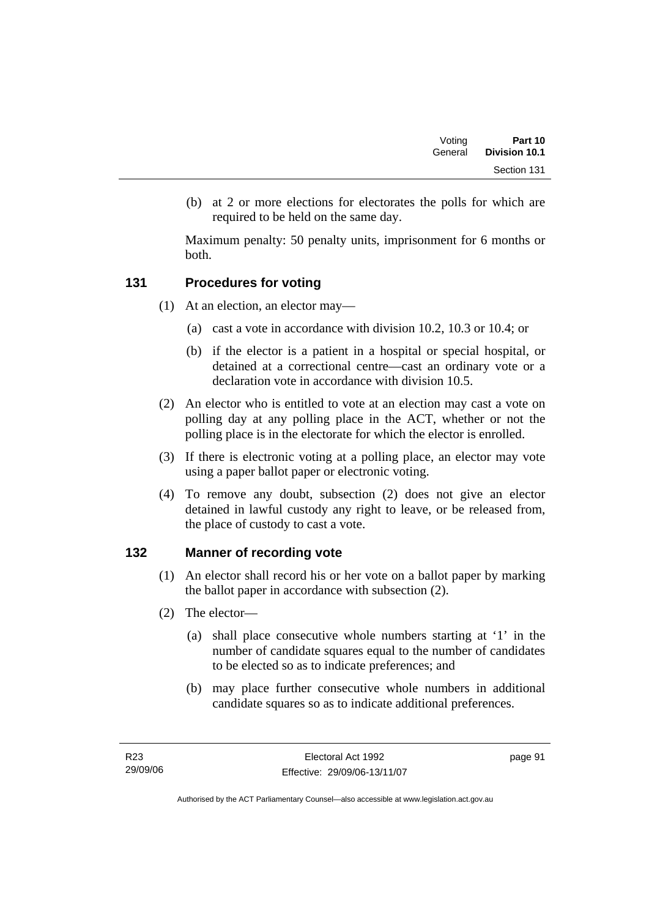(b) at 2 or more elections for electorates the polls for which are required to be held on the same day.

Maximum penalty: 50 penalty units, imprisonment for 6 months or both.

## 131 Procedures for voting

(1) At an election, an elector may—

(a) cast a vote in accordance with division 10.2, 10.3 or 10.4; or

(b) if the elector is a patient in a hospital or special hospital, or detained at a correctional centre—cast an ordinary vote or a declaration vote in accordance with division 10.5.

(2) An elector who is entitled to vote at an election may cast a vote on polling day at any polling place in the ACT, whether or not the polling place is in the electorate for which the elector is enrolled.

(3) If there is electronic voting at a polling place, an elector may vote using a paper ballot paper or electronic voting.

(4) To remove any doubt, subsection (2) does not give an elector detained in lawful custody any right to leave, or be released from, the place of custody to cast a vote.

## 132 Manner of recording vote

(1) An elector shall record his or her vote on a ballot paper by marking the ballot paper in accordance with subsection (2).

(2) The elector—

(a) shall place consecutive whole numbers starting at '1' in the number of candidate squares equal to the number of candidates to be elected so as to indicate preferences; and

(b) may place further consecutive whole numbers in additional candidate squares so as to indicate additional preferences.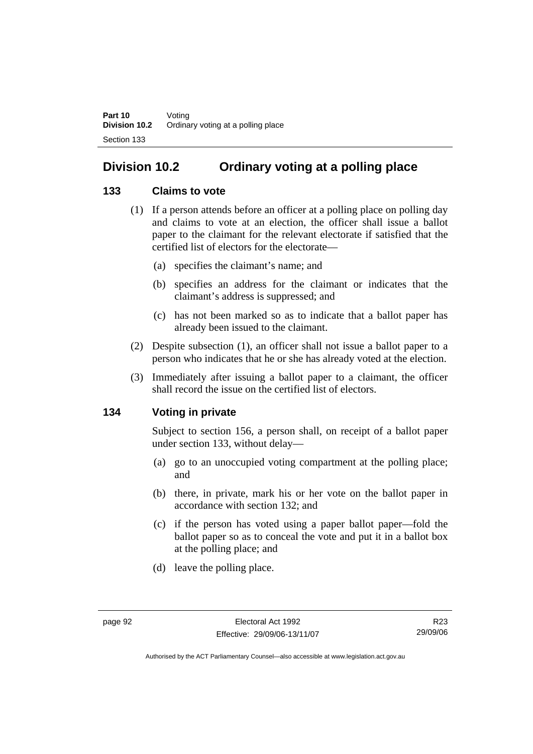## Division 10.2 Ordinary voting at a polling place

### 133 Claims to vote

(1) If a person attends before an officer at a polling place on polling day and claims to vote at an election, the officer shall issue a ballot paper to the claimant for the relevant electorate if satisfied that the certified list of electors for the electorate—

(a) specifies the claimant's name; and

(b) specifies an address for the claimant or indicates that the claimant's address is suppressed; and

(c) has not been marked so as to indicate that a ballot paper has already been issued to the claimant.

(2) Despite subsection (1), an officer shall not issue a ballot paper to a person who indicates that he or she has already voted at the election.

(3) Immediately after issuing a ballot paper to a claimant, the officer shall record the issue on the certified list of electors.

### 134 Voting in private

Subject to section 156, a person shall, on receipt of a ballot paper under section 133, without delay—

(a) go to an unoccupied voting compartment at the polling place; and

(b) there, in private, mark his or her vote on the ballot paper in accordance with section 132; and

(c) if the person has voted using a paper ballot paper—fold the ballot paper so as to conceal the vote and put it in a ballot box at the polling place; and

(d) leave the polling place.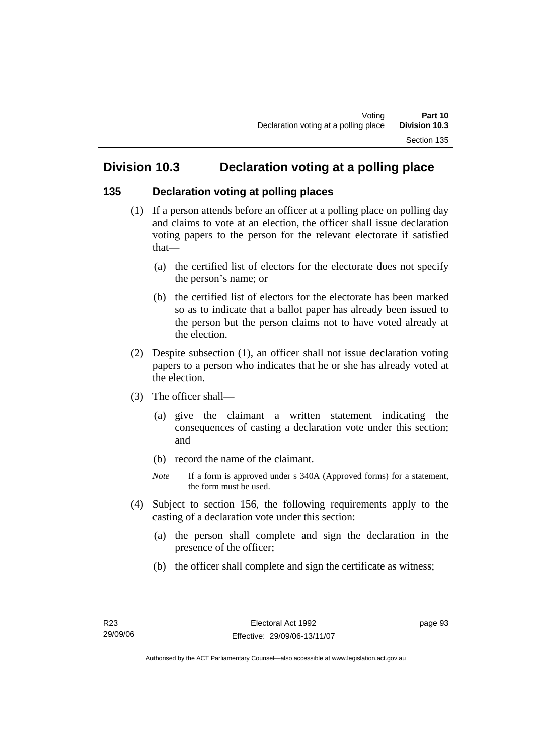## Division 10.3 Declaration voting at a polling place

### 135 Declaration voting at polling places

(1) If a person attends before an officer at a polling place on polling day and claims to vote at an election, the officer shall issue declaration voting papers to the person for the relevant electorate if satisfied that—

- (a) the certified list of electors for the electorate does not specify the person's name; or
- (b) the certified list of electors for the electorate has been marked so as to indicate that a ballot paper has already been issued to the person but the person claims not to have voted already at the election.

(2) Despite subsection (1), an officer shall not issue declaration voting papers to a person who indicates that he or she has already voted at the election.

(3) The officer shall—

- (a) give the claimant a written statement indicating the consequences of casting a declaration vote under this section; and
- (b) record the name of the claimant.

*Note* If a form is approved under s 340A (Approved forms) for a statement, the form must be used.

(4) Subject to section 156, the following requirements apply to the casting of a declaration vote under this section:

- (a) the person shall complete and sign the declaration in the presence of the officer;
- (b) the officer shall complete and sign the certificate as witness;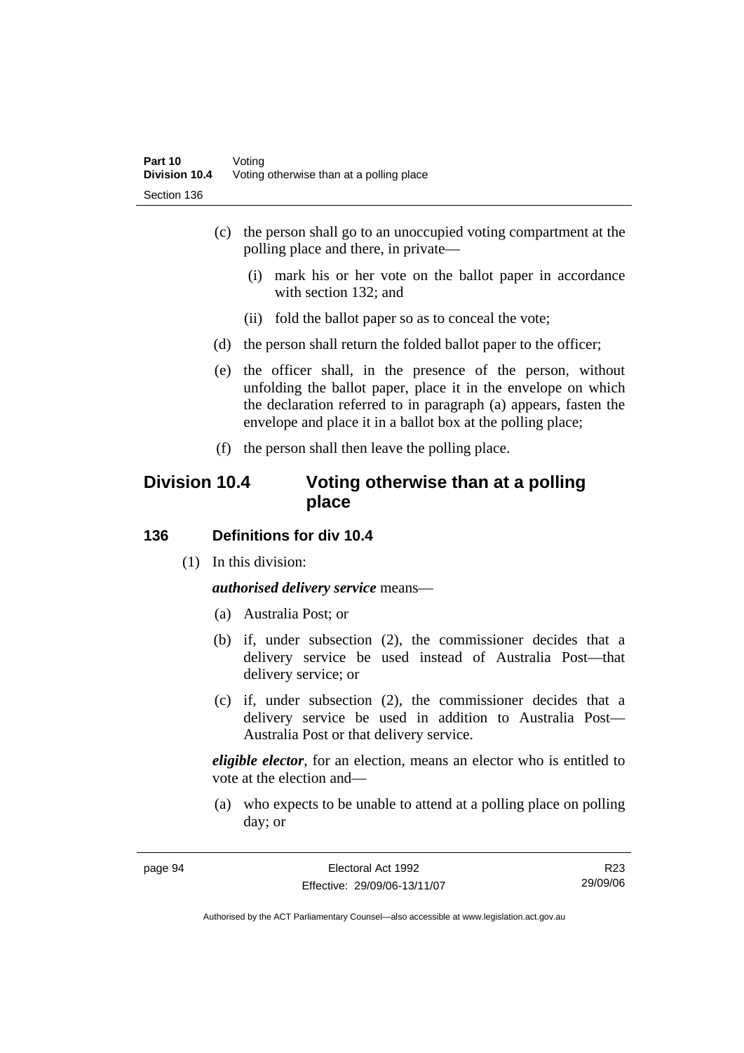(c) the person shall go to an unoccupied voting compartment at the polling place and there, in private—

 (i) mark his or her vote on the ballot paper in accordance with section 132; and

 (ii) fold the ballot paper so as to conceal the vote;

(d) the person shall return the folded ballot paper to the officer;

(e) the officer shall, in the presence of the person, without unfolding the ballot paper, place it in the envelope on which the declaration referred to in paragraph (a) appears, fasten the envelope and place it in a ballot box at the polling place;

(f) the person shall then leave the polling place.

## Division 10.4 Voting otherwise than at a polling place

### 136 Definitions for div 10.4

(1) In this division:

***authorised delivery service*** means—

(a) Australia Post; or

(b) if, under subsection (2), the commissioner decides that a delivery service be used instead of Australia Post—that delivery service; or

(c) if, under subsection (2), the commissioner decides that a delivery service be used in addition to Australia Post—Australia Post or that delivery service.

***eligible elector***, for an election, means an elector who is entitled to vote at the election and—

(a) who expects to be unable to attend at a polling place on polling day; or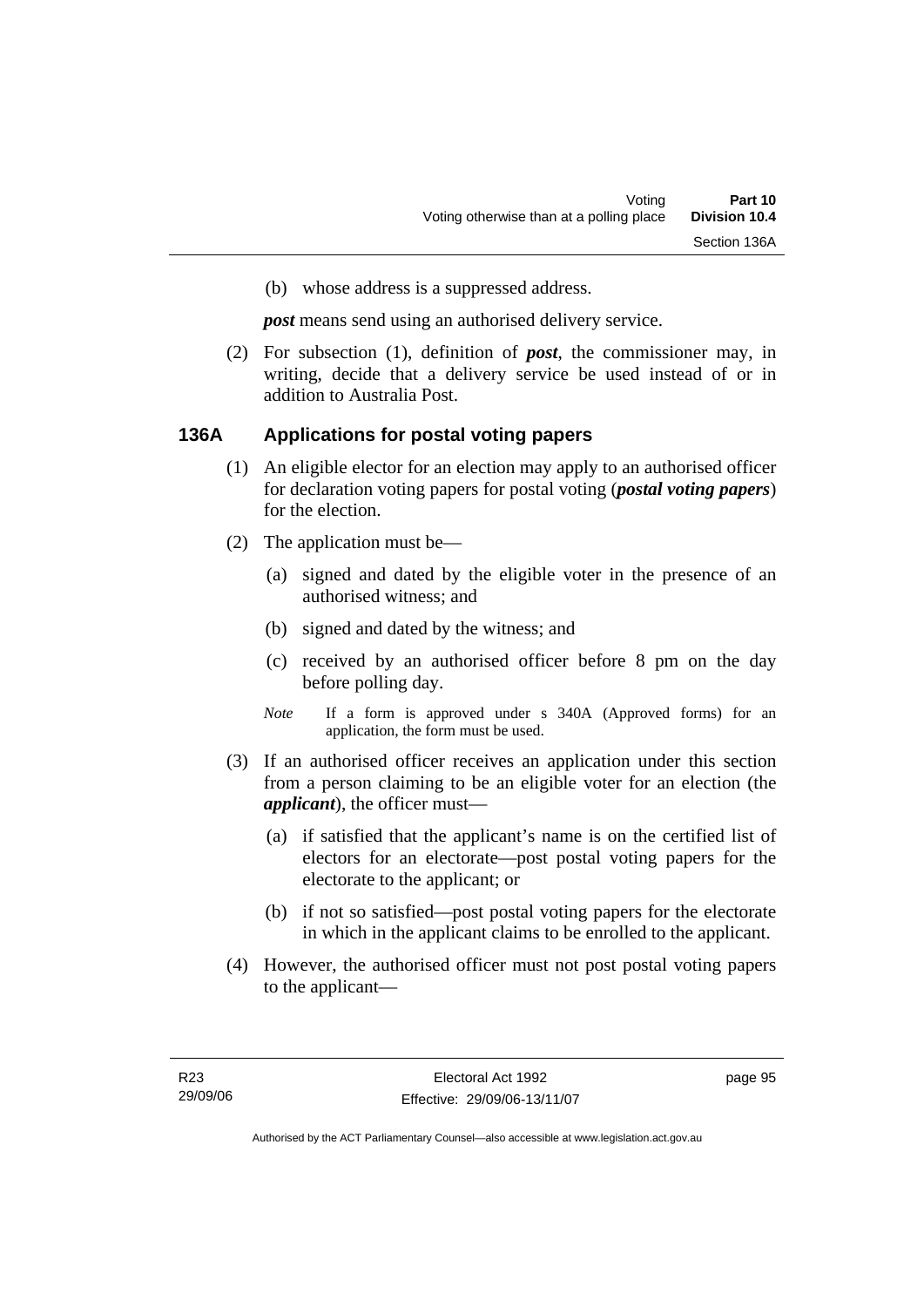(b) whose address is a suppressed address.

***post*** means send using an authorised delivery service.

(2) For subsection (1), definition of ***post***, the commissioner may, in writing, decide that a delivery service be used instead of or in addition to Australia Post.

## 136A Applications for postal voting papers

(1) An eligible elector for an election may apply to an authorised officer for declaration voting papers for postal voting (***postal voting papers***) for the election.

(2) The application must be—

(a) signed and dated by the eligible voter in the presence of an authorised witness; and

(b) signed and dated by the witness; and

(c) received by an authorised officer before 8 pm on the day before polling day.

*Note* If a form is approved under s 340A (Approved forms) for an application, the form must be used.

(3) If an authorised officer receives an application under this section from a person claiming to be an eligible voter for an election (the ***applicant***), the officer must—

(a) if satisfied that the applicant's name is on the certified list of electors for an electorate—post postal voting papers for the electorate to the applicant; or

(b) if not so satisfied—post postal voting papers for the electorate in which in the applicant claims to be enrolled to the applicant.

(4) However, the authorised officer must not post postal voting papers to the applicant—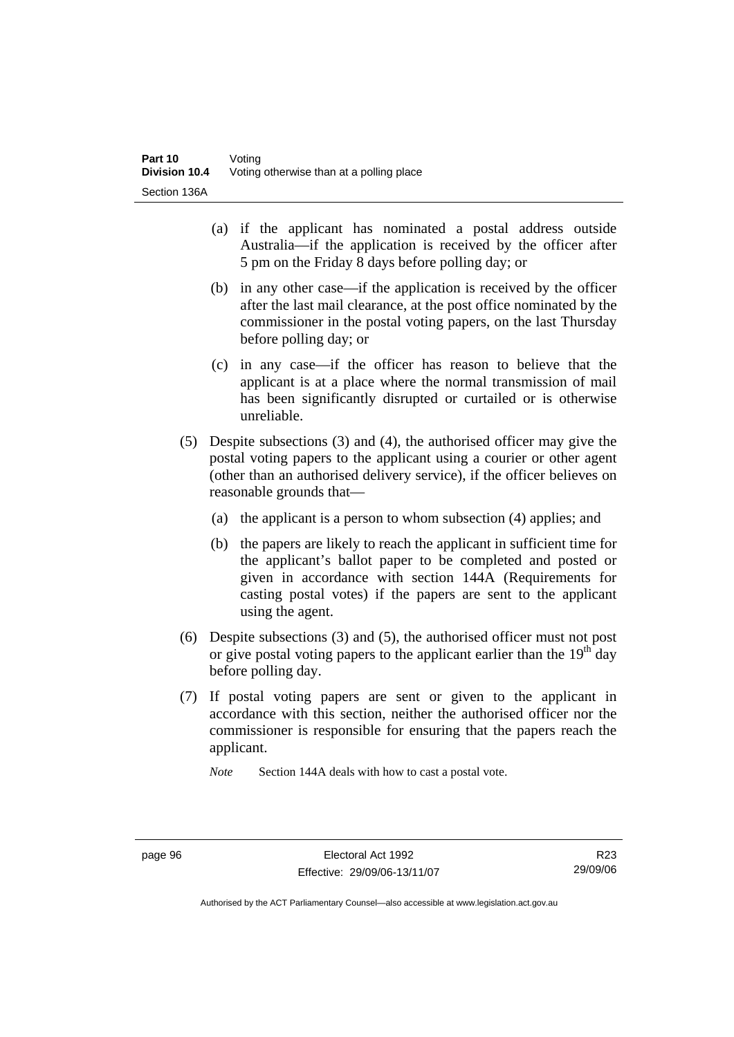(a) if the applicant has nominated a postal address outside Australia—if the application is received by the officer after 5 pm on the Friday 8 days before polling day; or

(b) in any other case—if the application is received by the officer after the last mail clearance, at the post office nominated by the commissioner in the postal voting papers, on the last Thursday before polling day; or

(c) in any case—if the officer has reason to believe that the applicant is at a place where the normal transmission of mail has been significantly disrupted or curtailed or is otherwise unreliable.

(5) Despite subsections (3) and (4), the authorised officer may give the postal voting papers to the applicant using a courier or other agent (other than an authorised delivery service), if the officer believes on reasonable grounds that—

(a) the applicant is a person to whom subsection (4) applies; and

(b) the papers are likely to reach the applicant in sufficient time for the applicant's ballot paper to be completed and posted or given in accordance with section 144A (Requirements for casting postal votes) if the papers are sent to the applicant using the agent.

(6) Despite subsections (3) and (5), the authorised officer must not post or give postal voting papers to the applicant earlier than the 19th day before polling day.

(7) If postal voting papers are sent or given to the applicant in accordance with this section, neither the authorised officer nor the commissioner is responsible for ensuring that the papers reach the applicant.

*Note* Section 144A deals with how to cast a postal vote.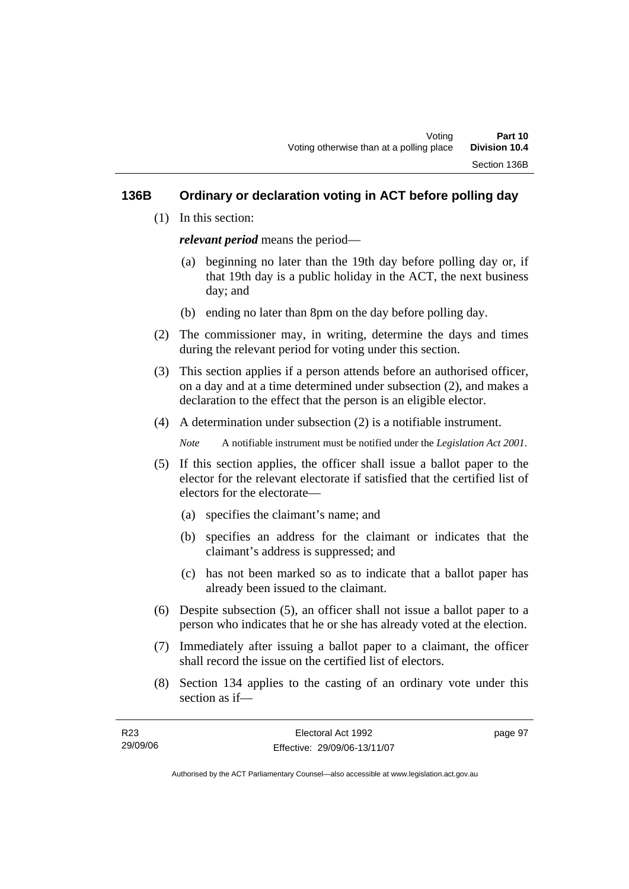## 136B Ordinary or declaration voting in ACT before polling day

(1) In this section:

***relevant period*** means the period—

(a) beginning no later than the 19th day before polling day or, if that 19th day is a public holiday in the ACT, the next business day; and

(b) ending no later than 8pm on the day before polling day.

(2) The commissioner may, in writing, determine the days and times during the relevant period for voting under this section.

(3) This section applies if a person attends before an authorised officer, on a day and at a time determined under subsection (2), and makes a declaration to the effect that the person is an eligible elector.

(4) A determination under subsection (2) is a notifiable instrument.

*Note* A notifiable instrument must be notified under the *Legislation Act 2001*.

(5) If this section applies, the officer shall issue a ballot paper to the elector for the relevant electorate if satisfied that the certified list of electors for the electorate—

(a) specifies the claimant's name; and

(b) specifies an address for the claimant or indicates that the claimant's address is suppressed; and

(c) has not been marked so as to indicate that a ballot paper has already been issued to the claimant.

(6) Despite subsection (5), an officer shall not issue a ballot paper to a person who indicates that he or she has already voted at the election.

(7) Immediately after issuing a ballot paper to a claimant, the officer shall record the issue on the certified list of electors.

(8) Section 134 applies to the casting of an ordinary vote under this section as if—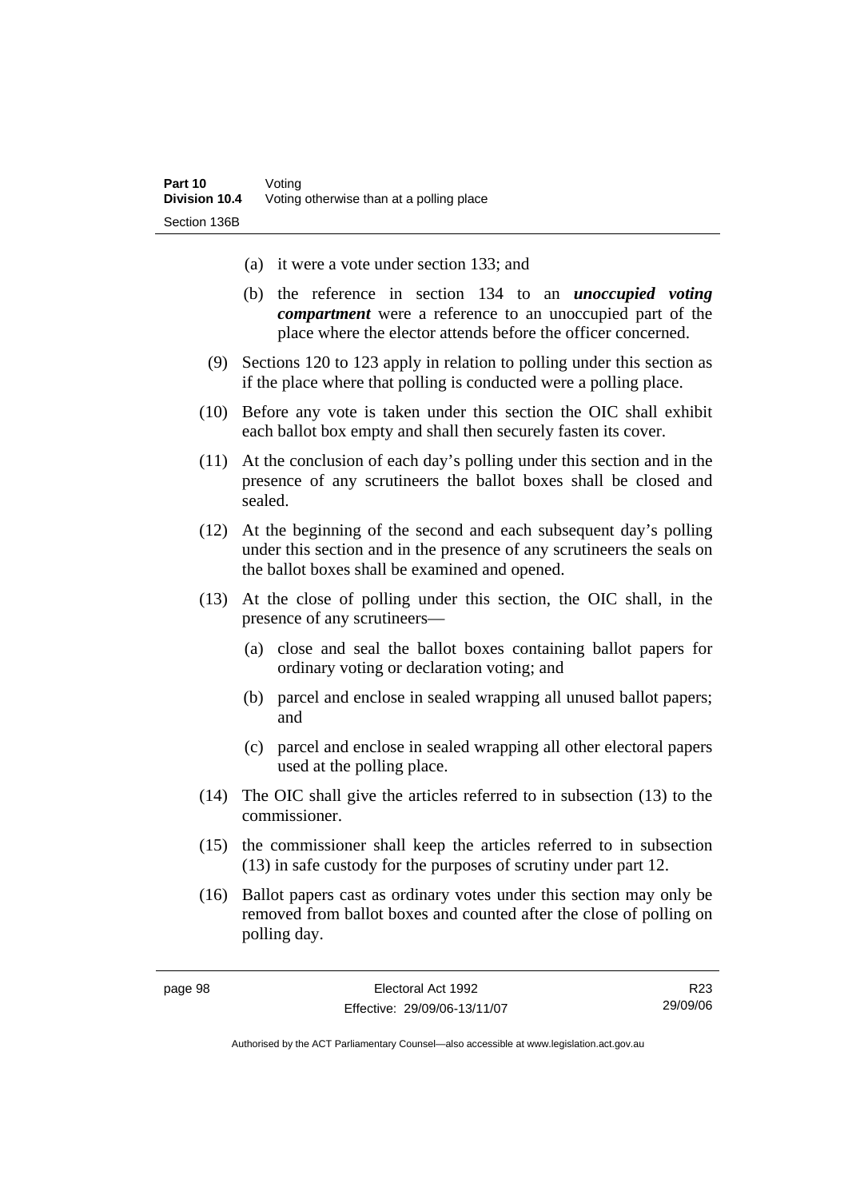(a) it were a vote under section 133; and

(b) the reference in section 134 to an ***unoccupied voting compartment*** were a reference to an unoccupied part of the place where the elector attends before the officer concerned.

(9) Sections 120 to 123 apply in relation to polling under this section as if the place where that polling is conducted were a polling place.

(10) Before any vote is taken under this section the OIC shall exhibit each ballot box empty and shall then securely fasten its cover.

(11) At the conclusion of each day's polling under this section and in the presence of any scrutineers the ballot boxes shall be closed and sealed.

(12) At the beginning of the second and each subsequent day's polling under this section and in the presence of any scrutineers the seals on the ballot boxes shall be examined and opened.

(13) At the close of polling under this section, the OIC shall, in the presence of any scrutineers—

(a) close and seal the ballot boxes containing ballot papers for ordinary voting or declaration voting; and

(b) parcel and enclose in sealed wrapping all unused ballot papers; and

(c) parcel and enclose in sealed wrapping all other electoral papers used at the polling place.

(14) The OIC shall give the articles referred to in subsection (13) to the commissioner.

(15) the commissioner shall keep the articles referred to in subsection (13) in safe custody for the purposes of scrutiny under part 12.

(16) Ballot papers cast as ordinary votes under this section may only be removed from ballot boxes and counted after the close of polling on polling day.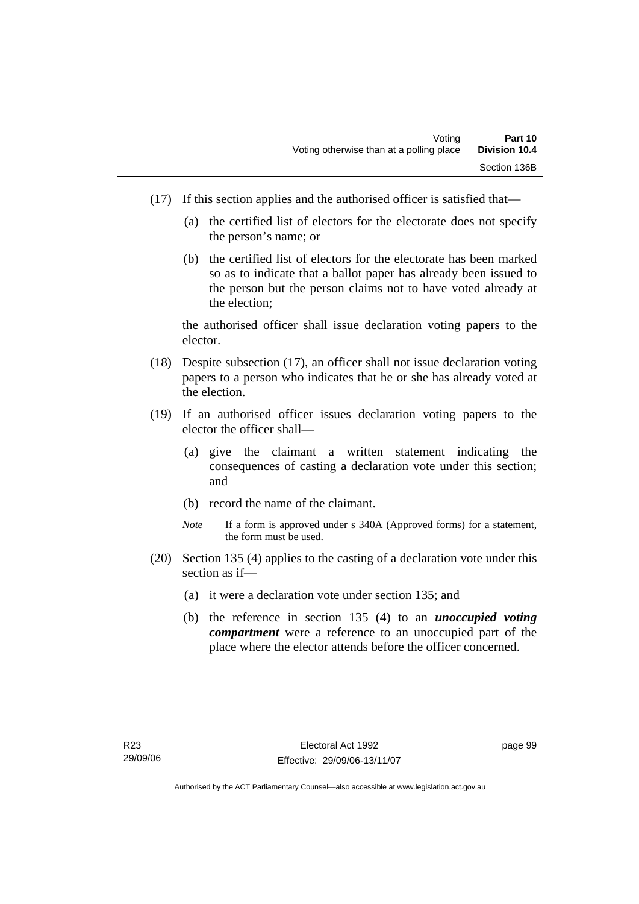(17) If this section applies and the authorised officer is satisfied that—

  (a) the certified list of electors for the electorate does not specify the person's name; or

  (b) the certified list of electors for the electorate has been marked so as to indicate that a ballot paper has already been issued to the person but the person claims not to have voted already at the election;

  the authorised officer shall issue declaration voting papers to the elector.

(18) Despite subsection (17), an officer shall not issue declaration voting papers to a person who indicates that he or she has already voted at the election.

(19) If an authorised officer issues declaration voting papers to the elector the officer shall—

  (a) give the claimant a written statement indicating the consequences of casting a declaration vote under this section; and

  (b) record the name of the claimant.

  *Note* If a form is approved under s 340A (Approved forms) for a statement, the form must be used.

(20) Section 135 (4) applies to the casting of a declaration vote under this section as if—

  (a) it were a declaration vote under section 135; and

  (b) the reference in section 135 (4) to an ***unoccupied voting compartment*** were a reference to an unoccupied part of the place where the elector attends before the officer concerned.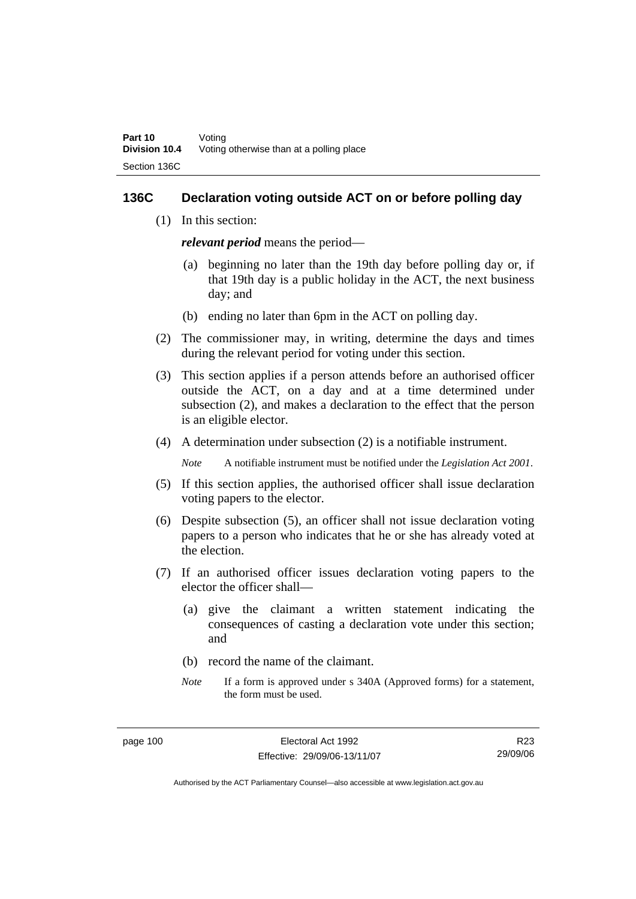## 136C Declaration voting outside ACT on or before polling day

(1) In this section:

***relevant period*** means the period—

(a) beginning no later than the 19th day before polling day or, if that 19th day is a public holiday in the ACT, the next business day; and

(b) ending no later than 6pm in the ACT on polling day.

(2) The commissioner may, in writing, determine the days and times during the relevant period for voting under this section.

(3) This section applies if a person attends before an authorised officer outside the ACT, on a day and at a time determined under subsection (2), and makes a declaration to the effect that the person is an eligible elector.

(4) A determination under subsection (2) is a notifiable instrument.

*Note* A notifiable instrument must be notified under the *Legislation Act 2001*.

(5) If this section applies, the authorised officer shall issue declaration voting papers to the elector.

(6) Despite subsection (5), an officer shall not issue declaration voting papers to a person who indicates that he or she has already voted at the election.

(7) If an authorised officer issues declaration voting papers to the elector the officer shall—

(a) give the claimant a written statement indicating the consequences of casting a declaration vote under this section; and

(b) record the name of the claimant.

*Note* If a form is approved under s 340A (Approved forms) for a statement, the form must be used.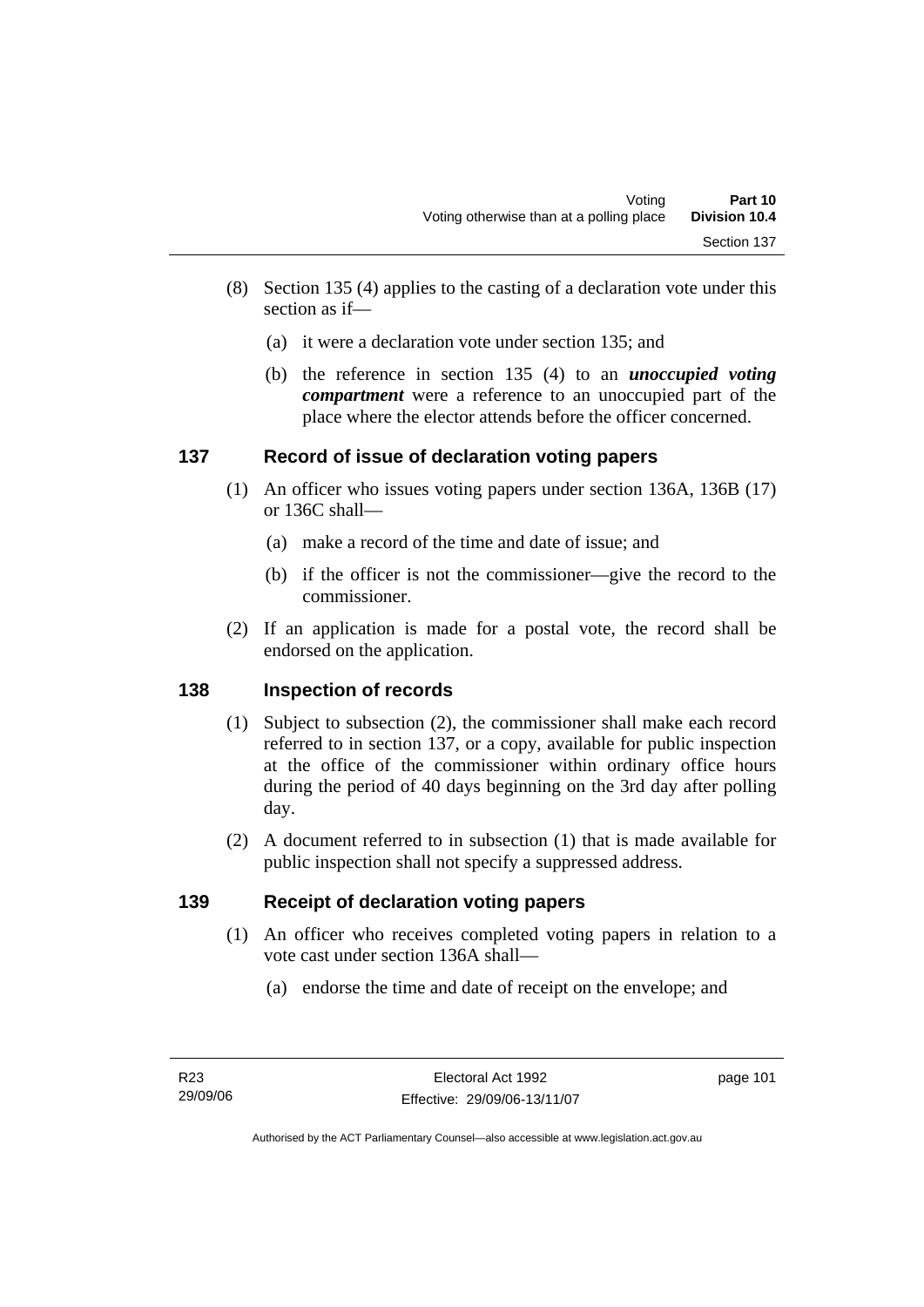(8) Section 135 (4) applies to the casting of a declaration vote under this section as if—

(a) it were a declaration vote under section 135; and

(b) the reference in section 135 (4) to an ***unoccupied voting compartment*** were a reference to an unoccupied part of the place where the elector attends before the officer concerned.

## 137 Record of issue of declaration voting papers

(1) An officer who issues voting papers under section 136A, 136B (17) or 136C shall—

(a) make a record of the time and date of issue; and

(b) if the officer is not the commissioner—give the record to the commissioner.

(2) If an application is made for a postal vote, the record shall be endorsed on the application.

## 138 Inspection of records

(1) Subject to subsection (2), the commissioner shall make each record referred to in section 137, or a copy, available for public inspection at the office of the commissioner within ordinary office hours during the period of 40 days beginning on the 3rd day after polling day.

(2) A document referred to in subsection (1) that is made available for public inspection shall not specify a suppressed address.

## 139 Receipt of declaration voting papers

(1) An officer who receives completed voting papers in relation to a vote cast under section 136A shall—

(a) endorse the time and date of receipt on the envelope; and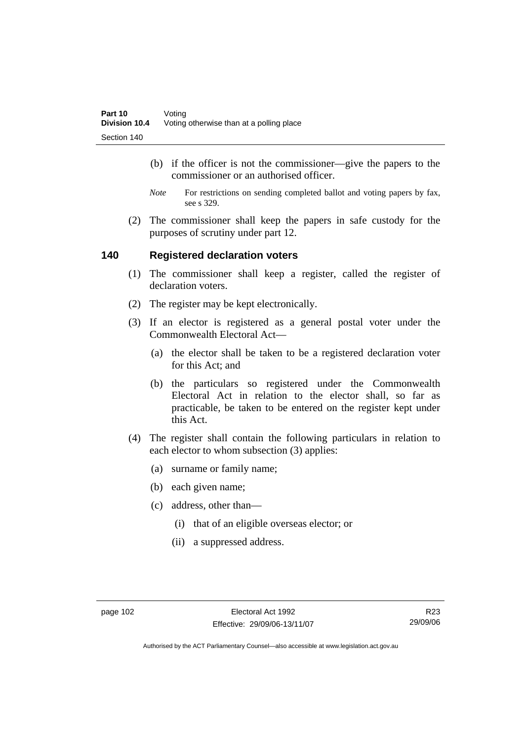(b) if the officer is not the commissioner—give the papers to the commissioner or an authorised officer.

*Note* For restrictions on sending completed ballot and voting papers by fax, see s 329.

(2) The commissioner shall keep the papers in safe custody for the purposes of scrutiny under part 12.

### 140 Registered declaration voters

(1) The commissioner shall keep a register, called the register of declaration voters.

(2) The register may be kept electronically.

(3) If an elector is registered as a general postal voter under the Commonwealth Electoral Act—

(a) the elector shall be taken to be a registered declaration voter for this Act; and

(b) the particulars so registered under the Commonwealth Electoral Act in relation to the elector shall, so far as practicable, be taken to be entered on the register kept under this Act.

(4) The register shall contain the following particulars in relation to each elector to whom subsection (3) applies:

(a) surname or family name;

(b) each given name;

(c) address, other than—

(i) that of an eligible overseas elector; or

(ii) a suppressed address.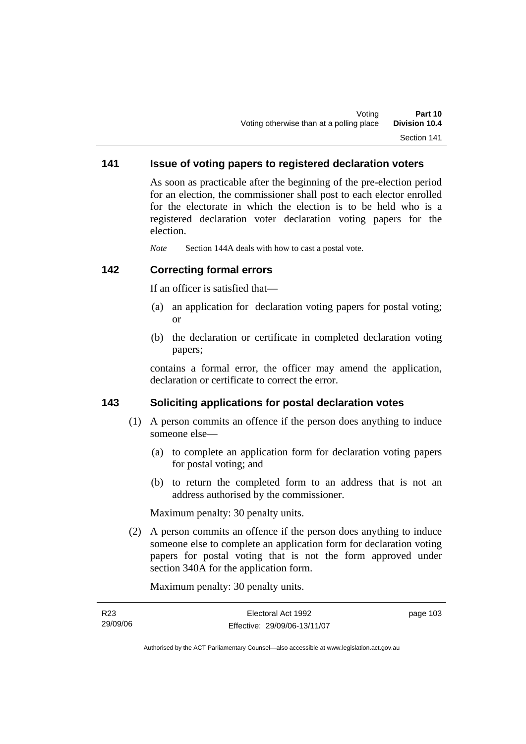## 141 Issue of voting papers to registered declaration voters

As soon as practicable after the beginning of the pre-election period for an election, the commissioner shall post to each elector enrolled for the electorate in which the election is to be held who is a registered declaration voter declaration voting papers for the election.

*Note* Section 144A deals with how to cast a postal vote.

## 142 Correcting formal errors

If an officer is satisfied that—

(a) an application for declaration voting papers for postal voting; or

(b) the declaration or certificate in completed declaration voting papers;

contains a formal error, the officer may amend the application, declaration or certificate to correct the error.

## 143 Soliciting applications for postal declaration votes

(1) A person commits an offence if the person does anything to induce someone else—

(a) to complete an application form for declaration voting papers for postal voting; and

(b) to return the completed form to an address that is not an address authorised by the commissioner.

Maximum penalty: 30 penalty units.

(2) A person commits an offence if the person does anything to induce someone else to complete an application form for declaration voting papers for postal voting that is not the form approved under section 340A for the application form.

Maximum penalty: 30 penalty units.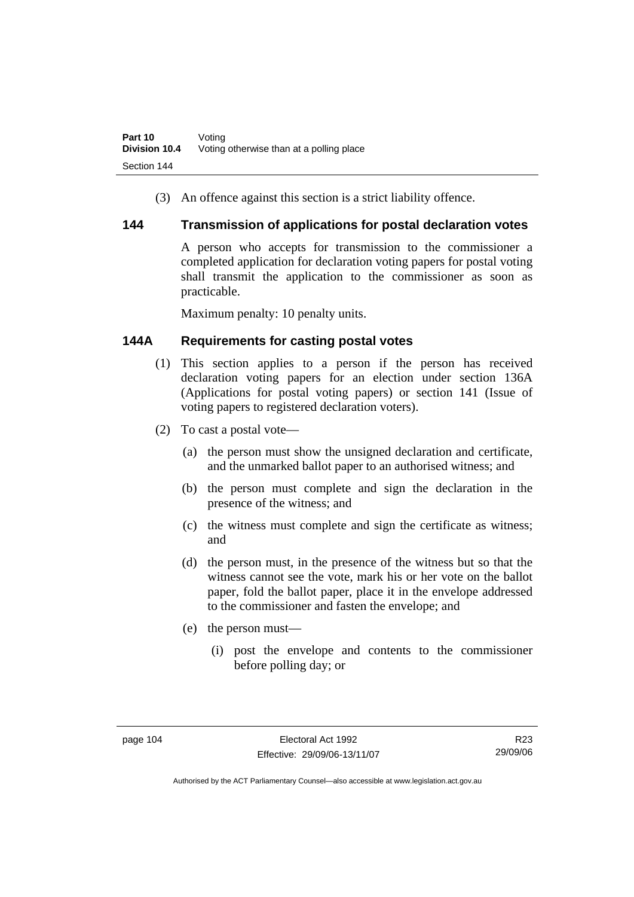(3) An offence against this section is a strict liability offence.

## 144 Transmission of applications for postal declaration votes

A person who accepts for transmission to the commissioner a completed application for declaration voting papers for postal voting shall transmit the application to the commissioner as soon as practicable.

Maximum penalty: 10 penalty units.

## 144A Requirements for casting postal votes

(1) This section applies to a person if the person has received declaration voting papers for an election under section 136A (Applications for postal voting papers) or section 141 (Issue of voting papers to registered declaration voters).

(2) To cast a postal vote—

(a) the person must show the unsigned declaration and certificate, and the unmarked ballot paper to an authorised witness; and

(b) the person must complete and sign the declaration in the presence of the witness; and

(c) the witness must complete and sign the certificate as witness; and

(d) the person must, in the presence of the witness but so that the witness cannot see the vote, mark his or her vote on the ballot paper, fold the ballot paper, place it in the envelope addressed to the commissioner and fasten the envelope; and

(e) the person must—

(i) post the envelope and contents to the commissioner before polling day; or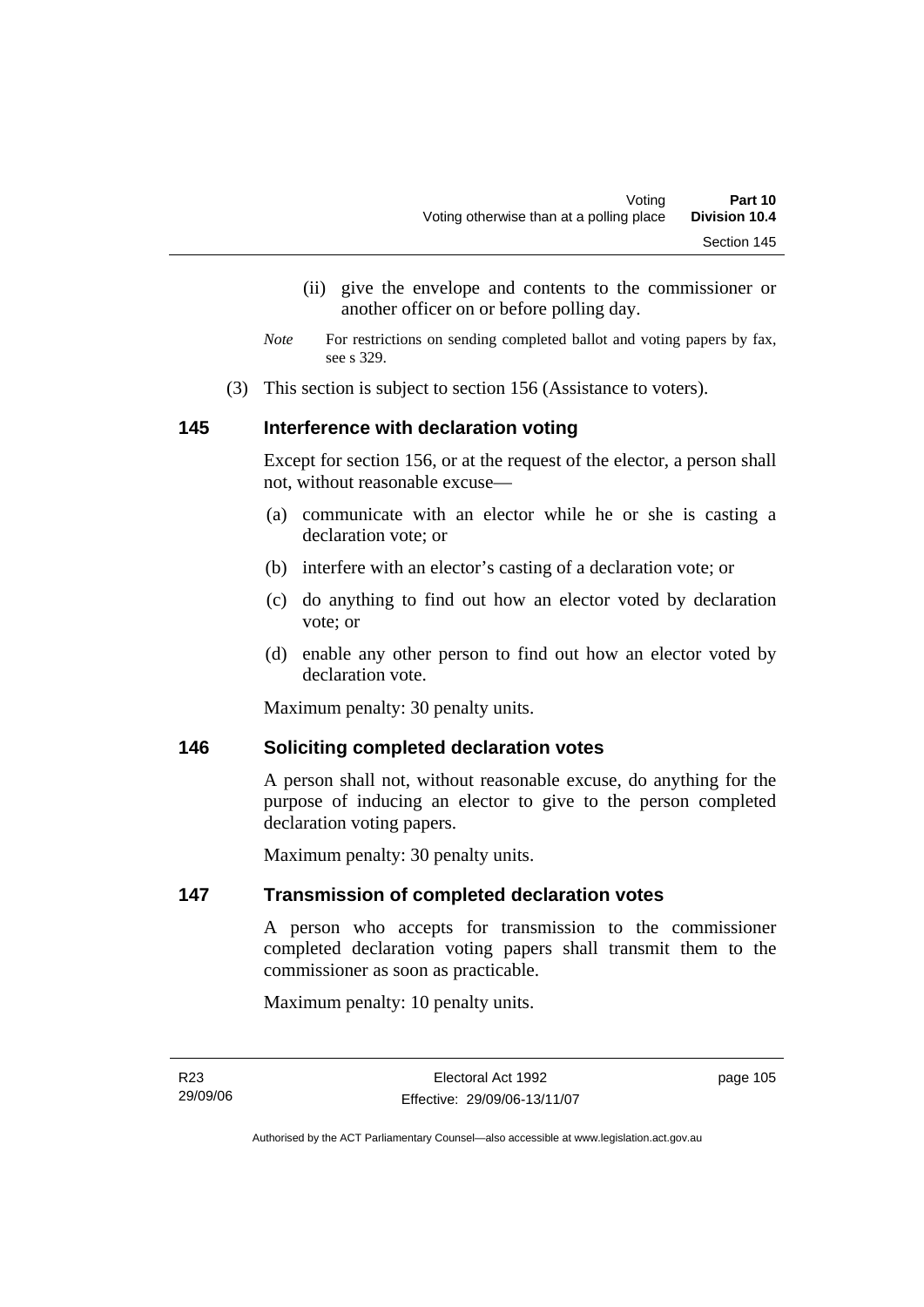(ii) give the envelope and contents to the commissioner or another officer on or before polling day.

*Note* For restrictions on sending completed ballot and voting papers by fax, see s 329.

(3) This section is subject to section 156 (Assistance to voters).

### 145 Interference with declaration voting

Except for section 156, or at the request of the elector, a person shall not, without reasonable excuse—

(a) communicate with an elector while he or she is casting a declaration vote; or

(b) interfere with an elector's casting of a declaration vote; or

(c) do anything to find out how an elector voted by declaration vote; or

(d) enable any other person to find out how an elector voted by declaration vote.

Maximum penalty: 30 penalty units.

### 146 Soliciting completed declaration votes

A person shall not, without reasonable excuse, do anything for the purpose of inducing an elector to give to the person completed declaration voting papers.

Maximum penalty: 30 penalty units.

### 147 Transmission of completed declaration votes

A person who accepts for transmission to the commissioner completed declaration voting papers shall transmit them to the commissioner as soon as practicable.

Maximum penalty: 10 penalty units.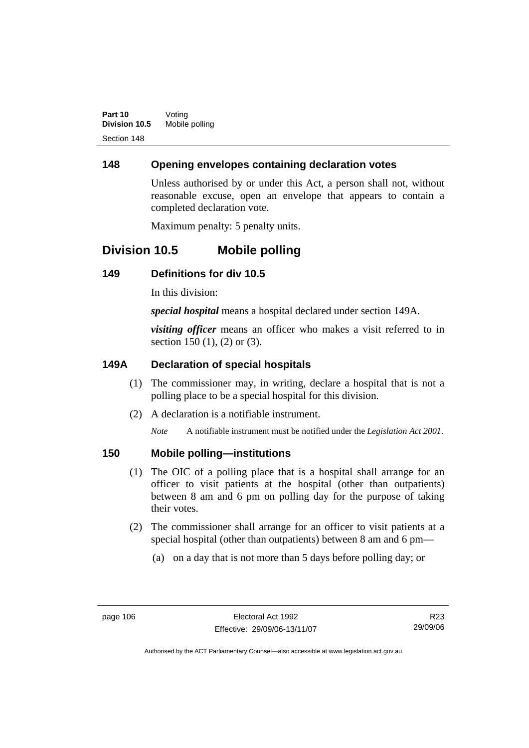### 148 Opening envelopes containing declaration votes

Unless authorised by or under this Act, a person shall not, without reasonable excuse, open an envelope that appears to contain a completed declaration vote.

Maximum penalty: 5 penalty units.

## Division 10.5 Mobile polling

### 149 Definitions for div 10.5

In this division:

***special hospital*** means a hospital declared under section 149A.

***visiting officer*** means an officer who makes a visit referred to in section 150 (1), (2) or (3).

### 149A Declaration of special hospitals

(1) The commissioner may, in writing, declare a hospital that is not a polling place to be a special hospital for this division.

(2) A declaration is a notifiable instrument.

*Note* A notifiable instrument must be notified under the *Legislation Act 2001*.

### 150 Mobile polling—institutions

(1) The OIC of a polling place that is a hospital shall arrange for an officer to visit patients at the hospital (other than outpatients) between 8 am and 6 pm on polling day for the purpose of taking their votes.

(2) The commissioner shall arrange for an officer to visit patients at a special hospital (other than outpatients) between 8 am and 6 pm—

(a) on a day that is not more than 5 days before polling day; or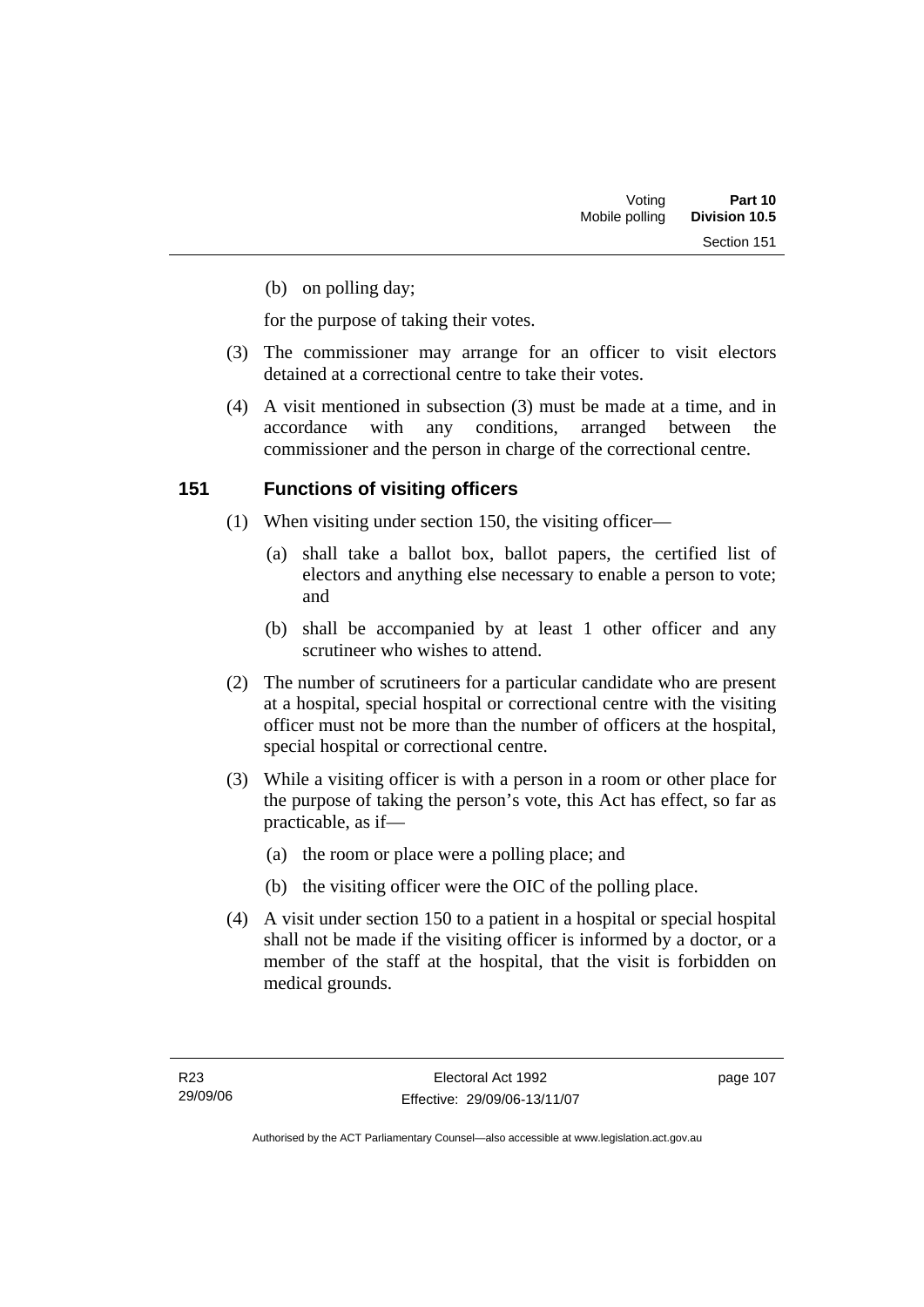(b) on polling day;

for the purpose of taking their votes.

(3) The commissioner may arrange for an officer to visit electors detained at a correctional centre to take their votes.

(4) A visit mentioned in subsection (3) must be made at a time, and in accordance with any conditions, arranged between the commissioner and the person in charge of the correctional centre.

## 151 Functions of visiting officers

(1) When visiting under section 150, the visiting officer—

(a) shall take a ballot box, ballot papers, the certified list of electors and anything else necessary to enable a person to vote; and

(b) shall be accompanied by at least 1 other officer and any scrutineer who wishes to attend.

(2) The number of scrutineers for a particular candidate who are present at a hospital, special hospital or correctional centre with the visiting officer must not be more than the number of officers at the hospital, special hospital or correctional centre.

(3) While a visiting officer is with a person in a room or other place for the purpose of taking the person's vote, this Act has effect, so far as practicable, as if—

(a) the room or place were a polling place; and

(b) the visiting officer were the OIC of the polling place.

(4) A visit under section 150 to a patient in a hospital or special hospital shall not be made if the visiting officer is informed by a doctor, or a member of the staff at the hospital, that the visit is forbidden on medical grounds.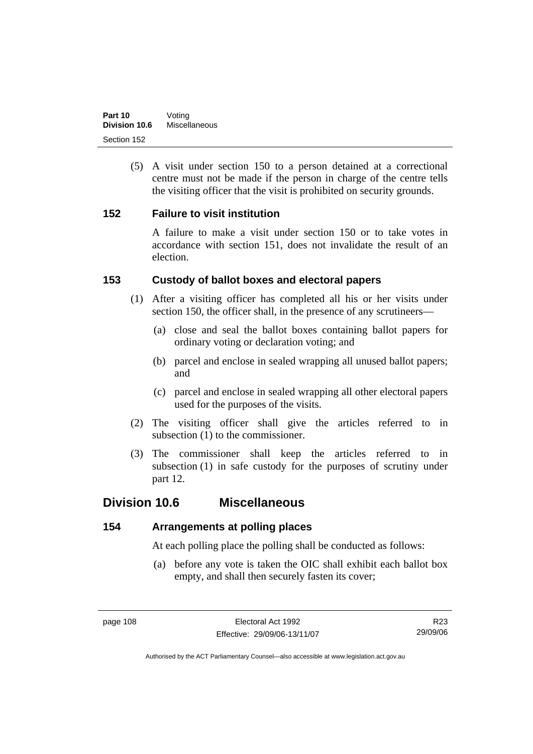(5) A visit under section 150 to a person detained at a correctional centre must not be made if the person in charge of the centre tells the visiting officer that the visit is prohibited on security grounds.

### 152 Failure to visit institution

A failure to make a visit under section 150 or to take votes in accordance with section 151, does not invalidate the result of an election.

### 153 Custody of ballot boxes and electoral papers

(1) After a visiting officer has completed all his or her visits under section 150, the officer shall, in the presence of any scrutineers—

(a) close and seal the ballot boxes containing ballot papers for ordinary voting or declaration voting; and

(b) parcel and enclose in sealed wrapping all unused ballot papers; and

(c) parcel and enclose in sealed wrapping all other electoral papers used for the purposes of the visits.

(2) The visiting officer shall give the articles referred to in subsection (1) to the commissioner.

(3) The commissioner shall keep the articles referred to in subsection (1) in safe custody for the purposes of scrutiny under part 12.

## Division 10.6 Miscellaneous

### 154 Arrangements at polling places

At each polling place the polling shall be conducted as follows:

(a) before any vote is taken the OIC shall exhibit each ballot box empty, and shall then securely fasten its cover;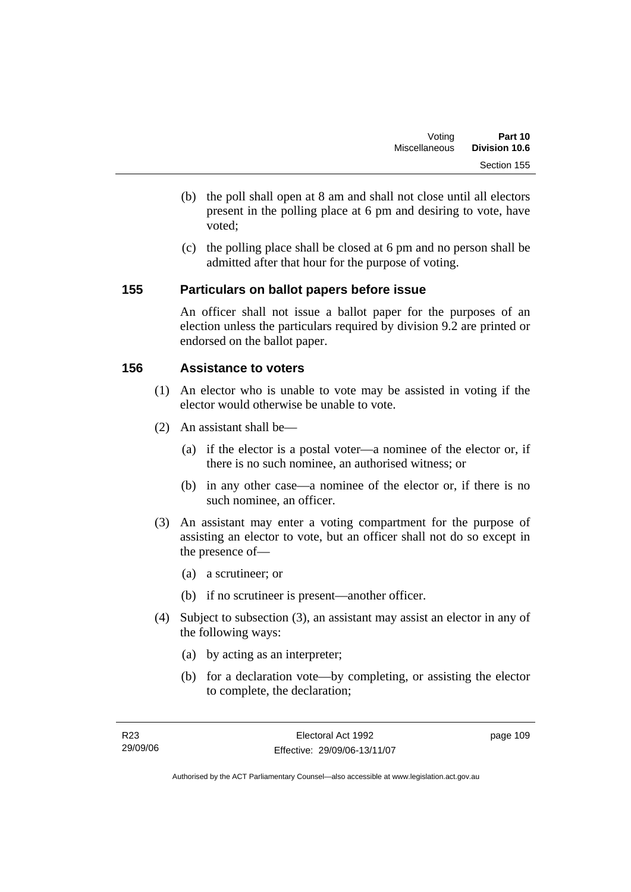(b) the poll shall open at 8 am and shall not close until all electors present in the polling place at 6 pm and desiring to vote, have voted;

(c) the polling place shall be closed at 6 pm and no person shall be admitted after that hour for the purpose of voting.

### 155 Particulars on ballot papers before issue

An officer shall not issue a ballot paper for the purposes of an election unless the particulars required by division 9.2 are printed or endorsed on the ballot paper.

### 156 Assistance to voters

(1) An elector who is unable to vote may be assisted in voting if the elector would otherwise be unable to vote.

(2) An assistant shall be—

(a) if the elector is a postal voter—a nominee of the elector or, if there is no such nominee, an authorised witness; or

(b) in any other case—a nominee of the elector or, if there is no such nominee, an officer.

(3) An assistant may enter a voting compartment for the purpose of assisting an elector to vote, but an officer shall not do so except in the presence of—

(a) a scrutineer; or

(b) if no scrutineer is present—another officer.

(4) Subject to subsection (3), an assistant may assist an elector in any of the following ways:

(a) by acting as an interpreter;

(b) for a declaration vote—by completing, or assisting the elector to complete, the declaration;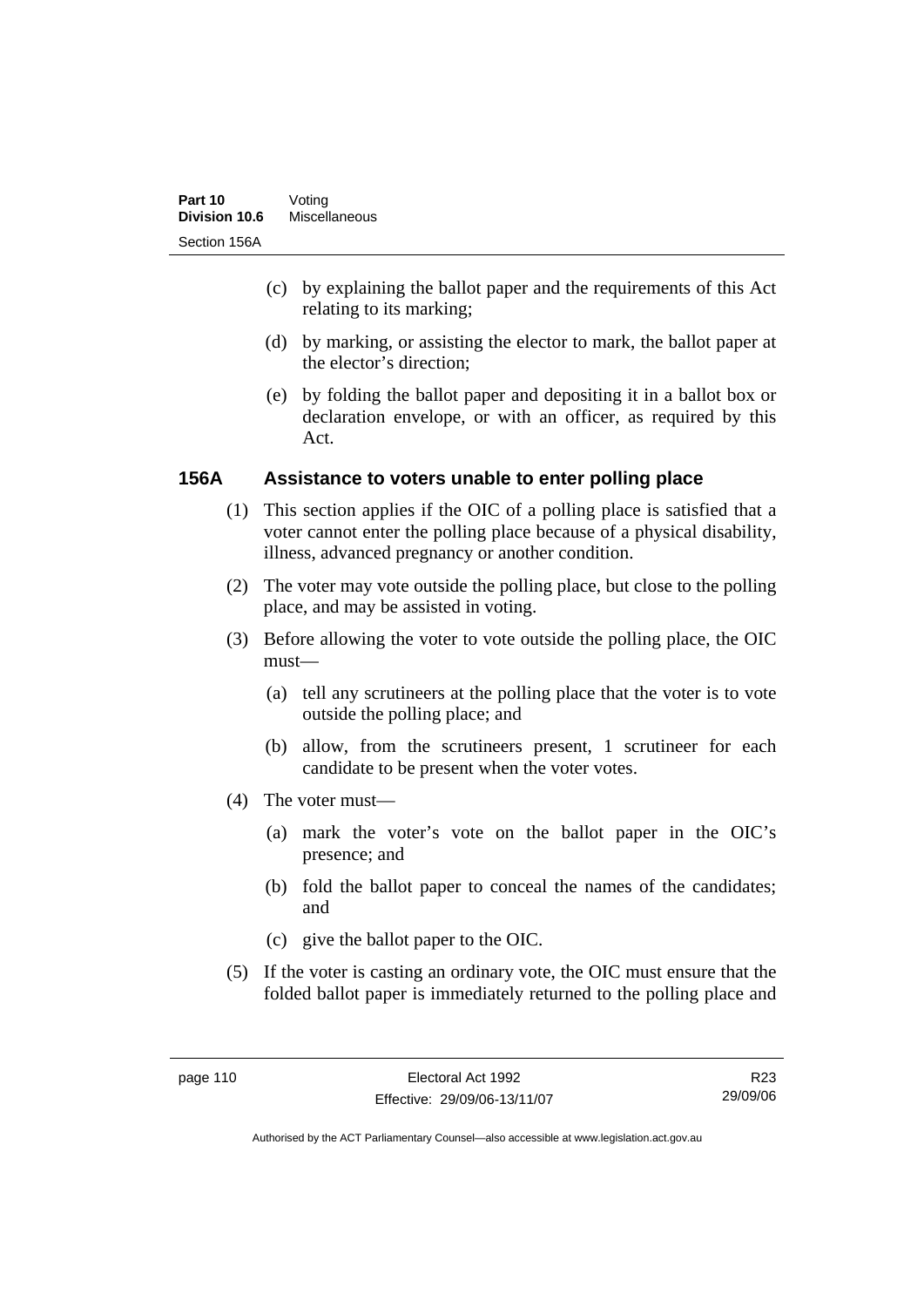(c) by explaining the ballot paper and the requirements of this Act relating to its marking;

(d) by marking, or assisting the elector to mark, the ballot paper at the elector's direction;

(e) by folding the ballot paper and depositing it in a ballot box or declaration envelope, or with an officer, as required by this Act.

### 156A Assistance to voters unable to enter polling place

(1) This section applies if the OIC of a polling place is satisfied that a voter cannot enter the polling place because of a physical disability, illness, advanced pregnancy or another condition.

(2) The voter may vote outside the polling place, but close to the polling place, and may be assisted in voting.

(3) Before allowing the voter to vote outside the polling place, the OIC must—

(a) tell any scrutineers at the polling place that the voter is to vote outside the polling place; and

(b) allow, from the scrutineers present, 1 scrutineer for each candidate to be present when the voter votes.

(4) The voter must—

(a) mark the voter's vote on the ballot paper in the OIC's presence; and

(b) fold the ballot paper to conceal the names of the candidates; and

(c) give the ballot paper to the OIC.

(5) If the voter is casting an ordinary vote, the OIC must ensure that the folded ballot paper is immediately returned to the polling place and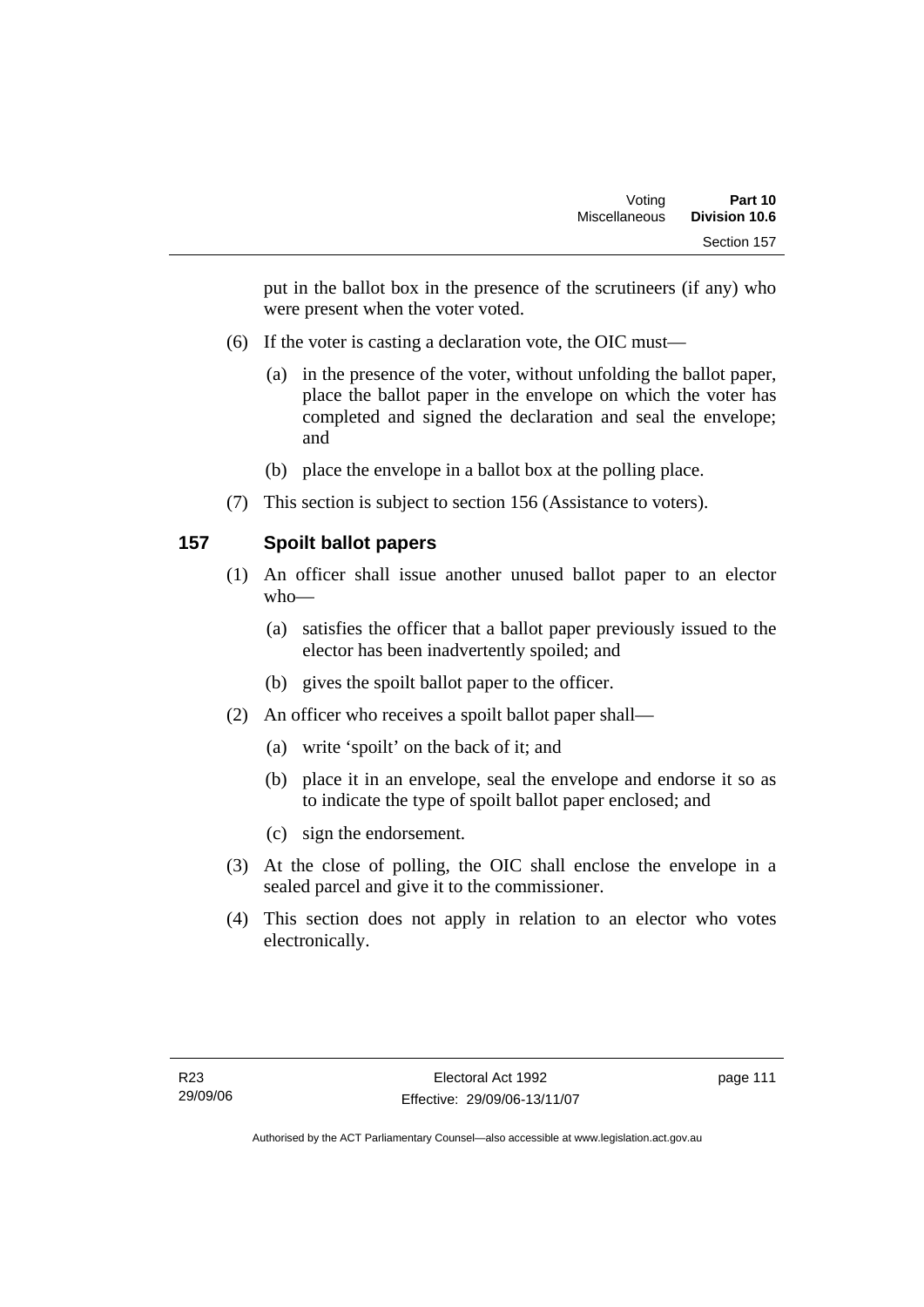put in the ballot box in the presence of the scrutineers (if any) who were present when the voter voted.

(6) If the voter is casting a declaration vote, the OIC must—

(a) in the presence of the voter, without unfolding the ballot paper, place the ballot paper in the envelope on which the voter has completed and signed the declaration and seal the envelope; and

(b) place the envelope in a ballot box at the polling place.

(7) This section is subject to section 156 (Assistance to voters).

## 157 Spoilt ballot papers

(1) An officer shall issue another unused ballot paper to an elector who—

(a) satisfies the officer that a ballot paper previously issued to the elector has been inadvertently spoiled; and

(b) gives the spoilt ballot paper to the officer.

(2) An officer who receives a spoilt ballot paper shall—

(a) write 'spoilt' on the back of it; and

(b) place it in an envelope, seal the envelope and endorse it so as to indicate the type of spoilt ballot paper enclosed; and

(c) sign the endorsement.

(3) At the close of polling, the OIC shall enclose the envelope in a sealed parcel and give it to the commissioner.

(4) This section does not apply in relation to an elector who votes electronically.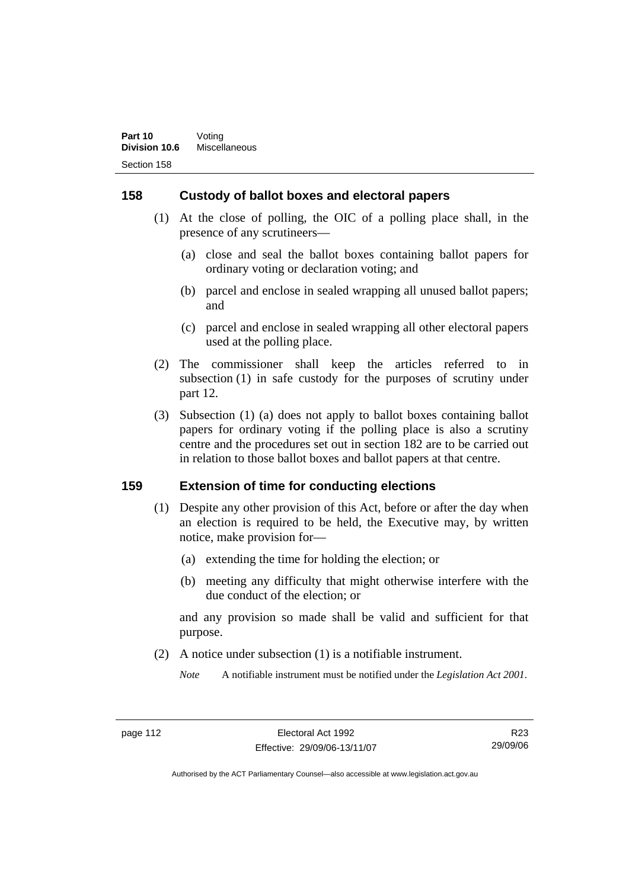## 158 Custody of ballot boxes and electoral papers

(1) At the close of polling, the OIC of a polling place shall, in the presence of any scrutineers—

(a) close and seal the ballot boxes containing ballot papers for ordinary voting or declaration voting; and

(b) parcel and enclose in sealed wrapping all unused ballot papers; and

(c) parcel and enclose in sealed wrapping all other electoral papers used at the polling place.

(2) The commissioner shall keep the articles referred to in subsection (1) in safe custody for the purposes of scrutiny under part 12.

(3) Subsection (1) (a) does not apply to ballot boxes containing ballot papers for ordinary voting if the polling place is also a scrutiny centre and the procedures set out in section 182 are to be carried out in relation to those ballot boxes and ballot papers at that centre.

## 159 Extension of time for conducting elections

(1) Despite any other provision of this Act, before or after the day when an election is required to be held, the Executive may, by written notice, make provision for—

(a) extending the time for holding the election; or

(b) meeting any difficulty that might otherwise interfere with the due conduct of the election; or

and any provision so made shall be valid and sufficient for that purpose.

(2) A notice under subsection (1) is a notifiable instrument.

*Note* A notifiable instrument must be notified under the *Legislation Act 2001*.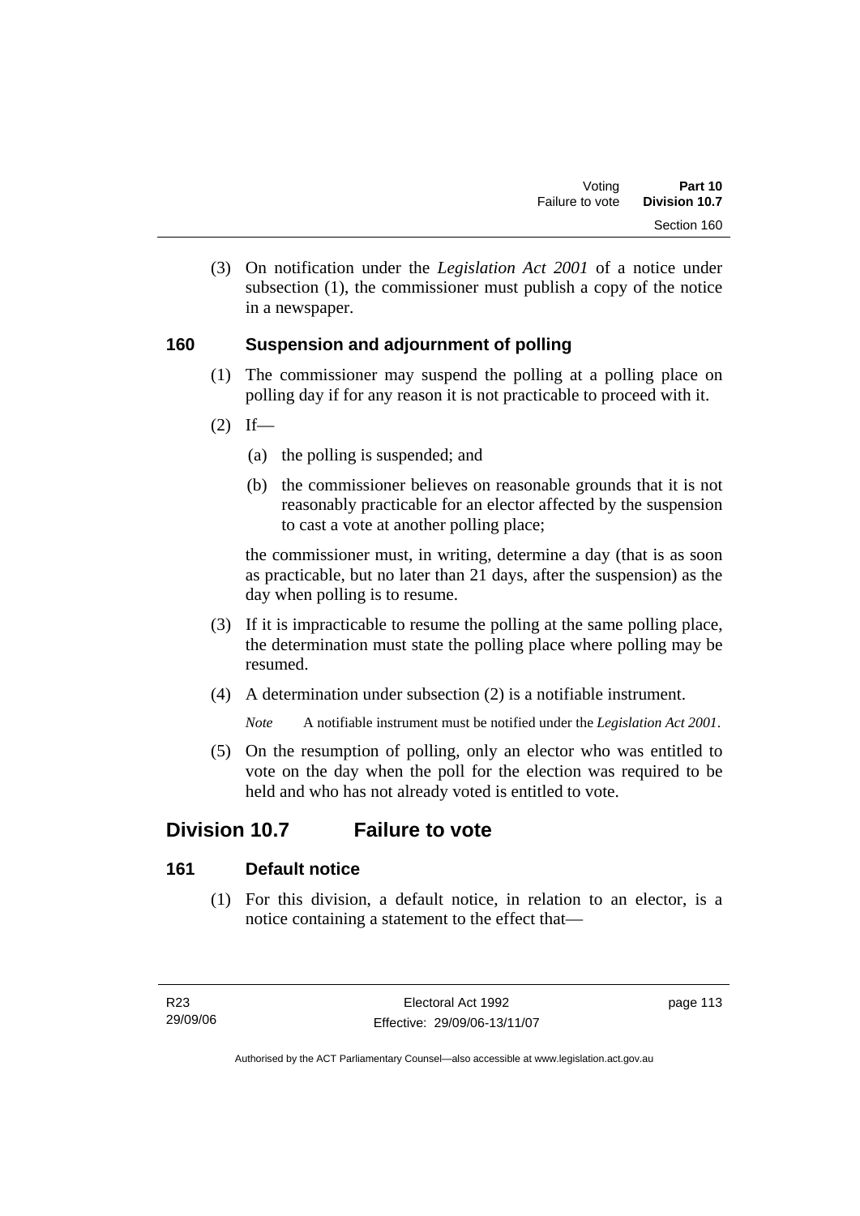(3) On notification under the *Legislation Act 2001* of a notice under subsection (1), the commissioner must publish a copy of the notice in a newspaper.

### 160 Suspension and adjournment of polling

(1) The commissioner may suspend the polling at a polling place on polling day if for any reason it is not practicable to proceed with it.

(2) If—

(a) the polling is suspended; and

(b) the commissioner believes on reasonable grounds that it is not reasonably practicable for an elector affected by the suspension to cast a vote at another polling place;

the commissioner must, in writing, determine a day (that is as soon as practicable, but no later than 21 days, after the suspension) as the day when polling is to resume.

(3) If it is impracticable to resume the polling at the same polling place, the determination must state the polling place where polling may be resumed.

(4) A determination under subsection (2) is a notifiable instrument.

*Note* A notifiable instrument must be notified under the *Legislation Act 2001*.

(5) On the resumption of polling, only an elector who was entitled to vote on the day when the poll for the election was required to be held and who has not already voted is entitled to vote.

## Division 10.7 Failure to vote

### 161 Default notice

(1) For this division, a default notice, in relation to an elector, is a notice containing a statement to the effect that—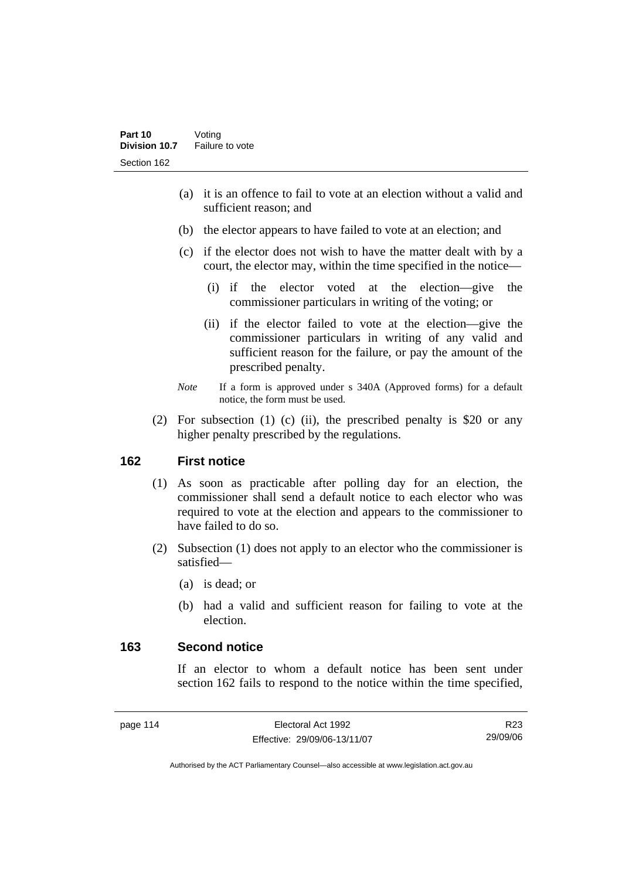(a) it is an offence to fail to vote at an election without a valid and sufficient reason; and

(b) the elector appears to have failed to vote at an election; and

(c) if the elector does not wish to have the matter dealt with by a court, the elector may, within the time specified in the notice—

(i) if the elector voted at the election—give the commissioner particulars in writing of the voting; or

(ii) if the elector failed to vote at the election—give the commissioner particulars in writing of any valid and sufficient reason for the failure, or pay the amount of the prescribed penalty.

*Note* If a form is approved under s 340A (Approved forms) for a default notice, the form must be used.

(2) For subsection (1) (c) (ii), the prescribed penalty is $20 or any higher penalty prescribed by the regulations.

## 162 First notice

(1) As soon as practicable after polling day for an election, the commissioner shall send a default notice to each elector who was required to vote at the election and appears to the commissioner to have failed to do so.

(2) Subsection (1) does not apply to an elector who the commissioner is satisfied—

(a) is dead; or

(b) had a valid and sufficient reason for failing to vote at the election.

## 163 Second notice

If an elector to whom a default notice has been sent under section 162 fails to respond to the notice within the time specified,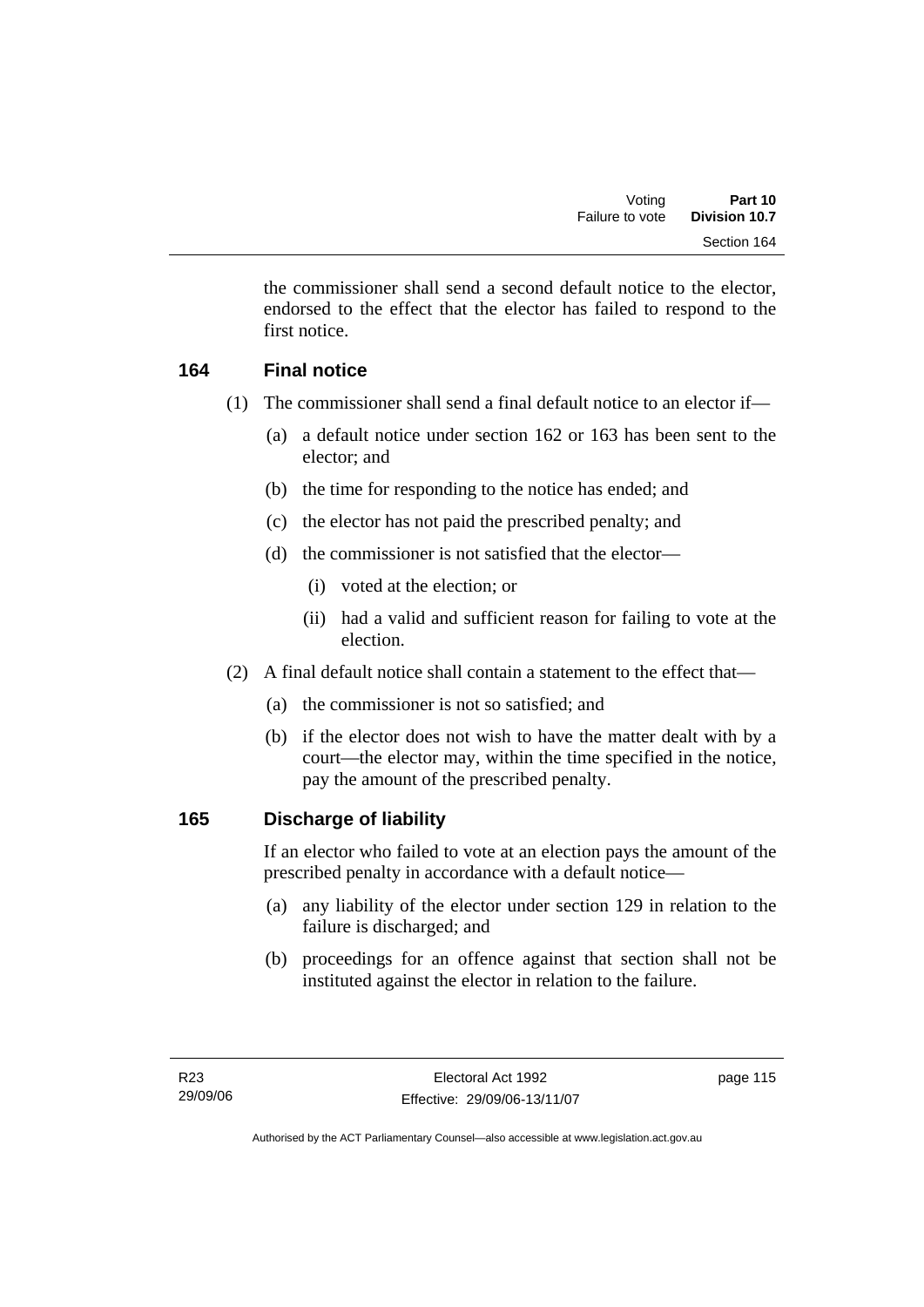the commissioner shall send a second default notice to the elector, endorsed to the effect that the elector has failed to respond to the first notice.

### 164 Final notice

(1) The commissioner shall send a final default notice to an elector if—

(a) a default notice under section 162 or 163 has been sent to the elector; and

(b) the time for responding to the notice has ended; and

(c) the elector has not paid the prescribed penalty; and

(d) the commissioner is not satisfied that the elector—

(i) voted at the election; or

(ii) had a valid and sufficient reason for failing to vote at the election.

(2) A final default notice shall contain a statement to the effect that—

(a) the commissioner is not so satisfied; and

(b) if the elector does not wish to have the matter dealt with by a court—the elector may, within the time specified in the notice, pay the amount of the prescribed penalty.

### 165 Discharge of liability

If an elector who failed to vote at an election pays the amount of the prescribed penalty in accordance with a default notice—

(a) any liability of the elector under section 129 in relation to the failure is discharged; and

(b) proceedings for an offence against that section shall not be instituted against the elector in relation to the failure.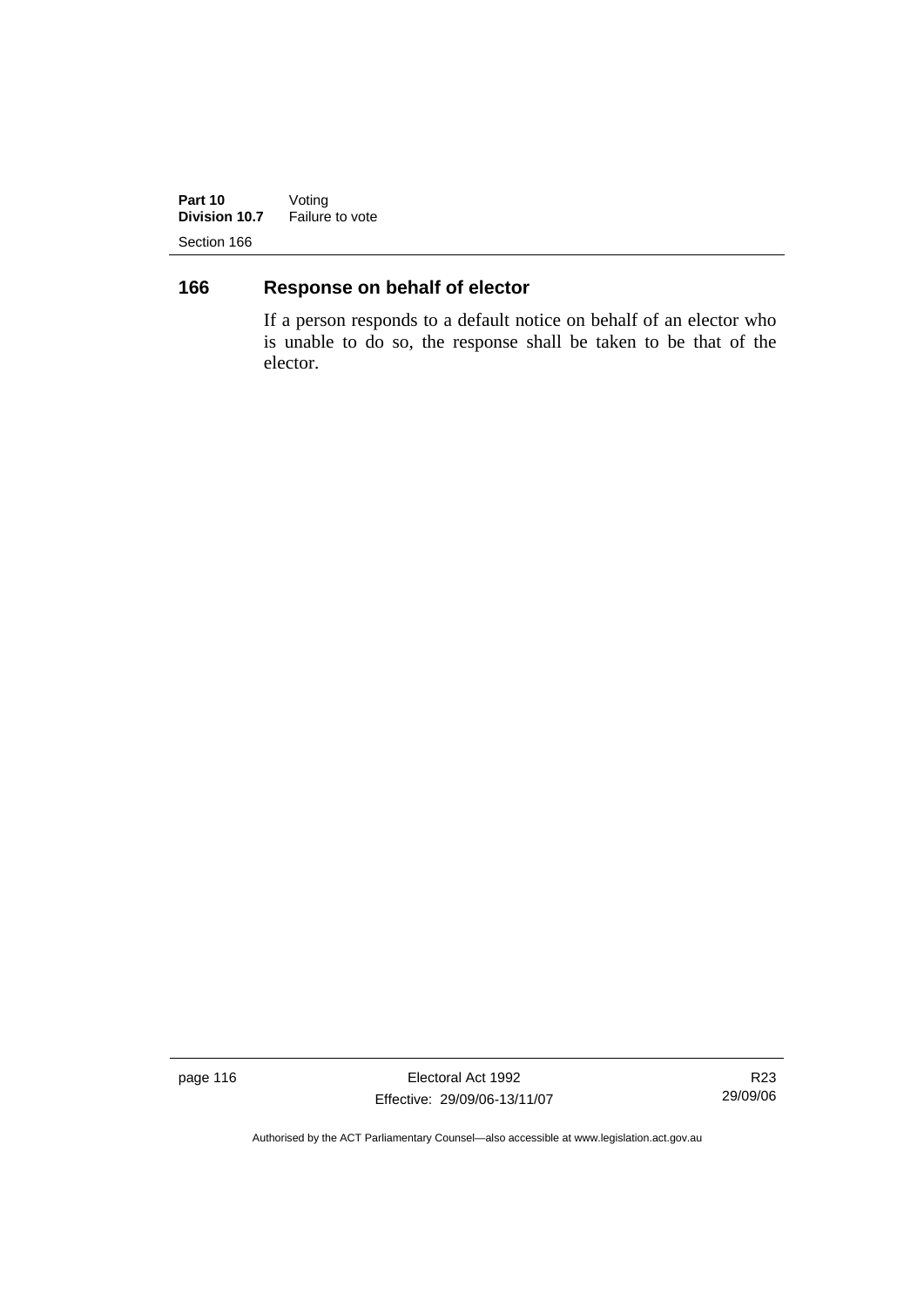## 166 Response on behalf of elector

If a person responds to a default notice on behalf of an elector who is unable to do so, the response shall be taken to be that of the elector.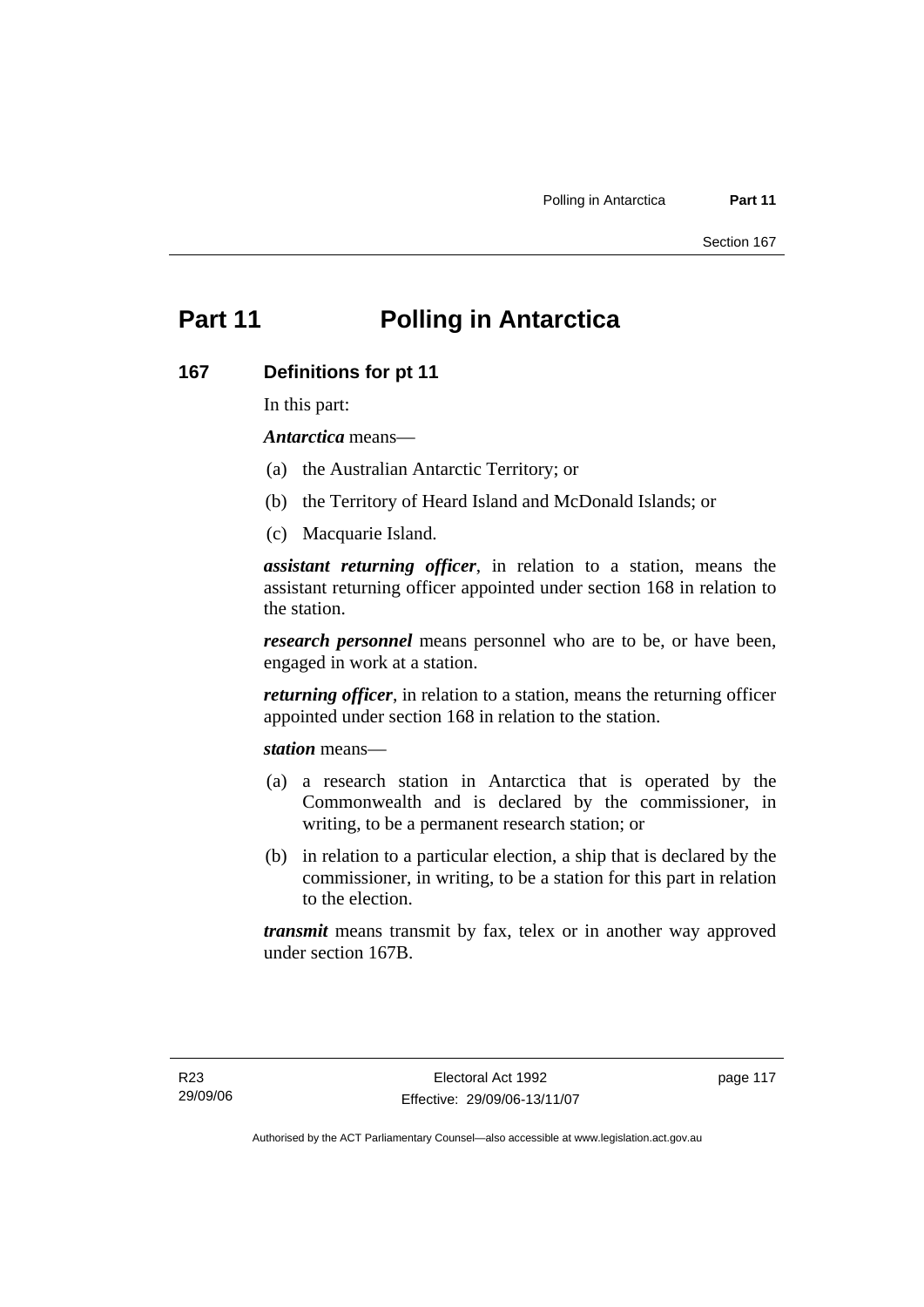# Part 11 Polling in Antarctica

## 167 Definitions for pt 11

In this part:

***Antarctica*** means—

(a) the Australian Antarctic Territory; or

(b) the Territory of Heard Island and McDonald Islands; or

(c) Macquarie Island.

***assistant returning officer***, in relation to a station, means the assistant returning officer appointed under section 168 in relation to the station.

***research personnel*** means personnel who are to be, or have been, engaged in work at a station.

***returning officer***, in relation to a station, means the returning officer appointed under section 168 in relation to the station.

***station*** means—

(a) a research station in Antarctica that is operated by the Commonwealth and is declared by the commissioner, in writing, to be a permanent research station; or

(b) in relation to a particular election, a ship that is declared by the commissioner, in writing, to be a station for this part in relation to the election.

***transmit*** means transmit by fax, telex or in another way approved under section 167B.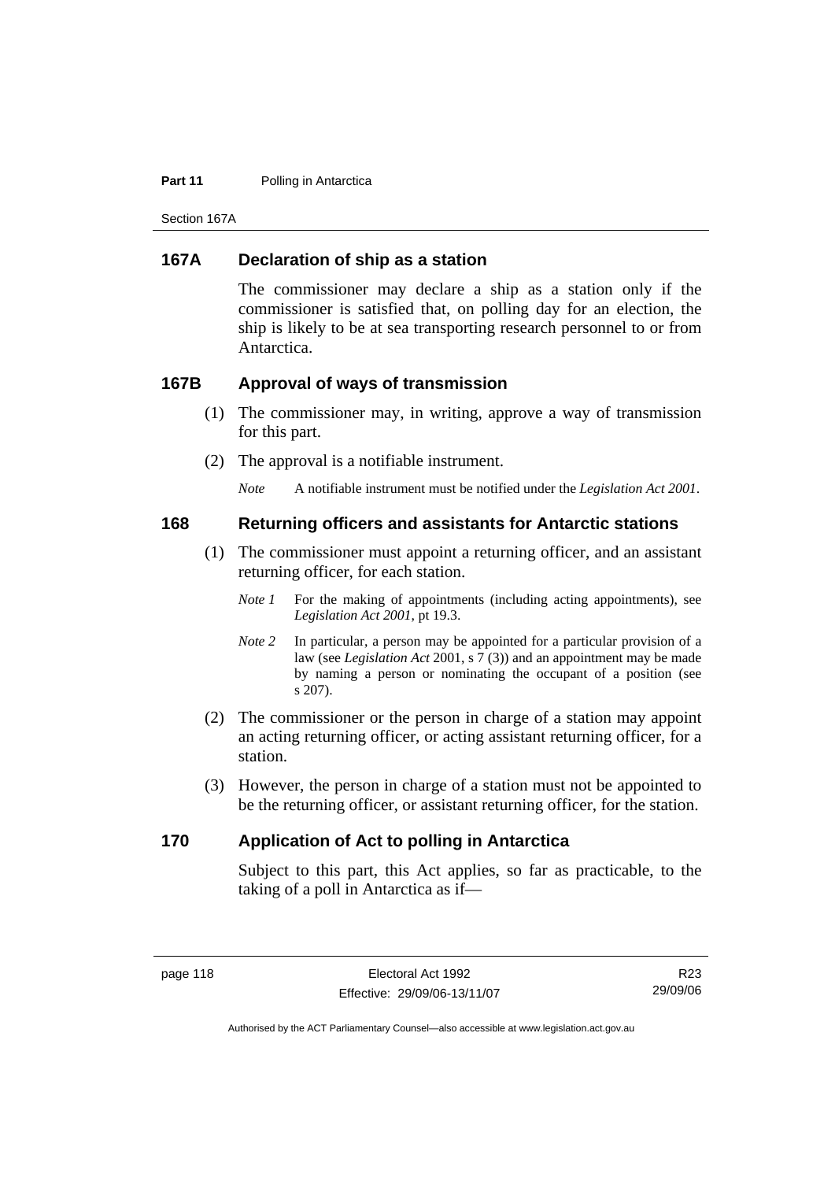## 167A Declaration of ship as a station

The commissioner may declare a ship as a station only if the commissioner is satisfied that, on polling day for an election, the ship is likely to be at sea transporting research personnel to or from Antarctica.

## 167B Approval of ways of transmission

(1) The commissioner may, in writing, approve a way of transmission for this part.

(2) The approval is a notifiable instrument.

*Note* A notifiable instrument must be notified under the *Legislation Act 2001*.

## 168 Returning officers and assistants for Antarctic stations

(1) The commissioner must appoint a returning officer, and an assistant returning officer, for each station.

*Note 1* For the making of appointments (including acting appointments), see *Legislation Act 2001*, pt 19.3.

*Note 2* In particular, a person may be appointed for a particular provision of a law (see *Legislation Act* 2001, s 7 (3)) and an appointment may be made by naming a person or nominating the occupant of a position (see s 207).

(2) The commissioner or the person in charge of a station may appoint an acting returning officer, or acting assistant returning officer, for a station.

(3) However, the person in charge of a station must not be appointed to be the returning officer, or assistant returning officer, for the station.

## 170 Application of Act to polling in Antarctica

Subject to this part, this Act applies, so far as practicable, to the taking of a poll in Antarctica as if—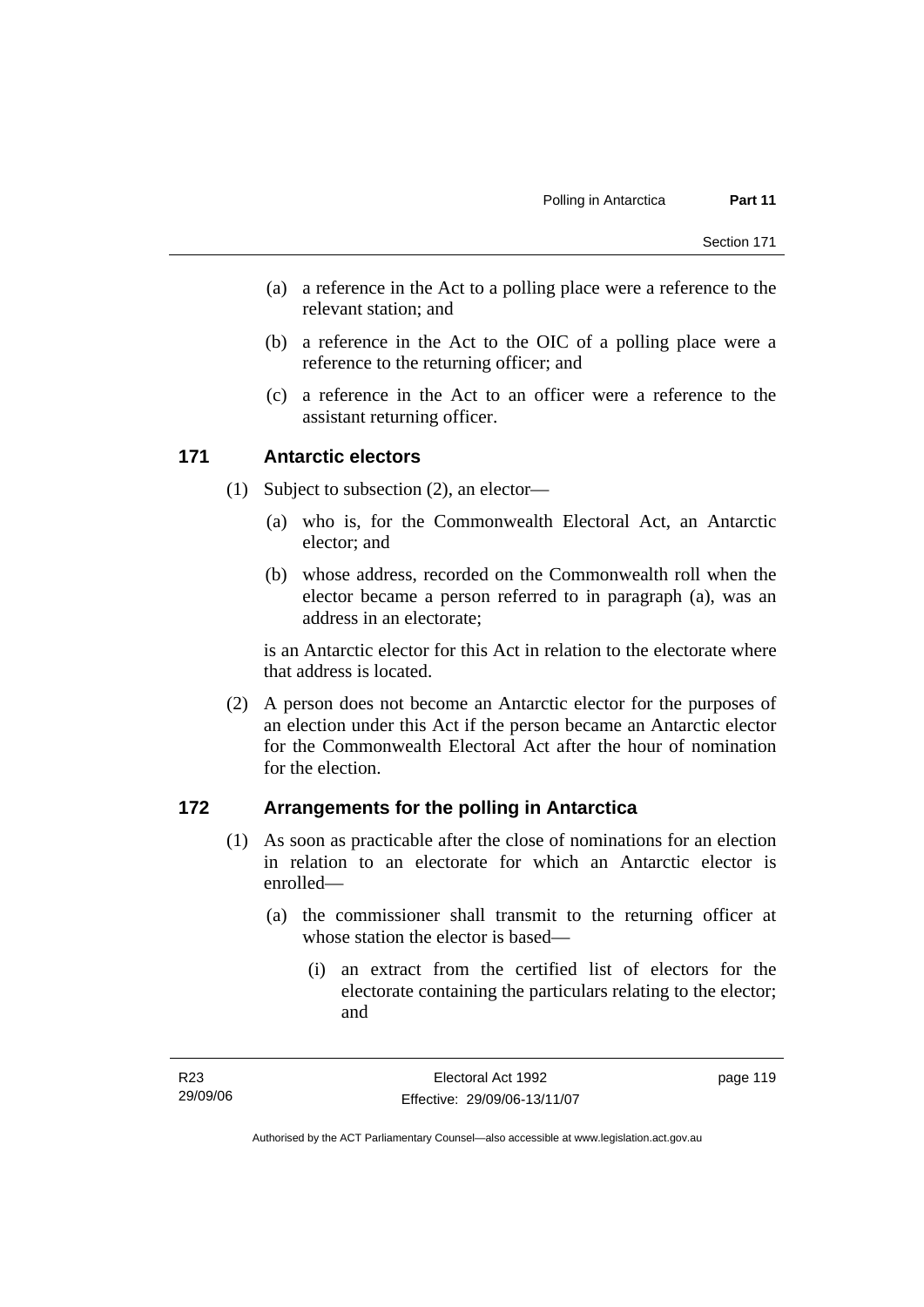(a) a reference in the Act to a polling place were a reference to the relevant station; and

(b) a reference in the Act to the OIC of a polling place were a reference to the returning officer; and

(c) a reference in the Act to an officer were a reference to the assistant returning officer.

## 171 Antarctic electors

(1) Subject to subsection (2), an elector—

(a) who is, for the Commonwealth Electoral Act, an Antarctic elector; and

(b) whose address, recorded on the Commonwealth roll when the elector became a person referred to in paragraph (a), was an address in an electorate;

is an Antarctic elector for this Act in relation to the electorate where that address is located.

(2) A person does not become an Antarctic elector for the purposes of an election under this Act if the person became an Antarctic elector for the Commonwealth Electoral Act after the hour of nomination for the election.

## 172 Arrangements for the polling in Antarctica

(1) As soon as practicable after the close of nominations for an election in relation to an electorate for which an Antarctic elector is enrolled—

(a) the commissioner shall transmit to the returning officer at whose station the elector is based—

(i) an extract from the certified list of electors for the electorate containing the particulars relating to the elector; and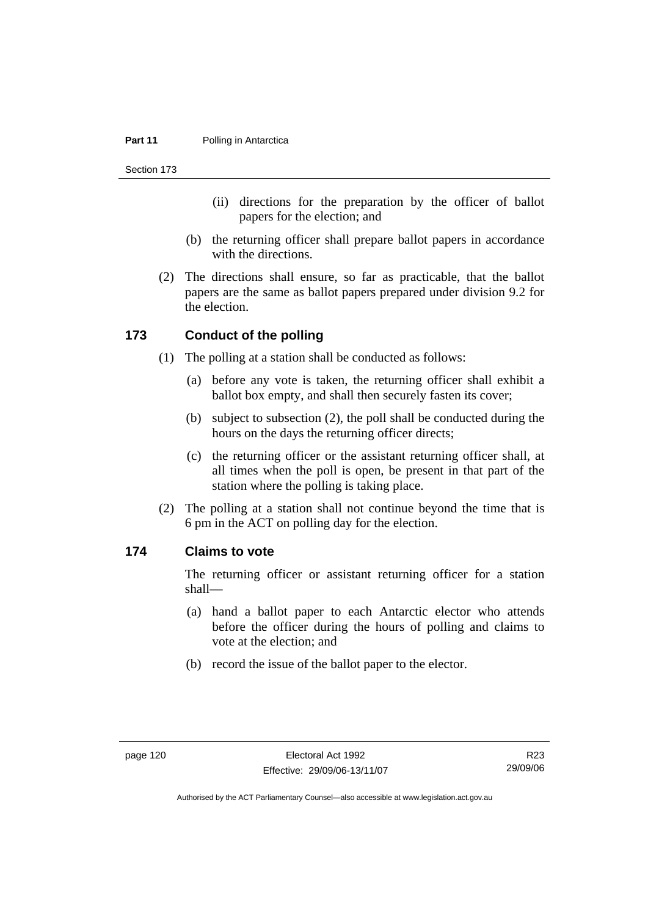(ii) directions for the preparation by the officer of ballot papers for the election; and

(b) the returning officer shall prepare ballot papers in accordance with the directions.

(2) The directions shall ensure, so far as practicable, that the ballot papers are the same as ballot papers prepared under division 9.2 for the election.

## 173 Conduct of the polling

(1) The polling at a station shall be conducted as follows:

(a) before any vote is taken, the returning officer shall exhibit a ballot box empty, and shall then securely fasten its cover;

(b) subject to subsection (2), the poll shall be conducted during the hours on the days the returning officer directs;

(c) the returning officer or the assistant returning officer shall, at all times when the poll is open, be present in that part of the station where the polling is taking place.

(2) The polling at a station shall not continue beyond the time that is 6 pm in the ACT on polling day for the election.

## 174 Claims to vote

The returning officer or assistant returning officer for a station shall—

(a) hand a ballot paper to each Antarctic elector who attends before the officer during the hours of polling and claims to vote at the election; and

(b) record the issue of the ballot paper to the elector.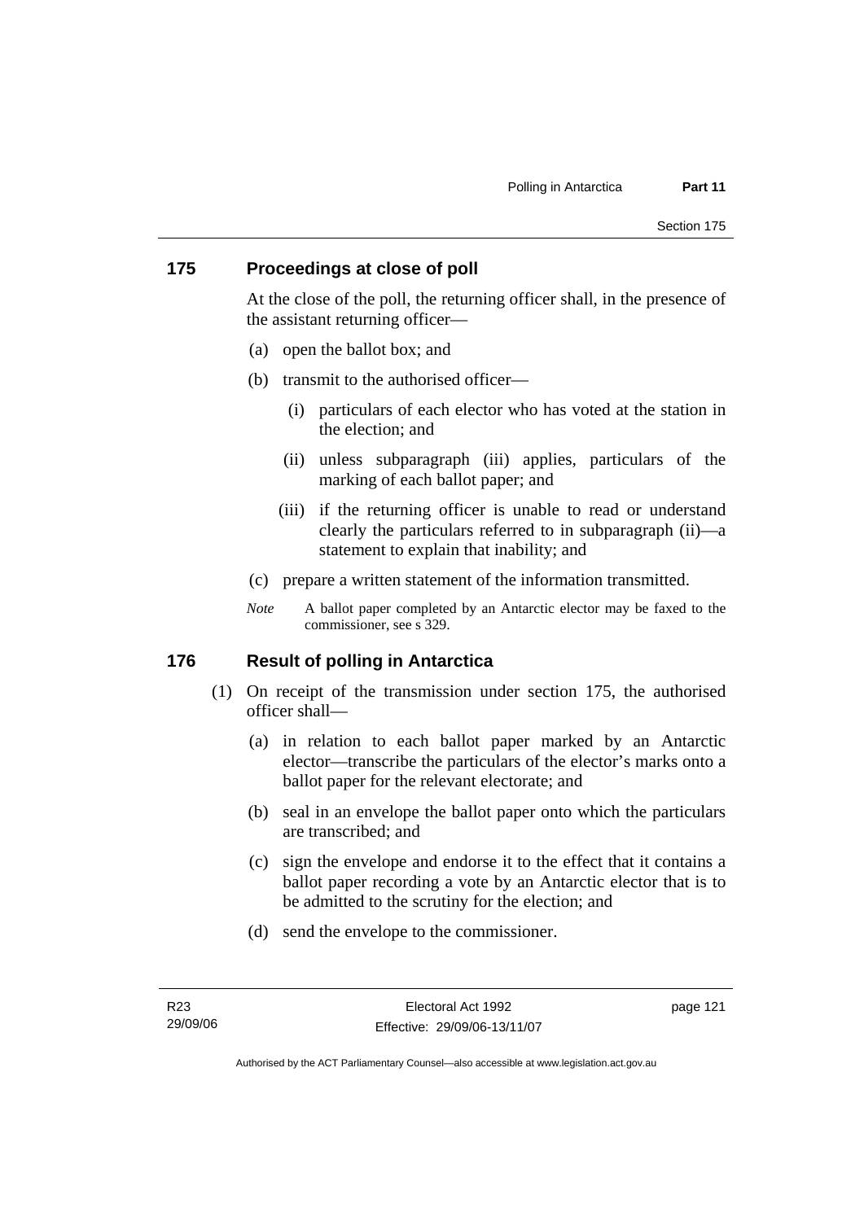## 175 Proceedings at close of poll

At the close of the poll, the returning officer shall, in the presence of the assistant returning officer—

(a) open the ballot box; and

(b) transmit to the authorised officer—

  (i) particulars of each elector who has voted at the station in the election; and

  (ii) unless subparagraph (iii) applies, particulars of the marking of each ballot paper; and

  (iii) if the returning officer is unable to read or understand clearly the particulars referred to in subparagraph (ii)—a statement to explain that inability; and

(c) prepare a written statement of the information transmitted.

*Note* A ballot paper completed by an Antarctic elector may be faxed to the commissioner, see s 329.

## 176 Result of polling in Antarctica

(1) On receipt of the transmission under section 175, the authorised officer shall—

  (a) in relation to each ballot paper marked by an Antarctic elector—transcribe the particulars of the elector's marks onto a ballot paper for the relevant electorate; and

  (b) seal in an envelope the ballot paper onto which the particulars are transcribed; and

  (c) sign the envelope and endorse it to the effect that it contains a ballot paper recording a vote by an Antarctic elector that is to be admitted to the scrutiny for the election; and

  (d) send the envelope to the commissioner.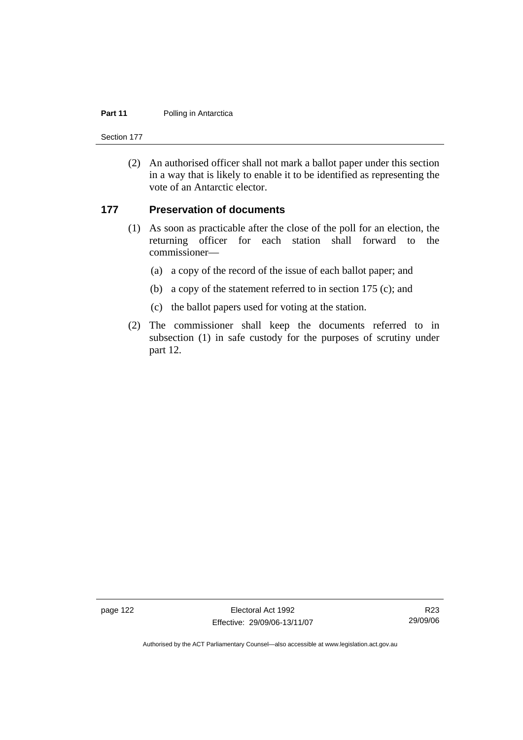(2) An authorised officer shall not mark a ballot paper under this section in a way that is likely to enable it to be identified as representing the vote of an Antarctic elector.

## 177 Preservation of documents

(1) As soon as practicable after the close of the poll for an election, the returning officer for each station shall forward to the commissioner—

(a) a copy of the record of the issue of each ballot paper; and

(b) a copy of the statement referred to in section 175 (c); and

(c) the ballot papers used for voting at the station.

(2) The commissioner shall keep the documents referred to in subsection (1) in safe custody for the purposes of scrutiny under part 12.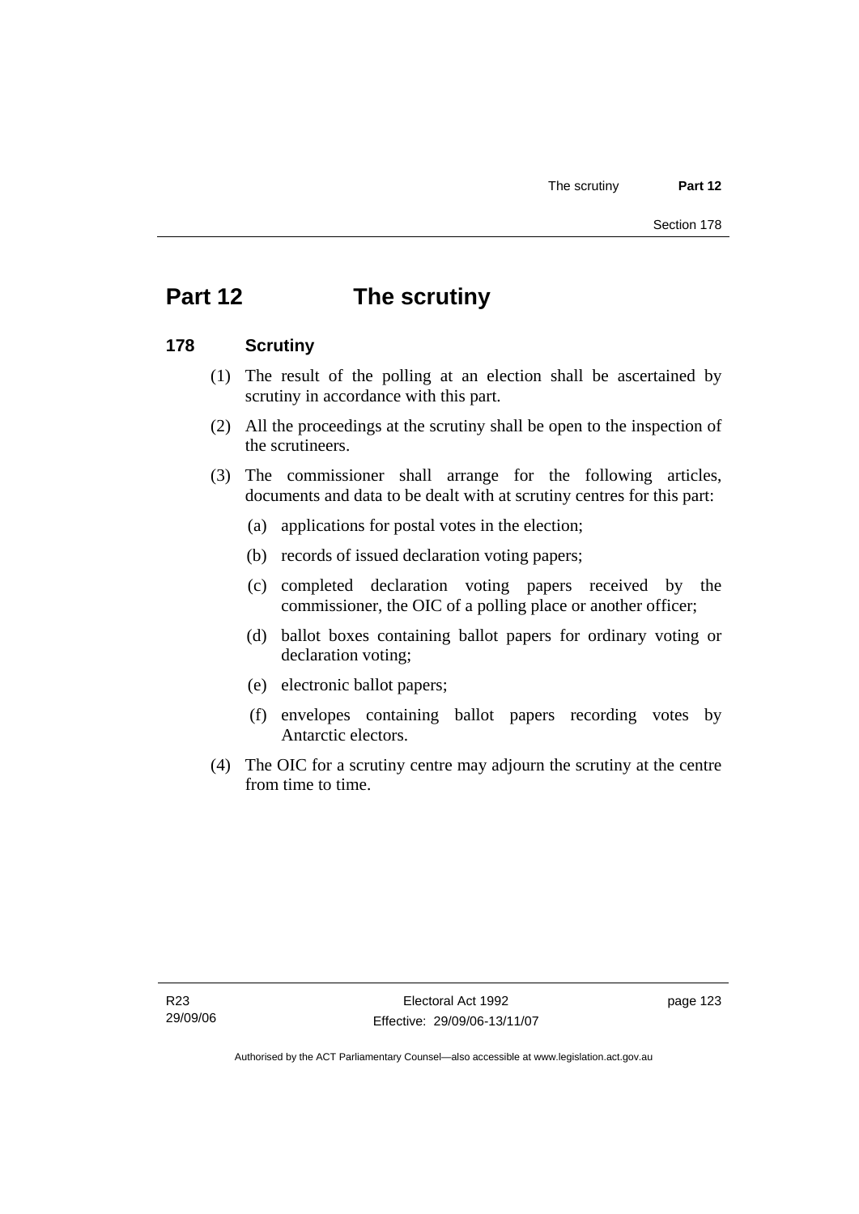# Part 12 The scrutiny

## 178 Scrutiny

(1) The result of the polling at an election shall be ascertained by scrutiny in accordance with this part.

(2) All the proceedings at the scrutiny shall be open to the inspection of the scrutineers.

(3) The commissioner shall arrange for the following articles, documents and data to be dealt with at scrutiny centres for this part:

(a) applications for postal votes in the election;

(b) records of issued declaration voting papers;

(c) completed declaration voting papers received by the commissioner, the OIC of a polling place or another officer;

(d) ballot boxes containing ballot papers for ordinary voting or declaration voting;

(e) electronic ballot papers;

(f) envelopes containing ballot papers recording votes by Antarctic electors.

(4) The OIC for a scrutiny centre may adjourn the scrutiny at the centre from time to time.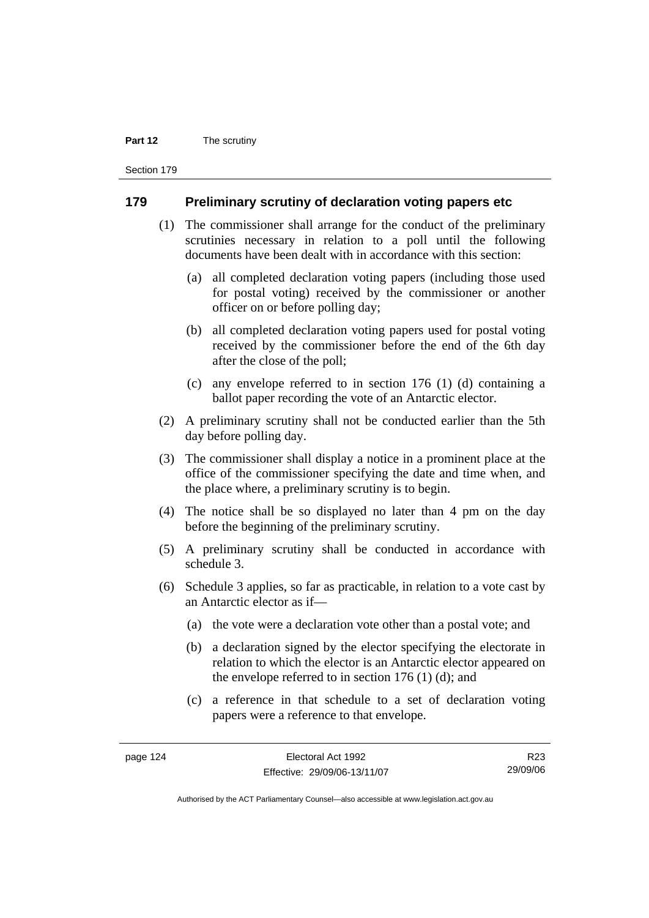## 179 Preliminary scrutiny of declaration voting papers etc

(1) The commissioner shall arrange for the conduct of the preliminary scrutinies necessary in relation to a poll until the following documents have been dealt with in accordance with this section:

(a) all completed declaration voting papers (including those used for postal voting) received by the commissioner or another officer on or before polling day;

(b) all completed declaration voting papers used for postal voting received by the commissioner before the end of the 6th day after the close of the poll;

(c) any envelope referred to in section 176 (1) (d) containing a ballot paper recording the vote of an Antarctic elector.

(2) A preliminary scrutiny shall not be conducted earlier than the 5th day before polling day.

(3) The commissioner shall display a notice in a prominent place at the office of the commissioner specifying the date and time when, and the place where, a preliminary scrutiny is to begin.

(4) The notice shall be so displayed no later than 4 pm on the day before the beginning of the preliminary scrutiny.

(5) A preliminary scrutiny shall be conducted in accordance with schedule 3.

(6) Schedule 3 applies, so far as practicable, in relation to a vote cast by an Antarctic elector as if—

(a) the vote were a declaration vote other than a postal vote; and

(b) a declaration signed by the elector specifying the electorate in relation to which the elector is an Antarctic elector appeared on the envelope referred to in section 176 (1) (d); and

(c) a reference in that schedule to a set of declaration voting papers were a reference to that envelope.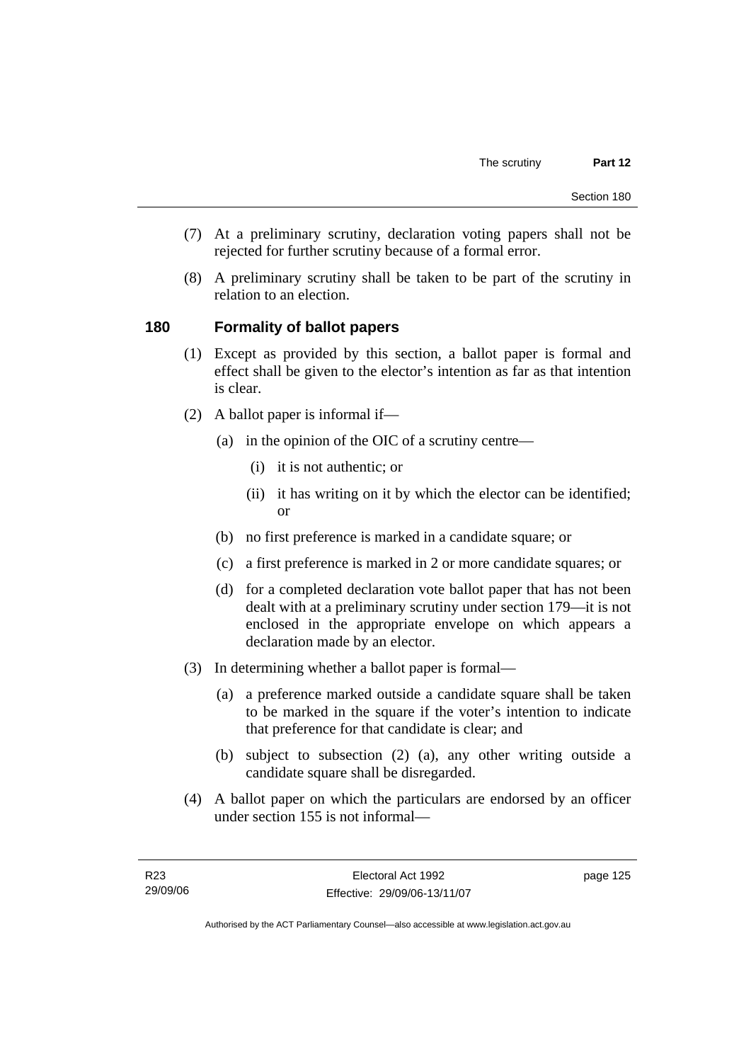(7) At a preliminary scrutiny, declaration voting papers shall not be rejected for further scrutiny because of a formal error.

(8) A preliminary scrutiny shall be taken to be part of the scrutiny in relation to an election.

## 180 Formality of ballot papers

(1) Except as provided by this section, a ballot paper is formal and effect shall be given to the elector's intention as far as that intention is clear.

(2) A ballot paper is informal if—

(a) in the opinion of the OIC of a scrutiny centre—

(i) it is not authentic; or

(ii) it has writing on it by which the elector can be identified; or

(b) no first preference is marked in a candidate square; or

(c) a first preference is marked in 2 or more candidate squares; or

(d) for a completed declaration vote ballot paper that has not been dealt with at a preliminary scrutiny under section 179—it is not enclosed in the appropriate envelope on which appears a declaration made by an elector.

(3) In determining whether a ballot paper is formal—

(a) a preference marked outside a candidate square shall be taken to be marked in the square if the voter's intention to indicate that preference for that candidate is clear; and

(b) subject to subsection (2) (a), any other writing outside a candidate square shall be disregarded.

(4) A ballot paper on which the particulars are endorsed by an officer under section 155 is not informal—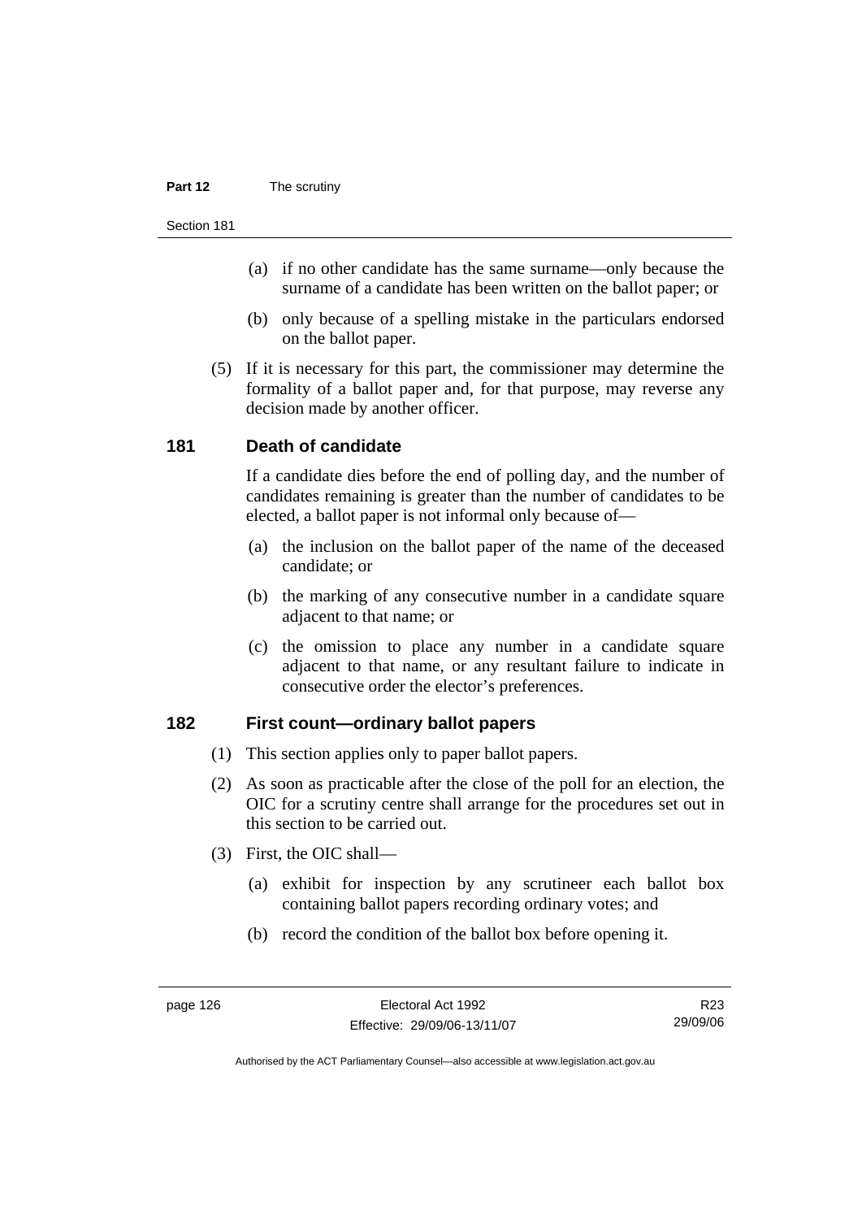(a) if no other candidate has the same surname—only because the surname of a candidate has been written on the ballot paper; or

(b) only because of a spelling mistake in the particulars endorsed on the ballot paper.

(5) If it is necessary for this part, the commissioner may determine the formality of a ballot paper and, for that purpose, may reverse any decision made by another officer.

## 181 Death of candidate

If a candidate dies before the end of polling day, and the number of candidates remaining is greater than the number of candidates to be elected, a ballot paper is not informal only because of—

(a) the inclusion on the ballot paper of the name of the deceased candidate; or

(b) the marking of any consecutive number in a candidate square adjacent to that name; or

(c) the omission to place any number in a candidate square adjacent to that name, or any resultant failure to indicate in consecutive order the elector's preferences.

## 182 First count—ordinary ballot papers

(1) This section applies only to paper ballot papers.

(2) As soon as practicable after the close of the poll for an election, the OIC for a scrutiny centre shall arrange for the procedures set out in this section to be carried out.

(3) First, the OIC shall—

(a) exhibit for inspection by any scrutineer each ballot box containing ballot papers recording ordinary votes; and

(b) record the condition of the ballot box before opening it.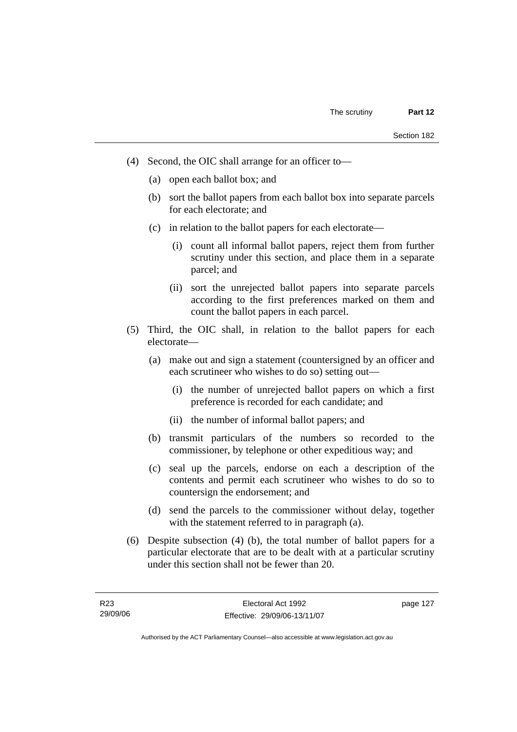(4) Second, the OIC shall arrange for an officer to—

(a) open each ballot box; and

(b) sort the ballot papers from each ballot box into separate parcels for each electorate; and

(c) in relation to the ballot papers for each electorate—

(i) count all informal ballot papers, reject them from further scrutiny under this section, and place them in a separate parcel; and

(ii) sort the unrejected ballot papers into separate parcels according to the first preferences marked on them and count the ballot papers in each parcel.

(5) Third, the OIC shall, in relation to the ballot papers for each electorate—

(a) make out and sign a statement (countersigned by an officer and each scrutineer who wishes to do so) setting out—

(i) the number of unrejected ballot papers on which a first preference is recorded for each candidate; and

(ii) the number of informal ballot papers; and

(b) transmit particulars of the numbers so recorded to the commissioner, by telephone or other expeditious way; and

(c) seal up the parcels, endorse on each a description of the contents and permit each scrutineer who wishes to do so to countersign the endorsement; and

(d) send the parcels to the commissioner without delay, together with the statement referred to in paragraph (a).

(6) Despite subsection (4) (b), the total number of ballot papers for a particular electorate that are to be dealt with at a particular scrutiny under this section shall not be fewer than 20.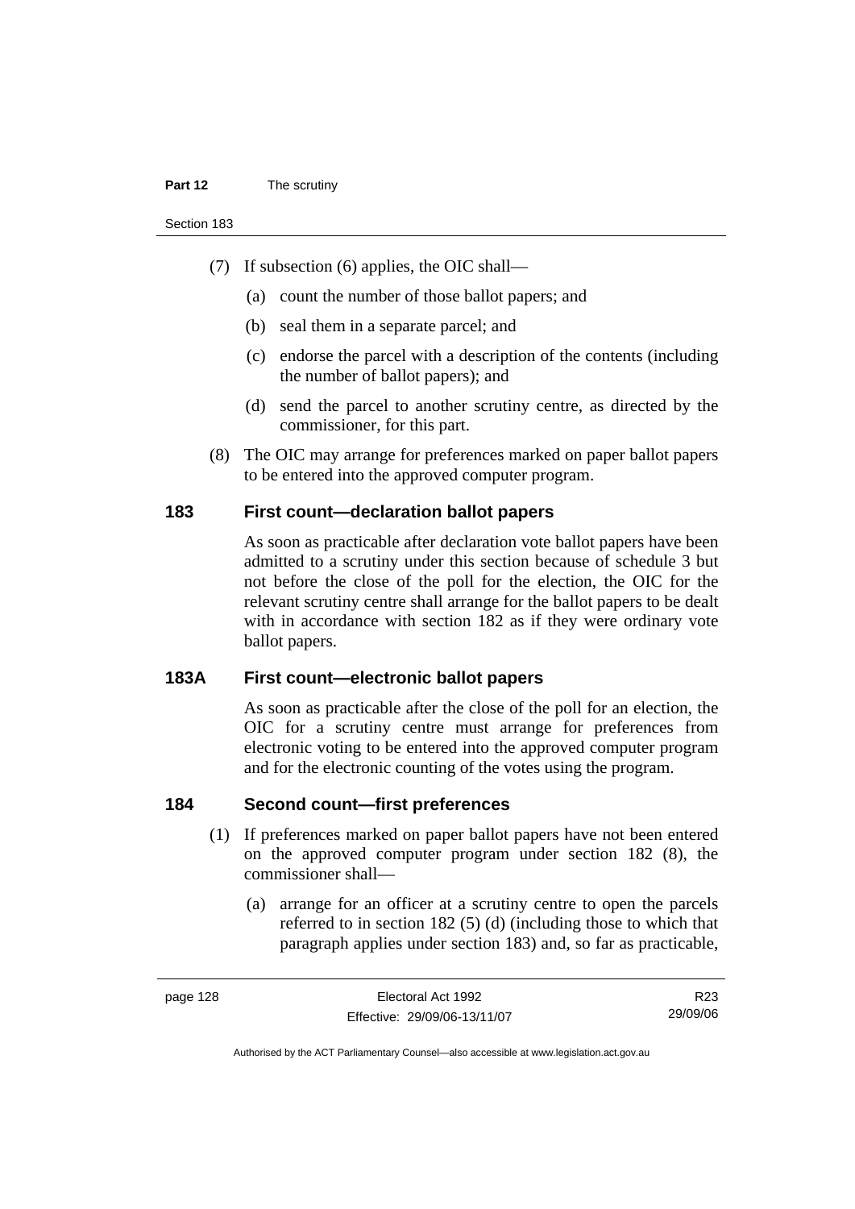(7) If subsection (6) applies, the OIC shall—

(a) count the number of those ballot papers; and

(b) seal them in a separate parcel; and

(c) endorse the parcel with a description of the contents (including the number of ballot papers); and

(d) send the parcel to another scrutiny centre, as directed by the commissioner, for this part.

(8) The OIC may arrange for preferences marked on paper ballot papers to be entered into the approved computer program.

## 183 First count—declaration ballot papers

As soon as practicable after declaration vote ballot papers have been admitted to a scrutiny under this section because of schedule 3 but not before the close of the poll for the election, the OIC for the relevant scrutiny centre shall arrange for the ballot papers to be dealt with in accordance with section 182 as if they were ordinary vote ballot papers.

## 183A First count—electronic ballot papers

As soon as practicable after the close of the poll for an election, the OIC for a scrutiny centre must arrange for preferences from electronic voting to be entered into the approved computer program and for the electronic counting of the votes using the program.

## 184 Second count—first preferences

(1) If preferences marked on paper ballot papers have not been entered on the approved computer program under section 182 (8), the commissioner shall—

(a) arrange for an officer at a scrutiny centre to open the parcels referred to in section 182 (5) (d) (including those to which that paragraph applies under section 183) and, so far as practicable,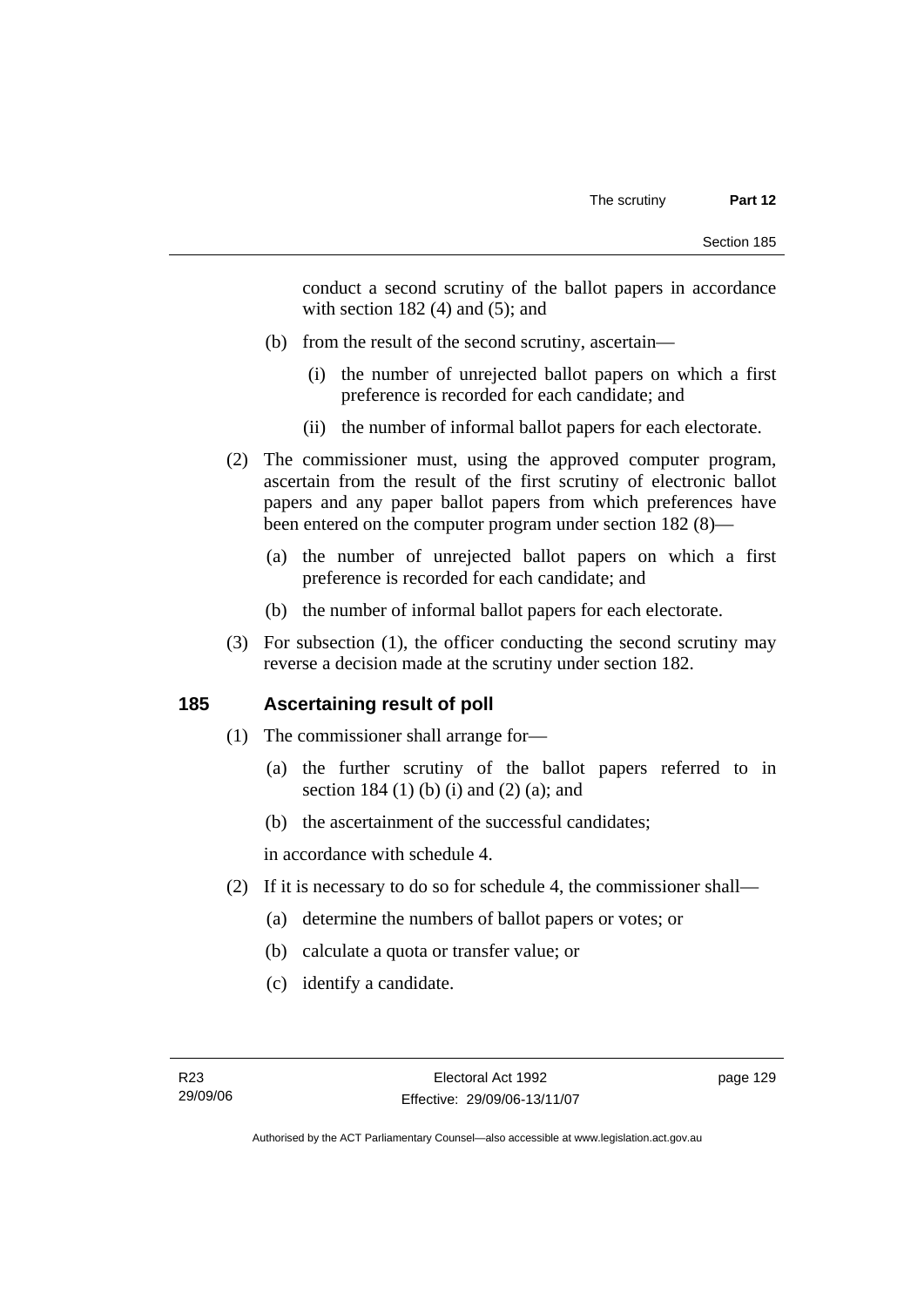conduct a second scrutiny of the ballot papers in accordance with section 182 (4) and (5); and

(b) from the result of the second scrutiny, ascertain—

(i) the number of unrejected ballot papers on which a first preference is recorded for each candidate; and

(ii) the number of informal ballot papers for each electorate.

(2) The commissioner must, using the approved computer program, ascertain from the result of the first scrutiny of electronic ballot papers and any paper ballot papers from which preferences have been entered on the computer program under section 182 (8)—

(a) the number of unrejected ballot papers on which a first preference is recorded for each candidate; and

(b) the number of informal ballot papers for each electorate.

(3) For subsection (1), the officer conducting the second scrutiny may reverse a decision made at the scrutiny under section 182.

## 185 Ascertaining result of poll

(1) The commissioner shall arrange for—

(a) the further scrutiny of the ballot papers referred to in section 184 (1) (b) (i) and (2) (a); and

(b) the ascertainment of the successful candidates;

in accordance with schedule 4.

(2) If it is necessary to do so for schedule 4, the commissioner shall—

(a) determine the numbers of ballot papers or votes; or

(b) calculate a quota or transfer value; or

(c) identify a candidate.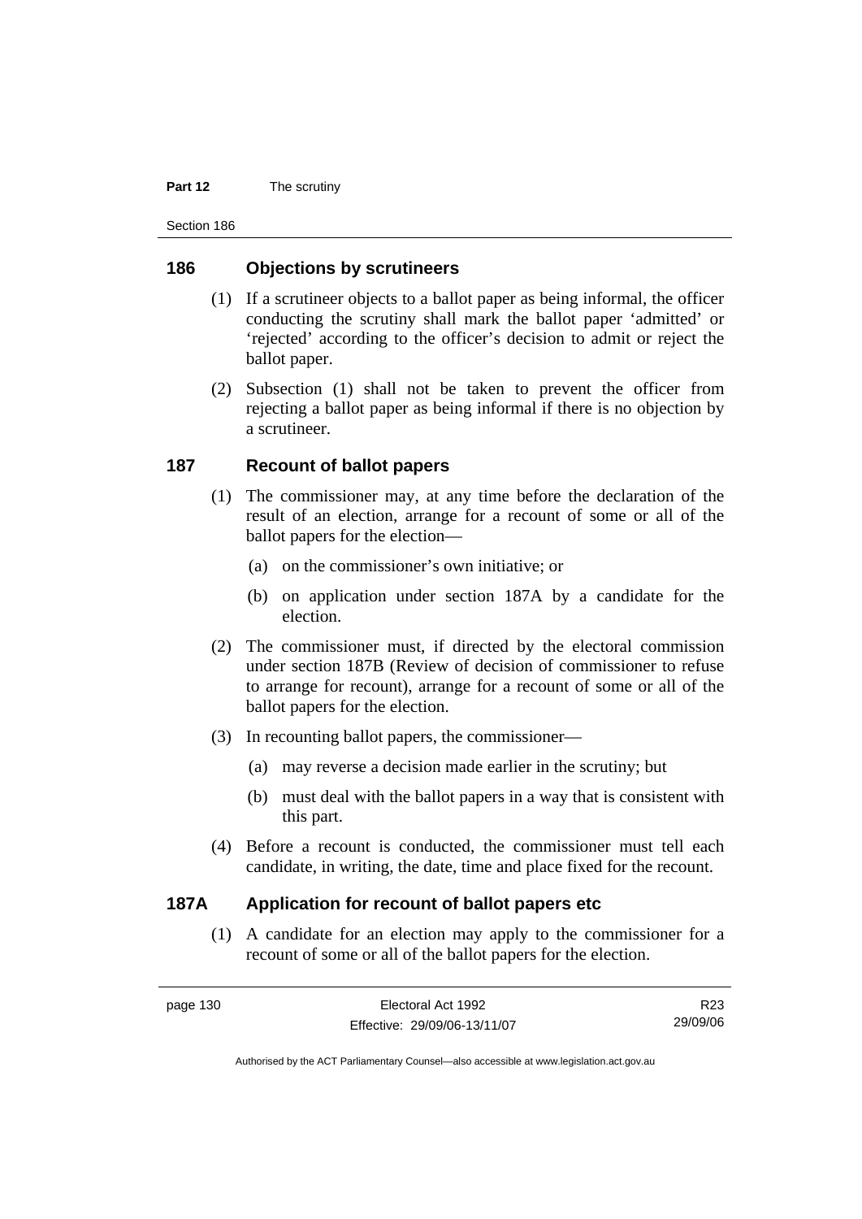## 186 Objections by scrutineers

(1) If a scrutineer objects to a ballot paper as being informal, the officer conducting the scrutiny shall mark the ballot paper 'admitted' or 'rejected' according to the officer's decision to admit or reject the ballot paper.

(2) Subsection (1) shall not be taken to prevent the officer from rejecting a ballot paper as being informal if there is no objection by a scrutineer.

## 187 Recount of ballot papers

(1) The commissioner may, at any time before the declaration of the result of an election, arrange for a recount of some or all of the ballot papers for the election—

- (a) on the commissioner's own initiative; or
- (b) on application under section 187A by a candidate for the election.

(2) The commissioner must, if directed by the electoral commission under section 187B (Review of decision of commissioner to refuse to arrange for recount), arrange for a recount of some or all of the ballot papers for the election.

(3) In recounting ballot papers, the commissioner—

- (a) may reverse a decision made earlier in the scrutiny; but
- (b) must deal with the ballot papers in a way that is consistent with this part.

(4) Before a recount is conducted, the commissioner must tell each candidate, in writing, the date, time and place fixed for the recount.

## 187A Application for recount of ballot papers etc

(1) A candidate for an election may apply to the commissioner for a recount of some or all of the ballot papers for the election.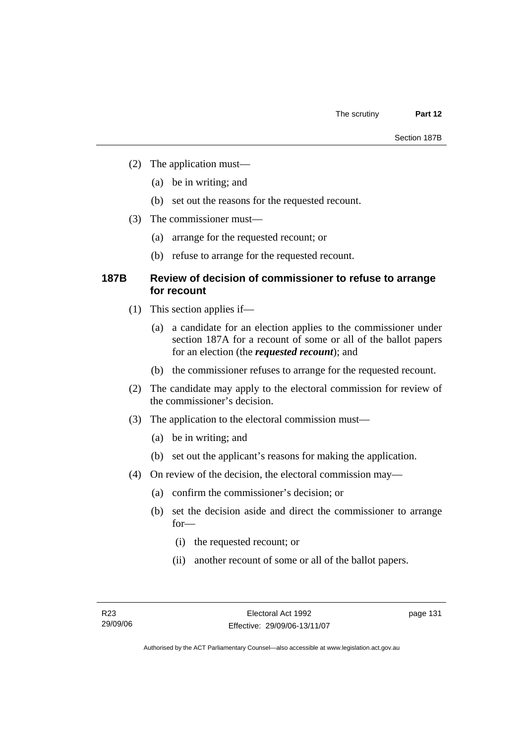(2) The application must—

(a) be in writing; and

(b) set out the reasons for the requested recount.

(3) The commissioner must—

(a) arrange for the requested recount; or

(b) refuse to arrange for the requested recount.

### 187B Review of decision of commissioner to refuse to arrange for recount

(1) This section applies if—

(a) a candidate for an election applies to the commissioner under section 187A for a recount of some or all of the ballot papers for an election (the ***requested recount***); and

(b) the commissioner refuses to arrange for the requested recount.

(2) The candidate may apply to the electoral commission for review of the commissioner's decision.

(3) The application to the electoral commission must—

(a) be in writing; and

(b) set out the applicant's reasons for making the application.

(4) On review of the decision, the electoral commission may—

(a) confirm the commissioner's decision; or

(b) set the decision aside and direct the commissioner to arrange for—

(i) the requested recount; or

(ii) another recount of some or all of the ballot papers.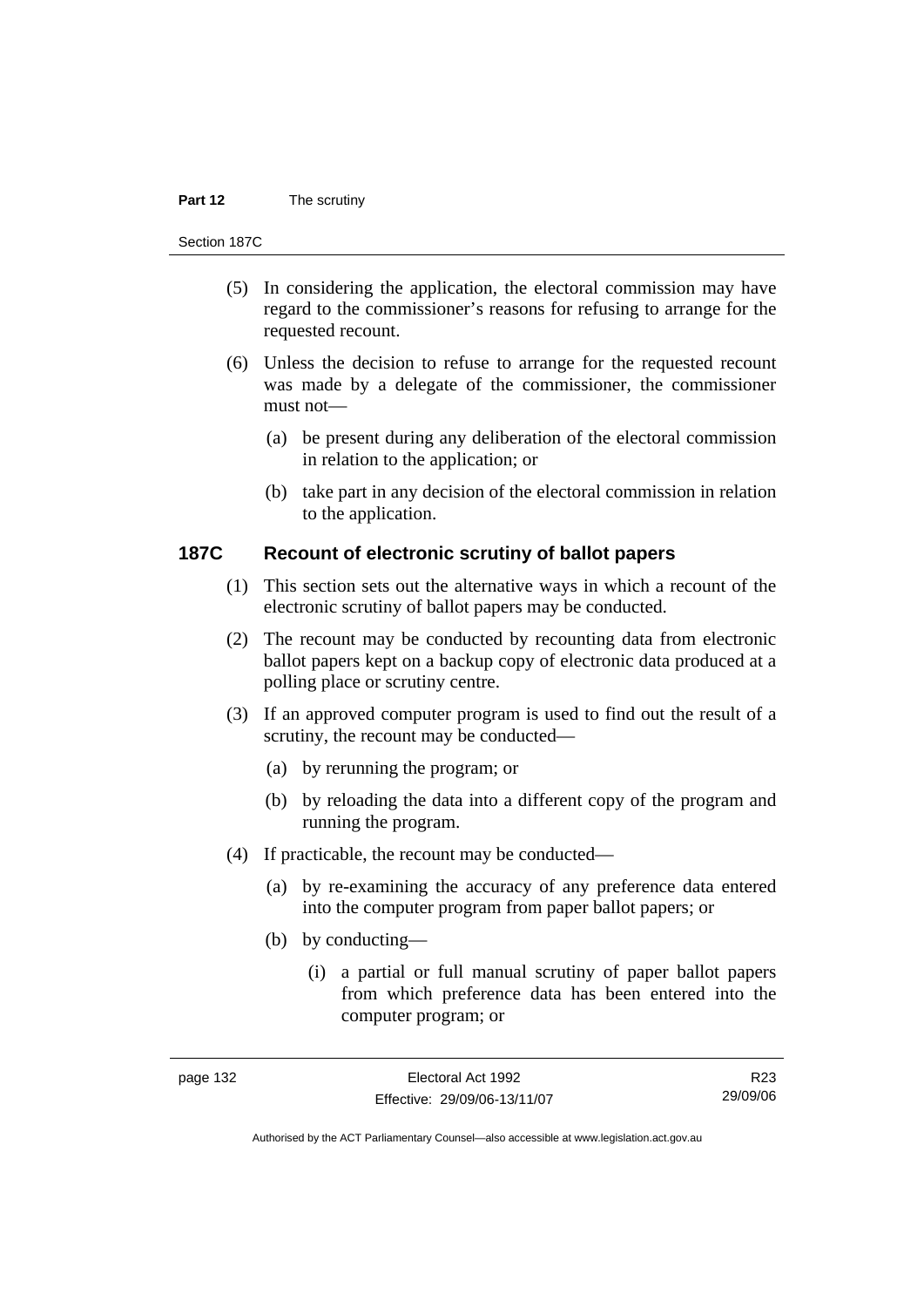(5) In considering the application, the electoral commission may have regard to the commissioner's reasons for refusing to arrange for the requested recount.

(6) Unless the decision to refuse to arrange for the requested recount was made by a delegate of the commissioner, the commissioner must not—

   (a) be present during any deliberation of the electoral commission in relation to the application; or

   (b) take part in any decision of the electoral commission in relation to the application.

### 187C Recount of electronic scrutiny of ballot papers

(1) This section sets out the alternative ways in which a recount of the electronic scrutiny of ballot papers may be conducted.

(2) The recount may be conducted by recounting data from electronic ballot papers kept on a backup copy of electronic data produced at a polling place or scrutiny centre.

(3) If an approved computer program is used to find out the result of a scrutiny, the recount may be conducted—

   (a) by rerunning the program; or

   (b) by reloading the data into a different copy of the program and running the program.

(4) If practicable, the recount may be conducted—

   (a) by re-examining the accuracy of any preference data entered into the computer program from paper ballot papers; or

   (b) by conducting—

      (i) a partial or full manual scrutiny of paper ballot papers from which preference data has been entered into the computer program; or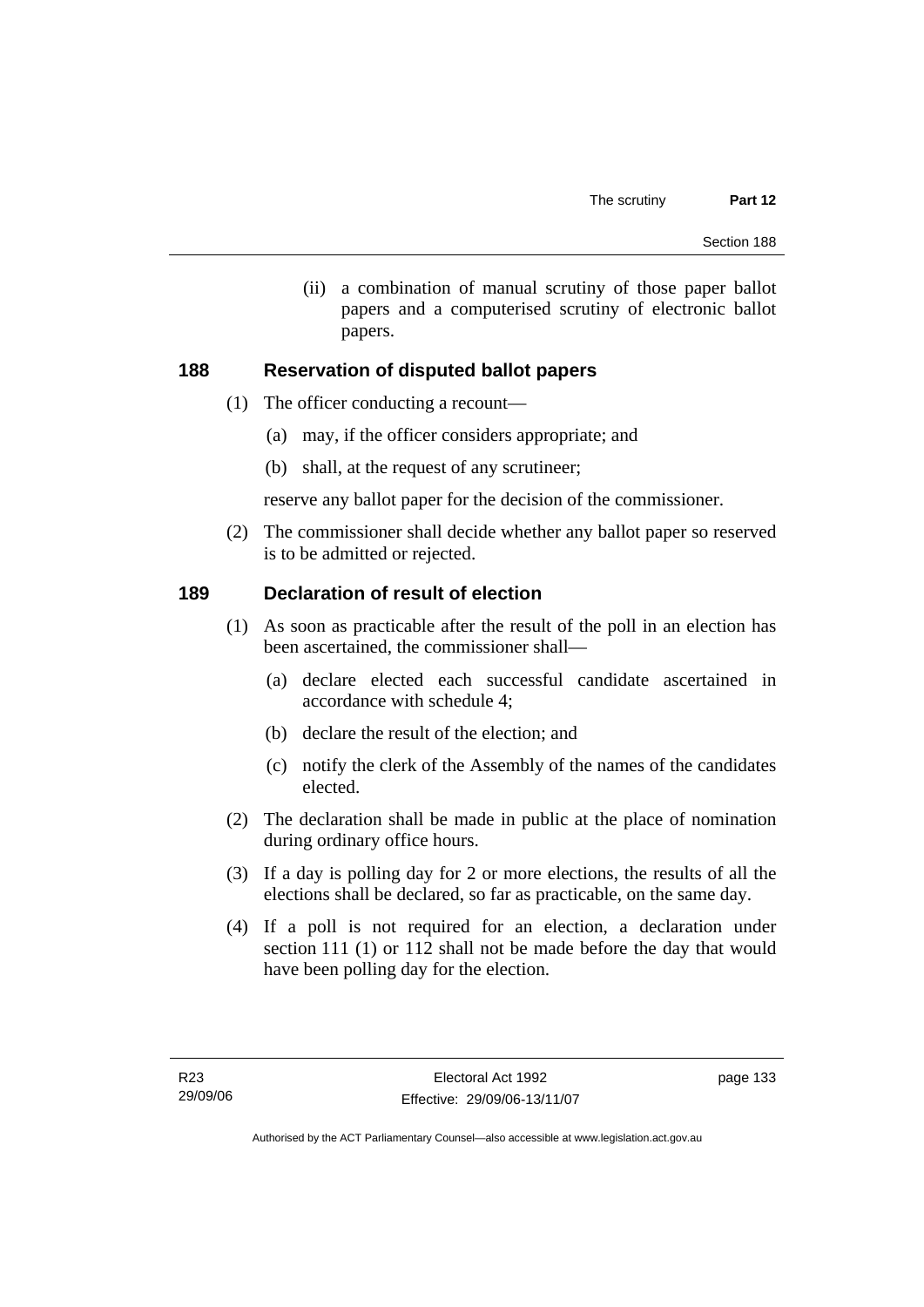(ii) a combination of manual scrutiny of those paper ballot papers and a computerised scrutiny of electronic ballot papers.

## 188 Reservation of disputed ballot papers

(1) The officer conducting a recount—

(a) may, if the officer considers appropriate; and

(b) shall, at the request of any scrutineer;

reserve any ballot paper for the decision of the commissioner.

(2) The commissioner shall decide whether any ballot paper so reserved is to be admitted or rejected.

## 189 Declaration of result of election

(1) As soon as practicable after the result of the poll in an election has been ascertained, the commissioner shall—

(a) declare elected each successful candidate ascertained in accordance with schedule 4;

(b) declare the result of the election; and

(c) notify the clerk of the Assembly of the names of the candidates elected.

(2) The declaration shall be made in public at the place of nomination during ordinary office hours.

(3) If a day is polling day for 2 or more elections, the results of all the elections shall be declared, so far as practicable, on the same day.

(4) If a poll is not required for an election, a declaration under section 111 (1) or 112 shall not be made before the day that would have been polling day for the election.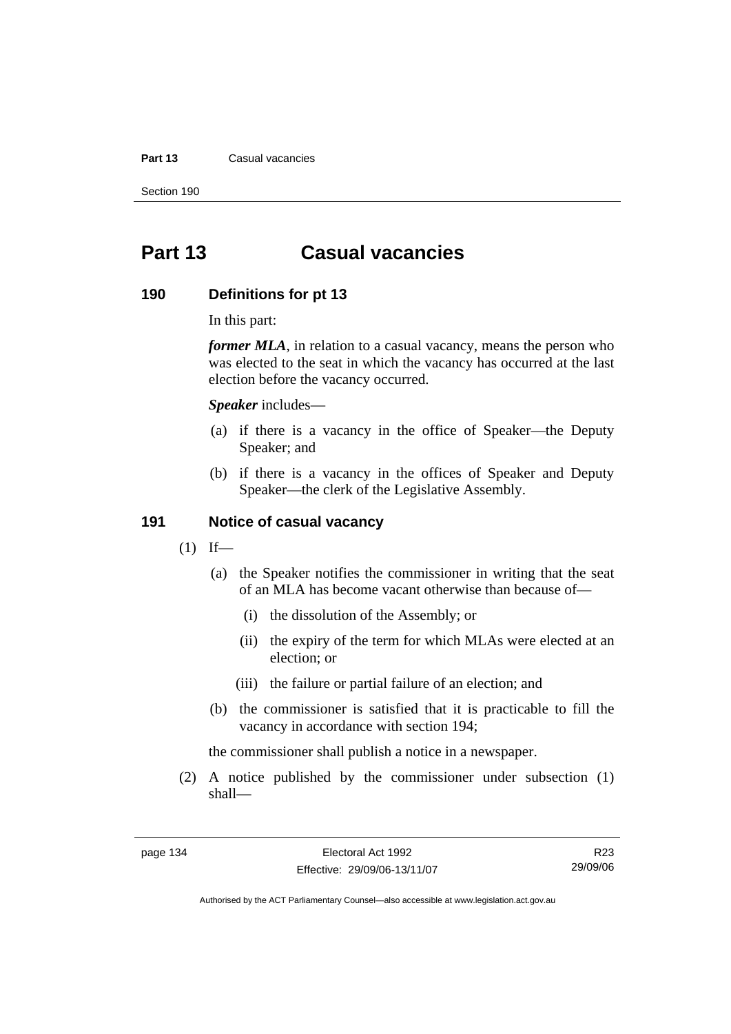# Part 13 Casual vacancies

## 190 Definitions for pt 13

In this part:

***former MLA***, in relation to a casual vacancy, means the person who was elected to the seat in which the vacancy has occurred at the last election before the vacancy occurred.

***Speaker*** includes—

(a) if there is a vacancy in the office of Speaker—the Deputy Speaker; and

(b) if there is a vacancy in the offices of Speaker and Deputy Speaker—the clerk of the Legislative Assembly.

## 191 Notice of casual vacancy

(1) If—

(a) the Speaker notifies the commissioner in writing that the seat of an MLA has become vacant otherwise than because of—

(i) the dissolution of the Assembly; or

(ii) the expiry of the term for which MLAs were elected at an election; or

(iii) the failure or partial failure of an election; and

(b) the commissioner is satisfied that it is practicable to fill the vacancy in accordance with section 194;

the commissioner shall publish a notice in a newspaper.

(2) A notice published by the commissioner under subsection (1) shall—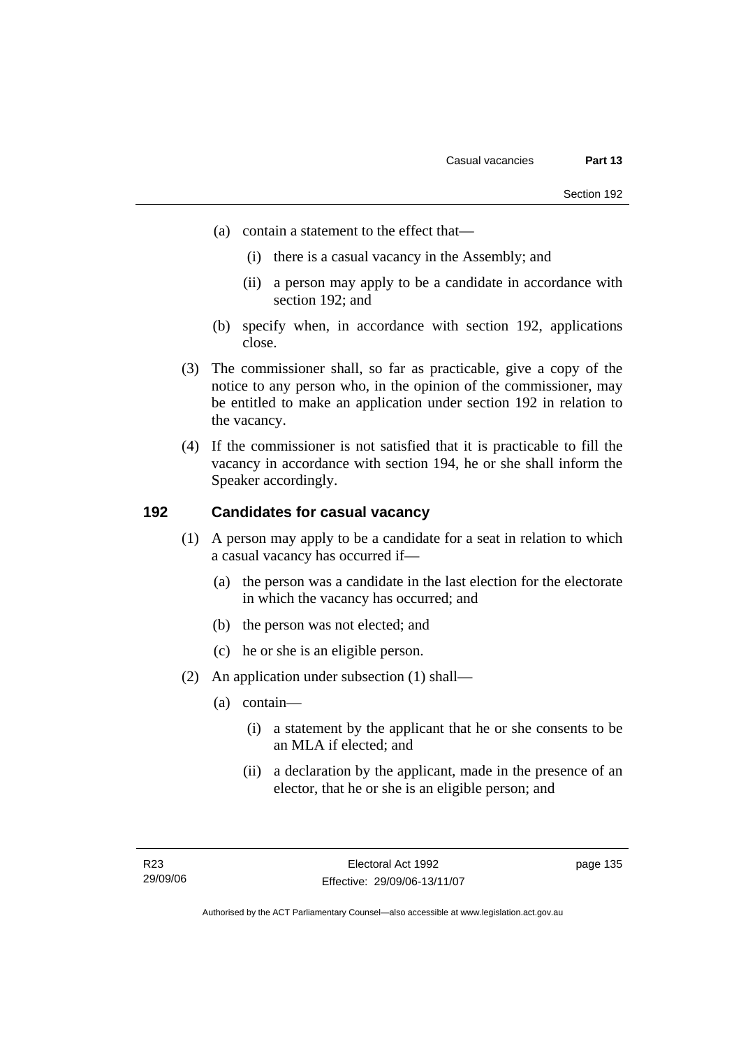(a) contain a statement to the effect that—

(i) there is a casual vacancy in the Assembly; and

(ii) a person may apply to be a candidate in accordance with section 192; and

(b) specify when, in accordance with section 192, applications close.

(3) The commissioner shall, so far as practicable, give a copy of the notice to any person who, in the opinion of the commissioner, may be entitled to make an application under section 192 in relation to the vacancy.

(4) If the commissioner is not satisfied that it is practicable to fill the vacancy in accordance with section 194, he or she shall inform the Speaker accordingly.

## 192 Candidates for casual vacancy

(1) A person may apply to be a candidate for a seat in relation to which a casual vacancy has occurred if—

(a) the person was a candidate in the last election for the electorate in which the vacancy has occurred; and

(b) the person was not elected; and

(c) he or she is an eligible person.

(2) An application under subsection (1) shall—

(a) contain—

(i) a statement by the applicant that he or she consents to be an MLA if elected; and

(ii) a declaration by the applicant, made in the presence of an elector, that he or she is an eligible person; and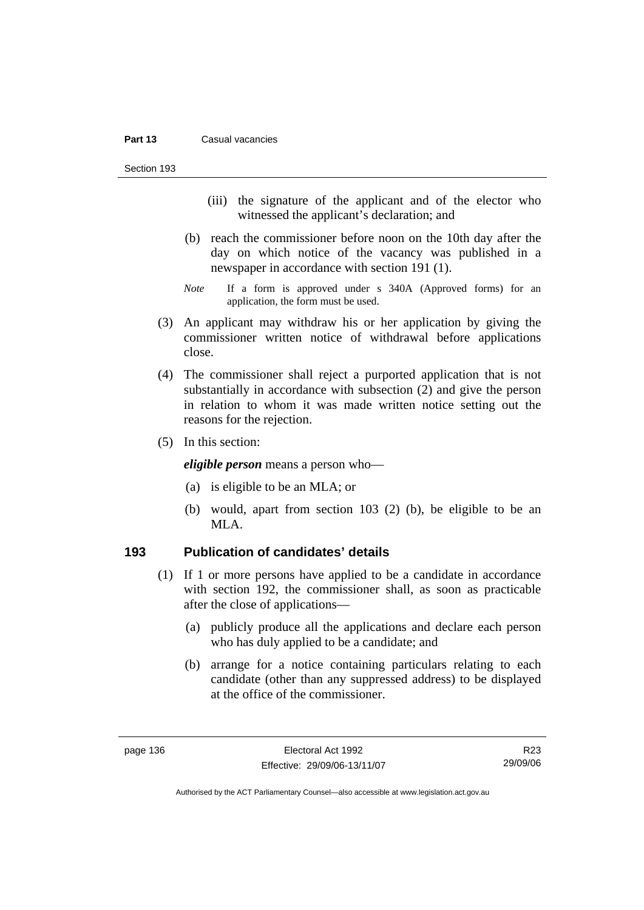(iii) the signature of the applicant and of the elector who witnessed the applicant's declaration; and

(b) reach the commissioner before noon on the 10th day after the day on which notice of the vacancy was published in a newspaper in accordance with section 191 (1).

*Note* If a form is approved under s 340A (Approved forms) for an application, the form must be used.

(3) An applicant may withdraw his or her application by giving the commissioner written notice of withdrawal before applications close.

(4) The commissioner shall reject a purported application that is not substantially in accordance with subsection (2) and give the person in relation to whom it was made written notice setting out the reasons for the rejection.

(5) In this section:

***eligible person*** means a person who—

(a) is eligible to be an MLA; or

(b) would, apart from section 103 (2) (b), be eligible to be an MLA.

## 193 Publication of candidates' details

(1) If 1 or more persons have applied to be a candidate in accordance with section 192, the commissioner shall, as soon as practicable after the close of applications—

(a) publicly produce all the applications and declare each person who has duly applied to be a candidate; and

(b) arrange for a notice containing particulars relating to each candidate (other than any suppressed address) to be displayed at the office of the commissioner.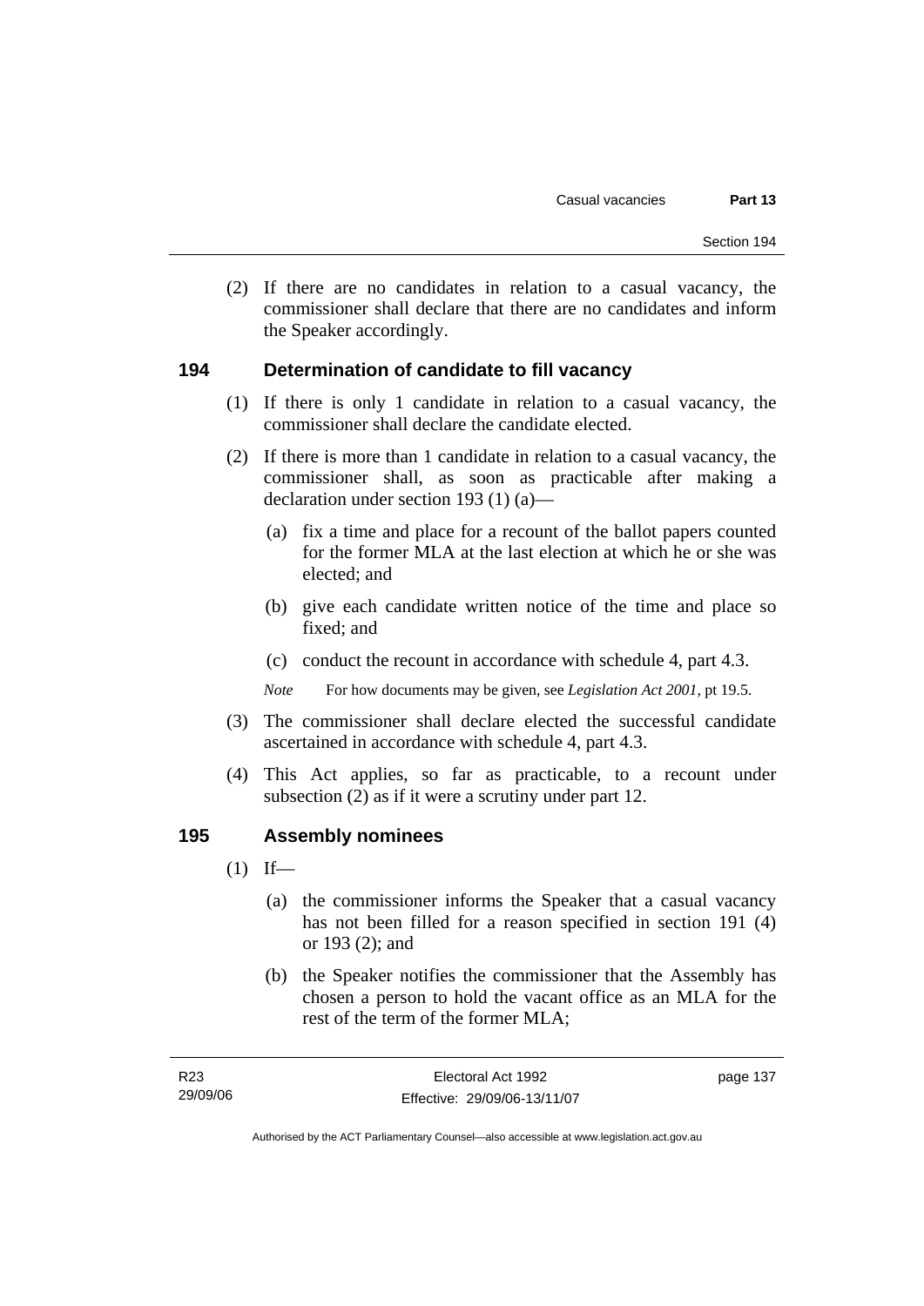(2) If there are no candidates in relation to a casual vacancy, the commissioner shall declare that there are no candidates and inform the Speaker accordingly.

## 194 Determination of candidate to fill vacancy

(1) If there is only 1 candidate in relation to a casual vacancy, the commissioner shall declare the candidate elected.

(2) If there is more than 1 candidate in relation to a casual vacancy, the commissioner shall, as soon as practicable after making a declaration under section 193 (1) (a)—

(a) fix a time and place for a recount of the ballot papers counted for the former MLA at the last election at which he or she was elected; and

(b) give each candidate written notice of the time and place so fixed; and

(c) conduct the recount in accordance with schedule 4, part 4.3.

*Note* For how documents may be given, see *Legislation Act 2001*, pt 19.5.

(3) The commissioner shall declare elected the successful candidate ascertained in accordance with schedule 4, part 4.3.

(4) This Act applies, so far as practicable, to a recount under subsection (2) as if it were a scrutiny under part 12.

## 195 Assembly nominees

(1) If—

(a) the commissioner informs the Speaker that a casual vacancy has not been filled for a reason specified in section 191 (4) or 193 (2); and

(b) the Speaker notifies the commissioner that the Assembly has chosen a person to hold the vacant office as an MLA for the rest of the term of the former MLA;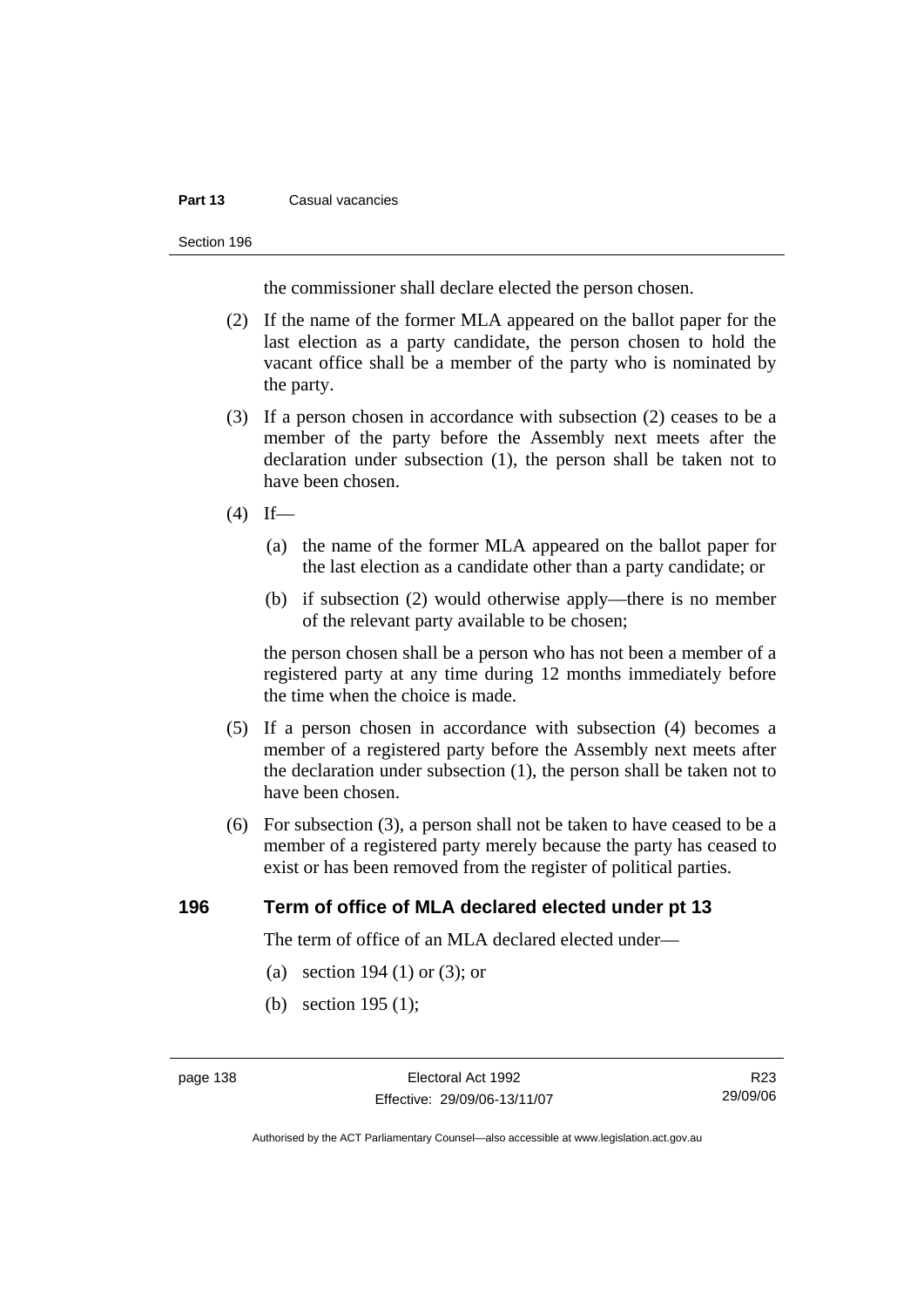the commissioner shall declare elected the person chosen.

(2) If the name of the former MLA appeared on the ballot paper for the last election as a party candidate, the person chosen to hold the vacant office shall be a member of the party who is nominated by the party.

(3) If a person chosen in accordance with subsection (2) ceases to be a member of the party before the Assembly next meets after the declaration under subsection (1), the person shall be taken not to have been chosen.

(4) If—

(a) the name of the former MLA appeared on the ballot paper for the last election as a candidate other than a party candidate; or

(b) if subsection (2) would otherwise apply—there is no member of the relevant party available to be chosen;

the person chosen shall be a person who has not been a member of a registered party at any time during 12 months immediately before the time when the choice is made.

(5) If a person chosen in accordance with subsection (4) becomes a member of a registered party before the Assembly next meets after the declaration under subsection (1), the person shall be taken not to have been chosen.

(6) For subsection (3), a person shall not be taken to have ceased to be a member of a registered party merely because the party has ceased to exist or has been removed from the register of political parties.

## 196 Term of office of MLA declared elected under pt 13

The term of office of an MLA declared elected under—

(a) section 194 (1) or (3); or

(b) section 195 (1);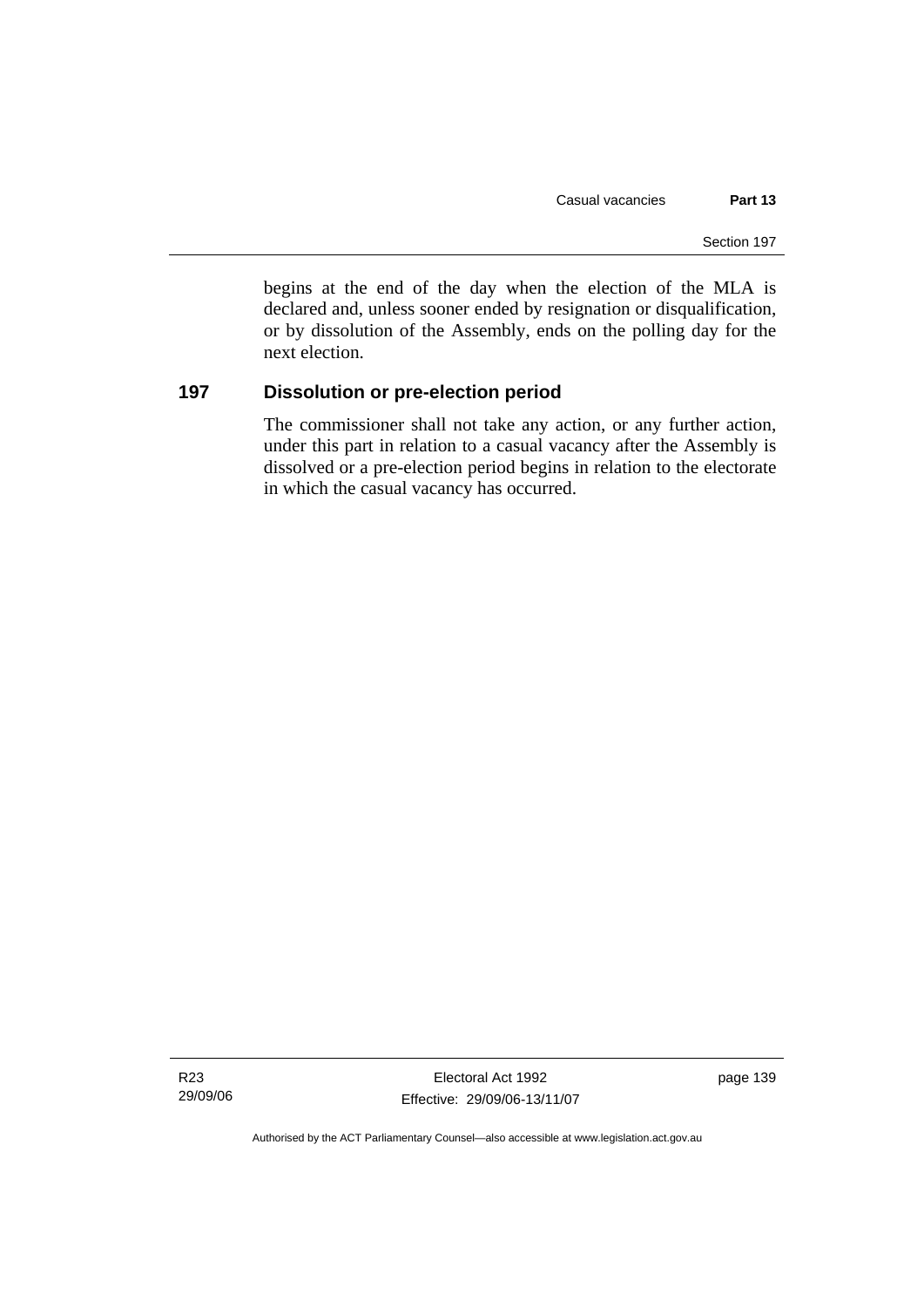begins at the end of the day when the election of the MLA is declared and, unless sooner ended by resignation or disqualification, or by dissolution of the Assembly, ends on the polling day for the next election.

### 197 Dissolution or pre-election period

The commissioner shall not take any action, or any further action, under this part in relation to a casual vacancy after the Assembly is dissolved or a pre-election period begins in relation to the electorate in which the casual vacancy has occurred.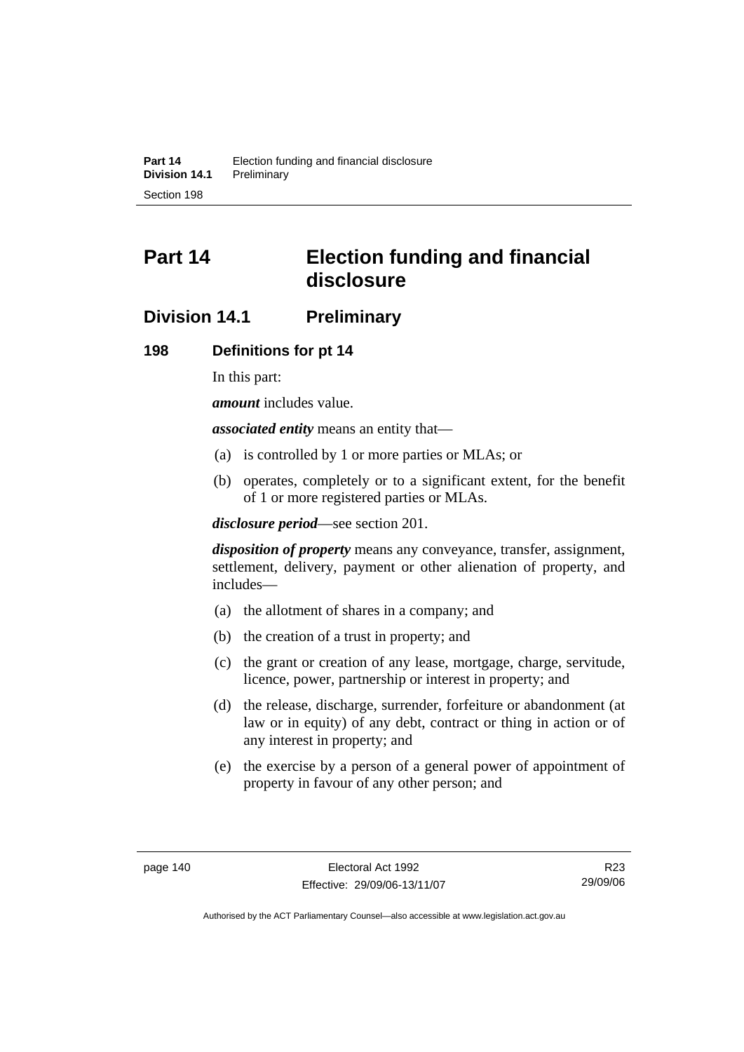# Part 14 Election funding and financial disclosure

## Division 14.1 Preliminary

### 198 Definitions for pt 14

In this part:

***amount*** includes value.

***associated entity*** means an entity that—

(a) is controlled by 1 or more parties or MLAs; or

(b) operates, completely or to a significant extent, for the benefit of 1 or more registered parties or MLAs.

***disclosure period***—see section 201.

***disposition of property*** means any conveyance, transfer, assignment, settlement, delivery, payment or other alienation of property, and includes—

(a) the allotment of shares in a company; and

(b) the creation of a trust in property; and

(c) the grant or creation of any lease, mortgage, charge, servitude, licence, power, partnership or interest in property; and

(d) the release, discharge, surrender, forfeiture or abandonment (at law or in equity) of any debt, contract or thing in action or of any interest in property; and

(e) the exercise by a person of a general power of appointment of property in favour of any other person; and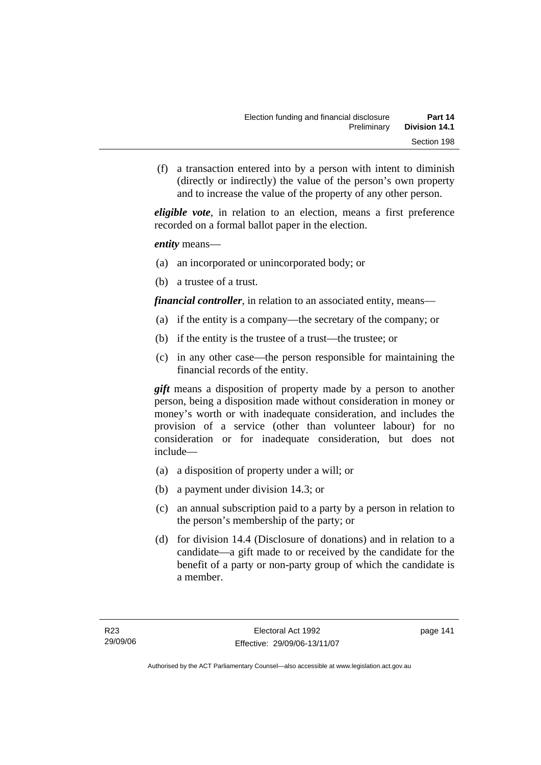(f) a transaction entered into by a person with intent to diminish (directly or indirectly) the value of the person's own property and to increase the value of the property of any other person.

***eligible vote***, in relation to an election, means a first preference recorded on a formal ballot paper in the election.

***entity*** means—

(a) an incorporated or unincorporated body; or

(b) a trustee of a trust.

***financial controller***, in relation to an associated entity, means—

(a) if the entity is a company—the secretary of the company; or

(b) if the entity is the trustee of a trust—the trustee; or

(c) in any other case—the person responsible for maintaining the financial records of the entity.

***gift*** means a disposition of property made by a person to another person, being a disposition made without consideration in money or money's worth or with inadequate consideration, and includes the provision of a service (other than volunteer labour) for no consideration or for inadequate consideration, but does not include—

(a) a disposition of property under a will; or

(b) a payment under division 14.3; or

(c) an annual subscription paid to a party by a person in relation to the person's membership of the party; or

(d) for division 14.4 (Disclosure of donations) and in relation to a candidate—a gift made to or received by the candidate for the benefit of a party or non-party group of which the candidate is a member.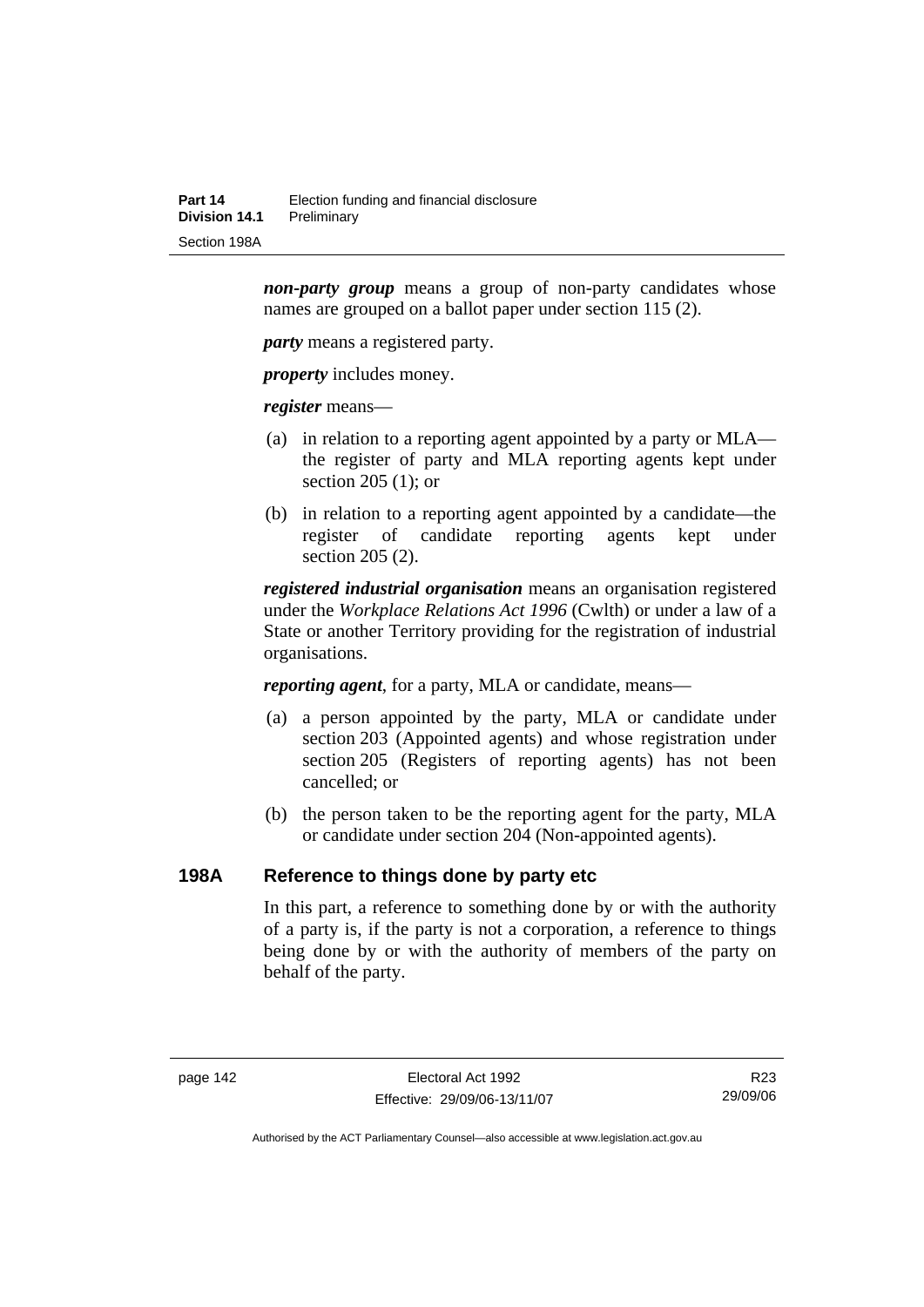***non-party group*** means a group of non-party candidates whose names are grouped on a ballot paper under section 115 (2).

***party*** means a registered party.

***property*** includes money.

***register*** means—

(a) in relation to a reporting agent appointed by a party or MLA—the register of party and MLA reporting agents kept under section 205 (1); or

(b) in relation to a reporting agent appointed by a candidate—the register of candidate reporting agents kept under section 205 (2).

***registered industrial organisation*** means an organisation registered under the *Workplace Relations Act 1996* (Cwlth) or under a law of a State or another Territory providing for the registration of industrial organisations.

***reporting agent***, for a party, MLA or candidate, means—

(a) a person appointed by the party, MLA or candidate under section 203 (Appointed agents) and whose registration under section 205 (Registers of reporting agents) has not been cancelled; or

(b) the person taken to be the reporting agent for the party, MLA or candidate under section 204 (Non-appointed agents).

## 198A Reference to things done by party etc

In this part, a reference to something done by or with the authority of a party is, if the party is not a corporation, a reference to things being done by or with the authority of members of the party on behalf of the party.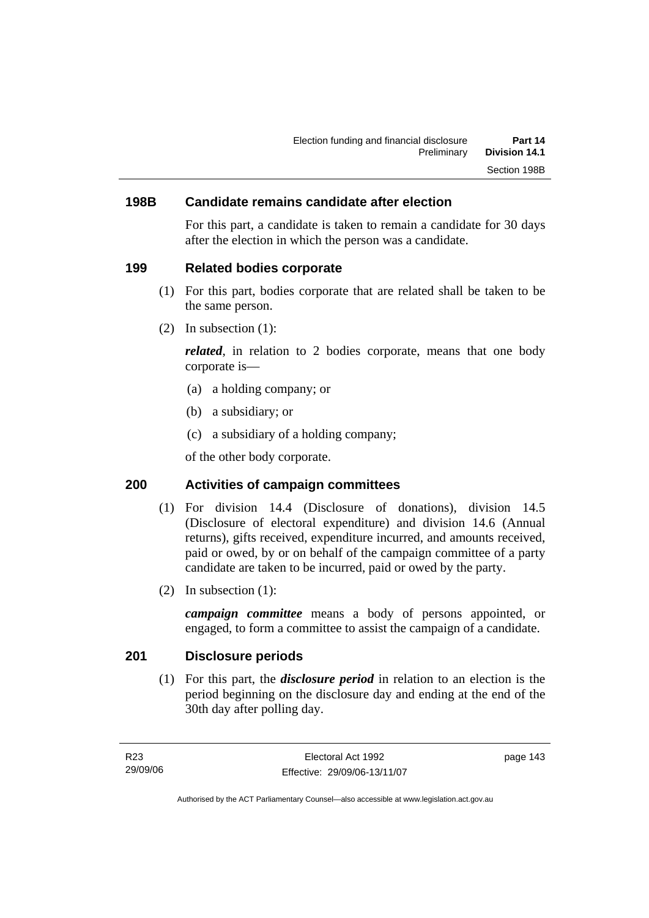### 198B Candidate remains candidate after election

For this part, a candidate is taken to remain a candidate for 30 days after the election in which the person was a candidate.

### 199 Related bodies corporate

(1) For this part, bodies corporate that are related shall be taken to be the same person.

(2) In subsection (1):

***related***, in relation to 2 bodies corporate, means that one body corporate is—

(a) a holding company; or

(b) a subsidiary; or

(c) a subsidiary of a holding company;

of the other body corporate.

### 200 Activities of campaign committees

(1) For division 14.4 (Disclosure of donations), division 14.5 (Disclosure of electoral expenditure) and division 14.6 (Annual returns), gifts received, expenditure incurred, and amounts received, paid or owed, by or on behalf of the campaign committee of a party candidate are taken to be incurred, paid or owed by the party.

(2) In subsection (1):

***campaign committee*** means a body of persons appointed, or engaged, to form a committee to assist the campaign of a candidate.

### 201 Disclosure periods

(1) For this part, the ***disclosure period*** in relation to an election is the period beginning on the disclosure day and ending at the end of the 30th day after polling day.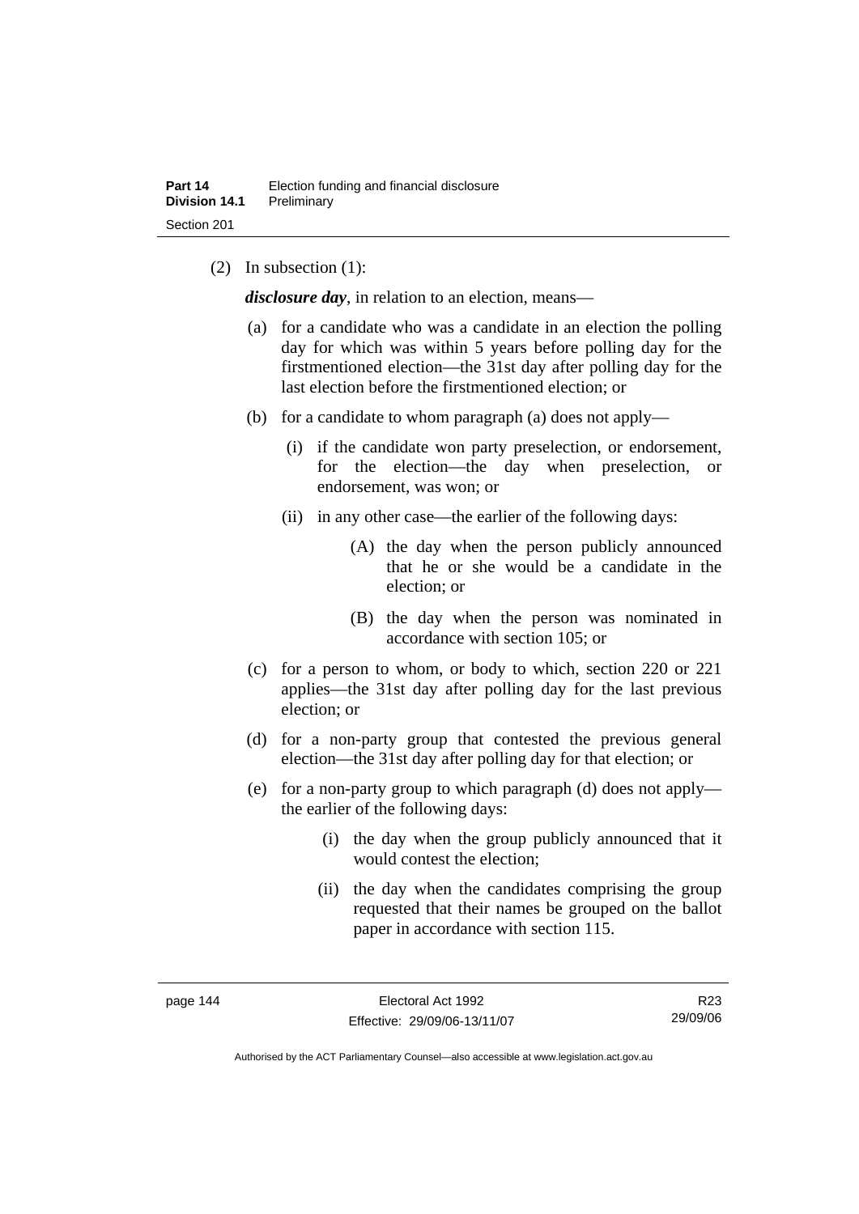(2) In subsection (1):

***disclosure day***, in relation to an election, means—

(a) for a candidate who was a candidate in an election the polling day for which was within 5 years before polling day for the firstmentioned election—the 31st day after polling day for the last election before the firstmentioned election; or

(b) for a candidate to whom paragraph (a) does not apply—

(i) if the candidate won party preselection, or endorsement, for the election—the day when preselection, or endorsement, was won; or

(ii) in any other case—the earlier of the following days:

(A) the day when the person publicly announced that he or she would be a candidate in the election; or

(B) the day when the person was nominated in accordance with section 105; or

(c) for a person to whom, or body to which, section 220 or 221 applies—the 31st day after polling day for the last previous election; or

(d) for a non-party group that contested the previous general election—the 31st day after polling day for that election; or

(e) for a non-party group to which paragraph (d) does not apply—the earlier of the following days:

(i) the day when the group publicly announced that it would contest the election;

(ii) the day when the candidates comprising the group requested that their names be grouped on the ballot paper in accordance with section 115.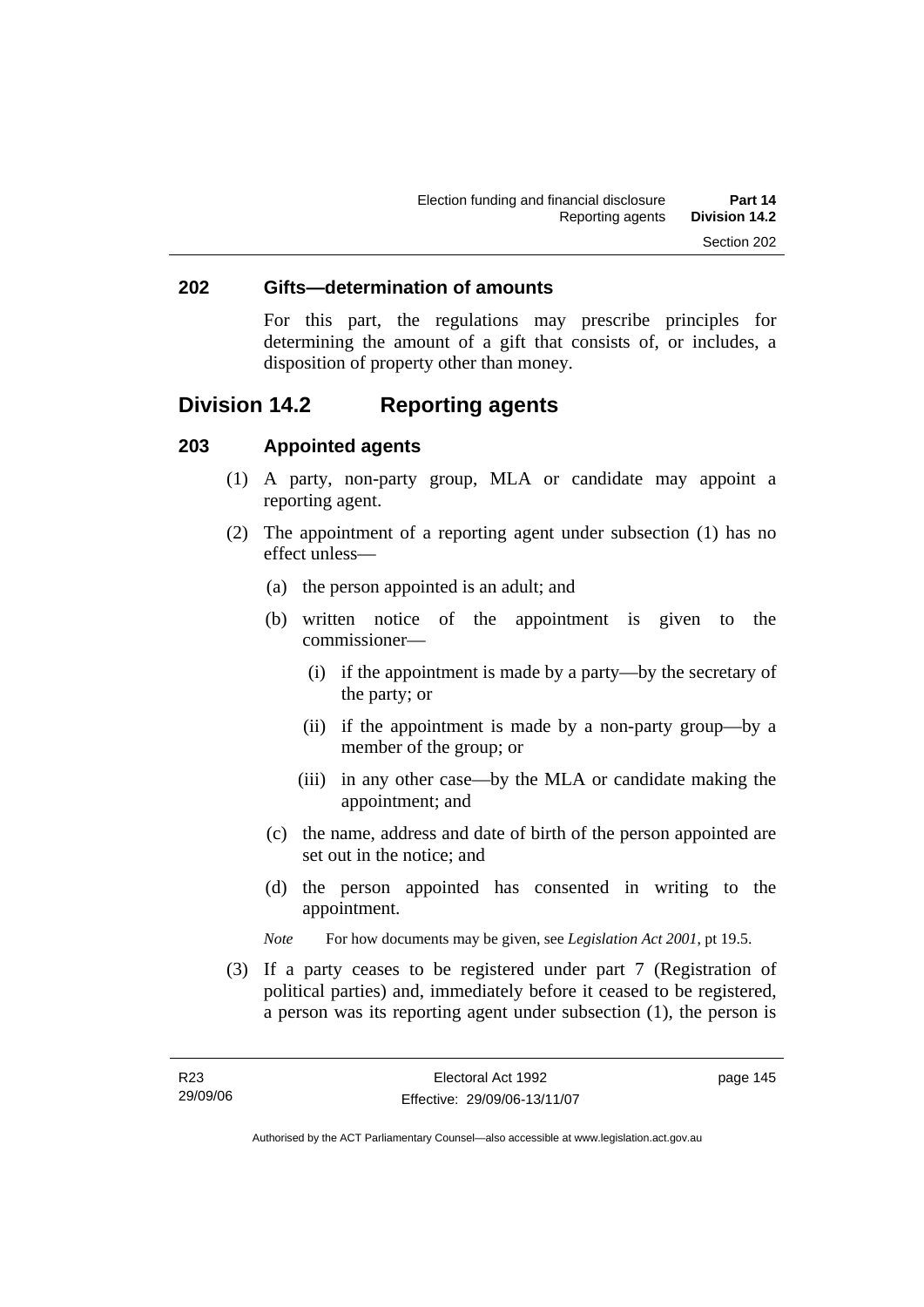## 202 Gifts—determination of amounts

For this part, the regulations may prescribe principles for determining the amount of a gift that consists of, or includes, a disposition of property other than money.

# Division 14.2 Reporting agents

## 203 Appointed agents

(1) A party, non-party group, MLA or candidate may appoint a reporting agent.

(2) The appointment of a reporting agent under subsection (1) has no effect unless—

(a) the person appointed is an adult; and

(b) written notice of the appointment is given to the commissioner—

(i) if the appointment is made by a party—by the secretary of the party; or

(ii) if the appointment is made by a non-party group—by a member of the group; or

(iii) in any other case—by the MLA or candidate making the appointment; and

(c) the name, address and date of birth of the person appointed are set out in the notice; and

(d) the person appointed has consented in writing to the appointment.

*Note* For how documents may be given, see *Legislation Act 2001*, pt 19.5.

(3) If a party ceases to be registered under part 7 (Registration of political parties) and, immediately before it ceased to be registered, a person was its reporting agent under subsection (1), the person is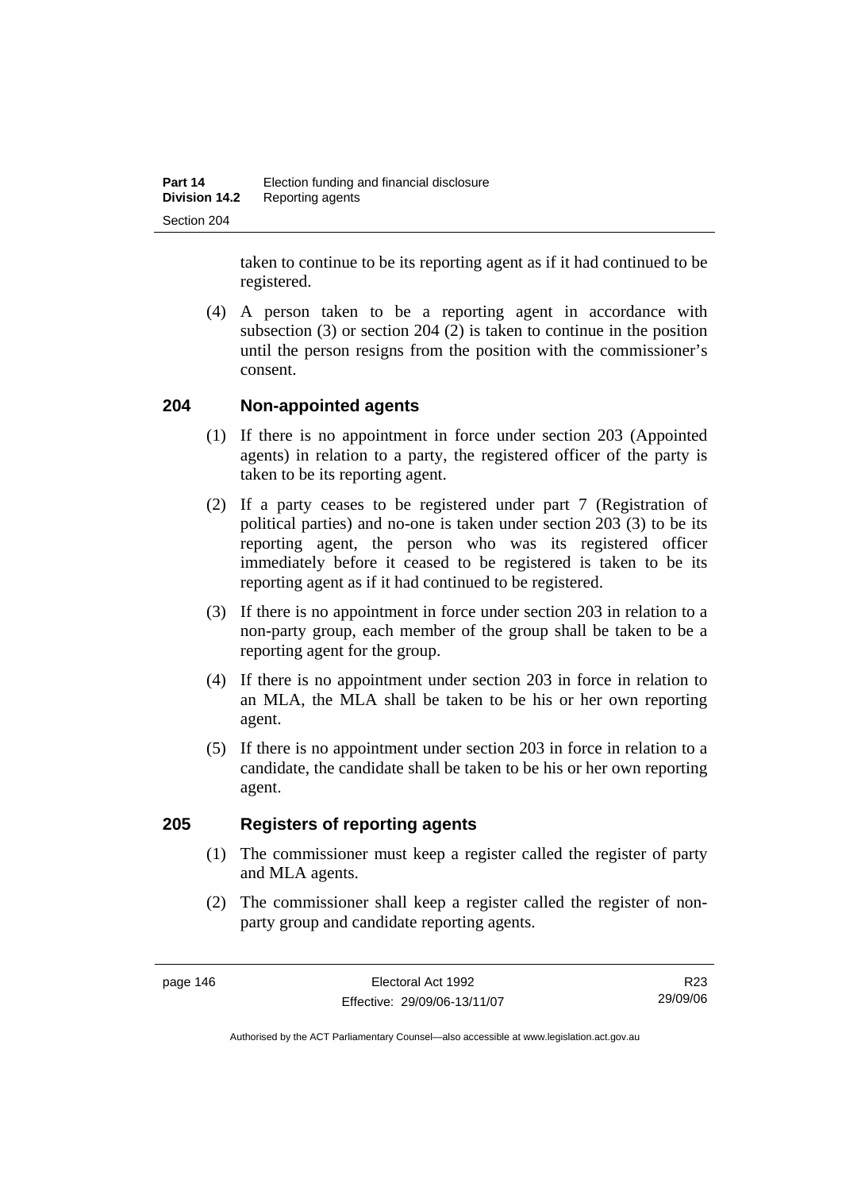taken to continue to be its reporting agent as if it had continued to be registered.

(4) A person taken to be a reporting agent in accordance with subsection (3) or section 204 (2) is taken to continue in the position until the person resigns from the position with the commissioner's consent.

## 204 Non-appointed agents

(1) If there is no appointment in force under section 203 (Appointed agents) in relation to a party, the registered officer of the party is taken to be its reporting agent.

(2) If a party ceases to be registered under part 7 (Registration of political parties) and no-one is taken under section 203 (3) to be its reporting agent, the person who was its registered officer immediately before it ceased to be registered is taken to be its reporting agent as if it had continued to be registered.

(3) If there is no appointment in force under section 203 in relation to a non-party group, each member of the group shall be taken to be a reporting agent for the group.

(4) If there is no appointment under section 203 in force in relation to an MLA, the MLA shall be taken to be his or her own reporting agent.

(5) If there is no appointment under section 203 in force in relation to a candidate, the candidate shall be taken to be his or her own reporting agent.

## 205 Registers of reporting agents

(1) The commissioner must keep a register called the register of party and MLA agents.

(2) The commissioner shall keep a register called the register of non-party group and candidate reporting agents.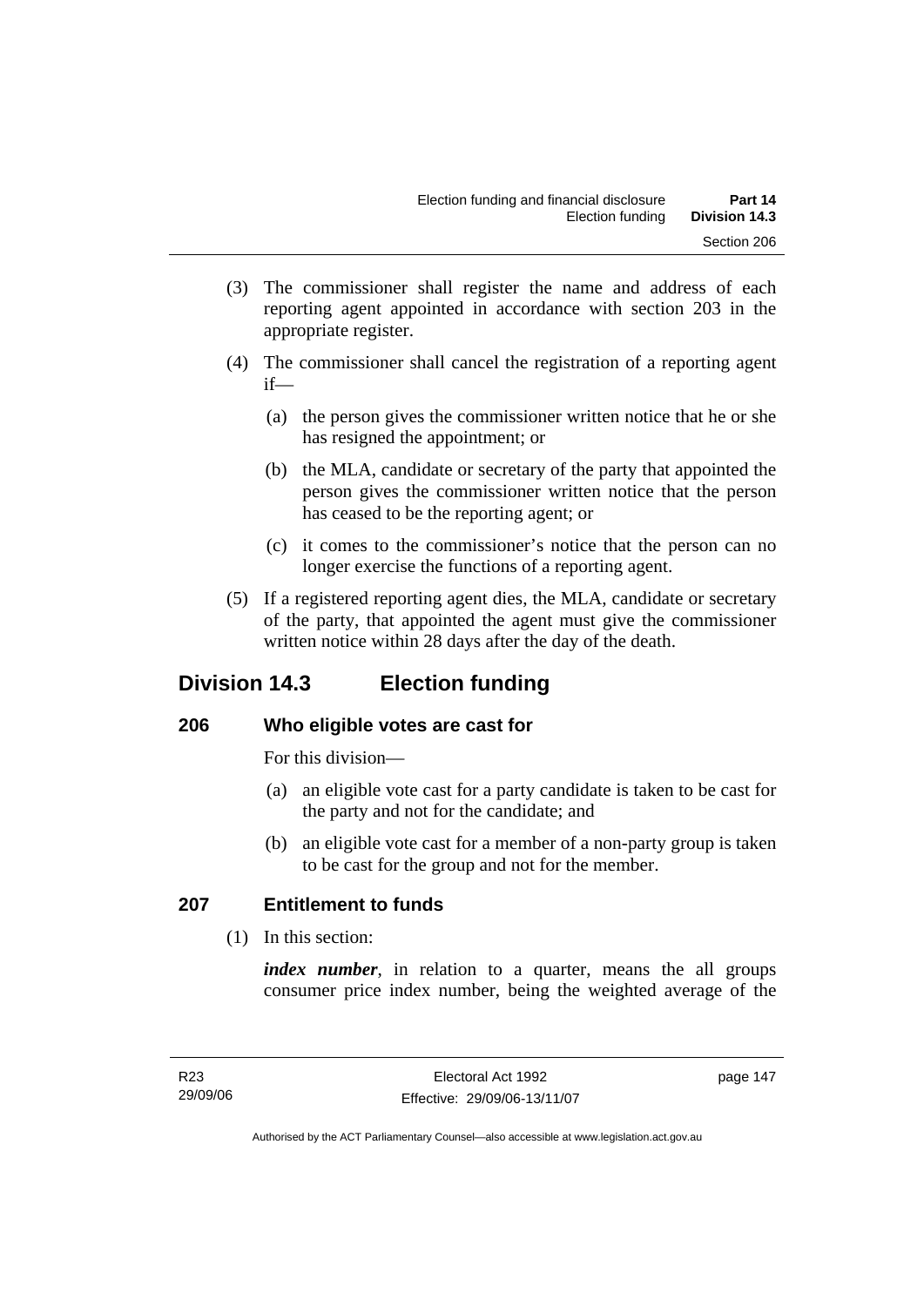(3) The commissioner shall register the name and address of each reporting agent appointed in accordance with section 203 in the appropriate register.

(4) The commissioner shall cancel the registration of a reporting agent if—

(a) the person gives the commissioner written notice that he or she has resigned the appointment; or

(b) the MLA, candidate or secretary of the party that appointed the person gives the commissioner written notice that the person has ceased to be the reporting agent; or

(c) it comes to the commissioner's notice that the person can no longer exercise the functions of a reporting agent.

(5) If a registered reporting agent dies, the MLA, candidate or secretary of the party, that appointed the agent must give the commissioner written notice within 28 days after the day of the death.

## Division 14.3 Election funding

### 206 Who eligible votes are cast for

For this division—

(a) an eligible vote cast for a party candidate is taken to be cast for the party and not for the candidate; and

(b) an eligible vote cast for a member of a non-party group is taken to be cast for the group and not for the member.

### 207 Entitlement to funds

(1) In this section:

***index number***, in relation to a quarter, means the all groups consumer price index number, being the weighted average of the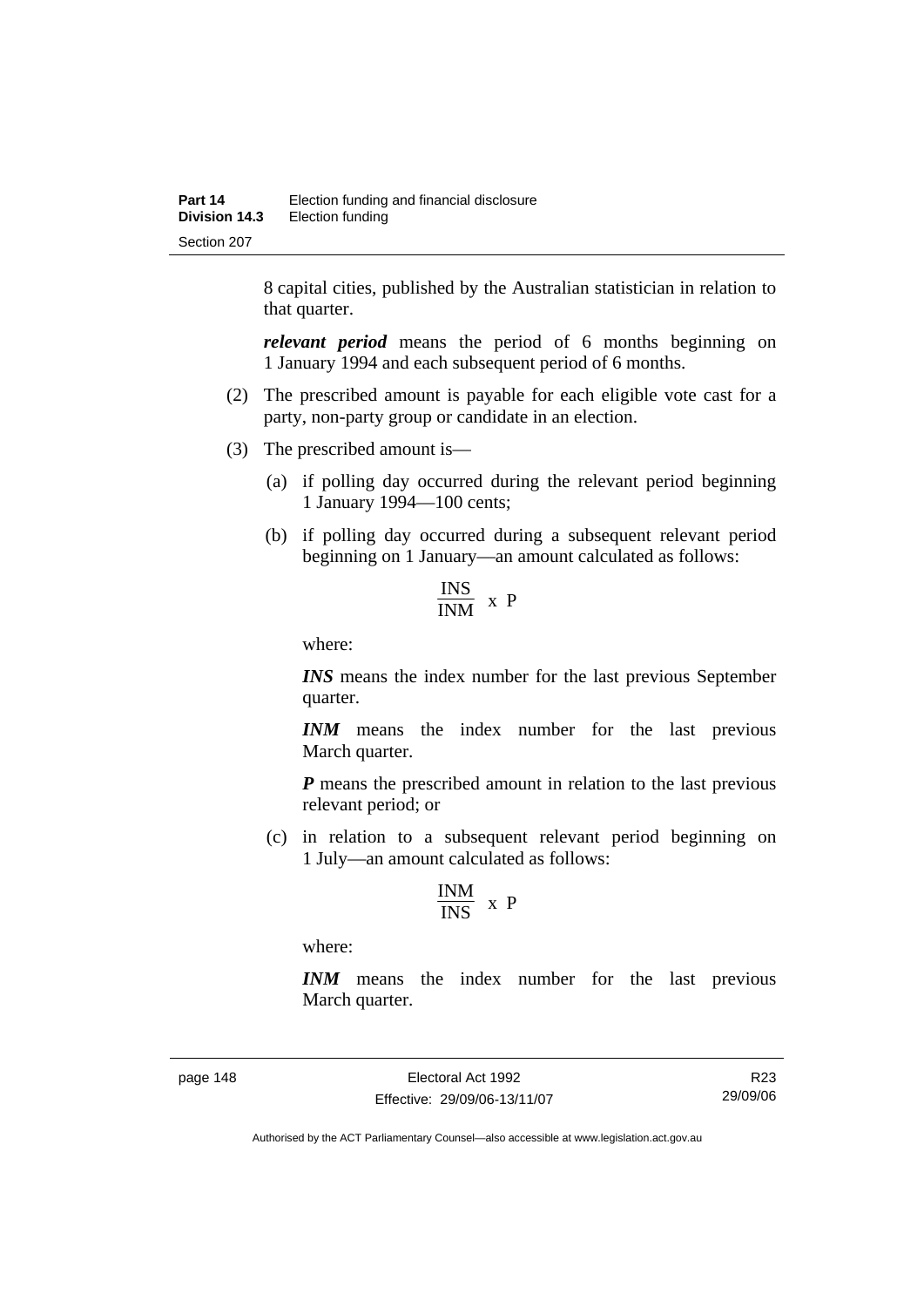8 capital cities, published by the Australian statistician in relation to that quarter.

***relevant period*** means the period of 6 months beginning on 1 January 1994 and each subsequent period of 6 months.

(2) The prescribed amount is payable for each eligible vote cast for a party, non-party group or candidate in an election.

(3) The prescribed amount is—

(a) if polling day occurred during the relevant period beginning 1 January 1994—100 cents;

(b) if polling day occurred during a subsequent relevant period beginning on 1 January—an amount calculated as follows:

$$\frac{INS}{INM} \text{ x } P$$

where:

***INS*** means the index number for the last previous September quarter.

***INM*** means the index number for the last previous March quarter.

***P*** means the prescribed amount in relation to the last previous relevant period; or

(c) in relation to a subsequent relevant period beginning on 1 July—an amount calculated as follows:

$$\frac{INM}{INS} \text{ x } P$$

where:

***INM*** means the index number for the last previous March quarter.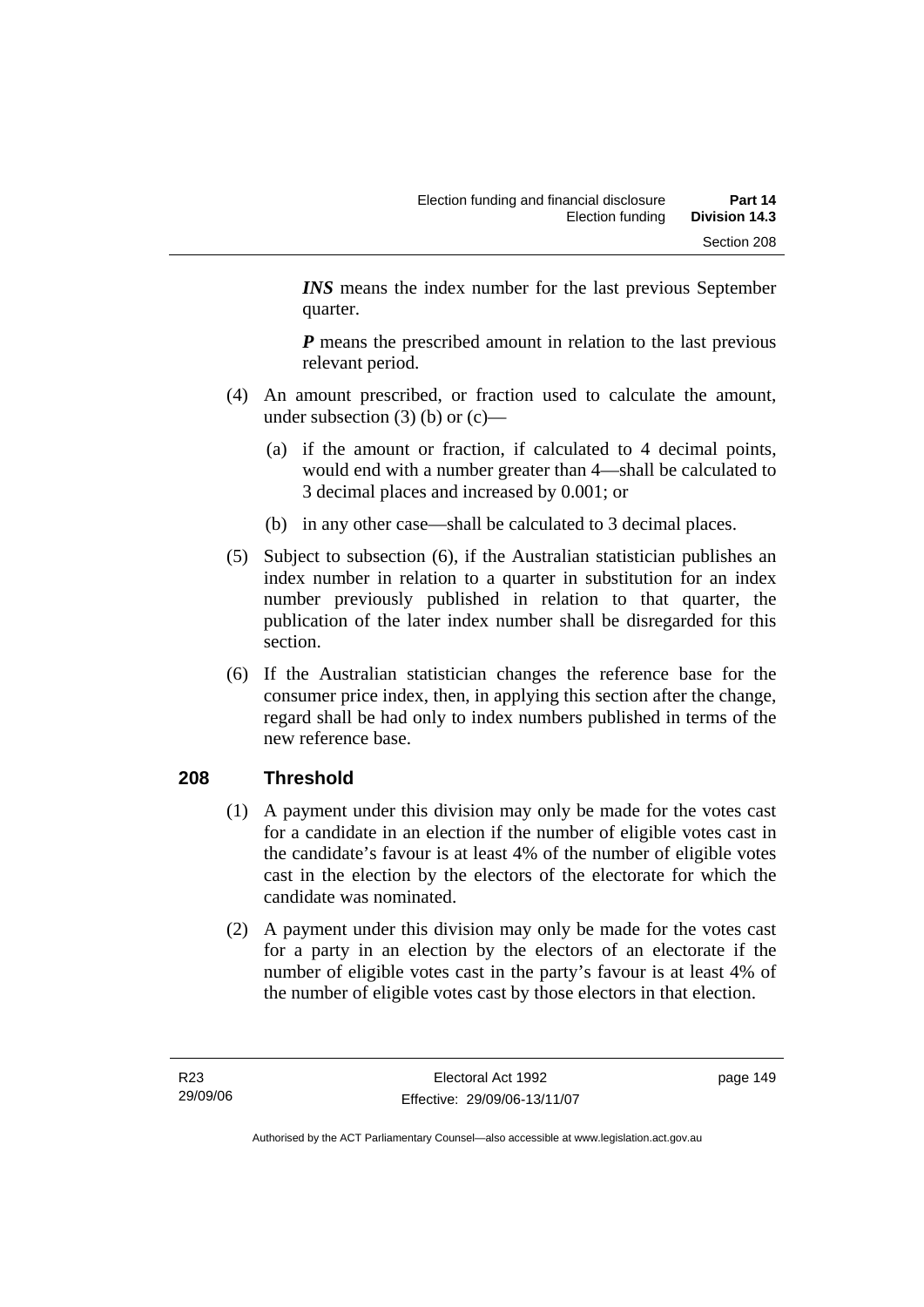***INS*** means the index number for the last previous September quarter.

***P*** means the prescribed amount in relation to the last previous relevant period.

(4) An amount prescribed, or fraction used to calculate the amount, under subsection (3) (b) or (c)—

(a) if the amount or fraction, if calculated to 4 decimal points, would end with a number greater than 4—shall be calculated to 3 decimal places and increased by 0.001; or

(b) in any other case—shall be calculated to 3 decimal places.

(5) Subject to subsection (6), if the Australian statistician publishes an index number in relation to a quarter in substitution for an index number previously published in relation to that quarter, the publication of the later index number shall be disregarded for this section.

(6) If the Australian statistician changes the reference base for the consumer price index, then, in applying this section after the change, regard shall be had only to index numbers published in terms of the new reference base.

## 208 Threshold

(1) A payment under this division may only be made for the votes cast for a candidate in an election if the number of eligible votes cast in the candidate's favour is at least 4% of the number of eligible votes cast in the election by the electors of the electorate for which the candidate was nominated.

(2) A payment under this division may only be made for the votes cast for a party in an election by the electors of an electorate if the number of eligible votes cast in the party's favour is at least 4% of the number of eligible votes cast by those electors in that election.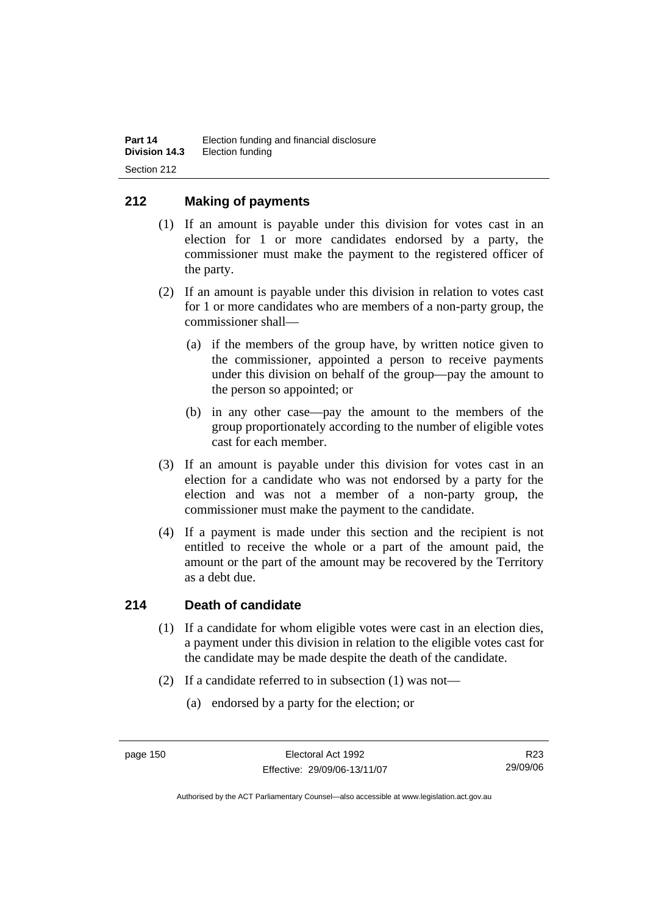## 212 Making of payments

(1) If an amount is payable under this division for votes cast in an election for 1 or more candidates endorsed by a party, the commissioner must make the payment to the registered officer of the party.

(2) If an amount is payable under this division in relation to votes cast for 1 or more candidates who are members of a non-party group, the commissioner shall—

(a) if the members of the group have, by written notice given to the commissioner, appointed a person to receive payments under this division on behalf of the group—pay the amount to the person so appointed; or

(b) in any other case—pay the amount to the members of the group proportionately according to the number of eligible votes cast for each member.

(3) If an amount is payable under this division for votes cast in an election for a candidate who was not endorsed by a party for the election and was not a member of a non-party group, the commissioner must make the payment to the candidate.

(4) If a payment is made under this section and the recipient is not entitled to receive the whole or a part of the amount paid, the amount or the part of the amount may be recovered by the Territory as a debt due.

## 214 Death of candidate

(1) If a candidate for whom eligible votes were cast in an election dies, a payment under this division in relation to the eligible votes cast for the candidate may be made despite the death of the candidate.

(2) If a candidate referred to in subsection (1) was not—

(a) endorsed by a party for the election; or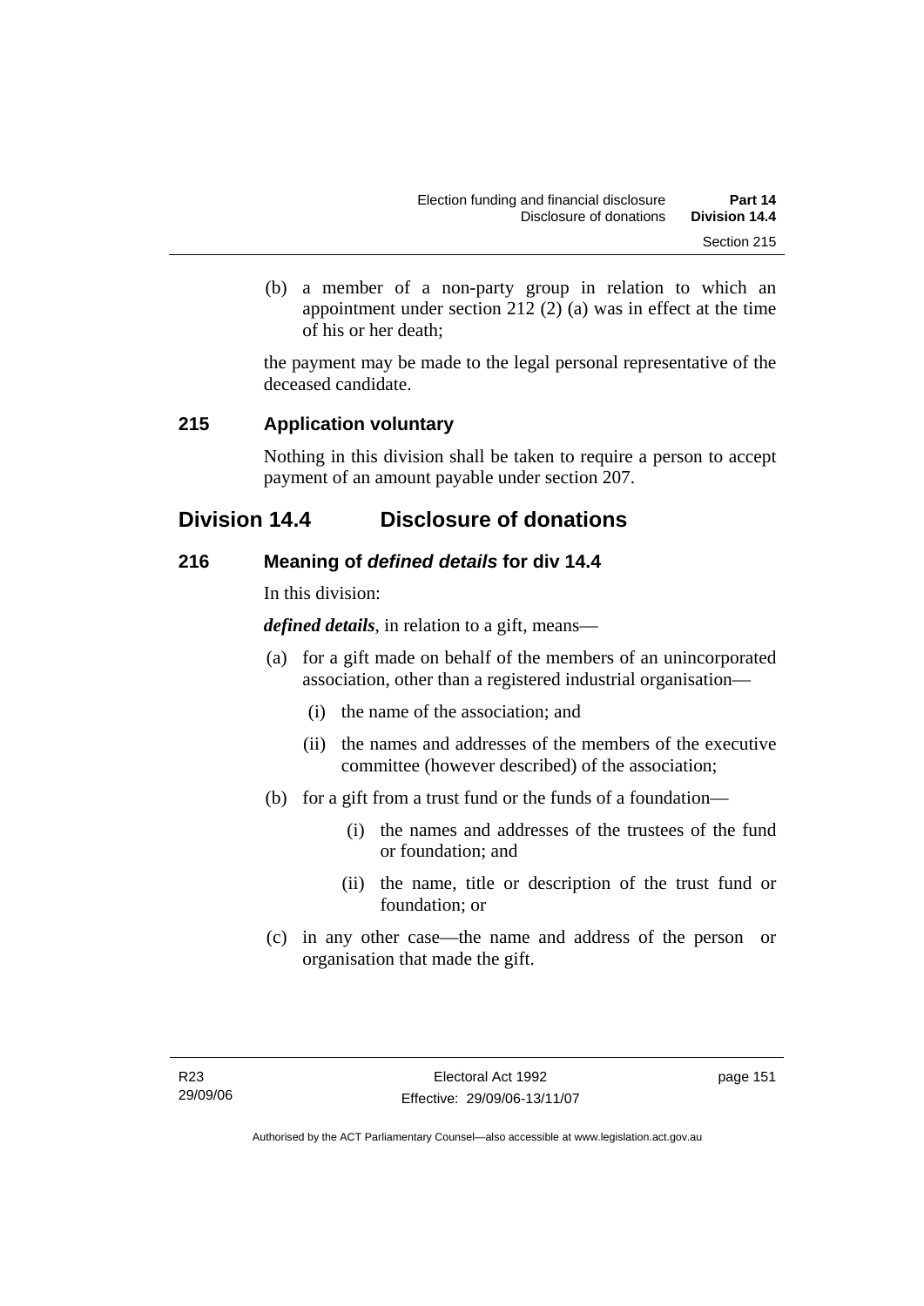(b) a member of a non-party group in relation to which an appointment under section 212 (2) (a) was in effect at the time of his or her death;

the payment may be made to the legal personal representative of the deceased candidate.

### 215 Application voluntary

Nothing in this division shall be taken to require a person to accept payment of an amount payable under section 207.

## Division 14.4 Disclosure of donations

### 216 Meaning of *defined details* for div 14.4

In this division:

***defined details***, in relation to a gift, means—

(a) for a gift made on behalf of the members of an unincorporated association, other than a registered industrial organisation—

(i) the name of the association; and

(ii) the names and addresses of the members of the executive committee (however described) of the association;

(b) for a gift from a trust fund or the funds of a foundation—

(i) the names and addresses of the trustees of the fund or foundation; and

(ii) the name, title or description of the trust fund or foundation; or

(c) in any other case—the name and address of the person or organisation that made the gift.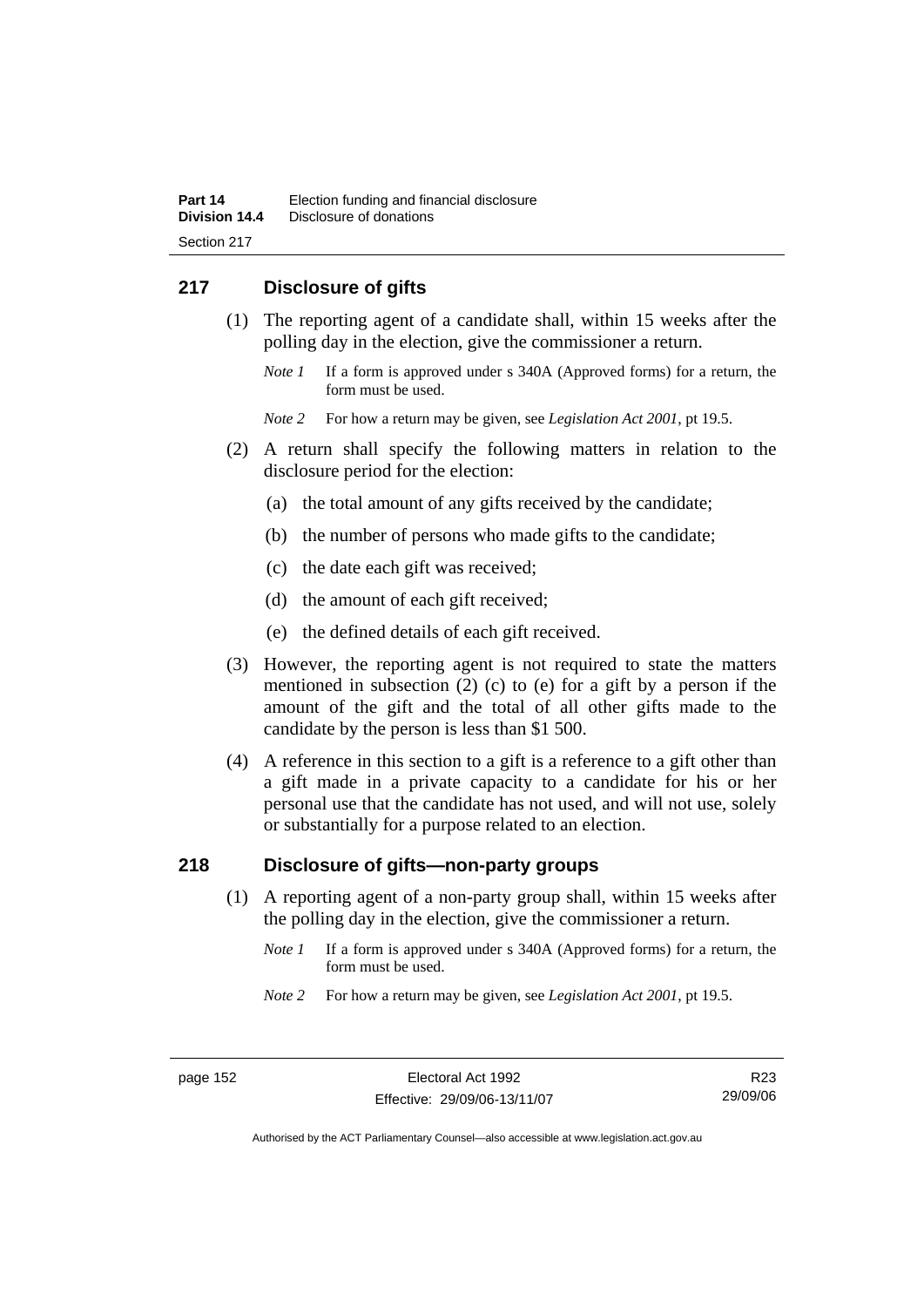## 217 Disclosure of gifts

(1) The reporting agent of a candidate shall, within 15 weeks after the polling day in the election, give the commissioner a return.

*Note 1* If a form is approved under s 340A (Approved forms) for a return, the form must be used.

*Note 2* For how a return may be given, see *Legislation Act 2001*, pt 19.5.

(2) A return shall specify the following matters in relation to the disclosure period for the election:

(a) the total amount of any gifts received by the candidate;

(b) the number of persons who made gifts to the candidate;

(c) the date each gift was received;

(d) the amount of each gift received;

(e) the defined details of each gift received.

(3) However, the reporting agent is not required to state the matters mentioned in subsection (2) (c) to (e) for a gift by a person if the amount of the gift and the total of all other gifts made to the candidate by the person is less than $1 500.

(4) A reference in this section to a gift is a reference to a gift other than a gift made in a private capacity to a candidate for his or her personal use that the candidate has not used, and will not use, solely or substantially for a purpose related to an election.

## 218 Disclosure of gifts—non-party groups

(1) A reporting agent of a non-party group shall, within 15 weeks after the polling day in the election, give the commissioner a return.

*Note 1* If a form is approved under s 340A (Approved forms) for a return, the form must be used.

*Note 2* For how a return may be given, see *Legislation Act 2001*, pt 19.5.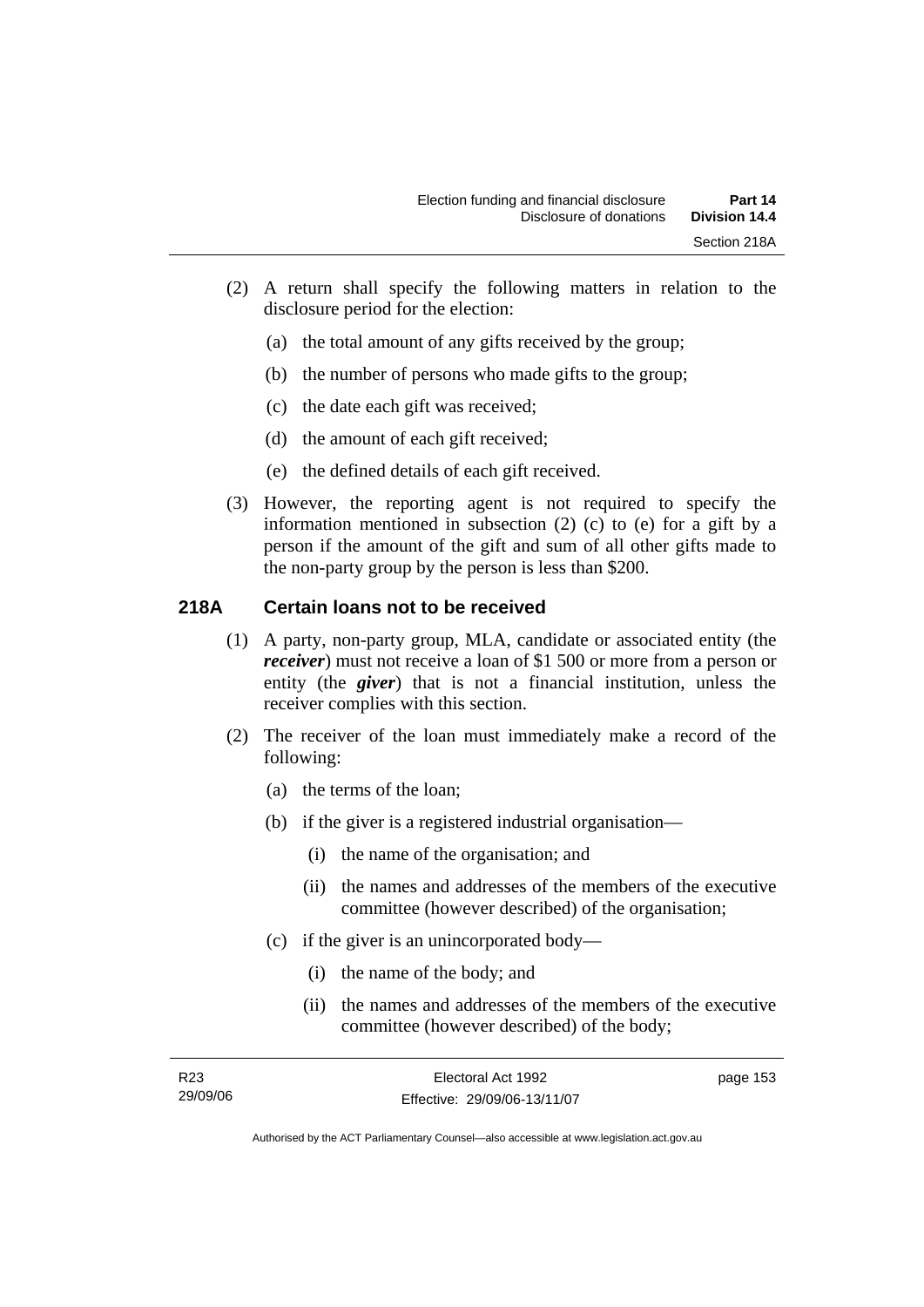(2) A return shall specify the following matters in relation to the disclosure period for the election:

   (a) the total amount of any gifts received by the group;

   (b) the number of persons who made gifts to the group;

   (c) the date each gift was received;

   (d) the amount of each gift received;

   (e) the defined details of each gift received.

(3) However, the reporting agent is not required to specify the information mentioned in subsection (2) (c) to (e) for a gift by a person if the amount of the gift and sum of all other gifts made to the non-party group by the person is less than $200.

## 218A Certain loans not to be received

(1) A party, non-party group, MLA, candidate or associated entity (the ***receiver***) must not receive a loan of $1 500 or more from a person or entity (the ***giver***) that is not a financial institution, unless the receiver complies with this section.

(2) The receiver of the loan must immediately make a record of the following:

   (a) the terms of the loan;

   (b) if the giver is a registered industrial organisation—

      (i) the name of the organisation; and

      (ii) the names and addresses of the members of the executive committee (however described) of the organisation;

   (c) if the giver is an unincorporated body—

      (i) the name of the body; and

      (ii) the names and addresses of the members of the executive committee (however described) of the body;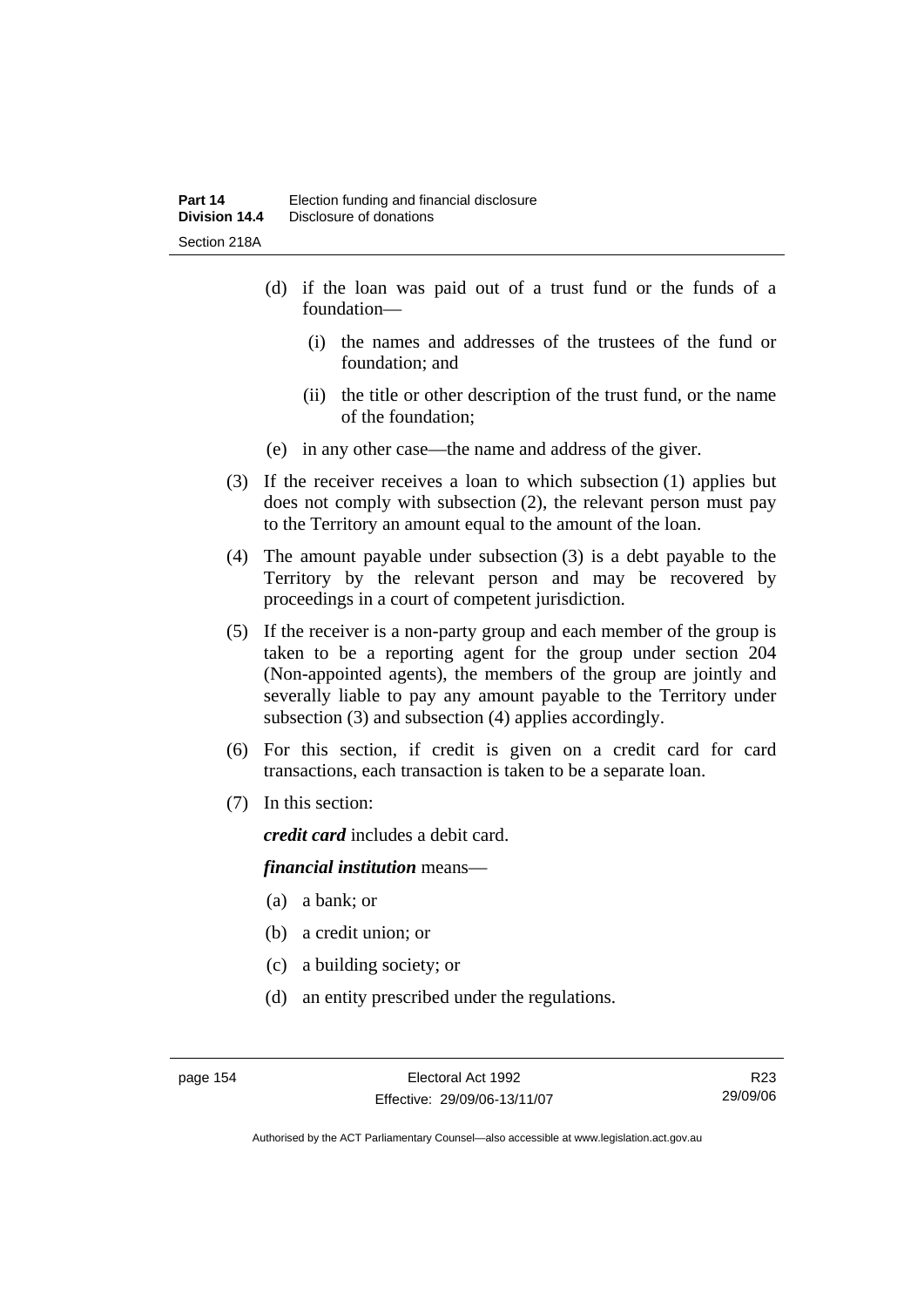(d) if the loan was paid out of a trust fund or the funds of a foundation—

   (i) the names and addresses of the trustees of the fund or foundation; and

   (ii) the title or other description of the trust fund, or the name of the foundation;

(e) in any other case—the name and address of the giver.

(3) If the receiver receives a loan to which subsection (1) applies but does not comply with subsection (2), the relevant person must pay to the Territory an amount equal to the amount of the loan.

(4) The amount payable under subsection (3) is a debt payable to the Territory by the relevant person and may be recovered by proceedings in a court of competent jurisdiction.

(5) If the receiver is a non-party group and each member of the group is taken to be a reporting agent for the group under section 204 (Non-appointed agents), the members of the group are jointly and severally liable to pay any amount payable to the Territory under subsection (3) and subsection (4) applies accordingly.

(6) For this section, if credit is given on a credit card for card transactions, each transaction is taken to be a separate loan.

(7) In this section:

***credit card*** includes a debit card.

***financial institution*** means—

(a) a bank; or

(b) a credit union; or

(c) a building society; or

(d) an entity prescribed under the regulations.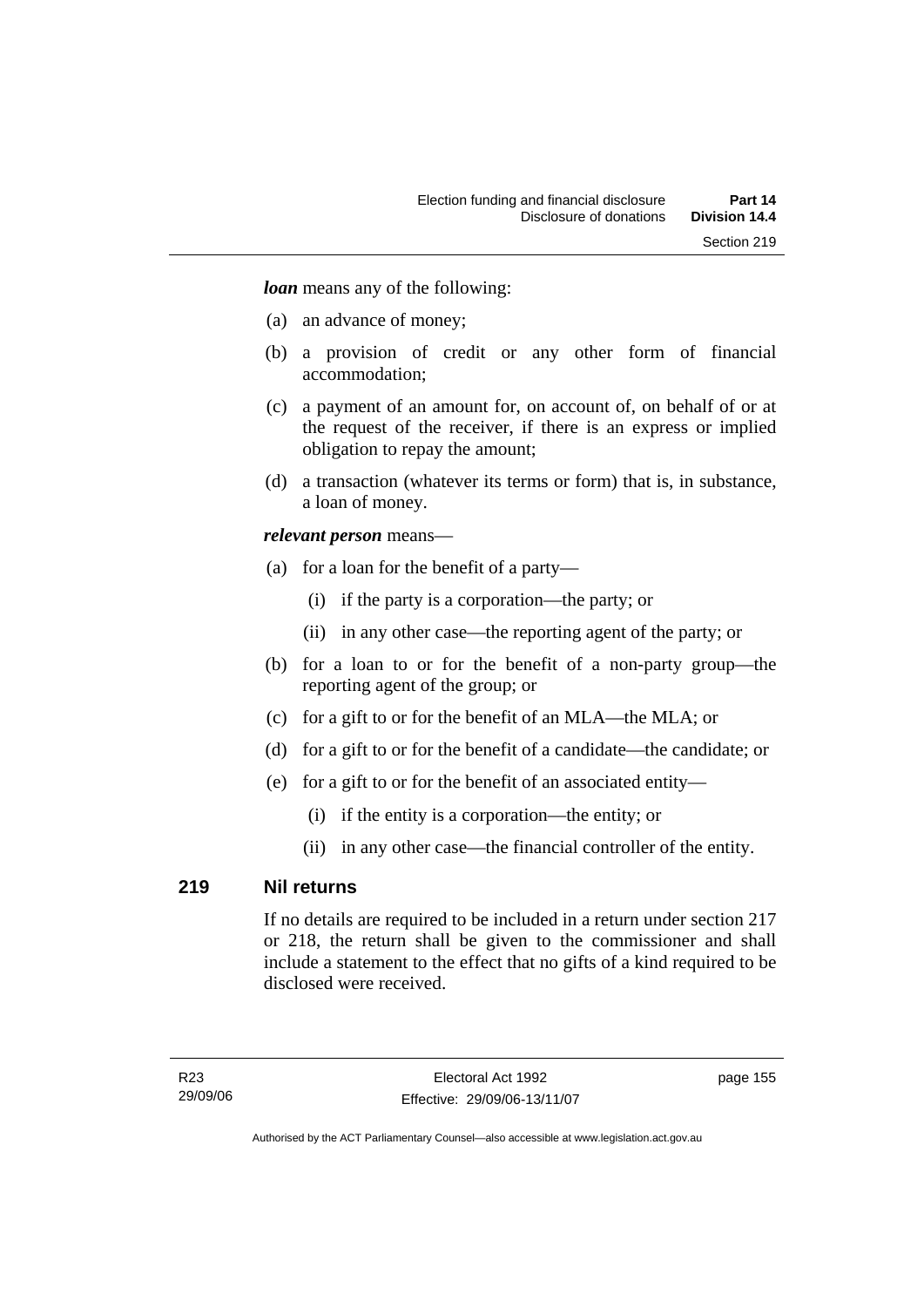***loan*** means any of the following:

(a) an advance of money;

(b) a provision of credit or any other form of financial accommodation;

(c) a payment of an amount for, on account of, on behalf of or at the request of the receiver, if there is an express or implied obligation to repay the amount;

(d) a transaction (whatever its terms or form) that is, in substance, a loan of money.

***relevant person*** means—

(a) for a loan for the benefit of a party—

  (i) if the party is a corporation—the party; or

  (ii) in any other case—the reporting agent of the party; or

(b) for a loan to or for the benefit of a non-party group—the reporting agent of the group; or

(c) for a gift to or for the benefit of an MLA—the MLA; or

(d) for a gift to or for the benefit of a candidate—the candidate; or

(e) for a gift to or for the benefit of an associated entity—

  (i) if the entity is a corporation—the entity; or

  (ii) in any other case—the financial controller of the entity.

## 219 Nil returns

If no details are required to be included in a return under section 217 or 218, the return shall be given to the commissioner and shall include a statement to the effect that no gifts of a kind required to be disclosed were received.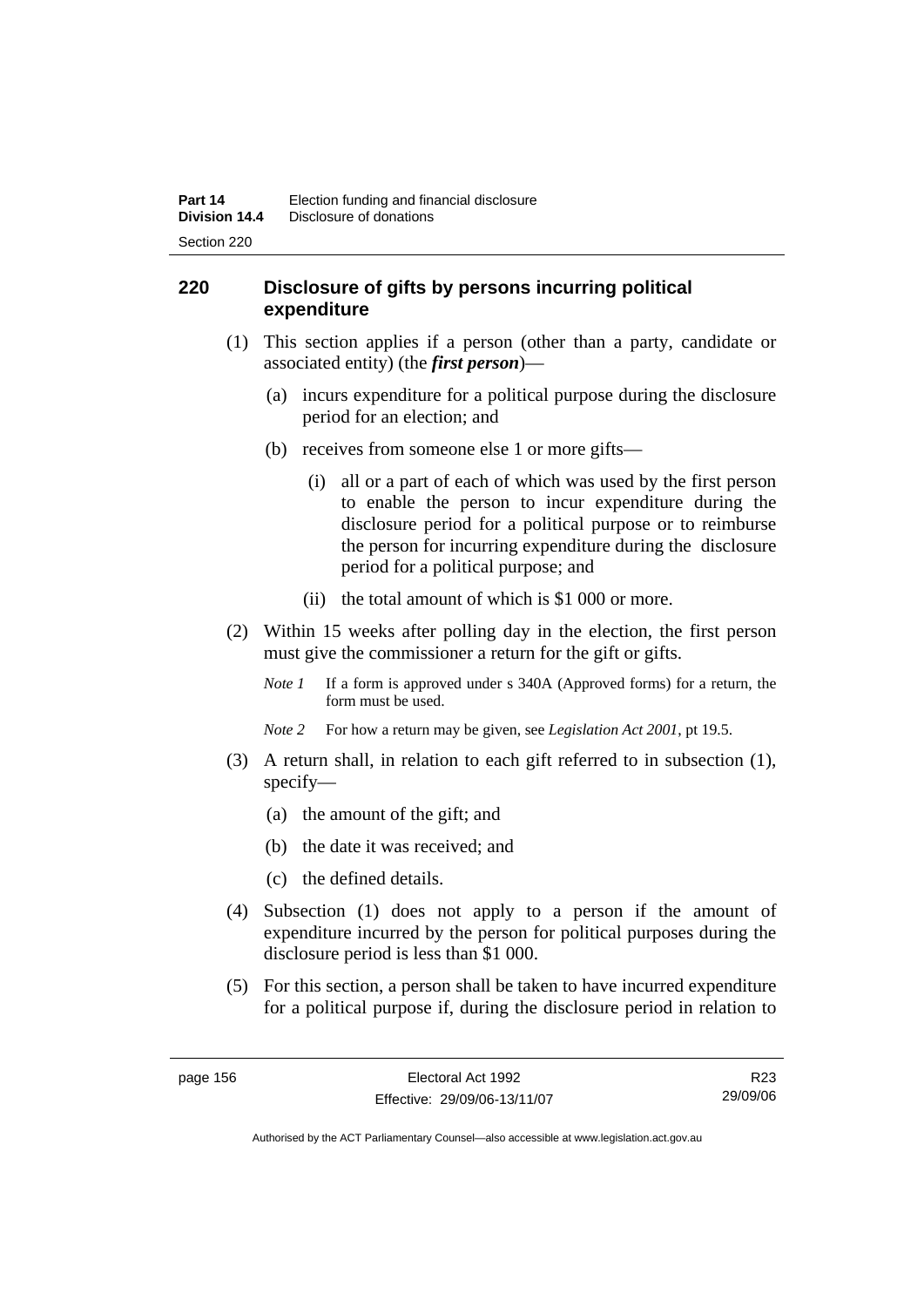## 220 Disclosure of gifts by persons incurring political expenditure

(1) This section applies if a person (other than a party, candidate or associated entity) (the ***first person***)—

(a) incurs expenditure for a political purpose during the disclosure period for an election; and

(b) receives from someone else 1 or more gifts—

(i) all or a part of each of which was used by the first person to enable the person to incur expenditure during the disclosure period for a political purpose or to reimburse the person for incurring expenditure during the disclosure period for a political purpose; and

(ii) the total amount of which is $1 000 or more.

(2) Within 15 weeks after polling day in the election, the first person must give the commissioner a return for the gift or gifts.

*Note 1* If a form is approved under s 340A (Approved forms) for a return, the form must be used.

*Note 2* For how a return may be given, see *Legislation Act 2001*, pt 19.5.

(3) A return shall, in relation to each gift referred to in subsection (1), specify—

(a) the amount of the gift; and

(b) the date it was received; and

(c) the defined details.

(4) Subsection (1) does not apply to a person if the amount of expenditure incurred by the person for political purposes during the disclosure period is less than $1 000.

(5) For this section, a person shall be taken to have incurred expenditure for a political purpose if, during the disclosure period in relation to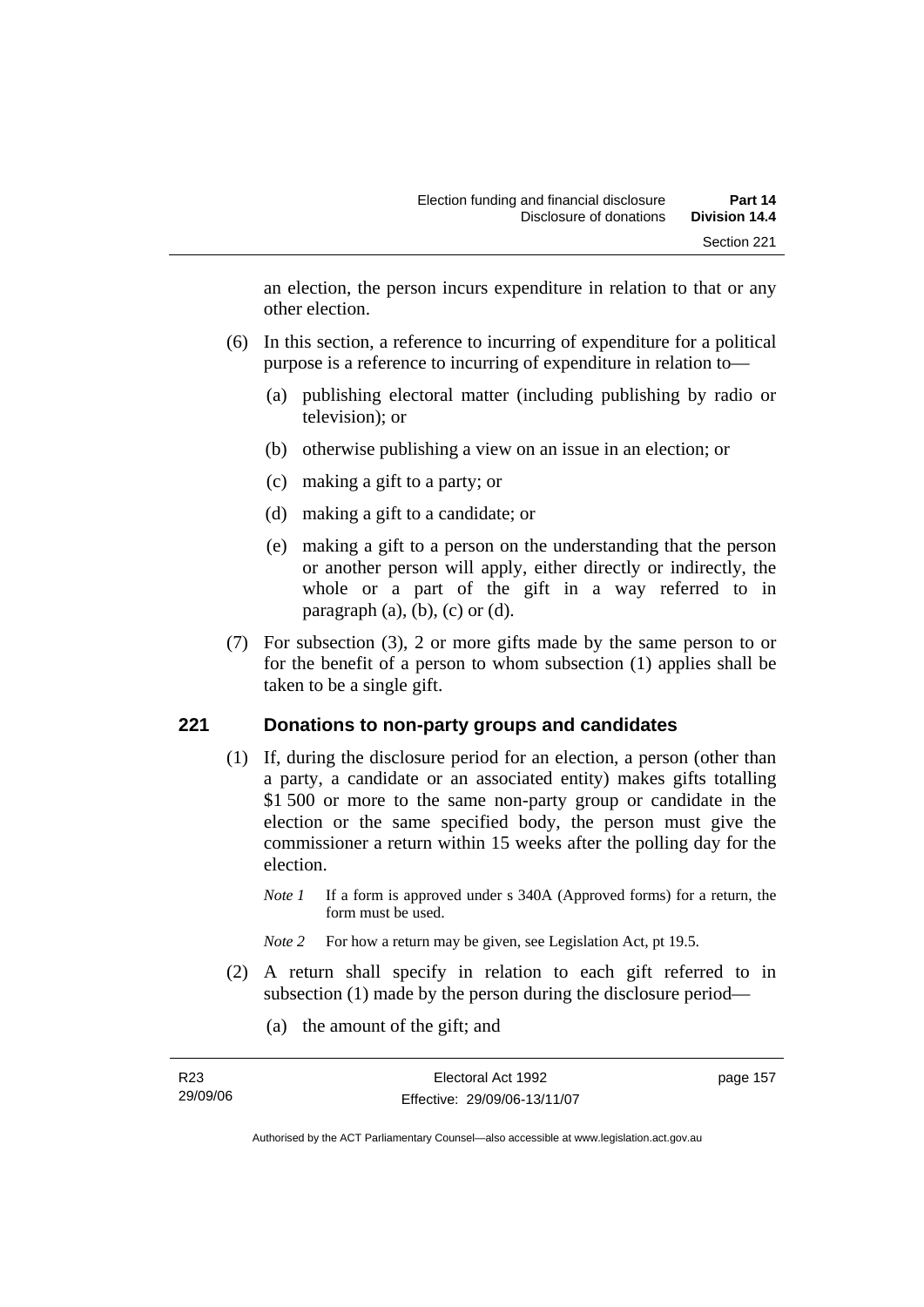an election, the person incurs expenditure in relation to that or any other election.

(6) In this section, a reference to incurring of expenditure for a political purpose is a reference to incurring of expenditure in relation to—

(a) publishing electoral matter (including publishing by radio or television); or

(b) otherwise publishing a view on an issue in an election; or

(c) making a gift to a party; or

(d) making a gift to a candidate; or

(e) making a gift to a person on the understanding that the person or another person will apply, either directly or indirectly, the whole or a part of the gift in a way referred to in paragraph (a), (b), (c) or (d).

(7) For subsection (3), 2 or more gifts made by the same person to or for the benefit of a person to whom subsection (1) applies shall be taken to be a single gift.

## 221 Donations to non-party groups and candidates

(1) If, during the disclosure period for an election, a person (other than a party, a candidate or an associated entity) makes gifts totalling $1 500 or more to the same non-party group or candidate in the election or the same specified body, the person must give the commissioner a return within 15 weeks after the polling day for the election.

*Note 1* If a form is approved under s 340A (Approved forms) for a return, the form must be used.

*Note 2* For how a return may be given, see Legislation Act, pt 19.5.

(2) A return shall specify in relation to each gift referred to in subsection (1) made by the person during the disclosure period—

(a) the amount of the gift; and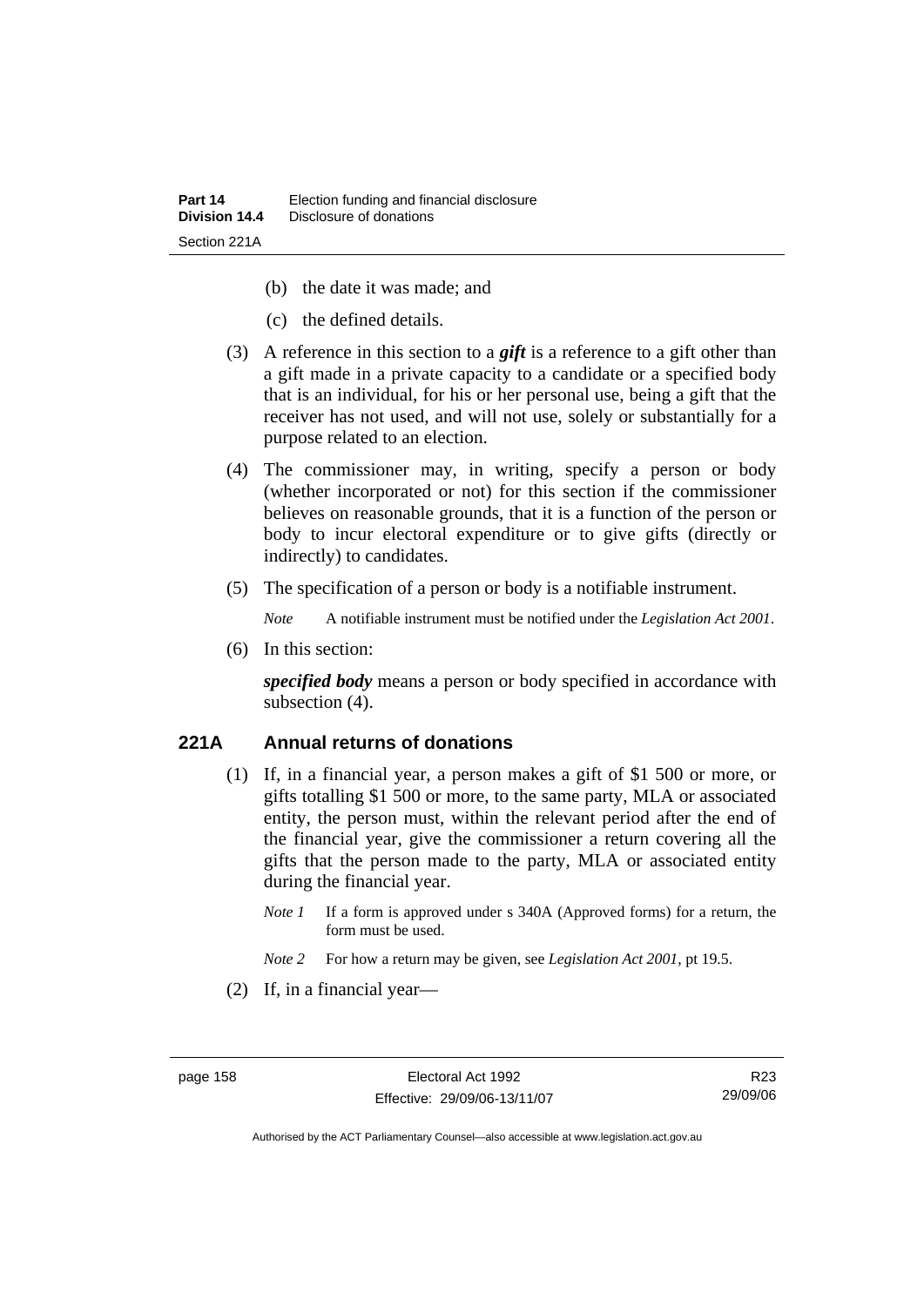(b) the date it was made; and

(c) the defined details.

(3) A reference in this section to a ***gift*** is a reference to a gift other than a gift made in a private capacity to a candidate or a specified body that is an individual, for his or her personal use, being a gift that the receiver has not used, and will not use, solely or substantially for a purpose related to an election.

(4) The commissioner may, in writing, specify a person or body (whether incorporated or not) for this section if the commissioner believes on reasonable grounds, that it is a function of the person or body to incur electoral expenditure or to give gifts (directly or indirectly) to candidates.

(5) The specification of a person or body is a notifiable instrument.

*Note* A notifiable instrument must be notified under the *Legislation Act 2001*.

(6) In this section:

***specified body*** means a person or body specified in accordance with subsection (4).

### 221A Annual returns of donations

(1) If, in a financial year, a person makes a gift of \$1 500 or more, or gifts totalling \$1 500 or more, to the same party, MLA or associated entity, the person must, within the relevant period after the end of the financial year, give the commissioner a return covering all the gifts that the person made to the party, MLA or associated entity during the financial year.

*Note 1* If a form is approved under s 340A (Approved forms) for a return, the form must be used.

*Note 2* For how a return may be given, see *Legislation Act 2001*, pt 19.5.

(2) If, in a financial year—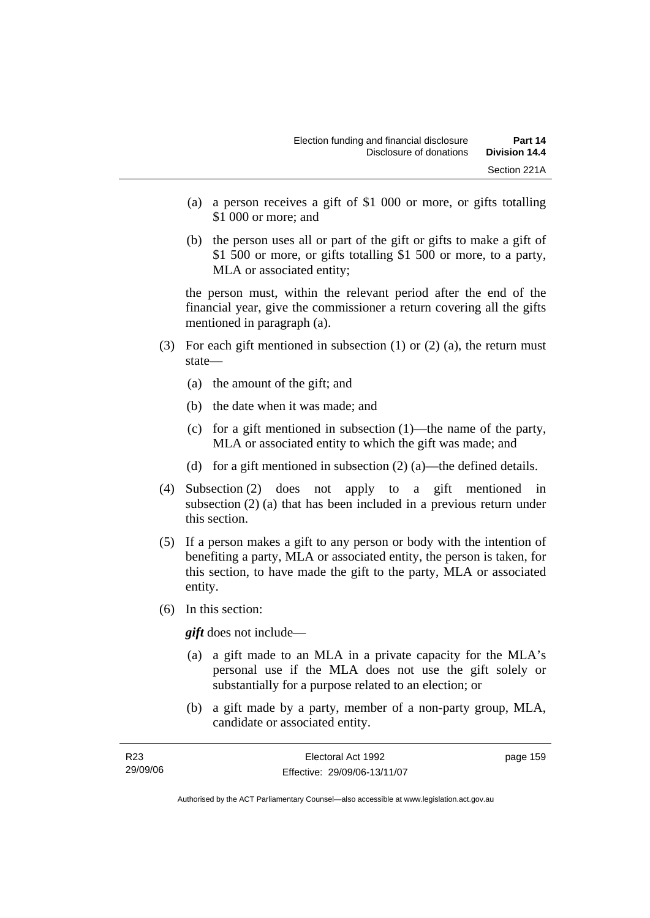(a) a person receives a gift of $1 000 or more, or gifts totalling $1 000 or more; and

(b) the person uses all or part of the gift or gifts to make a gift of $1 500 or more, or gifts totalling $1 500 or more, to a party, MLA or associated entity;

the person must, within the relevant period after the end of the financial year, give the commissioner a return covering all the gifts mentioned in paragraph (a).

(3) For each gift mentioned in subsection (1) or (2) (a), the return must state—

(a) the amount of the gift; and

(b) the date when it was made; and

(c) for a gift mentioned in subsection (1)—the name of the party, MLA or associated entity to which the gift was made; and

(d) for a gift mentioned in subsection (2) (a)—the defined details.

(4) Subsection (2) does not apply to a gift mentioned in subsection (2) (a) that has been included in a previous return under this section.

(5) If a person makes a gift to any person or body with the intention of benefiting a party, MLA or associated entity, the person is taken, for this section, to have made the gift to the party, MLA or associated entity.

(6) In this section:

***gift*** does not include—

(a) a gift made to an MLA in a private capacity for the MLA's personal use if the MLA does not use the gift solely or substantially for a purpose related to an election; or

(b) a gift made by a party, member of a non-party group, MLA, candidate or associated entity.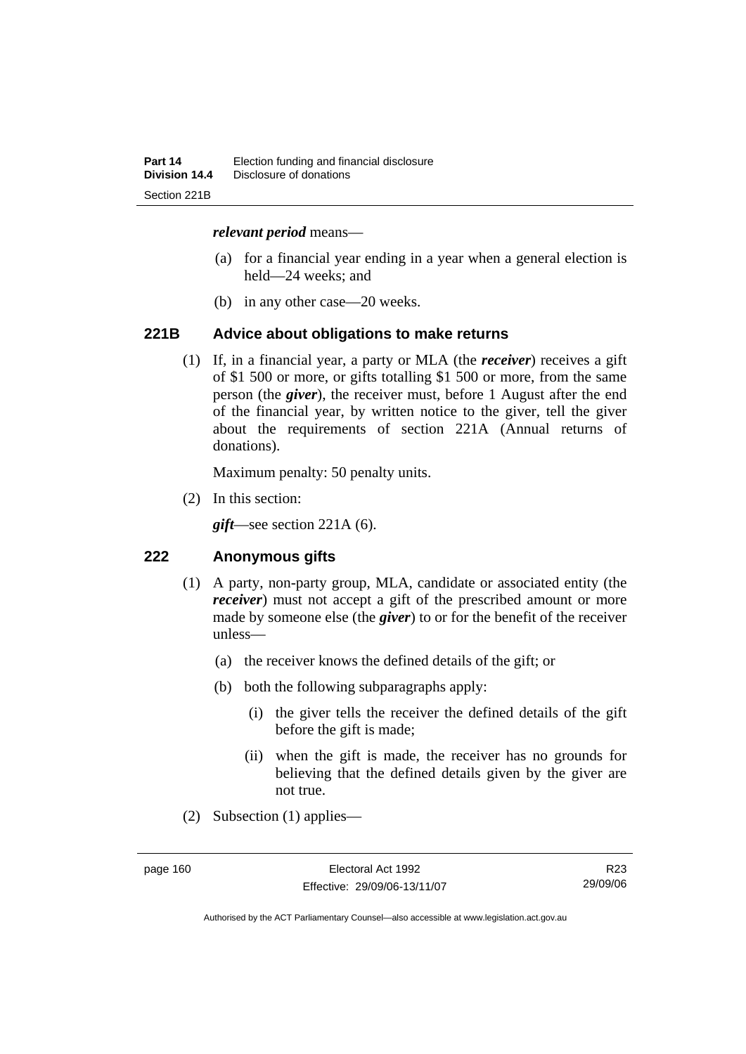***relevant period*** means—

(a) for a financial year ending in a year when a general election is held—24 weeks; and

(b) in any other case—20 weeks.

## 221B Advice about obligations to make returns

(1) If, in a financial year, a party or MLA (the ***receiver***) receives a gift of $1 500 or more, or gifts totalling $1 500 or more, from the same person (the ***giver***), the receiver must, before 1 August after the end of the financial year, by written notice to the giver, tell the giver about the requirements of section 221A (Annual returns of donations).

Maximum penalty: 50 penalty units.

(2) In this section:

***gift***—see section 221A (6).

## 222 Anonymous gifts

(1) A party, non-party group, MLA, candidate or associated entity (the ***receiver***) must not accept a gift of the prescribed amount or more made by someone else (the ***giver***) to or for the benefit of the receiver unless—

(a) the receiver knows the defined details of the gift; or

(b) both the following subparagraphs apply:

(i) the giver tells the receiver the defined details of the gift before the gift is made;

(ii) when the gift is made, the receiver has no grounds for believing that the defined details given by the giver are not true.

(2) Subsection (1) applies—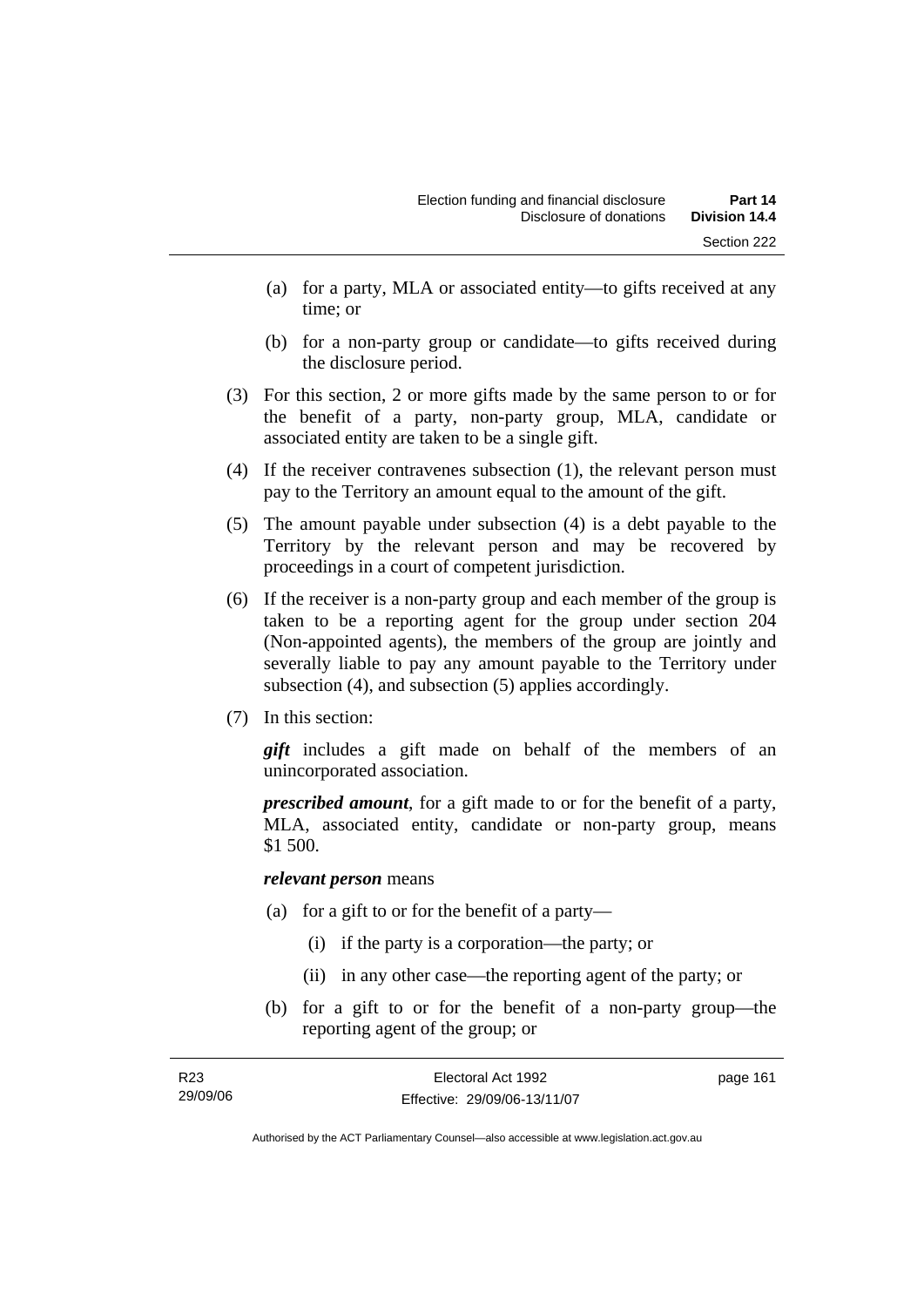(a) for a party, MLA or associated entity—to gifts received at any time; or

(b) for a non-party group or candidate—to gifts received during the disclosure period.

(3) For this section, 2 or more gifts made by the same person to or for the benefit of a party, non-party group, MLA, candidate or associated entity are taken to be a single gift.

(4) If the receiver contravenes subsection (1), the relevant person must pay to the Territory an amount equal to the amount of the gift.

(5) The amount payable under subsection (4) is a debt payable to the Territory by the relevant person and may be recovered by proceedings in a court of competent jurisdiction.

(6) If the receiver is a non-party group and each member of the group is taken to be a reporting agent for the group under section 204 (Non-appointed agents), the members of the group are jointly and severally liable to pay any amount payable to the Territory under subsection (4), and subsection (5) applies accordingly.

(7) In this section:

***gift*** includes a gift made on behalf of the members of an unincorporated association.

***prescribed amount***, for a gift made to or for the benefit of a party, MLA, associated entity, candidate or non-party group, means \$1 500.

***relevant person*** means

(a) for a gift to or for the benefit of a party—

(i) if the party is a corporation—the party; or

(ii) in any other case—the reporting agent of the party; or

(b) for a gift to or for the benefit of a non-party group—the reporting agent of the group; or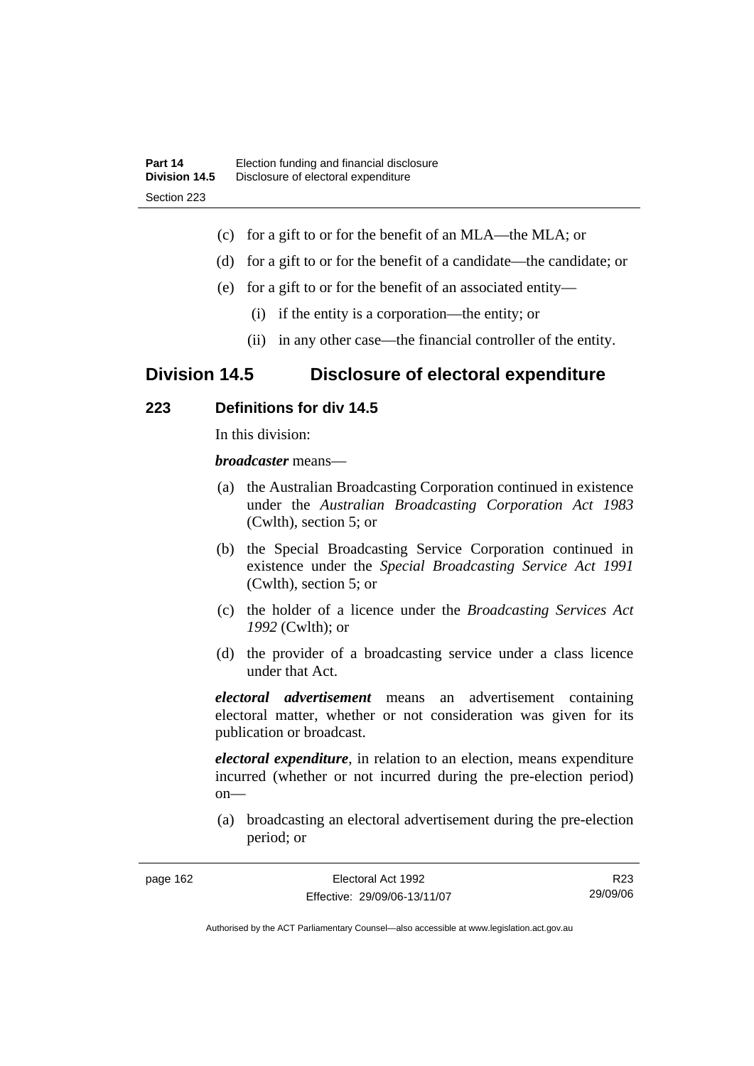(c) for a gift to or for the benefit of an MLA—the MLA; or

(d) for a gift to or for the benefit of a candidate—the candidate; or

(e) for a gift to or for the benefit of an associated entity—

(i) if the entity is a corporation—the entity; or

(ii) in any other case—the financial controller of the entity.

## Division 14.5 Disclosure of electoral expenditure

### 223 Definitions for div 14.5

In this division:

***broadcaster*** means—

(a) the Australian Broadcasting Corporation continued in existence under the *Australian Broadcasting Corporation Act 1983* (Cwlth), section 5; or

(b) the Special Broadcasting Service Corporation continued in existence under the *Special Broadcasting Service Act 1991* (Cwlth), section 5; or

(c) the holder of a licence under the *Broadcasting Services Act 1992* (Cwlth); or

(d) the provider of a broadcasting service under a class licence under that Act.

***electoral advertisement*** means an advertisement containing electoral matter, whether or not consideration was given for its publication or broadcast.

***electoral expenditure***, in relation to an election, means expenditure incurred (whether or not incurred during the pre-election period) on—

(a) broadcasting an electoral advertisement during the pre-election period; or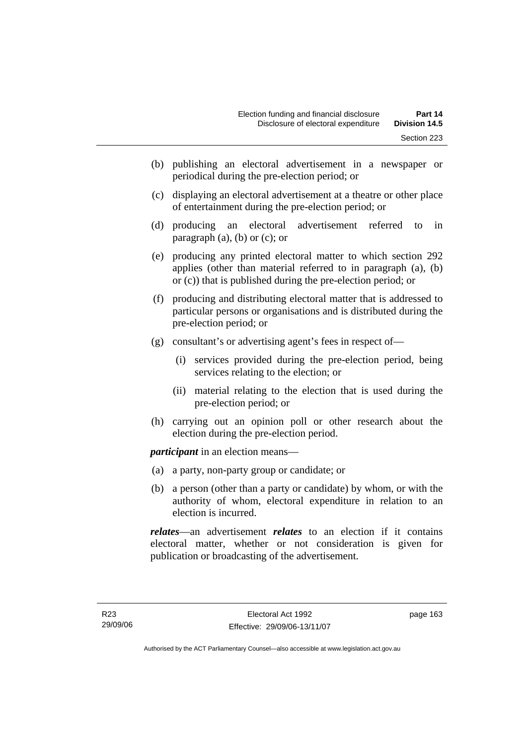(b) publishing an electoral advertisement in a newspaper or periodical during the pre-election period; or

(c) displaying an electoral advertisement at a theatre or other place of entertainment during the pre-election period; or

(d) producing an electoral advertisement referred to in paragraph (a), (b) or (c); or

(e) producing any printed electoral matter to which section 292 applies (other than material referred to in paragraph (a), (b) or (c)) that is published during the pre-election period; or

(f) producing and distributing electoral matter that is addressed to particular persons or organisations and is distributed during the pre-election period; or

(g) consultant's or advertising agent's fees in respect of—

  (i) services provided during the pre-election period, being services relating to the election; or

  (ii) material relating to the election that is used during the pre-election period; or

(h) carrying out an opinion poll or other research about the election during the pre-election period.

***participant*** in an election means—

(a) a party, non-party group or candidate; or

(b) a person (other than a party or candidate) by whom, or with the authority of whom, electoral expenditure in relation to an election is incurred.

***relates***—an advertisement ***relates*** to an election if it contains electoral matter, whether or not consideration is given for publication or broadcasting of the advertisement.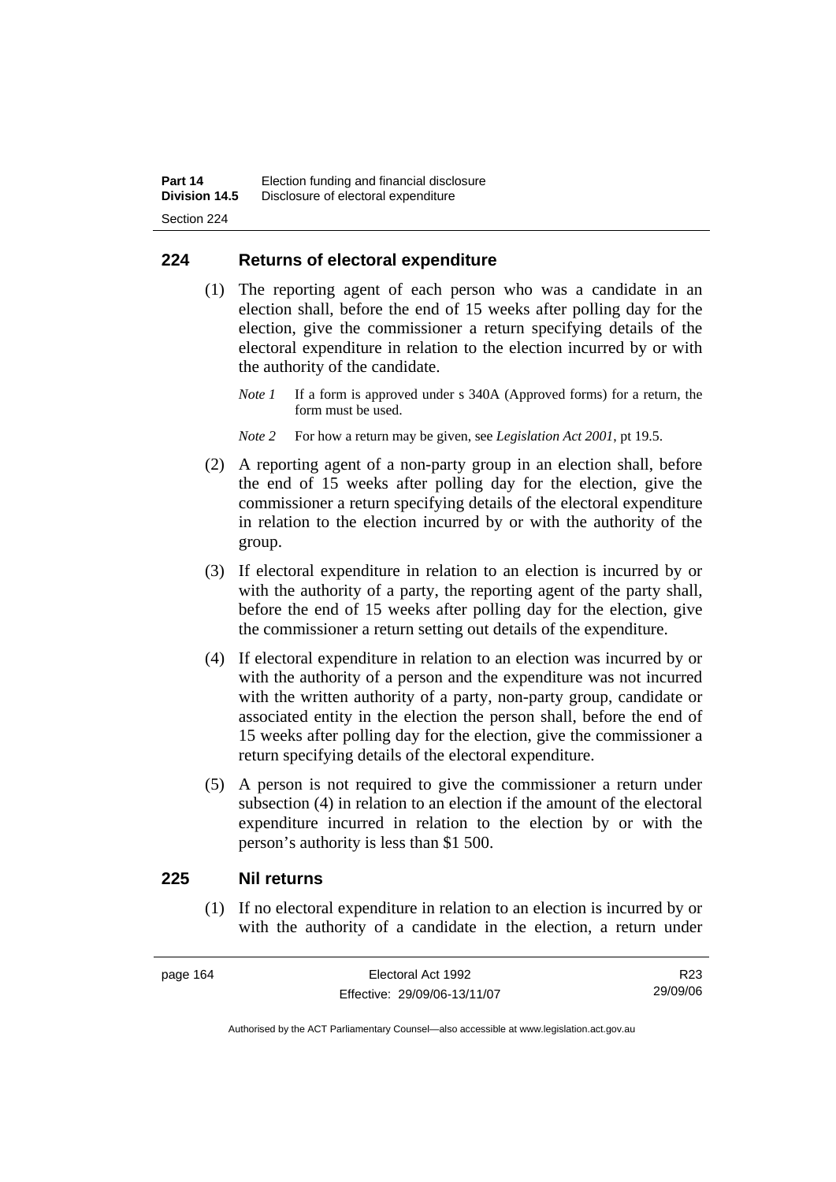## 224 Returns of electoral expenditure

(1) The reporting agent of each person who was a candidate in an election shall, before the end of 15 weeks after polling day for the election, give the commissioner a return specifying details of the electoral expenditure in relation to the election incurred by or with the authority of the candidate.

*Note 1* If a form is approved under s 340A (Approved forms) for a return, the form must be used.

*Note 2* For how a return may be given, see *Legislation Act 2001*, pt 19.5.

(2) A reporting agent of a non-party group in an election shall, before the end of 15 weeks after polling day for the election, give the commissioner a return specifying details of the electoral expenditure in relation to the election incurred by or with the authority of the group.

(3) If electoral expenditure in relation to an election is incurred by or with the authority of a party, the reporting agent of the party shall, before the end of 15 weeks after polling day for the election, give the commissioner a return setting out details of the expenditure.

(4) If electoral expenditure in relation to an election was incurred by or with the authority of a person and the expenditure was not incurred with the written authority of a party, non-party group, candidate or associated entity in the election the person shall, before the end of 15 weeks after polling day for the election, give the commissioner a return specifying details of the electoral expenditure.

(5) A person is not required to give the commissioner a return under subsection (4) in relation to an election if the amount of the electoral expenditure incurred in relation to the election by or with the person's authority is less than $1 500.

## 225 Nil returns

(1) If no electoral expenditure in relation to an election is incurred by or with the authority of a candidate in the election, a return under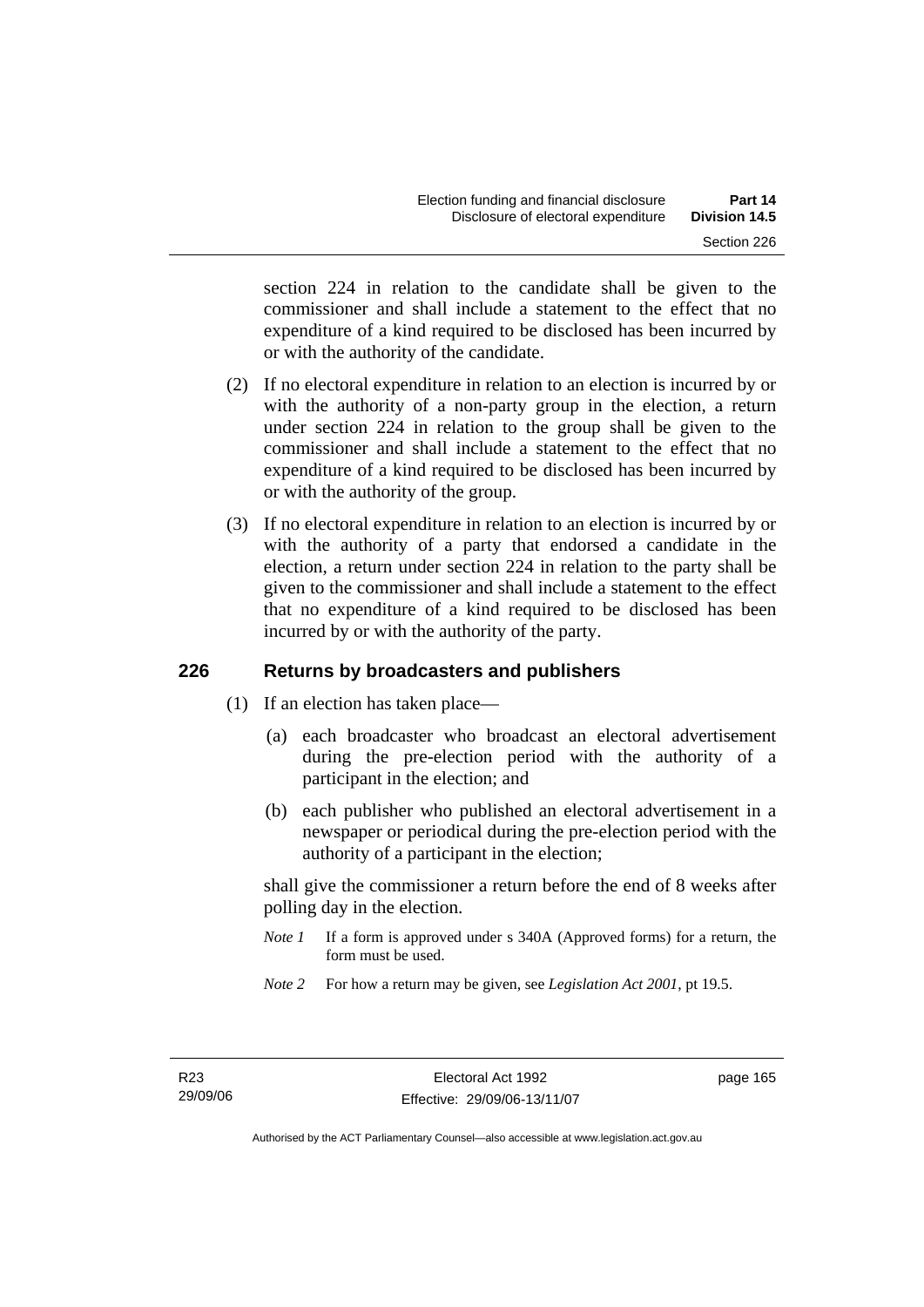section 224 in relation to the candidate shall be given to the commissioner and shall include a statement to the effect that no expenditure of a kind required to be disclosed has been incurred by or with the authority of the candidate.

(2) If no electoral expenditure in relation to an election is incurred by or with the authority of a non-party group in the election, a return under section 224 in relation to the group shall be given to the commissioner and shall include a statement to the effect that no expenditure of a kind required to be disclosed has been incurred by or with the authority of the group.

(3) If no electoral expenditure in relation to an election is incurred by or with the authority of a party that endorsed a candidate in the election, a return under section 224 in relation to the party shall be given to the commissioner and shall include a statement to the effect that no expenditure of a kind required to be disclosed has been incurred by or with the authority of the party.

## 226 Returns by broadcasters and publishers

(1) If an election has taken place—

(a) each broadcaster who broadcast an electoral advertisement during the pre-election period with the authority of a participant in the election; and

(b) each publisher who published an electoral advertisement in a newspaper or periodical during the pre-election period with the authority of a participant in the election;

shall give the commissioner a return before the end of 8 weeks after polling day in the election.

*Note 1* If a form is approved under s 340A (Approved forms) for a return, the form must be used.

*Note 2* For how a return may be given, see *Legislation Act 2001*, pt 19.5.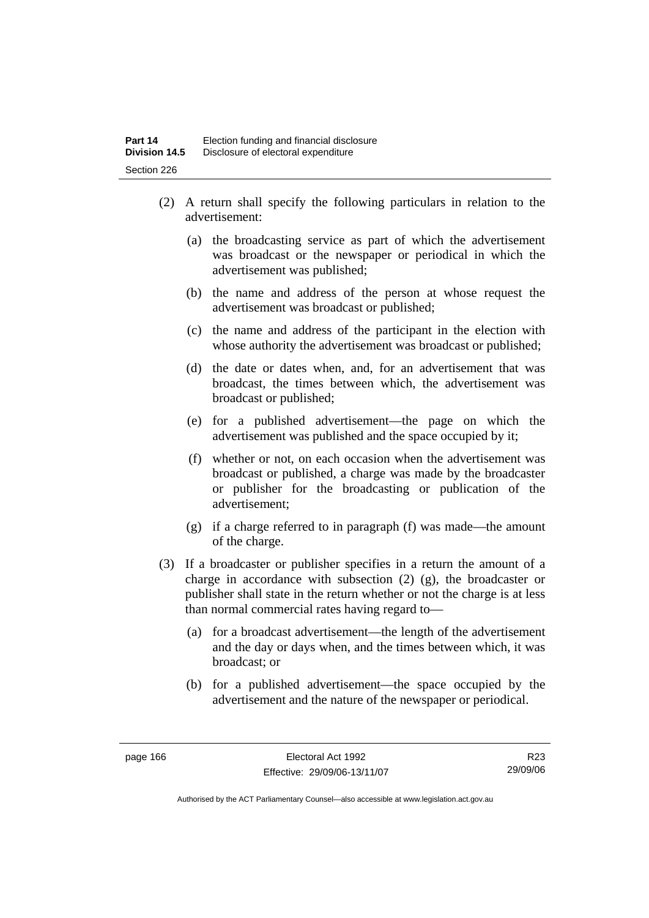(2) A return shall specify the following particulars in relation to the advertisement:

(a) the broadcasting service as part of which the advertisement was broadcast or the newspaper or periodical in which the advertisement was published;

(b) the name and address of the person at whose request the advertisement was broadcast or published;

(c) the name and address of the participant in the election with whose authority the advertisement was broadcast or published;

(d) the date or dates when, and, for an advertisement that was broadcast, the times between which, the advertisement was broadcast or published;

(e) for a published advertisement—the page on which the advertisement was published and the space occupied by it;

(f) whether or not, on each occasion when the advertisement was broadcast or published, a charge was made by the broadcaster or publisher for the broadcasting or publication of the advertisement;

(g) if a charge referred to in paragraph (f) was made—the amount of the charge.

(3) If a broadcaster or publisher specifies in a return the amount of a charge in accordance with subsection (2) (g), the broadcaster or publisher shall state in the return whether or not the charge is at less than normal commercial rates having regard to—

(a) for a broadcast advertisement—the length of the advertisement and the day or days when, and the times between which, it was broadcast; or

(b) for a published advertisement—the space occupied by the advertisement and the nature of the newspaper or periodical.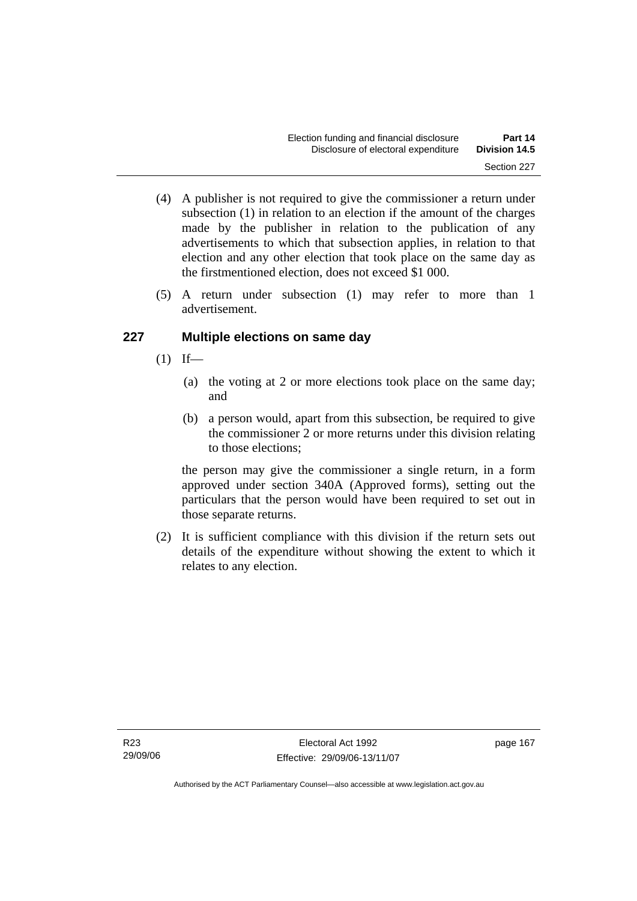(4) A publisher is not required to give the commissioner a return under subsection (1) in relation to an election if the amount of the charges made by the publisher in relation to the publication of any advertisements to which that subsection applies, in relation to that election and any other election that took place on the same day as the firstmentioned election, does not exceed $1 000.

(5) A return under subsection (1) may refer to more than 1 advertisement.

## 227 Multiple elections on same day

(1) If—

(a) the voting at 2 or more elections took place on the same day; and

(b) a person would, apart from this subsection, be required to give the commissioner 2 or more returns under this division relating to those elections;

the person may give the commissioner a single return, in a form approved under section 340A (Approved forms), setting out the particulars that the person would have been required to set out in those separate returns.

(2) It is sufficient compliance with this division if the return sets out details of the expenditure without showing the extent to which it relates to any election.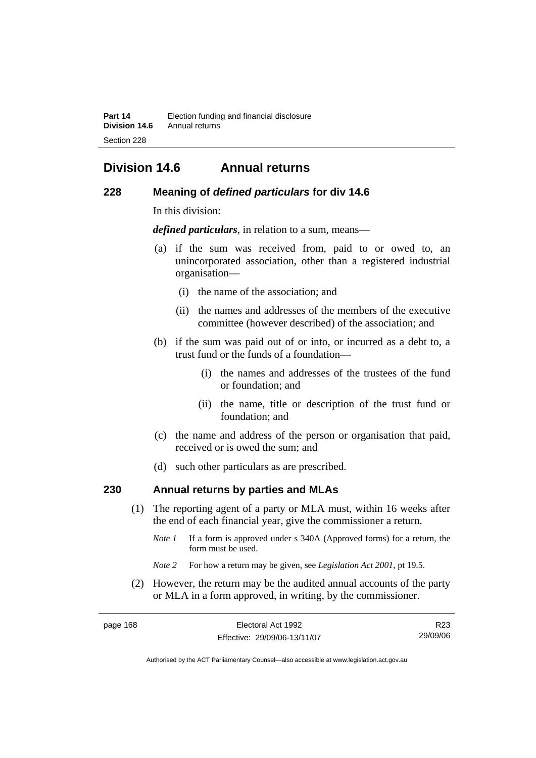# Division 14.6 Annual returns

## 228 Meaning of *defined particulars* for div 14.6

In this division:

***defined particulars***, in relation to a sum, means—

(a) if the sum was received from, paid to or owed to, an unincorporated association, other than a registered industrial organisation—

  (i) the name of the association; and

  (ii) the names and addresses of the members of the executive committee (however described) of the association; and

(b) if the sum was paid out of or into, or incurred as a debt to, a trust fund or the funds of a foundation—

  (i) the names and addresses of the trustees of the fund or foundation; and

  (ii) the name, title or description of the trust fund or foundation; and

(c) the name and address of the person or organisation that paid, received or is owed the sum; and

(d) such other particulars as are prescribed.

## 230 Annual returns by parties and MLAs

(1) The reporting agent of a party or MLA must, within 16 weeks after the end of each financial year, give the commissioner a return.

*Note 1* If a form is approved under s 340A (Approved forms) for a return, the form must be used.

*Note 2* For how a return may be given, see *Legislation Act 2001*, pt 19.5.

(2) However, the return may be the audited annual accounts of the party or MLA in a form approved, in writing, by the commissioner.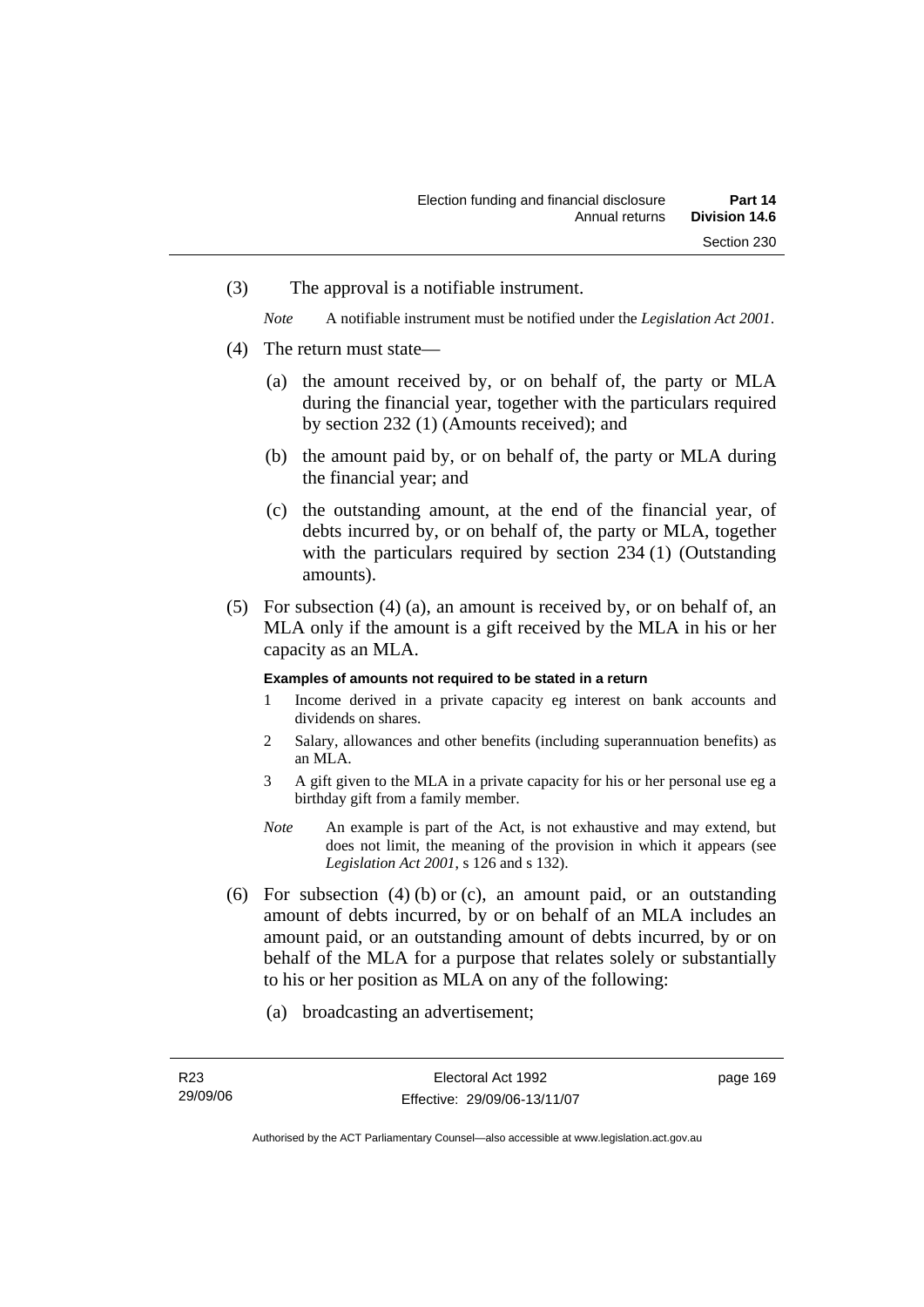(3) The approval is a notifiable instrument.

*Note* A notifiable instrument must be notified under the *Legislation Act 2001*.

(4) The return must state—

(a) the amount received by, or on behalf of, the party or MLA during the financial year, together with the particulars required by section 232 (1) (Amounts received); and

(b) the amount paid by, or on behalf of, the party or MLA during the financial year; and

(c) the outstanding amount, at the end of the financial year, of debts incurred by, or on behalf of, the party or MLA, together with the particulars required by section 234 (1) (Outstanding amounts).

(5) For subsection (4) (a), an amount is received by, or on behalf of, an MLA only if the amount is a gift received by the MLA in his or her capacity as an MLA.

**Examples of amounts not required to be stated in a return**

1 Income derived in a private capacity eg interest on bank accounts and dividends on shares.

2 Salary, allowances and other benefits (including superannuation benefits) as an MLA.

3 A gift given to the MLA in a private capacity for his or her personal use eg a birthday gift from a family member.

*Note* An example is part of the Act, is not exhaustive and may extend, but does not limit, the meaning of the provision in which it appears (see *Legislation Act 2001*, s 126 and s 132).

(6) For subsection (4) (b) or (c), an amount paid, or an outstanding amount of debts incurred, by or on behalf of an MLA includes an amount paid, or an outstanding amount of debts incurred, by or on behalf of the MLA for a purpose that relates solely or substantially to his or her position as MLA on any of the following:

(a) broadcasting an advertisement;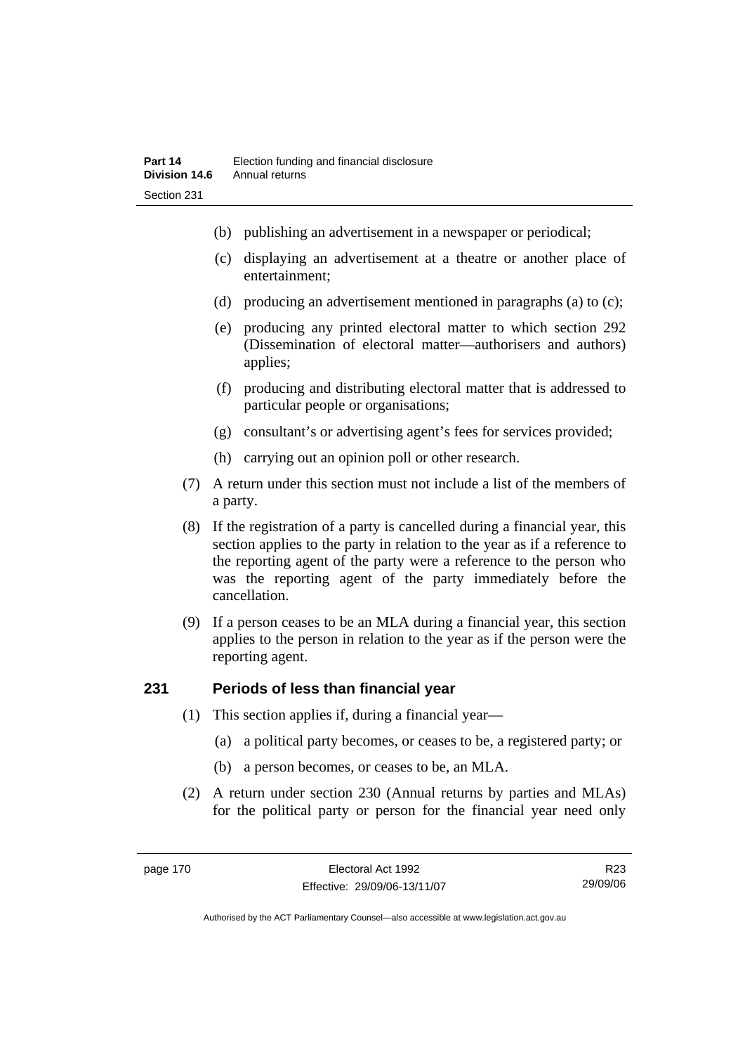(b) publishing an advertisement in a newspaper or periodical;

(c) displaying an advertisement at a theatre or another place of entertainment;

(d) producing an advertisement mentioned in paragraphs (a) to (c);

(e) producing any printed electoral matter to which section 292 (Dissemination of electoral matter—authorisers and authors) applies;

(f) producing and distributing electoral matter that is addressed to particular people or organisations;

(g) consultant's or advertising agent's fees for services provided;

(h) carrying out an opinion poll or other research.

(7) A return under this section must not include a list of the members of a party.

(8) If the registration of a party is cancelled during a financial year, this section applies to the party in relation to the year as if a reference to the reporting agent of the party were a reference to the person who was the reporting agent of the party immediately before the cancellation.

(9) If a person ceases to be an MLA during a financial year, this section applies to the person in relation to the year as if the person were the reporting agent.

## 231 Periods of less than financial year

(1) This section applies if, during a financial year—

(a) a political party becomes, or ceases to be, a registered party; or

(b) a person becomes, or ceases to be, an MLA.

(2) A return under section 230 (Annual returns by parties and MLAs) for the political party or person for the financial year need only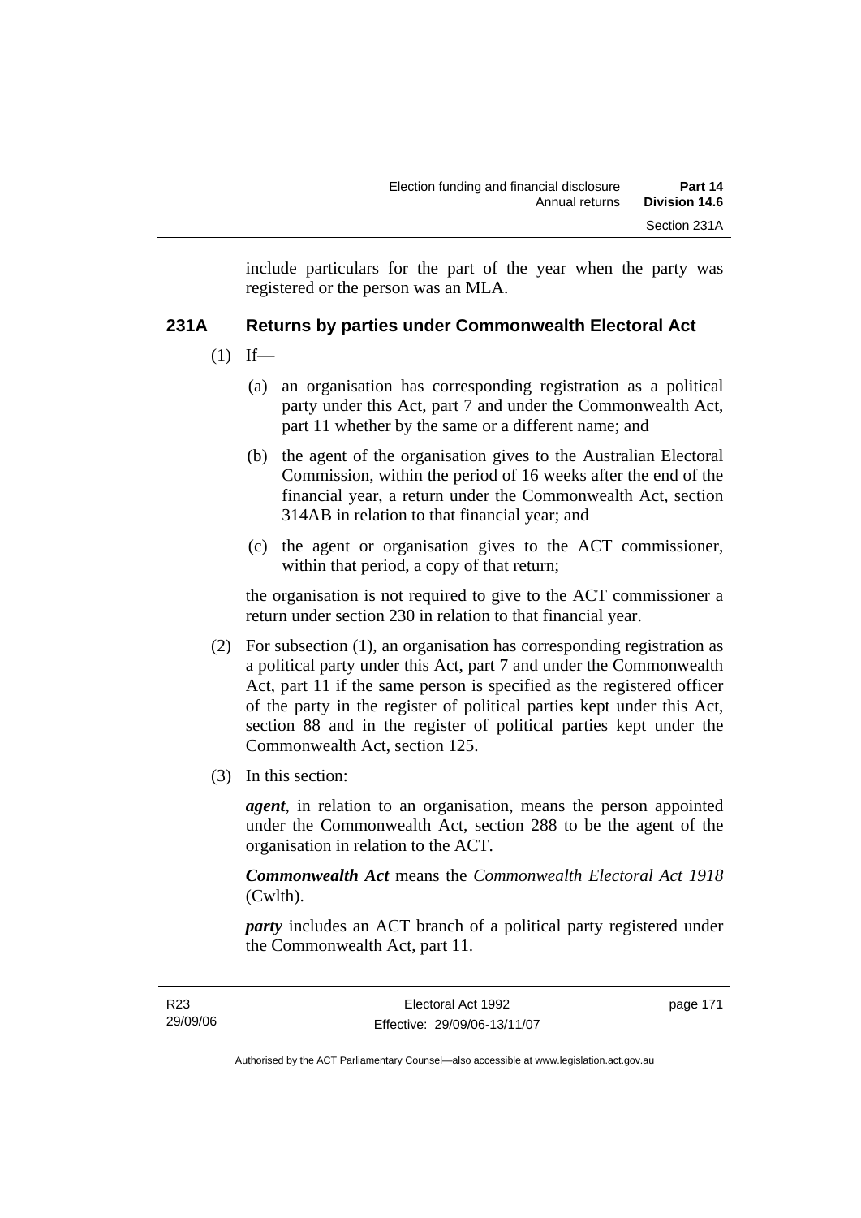include particulars for the part of the year when the party was registered or the person was an MLA.

### 231A Returns by parties under Commonwealth Electoral Act

(1) If—

(a) an organisation has corresponding registration as a political party under this Act, part 7 and under the Commonwealth Act, part 11 whether by the same or a different name; and

(b) the agent of the organisation gives to the Australian Electoral Commission, within the period of 16 weeks after the end of the financial year, a return under the Commonwealth Act, section 314AB in relation to that financial year; and

(c) the agent or organisation gives to the ACT commissioner, within that period, a copy of that return;

the organisation is not required to give to the ACT commissioner a return under section 230 in relation to that financial year.

(2) For subsection (1), an organisation has corresponding registration as a political party under this Act, part 7 and under the Commonwealth Act, part 11 if the same person is specified as the registered officer of the party in the register of political parties kept under this Act, section 88 and in the register of political parties kept under the Commonwealth Act, section 125.

(3) In this section:

***agent***, in relation to an organisation, means the person appointed under the Commonwealth Act, section 288 to be the agent of the organisation in relation to the ACT.

***Commonwealth Act*** means the *Commonwealth Electoral Act 1918* (Cwlth).

***party*** includes an ACT branch of a political party registered under the Commonwealth Act, part 11.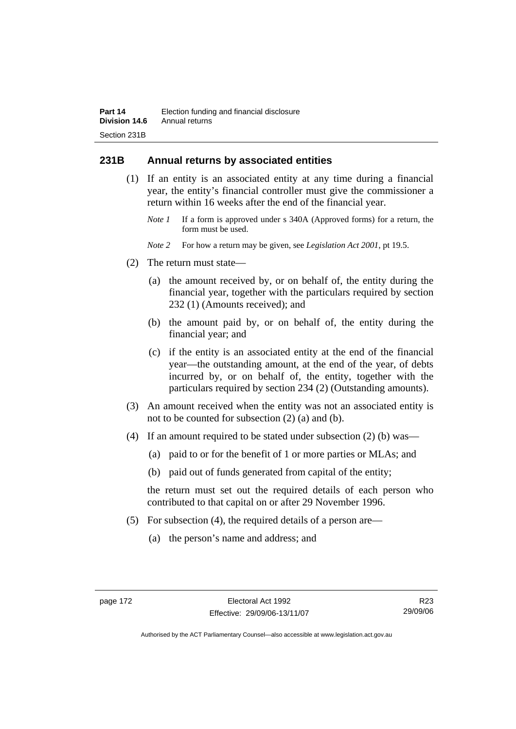## 231B Annual returns by associated entities

(1) If an entity is an associated entity at any time during a financial year, the entity's financial controller must give the commissioner a return within 16 weeks after the end of the financial year.

*Note 1* If a form is approved under s 340A (Approved forms) for a return, the form must be used.

*Note 2* For how a return may be given, see *Legislation Act 2001*, pt 19.5.

(2) The return must state—

(a) the amount received by, or on behalf of, the entity during the financial year, together with the particulars required by section 232 (1) (Amounts received); and

(b) the amount paid by, or on behalf of, the entity during the financial year; and

(c) if the entity is an associated entity at the end of the financial year—the outstanding amount, at the end of the year, of debts incurred by, or on behalf of, the entity, together with the particulars required by section 234 (2) (Outstanding amounts).

(3) An amount received when the entity was not an associated entity is not to be counted for subsection (2) (a) and (b).

(4) If an amount required to be stated under subsection (2) (b) was—

(a) paid to or for the benefit of 1 or more parties or MLAs; and

(b) paid out of funds generated from capital of the entity;

the return must set out the required details of each person who contributed to that capital on or after 29 November 1996.

(5) For subsection (4), the required details of a person are—

(a) the person's name and address; and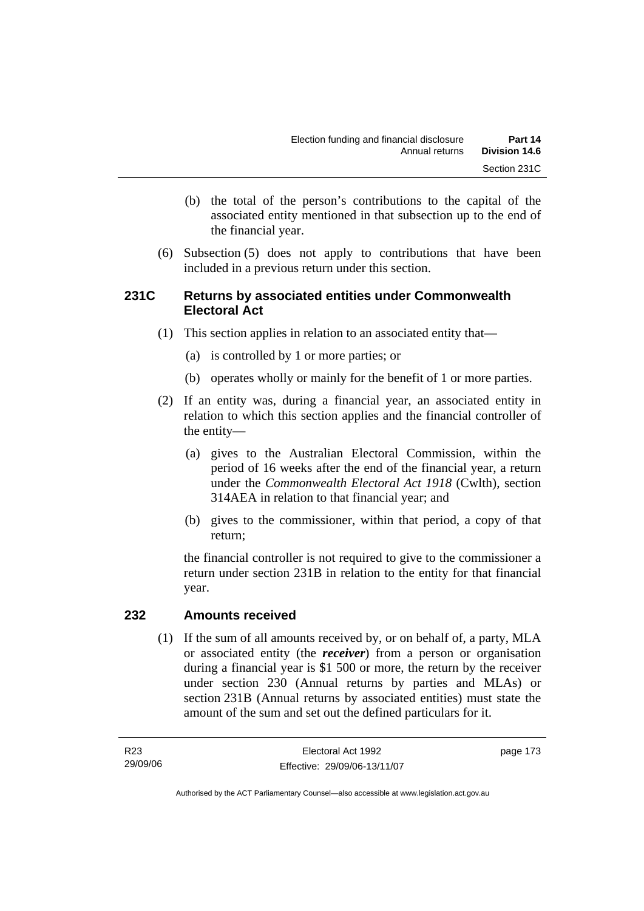(b) the total of the person's contributions to the capital of the associated entity mentioned in that subsection up to the end of the financial year.

(6) Subsection (5) does not apply to contributions that have been included in a previous return under this section.

### 231C Returns by associated entities under Commonwealth Electoral Act

(1) This section applies in relation to an associated entity that—

(a) is controlled by 1 or more parties; or

(b) operates wholly or mainly for the benefit of 1 or more parties.

(2) If an entity was, during a financial year, an associated entity in relation to which this section applies and the financial controller of the entity—

(a) gives to the Australian Electoral Commission, within the period of 16 weeks after the end of the financial year, a return under the *Commonwealth Electoral Act 1918* (Cwlth), section 314AEA in relation to that financial year; and

(b) gives to the commissioner, within that period, a copy of that return;

the financial controller is not required to give to the commissioner a return under section 231B in relation to the entity for that financial year.

### 232 Amounts received

(1) If the sum of all amounts received by, or on behalf of, a party, MLA or associated entity (the ***receiver***) from a person or organisation during a financial year is $1 500 or more, the return by the receiver under section 230 (Annual returns by parties and MLAs) or section 231B (Annual returns by associated entities) must state the amount of the sum and set out the defined particulars for it.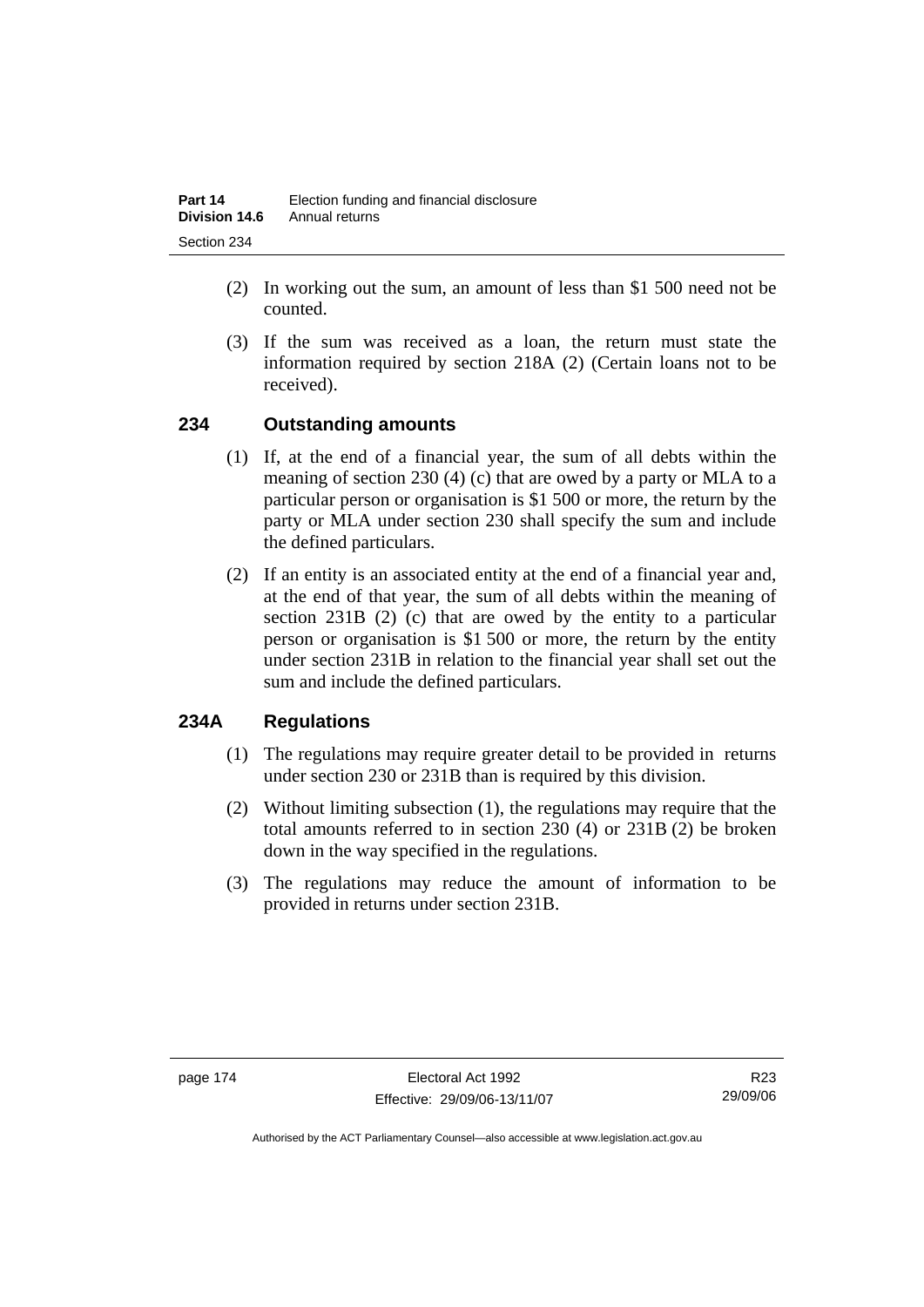(2) In working out the sum, an amount of less than $1 500 need not be counted.

(3) If the sum was received as a loan, the return must state the information required by section 218A (2) (Certain loans not to be received).

## 234 Outstanding amounts

(1) If, at the end of a financial year, the sum of all debts within the meaning of section 230 (4) (c) that are owed by a party or MLA to a particular person or organisation is $1 500 or more, the return by the party or MLA under section 230 shall specify the sum and include the defined particulars.

(2) If an entity is an associated entity at the end of a financial year and, at the end of that year, the sum of all debts within the meaning of section 231B (2) (c) that are owed by the entity to a particular person or organisation is $1 500 or more, the return by the entity under section 231B in relation to the financial year shall set out the sum and include the defined particulars.

## 234A Regulations

(1) The regulations may require greater detail to be provided in returns under section 230 or 231B than is required by this division.

(2) Without limiting subsection (1), the regulations may require that the total amounts referred to in section 230 (4) or 231B (2) be broken down in the way specified in the regulations.

(3) The regulations may reduce the amount of information to be provided in returns under section 231B.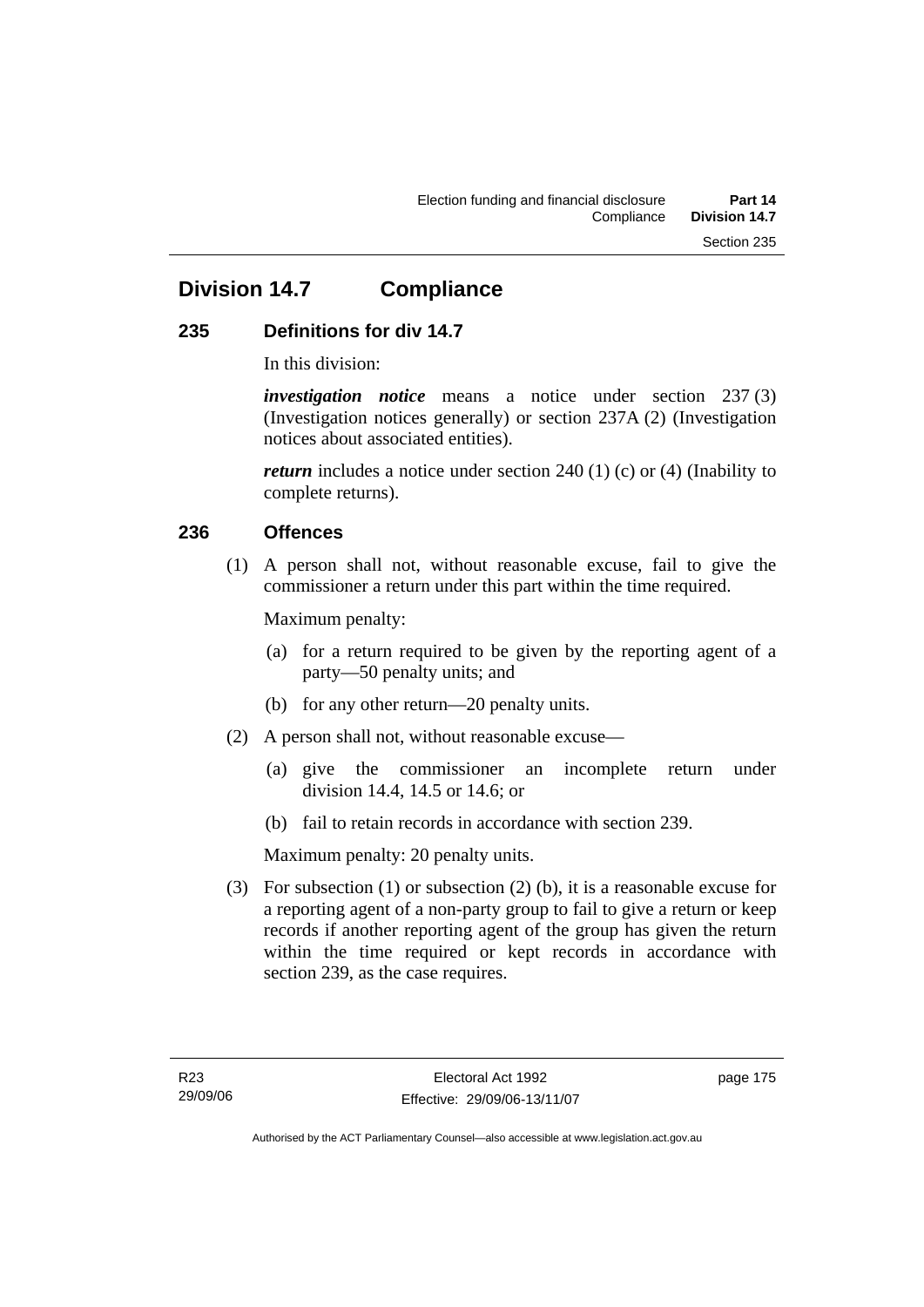# Division 14.7 Compliance

## 235 Definitions for div 14.7

In this division:

***investigation notice*** means a notice under section 237 (3) (Investigation notices generally) or section 237A (2) (Investigation notices about associated entities).

***return*** includes a notice under section 240 (1) (c) or (4) (Inability to complete returns).

## 236 Offences

(1) A person shall not, without reasonable excuse, fail to give the commissioner a return under this part within the time required.

Maximum penalty:

(a) for a return required to be given by the reporting agent of a party—50 penalty units; and

(b) for any other return—20 penalty units.

(2) A person shall not, without reasonable excuse—

(a) give the commissioner an incomplete return under division 14.4, 14.5 or 14.6; or

(b) fail to retain records in accordance with section 239.

Maximum penalty: 20 penalty units.

(3) For subsection (1) or subsection (2) (b), it is a reasonable excuse for a reporting agent of a non-party group to fail to give a return or keep records if another reporting agent of the group has given the return within the time required or kept records in accordance with section 239, as the case requires.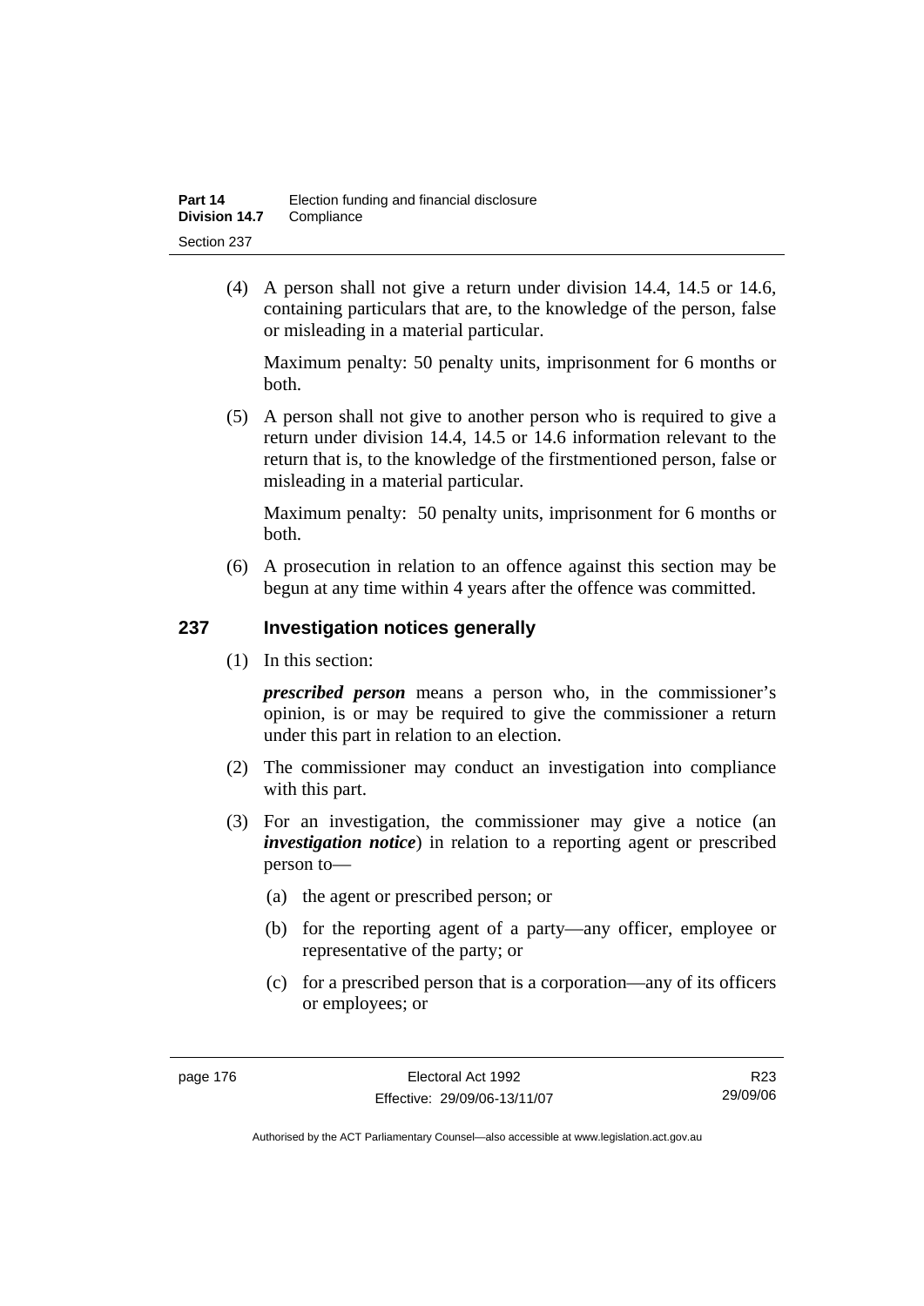(4) A person shall not give a return under division 14.4, 14.5 or 14.6, containing particulars that are, to the knowledge of the person, false or misleading in a material particular.

Maximum penalty: 50 penalty units, imprisonment for 6 months or both.

(5) A person shall not give to another person who is required to give a return under division 14.4, 14.5 or 14.6 information relevant to the return that is, to the knowledge of the firstmentioned person, false or misleading in a material particular.

Maximum penalty: 50 penalty units, imprisonment for 6 months or both.

(6) A prosecution in relation to an offence against this section may be begun at any time within 4 years after the offence was committed.

## 237 Investigation notices generally

(1) In this section:

***prescribed person*** means a person who, in the commissioner's opinion, is or may be required to give the commissioner a return under this part in relation to an election.

(2) The commissioner may conduct an investigation into compliance with this part.

(3) For an investigation, the commissioner may give a notice (an ***investigation notice***) in relation to a reporting agent or prescribed person to—

(a) the agent or prescribed person; or

(b) for the reporting agent of a party—any officer, employee or representative of the party; or

(c) for a prescribed person that is a corporation—any of its officers or employees; or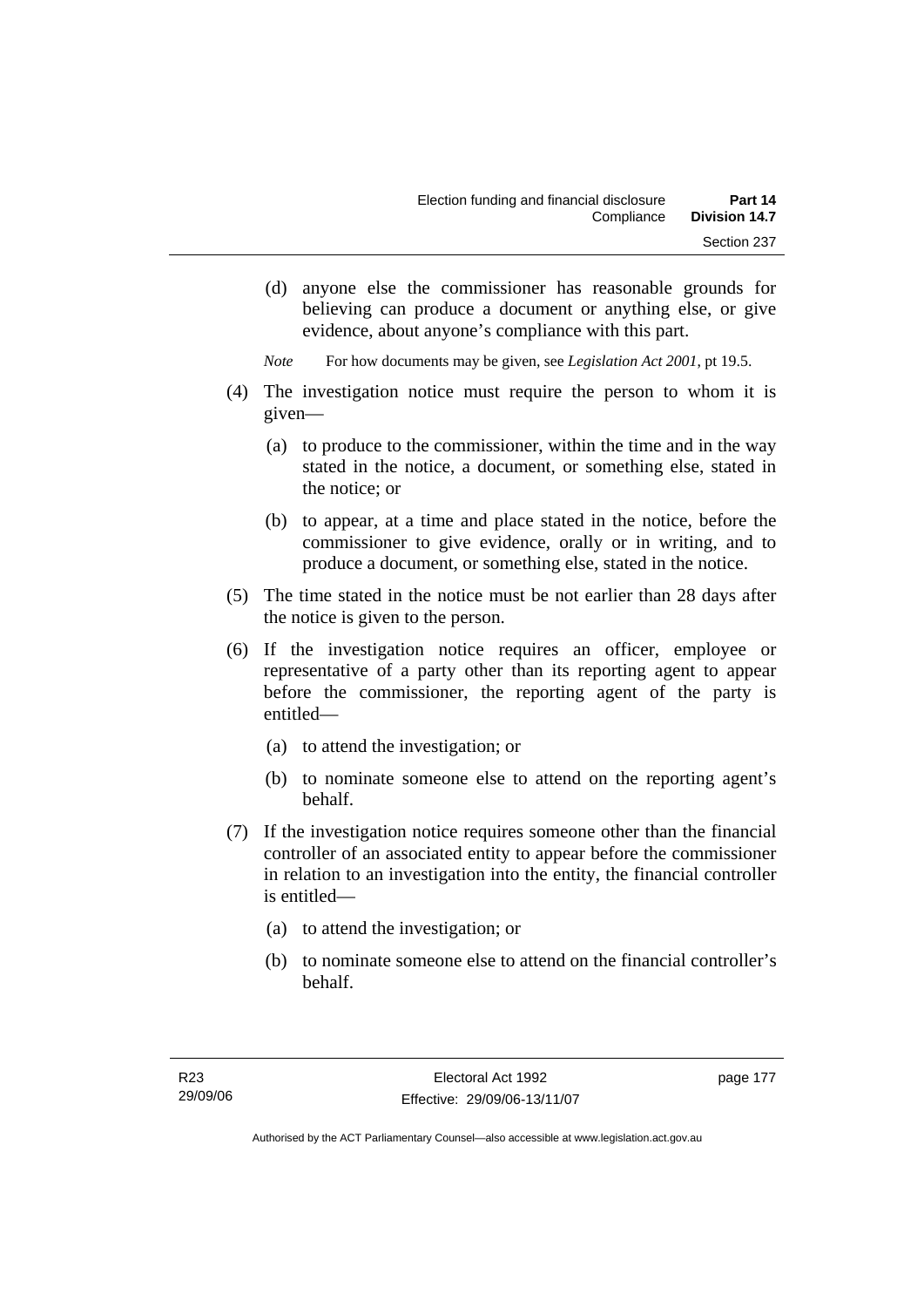(d) anyone else the commissioner has reasonable grounds for believing can produce a document or anything else, or give evidence, about anyone's compliance with this part.

*Note* For how documents may be given, see *Legislation Act 2001*, pt 19.5.

(4) The investigation notice must require the person to whom it is given—

(a) to produce to the commissioner, within the time and in the way stated in the notice, a document, or something else, stated in the notice; or

(b) to appear, at a time and place stated in the notice, before the commissioner to give evidence, orally or in writing, and to produce a document, or something else, stated in the notice.

(5) The time stated in the notice must be not earlier than 28 days after the notice is given to the person.

(6) If the investigation notice requires an officer, employee or representative of a party other than its reporting agent to appear before the commissioner, the reporting agent of the party is entitled—

(a) to attend the investigation; or

(b) to nominate someone else to attend on the reporting agent's behalf.

(7) If the investigation notice requires someone other than the financial controller of an associated entity to appear before the commissioner in relation to an investigation into the entity, the financial controller is entitled—

(a) to attend the investigation; or

(b) to nominate someone else to attend on the financial controller's behalf.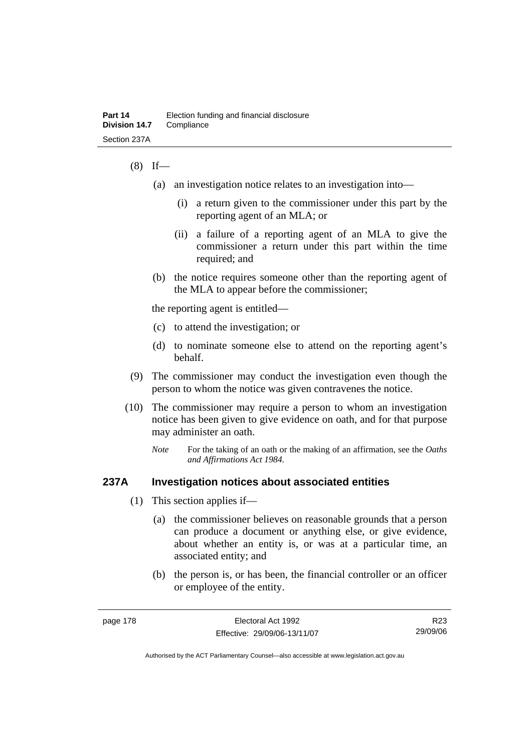(8) If—

(a) an investigation notice relates to an investigation into—

(i) a return given to the commissioner under this part by the reporting agent of an MLA; or

(ii) a failure of a reporting agent of an MLA to give the commissioner a return under this part within the time required; and

(b) the notice requires someone other than the reporting agent of the MLA to appear before the commissioner;

the reporting agent is entitled—

(c) to attend the investigation; or

(d) to nominate someone else to attend on the reporting agent's behalf.

(9) The commissioner may conduct the investigation even though the person to whom the notice was given contravenes the notice.

(10) The commissioner may require a person to whom an investigation notice has been given to give evidence on oath, and for that purpose may administer an oath.

*Note* For the taking of an oath or the making of an affirmation, see the *Oaths and Affirmations Act 1984.*

## 237A Investigation notices about associated entities

(1) This section applies if—

(a) the commissioner believes on reasonable grounds that a person can produce a document or anything else, or give evidence, about whether an entity is, or was at a particular time, an associated entity; and

(b) the person is, or has been, the financial controller or an officer or employee of the entity.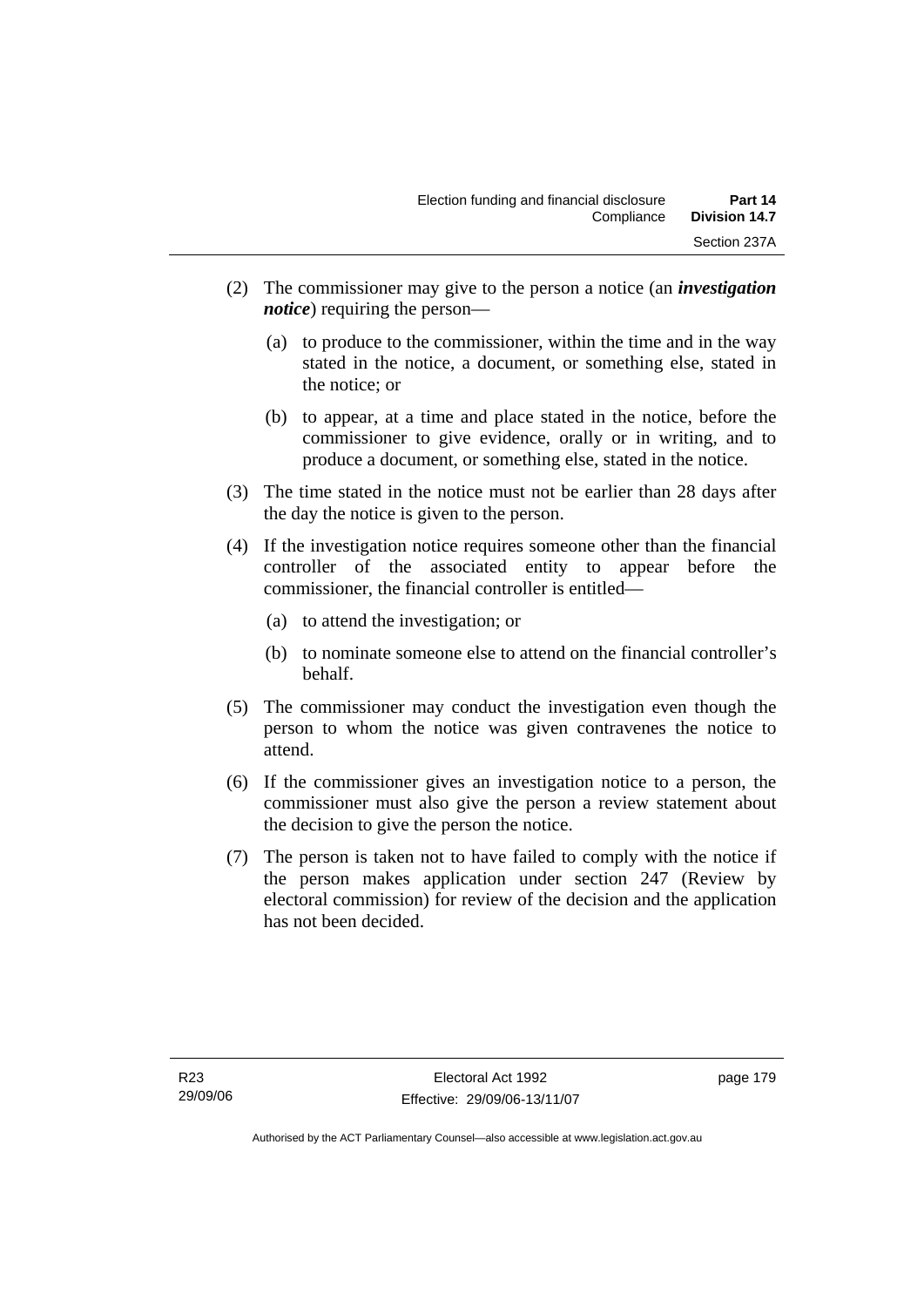(2) The commissioner may give to the person a notice (an ***investigation notice***) requiring the person—

(a) to produce to the commissioner, within the time and in the way stated in the notice, a document, or something else, stated in the notice; or

(b) to appear, at a time and place stated in the notice, before the commissioner to give evidence, orally or in writing, and to produce a document, or something else, stated in the notice.

(3) The time stated in the notice must not be earlier than 28 days after the day the notice is given to the person.

(4) If the investigation notice requires someone other than the financial controller of the associated entity to appear before the commissioner, the financial controller is entitled—

(a) to attend the investigation; or

(b) to nominate someone else to attend on the financial controller's behalf.

(5) The commissioner may conduct the investigation even though the person to whom the notice was given contravenes the notice to attend.

(6) If the commissioner gives an investigation notice to a person, the commissioner must also give the person a review statement about the decision to give the person the notice.

(7) The person is taken not to have failed to comply with the notice if the person makes application under section 247 (Review by electoral commission) for review of the decision and the application has not been decided.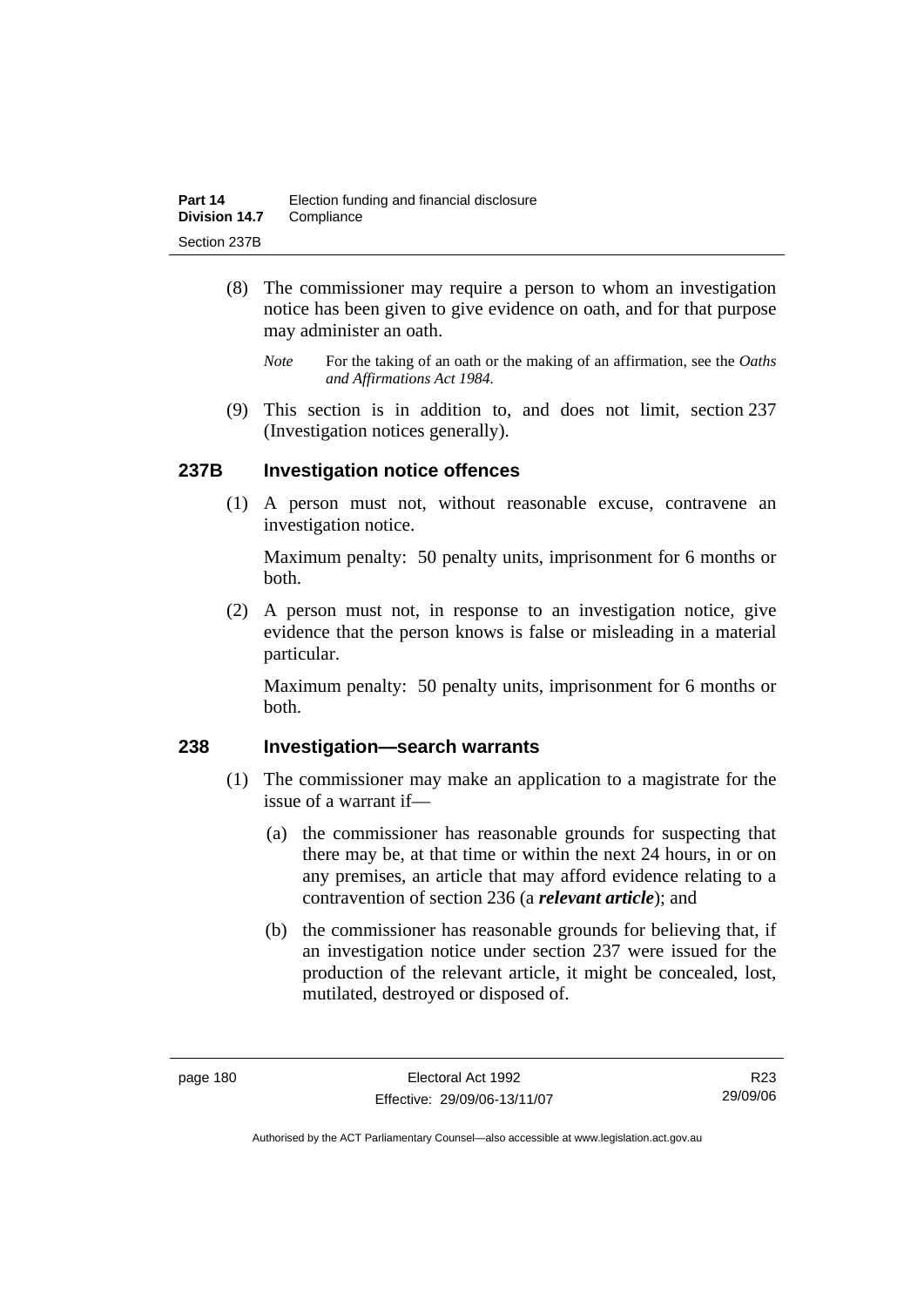(8) The commissioner may require a person to whom an investigation notice has been given to give evidence on oath, and for that purpose may administer an oath.

*Note* For the taking of an oath or the making of an affirmation, see the *Oaths and Affirmations Act 1984.*

(9) This section is in addition to, and does not limit, section 237 (Investigation notices generally).

### 237B Investigation notice offences

(1) A person must not, without reasonable excuse, contravene an investigation notice.

Maximum penalty: 50 penalty units, imprisonment for 6 months or both.

(2) A person must not, in response to an investigation notice, give evidence that the person knows is false or misleading in a material particular.

Maximum penalty: 50 penalty units, imprisonment for 6 months or both.

### 238 Investigation—search warrants

(1) The commissioner may make an application to a magistrate for the issue of a warrant if—

(a) the commissioner has reasonable grounds for suspecting that there may be, at that time or within the next 24 hours, in or on any premises, an article that may afford evidence relating to a contravention of section 236 (a ***relevant article***); and

(b) the commissioner has reasonable grounds for believing that, if an investigation notice under section 237 were issued for the production of the relevant article, it might be concealed, lost, mutilated, destroyed or disposed of.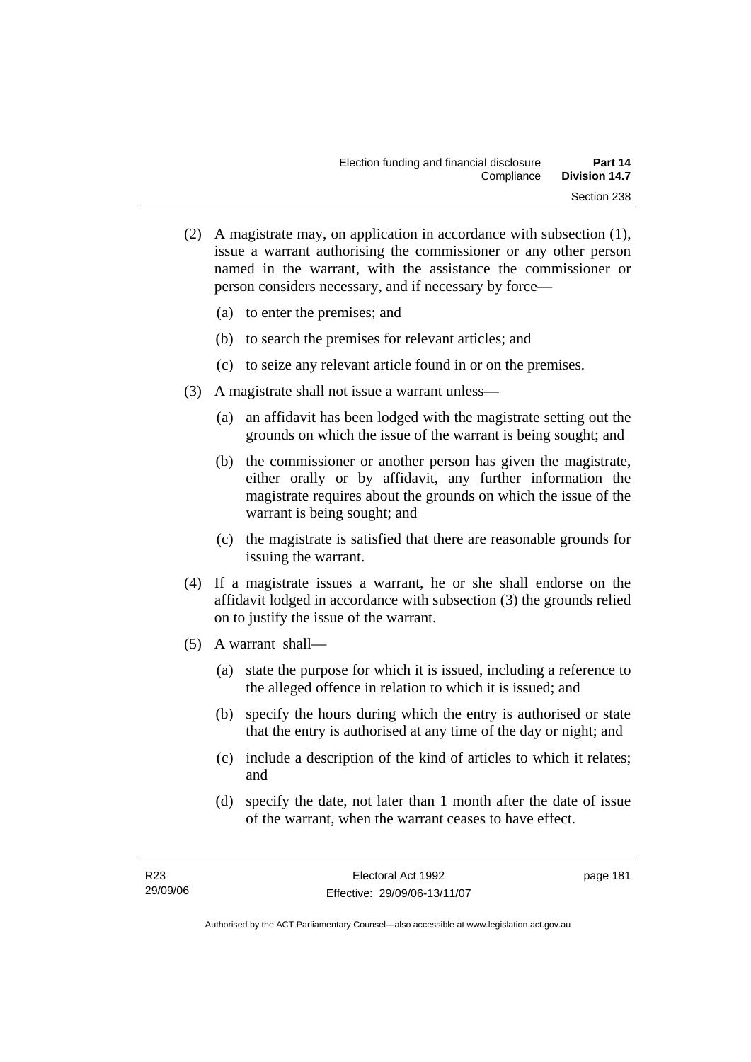(2) A magistrate may, on application in accordance with subsection (1), issue a warrant authorising the commissioner or any other person named in the warrant, with the assistance the commissioner or person considers necessary, and if necessary by force—

(a) to enter the premises; and

(b) to search the premises for relevant articles; and

(c) to seize any relevant article found in or on the premises.

(3) A magistrate shall not issue a warrant unless—

(a) an affidavit has been lodged with the magistrate setting out the grounds on which the issue of the warrant is being sought; and

(b) the commissioner or another person has given the magistrate, either orally or by affidavit, any further information the magistrate requires about the grounds on which the issue of the warrant is being sought; and

(c) the magistrate is satisfied that there are reasonable grounds for issuing the warrant.

(4) If a magistrate issues a warrant, he or she shall endorse on the affidavit lodged in accordance with subsection (3) the grounds relied on to justify the issue of the warrant.

(5) A warrant shall—

(a) state the purpose for which it is issued, including a reference to the alleged offence in relation to which it is issued; and

(b) specify the hours during which the entry is authorised or state that the entry is authorised at any time of the day or night; and

(c) include a description of the kind of articles to which it relates; and

(d) specify the date, not later than 1 month after the date of issue of the warrant, when the warrant ceases to have effect.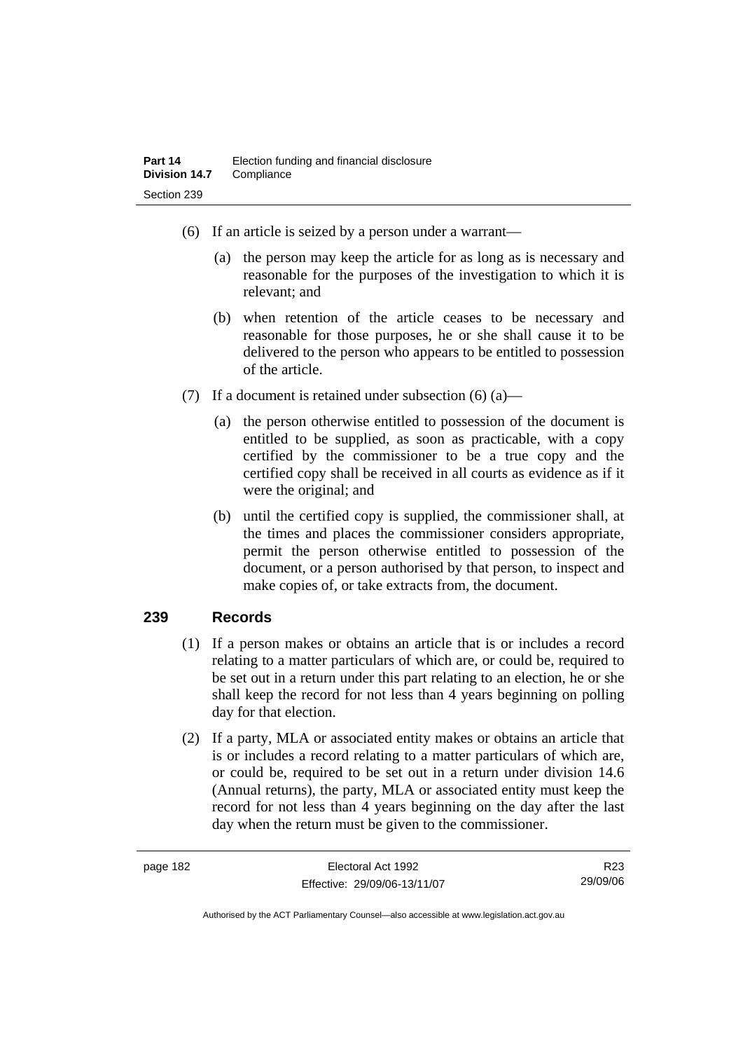(6) If an article is seized by a person under a warrant—

(a) the person may keep the article for as long as is necessary and reasonable for the purposes of the investigation to which it is relevant; and

(b) when retention of the article ceases to be necessary and reasonable for those purposes, he or she shall cause it to be delivered to the person who appears to be entitled to possession of the article.

(7) If a document is retained under subsection (6) (a)—

(a) the person otherwise entitled to possession of the document is entitled to be supplied, as soon as practicable, with a copy certified by the commissioner to be a true copy and the certified copy shall be received in all courts as evidence as if it were the original; and

(b) until the certified copy is supplied, the commissioner shall, at the times and places the commissioner considers appropriate, permit the person otherwise entitled to possession of the document, or a person authorised by that person, to inspect and make copies of, or take extracts from, the document.

## 239 Records

(1) If a person makes or obtains an article that is or includes a record relating to a matter particulars of which are, or could be, required to be set out in a return under this part relating to an election, he or she shall keep the record for not less than 4 years beginning on polling day for that election.

(2) If a party, MLA or associated entity makes or obtains an article that is or includes a record relating to a matter particulars of which are, or could be, required to be set out in a return under division 14.6 (Annual returns), the party, MLA or associated entity must keep the record for not less than 4 years beginning on the day after the last day when the return must be given to the commissioner.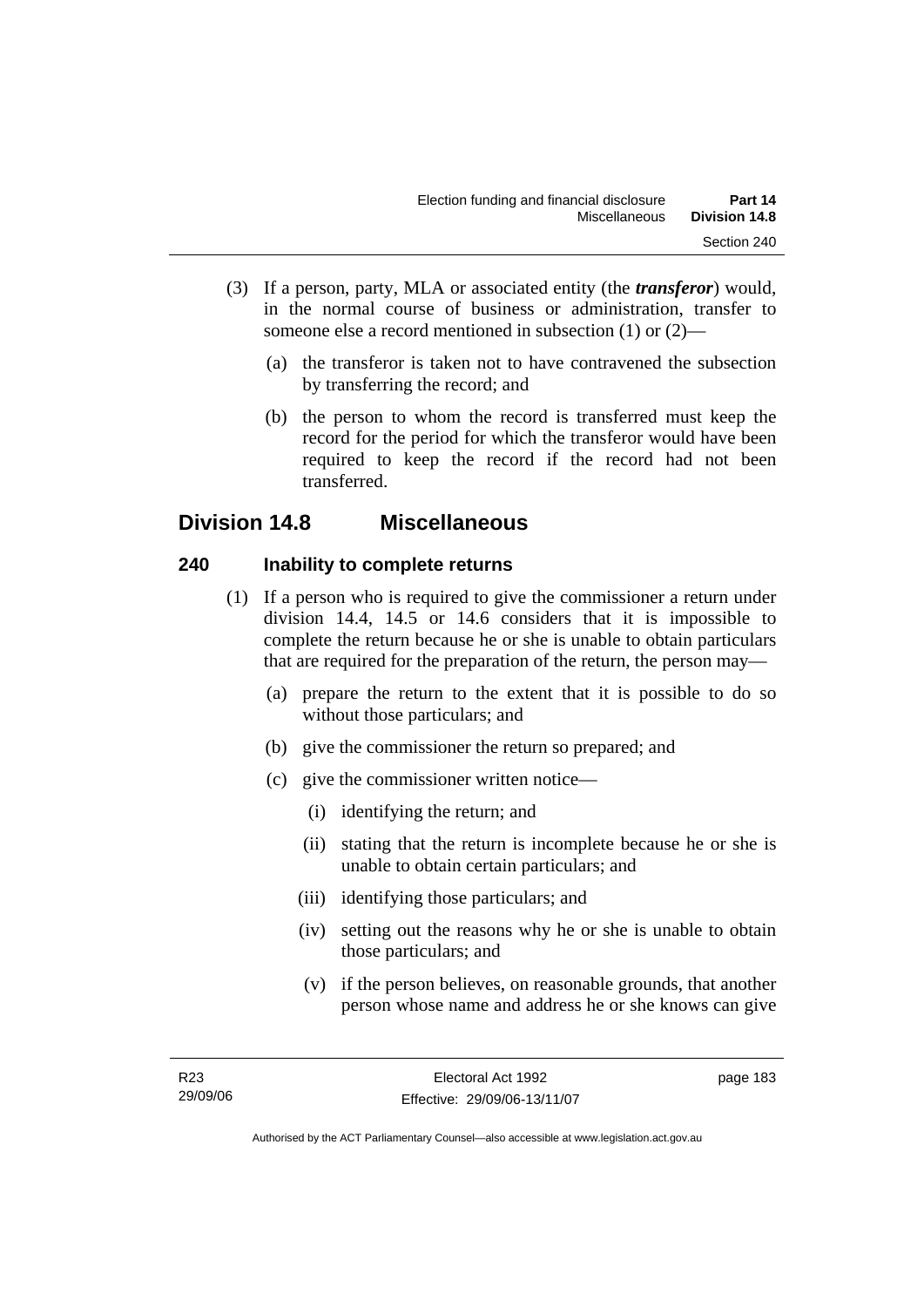(3) If a person, party, MLA or associated entity (the ***transferor***) would, in the normal course of business or administration, transfer to someone else a record mentioned in subsection (1) or (2)—

(a) the transferor is taken not to have contravened the subsection by transferring the record; and

(b) the person to whom the record is transferred must keep the record for the period for which the transferor would have been required to keep the record if the record had not been transferred.

## Division 14.8 Miscellaneous

### 240 Inability to complete returns

(1) If a person who is required to give the commissioner a return under division 14.4, 14.5 or 14.6 considers that it is impossible to complete the return because he or she is unable to obtain particulars that are required for the preparation of the return, the person may—

(a) prepare the return to the extent that it is possible to do so without those particulars; and

(b) give the commissioner the return so prepared; and

(c) give the commissioner written notice—

(i) identifying the return; and

(ii) stating that the return is incomplete because he or she is unable to obtain certain particulars; and

(iii) identifying those particulars; and

(iv) setting out the reasons why he or she is unable to obtain those particulars; and

(v) if the person believes, on reasonable grounds, that another person whose name and address he or she knows can give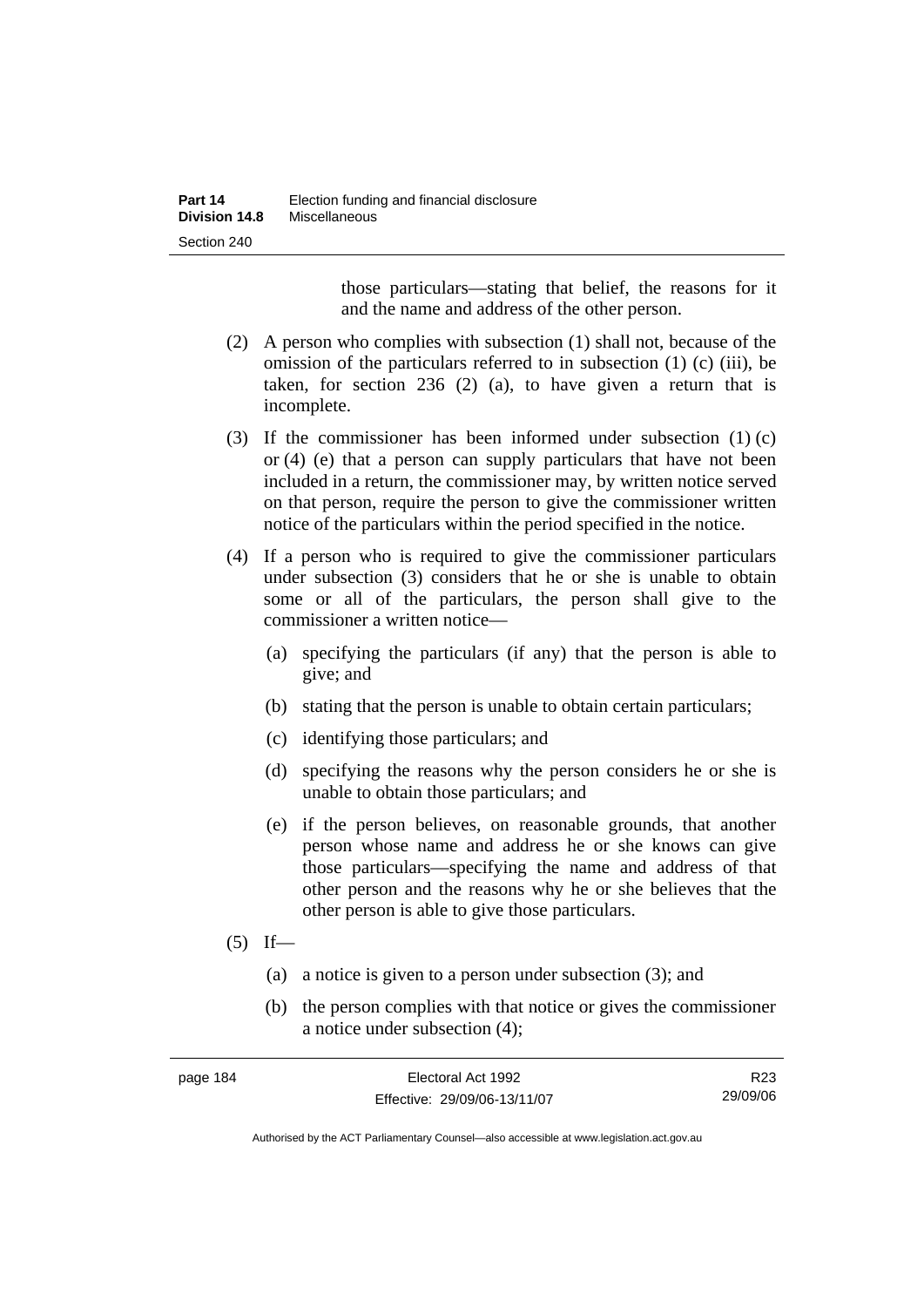those particulars—stating that belief, the reasons for it and the name and address of the other person.

(2) A person who complies with subsection (1) shall not, because of the omission of the particulars referred to in subsection (1) (c) (iii), be taken, for section 236 (2) (a), to have given a return that is incomplete.

(3) If the commissioner has been informed under subsection (1) (c) or (4) (e) that a person can supply particulars that have not been included in a return, the commissioner may, by written notice served on that person, require the person to give the commissioner written notice of the particulars within the period specified in the notice.

(4) If a person who is required to give the commissioner particulars under subsection (3) considers that he or she is unable to obtain some or all of the particulars, the person shall give to the commissioner a written notice—

(a) specifying the particulars (if any) that the person is able to give; and

(b) stating that the person is unable to obtain certain particulars;

(c) identifying those particulars; and

(d) specifying the reasons why the person considers he or she is unable to obtain those particulars; and

(e) if the person believes, on reasonable grounds, that another person whose name and address he or she knows can give those particulars—specifying the name and address of that other person and the reasons why he or she believes that the other person is able to give those particulars.

(5) If—

(a) a notice is given to a person under subsection (3); and

(b) the person complies with that notice or gives the commissioner a notice under subsection (4);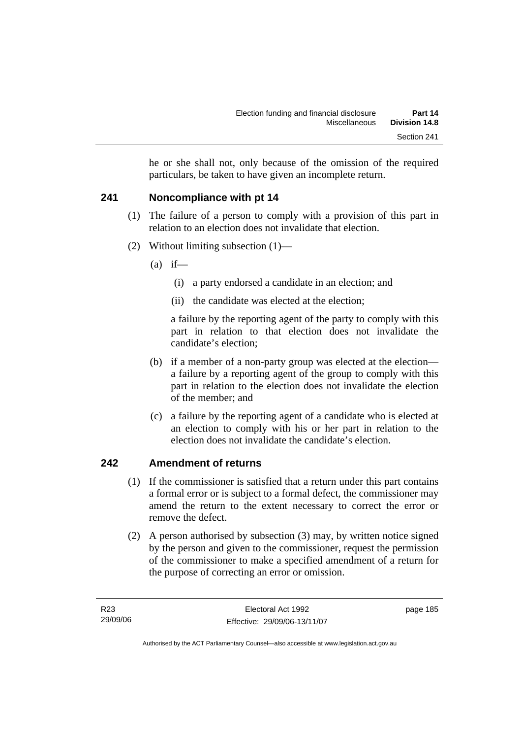he or she shall not, only because of the omission of the required particulars, be taken to have given an incomplete return.

## 241 Noncompliance with pt 14

(1) The failure of a person to comply with a provision of this part in relation to an election does not invalidate that election.

(2) Without limiting subsection (1)—

(a) if—

(i) a party endorsed a candidate in an election; and

(ii) the candidate was elected at the election;

a failure by the reporting agent of the party to comply with this part in relation to that election does not invalidate the candidate's election;

(b) if a member of a non-party group was elected at the election—a failure by a reporting agent of the group to comply with this part in relation to the election does not invalidate the election of the member; and

(c) a failure by the reporting agent of a candidate who is elected at an election to comply with his or her part in relation to the election does not invalidate the candidate's election.

## 242 Amendment of returns

(1) If the commissioner is satisfied that a return under this part contains a formal error or is subject to a formal defect, the commissioner may amend the return to the extent necessary to correct the error or remove the defect.

(2) A person authorised by subsection (3) may, by written notice signed by the person and given to the commissioner, request the permission of the commissioner to make a specified amendment of a return for the purpose of correcting an error or omission.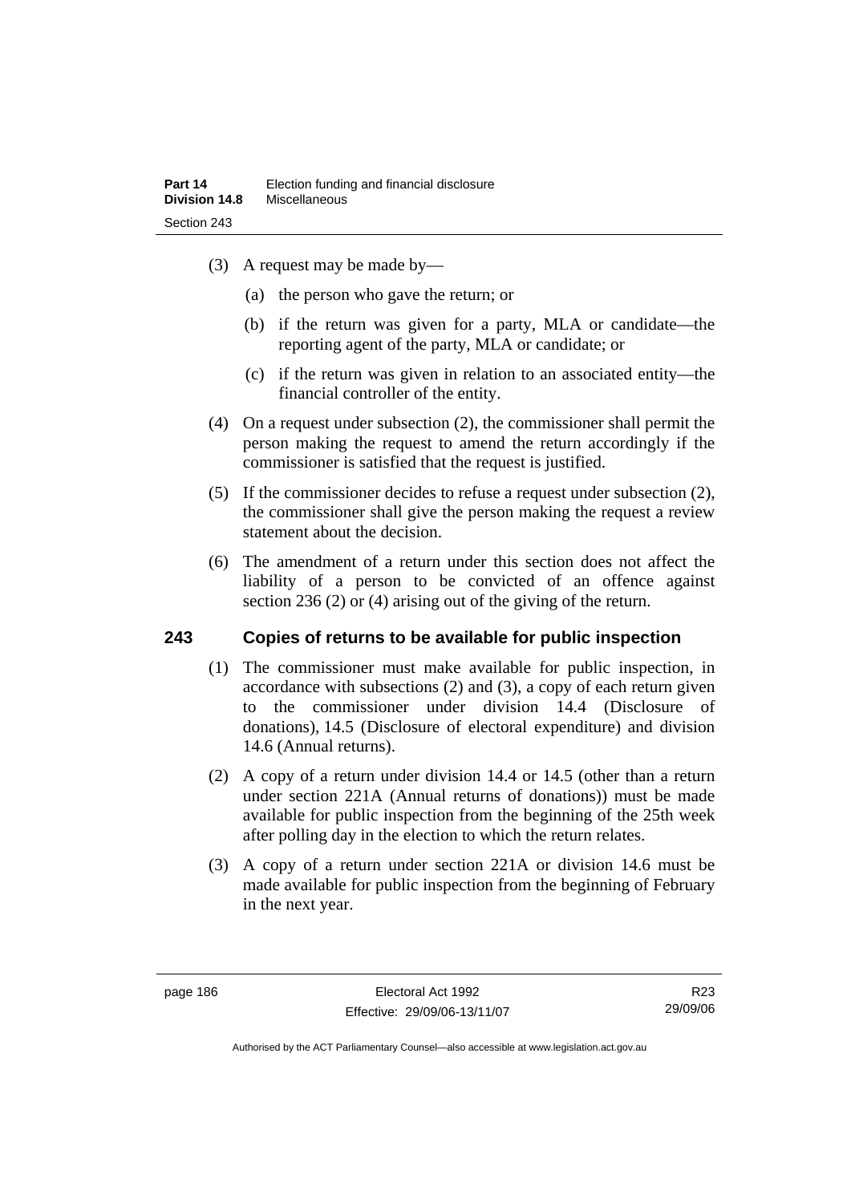(3) A request may be made by—

(a) the person who gave the return; or

(b) if the return was given for a party, MLA or candidate—the reporting agent of the party, MLA or candidate; or

(c) if the return was given in relation to an associated entity—the financial controller of the entity.

(4) On a request under subsection (2), the commissioner shall permit the person making the request to amend the return accordingly if the commissioner is satisfied that the request is justified.

(5) If the commissioner decides to refuse a request under subsection (2), the commissioner shall give the person making the request a review statement about the decision.

(6) The amendment of a return under this section does not affect the liability of a person to be convicted of an offence against section 236 (2) or (4) arising out of the giving of the return.

## 243 Copies of returns to be available for public inspection

(1) The commissioner must make available for public inspection, in accordance with subsections (2) and (3), a copy of each return given to the commissioner under division 14.4 (Disclosure of donations), 14.5 (Disclosure of electoral expenditure) and division 14.6 (Annual returns).

(2) A copy of a return under division 14.4 or 14.5 (other than a return under section 221A (Annual returns of donations)) must be made available for public inspection from the beginning of the 25th week after polling day in the election to which the return relates.

(3) A copy of a return under section 221A or division 14.6 must be made available for public inspection from the beginning of February in the next year.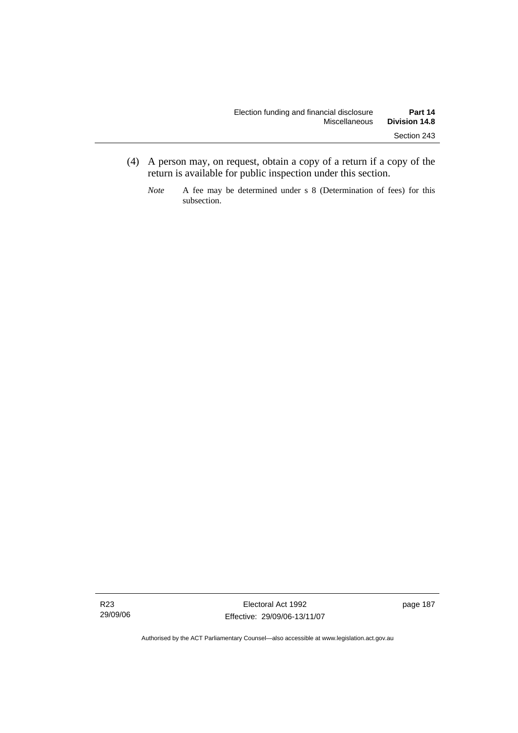(4) A person may, on request, obtain a copy of a return if a copy of the return is available for public inspection under this section.

*Note* A fee may be determined under s 8 (Determination of fees) for this subsection.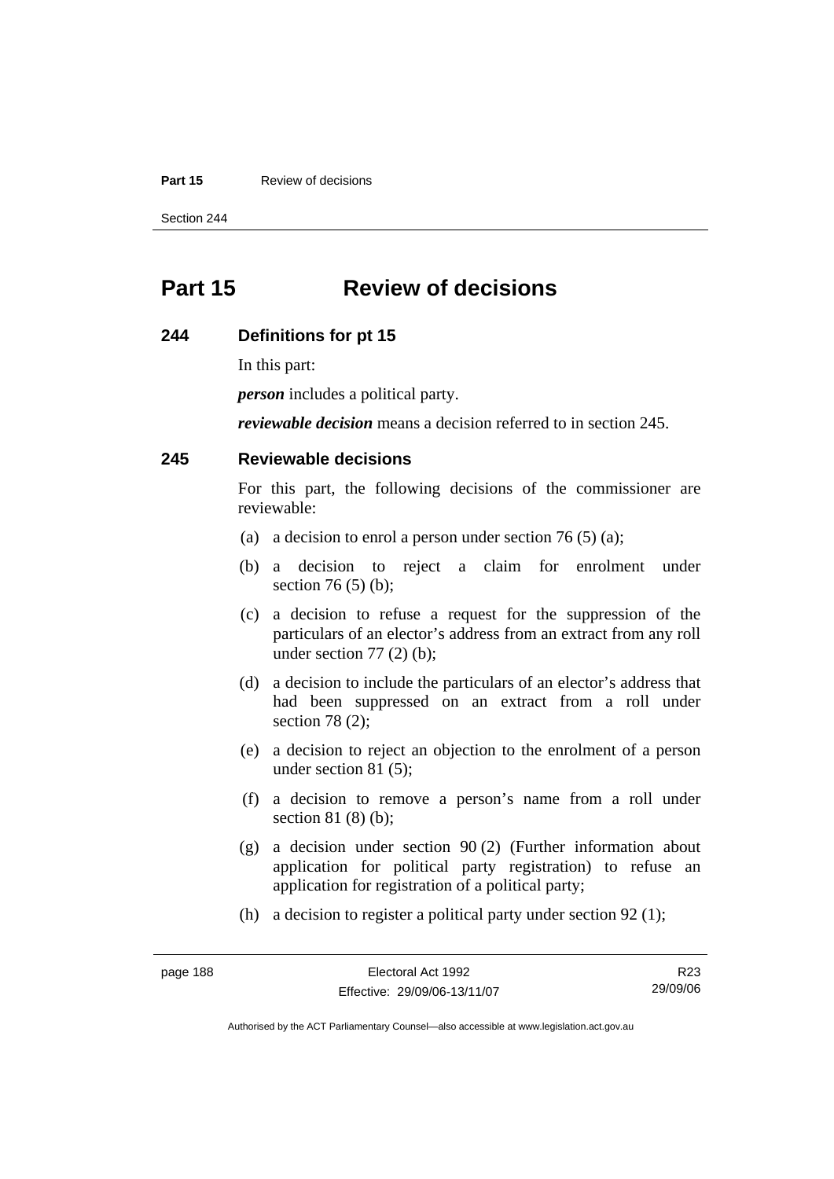# Part 15 Review of decisions

## 244 Definitions for pt 15

In this part:

***person*** includes a political party.

***reviewable decision*** means a decision referred to in section 245.

## 245 Reviewable decisions

For this part, the following decisions of the commissioner are reviewable:

(a) a decision to enrol a person under section 76 (5) (a);

(b) a decision to reject a claim for enrolment under section 76 (5) (b);

(c) a decision to refuse a request for the suppression of the particulars of an elector's address from an extract from any roll under section 77 (2) (b);

(d) a decision to include the particulars of an elector's address that had been suppressed on an extract from a roll under section 78 (2);

(e) a decision to reject an objection to the enrolment of a person under section 81 (5);

(f) a decision to remove a person's name from a roll under section 81 (8) (b);

(g) a decision under section 90 (2) (Further information about application for political party registration) to refuse an application for registration of a political party;

(h) a decision to register a political party under section 92 (1);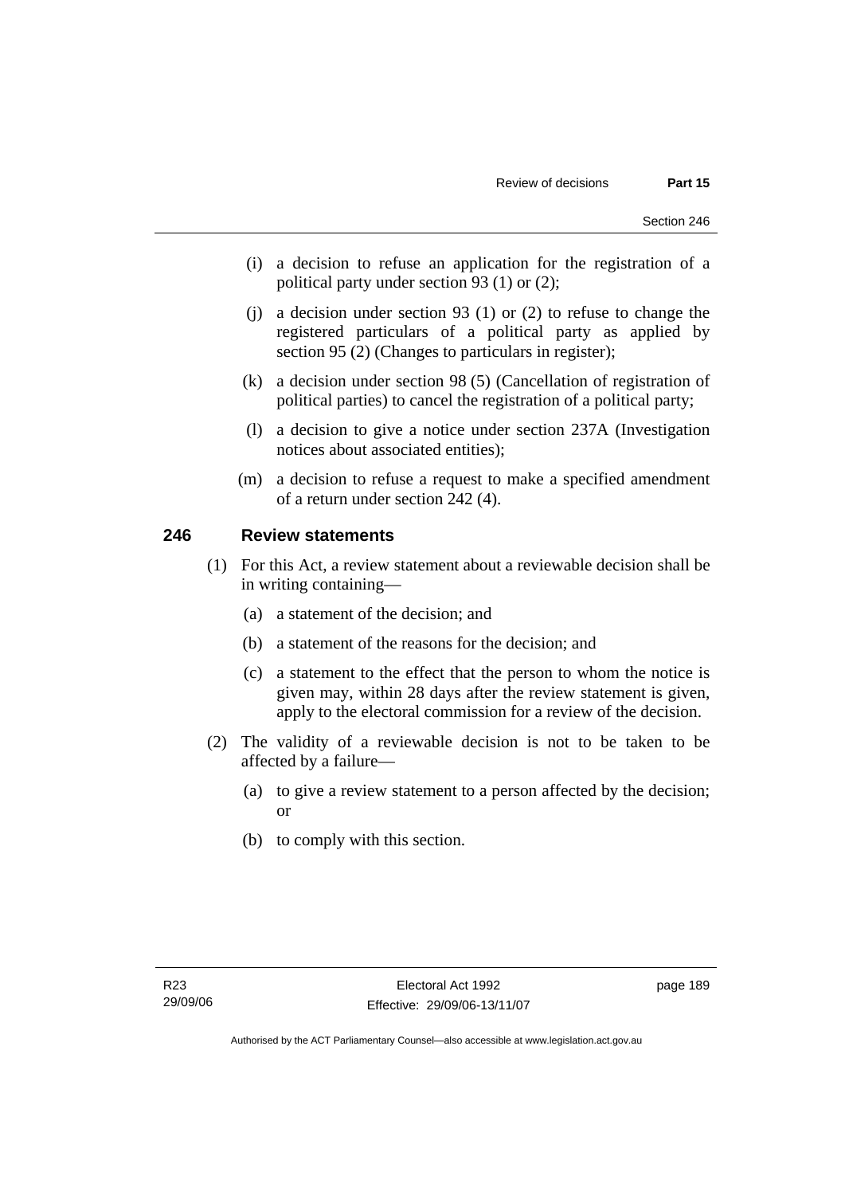(i) a decision to refuse an application for the registration of a political party under section 93 (1) or (2);

(j) a decision under section 93 (1) or (2) to refuse to change the registered particulars of a political party as applied by section 95 (2) (Changes to particulars in register);

(k) a decision under section 98 (5) (Cancellation of registration of political parties) to cancel the registration of a political party;

(l) a decision to give a notice under section 237A (Investigation notices about associated entities);

(m) a decision to refuse a request to make a specified amendment of a return under section 242 (4).

## 246 Review statements

(1) For this Act, a review statement about a reviewable decision shall be in writing containing—

(a) a statement of the decision; and

(b) a statement of the reasons for the decision; and

(c) a statement to the effect that the person to whom the notice is given may, within 28 days after the review statement is given, apply to the electoral commission for a review of the decision.

(2) The validity of a reviewable decision is not to be taken to be affected by a failure—

(a) to give a review statement to a person affected by the decision; or

(b) to comply with this section.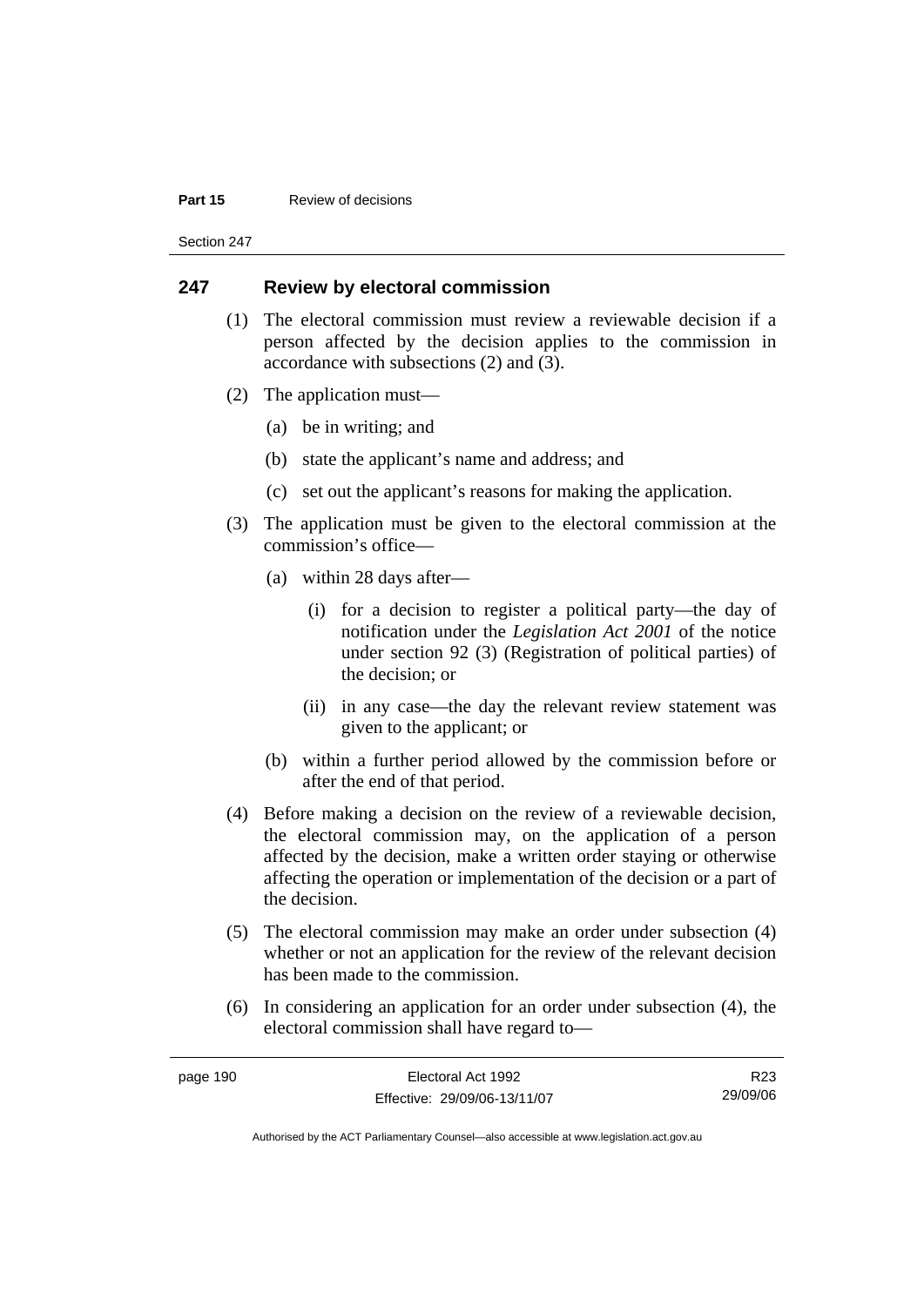## 247 Review by electoral commission

(1) The electoral commission must review a reviewable decision if a person affected by the decision applies to the commission in accordance with subsections (2) and (3).

(2) The application must—

(a) be in writing; and

(b) state the applicant's name and address; and

(c) set out the applicant's reasons for making the application.

(3) The application must be given to the electoral commission at the commission's office—

(a) within 28 days after—

(i) for a decision to register a political party—the day of notification under the *Legislation Act 2001* of the notice under section 92 (3) (Registration of political parties) of the decision; or

(ii) in any case—the day the relevant review statement was given to the applicant; or

(b) within a further period allowed by the commission before or after the end of that period.

(4) Before making a decision on the review of a reviewable decision, the electoral commission may, on the application of a person affected by the decision, make a written order staying or otherwise affecting the operation or implementation of the decision or a part of the decision.

(5) The electoral commission may make an order under subsection (4) whether or not an application for the review of the relevant decision has been made to the commission.

(6) In considering an application for an order under subsection (4), the electoral commission shall have regard to—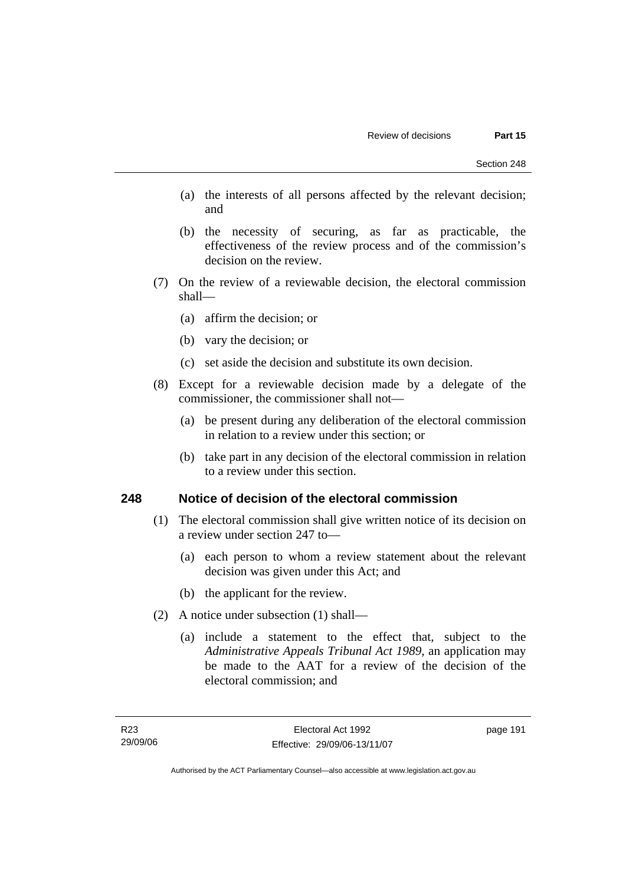(a) the interests of all persons affected by the relevant decision; and

(b) the necessity of securing, as far as practicable, the effectiveness of the review process and of the commission's decision on the review.

(7) On the review of a reviewable decision, the electoral commission shall—

(a) affirm the decision; or

(b) vary the decision; or

(c) set aside the decision and substitute its own decision.

(8) Except for a reviewable decision made by a delegate of the commissioner, the commissioner shall not—

(a) be present during any deliberation of the electoral commission in relation to a review under this section; or

(b) take part in any decision of the electoral commission in relation to a review under this section.

## 248 Notice of decision of the electoral commission

(1) The electoral commission shall give written notice of its decision on a review under section 247 to—

(a) each person to whom a review statement about the relevant decision was given under this Act; and

(b) the applicant for the review.

(2) A notice under subsection (1) shall—

(a) include a statement to the effect that, subject to the *Administrative Appeals Tribunal Act 1989*, an application may be made to the AAT for a review of the decision of the electoral commission; and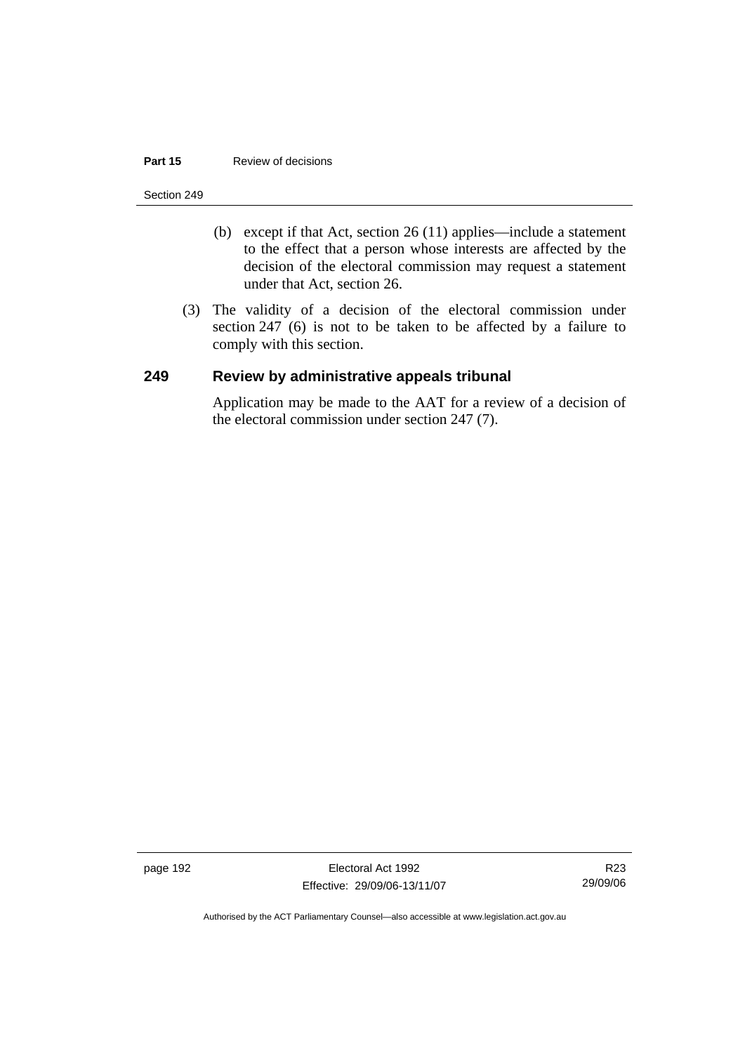(b) except if that Act, section 26 (11) applies—include a statement to the effect that a person whose interests are affected by the decision of the electoral commission may request a statement under that Act, section 26.

(3) The validity of a decision of the electoral commission under section 247 (6) is not to be taken to be affected by a failure to comply with this section.

## 249 Review by administrative appeals tribunal

Application may be made to the AAT for a review of a decision of the electoral commission under section 247 (7).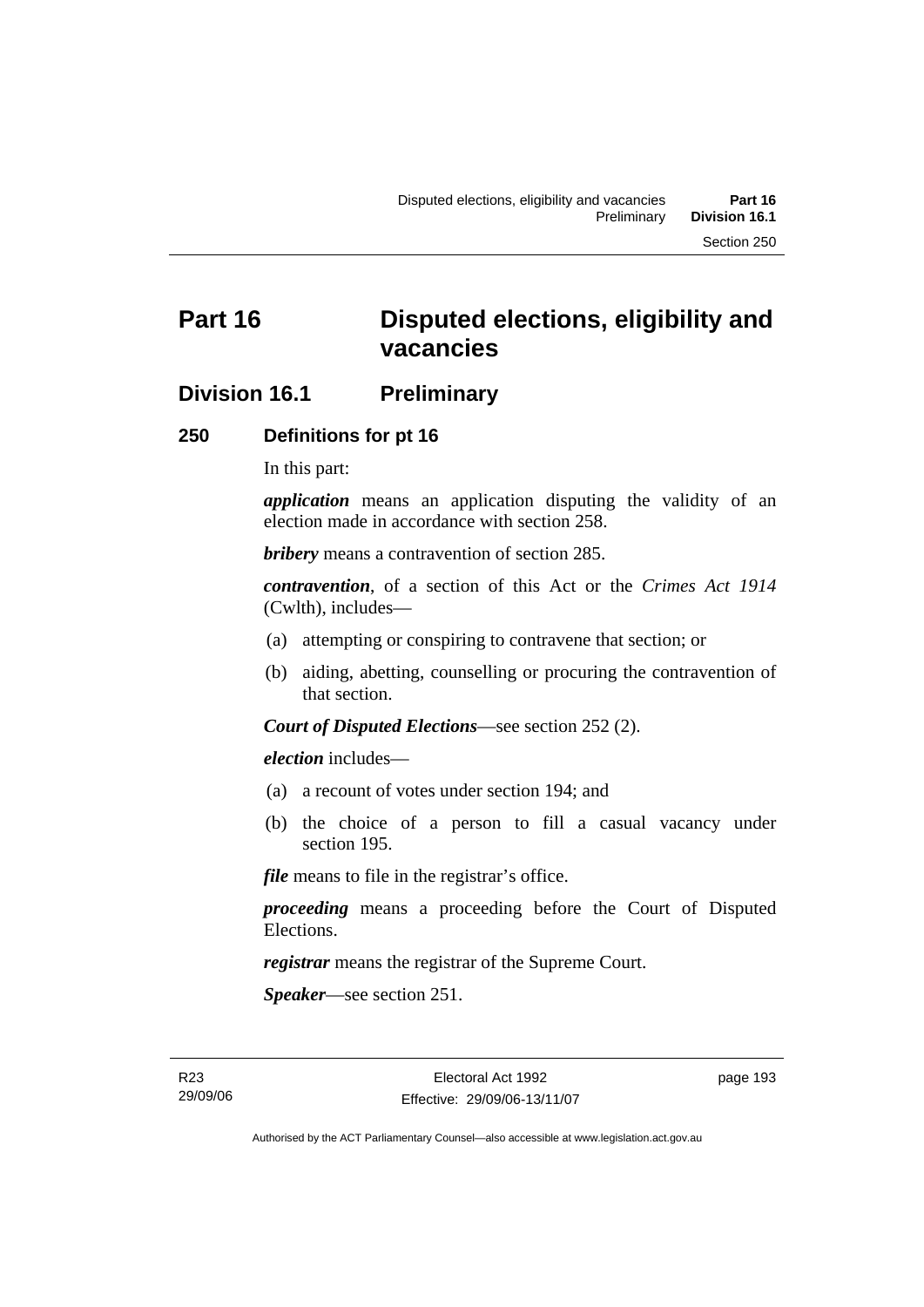# Part 16 Disputed elections, eligibility and vacancies

## Division 16.1 Preliminary

### 250 Definitions for pt 16

In this part:

***application*** means an application disputing the validity of an election made in accordance with section 258.

***bribery*** means a contravention of section 285.

***contravention***, of a section of this Act or the *Crimes Act 1914* (Cwlth), includes—

(a) attempting or conspiring to contravene that section; or

(b) aiding, abetting, counselling or procuring the contravention of that section.

***Court of Disputed Elections***—see section 252 (2).

***election*** includes—

(a) a recount of votes under section 194; and

(b) the choice of a person to fill a casual vacancy under section 195.

***file*** means to file in the registrar's office.

***proceeding*** means a proceeding before the Court of Disputed Elections.

***registrar*** means the registrar of the Supreme Court.

***Speaker***—see section 251.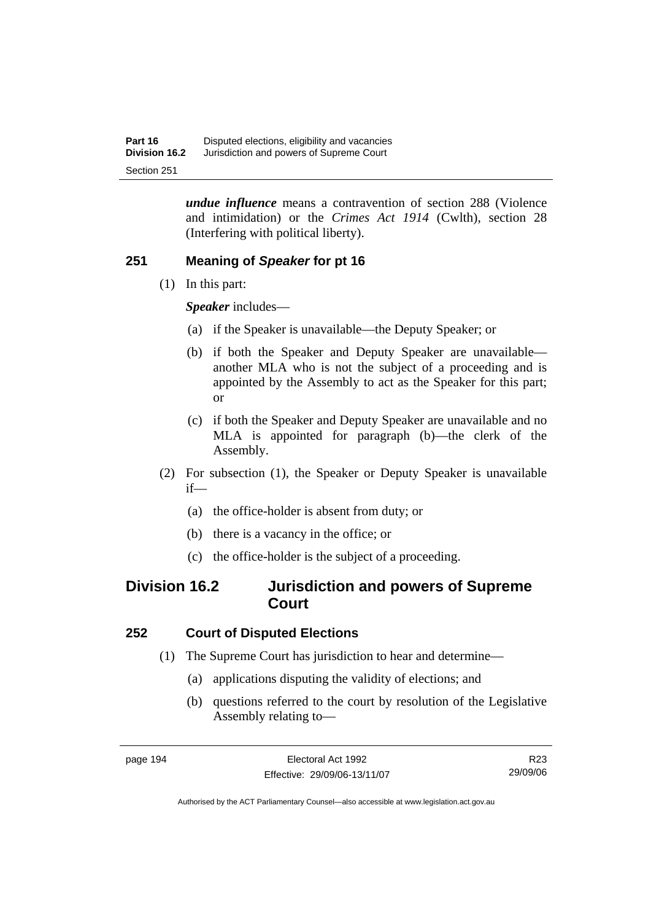***undue influence*** means a contravention of section 288 (Violence and intimidation) or the *Crimes Act 1914* (Cwlth), section 28 (Interfering with political liberty).

### 251 Meaning of *Speaker* for pt 16

(1) In this part:

***Speaker*** includes—

(a) if the Speaker is unavailable—the Deputy Speaker; or

(b) if both the Speaker and Deputy Speaker are unavailable—another MLA who is not the subject of a proceeding and is appointed by the Assembly to act as the Speaker for this part; or

(c) if both the Speaker and Deputy Speaker are unavailable and no MLA is appointed for paragraph (b)—the clerk of the Assembly.

(2) For subsection (1), the Speaker or Deputy Speaker is unavailable if—

(a) the office-holder is absent from duty; or

(b) there is a vacancy in the office; or

(c) the office-holder is the subject of a proceeding.

## Division 16.2 Jurisdiction and powers of Supreme Court

### 252 Court of Disputed Elections

(1) The Supreme Court has jurisdiction to hear and determine—

(a) applications disputing the validity of elections; and

(b) questions referred to the court by resolution of the Legislative Assembly relating to—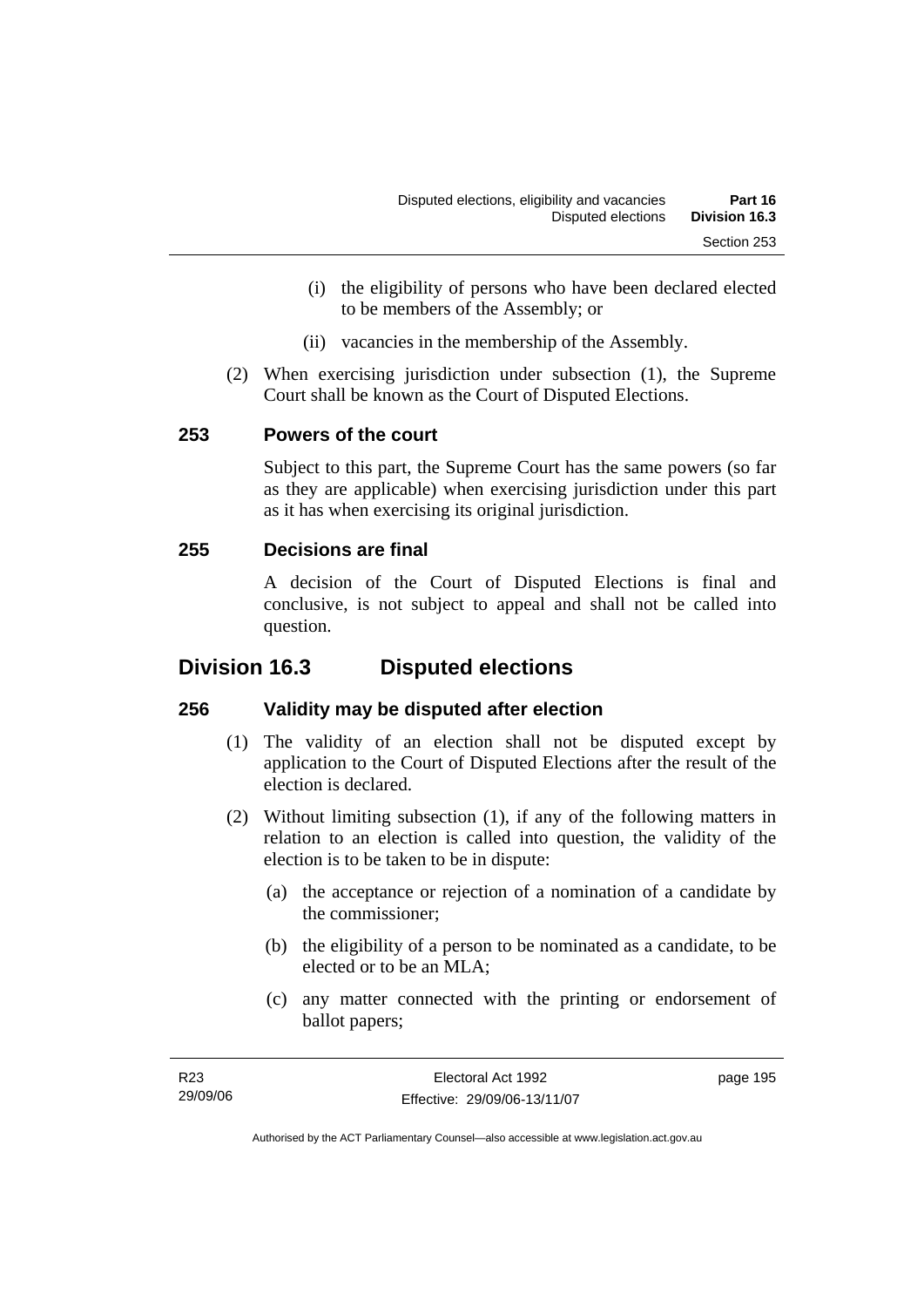(i) the eligibility of persons who have been declared elected to be members of the Assembly; or

(ii) vacancies in the membership of the Assembly.

(2) When exercising jurisdiction under subsection (1), the Supreme Court shall be known as the Court of Disputed Elections.

### 253 Powers of the court

Subject to this part, the Supreme Court has the same powers (so far as they are applicable) when exercising jurisdiction under this part as it has when exercising its original jurisdiction.

### 255 Decisions are final

A decision of the Court of Disputed Elections is final and conclusive, is not subject to appeal and shall not be called into question.

## Division 16.3 Disputed elections

### 256 Validity may be disputed after election

(1) The validity of an election shall not be disputed except by application to the Court of Disputed Elections after the result of the election is declared.

(2) Without limiting subsection (1), if any of the following matters in relation to an election is called into question, the validity of the election is to be taken to be in dispute:

(a) the acceptance or rejection of a nomination of a candidate by the commissioner;

(b) the eligibility of a person to be nominated as a candidate, to be elected or to be an MLA;

(c) any matter connected with the printing or endorsement of ballot papers;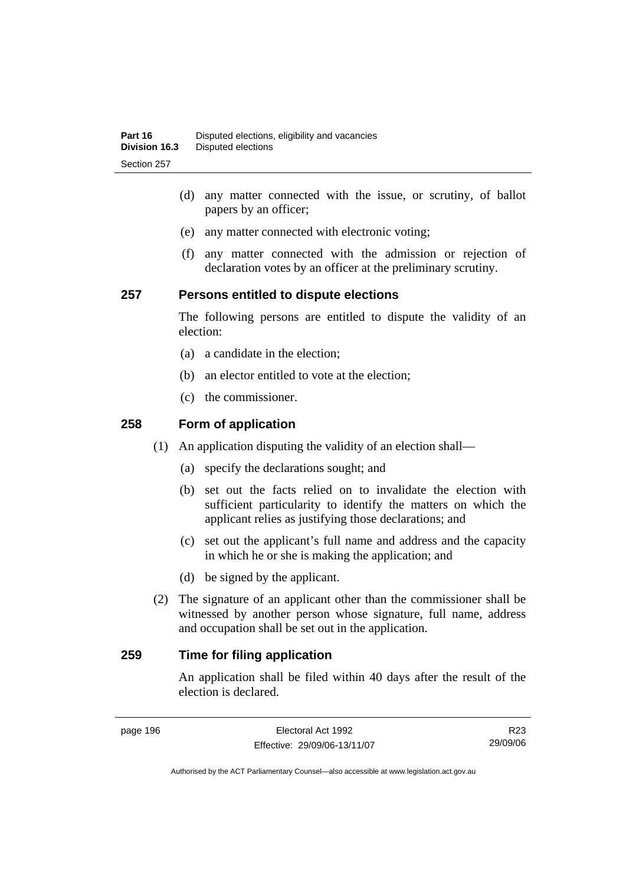(d) any matter connected with the issue, or scrutiny, of ballot papers by an officer;

(e) any matter connected with electronic voting;

(f) any matter connected with the admission or rejection of declaration votes by an officer at the preliminary scrutiny.

## 257 Persons entitled to dispute elections

The following persons are entitled to dispute the validity of an election:

(a) a candidate in the election;

(b) an elector entitled to vote at the election;

(c) the commissioner.

## 258 Form of application

(1) An application disputing the validity of an election shall—

(a) specify the declarations sought; and

(b) set out the facts relied on to invalidate the election with sufficient particularity to identify the matters on which the applicant relies as justifying those declarations; and

(c) set out the applicant's full name and address and the capacity in which he or she is making the application; and

(d) be signed by the applicant.

(2) The signature of an applicant other than the commissioner shall be witnessed by another person whose signature, full name, address and occupation shall be set out in the application.

## 259 Time for filing application

An application shall be filed within 40 days after the result of the election is declared.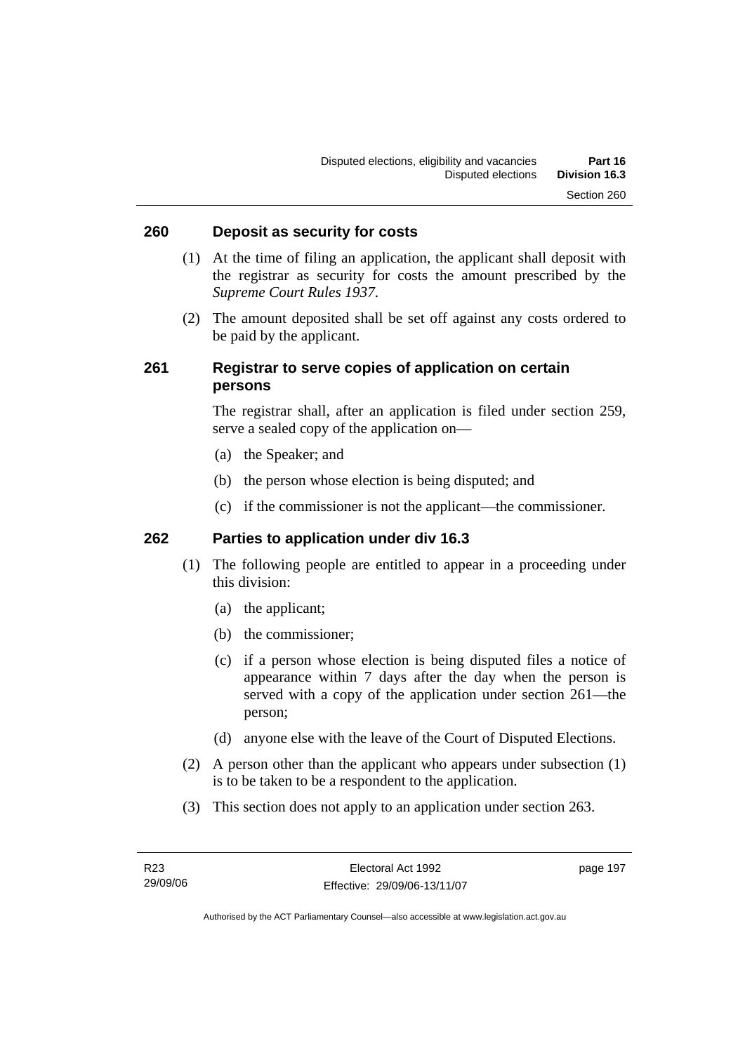## 260 Deposit as security for costs

(1) At the time of filing an application, the applicant shall deposit with the registrar as security for costs the amount prescribed by the *Supreme Court Rules 1937*.

(2) The amount deposited shall be set off against any costs ordered to be paid by the applicant.

## 261 Registrar to serve copies of application on certain persons

The registrar shall, after an application is filed under section 259, serve a sealed copy of the application on—

(a) the Speaker; and

(b) the person whose election is being disputed; and

(c) if the commissioner is not the applicant—the commissioner.

## 262 Parties to application under div 16.3

(1) The following people are entitled to appear in a proceeding under this division:

(a) the applicant;

(b) the commissioner;

(c) if a person whose election is being disputed files a notice of appearance within 7 days after the day when the person is served with a copy of the application under section 261—the person;

(d) anyone else with the leave of the Court of Disputed Elections.

(2) A person other than the applicant who appears under subsection (1) is to be taken to be a respondent to the application.

(3) This section does not apply to an application under section 263.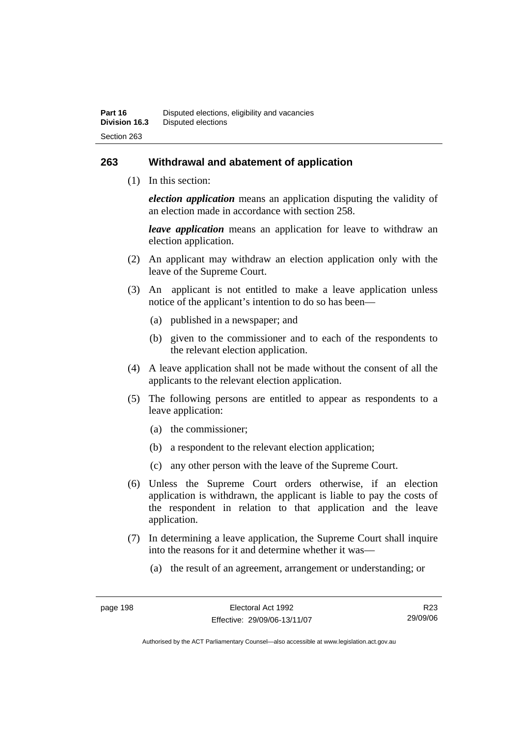## 263 Withdrawal and abatement of application

(1) In this section:

***election application*** means an application disputing the validity of an election made in accordance with section 258.

***leave application*** means an application for leave to withdraw an election application.

(2) An applicant may withdraw an election application only with the leave of the Supreme Court.

(3) An applicant is not entitled to make a leave application unless notice of the applicant's intention to do so has been—

(a) published in a newspaper; and

(b) given to the commissioner and to each of the respondents to the relevant election application.

(4) A leave application shall not be made without the consent of all the applicants to the relevant election application.

(5) The following persons are entitled to appear as respondents to a leave application:

(a) the commissioner;

(b) a respondent to the relevant election application;

(c) any other person with the leave of the Supreme Court.

(6) Unless the Supreme Court orders otherwise, if an election application is withdrawn, the applicant is liable to pay the costs of the respondent in relation to that application and the leave application.

(7) In determining a leave application, the Supreme Court shall inquire into the reasons for it and determine whether it was—

(a) the result of an agreement, arrangement or understanding; or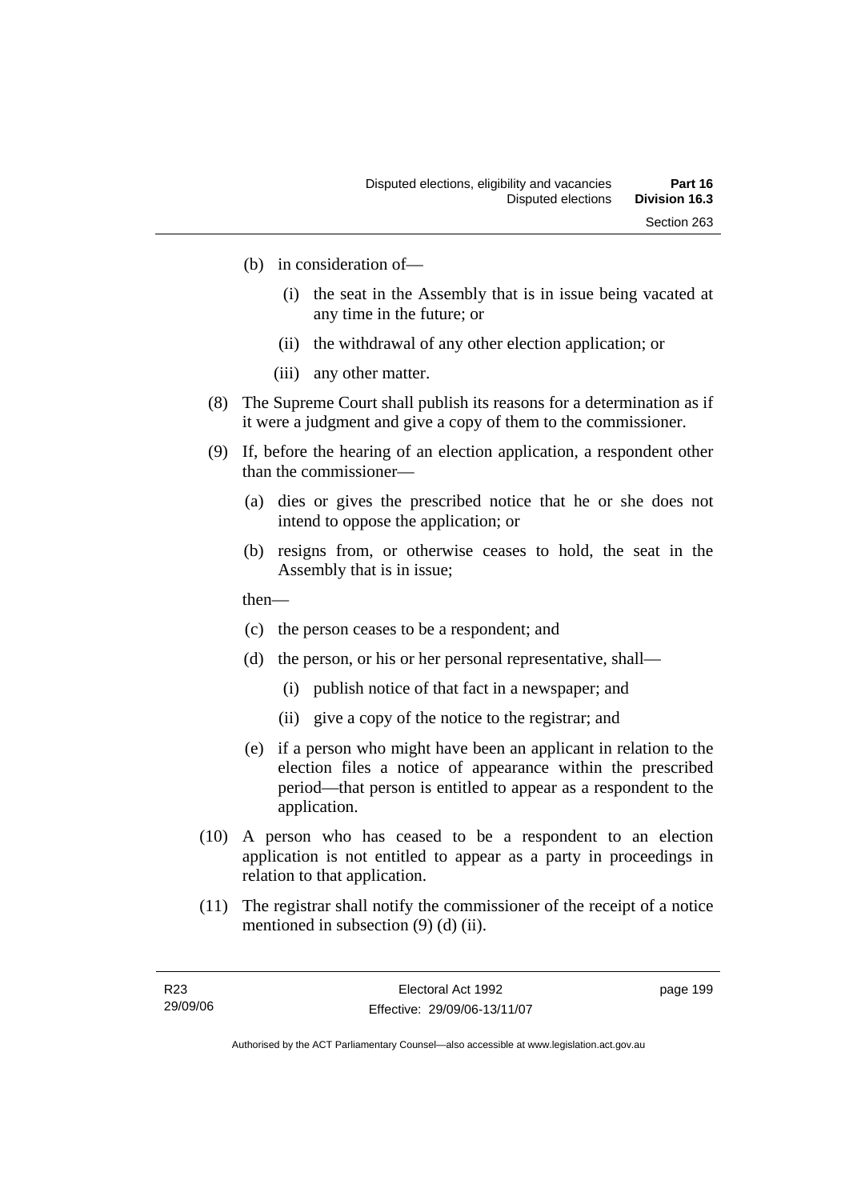(b) in consideration of—

  (i) the seat in the Assembly that is in issue being vacated at any time in the future; or

  (ii) the withdrawal of any other election application; or

  (iii) any other matter.

(8) The Supreme Court shall publish its reasons for a determination as if it were a judgment and give a copy of them to the commissioner.

(9) If, before the hearing of an election application, a respondent other than the commissioner—

  (a) dies or gives the prescribed notice that he or she does not intend to oppose the application; or

  (b) resigns from, or otherwise ceases to hold, the seat in the Assembly that is in issue;

  then—

  (c) the person ceases to be a respondent; and

  (d) the person, or his or her personal representative, shall—

    (i) publish notice of that fact in a newspaper; and

    (ii) give a copy of the notice to the registrar; and

  (e) if a person who might have been an applicant in relation to the election files a notice of appearance within the prescribed period—that person is entitled to appear as a respondent to the application.

(10) A person who has ceased to be a respondent to an election application is not entitled to appear as a party in proceedings in relation to that application.

(11) The registrar shall notify the commissioner of the receipt of a notice mentioned in subsection (9) (d) (ii).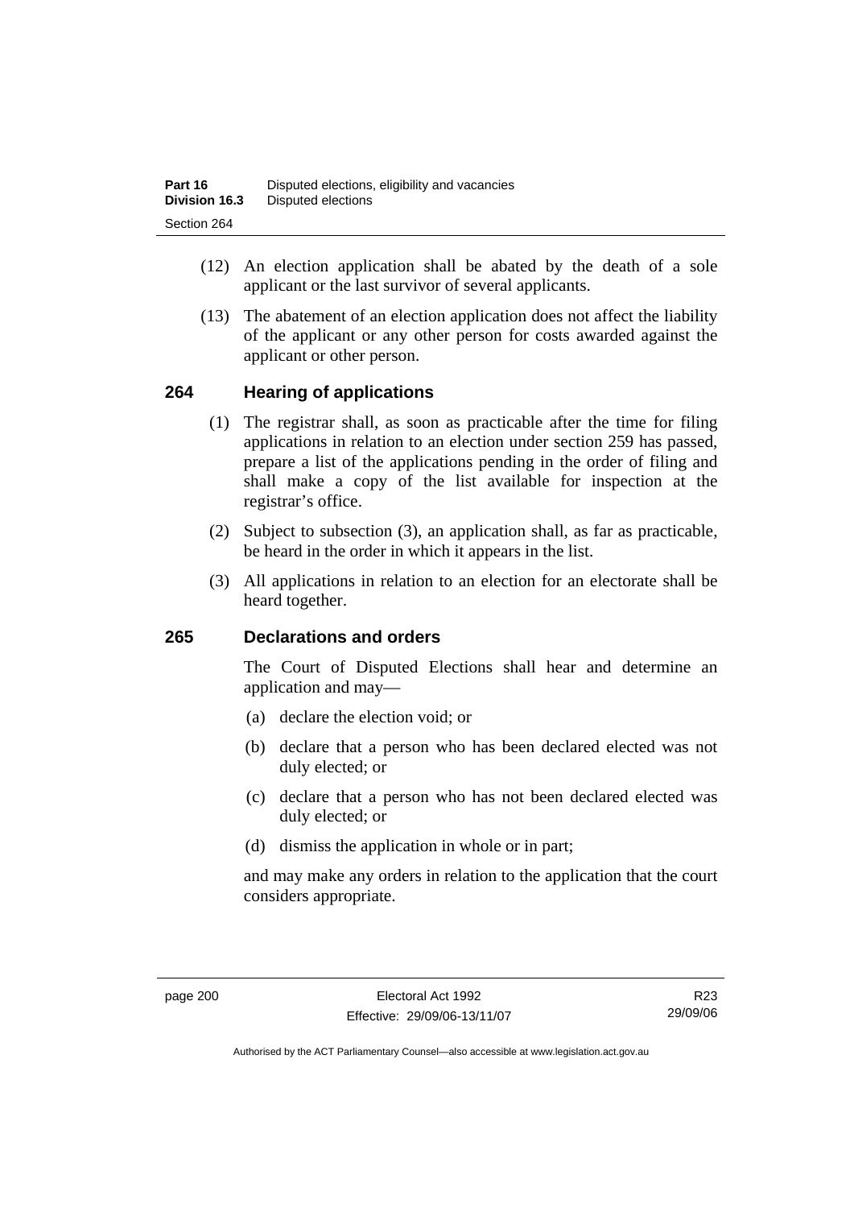(12) An election application shall be abated by the death of a sole applicant or the last survivor of several applicants.

(13) The abatement of an election application does not affect the liability of the applicant or any other person for costs awarded against the applicant or other person.

## 264 Hearing of applications

(1) The registrar shall, as soon as practicable after the time for filing applications in relation to an election under section 259 has passed, prepare a list of the applications pending in the order of filing and shall make a copy of the list available for inspection at the registrar's office.

(2) Subject to subsection (3), an application shall, as far as practicable, be heard in the order in which it appears in the list.

(3) All applications in relation to an election for an electorate shall be heard together.

## 265 Declarations and orders

The Court of Disputed Elections shall hear and determine an application and may—

(a) declare the election void; or

(b) declare that a person who has been declared elected was not duly elected; or

(c) declare that a person who has not been declared elected was duly elected; or

(d) dismiss the application in whole or in part;

and may make any orders in relation to the application that the court considers appropriate.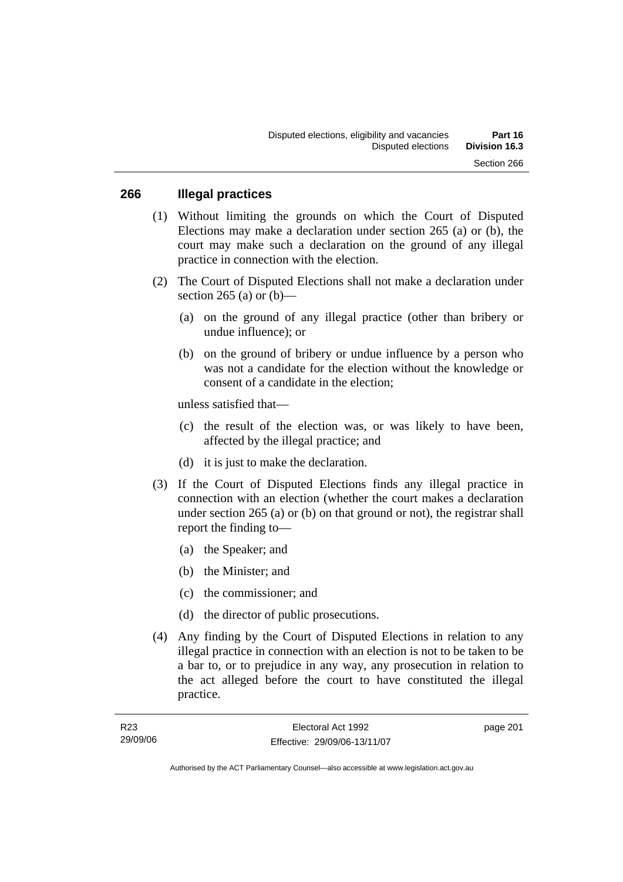## 266 Illegal practices

(1) Without limiting the grounds on which the Court of Disputed Elections may make a declaration under section 265 (a) or (b), the court may make such a declaration on the ground of any illegal practice in connection with the election.

(2) The Court of Disputed Elections shall not make a declaration under section 265 (a) or (b)—

(a) on the ground of any illegal practice (other than bribery or undue influence); or

(b) on the ground of bribery or undue influence by a person who was not a candidate for the election without the knowledge or consent of a candidate in the election;

unless satisfied that—

(c) the result of the election was, or was likely to have been, affected by the illegal practice; and

(d) it is just to make the declaration.

(3) If the Court of Disputed Elections finds any illegal practice in connection with an election (whether the court makes a declaration under section 265 (a) or (b) on that ground or not), the registrar shall report the finding to—

(a) the Speaker; and

(b) the Minister; and

(c) the commissioner; and

(d) the director of public prosecutions.

(4) Any finding by the Court of Disputed Elections in relation to any illegal practice in connection with an election is not to be taken to be a bar to, or to prejudice in any way, any prosecution in relation to the act alleged before the court to have constituted the illegal practice.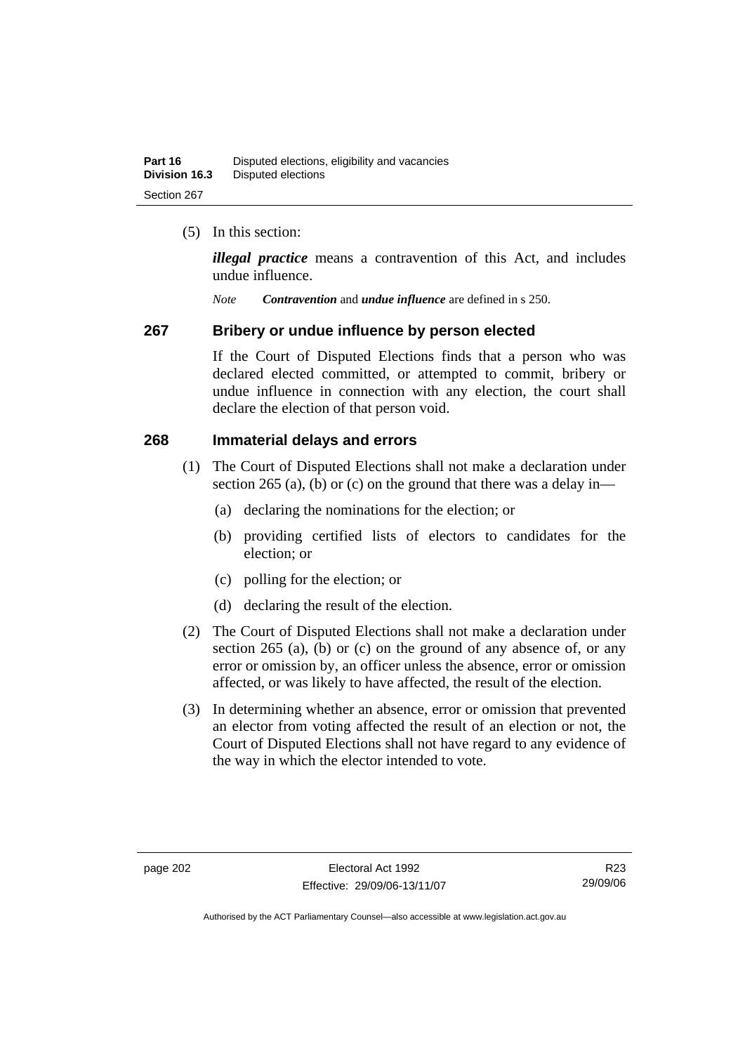(5) In this section:

***illegal practice*** means a contravention of this Act, and includes undue influence.

*Note* ***Contravention*** and ***undue influence*** are defined in s 250.

## 267 Bribery or undue influence by person elected

If the Court of Disputed Elections finds that a person who was declared elected committed, or attempted to commit, bribery or undue influence in connection with any election, the court shall declare the election of that person void.

## 268 Immaterial delays and errors

(1) The Court of Disputed Elections shall not make a declaration under section 265 (a), (b) or (c) on the ground that there was a delay in—

(a) declaring the nominations for the election; or

(b) providing certified lists of electors to candidates for the election; or

(c) polling for the election; or

(d) declaring the result of the election.

(2) The Court of Disputed Elections shall not make a declaration under section 265 (a), (b) or (c) on the ground of any absence of, or any error or omission by, an officer unless the absence, error or omission affected, or was likely to have affected, the result of the election.

(3) In determining whether an absence, error or omission that prevented an elector from voting affected the result of an election or not, the Court of Disputed Elections shall not have regard to any evidence of the way in which the elector intended to vote.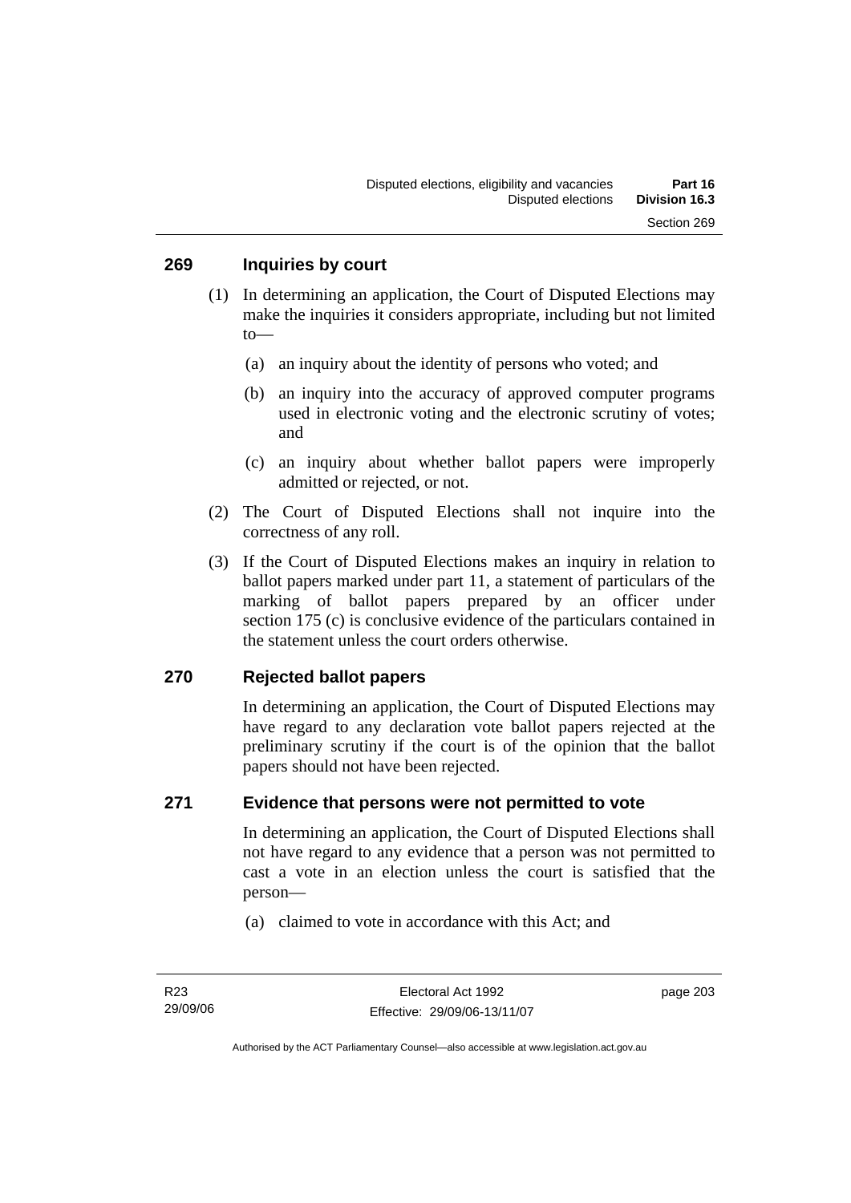## 269 Inquiries by court

(1) In determining an application, the Court of Disputed Elections may make the inquiries it considers appropriate, including but not limited to—

(a) an inquiry about the identity of persons who voted; and

(b) an inquiry into the accuracy of approved computer programs used in electronic voting and the electronic scrutiny of votes; and

(c) an inquiry about whether ballot papers were improperly admitted or rejected, or not.

(2) The Court of Disputed Elections shall not inquire into the correctness of any roll.

(3) If the Court of Disputed Elections makes an inquiry in relation to ballot papers marked under part 11, a statement of particulars of the marking of ballot papers prepared by an officer under section 175 (c) is conclusive evidence of the particulars contained in the statement unless the court orders otherwise.

## 270 Rejected ballot papers

In determining an application, the Court of Disputed Elections may have regard to any declaration vote ballot papers rejected at the preliminary scrutiny if the court is of the opinion that the ballot papers should not have been rejected.

## 271 Evidence that persons were not permitted to vote

In determining an application, the Court of Disputed Elections shall not have regard to any evidence that a person was not permitted to cast a vote in an election unless the court is satisfied that the person—

(a) claimed to vote in accordance with this Act; and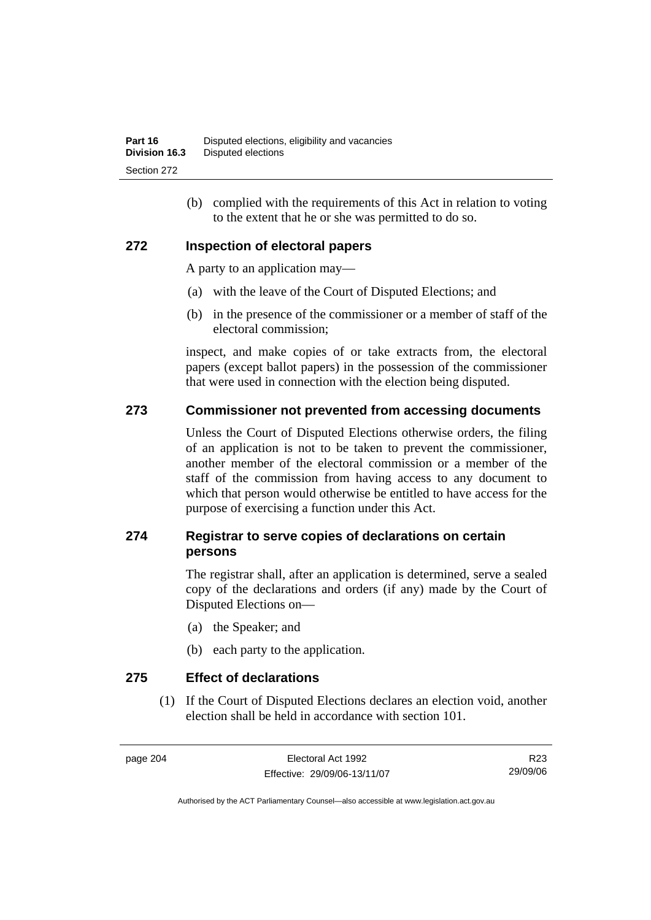(b) complied with the requirements of this Act in relation to voting to the extent that he or she was permitted to do so.

## 272 Inspection of electoral papers

A party to an application may—

(a) with the leave of the Court of Disputed Elections; and

(b) in the presence of the commissioner or a member of staff of the electoral commission;

inspect, and make copies of or take extracts from, the electoral papers (except ballot papers) in the possession of the commissioner that were used in connection with the election being disputed.

## 273 Commissioner not prevented from accessing documents

Unless the Court of Disputed Elections otherwise orders, the filing of an application is not to be taken to prevent the commissioner, another member of the electoral commission or a member of the staff of the commission from having access to any document to which that person would otherwise be entitled to have access for the purpose of exercising a function under this Act.

## 274 Registrar to serve copies of declarations on certain persons

The registrar shall, after an application is determined, serve a sealed copy of the declarations and orders (if any) made by the Court of Disputed Elections on—

(a) the Speaker; and

(b) each party to the application.

## 275 Effect of declarations

(1) If the Court of Disputed Elections declares an election void, another election shall be held in accordance with section 101.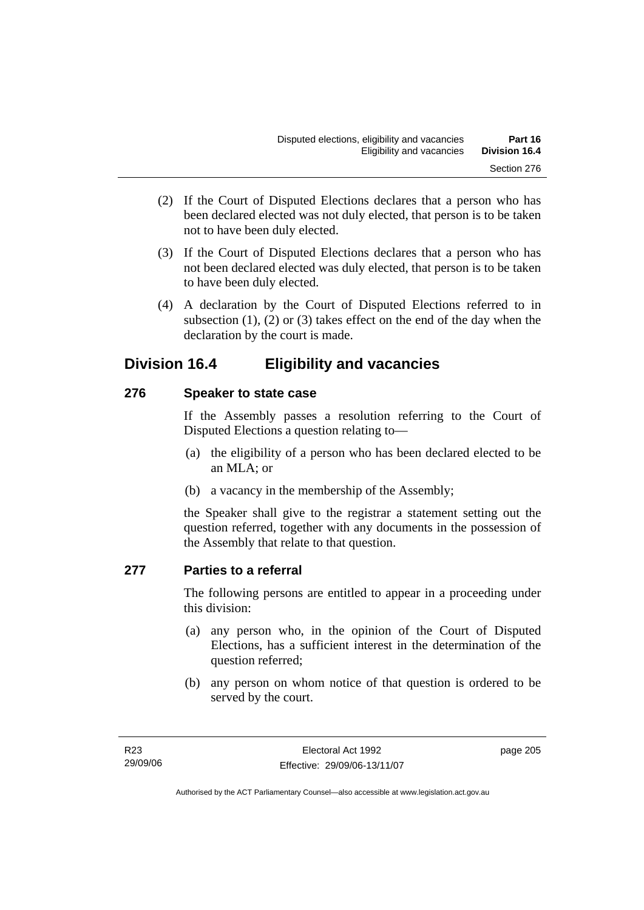(2) If the Court of Disputed Elections declares that a person who has been declared elected was not duly elected, that person is to be taken not to have been duly elected.

(3) If the Court of Disputed Elections declares that a person who has not been declared elected was duly elected, that person is to be taken to have been duly elected.

(4) A declaration by the Court of Disputed Elections referred to in subsection (1), (2) or (3) takes effect on the end of the day when the declaration by the court is made.

## Division 16.4 Eligibility and vacancies

### 276 Speaker to state case

If the Assembly passes a resolution referring to the Court of Disputed Elections a question relating to—

(a) the eligibility of a person who has been declared elected to be an MLA; or

(b) a vacancy in the membership of the Assembly;

the Speaker shall give to the registrar a statement setting out the question referred, together with any documents in the possession of the Assembly that relate to that question.

### 277 Parties to a referral

The following persons are entitled to appear in a proceeding under this division:

(a) any person who, in the opinion of the Court of Disputed Elections, has a sufficient interest in the determination of the question referred;

(b) any person on whom notice of that question is ordered to be served by the court.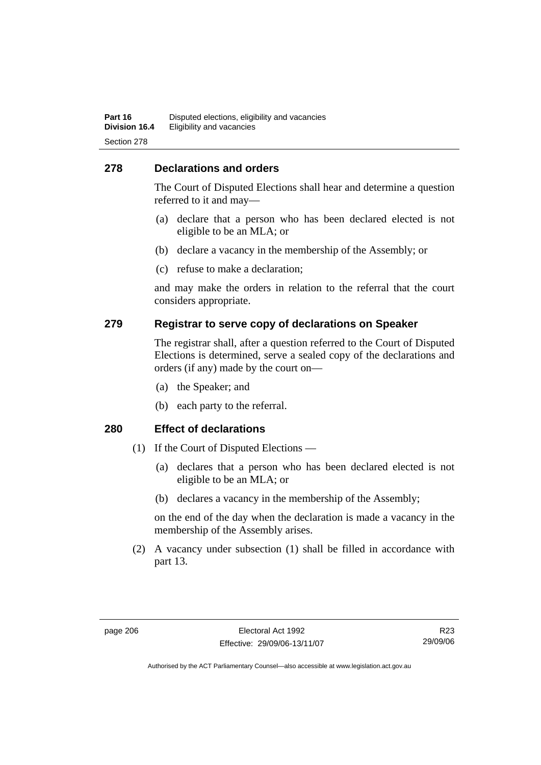## 278 Declarations and orders

The Court of Disputed Elections shall hear and determine a question referred to it and may—

(a) declare that a person who has been declared elected is not eligible to be an MLA; or

(b) declare a vacancy in the membership of the Assembly; or

(c) refuse to make a declaration;

and may make the orders in relation to the referral that the court considers appropriate.

## 279 Registrar to serve copy of declarations on Speaker

The registrar shall, after a question referred to the Court of Disputed Elections is determined, serve a sealed copy of the declarations and orders (if any) made by the court on—

(a) the Speaker; and

(b) each party to the referral.

## 280 Effect of declarations

(1) If the Court of Disputed Elections —

(a) declares that a person who has been declared elected is not eligible to be an MLA; or

(b) declares a vacancy in the membership of the Assembly;

on the end of the day when the declaration is made a vacancy in the membership of the Assembly arises.

(2) A vacancy under subsection (1) shall be filled in accordance with part 13.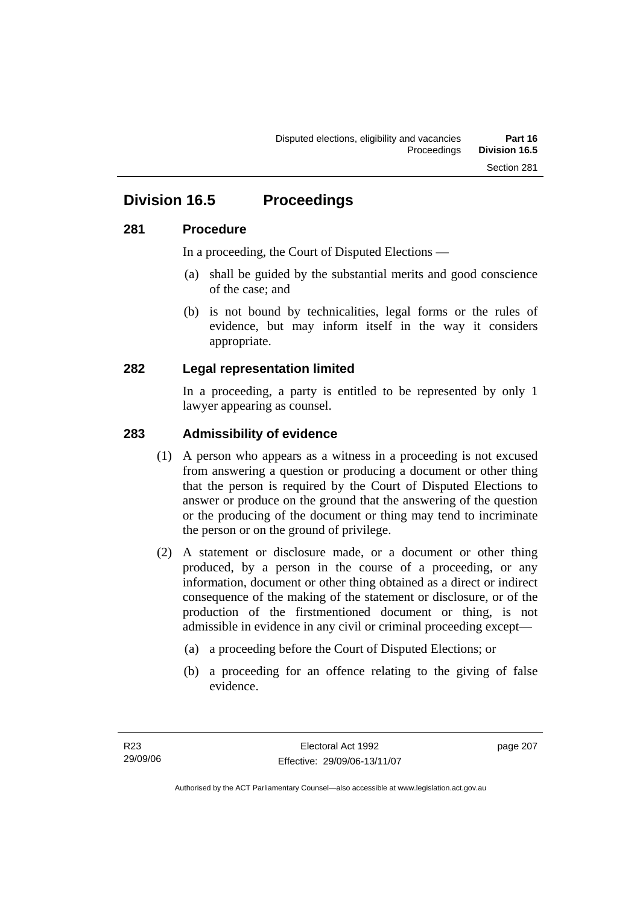## Division 16.5 Proceedings

### 281 Procedure

In a proceeding, the Court of Disputed Elections —

(a) shall be guided by the substantial merits and good conscience of the case; and

(b) is not bound by technicalities, legal forms or the rules of evidence, but may inform itself in the way it considers appropriate.

### 282 Legal representation limited

In a proceeding, a party is entitled to be represented by only 1 lawyer appearing as counsel.

### 283 Admissibility of evidence

(1) A person who appears as a witness in a proceeding is not excused from answering a question or producing a document or other thing that the person is required by the Court of Disputed Elections to answer or produce on the ground that the answering of the question or the producing of the document or thing may tend to incriminate the person or on the ground of privilege.

(2) A statement or disclosure made, or a document or other thing produced, by a person in the course of a proceeding, or any information, document or other thing obtained as a direct or indirect consequence of the making of the statement or disclosure, or of the production of the firstmentioned document or thing, is not admissible in evidence in any civil or criminal proceeding except—

(a) a proceeding before the Court of Disputed Elections; or

(b) a proceeding for an offence relating to the giving of false evidence.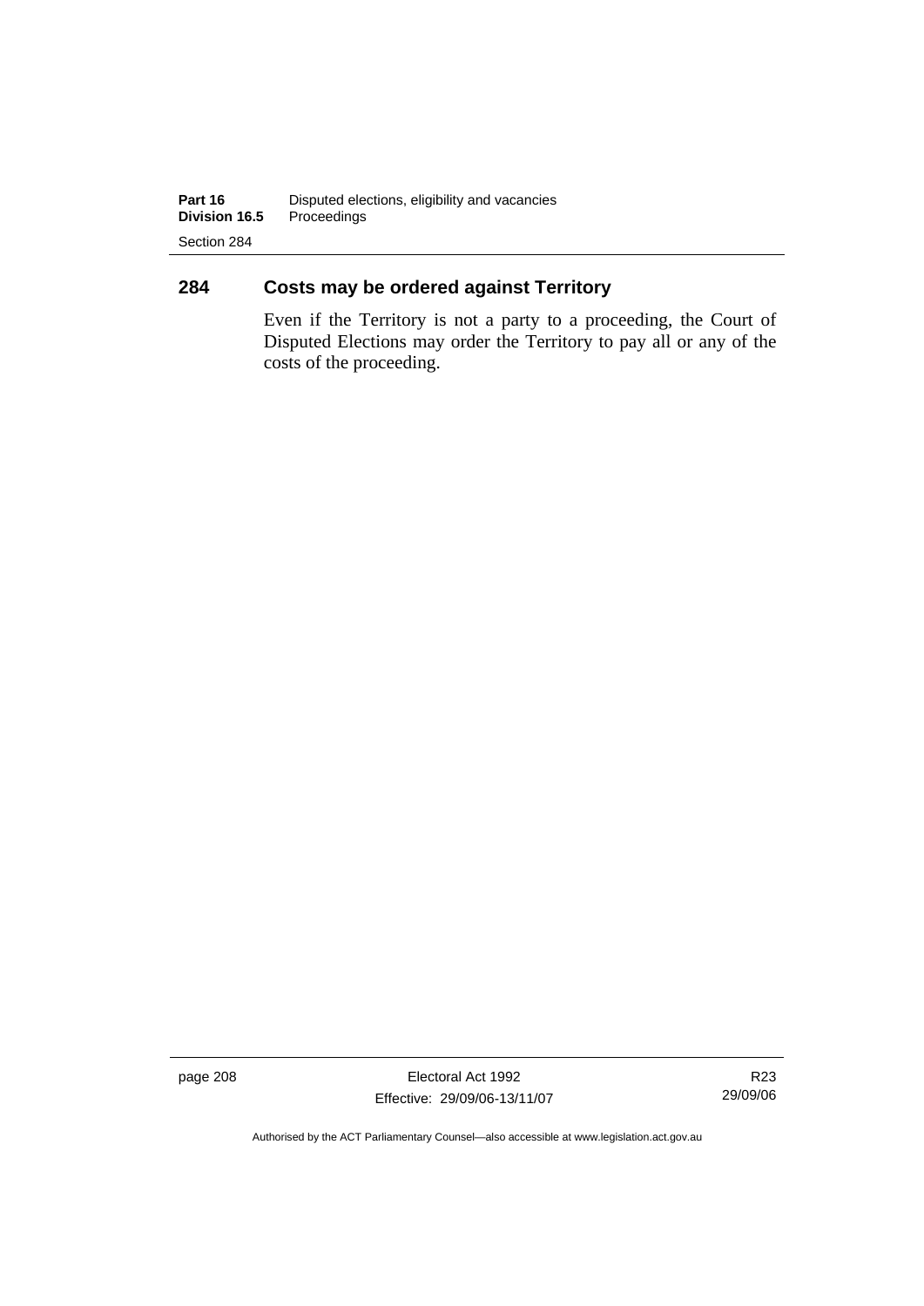## 284 Costs may be ordered against Territory

Even if the Territory is not a party to a proceeding, the Court of Disputed Elections may order the Territory to pay all or any of the costs of the proceeding.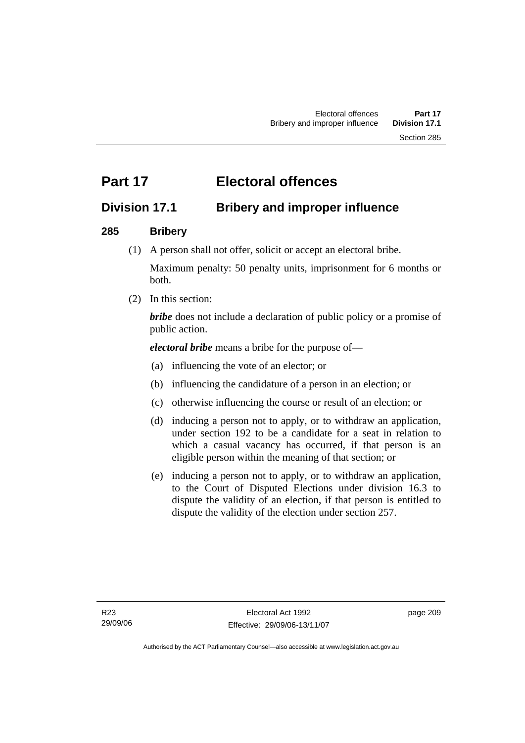# Part 17 Electoral offences

## Division 17.1 Bribery and improper influence

### 285 Bribery

(1) A person shall not offer, solicit or accept an electoral bribe.

Maximum penalty: 50 penalty units, imprisonment for 6 months or both.

(2) In this section:

***bribe*** does not include a declaration of public policy or a promise of public action.

***electoral bribe*** means a bribe for the purpose of—

(a) influencing the vote of an elector; or

(b) influencing the candidature of a person in an election; or

(c) otherwise influencing the course or result of an election; or

(d) inducing a person not to apply, or to withdraw an application, under section 192 to be a candidate for a seat in relation to which a casual vacancy has occurred, if that person is an eligible person within the meaning of that section; or

(e) inducing a person not to apply, or to withdraw an application, to the Court of Disputed Elections under division 16.3 to dispute the validity of an election, if that person is entitled to dispute the validity of the election under section 257.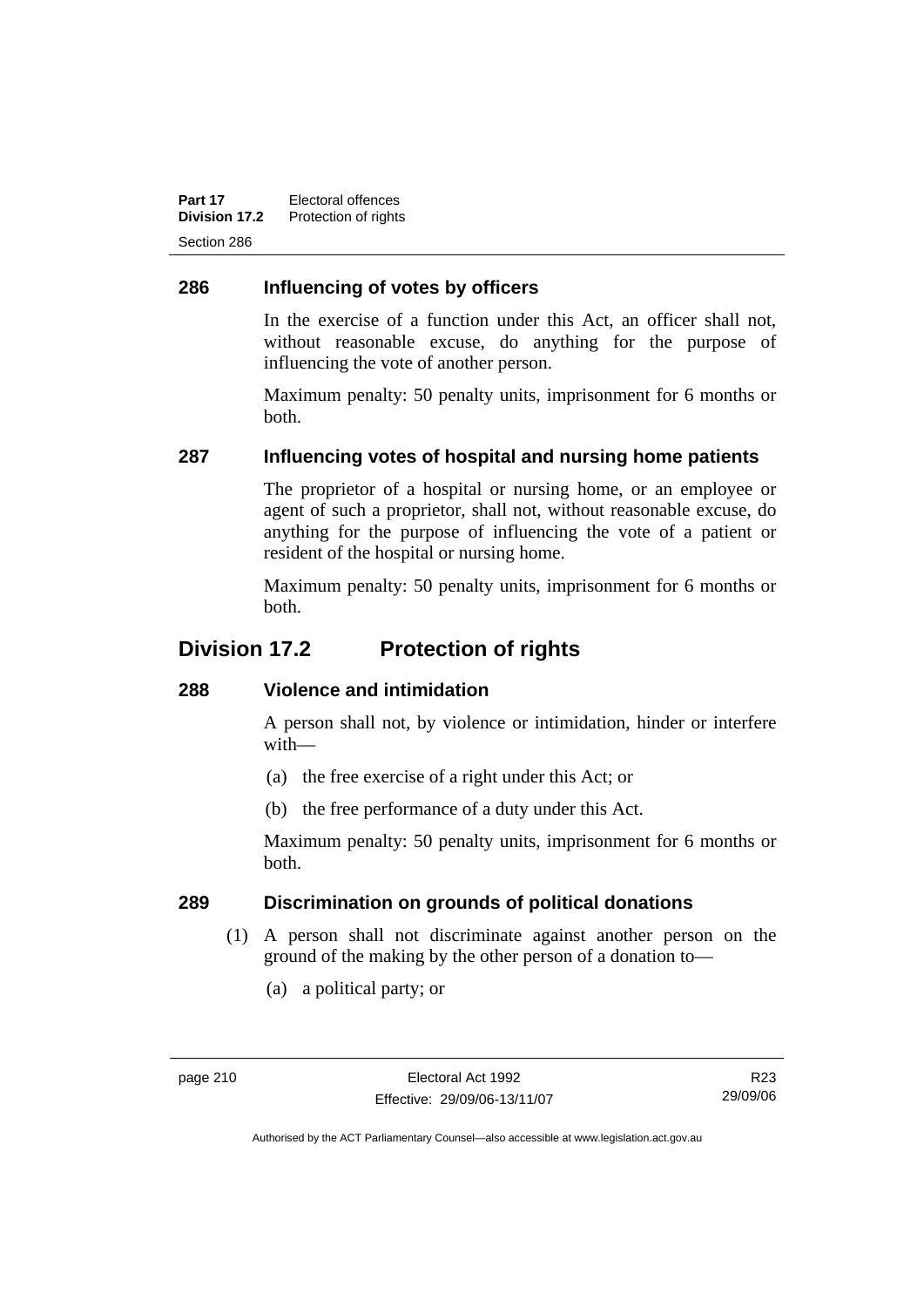### 286 Influencing of votes by officers

In the exercise of a function under this Act, an officer shall not, without reasonable excuse, do anything for the purpose of influencing the vote of another person.

Maximum penalty: 50 penalty units, imprisonment for 6 months or both.

### 287 Influencing votes of hospital and nursing home patients

The proprietor of a hospital or nursing home, or an employee or agent of such a proprietor, shall not, without reasonable excuse, do anything for the purpose of influencing the vote of a patient or resident of the hospital or nursing home.

Maximum penalty: 50 penalty units, imprisonment for 6 months or both.

## Division 17.2 Protection of rights

### 288 Violence and intimidation

A person shall not, by violence or intimidation, hinder or interfere with—

(a) the free exercise of a right under this Act; or

(b) the free performance of a duty under this Act.

Maximum penalty: 50 penalty units, imprisonment for 6 months or both.

### 289 Discrimination on grounds of political donations

(1) A person shall not discriminate against another person on the ground of the making by the other person of a donation to—

(a) a political party; or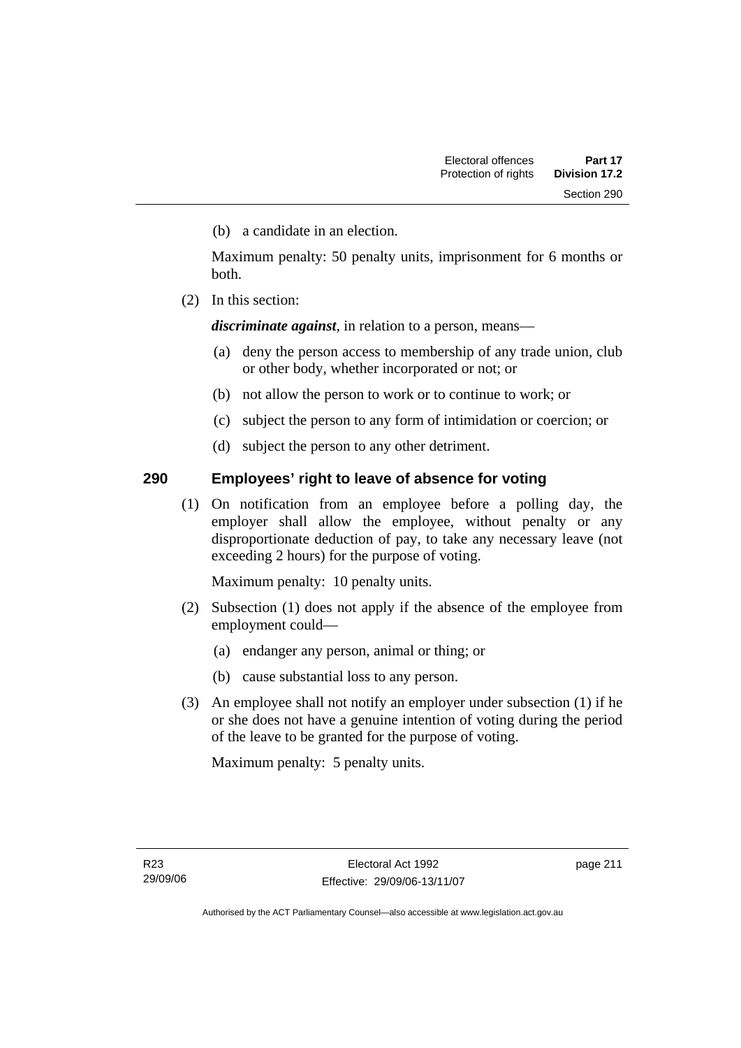(b) a candidate in an election.

Maximum penalty: 50 penalty units, imprisonment for 6 months or both.

(2) In this section:

***discriminate against***, in relation to a person, means—

(a) deny the person access to membership of any trade union, club or other body, whether incorporated or not; or

(b) not allow the person to work or to continue to work; or

(c) subject the person to any form of intimidation or coercion; or

(d) subject the person to any other detriment.

## 290 Employees' right to leave of absence for voting

(1) On notification from an employee before a polling day, the employer shall allow the employee, without penalty or any disproportionate deduction of pay, to take any necessary leave (not exceeding 2 hours) for the purpose of voting.

Maximum penalty: 10 penalty units.

(2) Subsection (1) does not apply if the absence of the employee from employment could—

(a) endanger any person, animal or thing; or

(b) cause substantial loss to any person.

(3) An employee shall not notify an employer under subsection (1) if he or she does not have a genuine intention of voting during the period of the leave to be granted for the purpose of voting.

Maximum penalty: 5 penalty units.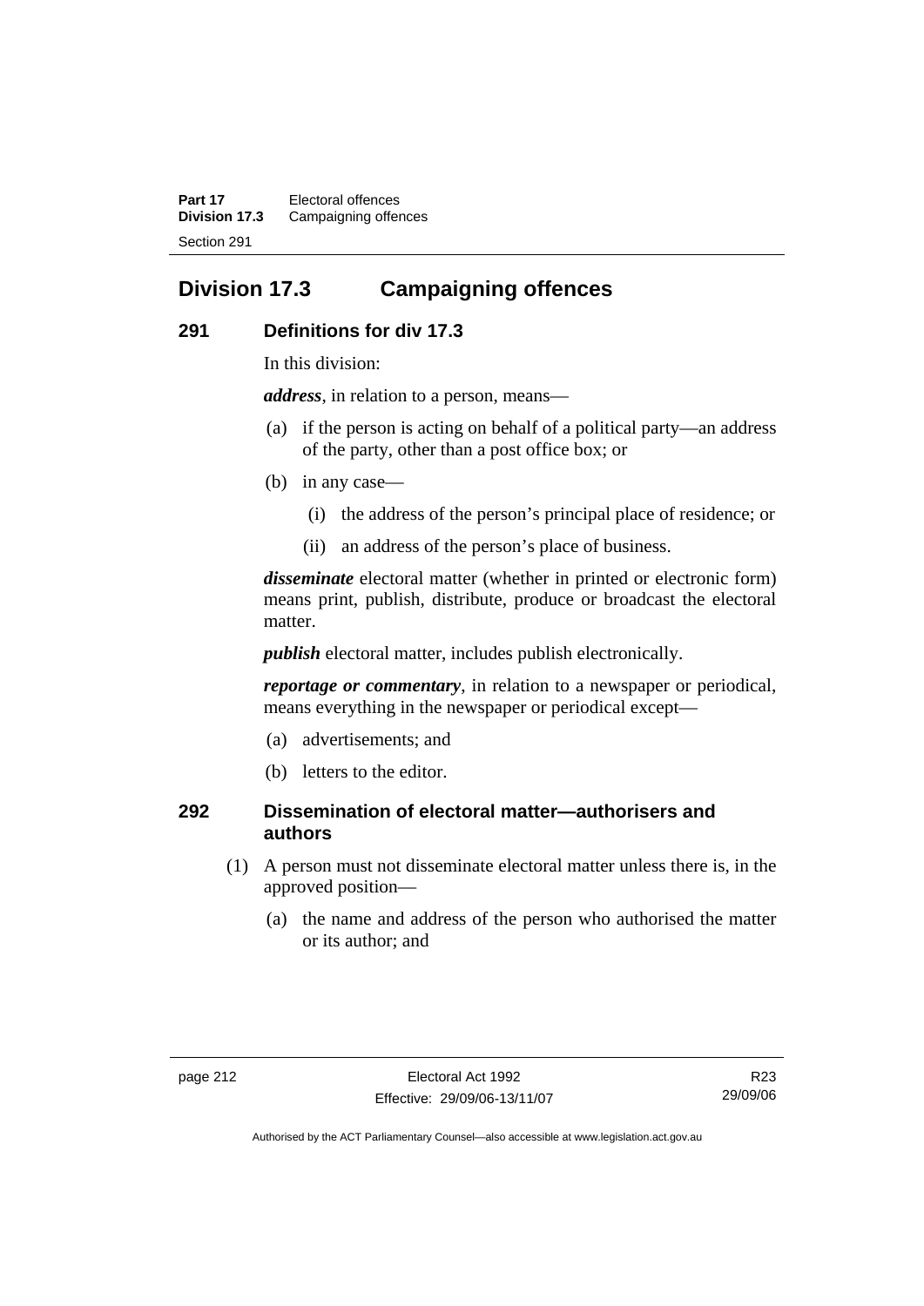## Division 17.3 Campaigning offences

### 291 Definitions for div 17.3

In this division:

***address***, in relation to a person, means—

(a) if the person is acting on behalf of a political party—an address of the party, other than a post office box; or

(b) in any case—

(i) the address of the person's principal place of residence; or

(ii) an address of the person's place of business.

***disseminate*** electoral matter (whether in printed or electronic form) means print, publish, distribute, produce or broadcast the electoral matter.

***publish*** electoral matter, includes publish electronically.

***reportage or commentary***, in relation to a newspaper or periodical, means everything in the newspaper or periodical except—

(a) advertisements; and

(b) letters to the editor.

### 292 Dissemination of electoral matter—authorisers and authors

(1) A person must not disseminate electoral matter unless there is, in the approved position—

(a) the name and address of the person who authorised the matter or its author; and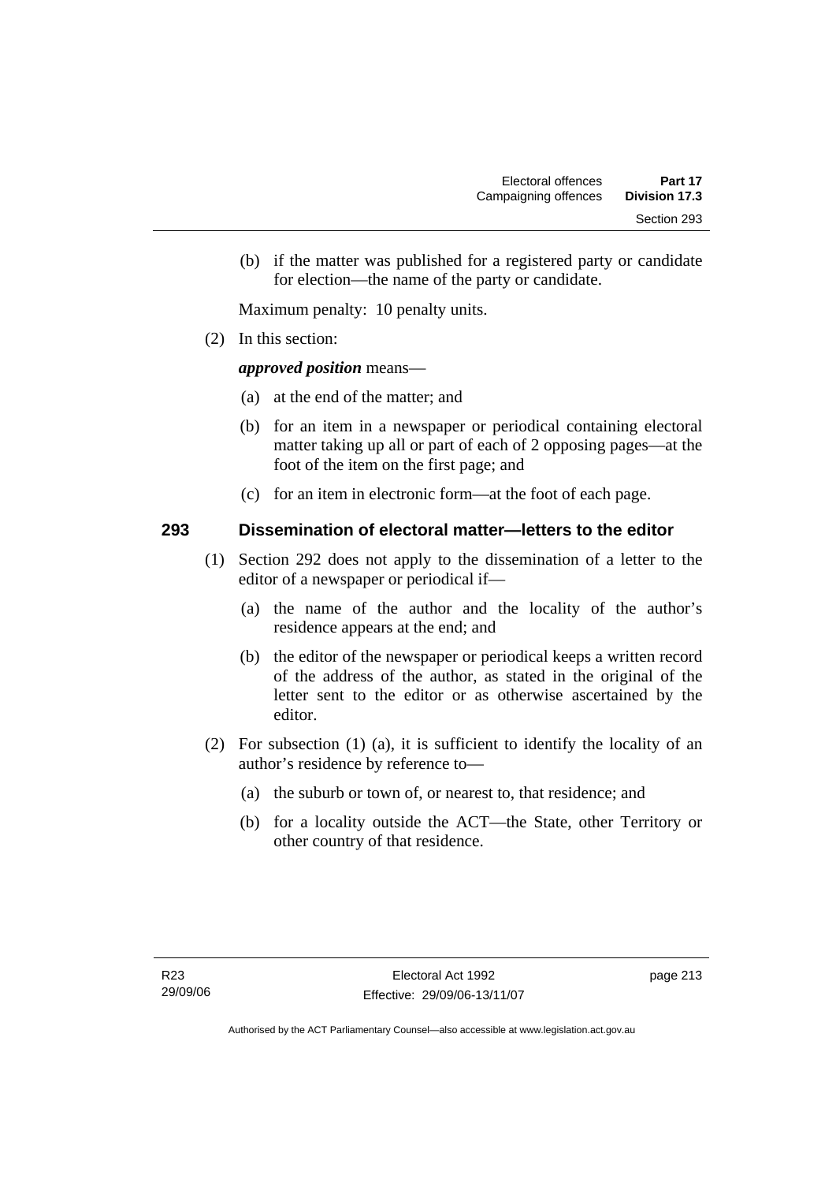(b) if the matter was published for a registered party or candidate for election—the name of the party or candidate.

Maximum penalty: 10 penalty units.

(2) In this section:

***approved position*** means—

(a) at the end of the matter; and

(b) for an item in a newspaper or periodical containing electoral matter taking up all or part of each of 2 opposing pages—at the foot of the item on the first page; and

(c) for an item in electronic form—at the foot of each page.

## 293 Dissemination of electoral matter—letters to the editor

(1) Section 292 does not apply to the dissemination of a letter to the editor of a newspaper or periodical if—

(a) the name of the author and the locality of the author's residence appears at the end; and

(b) the editor of the newspaper or periodical keeps a written record of the address of the author, as stated in the original of the letter sent to the editor or as otherwise ascertained by the editor.

(2) For subsection (1) (a), it is sufficient to identify the locality of an author's residence by reference to—

(a) the suburb or town of, or nearest to, that residence; and

(b) for a locality outside the ACT—the State, other Territory or other country of that residence.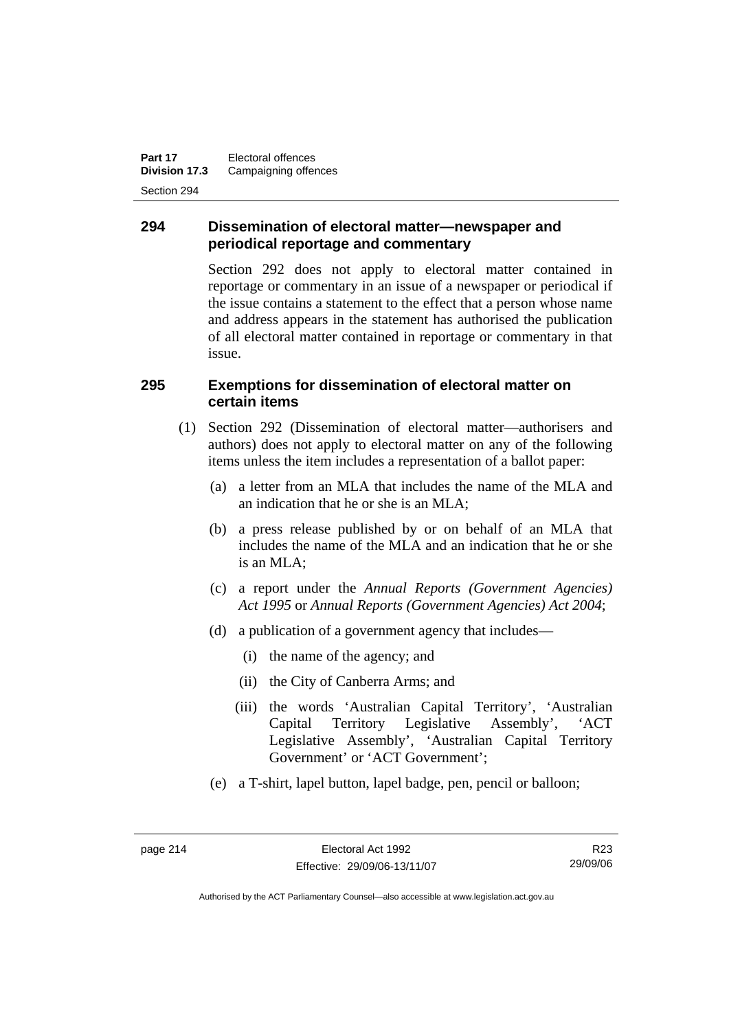## 294 Dissemination of electoral matter—newspaper and periodical reportage and commentary

Section 292 does not apply to electoral matter contained in reportage or commentary in an issue of a newspaper or periodical if the issue contains a statement to the effect that a person whose name and address appears in the statement has authorised the publication of all electoral matter contained in reportage or commentary in that issue.

## 295 Exemptions for dissemination of electoral matter on certain items

(1) Section 292 (Dissemination of electoral matter—authorisers and authors) does not apply to electoral matter on any of the following items unless the item includes a representation of a ballot paper:

(a) a letter from an MLA that includes the name of the MLA and an indication that he or she is an MLA;

(b) a press release published by or on behalf of an MLA that includes the name of the MLA and an indication that he or she is an MLA;

(c) a report under the *Annual Reports (Government Agencies) Act 1995* or *Annual Reports (Government Agencies) Act 2004*;

(d) a publication of a government agency that includes—

(i) the name of the agency; and

(ii) the City of Canberra Arms; and

(iii) the words 'Australian Capital Territory', 'Australian Capital Territory Legislative Assembly', 'ACT Legislative Assembly', 'Australian Capital Territory Government' or 'ACT Government';

(e) a T-shirt, lapel button, lapel badge, pen, pencil or balloon;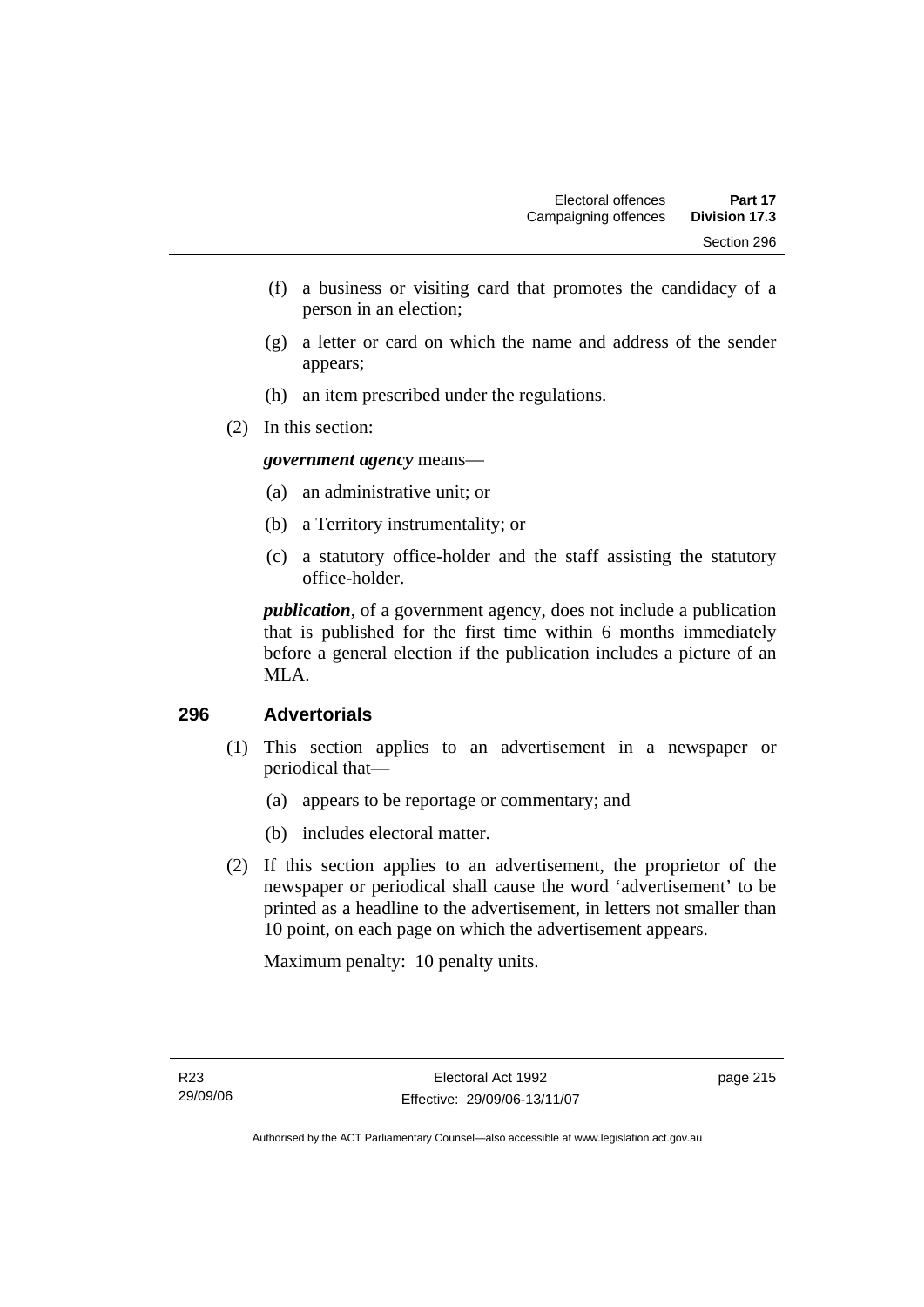(f) a business or visiting card that promotes the candidacy of a person in an election;

(g) a letter or card on which the name and address of the sender appears;

(h) an item prescribed under the regulations.

(2) In this section:

***government agency*** means—

(a) an administrative unit; or

(b) a Territory instrumentality; or

(c) a statutory office-holder and the staff assisting the statutory office-holder.

***publication***, of a government agency, does not include a publication that is published for the first time within 6 months immediately before a general election if the publication includes a picture of an MLA.

## 296 Advertorials

(1) This section applies to an advertisement in a newspaper or periodical that—

(a) appears to be reportage or commentary; and

(b) includes electoral matter.

(2) If this section applies to an advertisement, the proprietor of the newspaper or periodical shall cause the word 'advertisement' to be printed as a headline to the advertisement, in letters not smaller than 10 point, on each page on which the advertisement appears.

Maximum penalty: 10 penalty units.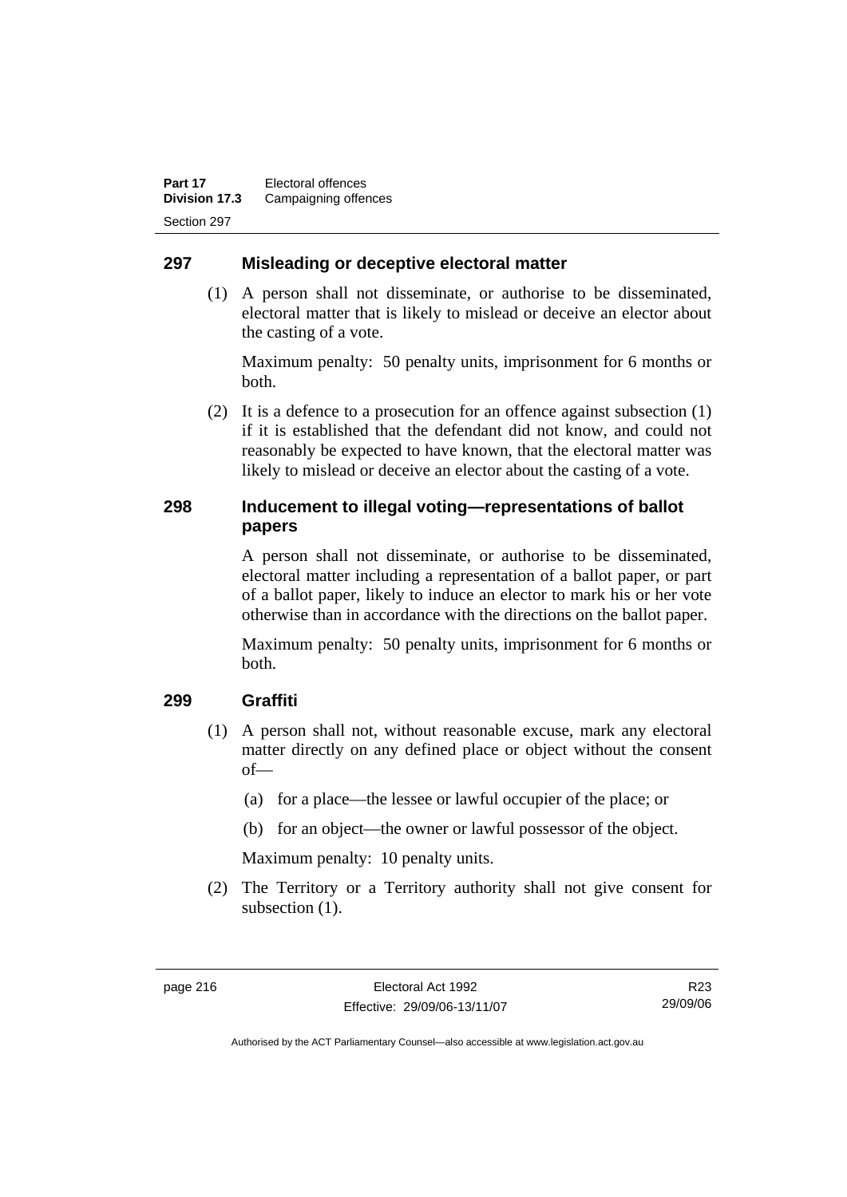## 297 Misleading or deceptive electoral matter

(1) A person shall not disseminate, or authorise to be disseminated, electoral matter that is likely to mislead or deceive an elector about the casting of a vote.

Maximum penalty: 50 penalty units, imprisonment for 6 months or both.

(2) It is a defence to a prosecution for an offence against subsection (1) if it is established that the defendant did not know, and could not reasonably be expected to have known, that the electoral matter was likely to mislead or deceive an elector about the casting of a vote.

## 298 Inducement to illegal voting—representations of ballot papers

A person shall not disseminate, or authorise to be disseminated, electoral matter including a representation of a ballot paper, or part of a ballot paper, likely to induce an elector to mark his or her vote otherwise than in accordance with the directions on the ballot paper.

Maximum penalty: 50 penalty units, imprisonment for 6 months or both.

## 299 Graffiti

(1) A person shall not, without reasonable excuse, mark any electoral matter directly on any defined place or object without the consent of—

(a) for a place—the lessee or lawful occupier of the place; or

(b) for an object—the owner or lawful possessor of the object.

Maximum penalty: 10 penalty units.

(2) The Territory or a Territory authority shall not give consent for subsection (1).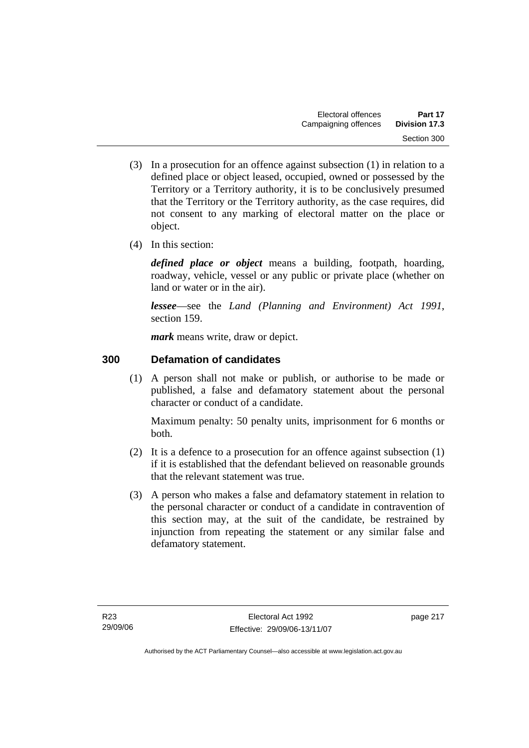(3) In a prosecution for an offence against subsection (1) in relation to a defined place or object leased, occupied, owned or possessed by the Territory or a Territory authority, it is to be conclusively presumed that the Territory or the Territory authority, as the case requires, did not consent to any marking of electoral matter on the place or object.

(4) In this section:

***defined place or object*** means a building, footpath, hoarding, roadway, vehicle, vessel or any public or private place (whether on land or water or in the air).

***lessee***—see the *Land (Planning and Environment) Act 1991*, section 159.

***mark*** means write, draw or depict.

### 300 Defamation of candidates

(1) A person shall not make or publish, or authorise to be made or published, a false and defamatory statement about the personal character or conduct of a candidate.

Maximum penalty: 50 penalty units, imprisonment for 6 months or both.

(2) It is a defence to a prosecution for an offence against subsection (1) if it is established that the defendant believed on reasonable grounds that the relevant statement was true.

(3) A person who makes a false and defamatory statement in relation to the personal character or conduct of a candidate in contravention of this section may, at the suit of the candidate, be restrained by injunction from repeating the statement or any similar false and defamatory statement.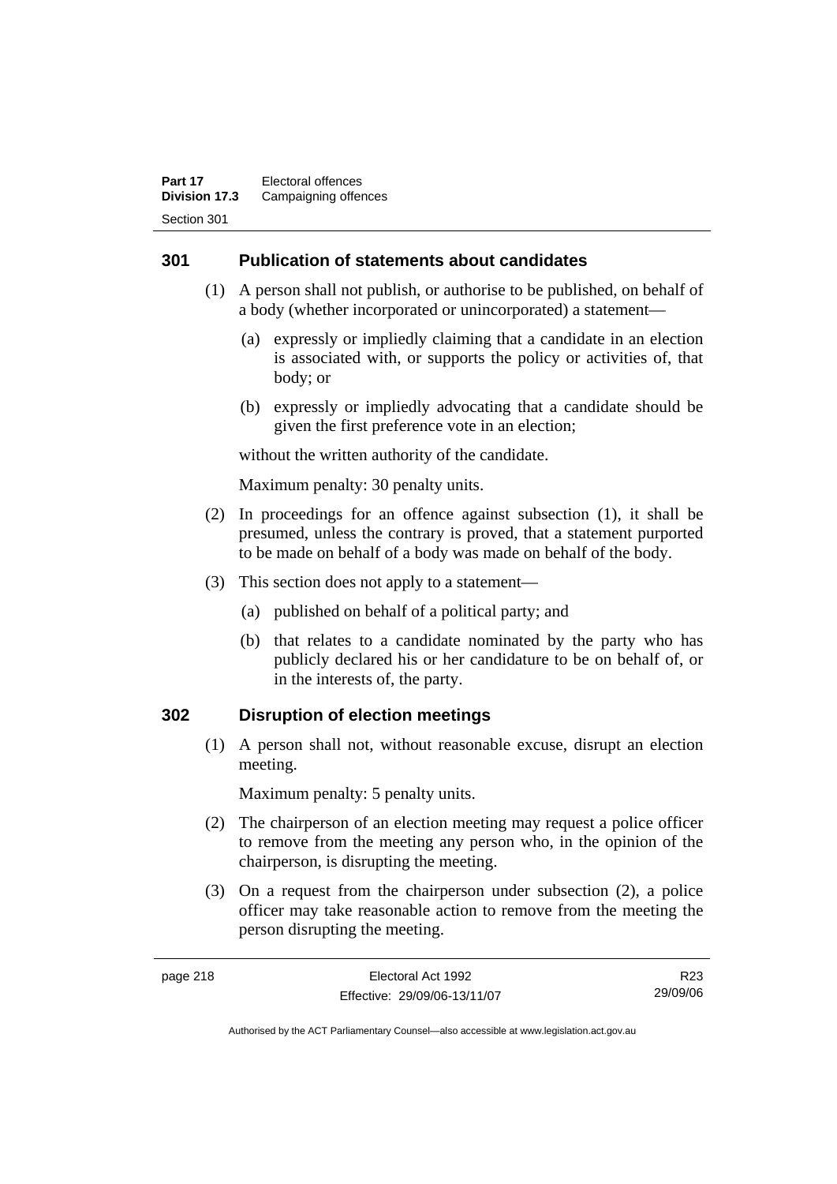### 301 Publication of statements about candidates

(1) A person shall not publish, or authorise to be published, on behalf of a body (whether incorporated or unincorporated) a statement—

(a) expressly or impliedly claiming that a candidate in an election is associated with, or supports the policy or activities of, that body; or

(b) expressly or impliedly advocating that a candidate should be given the first preference vote in an election;

without the written authority of the candidate.

Maximum penalty: 30 penalty units.

(2) In proceedings for an offence against subsection (1), it shall be presumed, unless the contrary is proved, that a statement purported to be made on behalf of a body was made on behalf of the body.

(3) This section does not apply to a statement—

(a) published on behalf of a political party; and

(b) that relates to a candidate nominated by the party who has publicly declared his or her candidature to be on behalf of, or in the interests of, the party.

### 302 Disruption of election meetings

(1) A person shall not, without reasonable excuse, disrupt an election meeting.

Maximum penalty: 5 penalty units.

(2) The chairperson of an election meeting may request a police officer to remove from the meeting any person who, in the opinion of the chairperson, is disrupting the meeting.

(3) On a request from the chairperson under subsection (2), a police officer may take reasonable action to remove from the meeting the person disrupting the meeting.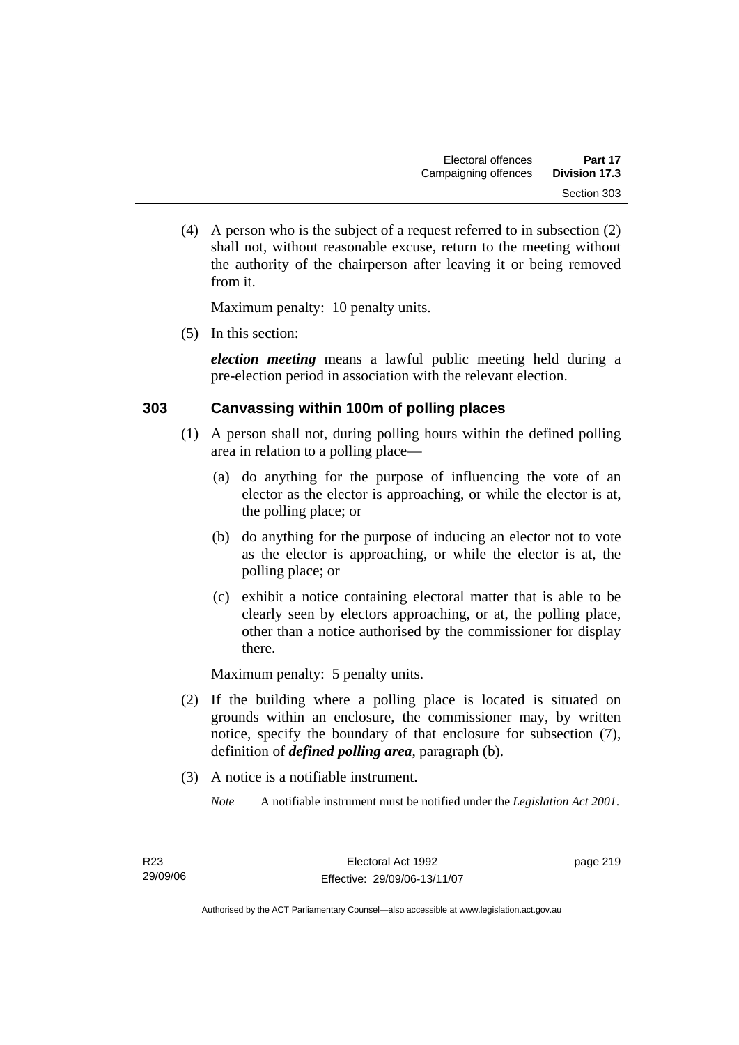(4) A person who is the subject of a request referred to in subsection (2) shall not, without reasonable excuse, return to the meeting without the authority of the chairperson after leaving it or being removed from it.

Maximum penalty: 10 penalty units.

(5) In this section:

***election meeting*** means a lawful public meeting held during a pre-election period in association with the relevant election.

### 303 Canvassing within 100m of polling places

(1) A person shall not, during polling hours within the defined polling area in relation to a polling place—

(a) do anything for the purpose of influencing the vote of an elector as the elector is approaching, or while the elector is at, the polling place; or

(b) do anything for the purpose of inducing an elector not to vote as the elector is approaching, or while the elector is at, the polling place; or

(c) exhibit a notice containing electoral matter that is able to be clearly seen by electors approaching, or at, the polling place, other than a notice authorised by the commissioner for display there.

Maximum penalty: 5 penalty units.

(2) If the building where a polling place is located is situated on grounds within an enclosure, the commissioner may, by written notice, specify the boundary of that enclosure for subsection (7), definition of ***defined polling area***, paragraph (b).

(3) A notice is a notifiable instrument.

*Note* A notifiable instrument must be notified under the *Legislation Act 2001*.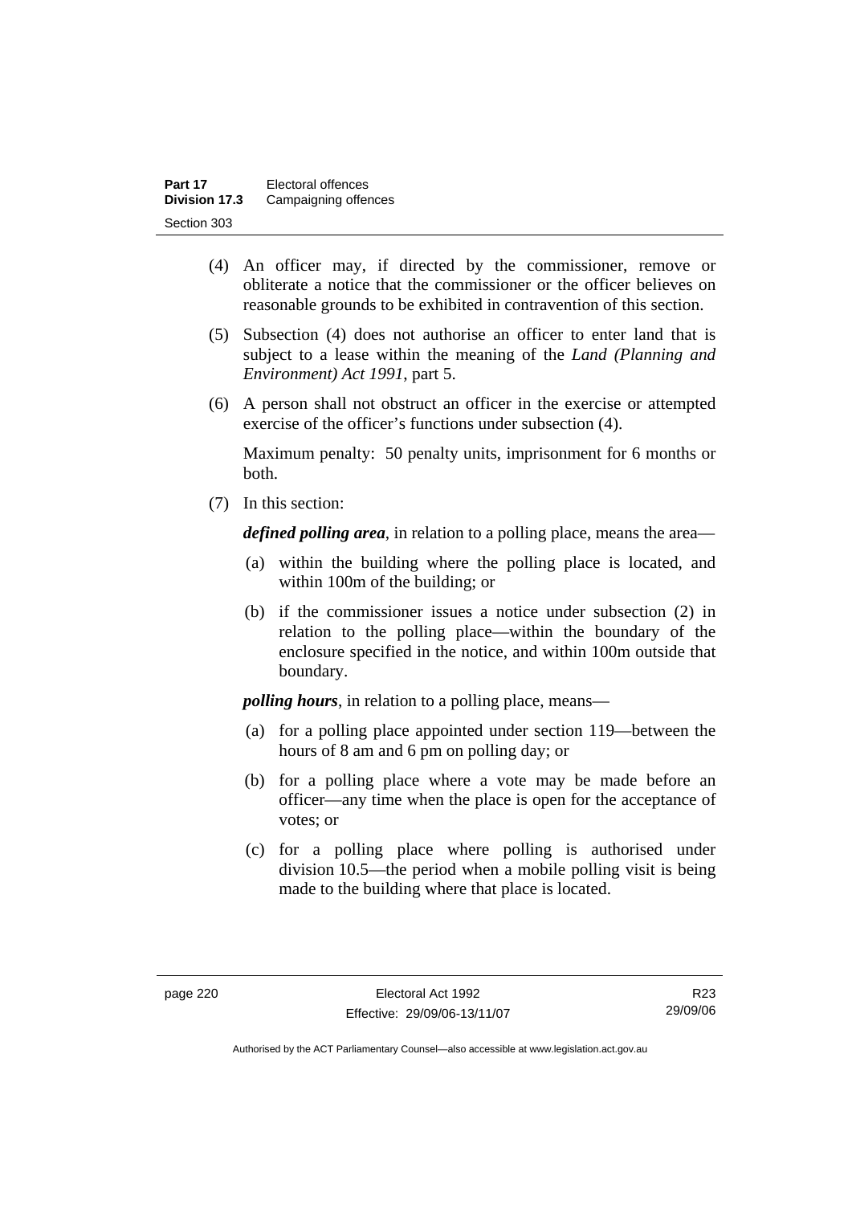(4) An officer may, if directed by the commissioner, remove or obliterate a notice that the commissioner or the officer believes on reasonable grounds to be exhibited in contravention of this section.

(5) Subsection (4) does not authorise an officer to enter land that is subject to a lease within the meaning of the *Land (Planning and Environment) Act 1991*, part 5.

(6) A person shall not obstruct an officer in the exercise or attempted exercise of the officer's functions under subsection (4).

Maximum penalty: 50 penalty units, imprisonment for 6 months or both.

(7) In this section:

***defined polling area***, in relation to a polling place, means the area—

(a) within the building where the polling place is located, and within 100m of the building; or

(b) if the commissioner issues a notice under subsection (2) in relation to the polling place—within the boundary of the enclosure specified in the notice, and within 100m outside that boundary.

***polling hours***, in relation to a polling place, means—

(a) for a polling place appointed under section 119—between the hours of 8 am and 6 pm on polling day; or

(b) for a polling place where a vote may be made before an officer—any time when the place is open for the acceptance of votes; or

(c) for a polling place where polling is authorised under division 10.5—the period when a mobile polling visit is being made to the building where that place is located.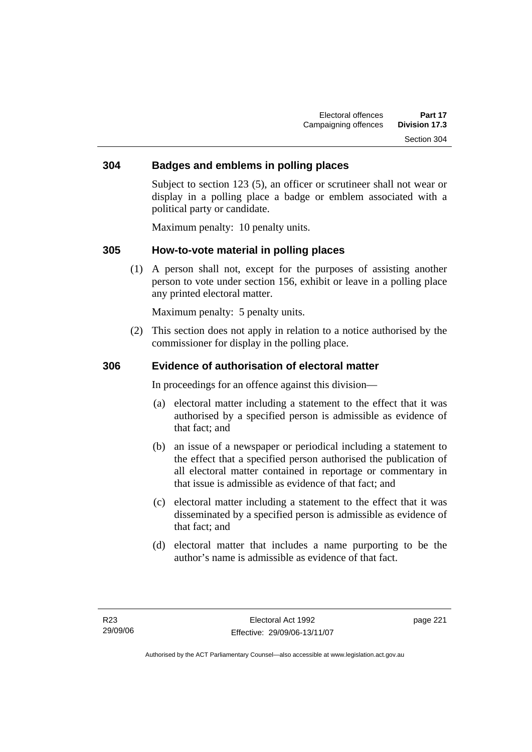### 304 Badges and emblems in polling places

Subject to section 123 (5), an officer or scrutineer shall not wear or display in a polling place a badge or emblem associated with a political party or candidate.

Maximum penalty: 10 penalty units.

### 305 How-to-vote material in polling places

(1) A person shall not, except for the purposes of assisting another person to vote under section 156, exhibit or leave in a polling place any printed electoral matter.

Maximum penalty: 5 penalty units.

(2) This section does not apply in relation to a notice authorised by the commissioner for display in the polling place.

### 306 Evidence of authorisation of electoral matter

In proceedings for an offence against this division—

(a) electoral matter including a statement to the effect that it was authorised by a specified person is admissible as evidence of that fact; and

(b) an issue of a newspaper or periodical including a statement to the effect that a specified person authorised the publication of all electoral matter contained in reportage or commentary in that issue is admissible as evidence of that fact; and

(c) electoral matter including a statement to the effect that it was disseminated by a specified person is admissible as evidence of that fact; and

(d) electoral matter that includes a name purporting to be the author's name is admissible as evidence of that fact.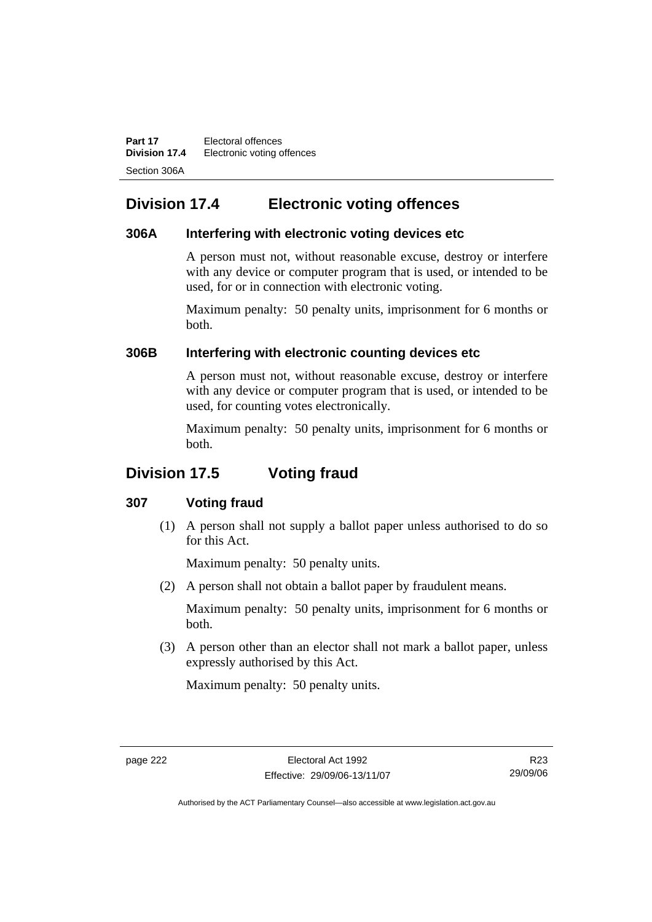## Division 17.4 Electronic voting offences

### 306A Interfering with electronic voting devices etc

A person must not, without reasonable excuse, destroy or interfere with any device or computer program that is used, or intended to be used, for or in connection with electronic voting.

Maximum penalty: 50 penalty units, imprisonment for 6 months or both.

### 306B Interfering with electronic counting devices etc

A person must not, without reasonable excuse, destroy or interfere with any device or computer program that is used, or intended to be used, for counting votes electronically.

Maximum penalty: 50 penalty units, imprisonment for 6 months or both.

## Division 17.5 Voting fraud

### 307 Voting fraud

(1) A person shall not supply a ballot paper unless authorised to do so for this Act.

Maximum penalty: 50 penalty units.

(2) A person shall not obtain a ballot paper by fraudulent means.

Maximum penalty: 50 penalty units, imprisonment for 6 months or both.

(3) A person other than an elector shall not mark a ballot paper, unless expressly authorised by this Act.

Maximum penalty: 50 penalty units.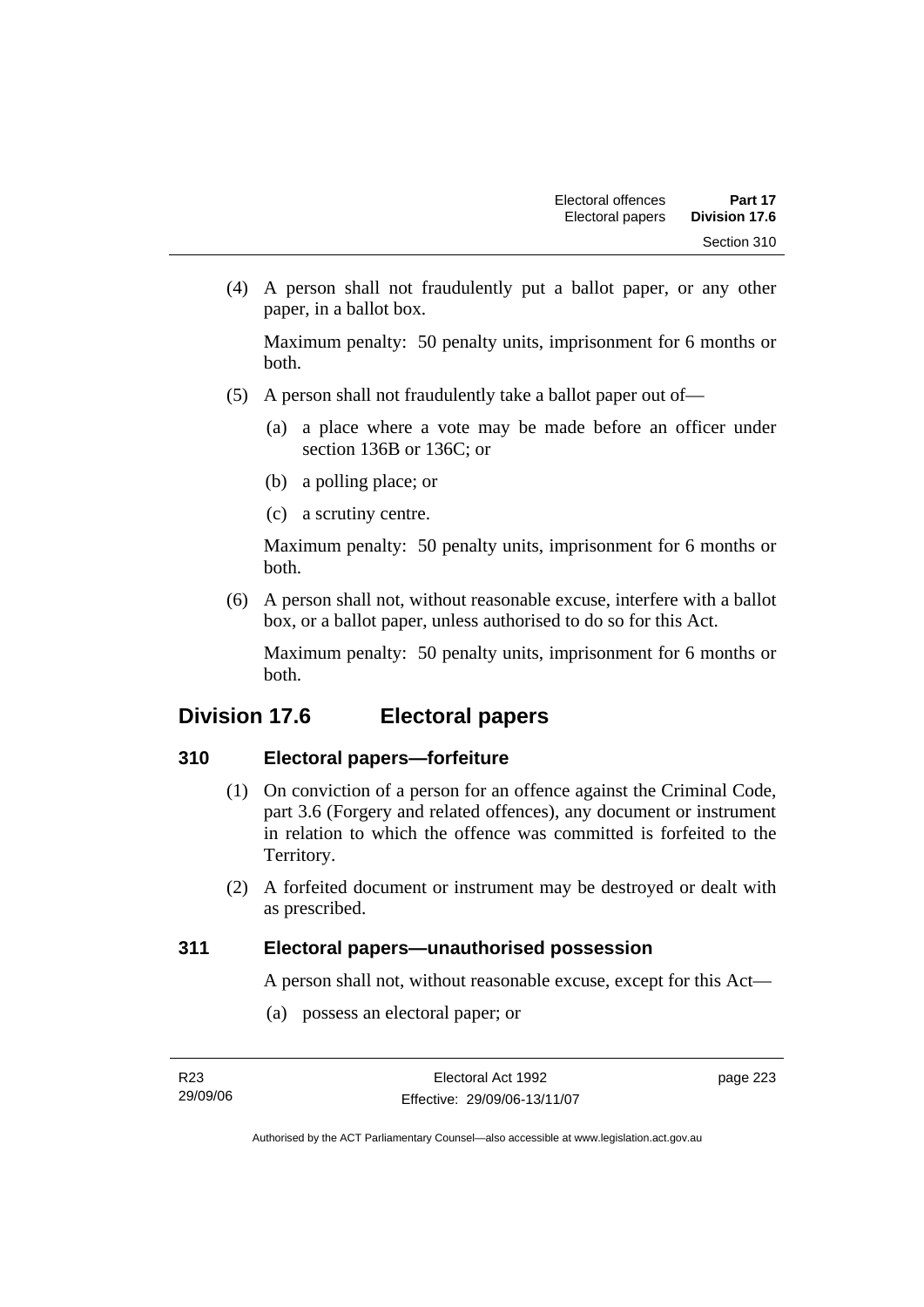(4) A person shall not fraudulently put a ballot paper, or any other paper, in a ballot box.

Maximum penalty: 50 penalty units, imprisonment for 6 months or both.

(5) A person shall not fraudulently take a ballot paper out of—

(a) a place where a vote may be made before an officer under section 136B or 136C; or

(b) a polling place; or

(c) a scrutiny centre.

Maximum penalty: 50 penalty units, imprisonment for 6 months or both.

(6) A person shall not, without reasonable excuse, interfere with a ballot box, or a ballot paper, unless authorised to do so for this Act.

Maximum penalty: 50 penalty units, imprisonment for 6 months or both.

## Division 17.6 Electoral papers

### 310 Electoral papers—forfeiture

(1) On conviction of a person for an offence against the Criminal Code, part 3.6 (Forgery and related offences), any document or instrument in relation to which the offence was committed is forfeited to the Territory.

(2) A forfeited document or instrument may be destroyed or dealt with as prescribed.

### 311 Electoral papers—unauthorised possession

A person shall not, without reasonable excuse, except for this Act—

(a) possess an electoral paper; or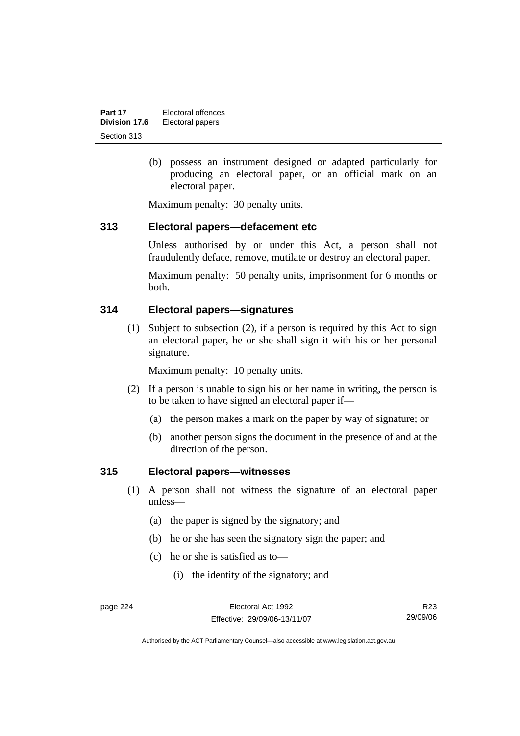(b) possess an instrument designed or adapted particularly for producing an electoral paper, or an official mark on an electoral paper.

Maximum penalty: 30 penalty units.

### 313 Electoral papers—defacement etc

Unless authorised by or under this Act, a person shall not fraudulently deface, remove, mutilate or destroy an electoral paper.

Maximum penalty: 50 penalty units, imprisonment for 6 months or both.

### 314 Electoral papers—signatures

(1) Subject to subsection (2), if a person is required by this Act to sign an electoral paper, he or she shall sign it with his or her personal signature.

Maximum penalty: 10 penalty units.

(2) If a person is unable to sign his or her name in writing, the person is to be taken to have signed an electoral paper if—

(a) the person makes a mark on the paper by way of signature; or

(b) another person signs the document in the presence of and at the direction of the person.

### 315 Electoral papers—witnesses

(1) A person shall not witness the signature of an electoral paper unless—

(a) the paper is signed by the signatory; and

(b) he or she has seen the signatory sign the paper; and

(c) he or she is satisfied as to—

(i) the identity of the signatory; and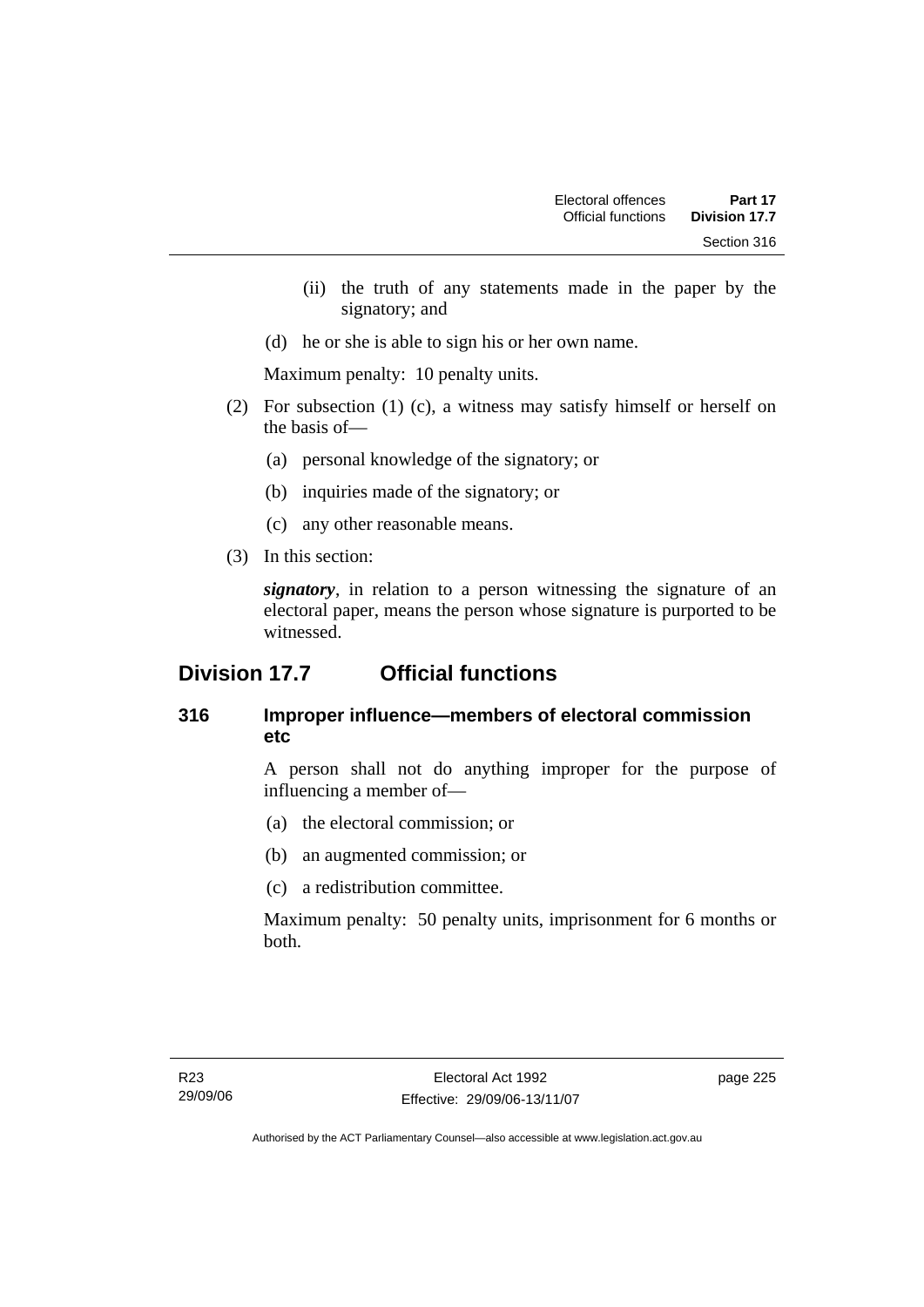(ii) the truth of any statements made in the paper by the signatory; and

(d) he or she is able to sign his or her own name.

Maximum penalty: 10 penalty units.

(2) For subsection (1) (c), a witness may satisfy himself or herself on the basis of—

(a) personal knowledge of the signatory; or

(b) inquiries made of the signatory; or

(c) any other reasonable means.

(3) In this section:

***signatory***, in relation to a person witnessing the signature of an electoral paper, means the person whose signature is purported to be witnessed.

## Division 17.7 Official functions

### 316 Improper influence—members of electoral commission etc

A person shall not do anything improper for the purpose of influencing a member of—

(a) the electoral commission; or

(b) an augmented commission; or

(c) a redistribution committee.

Maximum penalty: 50 penalty units, imprisonment for 6 months or both.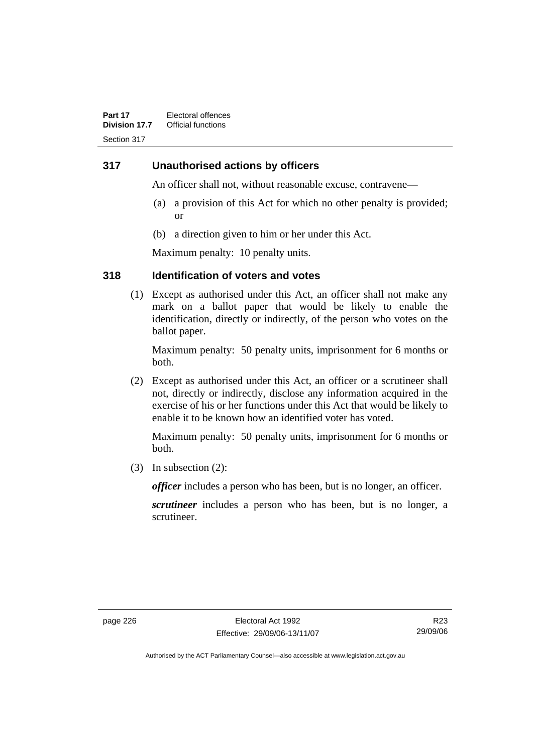## 317 Unauthorised actions by officers

An officer shall not, without reasonable excuse, contravene—

(a) a provision of this Act for which no other penalty is provided; or

(b) a direction given to him or her under this Act.

Maximum penalty: 10 penalty units.

## 318 Identification of voters and votes

(1) Except as authorised under this Act, an officer shall not make any mark on a ballot paper that would be likely to enable the identification, directly or indirectly, of the person who votes on the ballot paper.

Maximum penalty: 50 penalty units, imprisonment for 6 months or both.

(2) Except as authorised under this Act, an officer or a scrutineer shall not, directly or indirectly, disclose any information acquired in the exercise of his or her functions under this Act that would be likely to enable it to be known how an identified voter has voted.

Maximum penalty: 50 penalty units, imprisonment for 6 months or both.

(3) In subsection (2):

***officer*** includes a person who has been, but is no longer, an officer.

***scrutineer*** includes a person who has been, but is no longer, a scrutineer.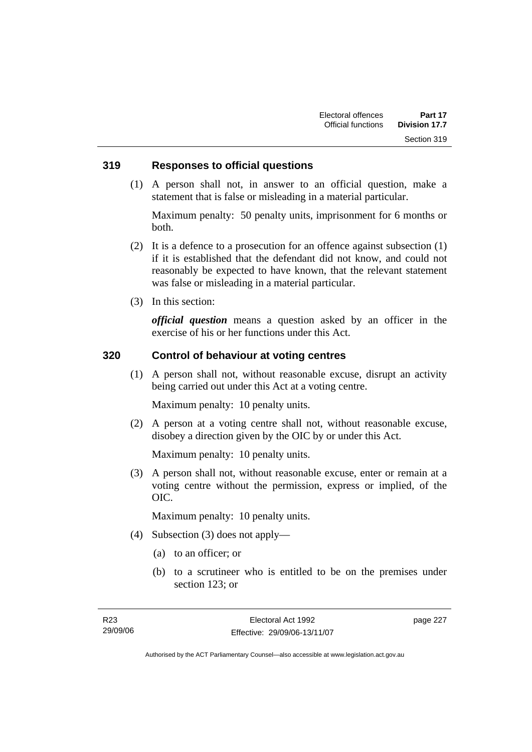## 319 Responses to official questions

(1) A person shall not, in answer to an official question, make a statement that is false or misleading in a material particular.

Maximum penalty: 50 penalty units, imprisonment for 6 months or both.

(2) It is a defence to a prosecution for an offence against subsection (1) if it is established that the defendant did not know, and could not reasonably be expected to have known, that the relevant statement was false or misleading in a material particular.

(3) In this section:

***official question*** means a question asked by an officer in the exercise of his or her functions under this Act.

## 320 Control of behaviour at voting centres

(1) A person shall not, without reasonable excuse, disrupt an activity being carried out under this Act at a voting centre.

Maximum penalty: 10 penalty units.

(2) A person at a voting centre shall not, without reasonable excuse, disobey a direction given by the OIC by or under this Act.

Maximum penalty: 10 penalty units.

(3) A person shall not, without reasonable excuse, enter or remain at a voting centre without the permission, express or implied, of the OIC.

Maximum penalty: 10 penalty units.

(4) Subsection (3) does not apply—

(a) to an officer; or

(b) to a scrutineer who is entitled to be on the premises under section 123; or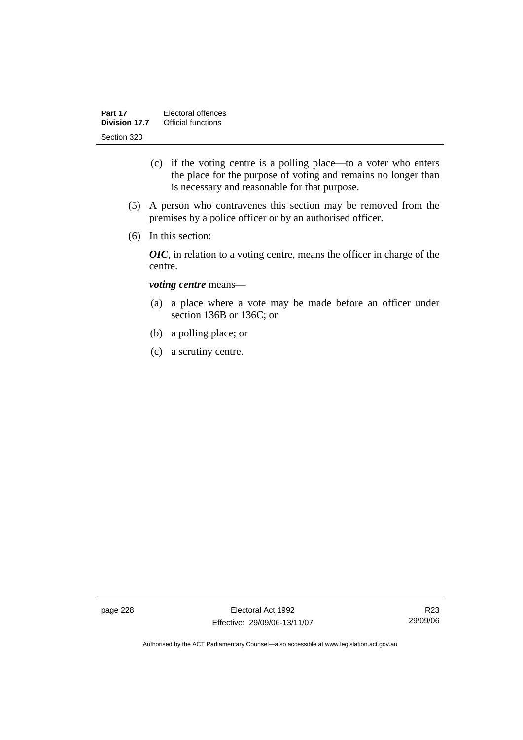(c) if the voting centre is a polling place—to a voter who enters the place for the purpose of voting and remains no longer than is necessary and reasonable for that purpose.

(5) A person who contravenes this section may be removed from the premises by a police officer or by an authorised officer.

(6) In this section:

***OIC***, in relation to a voting centre, means the officer in charge of the centre.

***voting centre*** means—

(a) a place where a vote may be made before an officer under section 136B or 136C; or

(b) a polling place; or

(c) a scrutiny centre.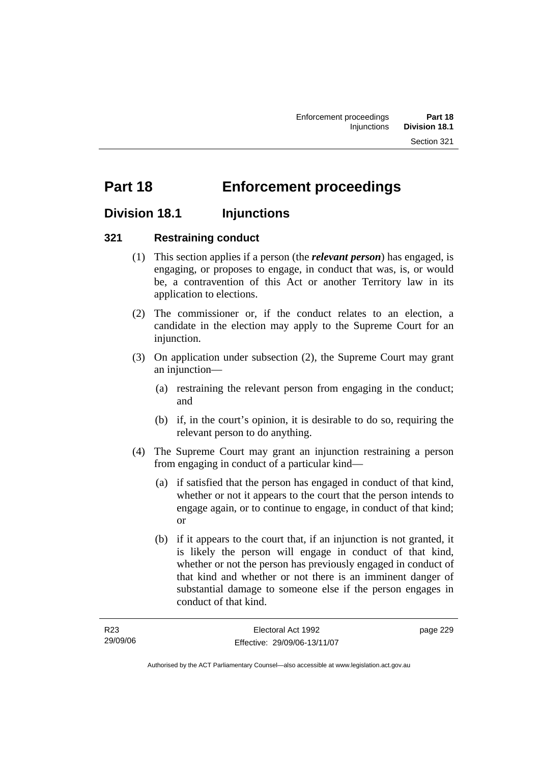# Part 18 Enforcement proceedings

## Division 18.1 Injunctions

### 321 Restraining conduct

(1) This section applies if a person (the ***relevant person***) has engaged, is engaging, or proposes to engage, in conduct that was, is, or would be, a contravention of this Act or another Territory law in its application to elections.

(2) The commissioner or, if the conduct relates to an election, a candidate in the election may apply to the Supreme Court for an injunction.

(3) On application under subsection (2), the Supreme Court may grant an injunction—

(a) restraining the relevant person from engaging in the conduct; and

(b) if, in the court's opinion, it is desirable to do so, requiring the relevant person to do anything.

(4) The Supreme Court may grant an injunction restraining a person from engaging in conduct of a particular kind—

(a) if satisfied that the person has engaged in conduct of that kind, whether or not it appears to the court that the person intends to engage again, or to continue to engage, in conduct of that kind; or

(b) if it appears to the court that, if an injunction is not granted, it is likely the person will engage in conduct of that kind, whether or not the person has previously engaged in conduct of that kind and whether or not there is an imminent danger of substantial damage to someone else if the person engages in conduct of that kind.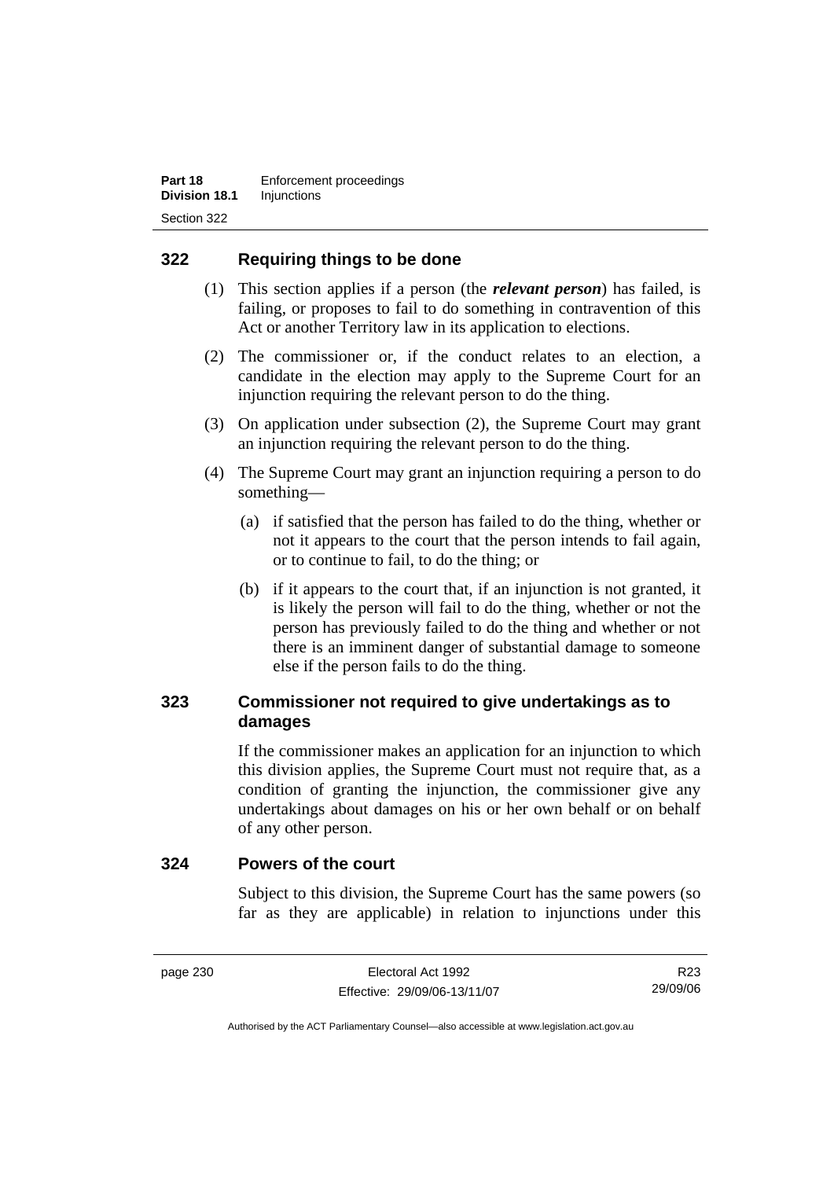## 322 Requiring things to be done

(1) This section applies if a person (the ***relevant person***) has failed, is failing, or proposes to fail to do something in contravention of this Act or another Territory law in its application to elections.

(2) The commissioner or, if the conduct relates to an election, a candidate in the election may apply to the Supreme Court for an injunction requiring the relevant person to do the thing.

(3) On application under subsection (2), the Supreme Court may grant an injunction requiring the relevant person to do the thing.

(4) The Supreme Court may grant an injunction requiring a person to do something—

(a) if satisfied that the person has failed to do the thing, whether or not it appears to the court that the person intends to fail again, or to continue to fail, to do the thing; or

(b) if it appears to the court that, if an injunction is not granted, it is likely the person will fail to do the thing, whether or not the person has previously failed to do the thing and whether or not there is an imminent danger of substantial damage to someone else if the person fails to do the thing.

## 323 Commissioner not required to give undertakings as to damages

If the commissioner makes an application for an injunction to which this division applies, the Supreme Court must not require that, as a condition of granting the injunction, the commissioner give any undertakings about damages on his or her own behalf or on behalf of any other person.

## 324 Powers of the court

Subject to this division, the Supreme Court has the same powers (so far as they are applicable) in relation to injunctions under this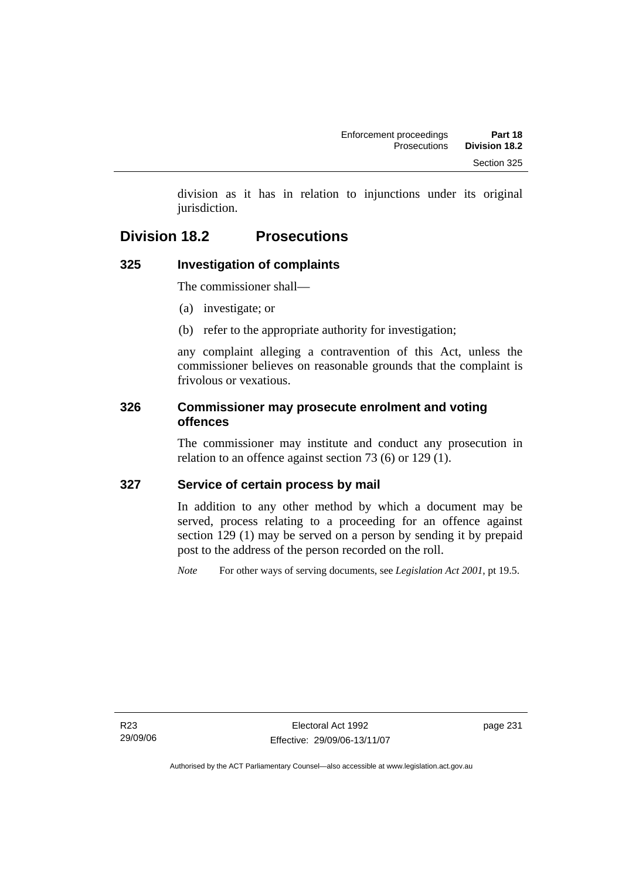division as it has in relation to injunctions under its original jurisdiction.

## Division 18.2 Prosecutions

### 325 Investigation of complaints

The commissioner shall—

(a) investigate; or

(b) refer to the appropriate authority for investigation;

any complaint alleging a contravention of this Act, unless the commissioner believes on reasonable grounds that the complaint is frivolous or vexatious.

### 326 Commissioner may prosecute enrolment and voting offences

The commissioner may institute and conduct any prosecution in relation to an offence against section 73 (6) or 129 (1).

### 327 Service of certain process by mail

In addition to any other method by which a document may be served, process relating to a proceeding for an offence against section 129 (1) may be served on a person by sending it by prepaid post to the address of the person recorded on the roll.

*Note* For other ways of serving documents, see *Legislation Act 2001*, pt 19.5.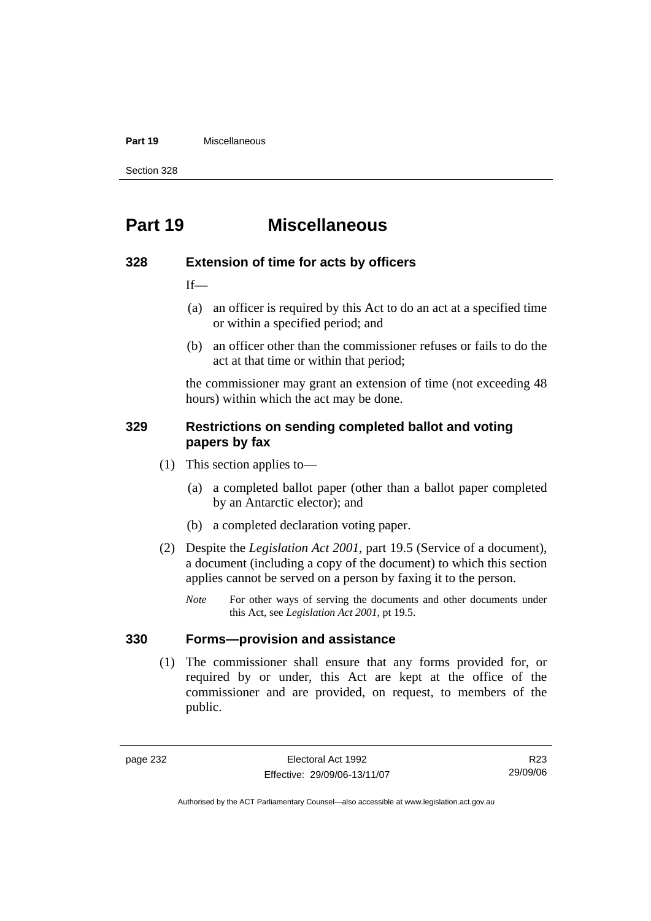# Part 19 Miscellaneous

### 328 Extension of time for acts by officers

If—

(a) an officer is required by this Act to do an act at a specified time or within a specified period; and

(b) an officer other than the commissioner refuses or fails to do the act at that time or within that period;

the commissioner may grant an extension of time (not exceeding 48 hours) within which the act may be done.

### 329 Restrictions on sending completed ballot and voting papers by fax

(1) This section applies to—

(a) a completed ballot paper (other than a ballot paper completed by an Antarctic elector); and

(b) a completed declaration voting paper.

(2) Despite the *Legislation Act 2001*, part 19.5 (Service of a document), a document (including a copy of the document) to which this section applies cannot be served on a person by faxing it to the person.

*Note* For other ways of serving the documents and other documents under this Act, see *Legislation Act 2001*, pt 19.5.

### 330 Forms—provision and assistance

(1) The commissioner shall ensure that any forms provided for, or required by or under, this Act are kept at the office of the commissioner and are provided, on request, to members of the public.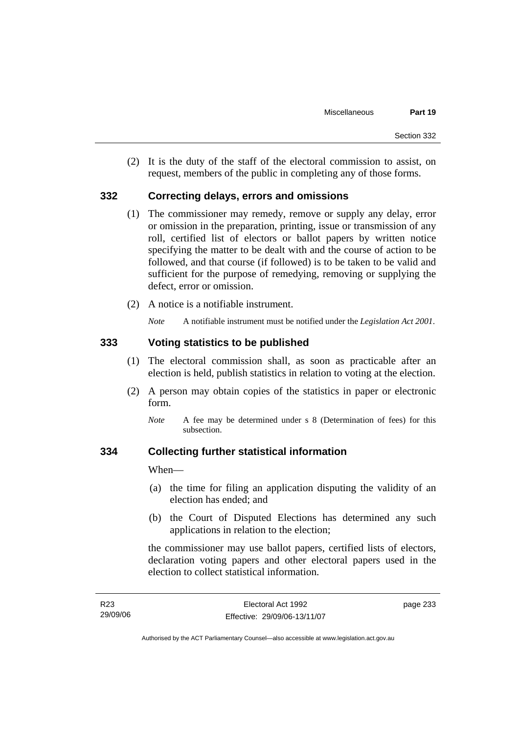(2) It is the duty of the staff of the electoral commission to assist, on request, members of the public in completing any of those forms.

### 332 Correcting delays, errors and omissions

(1) The commissioner may remedy, remove or supply any delay, error or omission in the preparation, printing, issue or transmission of any roll, certified list of electors or ballot papers by written notice specifying the matter to be dealt with and the course of action to be followed, and that course (if followed) is to be taken to be valid and sufficient for the purpose of remedying, removing or supplying the defect, error or omission.

(2) A notice is a notifiable instrument.

*Note* A notifiable instrument must be notified under the *Legislation Act 2001*.

### 333 Voting statistics to be published

(1) The electoral commission shall, as soon as practicable after an election is held, publish statistics in relation to voting at the election.

(2) A person may obtain copies of the statistics in paper or electronic form.

*Note* A fee may be determined under s 8 (Determination of fees) for this subsection.

### 334 Collecting further statistical information

When—

(a) the time for filing an application disputing the validity of an election has ended; and

(b) the Court of Disputed Elections has determined any such applications in relation to the election;

the commissioner may use ballot papers, certified lists of electors, declaration voting papers and other electoral papers used in the election to collect statistical information.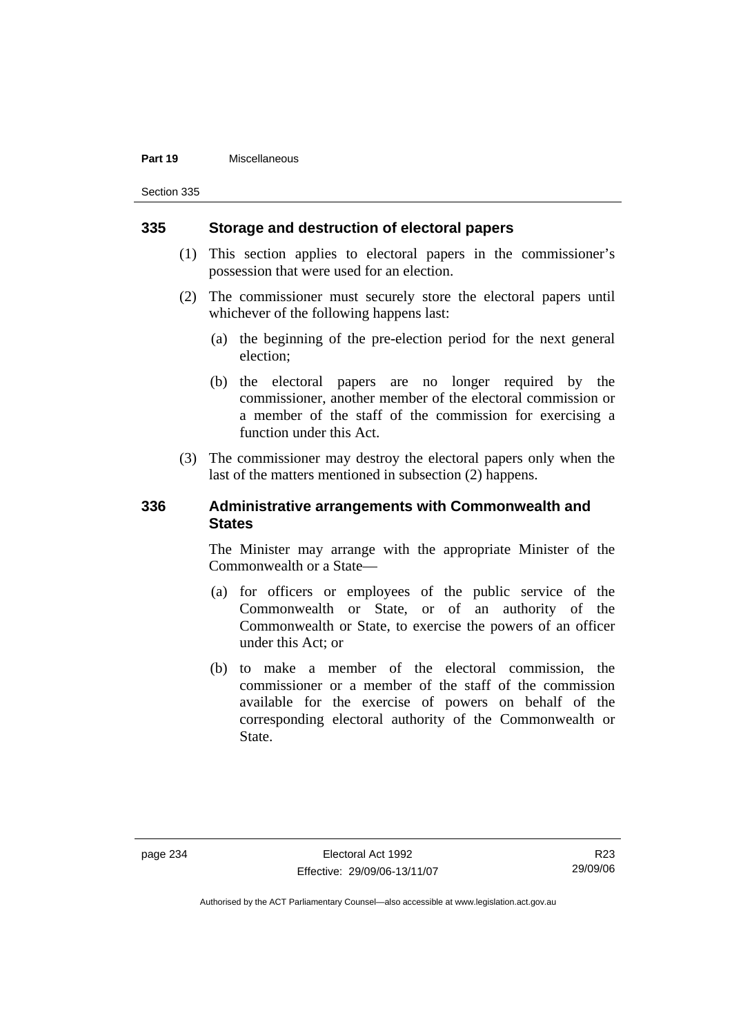### 335 Storage and destruction of electoral papers

(1) This section applies to electoral papers in the commissioner's possession that were used for an election.

(2) The commissioner must securely store the electoral papers until whichever of the following happens last:

(a) the beginning of the pre-election period for the next general election;

(b) the electoral papers are no longer required by the commissioner, another member of the electoral commission or a member of the staff of the commission for exercising a function under this Act.

(3) The commissioner may destroy the electoral papers only when the last of the matters mentioned in subsection (2) happens.

### 336 Administrative arrangements with Commonwealth and States

The Minister may arrange with the appropriate Minister of the Commonwealth or a State—

(a) for officers or employees of the public service of the Commonwealth or State, or of an authority of the Commonwealth or State, to exercise the powers of an officer under this Act; or

(b) to make a member of the electoral commission, the commissioner or a member of the staff of the commission available for the exercise of powers on behalf of the corresponding electoral authority of the Commonwealth or State.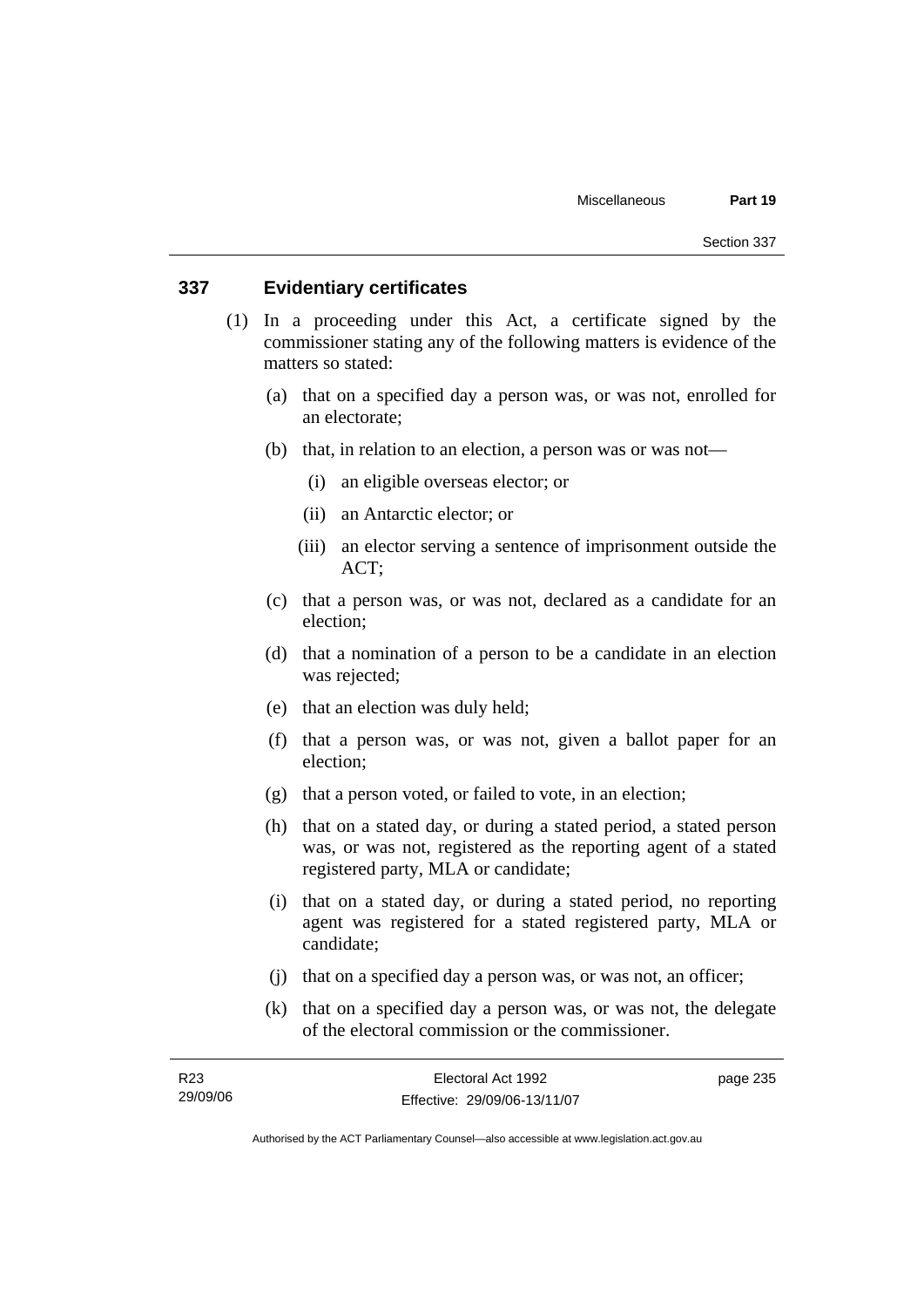## 337 Evidentiary certificates

(1) In a proceeding under this Act, a certificate signed by the commissioner stating any of the following matters is evidence of the matters so stated:

(a) that on a specified day a person was, or was not, enrolled for an electorate;

(b) that, in relation to an election, a person was or was not—

(i) an eligible overseas elector; or

(ii) an Antarctic elector; or

(iii) an elector serving a sentence of imprisonment outside the ACT;

(c) that a person was, or was not, declared as a candidate for an election;

(d) that a nomination of a person to be a candidate in an election was rejected;

(e) that an election was duly held;

(f) that a person was, or was not, given a ballot paper for an election;

(g) that a person voted, or failed to vote, in an election;

(h) that on a stated day, or during a stated period, a stated person was, or was not, registered as the reporting agent of a stated registered party, MLA or candidate;

(i) that on a stated day, or during a stated period, no reporting agent was registered for a stated registered party, MLA or candidate;

(j) that on a specified day a person was, or was not, an officer;

(k) that on a specified day a person was, or was not, the delegate of the electoral commission or the commissioner.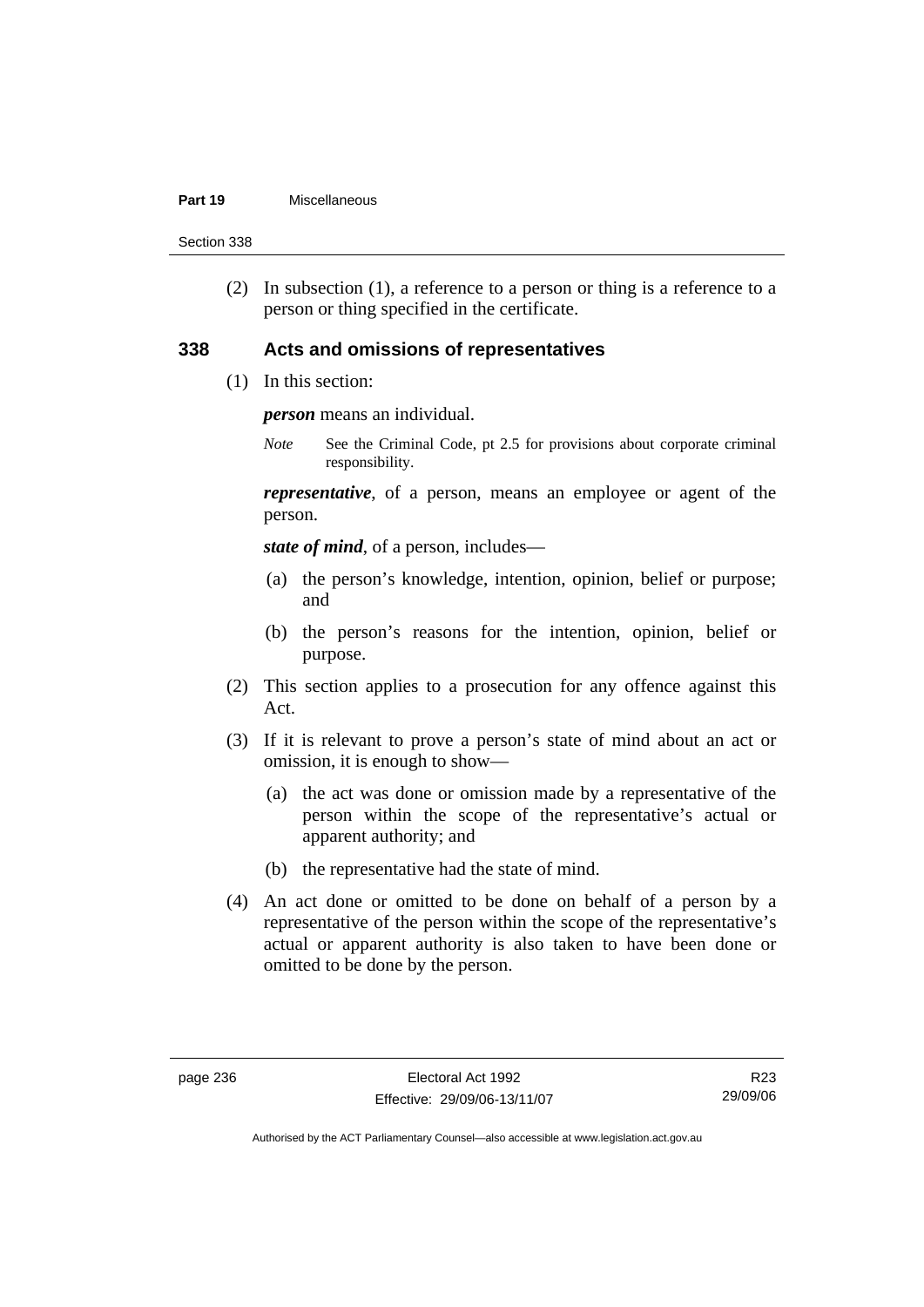(2) In subsection (1), a reference to a person or thing is a reference to a person or thing specified in the certificate.

### 338 Acts and omissions of representatives

(1) In this section:

***person*** means an individual.

*Note* See the Criminal Code, pt 2.5 for provisions about corporate criminal responsibility.

***representative***, of a person, means an employee or agent of the person.

***state of mind***, of a person, includes—

(a) the person's knowledge, intention, opinion, belief or purpose; and

(b) the person's reasons for the intention, opinion, belief or purpose.

(2) This section applies to a prosecution for any offence against this Act.

(3) If it is relevant to prove a person's state of mind about an act or omission, it is enough to show—

(a) the act was done or omission made by a representative of the person within the scope of the representative's actual or apparent authority; and

(b) the representative had the state of mind.

(4) An act done or omitted to be done on behalf of a person by a representative of the person within the scope of the representative's actual or apparent authority is also taken to have been done or omitted to be done by the person.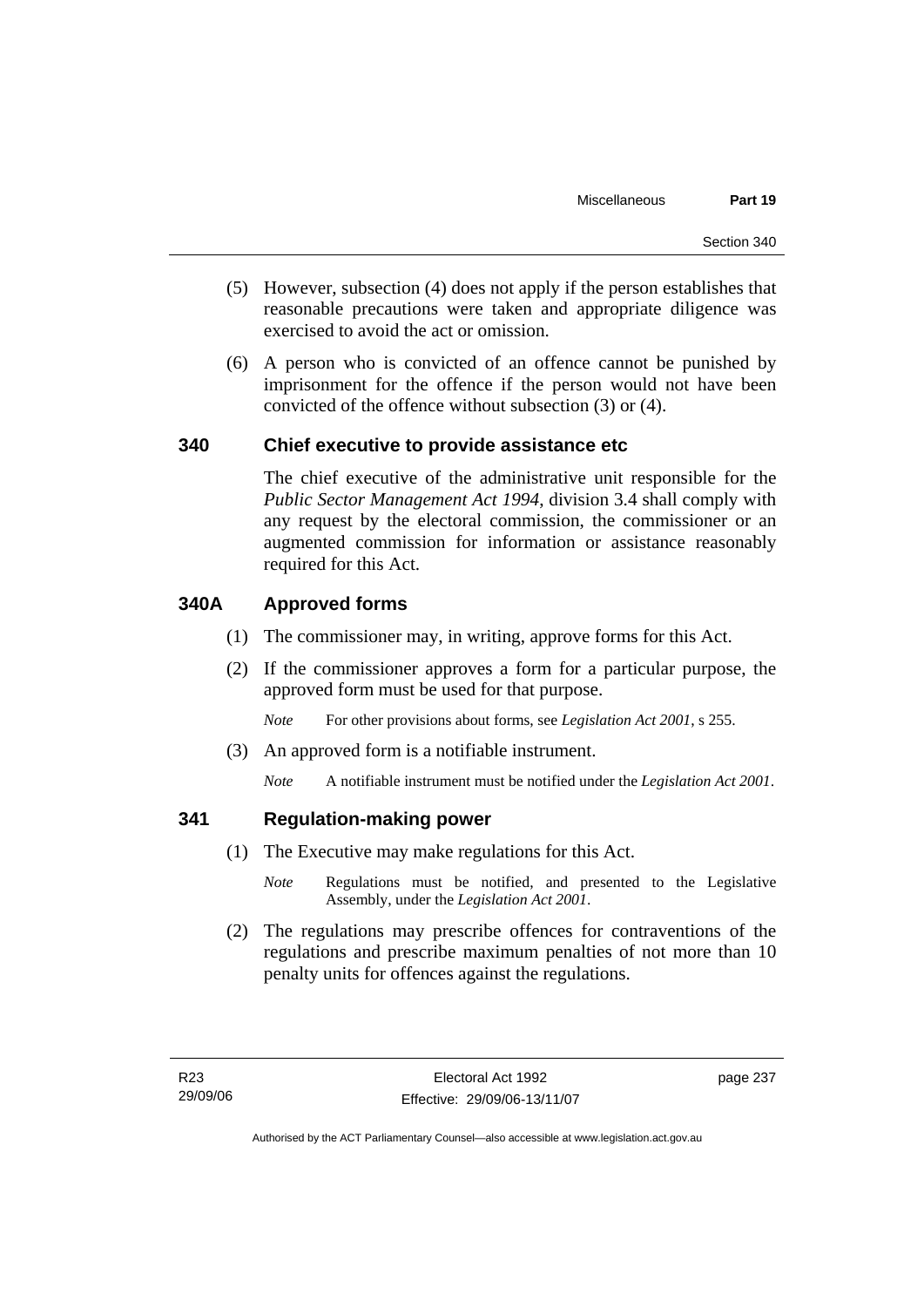(5) However, subsection (4) does not apply if the person establishes that reasonable precautions were taken and appropriate diligence was exercised to avoid the act or omission.

(6) A person who is convicted of an offence cannot be punished by imprisonment for the offence if the person would not have been convicted of the offence without subsection (3) or (4).

### 340 Chief executive to provide assistance etc

The chief executive of the administrative unit responsible for the *Public Sector Management Act 1994*, division 3.4 shall comply with any request by the electoral commission, the commissioner or an augmented commission for information or assistance reasonably required for this Act.

### 340A Approved forms

(1) The commissioner may, in writing, approve forms for this Act.

(2) If the commissioner approves a form for a particular purpose, the approved form must be used for that purpose.

*Note* For other provisions about forms, see *Legislation Act 2001*, s 255.

(3) An approved form is a notifiable instrument.

*Note* A notifiable instrument must be notified under the *Legislation Act 2001*.

### 341 Regulation-making power

(1) The Executive may make regulations for this Act.

*Note* Regulations must be notified, and presented to the Legislative Assembly, under the *Legislation Act 2001*.

(2) The regulations may prescribe offences for contraventions of the regulations and prescribe maximum penalties of not more than 10 penalty units for offences against the regulations.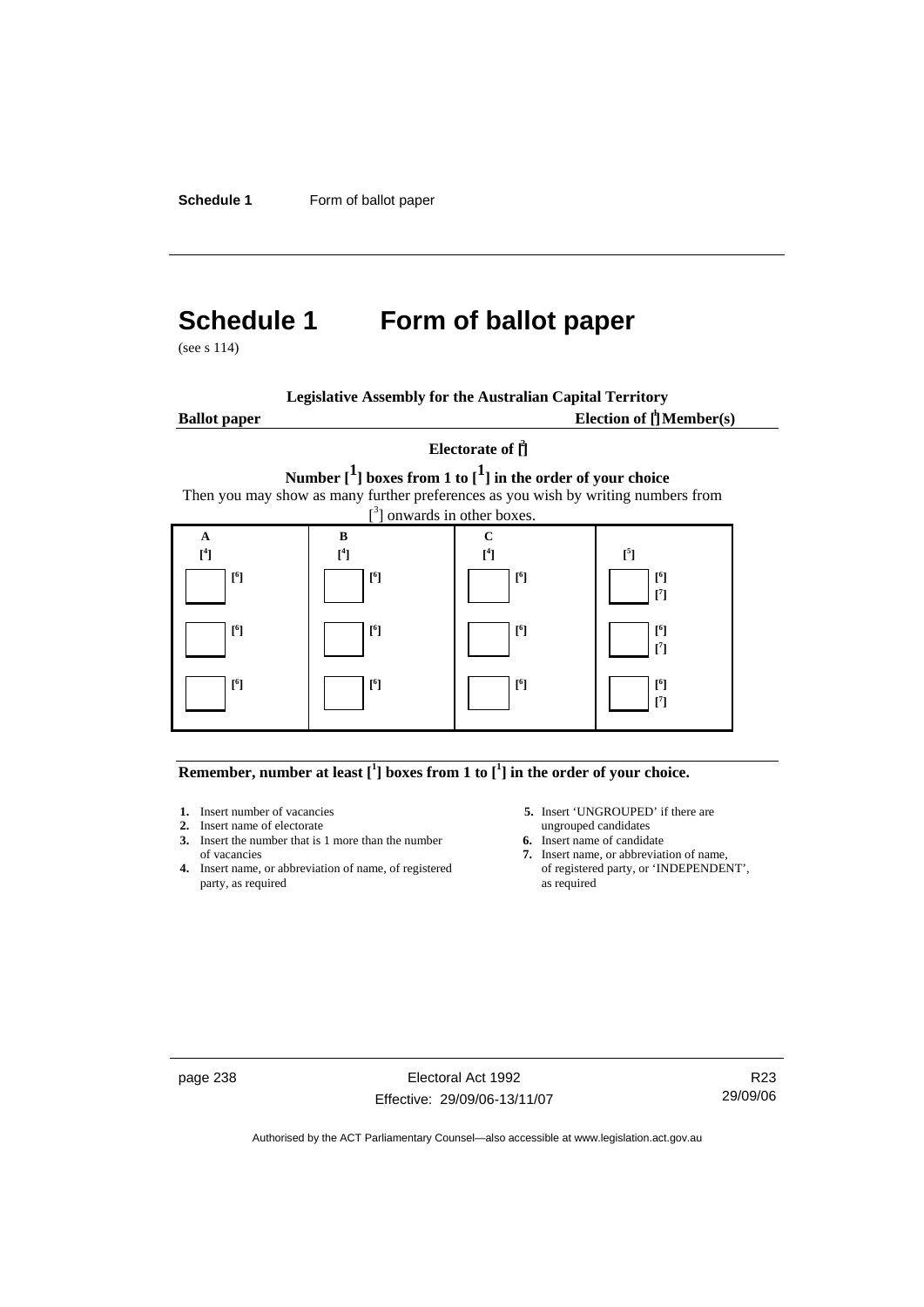# Schedule 1 Form of ballot paper

(see s 114)

**Legislative Assembly for the Australian Capital Territory**

**Ballot paper** **Election of [1] Member(s)**

**Electorate of [2]**

**Number [1] boxes from 1 to [1] in the order of your choice**

Then you may show as many further preferences as you wish by writing numbers from [3] onwards in other boxes.

| **A** | **B** | **C** | |
|---|---|---|---|
| **[4]** | **[4]** | **[4]** | **[5]** |
| ☐ **[6]** | ☐ **[6]** | ☐ **[6]** | ☐ **[6]** **[7]** |
| ☐ **[6]** | ☐ **[6]** | ☐ **[6]** | ☐ **[6]** **[7]** |
| ☐ **[6]** | ☐ **[6]** | ☐ **[6]** | ☐ **[6]** **[7]** |

**Remember, number at least [1] boxes from 1 to [1] in the order of your choice.**

1. Insert number of vacancies
2. Insert name of electorate
3. Insert the number that is 1 more than the number of vacancies
4. Insert name, or abbreviation of name, of registered party, as required
5. Insert 'UNGROUPED' if there are ungrouped candidates
6. Insert name of candidate
7. Insert name, or abbreviation of name, of registered party, or 'INDEPENDENT', as required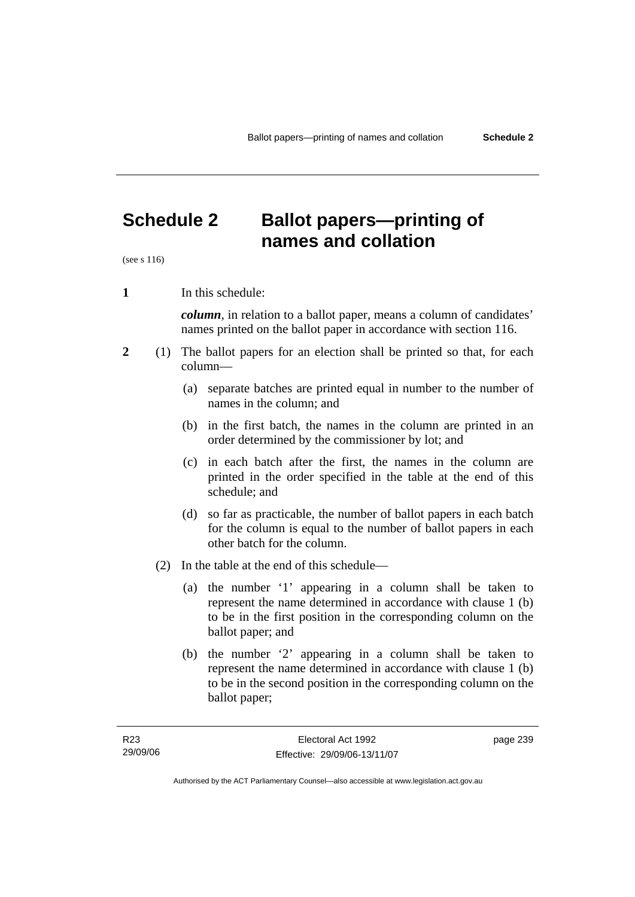# Schedule 2 Ballot papers—printing of names and collation

(see s 116)

**1** In this schedule:

***column***, in relation to a ballot paper, means a column of candidates' names printed on the ballot paper in accordance with section 116.

**2** (1) The ballot papers for an election shall be printed so that, for each column—

(a) separate batches are printed equal in number to the number of names in the column; and

(b) in the first batch, the names in the column are printed in an order determined by the commissioner by lot; and

(c) in each batch after the first, the names in the column are printed in the order specified in the table at the end of this schedule; and

(d) so far as practicable, the number of ballot papers in each batch for the column is equal to the number of ballot papers in each other batch for the column.

(2) In the table at the end of this schedule—

(a) the number '1' appearing in a column shall be taken to represent the name determined in accordance with clause 1 (b) to be in the first position in the corresponding column on the ballot paper; and

(b) the number '2' appearing in a column shall be taken to represent the name determined in accordance with clause 1 (b) to be in the second position in the corresponding column on the ballot paper;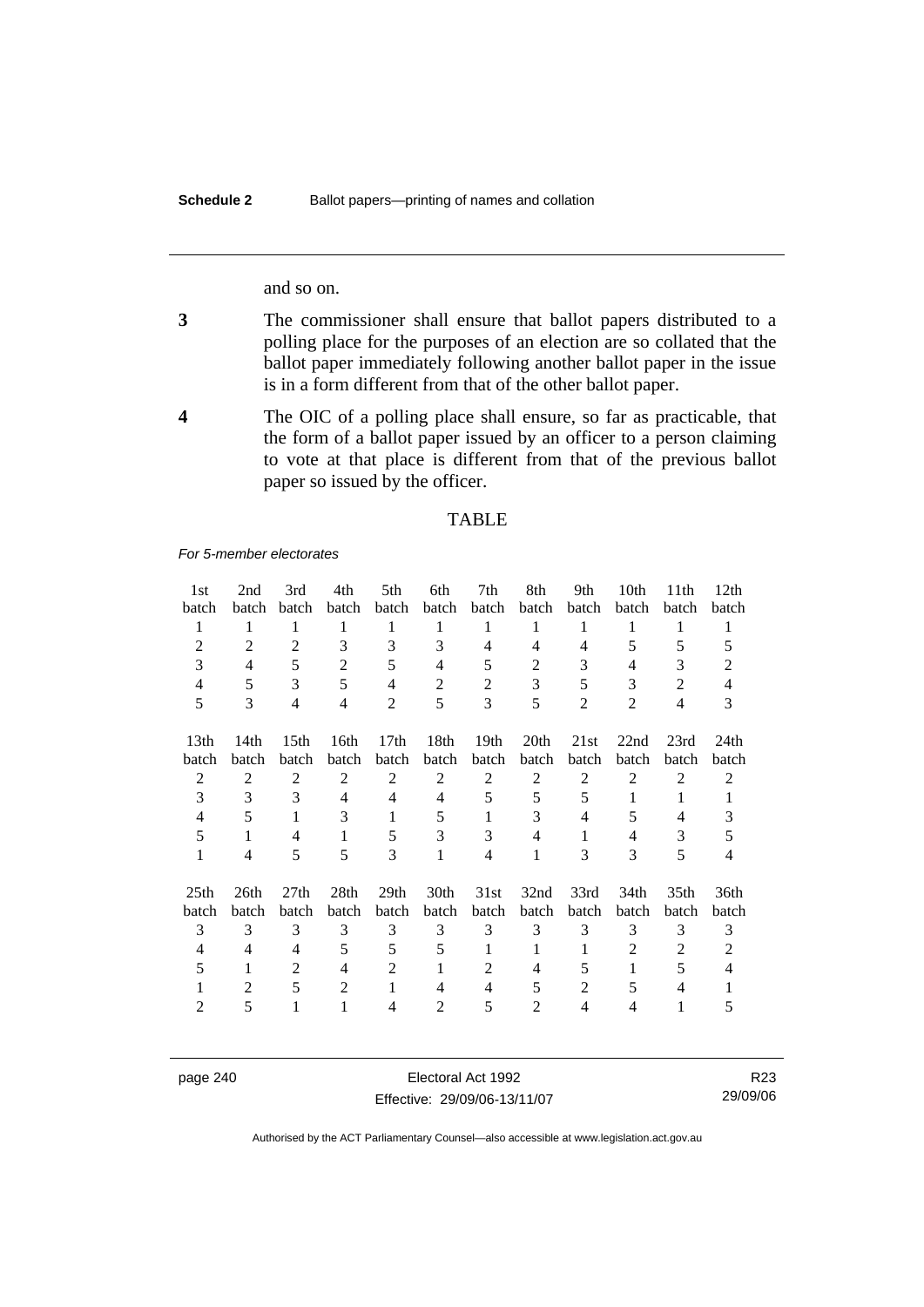and so on.

**3** The commissioner shall ensure that ballot papers distributed to a polling place for the purposes of an election are so collated that the ballot paper immediately following another ballot paper in the issue is in a form different from that of the other ballot paper.

**4** The OIC of a polling place shall ensure, so far as practicable, that the form of a ballot paper issued by an officer to a person claiming to vote at that place is different from that of the previous ballot paper so issued by the officer.

TABLE

*For 5-member electorates*

| 1st batch | 2nd batch | 3rd batch | 4th batch | 5th batch | 6th batch | 7th batch | 8th batch | 9th batch | 10th batch | 11th batch | 12th batch |
|---|---|---|---|---|---|---|---|---|---|---|---|
| 1 | 1 | 1 | 1 | 1 | 1 | 1 | 1 | 1 | 1 | 1 | 1 |
| 2 | 2 | 2 | 3 | 3 | 3 | 4 | 4 | 4 | 5 | 5 | 5 |
| 3 | 4 | 5 | 2 | 5 | 4 | 5 | 2 | 3 | 4 | 3 | 2 |
| 4 | 5 | 3 | 5 | 4 | 2 | 2 | 3 | 5 | 3 | 2 | 4 |
| 5 | 3 | 4 | 4 | 2 | 5 | 3 | 5 | 2 | 2 | 4 | 3 |

| 13th batch | 14th batch | 15th batch | 16th batch | 17th batch | 18th batch | 19th batch | 20th batch | 21st batch | 22nd batch | 23rd batch | 24th batch |
|---|---|---|---|---|---|---|---|---|---|---|---|
| 2 | 2 | 2 | 2 | 2 | 2 | 2 | 2 | 2 | 2 | 2 | 2 |
| 3 | 3 | 3 | 4 | 4 | 4 | 5 | 5 | 5 | 1 | 1 | 1 |
| 4 | 5 | 1 | 3 | 1 | 5 | 1 | 3 | 4 | 5 | 4 | 3 |
| 5 | 1 | 4 | 1 | 5 | 3 | 3 | 4 | 1 | 4 | 3 | 5 |
| 1 | 4 | 5 | 5 | 3 | 1 | 4 | 1 | 3 | 3 | 5 | 4 |

| 25th batch | 26th batch | 27th batch | 28th batch | 29th batch | 30th batch | 31st batch | 32nd batch | 33rd batch | 34th batch | 35th batch | 36th batch |
|---|---|---|---|---|---|---|---|---|---|---|---|
| 3 | 3 | 3 | 3 | 3 | 3 | 3 | 3 | 3 | 3 | 3 | 3 |
| 4 | 4 | 4 | 5 | 5 | 5 | 1 | 1 | 1 | 2 | 2 | 2 |
| 5 | 1 | 2 | 4 | 2 | 1 | 2 | 4 | 5 | 1 | 5 | 4 |
| 1 | 2 | 5 | 2 | 1 | 4 | 4 | 5 | 2 | 5 | 4 | 1 |
| 2 | 5 | 1 | 1 | 4 | 2 | 5 | 2 | 4 | 4 | 1 | 5 |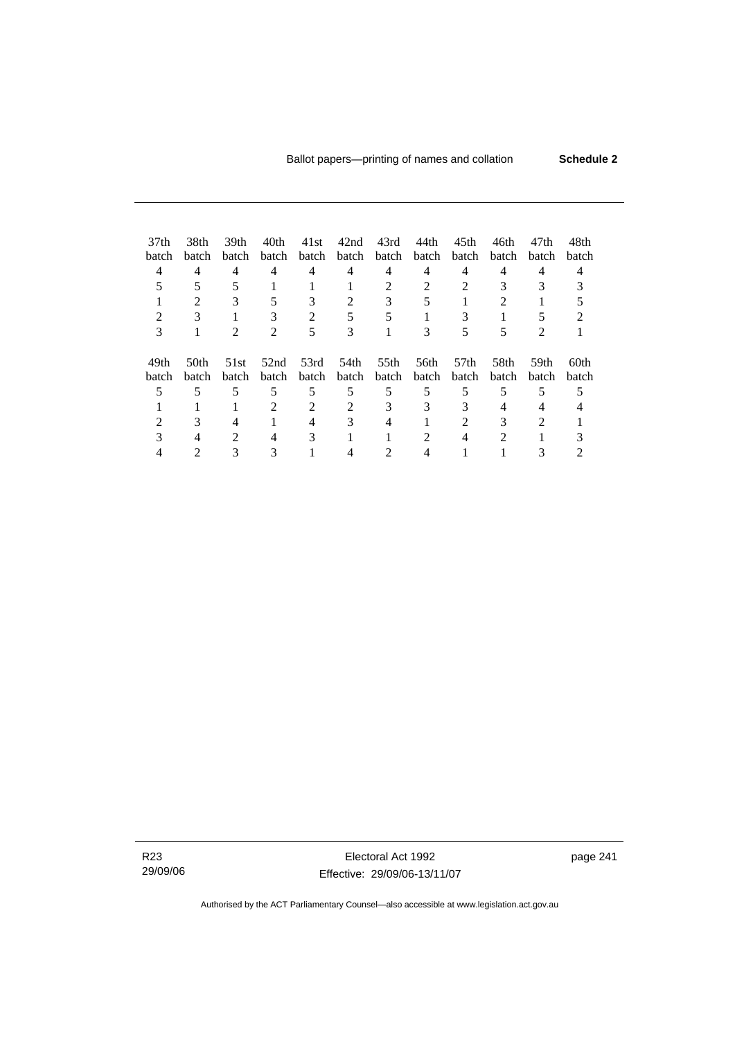| 37th batch | 38th batch | 39th batch | 40th batch | 41st batch | 42nd batch | 43rd batch | 44th batch | 45th batch | 46th batch | 47th batch | 48th batch |
|---|---|---|---|---|---|---|---|---|---|---|---|
| 4 | 4 | 4 | 4 | 4 | 4 | 4 | 4 | 4 | 4 | 4 | 4 |
| 5 | 5 | 5 | 1 | 1 | 1 | 2 | 2 | 2 | 3 | 3 | 3 |
| 1 | 2 | 3 | 5 | 3 | 2 | 3 | 5 | 1 | 2 | 1 | 5 |
| 2 | 3 | 1 | 3 | 2 | 5 | 5 | 1 | 3 | 1 | 5 | 2 |
| 3 | 1 | 2 | 2 | 5 | 3 | 1 | 3 | 5 | 5 | 2 | 1 |

| 49th batch | 50th batch | 51st batch | 52nd batch | 53rd batch | 54th batch | 55th batch | 56th batch | 57th batch | 58th batch | 59th batch | 60th batch |
|---|---|---|---|---|---|---|---|---|---|---|---|
| 5 | 5 | 5 | 5 | 5 | 5 | 5 | 5 | 5 | 5 | 5 | 5 |
| 1 | 1 | 1 | 2 | 2 | 2 | 3 | 3 | 3 | 4 | 4 | 4 |
| 2 | 3 | 4 | 1 | 4 | 3 | 4 | 1 | 2 | 3 | 2 | 1 |
| 3 | 4 | 2 | 4 | 3 | 1 | 1 | 2 | 4 | 2 | 1 | 3 |
| 4 | 2 | 3 | 3 | 1 | 4 | 2 | 4 | 1 | 1 | 3 | 2 |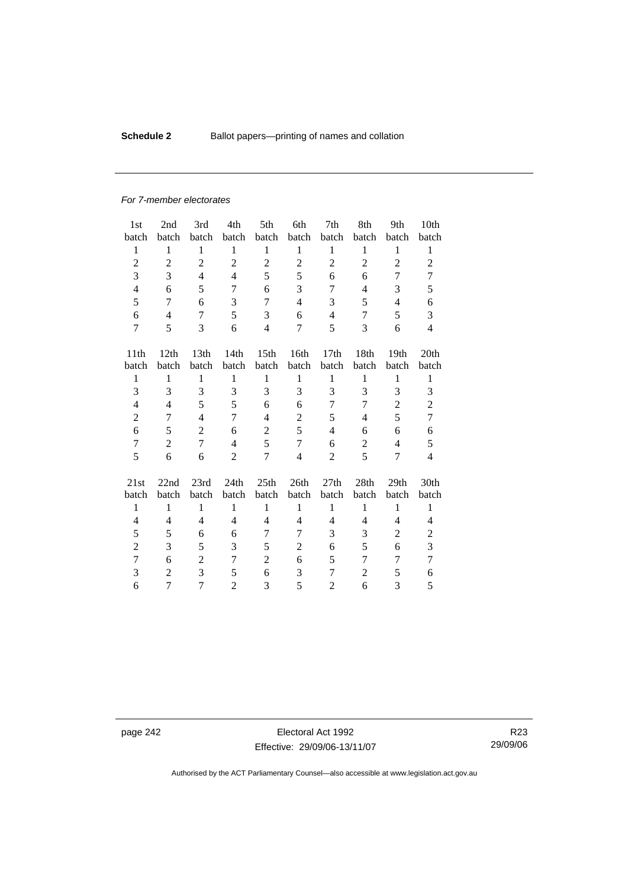*For 7-member electorates*

| 1st batch | 2nd batch | 3rd batch | 4th batch | 5th batch | 6th batch | 7th batch | 8th batch | 9th batch | 10th batch |
|---|---|---|---|---|---|---|---|---|---|
| 1 | 1 | 1 | 1 | 1 | 1 | 1 | 1 | 1 | 1 |
| 2 | 2 | 2 | 2 | 2 | 2 | 2 | 2 | 2 | 2 |
| 3 | 3 | 4 | 4 | 5 | 5 | 6 | 6 | 7 | 7 |
| 4 | 6 | 5 | 7 | 6 | 3 | 7 | 4 | 3 | 5 |
| 5 | 7 | 6 | 3 | 7 | 4 | 3 | 5 | 4 | 6 |
| 6 | 4 | 7 | 5 | 3 | 6 | 4 | 7 | 5 | 3 |
| 7 | 5 | 3 | 6 | 4 | 7 | 5 | 3 | 6 | 4 |

| 11th batch | 12th batch | 13th batch | 14th batch | 15th batch | 16th batch | 17th batch | 18th batch | 19th batch | 20th batch |
|---|---|---|---|---|---|---|---|---|---|
| 1 | 1 | 1 | 1 | 1 | 1 | 1 | 1 | 1 | 1 |
| 3 | 3 | 3 | 3 | 3 | 3 | 3 | 3 | 3 | 3 |
| 4 | 4 | 5 | 5 | 6 | 6 | 7 | 7 | 2 | 2 |
| 2 | 7 | 4 | 7 | 4 | 2 | 5 | 4 | 5 | 7 |
| 6 | 5 | 2 | 6 | 2 | 5 | 4 | 6 | 6 | 6 |
| 7 | 2 | 7 | 4 | 5 | 7 | 6 | 2 | 4 | 5 |
| 5 | 6 | 6 | 2 | 7 | 4 | 2 | 5 | 7 | 4 |

| 21st batch | 22nd batch | 23rd batch | 24th batch | 25th batch | 26th batch | 27th batch | 28th batch | 29th batch | 30th batch |
|---|---|---|---|---|---|---|---|---|---|
| 1 | 1 | 1 | 1 | 1 | 1 | 1 | 1 | 1 | 1 |
| 4 | 4 | 4 | 4 | 4 | 4 | 4 | 4 | 4 | 4 |
| 5 | 5 | 6 | 6 | 7 | 7 | 3 | 3 | 2 | 2 |
| 2 | 3 | 5 | 3 | 5 | 2 | 6 | 5 | 6 | 3 |
| 7 | 6 | 2 | 7 | 2 | 6 | 5 | 7 | 7 | 7 |
| 3 | 2 | 3 | 5 | 6 | 3 | 7 | 2 | 5 | 6 |
| 6 | 7 | 7 | 2 | 3 | 5 | 2 | 6 | 3 | 5 |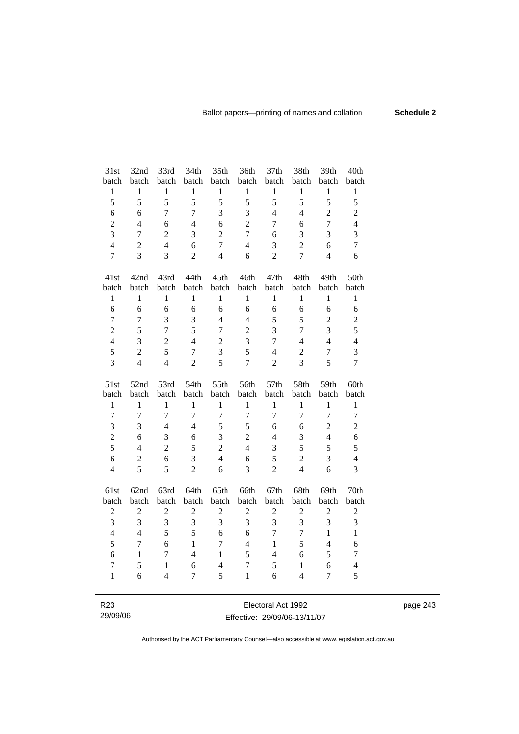| 31st batch | 32nd batch | 33rd batch | 34th batch | 35th batch | 36th batch | 37th batch | 38th batch | 39th batch | 40th batch |
|---|---|---|---|---|---|---|---|---|---|
| 1 | 1 | 1 | 1 | 1 | 1 | 1 | 1 | 1 | 1 |
| 5 | 5 | 5 | 5 | 5 | 5 | 5 | 5 | 5 | 5 |
| 6 | 6 | 7 | 7 | 3 | 3 | 4 | 4 | 2 | 2 |
| 2 | 4 | 6 | 4 | 6 | 2 | 7 | 6 | 7 | 4 |
| 3 | 7 | 2 | 3 | 2 | 7 | 6 | 3 | 3 | 3 |
| 4 | 2 | 4 | 6 | 7 | 4 | 3 | 2 | 6 | 7 |
| 7 | 3 | 3 | 2 | 4 | 6 | 2 | 7 | 4 | 6 |

| 41st batch | 42nd batch | 43rd batch | 44th batch | 45th batch | 46th batch | 47th batch | 48th batch | 49th batch | 50th batch |
|---|---|---|---|---|---|---|---|---|---|
| 1 | 1 | 1 | 1 | 1 | 1 | 1 | 1 | 1 | 1 |
| 6 | 6 | 6 | 6 | 6 | 6 | 6 | 6 | 6 | 6 |
| 7 | 7 | 3 | 3 | 4 | 4 | 5 | 5 | 2 | 2 |
| 2 | 5 | 7 | 5 | 7 | 2 | 3 | 7 | 3 | 5 |
| 4 | 3 | 2 | 4 | 2 | 3 | 7 | 4 | 4 | 4 |
| 5 | 2 | 5 | 7 | 3 | 5 | 4 | 2 | 7 | 3 |
| 3 | 4 | 4 | 2 | 5 | 7 | 2 | 3 | 5 | 7 |

| 51st batch | 52nd batch | 53rd batch | 54th batch | 55th batch | 56th batch | 57th batch | 58th batch | 59th batch | 60th batch |
|---|---|---|---|---|---|---|---|---|---|
| 1 | 1 | 1 | 1 | 1 | 1 | 1 | 1 | 1 | 1 |
| 7 | 7 | 7 | 7 | 7 | 7 | 7 | 7 | 7 | 7 |
| 3 | 3 | 4 | 4 | 5 | 5 | 6 | 6 | 2 | 2 |
| 2 | 6 | 3 | 6 | 3 | 2 | 4 | 3 | 4 | 6 |
| 5 | 4 | 2 | 5 | 2 | 4 | 3 | 5 | 5 | 5 |
| 6 | 2 | 6 | 3 | 4 | 6 | 5 | 2 | 3 | 4 |
| 4 | 5 | 5 | 2 | 6 | 3 | 2 | 4 | 6 | 3 |

| 61st batch | 62nd batch | 63rd batch | 64th batch | 65th batch | 66th batch | 67th batch | 68th batch | 69th batch | 70th batch |
|---|---|---|---|---|---|---|---|---|---|
| 2 | 2 | 2 | 2 | 2 | 2 | 2 | 2 | 2 | 2 |
| 3 | 3 | 3 | 3 | 3 | 3 | 3 | 3 | 3 | 3 |
| 4 | 4 | 5 | 5 | 6 | 6 | 7 | 7 | 1 | 1 |
| 5 | 7 | 6 | 1 | 7 | 4 | 1 | 5 | 4 | 6 |
| 6 | 1 | 7 | 4 | 1 | 5 | 4 | 6 | 5 | 7 |
| 7 | 5 | 1 | 6 | 4 | 7 | 5 | 1 | 6 | 4 |
| 1 | 6 | 4 | 7 | 5 | 1 | 6 | 4 | 7 | 5 |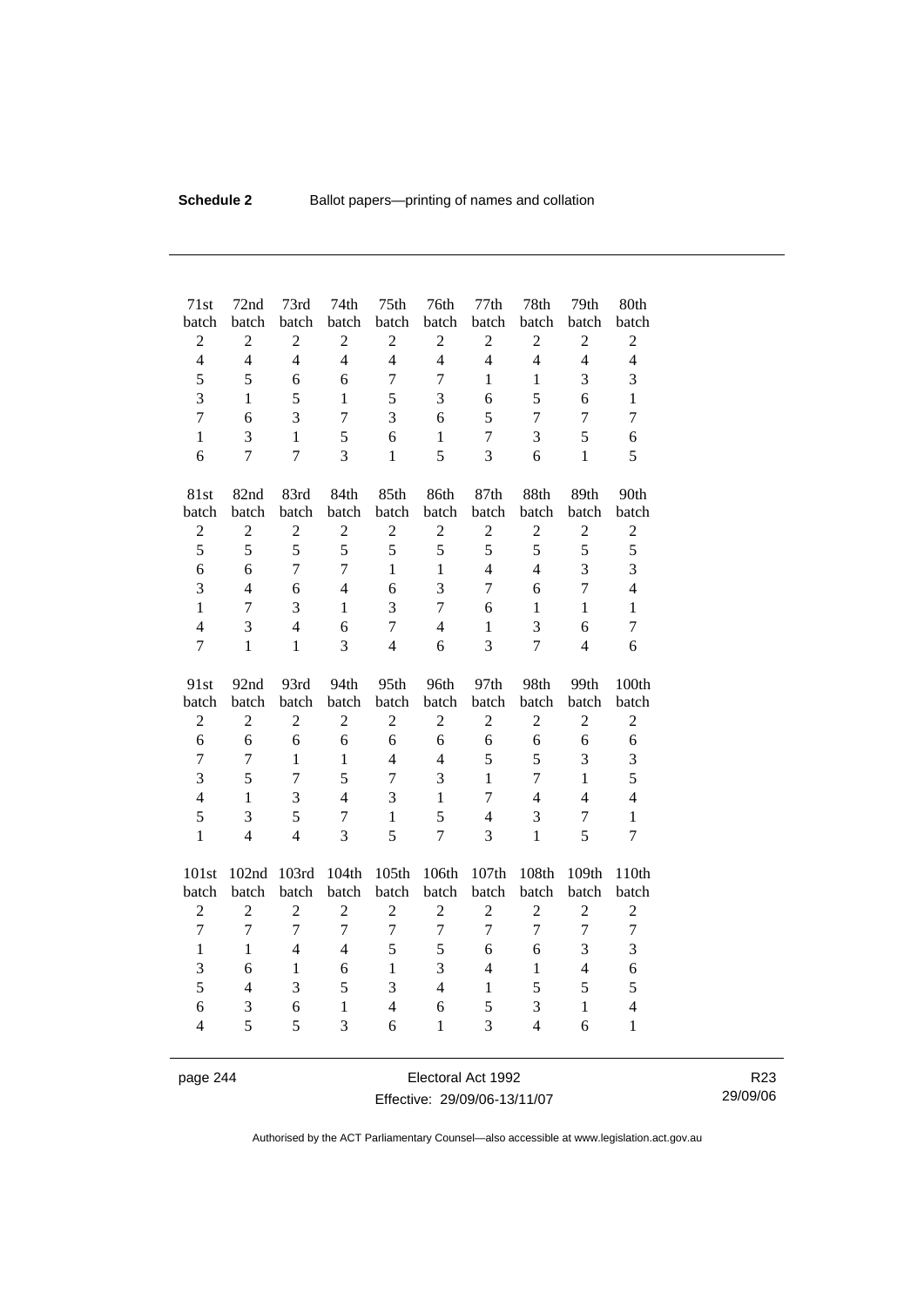| 71st batch | 72nd batch | 73rd batch | 74th batch | 75th batch | 76th batch | 77th batch | 78th batch | 79th batch | 80th batch |
|---|---|---|---|---|---|---|---|---|---|
| 2 | 2 | 2 | 2 | 2 | 2 | 2 | 2 | 2 | 2 |
| 4 | 4 | 4 | 4 | 4 | 4 | 4 | 4 | 4 | 4 |
| 5 | 5 | 6 | 6 | 7 | 7 | 1 | 1 | 3 | 3 |
| 3 | 1 | 5 | 1 | 5 | 3 | 6 | 5 | 6 | 1 |
| 7 | 6 | 3 | 7 | 3 | 6 | 5 | 7 | 7 | 7 |
| 1 | 3 | 1 | 5 | 6 | 1 | 7 | 3 | 5 | 6 |
| 6 | 7 | 7 | 3 | 1 | 5 | 3 | 6 | 1 | 5 |

| 81st batch | 82nd batch | 83rd batch | 84th batch | 85th batch | 86th batch | 87th batch | 88th batch | 89th batch | 90th batch |
|---|---|---|---|---|---|---|---|---|---|
| 2 | 2 | 2 | 2 | 2 | 2 | 2 | 2 | 2 | 2 |
| 5 | 5 | 5 | 5 | 5 | 5 | 5 | 5 | 5 | 5 |
| 6 | 6 | 7 | 7 | 1 | 1 | 4 | 4 | 3 | 3 |
| 3 | 4 | 6 | 4 | 6 | 3 | 7 | 6 | 7 | 4 |
| 1 | 7 | 3 | 1 | 3 | 7 | 6 | 1 | 1 | 1 |
| 4 | 3 | 4 | 6 | 7 | 4 | 1 | 3 | 6 | 7 |
| 7 | 1 | 1 | 3 | 4 | 6 | 3 | 7 | 4 | 6 |

| 91st batch | 92nd batch | 93rd batch | 94th batch | 95th batch | 96th batch | 97th batch | 98th batch | 99th batch | 100th batch |
|---|---|---|---|---|---|---|---|---|---|
| 2 | 2 | 2 | 2 | 2 | 2 | 2 | 2 | 2 | 2 |
| 6 | 6 | 6 | 6 | 6 | 6 | 6 | 6 | 6 | 6 |
| 7 | 7 | 1 | 1 | 4 | 4 | 5 | 5 | 3 | 3 |
| 3 | 5 | 7 | 5 | 7 | 3 | 1 | 7 | 1 | 5 |
| 4 | 1 | 3 | 4 | 3 | 1 | 7 | 4 | 4 | 4 |
| 5 | 3 | 5 | 7 | 1 | 5 | 4 | 3 | 7 | 1 |
| 1 | 4 | 4 | 3 | 5 | 7 | 3 | 1 | 5 | 7 |

| 101st batch | 102nd batch | 103rd batch | 104th batch | 105th batch | 106th batch | 107th batch | 108th batch | 109th batch | 110th batch |
|---|---|---|---|---|---|---|---|---|---|
| 2 | 2 | 2 | 2 | 2 | 2 | 2 | 2 | 2 | 2 |
| 7 | 7 | 7 | 7 | 7 | 7 | 7 | 7 | 7 | 7 |
| 1 | 1 | 4 | 4 | 5 | 5 | 6 | 6 | 3 | 3 |
| 3 | 6 | 1 | 6 | 1 | 3 | 4 | 1 | 4 | 6 |
| 5 | 4 | 3 | 5 | 3 | 4 | 1 | 5 | 5 | 5 |
| 6 | 3 | 6 | 1 | 4 | 6 | 5 | 3 | 1 | 4 |
| 4 | 5 | 5 | 3 | 6 | 1 | 3 | 4 | 6 | 1 |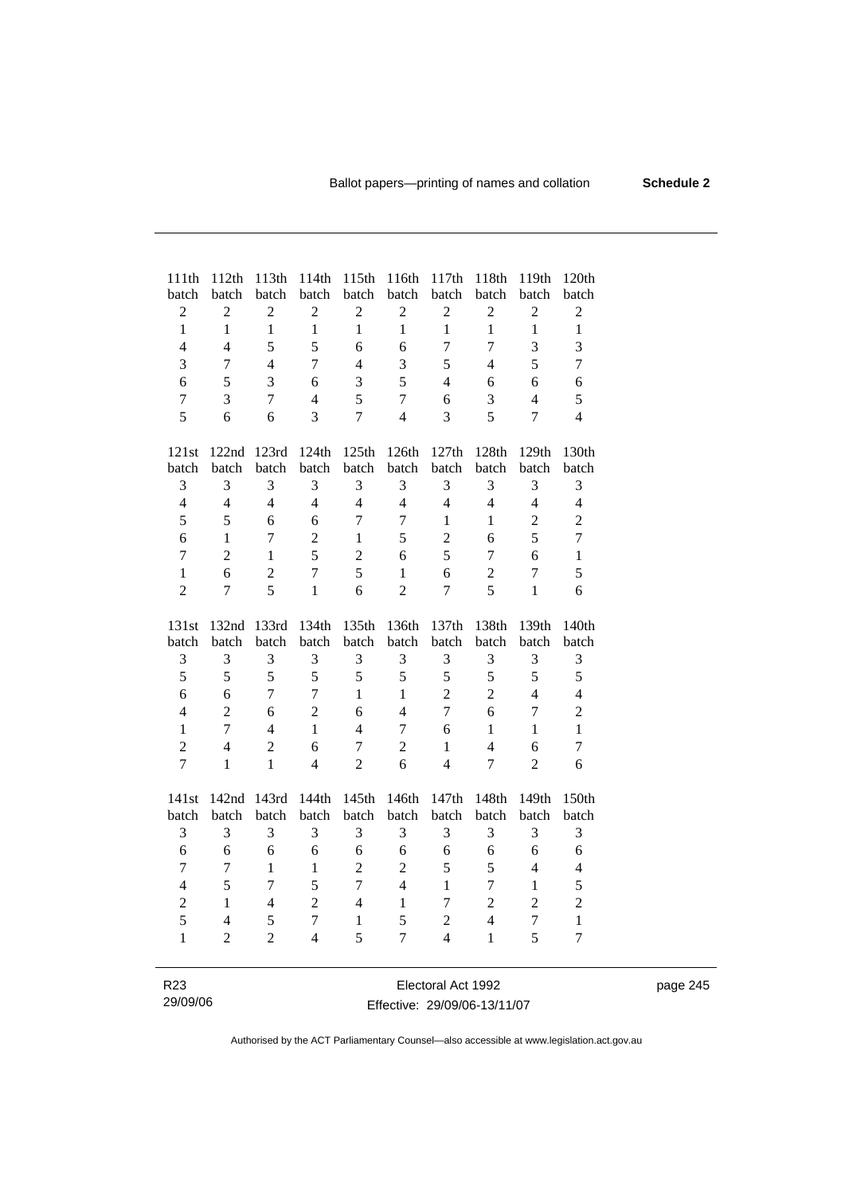| 111th batch | 112th batch | 113th batch | 114th batch | 115th batch | 116th batch | 117th batch | 118th batch | 119th batch | 120th batch |
|---|---|---|---|---|---|---|---|---|---|
| 2 | 2 | 2 | 2 | 2 | 2 | 2 | 2 | 2 | 2 |
| 1 | 1 | 1 | 1 | 1 | 1 | 1 | 1 | 1 | 1 |
| 4 | 4 | 5 | 5 | 6 | 6 | 7 | 7 | 3 | 3 |
| 3 | 7 | 4 | 7 | 4 | 3 | 5 | 4 | 5 | 7 |
| 6 | 5 | 3 | 6 | 3 | 5 | 4 | 6 | 6 | 6 |
| 7 | 3 | 7 | 4 | 5 | 7 | 6 | 3 | 4 | 5 |
| 5 | 6 | 6 | 3 | 7 | 4 | 3 | 5 | 7 | 4 |

| 121st batch | 122nd batch | 123rd batch | 124th batch | 125th batch | 126th batch | 127th batch | 128th batch | 129th batch | 130th batch |
|---|---|---|---|---|---|---|---|---|---|
| 3 | 3 | 3 | 3 | 3 | 3 | 3 | 3 | 3 | 3 |
| 4 | 4 | 4 | 4 | 4 | 4 | 4 | 4 | 4 | 4 |
| 5 | 5 | 6 | 6 | 7 | 7 | 1 | 1 | 2 | 2 |
| 6 | 1 | 7 | 2 | 1 | 5 | 2 | 6 | 5 | 7 |
| 7 | 2 | 1 | 5 | 2 | 6 | 5 | 7 | 6 | 1 |
| 1 | 6 | 2 | 7 | 5 | 1 | 6 | 2 | 7 | 5 |
| 2 | 7 | 5 | 1 | 6 | 2 | 7 | 5 | 1 | 6 |

| 131st batch | 132nd batch | 133rd batch | 134th batch | 135th batch | 136th batch | 137th batch | 138th batch | 139th batch | 140th batch |
|---|---|---|---|---|---|---|---|---|---|
| 3 | 3 | 3 | 3 | 3 | 3 | 3 | 3 | 3 | 3 |
| 5 | 5 | 5 | 5 | 5 | 5 | 5 | 5 | 5 | 5 |
| 6 | 6 | 7 | 7 | 1 | 1 | 2 | 2 | 4 | 4 |
| 4 | 2 | 6 | 2 | 6 | 4 | 7 | 6 | 7 | 2 |
| 1 | 7 | 4 | 1 | 4 | 7 | 6 | 1 | 1 | 1 |
| 2 | 4 | 2 | 6 | 7 | 2 | 1 | 4 | 6 | 7 |
| 7 | 1 | 1 | 4 | 2 | 6 | 4 | 7 | 2 | 6 |

| 141st batch | 142nd batch | 143rd batch | 144th batch | 145th batch | 146th batch | 147th batch | 148th batch | 149th batch | 150th batch |
|---|---|---|---|---|---|---|---|---|---|
| 3 | 3 | 3 | 3 | 3 | 3 | 3 | 3 | 3 | 3 |
| 6 | 6 | 6 | 6 | 6 | 6 | 6 | 6 | 6 | 6 |
| 7 | 7 | 1 | 1 | 2 | 2 | 5 | 5 | 4 | 4 |
| 4 | 5 | 7 | 5 | 7 | 4 | 1 | 7 | 1 | 5 |
| 2 | 1 | 4 | 2 | 4 | 1 | 7 | 2 | 2 | 2 |
| 5 | 4 | 5 | 7 | 1 | 5 | 2 | 4 | 7 | 1 |
| 1 | 2 | 2 | 4 | 5 | 7 | 4 | 1 | 5 | 7 |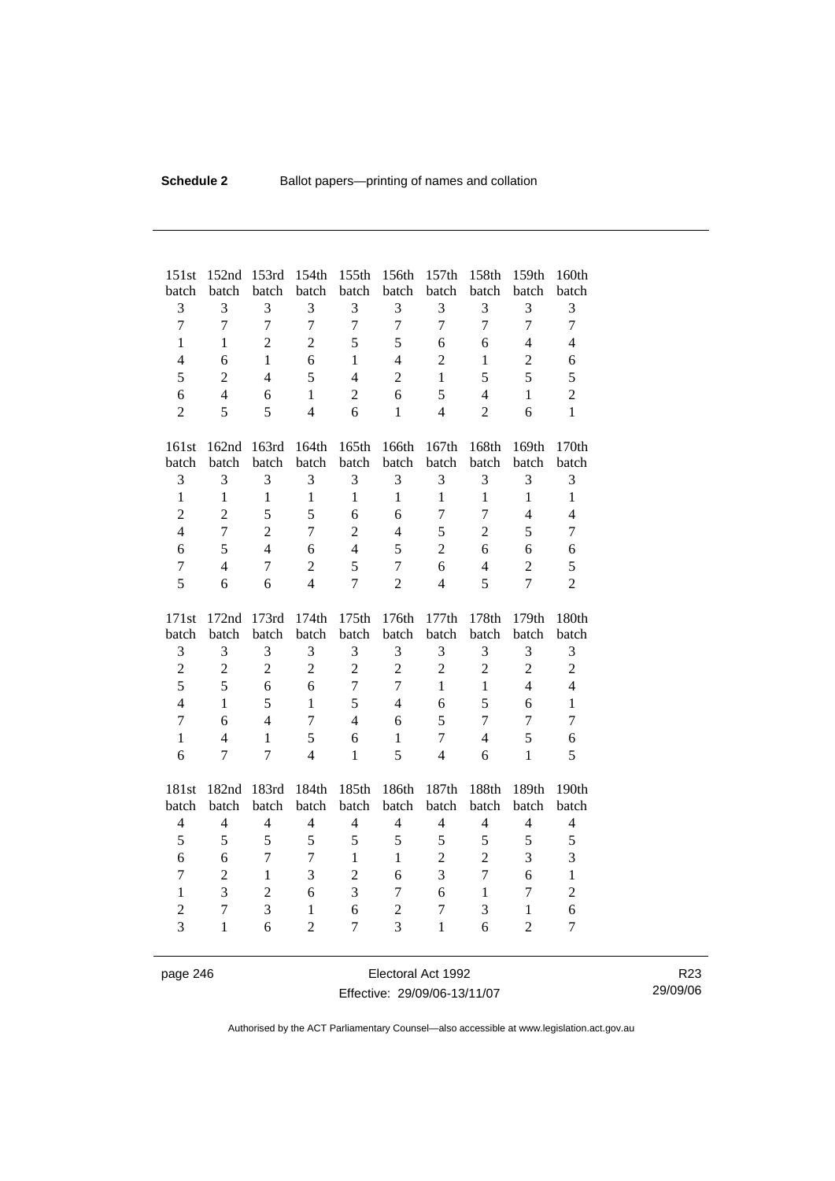| 151st batch | 152nd batch | 153rd batch | 154th batch | 155th batch | 156th batch | 157th batch | 158th batch | 159th batch | 160th batch |
|---|---|---|---|---|---|---|---|---|---|
| 3 | 3 | 3 | 3 | 3 | 3 | 3 | 3 | 3 | 3 |
| 7 | 7 | 7 | 7 | 7 | 7 | 7 | 7 | 7 | 7 |
| 1 | 1 | 2 | 2 | 5 | 5 | 6 | 6 | 4 | 4 |
| 4 | 6 | 1 | 6 | 1 | 4 | 2 | 1 | 2 | 6 |
| 5 | 2 | 4 | 5 | 4 | 2 | 1 | 5 | 5 | 5 |
| 6 | 4 | 6 | 1 | 2 | 6 | 5 | 4 | 1 | 2 |
| 2 | 5 | 5 | 4 | 6 | 1 | 4 | 2 | 6 | 1 |

| 161st batch | 162nd batch | 163rd batch | 164th batch | 165th batch | 166th batch | 167th batch | 168th batch | 169th batch | 170th batch |
|---|---|---|---|---|---|---|---|---|---|
| 3 | 3 | 3 | 3 | 3 | 3 | 3 | 3 | 3 | 3 |
| 1 | 1 | 1 | 1 | 1 | 1 | 1 | 1 | 1 | 1 |
| 2 | 2 | 5 | 5 | 6 | 6 | 7 | 7 | 4 | 4 |
| 4 | 7 | 2 | 7 | 2 | 4 | 5 | 2 | 5 | 7 |
| 6 | 5 | 4 | 6 | 4 | 5 | 2 | 6 | 6 | 6 |
| 7 | 4 | 7 | 2 | 5 | 7 | 6 | 4 | 2 | 5 |
| 5 | 6 | 6 | 4 | 7 | 2 | 4 | 5 | 7 | 2 |

| 171st batch | 172nd batch | 173rd batch | 174th batch | 175th batch | 176th batch | 177th batch | 178th batch | 179th batch | 180th batch |
|---|---|---|---|---|---|---|---|---|---|
| 3 | 3 | 3 | 3 | 3 | 3 | 3 | 3 | 3 | 3 |
| 2 | 2 | 2 | 2 | 2 | 2 | 2 | 2 | 2 | 2 |
| 5 | 5 | 6 | 6 | 7 | 7 | 1 | 1 | 4 | 4 |
| 4 | 1 | 5 | 1 | 5 | 4 | 6 | 5 | 6 | 1 |
| 7 | 6 | 4 | 7 | 4 | 6 | 5 | 7 | 7 | 7 |
| 1 | 4 | 1 | 5 | 6 | 1 | 7 | 4 | 5 | 6 |
| 6 | 7 | 7 | 4 | 1 | 5 | 4 | 6 | 1 | 5 |

| 181st batch | 182nd batch | 183rd batch | 184th batch | 185th batch | 186th batch | 187th batch | 188th batch | 189th batch | 190th batch |
|---|---|---|---|---|---|---|---|---|---|
| 4 | 4 | 4 | 4 | 4 | 4 | 4 | 4 | 4 | 4 |
| 5 | 5 | 5 | 5 | 5 | 5 | 5 | 5 | 5 | 5 |
| 6 | 6 | 7 | 7 | 1 | 1 | 2 | 2 | 3 | 3 |
| 7 | 2 | 1 | 3 | 2 | 6 | 3 | 7 | 6 | 1 |
| 1 | 3 | 2 | 6 | 3 | 7 | 6 | 1 | 7 | 2 |
| 2 | 7 | 3 | 1 | 6 | 2 | 7 | 3 | 1 | 6 |
| 3 | 1 | 6 | 2 | 7 | 3 | 1 | 6 | 2 | 7 |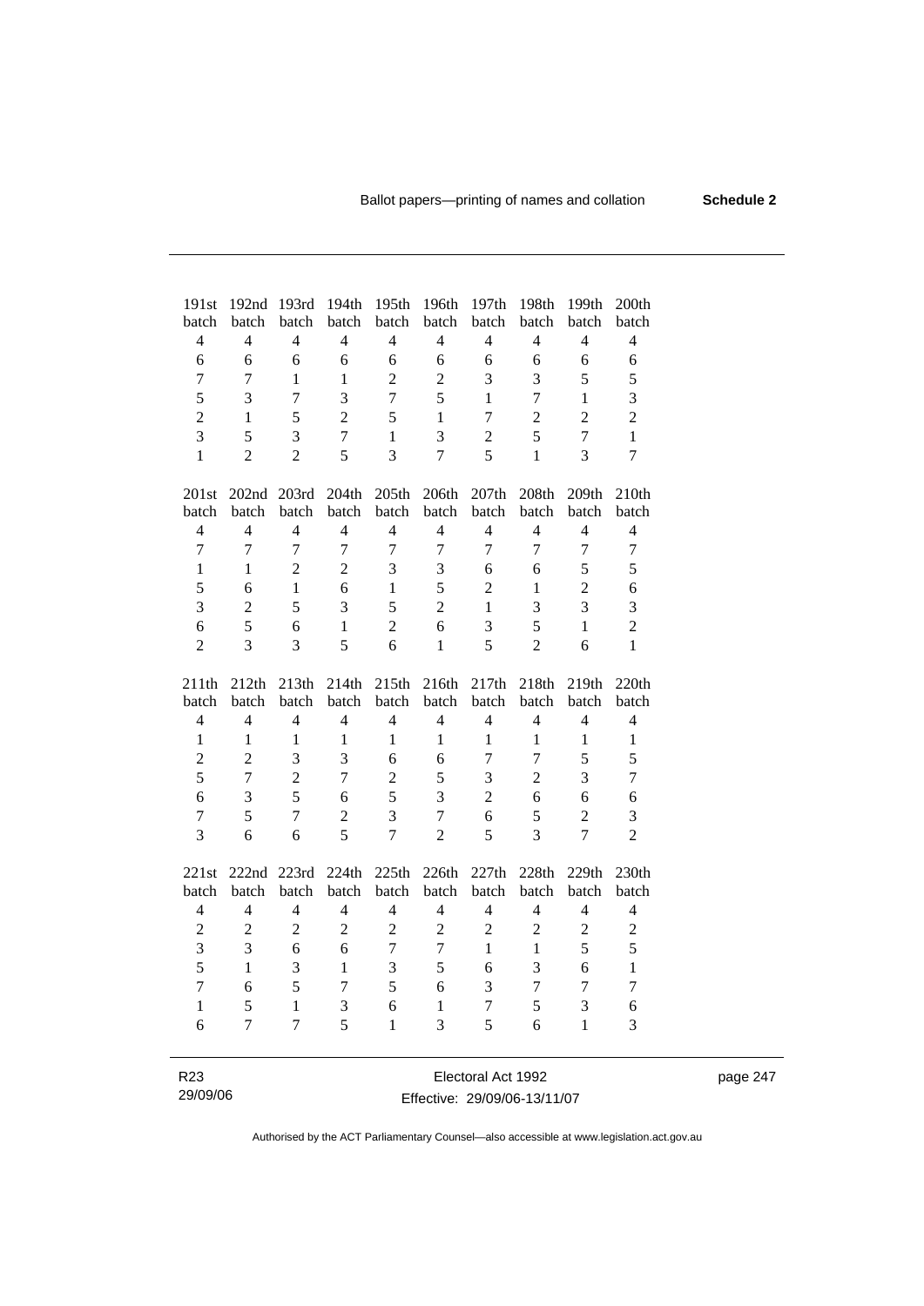| 191st batch | 192nd batch | 193rd batch | 194th batch | 195th batch | 196th batch | 197th batch | 198th batch | 199th batch | 200th batch |
|---|---|---|---|---|---|---|---|---|---|
| 4 | 4 | 4 | 4 | 4 | 4 | 4 | 4 | 4 | 4 |
| 6 | 6 | 6 | 6 | 6 | 6 | 6 | 6 | 6 | 6 |
| 7 | 7 | 1 | 1 | 2 | 2 | 3 | 3 | 5 | 5 |
| 5 | 3 | 7 | 3 | 7 | 5 | 1 | 7 | 1 | 3 |
| 2 | 1 | 5 | 2 | 5 | 1 | 7 | 2 | 2 | 2 |
| 3 | 5 | 3 | 7 | 1 | 3 | 2 | 5 | 7 | 1 |
| 1 | 2 | 2 | 5 | 3 | 7 | 5 | 1 | 3 | 7 |

| 201st batch | 202nd batch | 203rd batch | 204th batch | 205th batch | 206th batch | 207th batch | 208th batch | 209th batch | 210th batch |
|---|---|---|---|---|---|---|---|---|---|
| 4 | 4 | 4 | 4 | 4 | 4 | 4 | 4 | 4 | 4 |
| 7 | 7 | 7 | 7 | 7 | 7 | 7 | 7 | 7 | 7 |
| 1 | 1 | 2 | 2 | 3 | 3 | 6 | 6 | 5 | 5 |
| 5 | 6 | 1 | 6 | 1 | 5 | 2 | 1 | 2 | 6 |
| 3 | 2 | 5 | 3 | 5 | 2 | 1 | 3 | 3 | 3 |
| 6 | 5 | 6 | 1 | 2 | 6 | 3 | 5 | 1 | 2 |
| 2 | 3 | 3 | 5 | 6 | 1 | 5 | 2 | 6 | 1 |

| 211th batch | 212th batch | 213th batch | 214th batch | 215th batch | 216th batch | 217th batch | 218th batch | 219th batch | 220th batch |
|---|---|---|---|---|---|---|---|---|---|
| 4 | 4 | 4 | 4 | 4 | 4 | 4 | 4 | 4 | 4 |
| 1 | 1 | 1 | 1 | 1 | 1 | 1 | 1 | 1 | 1 |
| 2 | 2 | 3 | 3 | 6 | 6 | 7 | 7 | 5 | 5 |
| 5 | 7 | 2 | 7 | 2 | 5 | 3 | 2 | 3 | 7 |
| 6 | 3 | 5 | 6 | 5 | 3 | 2 | 6 | 6 | 6 |
| 7 | 5 | 7 | 2 | 3 | 7 | 6 | 5 | 2 | 3 |
| 3 | 6 | 6 | 5 | 7 | 2 | 5 | 3 | 7 | 2 |

| 221st batch | 222nd batch | 223rd batch | 224th batch | 225th batch | 226th batch | 227th batch | 228th batch | 229th batch | 230th batch |
|---|---|---|---|---|---|---|---|---|---|
| 4 | 4 | 4 | 4 | 4 | 4 | 4 | 4 | 4 | 4 |
| 2 | 2 | 2 | 2 | 2 | 2 | 2 | 2 | 2 | 2 |
| 3 | 3 | 6 | 6 | 7 | 7 | 1 | 1 | 5 | 5 |
| 5 | 1 | 3 | 1 | 3 | 5 | 6 | 3 | 6 | 1 |
| 7 | 6 | 5 | 7 | 5 | 6 | 3 | 7 | 7 | 7 |
| 1 | 5 | 1 | 3 | 6 | 1 | 7 | 5 | 3 | 6 |
| 6 | 7 | 7 | 5 | 1 | 3 | 5 | 6 | 1 | 3 |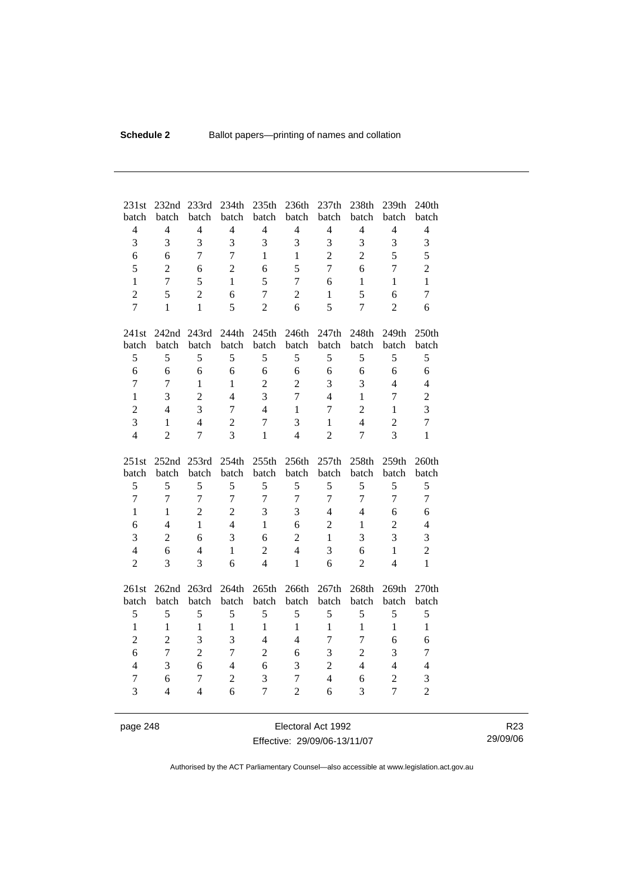| 231st batch | 232nd batch | 233rd batch | 234th batch | 235th batch | 236th batch | 237th batch | 238th batch | 239th batch | 240th batch |
|---|---|---|---|---|---|---|---|---|---|
| 4 | 4 | 4 | 4 | 4 | 4 | 4 | 4 | 4 | 4 |
| 3 | 3 | 3 | 3 | 3 | 3 | 3 | 3 | 3 | 3 |
| 6 | 6 | 7 | 7 | 1 | 1 | 2 | 2 | 5 | 5 |
| 5 | 2 | 6 | 2 | 6 | 5 | 7 | 6 | 7 | 2 |
| 1 | 7 | 5 | 1 | 5 | 7 | 6 | 1 | 1 | 1 |
| 2 | 5 | 2 | 6 | 7 | 2 | 1 | 5 | 6 | 7 |
| 7 | 1 | 1 | 5 | 2 | 6 | 5 | 7 | 2 | 6 |

| 241st batch | 242nd batch | 243rd batch | 244th batch | 245th batch | 246th batch | 247th batch | 248th batch | 249th batch | 250th batch |
|---|---|---|---|---|---|---|---|---|---|
| 5 | 5 | 5 | 5 | 5 | 5 | 5 | 5 | 5 | 5 |
| 6 | 6 | 6 | 6 | 6 | 6 | 6 | 6 | 6 | 6 |
| 7 | 7 | 1 | 1 | 2 | 2 | 3 | 3 | 4 | 4 |
| 1 | 3 | 2 | 4 | 3 | 7 | 4 | 1 | 7 | 2 |
| 2 | 4 | 3 | 7 | 4 | 1 | 7 | 2 | 1 | 3 |
| 3 | 1 | 4 | 2 | 7 | 3 | 1 | 4 | 2 | 7 |
| 4 | 2 | 7 | 3 | 1 | 4 | 2 | 7 | 3 | 1 |

| 251st batch | 252nd batch | 253rd batch | 254th batch | 255th batch | 256th batch | 257th batch | 258th batch | 259th batch | 260th batch |
|---|---|---|---|---|---|---|---|---|---|
| 5 | 5 | 5 | 5 | 5 | 5 | 5 | 5 | 5 | 5 |
| 7 | 7 | 7 | 7 | 7 | 7 | 7 | 7 | 7 | 7 |
| 1 | 1 | 2 | 2 | 3 | 3 | 4 | 4 | 6 | 6 |
| 6 | 4 | 1 | 4 | 1 | 6 | 2 | 1 | 2 | 4 |
| 3 | 2 | 6 | 3 | 6 | 2 | 1 | 3 | 3 | 3 |
| 4 | 6 | 4 | 1 | 2 | 4 | 3 | 6 | 1 | 2 |
| 2 | 3 | 3 | 6 | 4 | 1 | 6 | 2 | 4 | 1 |

| 261st batch | 262nd batch | 263rd batch | 264th batch | 265th batch | 266th batch | 267th batch | 268th batch | 269th batch | 270th batch |
|---|---|---|---|---|---|---|---|---|---|
| 5 | 5 | 5 | 5 | 5 | 5 | 5 | 5 | 5 | 5 |
| 1 | 1 | 1 | 1 | 1 | 1 | 1 | 1 | 1 | 1 |
| 2 | 2 | 3 | 3 | 4 | 4 | 7 | 7 | 6 | 6 |
| 6 | 7 | 2 | 7 | 2 | 6 | 3 | 2 | 3 | 7 |
| 4 | 3 | 6 | 4 | 6 | 3 | 2 | 4 | 4 | 4 |
| 7 | 6 | 7 | 2 | 3 | 7 | 4 | 6 | 2 | 3 |
| 3 | 4 | 4 | 6 | 7 | 2 | 6 | 3 | 7 | 2 |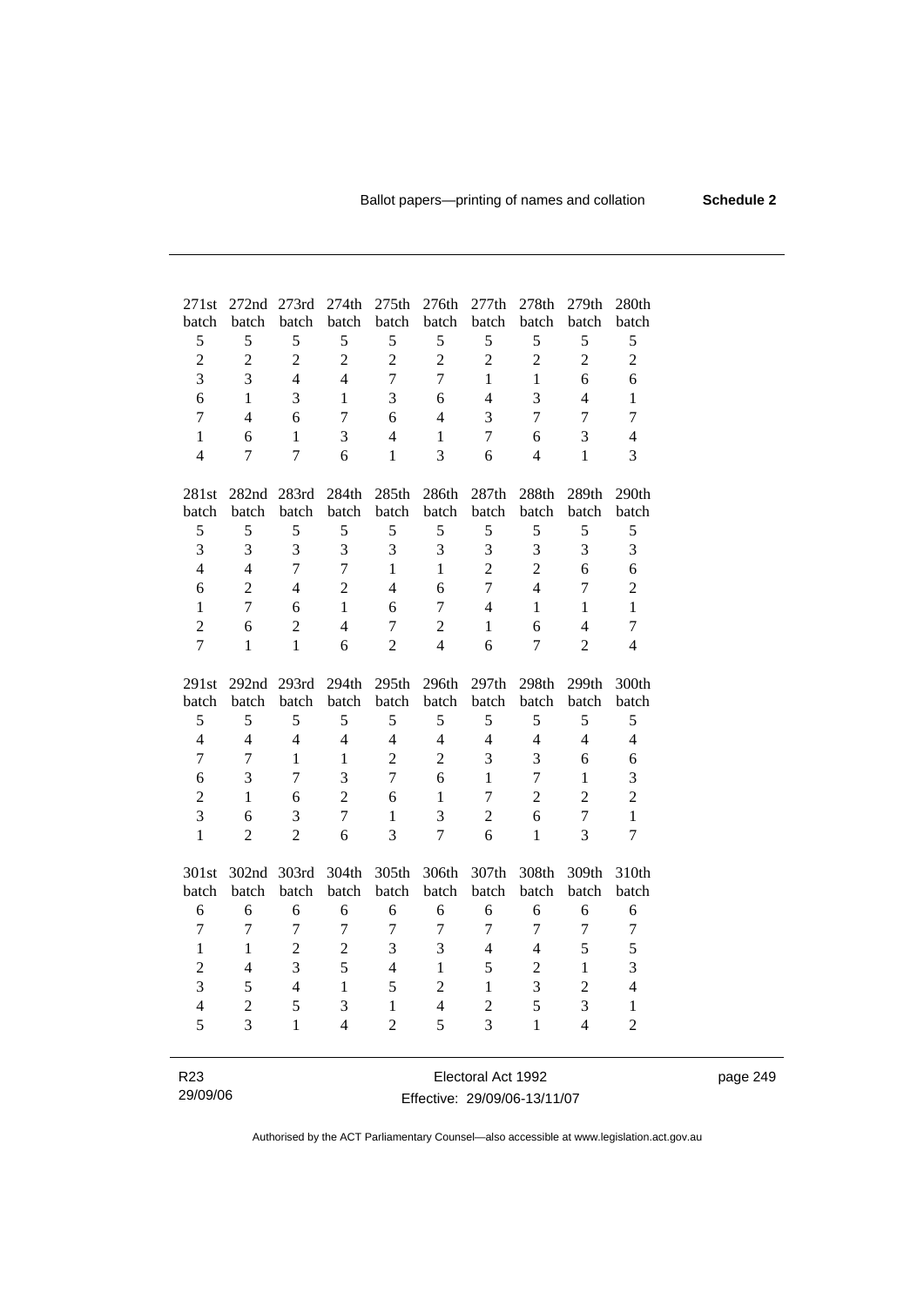| 271st batch | 272nd batch | 273rd batch | 274th batch | 275th batch | 276th batch | 277th batch | 278th batch | 279th batch | 280th batch |
|---|---|---|---|---|---|---|---|---|---|
| 5 | 5 | 5 | 5 | 5 | 5 | 5 | 5 | 5 | 5 |
| 2 | 2 | 2 | 2 | 2 | 2 | 2 | 2 | 2 | 2 |
| 3 | 3 | 4 | 4 | 7 | 7 | 1 | 1 | 6 | 6 |
| 6 | 1 | 3 | 1 | 3 | 6 | 4 | 3 | 4 | 1 |
| 7 | 4 | 6 | 7 | 6 | 4 | 3 | 7 | 7 | 7 |
| 1 | 6 | 1 | 3 | 4 | 1 | 7 | 6 | 3 | 4 |
| 4 | 7 | 7 | 6 | 1 | 3 | 6 | 4 | 1 | 3 |

| 281st batch | 282nd batch | 283rd batch | 284th batch | 285th batch | 286th batch | 287th batch | 288th batch | 289th batch | 290th batch |
|---|---|---|---|---|---|---|---|---|---|
| 5 | 5 | 5 | 5 | 5 | 5 | 5 | 5 | 5 | 5 |
| 3 | 3 | 3 | 3 | 3 | 3 | 3 | 3 | 3 | 3 |
| 4 | 4 | 7 | 7 | 1 | 1 | 2 | 2 | 6 | 6 |
| 6 | 2 | 4 | 2 | 4 | 6 | 7 | 4 | 7 | 2 |
| 1 | 7 | 6 | 1 | 6 | 7 | 4 | 1 | 1 | 1 |
| 2 | 6 | 2 | 4 | 7 | 2 | 1 | 6 | 4 | 7 |
| 7 | 1 | 1 | 6 | 2 | 4 | 6 | 7 | 2 | 4 |

| 291st batch | 292nd batch | 293rd batch | 294th batch | 295th batch | 296th batch | 297th batch | 298th batch | 299th batch | 300th batch |
|---|---|---|---|---|---|---|---|---|---|
| 5 | 5 | 5 | 5 | 5 | 5 | 5 | 5 | 5 | 5 |
| 4 | 4 | 4 | 4 | 4 | 4 | 4 | 4 | 4 | 4 |
| 7 | 7 | 1 | 1 | 2 | 2 | 3 | 3 | 6 | 6 |
| 6 | 3 | 7 | 3 | 7 | 6 | 1 | 7 | 1 | 3 |
| 2 | 1 | 6 | 2 | 6 | 1 | 7 | 2 | 2 | 2 |
| 3 | 6 | 3 | 7 | 1 | 3 | 2 | 6 | 7 | 1 |
| 1 | 2 | 2 | 6 | 3 | 7 | 6 | 1 | 3 | 7 |

| 301st batch | 302nd batch | 303rd batch | 304th batch | 305th batch | 306th batch | 307th batch | 308th batch | 309th batch | 310th batch |
|---|---|---|---|---|---|---|---|---|---|
| 6 | 6 | 6 | 6 | 6 | 6 | 6 | 6 | 6 | 6 |
| 7 | 7 | 7 | 7 | 7 | 7 | 7 | 7 | 7 | 7 |
| 1 | 1 | 2 | 2 | 3 | 3 | 4 | 4 | 5 | 5 |
| 2 | 4 | 3 | 5 | 4 | 1 | 5 | 2 | 1 | 3 |
| 3 | 5 | 4 | 1 | 5 | 2 | 1 | 3 | 2 | 4 |
| 4 | 2 | 5 | 3 | 1 | 4 | 2 | 5 | 3 | 1 |
| 5 | 3 | 1 | 4 | 2 | 5 | 3 | 1 | 4 | 2 |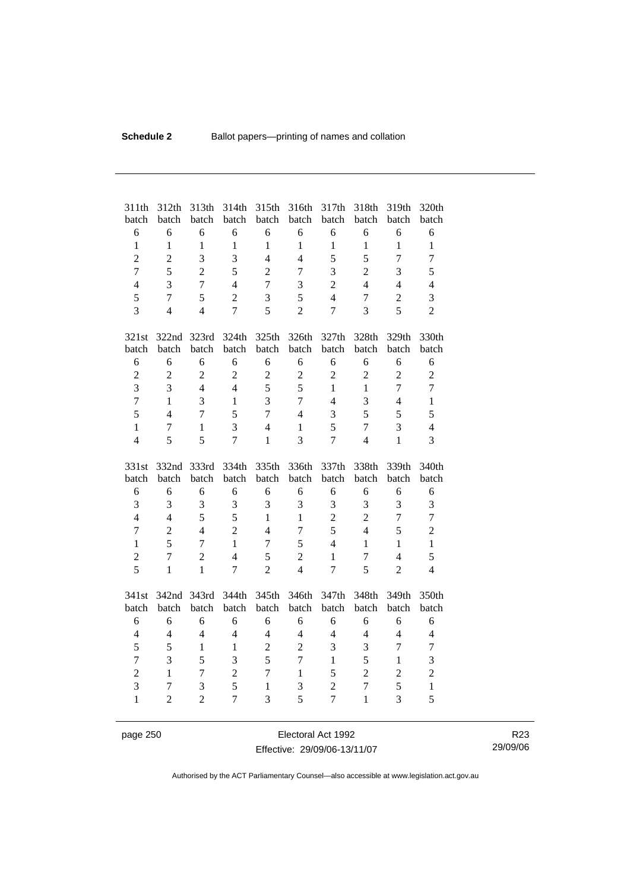| 311th batch | 312th batch | 313th batch | 314th batch | 315th batch | 316th batch | 317th batch | 318th batch | 319th batch | 320th batch |
|---|---|---|---|---|---|---|---|---|---|
| 6 | 6 | 6 | 6 | 6 | 6 | 6 | 6 | 6 | 6 |
| 1 | 1 | 1 | 1 | 1 | 1 | 1 | 1 | 1 | 1 |
| 2 | 2 | 3 | 3 | 4 | 4 | 5 | 5 | 7 | 7 |
| 7 | 5 | 2 | 5 | 2 | 7 | 3 | 2 | 3 | 5 |
| 4 | 3 | 7 | 4 | 7 | 3 | 2 | 4 | 4 | 4 |
| 5 | 7 | 5 | 2 | 3 | 5 | 4 | 7 | 2 | 3 |
| 3 | 4 | 4 | 7 | 5 | 2 | 7 | 3 | 5 | 2 |

| 321st batch | 322nd batch | 323rd batch | 324th batch | 325th batch | 326th batch | 327th batch | 328th batch | 329th batch | 330th batch |
|---|---|---|---|---|---|---|---|---|---|
| 6 | 6 | 6 | 6 | 6 | 6 | 6 | 6 | 6 | 6 |
| 2 | 2 | 2 | 2 | 2 | 2 | 2 | 2 | 2 | 2 |
| 3 | 3 | 4 | 4 | 5 | 5 | 1 | 1 | 7 | 7 |
| 7 | 1 | 3 | 1 | 3 | 7 | 4 | 3 | 4 | 1 |
| 5 | 4 | 7 | 5 | 7 | 4 | 3 | 5 | 5 | 5 |
| 1 | 7 | 1 | 3 | 4 | 1 | 5 | 7 | 3 | 4 |
| 4 | 5 | 5 | 7 | 1 | 3 | 7 | 4 | 1 | 3 |

| 331st batch | 332nd batch | 333rd batch | 334th batch | 335th batch | 336th batch | 337th batch | 338th batch | 339th batch | 340th batch |
|---|---|---|---|---|---|---|---|---|---|
| 6 | 6 | 6 | 6 | 6 | 6 | 6 | 6 | 6 | 6 |
| 3 | 3 | 3 | 3 | 3 | 3 | 3 | 3 | 3 | 3 |
| 4 | 4 | 5 | 5 | 1 | 1 | 2 | 2 | 7 | 7 |
| 7 | 2 | 4 | 2 | 4 | 7 | 5 | 4 | 5 | 2 |
| 1 | 5 | 7 | 1 | 7 | 5 | 4 | 1 | 1 | 1 |
| 2 | 7 | 2 | 4 | 5 | 2 | 1 | 7 | 4 | 5 |
| 5 | 1 | 1 | 7 | 2 | 4 | 7 | 5 | 2 | 4 |

| 341st batch | 342nd batch | 343rd batch | 344th batch | 345th batch | 346th batch | 347th batch | 348th batch | 349th batch | 350th batch |
|---|---|---|---|---|---|---|---|---|---|
| 6 | 6 | 6 | 6 | 6 | 6 | 6 | 6 | 6 | 6 |
| 4 | 4 | 4 | 4 | 4 | 4 | 4 | 4 | 4 | 4 |
| 5 | 5 | 1 | 1 | 2 | 2 | 3 | 3 | 7 | 7 |
| 7 | 3 | 5 | 3 | 5 | 7 | 1 | 5 | 1 | 3 |
| 2 | 1 | 7 | 2 | 7 | 1 | 5 | 2 | 2 | 2 |
| 3 | 7 | 3 | 5 | 1 | 3 | 2 | 7 | 5 | 1 |
| 1 | 2 | 2 | 7 | 3 | 5 | 7 | 1 | 3 | 5 |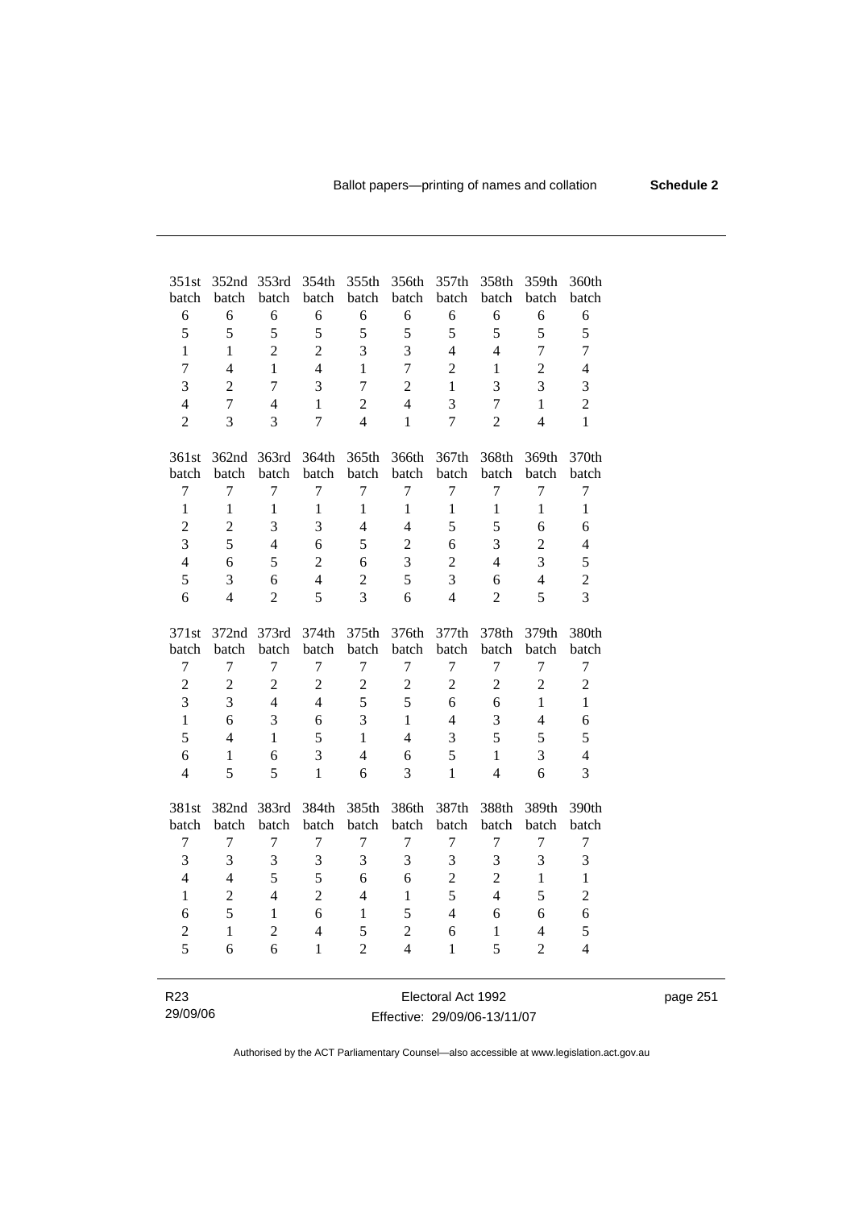| 351st batch | 352nd batch | 353rd batch | 354th batch | 355th batch | 356th batch | 357th batch | 358th batch | 359th batch | 360th batch |
|---|---|---|---|---|---|---|---|---|---|
| 6 | 6 | 6 | 6 | 6 | 6 | 6 | 6 | 6 | 6 |
| 5 | 5 | 5 | 5 | 5 | 5 | 5 | 5 | 5 | 5 |
| 1 | 1 | 2 | 2 | 3 | 3 | 4 | 4 | 7 | 7 |
| 7 | 4 | 1 | 4 | 1 | 7 | 2 | 1 | 2 | 4 |
| 3 | 2 | 7 | 3 | 7 | 2 | 1 | 3 | 3 | 3 |
| 4 | 7 | 4 | 1 | 2 | 4 | 3 | 7 | 1 | 2 |
| 2 | 3 | 3 | 7 | 4 | 1 | 7 | 2 | 4 | 1 |

| 361st batch | 362nd batch | 363rd batch | 364th batch | 365th batch | 366th batch | 367th batch | 368th batch | 369th batch | 370th batch |
|---|---|---|---|---|---|---|---|---|---|
| 7 | 7 | 7 | 7 | 7 | 7 | 7 | 7 | 7 | 7 |
| 1 | 1 | 1 | 1 | 1 | 1 | 1 | 1 | 1 | 1 |
| 2 | 2 | 3 | 3 | 4 | 4 | 5 | 5 | 6 | 6 |
| 3 | 5 | 4 | 6 | 5 | 2 | 6 | 3 | 2 | 4 |
| 4 | 6 | 5 | 2 | 6 | 3 | 2 | 4 | 3 | 5 |
| 5 | 3 | 6 | 4 | 2 | 5 | 3 | 6 | 4 | 2 |
| 6 | 4 | 2 | 5 | 3 | 6 | 4 | 2 | 5 | 3 |

| 371st batch | 372nd batch | 373rd batch | 374th batch | 375th batch | 376th batch | 377th batch | 378th batch | 379th batch | 380th batch |
|---|---|---|---|---|---|---|---|---|---|
| 7 | 7 | 7 | 7 | 7 | 7 | 7 | 7 | 7 | 7 |
| 2 | 2 | 2 | 2 | 2 | 2 | 2 | 2 | 2 | 2 |
| 3 | 3 | 4 | 4 | 5 | 5 | 6 | 6 | 1 | 1 |
| 1 | 6 | 3 | 6 | 3 | 1 | 4 | 3 | 4 | 6 |
| 5 | 4 | 1 | 5 | 1 | 4 | 3 | 5 | 5 | 5 |
| 6 | 1 | 6 | 3 | 4 | 6 | 5 | 1 | 3 | 4 |
| 4 | 5 | 5 | 1 | 6 | 3 | 1 | 4 | 6 | 3 |

| 381st batch | 382nd batch | 383rd batch | 384th batch | 385th batch | 386th batch | 387th batch | 388th batch | 389th batch | 390th batch |
|---|---|---|---|---|---|---|---|---|---|
| 7 | 7 | 7 | 7 | 7 | 7 | 7 | 7 | 7 | 7 |
| 3 | 3 | 3 | 3 | 3 | 3 | 3 | 3 | 3 | 3 |
| 4 | 4 | 5 | 5 | 6 | 6 | 2 | 2 | 1 | 1 |
| 1 | 2 | 4 | 2 | 4 | 1 | 5 | 4 | 5 | 2 |
| 6 | 5 | 1 | 6 | 1 | 5 | 4 | 6 | 6 | 6 |
| 2 | 1 | 2 | 4 | 5 | 2 | 6 | 1 | 4 | 5 |
| 5 | 6 | 6 | 1 | 2 | 4 | 1 | 5 | 2 | 4 |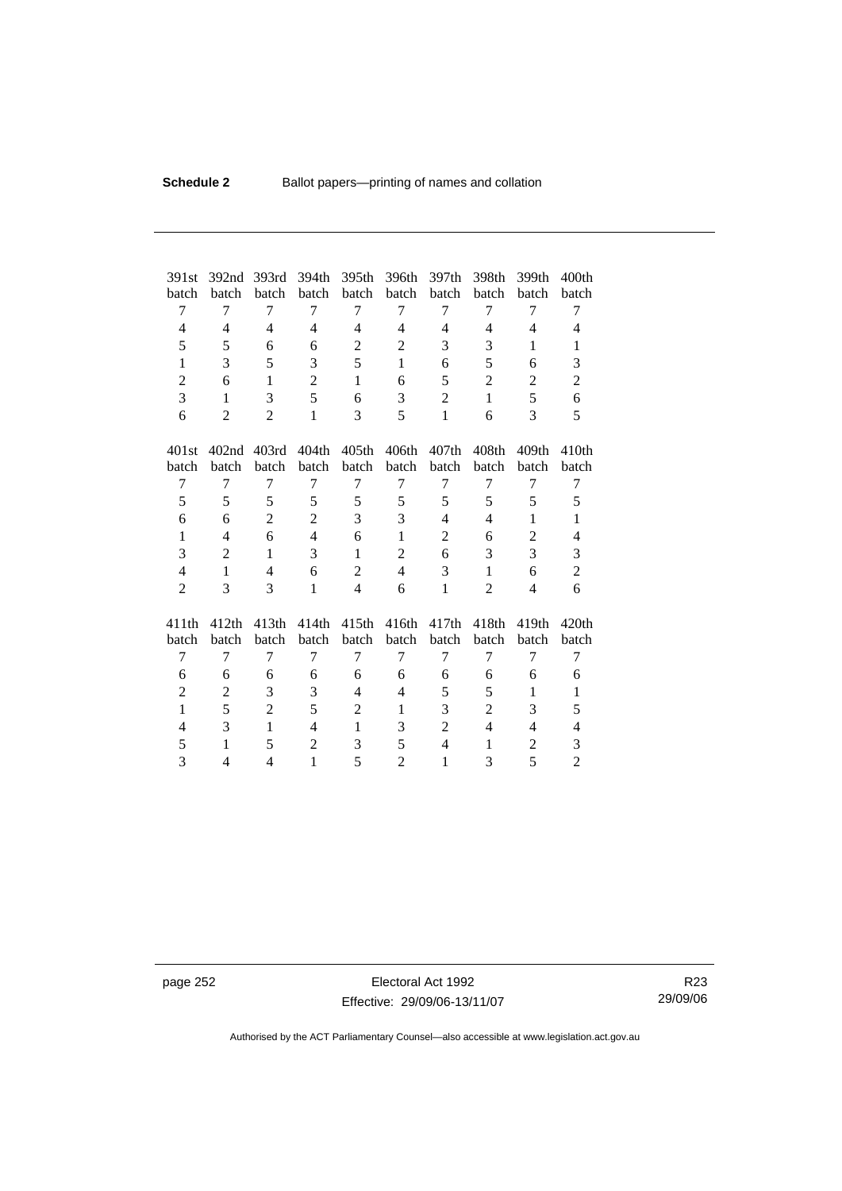| 391st batch | 392nd batch | 393rd batch | 394th batch | 395th batch | 396th batch | 397th batch | 398th batch | 399th batch | 400th batch |
|---|---|---|---|---|---|---|---|---|---|
| 7 | 7 | 7 | 7 | 7 | 7 | 7 | 7 | 7 | 7 |
| 4 | 4 | 4 | 4 | 4 | 4 | 4 | 4 | 4 | 4 |
| 5 | 5 | 6 | 6 | 2 | 2 | 3 | 3 | 1 | 1 |
| 1 | 3 | 5 | 3 | 5 | 1 | 6 | 5 | 6 | 3 |
| 2 | 6 | 1 | 2 | 1 | 6 | 5 | 2 | 2 | 2 |
| 3 | 1 | 3 | 5 | 6 | 3 | 2 | 1 | 5 | 6 |
| 6 | 2 | 2 | 1 | 3 | 5 | 1 | 6 | 3 | 5 |

| 401st batch | 402nd batch | 403rd batch | 404th batch | 405th batch | 406th batch | 407th batch | 408th batch | 409th batch | 410th batch |
|---|---|---|---|---|---|---|---|---|---|
| 7 | 7 | 7 | 7 | 7 | 7 | 7 | 7 | 7 | 7 |
| 5 | 5 | 5 | 5 | 5 | 5 | 5 | 5 | 5 | 5 |
| 6 | 6 | 2 | 2 | 3 | 3 | 4 | 4 | 1 | 1 |
| 1 | 4 | 6 | 4 | 6 | 1 | 2 | 6 | 2 | 4 |
| 3 | 2 | 1 | 3 | 1 | 2 | 6 | 3 | 3 | 3 |
| 4 | 1 | 4 | 6 | 2 | 4 | 3 | 1 | 6 | 2 |
| 2 | 3 | 3 | 1 | 4 | 6 | 1 | 2 | 4 | 6 |

| 411th batch | 412th batch | 413th batch | 414th batch | 415th batch | 416th batch | 417th batch | 418th batch | 419th batch | 420th batch |
|---|---|---|---|---|---|---|---|---|---|
| 7 | 7 | 7 | 7 | 7 | 7 | 7 | 7 | 7 | 7 |
| 6 | 6 | 6 | 6 | 6 | 6 | 6 | 6 | 6 | 6 |
| 2 | 2 | 3 | 3 | 4 | 4 | 5 | 5 | 1 | 1 |
| 1 | 5 | 2 | 5 | 2 | 1 | 3 | 2 | 3 | 5 |
| 4 | 3 | 1 | 4 | 1 | 3 | 2 | 4 | 4 | 4 |
| 5 | 1 | 5 | 2 | 3 | 5 | 4 | 1 | 2 | 3 |
| 3 | 4 | 4 | 1 | 5 | 2 | 1 | 3 | 5 | 2 |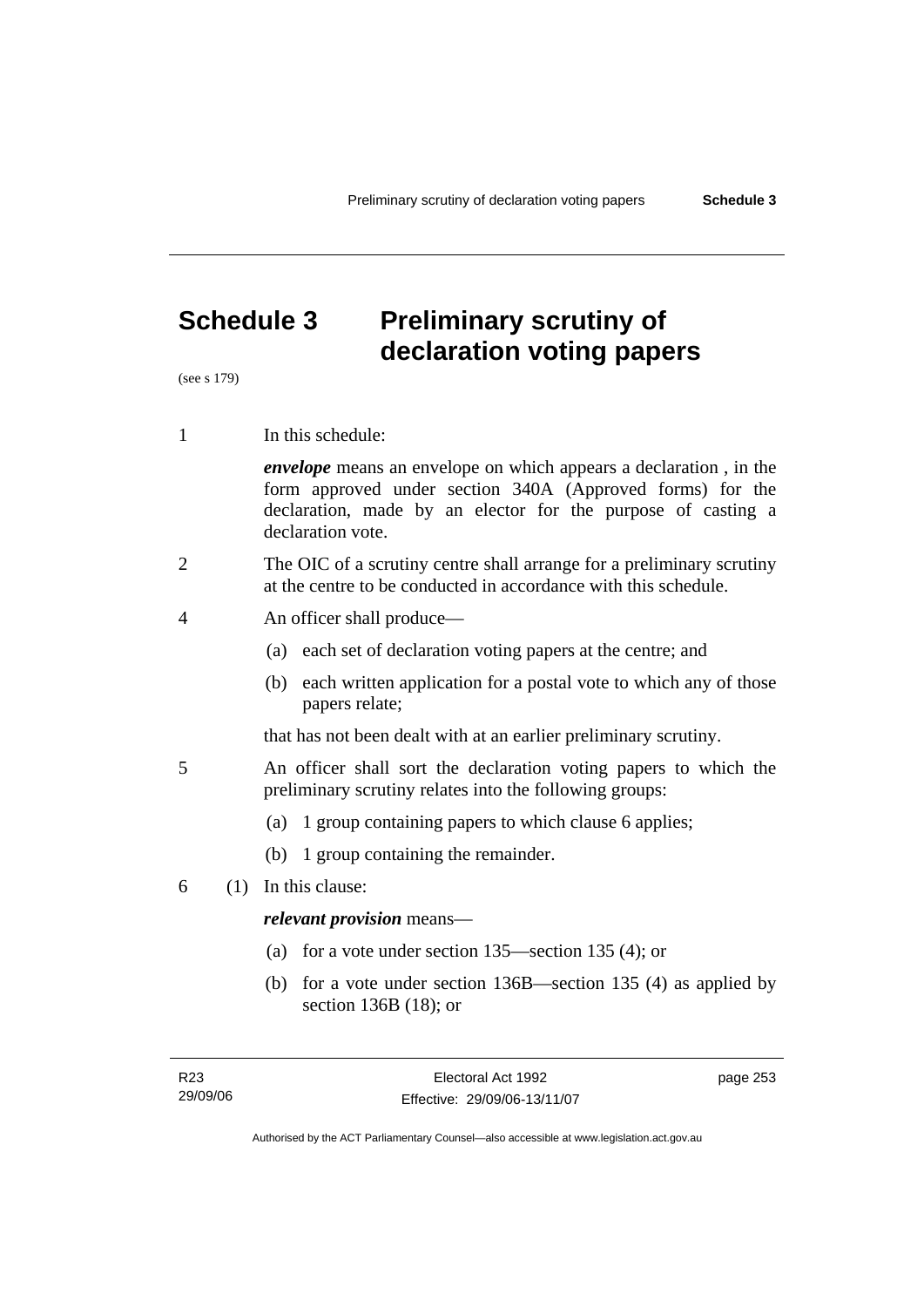# Schedule 3 Preliminary scrutiny of declaration voting papers

(see s 179)

1 In this schedule:

***envelope*** means an envelope on which appears a declaration , in the form approved under section 340A (Approved forms) for the declaration, made by an elector for the purpose of casting a declaration vote.

2 The OIC of a scrutiny centre shall arrange for a preliminary scrutiny at the centre to be conducted in accordance with this schedule.

4 An officer shall produce—

(a) each set of declaration voting papers at the centre; and

(b) each written application for a postal vote to which any of those papers relate;

that has not been dealt with at an earlier preliminary scrutiny.

5 An officer shall sort the declaration voting papers to which the preliminary scrutiny relates into the following groups:

(a) 1 group containing papers to which clause 6 applies;

(b) 1 group containing the remainder.

6 (1) In this clause:

***relevant provision*** means—

(a) for a vote under section 135—section 135 (4); or

(b) for a vote under section 136B—section 135 (4) as applied by section 136B (18); or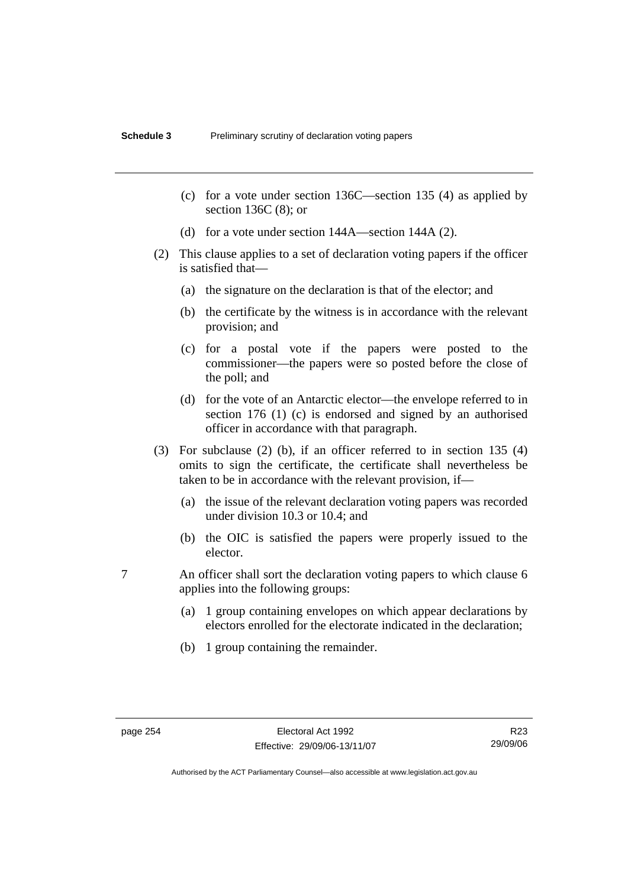(c) for a vote under section 136C—section 135 (4) as applied by section 136C (8); or

(d) for a vote under section 144A—section 144A (2).

(2) This clause applies to a set of declaration voting papers if the officer is satisfied that—

(a) the signature on the declaration is that of the elector; and

(b) the certificate by the witness is in accordance with the relevant provision; and

(c) for a postal vote if the papers were posted to the commissioner—the papers were so posted before the close of the poll; and

(d) for the vote of an Antarctic elector—the envelope referred to in section 176 (1) (c) is endorsed and signed by an authorised officer in accordance with that paragraph.

(3) For subclause (2) (b), if an officer referred to in section 135 (4) omits to sign the certificate, the certificate shall nevertheless be taken to be in accordance with the relevant provision, if—

(a) the issue of the relevant declaration voting papers was recorded under division 10.3 or 10.4; and

(b) the OIC is satisfied the papers were properly issued to the elector.

7 An officer shall sort the declaration voting papers to which clause 6 applies into the following groups:

(a) 1 group containing envelopes on which appear declarations by electors enrolled for the electorate indicated in the declaration;

(b) 1 group containing the remainder.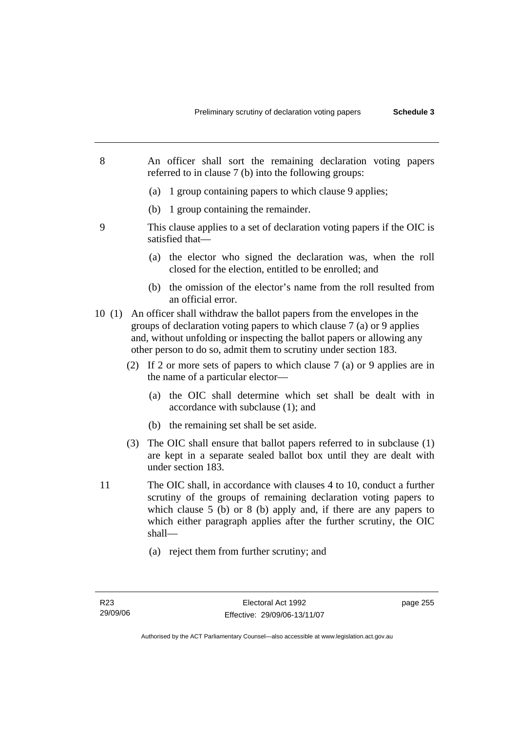8 An officer shall sort the remaining declaration voting papers referred to in clause 7 (b) into the following groups:

(a) 1 group containing papers to which clause 9 applies;

(b) 1 group containing the remainder.

9 This clause applies to a set of declaration voting papers if the OIC is satisfied that—

(a) the elector who signed the declaration was, when the roll closed for the election, entitled to be enrolled; and

(b) the omission of the elector's name from the roll resulted from an official error.

10 (1) An officer shall withdraw the ballot papers from the envelopes in the groups of declaration voting papers to which clause 7 (a) or 9 applies and, without unfolding or inspecting the ballot papers or allowing any other person to do so, admit them to scrutiny under section 183.

(2) If 2 or more sets of papers to which clause 7 (a) or 9 applies are in the name of a particular elector—

(a) the OIC shall determine which set shall be dealt with in accordance with subclause (1); and

(b) the remaining set shall be set aside.

(3) The OIC shall ensure that ballot papers referred to in subclause (1) are kept in a separate sealed ballot box until they are dealt with under section 183.

11 The OIC shall, in accordance with clauses 4 to 10, conduct a further scrutiny of the groups of remaining declaration voting papers to which clause 5 (b) or 8 (b) apply and, if there are any papers to which either paragraph applies after the further scrutiny, the OIC shall—

(a) reject them from further scrutiny; and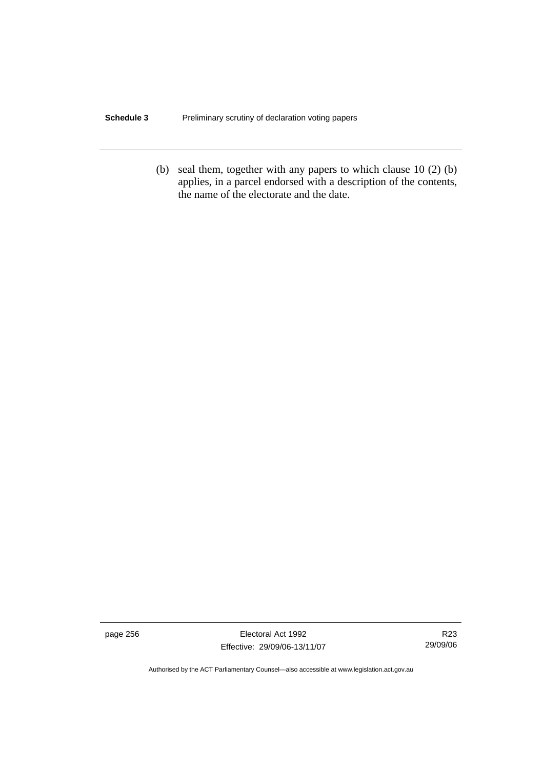(b) seal them, together with any papers to which clause 10 (2) (b) applies, in a parcel endorsed with a description of the contents, the name of the electorate and the date.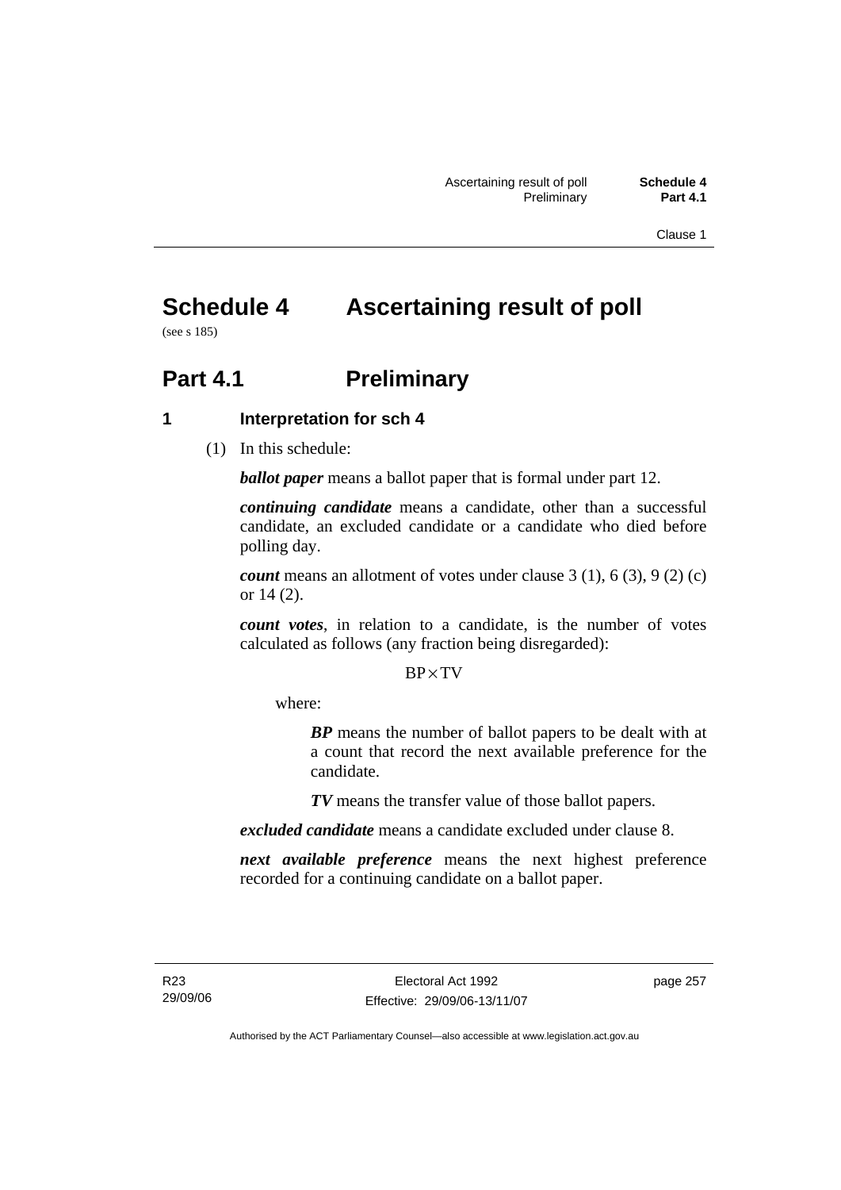# Schedule 4 Ascertaining result of poll

(see s 185)

## Part 4.1 Preliminary

### 1 Interpretation for sch 4

(1) In this schedule:

***ballot paper*** means a ballot paper that is formal under part 12.

***continuing candidate*** means a candidate, other than a successful candidate, an excluded candidate or a candidate who died before polling day.

***count*** means an allotment of votes under clause 3 (1), 6 (3), 9 (2) (c) or 14 (2).

***count votes***, in relation to a candidate, is the number of votes calculated as follows (any fraction being disregarded):

$$BP \times TV$$

where:

> ***BP*** means the number of ballot papers to be dealt with at a count that record the next available preference for the candidate.
>
> ***TV*** means the transfer value of those ballot papers.

***excluded candidate*** means a candidate excluded under clause 8.

***next available preference*** means the next highest preference recorded for a continuing candidate on a ballot paper.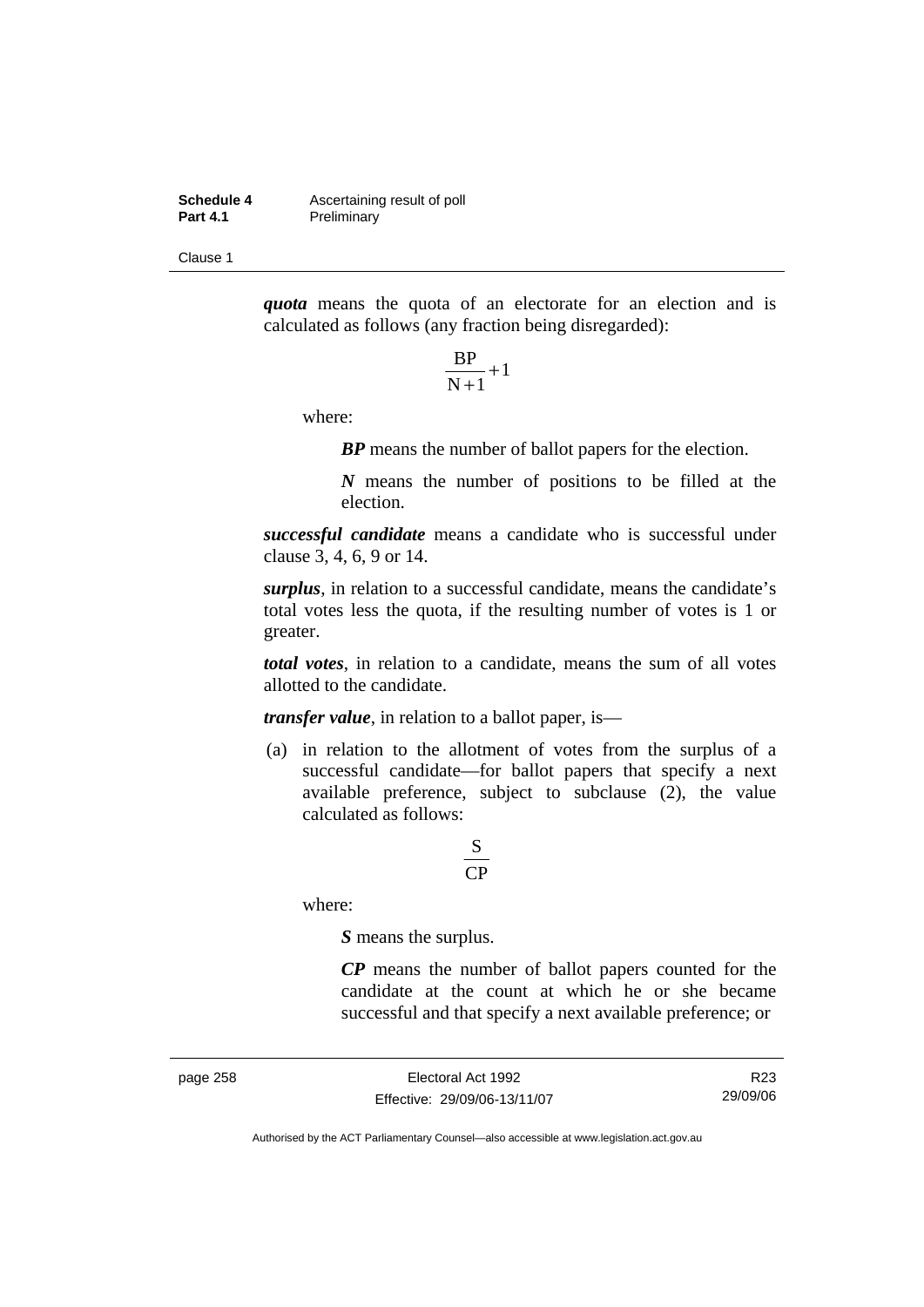***quota*** means the quota of an electorate for an election and is calculated as follows (any fraction being disregarded):

$$\frac{\text{BP}}{\text{N}+1}+1$$

where:

***BP*** means the number of ballot papers for the election.

***N*** means the number of positions to be filled at the election.

***successful candidate*** means a candidate who is successful under clause 3, 4, 6, 9 or 14.

***surplus***, in relation to a successful candidate, means the candidate's total votes less the quota, if the resulting number of votes is 1 or greater.

***total votes***, in relation to a candidate, means the sum of all votes allotted to the candidate.

***transfer value***, in relation to a ballot paper, is—

(a) in relation to the allotment of votes from the surplus of a successful candidate—for ballot papers that specify a next available preference, subject to subclause (2), the value calculated as follows:

$$\frac{\text{S}}{\text{CP}}$$

where:

***S*** means the surplus.

***CP*** means the number of ballot papers counted for the candidate at the count at which he or she became successful and that specify a next available preference; or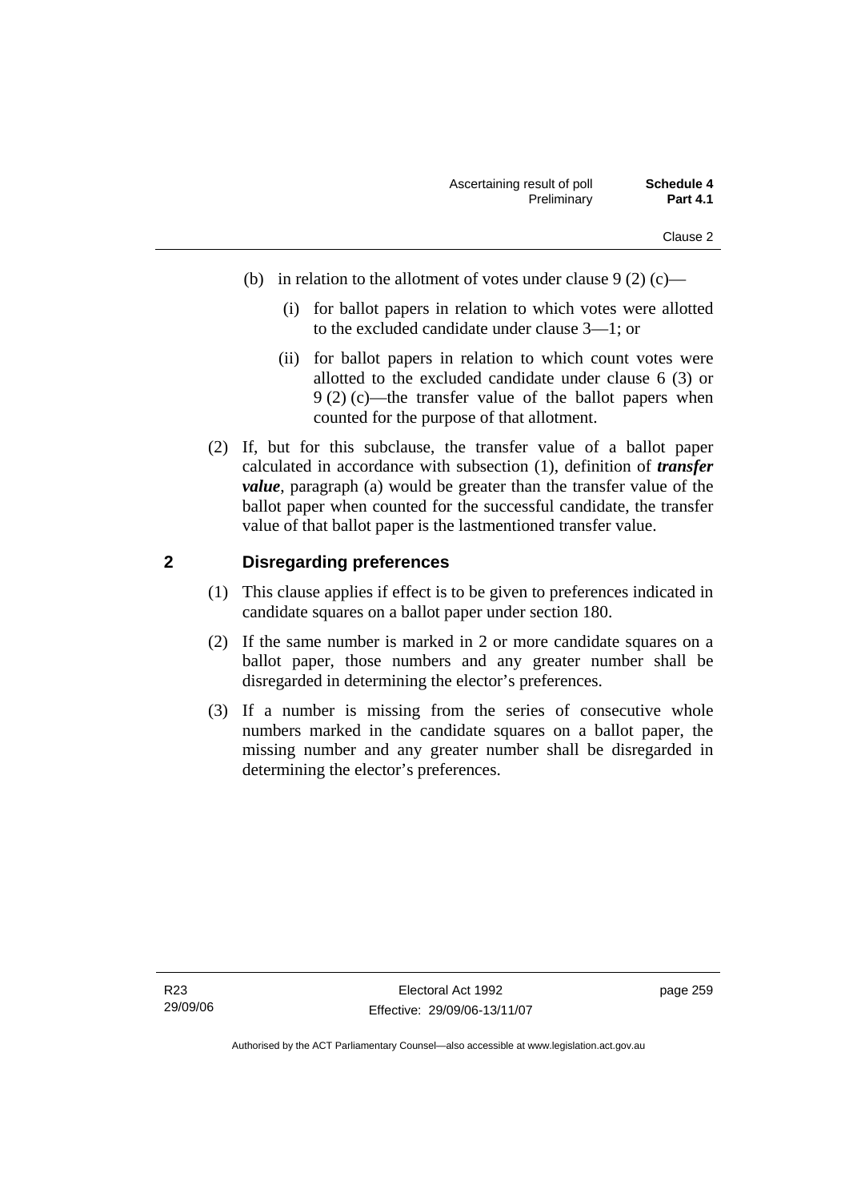(b) in relation to the allotment of votes under clause 9 (2) (c)—

(i) for ballot papers in relation to which votes were allotted to the excluded candidate under clause 3—1; or

(ii) for ballot papers in relation to which count votes were allotted to the excluded candidate under clause 6 (3) or 9 (2) (c)—the transfer value of the ballot papers when counted for the purpose of that allotment.

(2) If, but for this subclause, the transfer value of a ballot paper calculated in accordance with subsection (1), definition of ***transfer value***, paragraph (a) would be greater than the transfer value of the ballot paper when counted for the successful candidate, the transfer value of that ballot paper is the lastmentioned transfer value.

## 2 Disregarding preferences

(1) This clause applies if effect is to be given to preferences indicated in candidate squares on a ballot paper under section 180.

(2) If the same number is marked in 2 or more candidate squares on a ballot paper, those numbers and any greater number shall be disregarded in determining the elector's preferences.

(3) If a number is missing from the series of consecutive whole numbers marked in the candidate squares on a ballot paper, the missing number and any greater number shall be disregarded in determining the elector's preferences.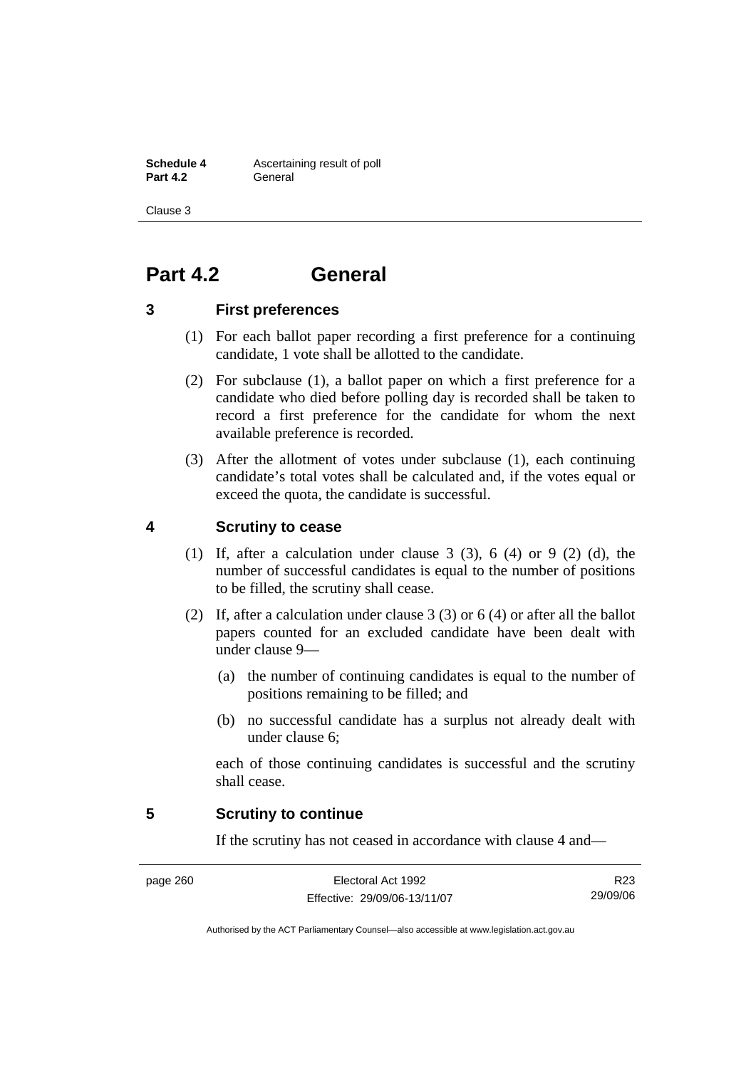# Part 4.2 General

## 3 First preferences

(1) For each ballot paper recording a first preference for a continuing candidate, 1 vote shall be allotted to the candidate.

(2) For subclause (1), a ballot paper on which a first preference for a candidate who died before polling day is recorded shall be taken to record a first preference for the candidate for whom the next available preference is recorded.

(3) After the allotment of votes under subclause (1), each continuing candidate's total votes shall be calculated and, if the votes equal or exceed the quota, the candidate is successful.

## 4 Scrutiny to cease

(1) If, after a calculation under clause 3 (3), 6 (4) or 9 (2) (d), the number of successful candidates is equal to the number of positions to be filled, the scrutiny shall cease.

(2) If, after a calculation under clause 3 (3) or 6 (4) or after all the ballot papers counted for an excluded candidate have been dealt with under clause 9—

(a) the number of continuing candidates is equal to the number of positions remaining to be filled; and

(b) no successful candidate has a surplus not already dealt with under clause 6;

each of those continuing candidates is successful and the scrutiny shall cease.

## 5 Scrutiny to continue

If the scrutiny has not ceased in accordance with clause 4 and—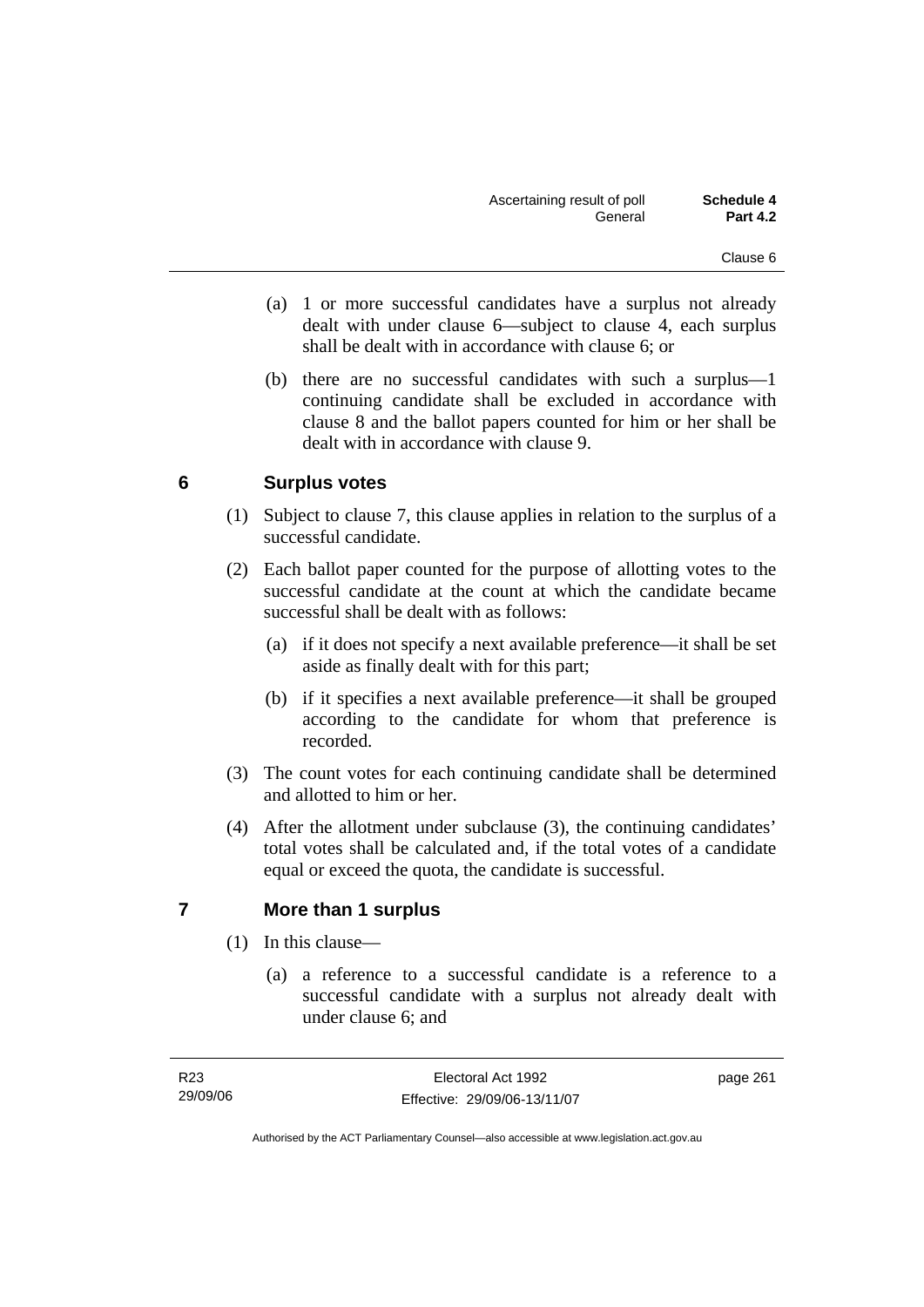(a) 1 or more successful candidates have a surplus not already dealt with under clause 6—subject to clause 4, each surplus shall be dealt with in accordance with clause 6; or

(b) there are no successful candidates with such a surplus—1 continuing candidate shall be excluded in accordance with clause 8 and the ballot papers counted for him or her shall be dealt with in accordance with clause 9.

## 6 Surplus votes

(1) Subject to clause 7, this clause applies in relation to the surplus of a successful candidate.

(2) Each ballot paper counted for the purpose of allotting votes to the successful candidate at the count at which the candidate became successful shall be dealt with as follows:

(a) if it does not specify a next available preference—it shall be set aside as finally dealt with for this part;

(b) if it specifies a next available preference—it shall be grouped according to the candidate for whom that preference is recorded.

(3) The count votes for each continuing candidate shall be determined and allotted to him or her.

(4) After the allotment under subclause (3), the continuing candidates' total votes shall be calculated and, if the total votes of a candidate equal or exceed the quota, the candidate is successful.

## 7 More than 1 surplus

(1) In this clause—

(a) a reference to a successful candidate is a reference to a successful candidate with a surplus not already dealt with under clause 6; and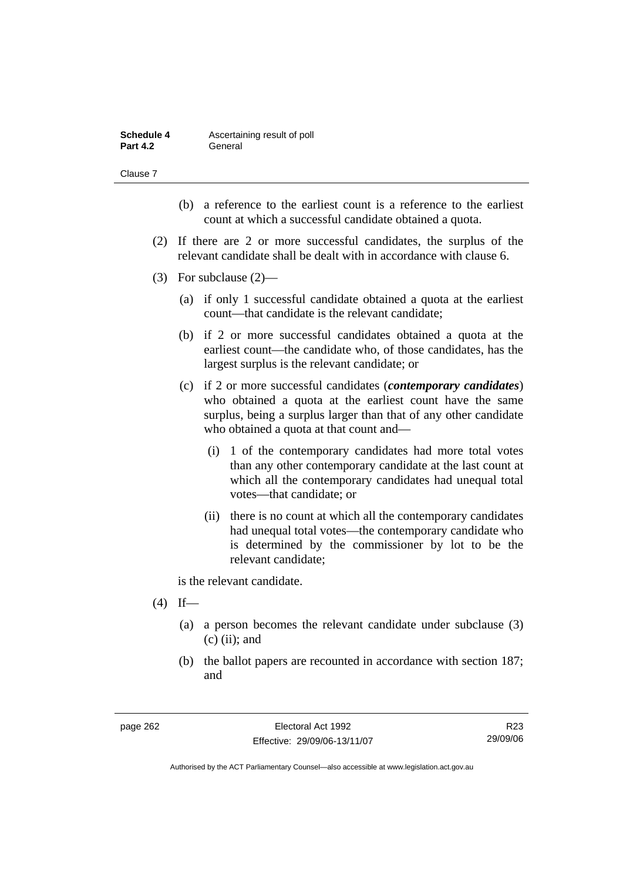(b) a reference to the earliest count is a reference to the earliest count at which a successful candidate obtained a quota.

(2) If there are 2 or more successful candidates, the surplus of the relevant candidate shall be dealt with in accordance with clause 6.

(3) For subclause (2)—

(a) if only 1 successful candidate obtained a quota at the earliest count—that candidate is the relevant candidate;

(b) if 2 or more successful candidates obtained a quota at the earliest count—the candidate who, of those candidates, has the largest surplus is the relevant candidate; or

(c) if 2 or more successful candidates (***contemporary candidates***) who obtained a quota at the earliest count have the same surplus, being a surplus larger than that of any other candidate who obtained a quota at that count and—

(i) 1 of the contemporary candidates had more total votes than any other contemporary candidate at the last count at which all the contemporary candidates had unequal total votes—that candidate; or

(ii) there is no count at which all the contemporary candidates had unequal total votes—the contemporary candidate who is determined by the commissioner by lot to be the relevant candidate;

is the relevant candidate.

(4) If—

(a) a person becomes the relevant candidate under subclause (3) (c) (ii); and

(b) the ballot papers are recounted in accordance with section 187; and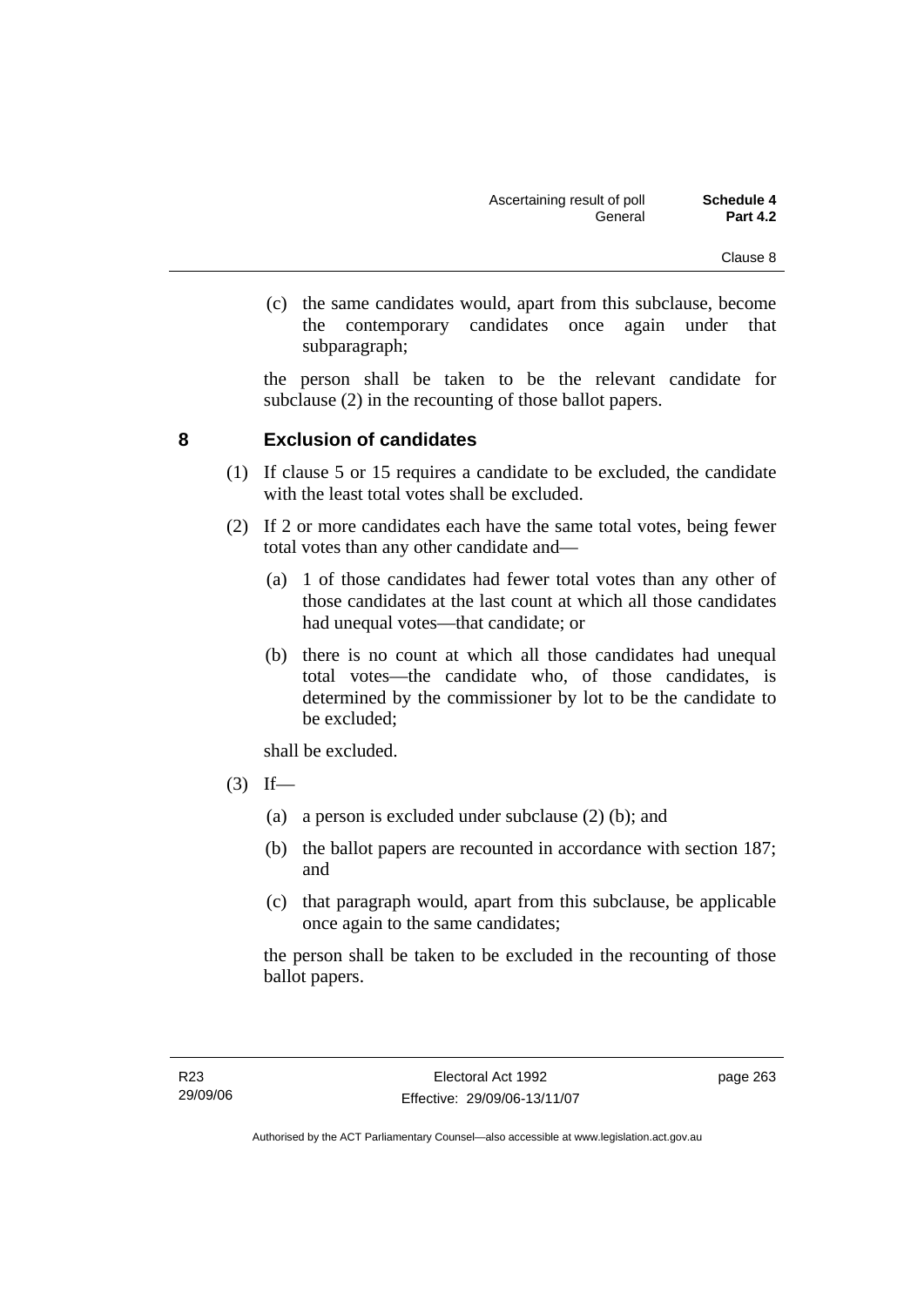(c) the same candidates would, apart from this subclause, become the contemporary candidates once again under that subparagraph;

the person shall be taken to be the relevant candidate for subclause (2) in the recounting of those ballot papers.

## 8 Exclusion of candidates

(1) If clause 5 or 15 requires a candidate to be excluded, the candidate with the least total votes shall be excluded.

(2) If 2 or more candidates each have the same total votes, being fewer total votes than any other candidate and—

(a) 1 of those candidates had fewer total votes than any other of those candidates at the last count at which all those candidates had unequal votes—that candidate; or

(b) there is no count at which all those candidates had unequal total votes—the candidate who, of those candidates, is determined by the commissioner by lot to be the candidate to be excluded;

shall be excluded.

(3) If—

(a) a person is excluded under subclause (2) (b); and

(b) the ballot papers are recounted in accordance with section 187; and

(c) that paragraph would, apart from this subclause, be applicable once again to the same candidates;

the person shall be taken to be excluded in the recounting of those ballot papers.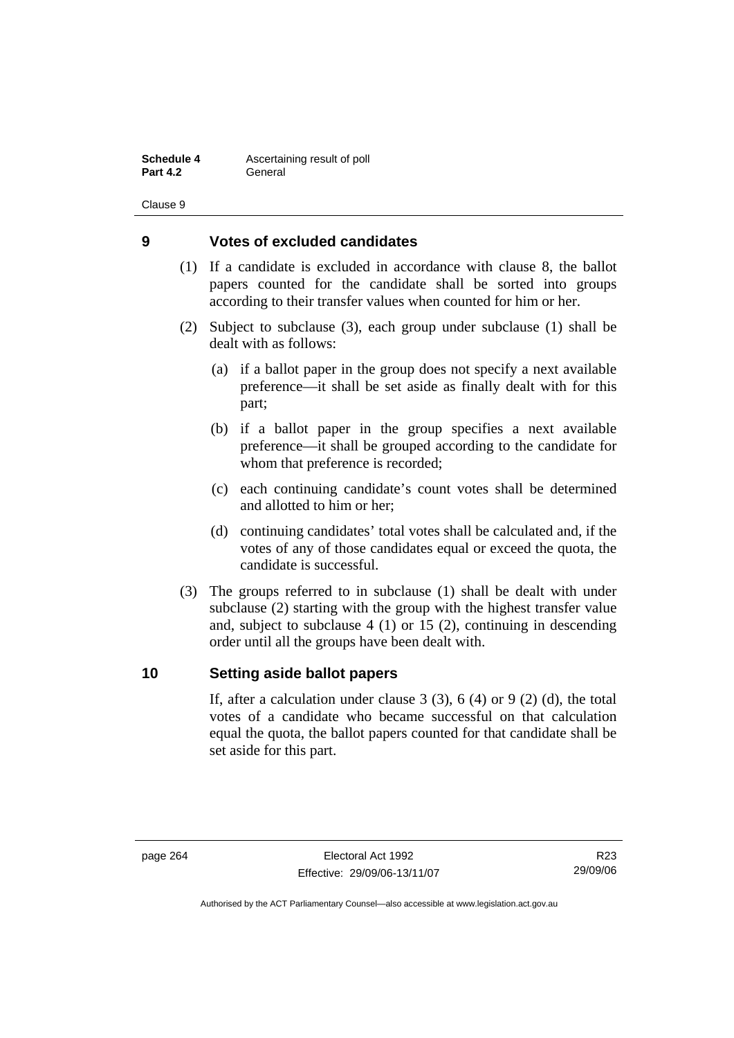## 9 Votes of excluded candidates

(1) If a candidate is excluded in accordance with clause 8, the ballot papers counted for the candidate shall be sorted into groups according to their transfer values when counted for him or her.

(2) Subject to subclause (3), each group under subclause (1) shall be dealt with as follows:

(a) if a ballot paper in the group does not specify a next available preference—it shall be set aside as finally dealt with for this part;

(b) if a ballot paper in the group specifies a next available preference—it shall be grouped according to the candidate for whom that preference is recorded;

(c) each continuing candidate's count votes shall be determined and allotted to him or her;

(d) continuing candidates' total votes shall be calculated and, if the votes of any of those candidates equal or exceed the quota, the candidate is successful.

(3) The groups referred to in subclause (1) shall be dealt with under subclause (2) starting with the group with the highest transfer value and, subject to subclause 4 (1) or 15 (2), continuing in descending order until all the groups have been dealt with.

## 10 Setting aside ballot papers

If, after a calculation under clause 3 (3), 6 (4) or 9 (2) (d), the total votes of a candidate who became successful on that calculation equal the quota, the ballot papers counted for that candidate shall be set aside for this part.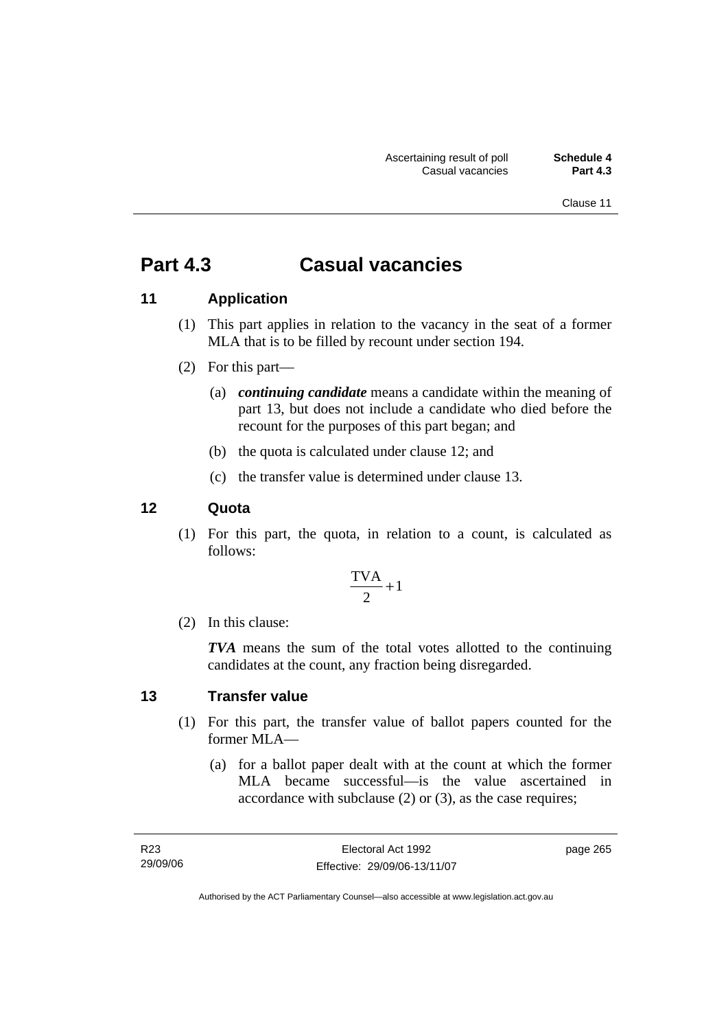# Part 4.3 Casual vacancies

## 11 Application

(1) This part applies in relation to the vacancy in the seat of a former MLA that is to be filled by recount under section 194.

(2) For this part—

(a) ***continuing candidate*** means a candidate within the meaning of part 13, but does not include a candidate who died before the recount for the purposes of this part began; and

(b) the quota is calculated under clause 12; and

(c) the transfer value is determined under clause 13.

## 12 Quota

(1) For this part, the quota, in relation to a count, is calculated as follows:

$$\frac{\text{TVA}}{2} + 1$$

(2) In this clause:

***TVA*** means the sum of the total votes allotted to the continuing candidates at the count, any fraction being disregarded.

## 13 Transfer value

(1) For this part, the transfer value of ballot papers counted for the former MLA—

(a) for a ballot paper dealt with at the count at which the former MLA became successful—is the value ascertained in accordance with subclause (2) or (3), as the case requires;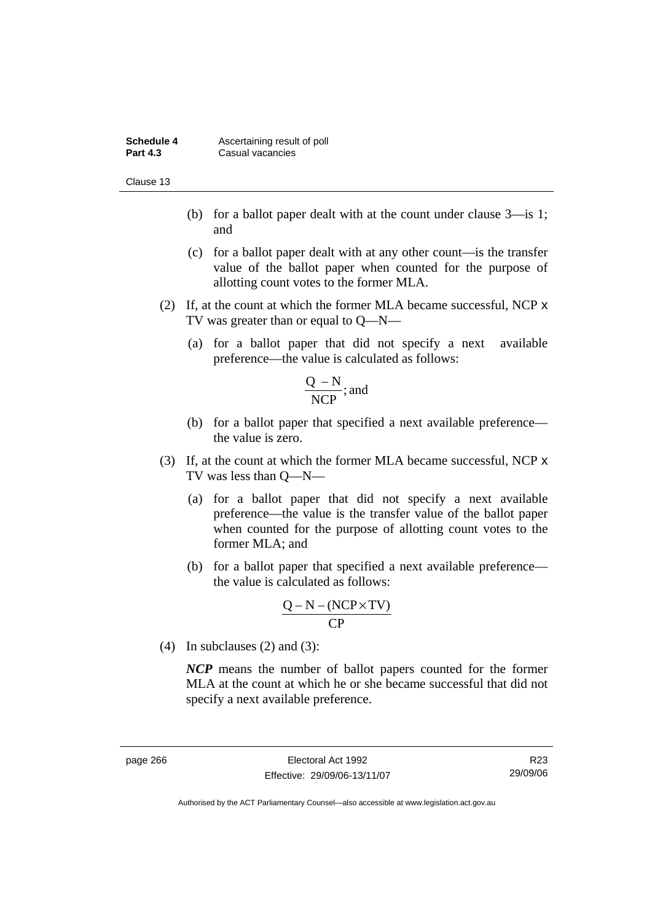(b) for a ballot paper dealt with at the count under clause 3—is 1; and

(c) for a ballot paper dealt with at any other count—is the transfer value of the ballot paper when counted for the purpose of allotting count votes to the former MLA.

(2) If, at the count at which the former MLA became successful, NCP x TV was greater than or equal to Q—N—

(a) for a ballot paper that did not specify a next available preference—the value is calculated as follows:

$$\frac{Q - N}{NCP}; \text{and}$$

(b) for a ballot paper that specified a next available preference—the value is zero.

(3) If, at the count at which the former MLA became successful, NCP x TV was less than Q—N—

(a) for a ballot paper that did not specify a next available preference—the value is the transfer value of the ballot paper when counted for the purpose of allotting count votes to the former MLA; and

(b) for a ballot paper that specified a next available preference—the value is calculated as follows:

$$\frac{Q - N - (NCP \times TV)}{CP}$$

(4) In subclauses (2) and (3):

***NCP*** means the number of ballot papers counted for the former MLA at the count at which he or she became successful that did not specify a next available preference.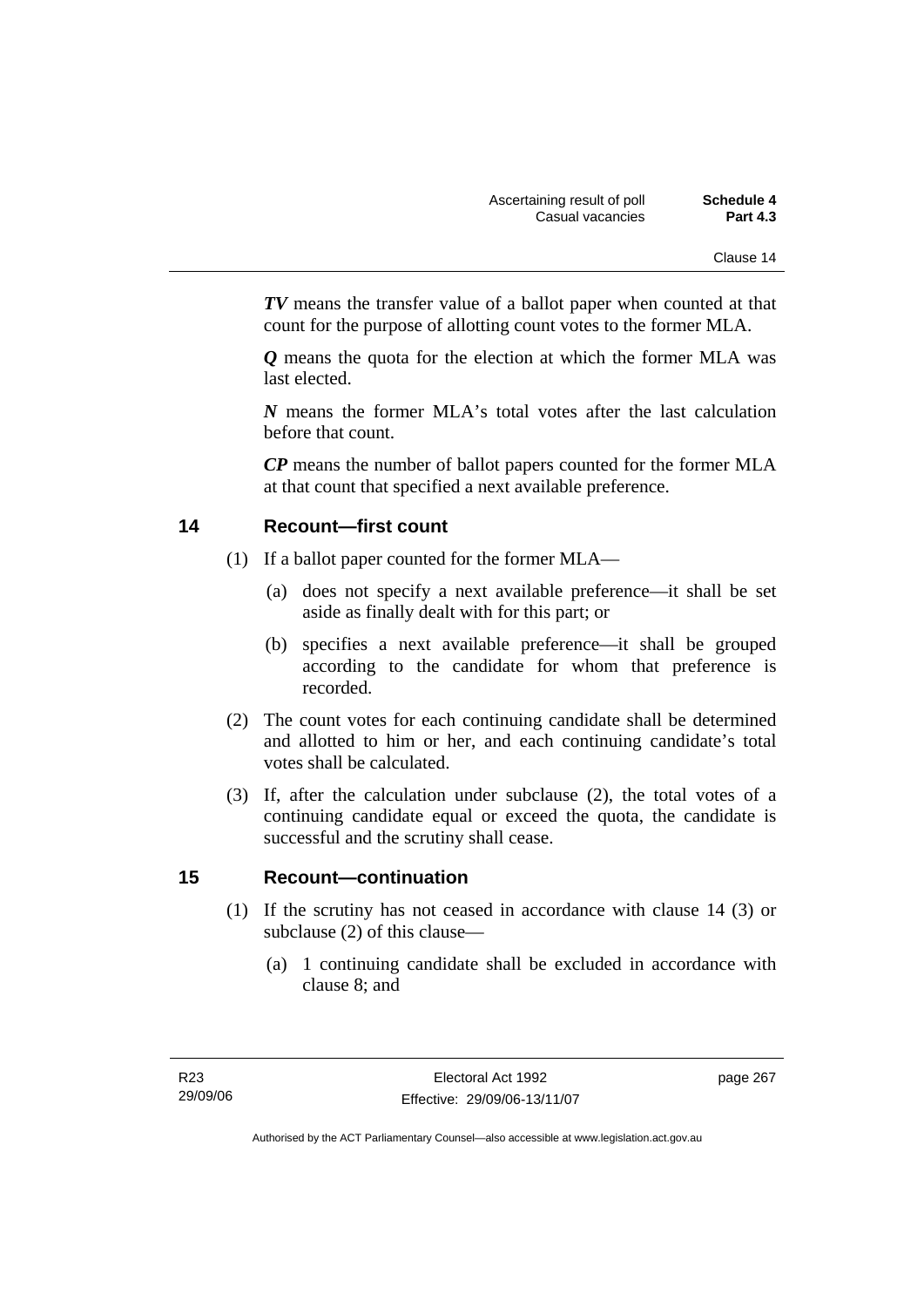***TV*** means the transfer value of a ballot paper when counted at that count for the purpose of allotting count votes to the former MLA.

***Q*** means the quota for the election at which the former MLA was last elected.

***N*** means the former MLA's total votes after the last calculation before that count.

***CP*** means the number of ballot papers counted for the former MLA at that count that specified a next available preference.

## 14 Recount—first count

(1) If a ballot paper counted for the former MLA—

(a) does not specify a next available preference—it shall be set aside as finally dealt with for this part; or

(b) specifies a next available preference—it shall be grouped according to the candidate for whom that preference is recorded.

(2) The count votes for each continuing candidate shall be determined and allotted to him or her, and each continuing candidate's total votes shall be calculated.

(3) If, after the calculation under subclause (2), the total votes of a continuing candidate equal or exceed the quota, the candidate is successful and the scrutiny shall cease.

## 15 Recount—continuation

(1) If the scrutiny has not ceased in accordance with clause 14 (3) or subclause (2) of this clause—

(a) 1 continuing candidate shall be excluded in accordance with clause 8; and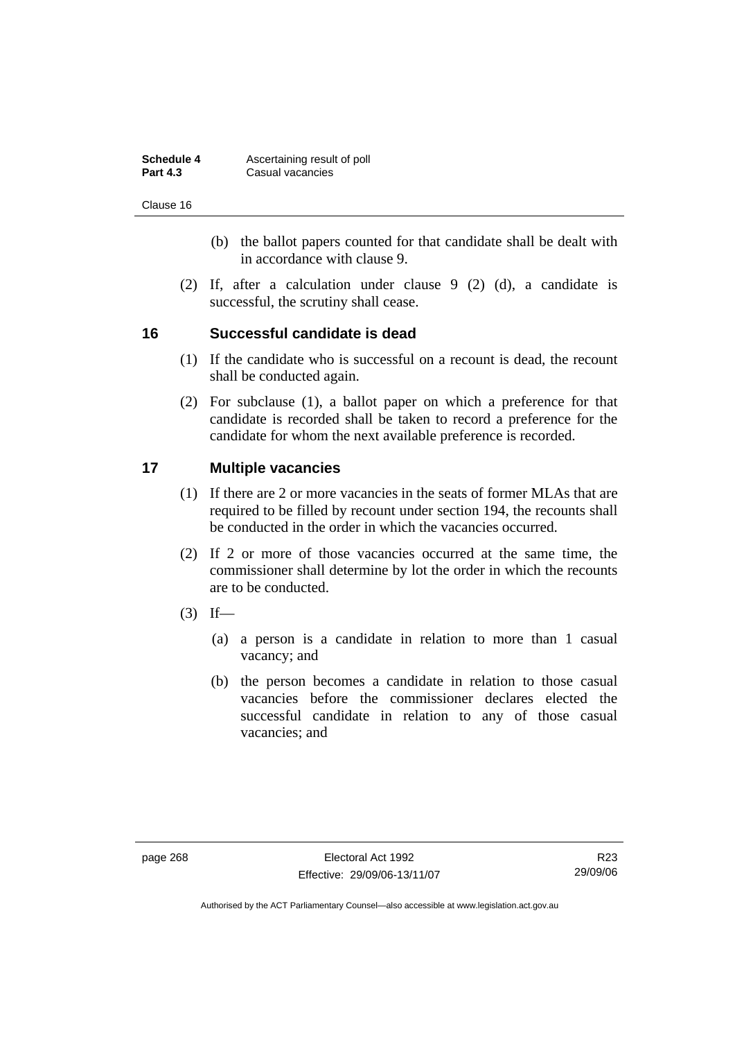(b) the ballot papers counted for that candidate shall be dealt with in accordance with clause 9.

(2) If, after a calculation under clause 9 (2) (d), a candidate is successful, the scrutiny shall cease.

## 16 Successful candidate is dead

(1) If the candidate who is successful on a recount is dead, the recount shall be conducted again.

(2) For subclause (1), a ballot paper on which a preference for that candidate is recorded shall be taken to record a preference for the candidate for whom the next available preference is recorded.

## 17 Multiple vacancies

(1) If there are 2 or more vacancies in the seats of former MLAs that are required to be filled by recount under section 194, the recounts shall be conducted in the order in which the vacancies occurred.

(2) If 2 or more of those vacancies occurred at the same time, the commissioner shall determine by lot the order in which the recounts are to be conducted.

(3) If—

(a) a person is a candidate in relation to more than 1 casual vacancy; and

(b) the person becomes a candidate in relation to those casual vacancies before the commissioner declares elected the successful candidate in relation to any of those casual vacancies; and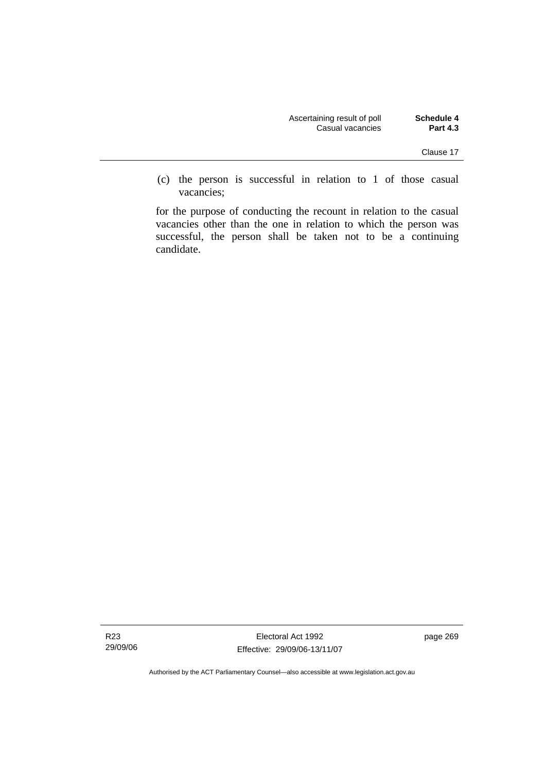(c) the person is successful in relation to 1 of those casual vacancies;

for the purpose of conducting the recount in relation to the casual vacancies other than the one in relation to which the person was successful, the person shall be taken not to be a continuing candidate.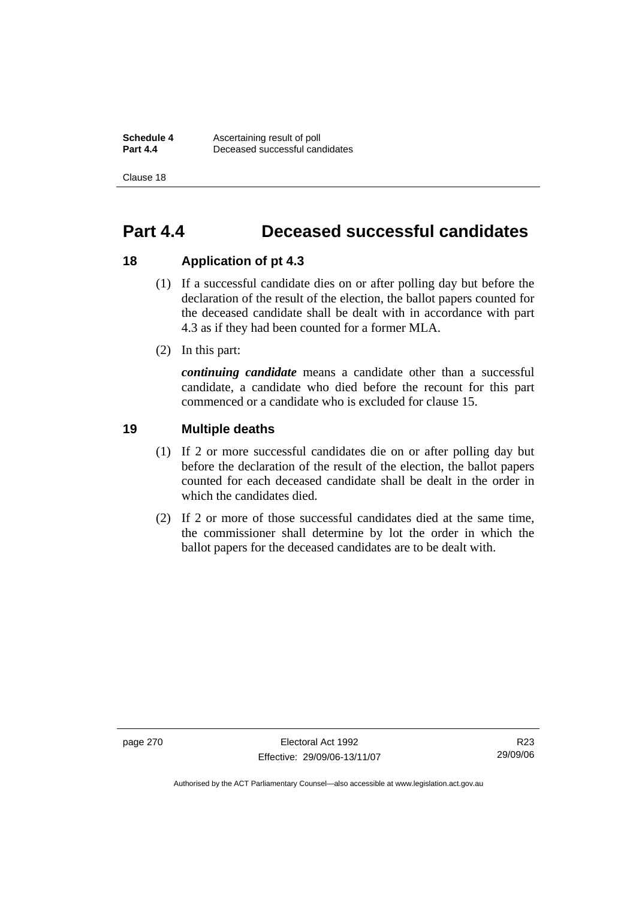# Part 4.4 Deceased successful candidates

## 18 Application of pt 4.3

(1) If a successful candidate dies on or after polling day but before the declaration of the result of the election, the ballot papers counted for the deceased candidate shall be dealt with in accordance with part 4.3 as if they had been counted for a former MLA.

(2) In this part:

***continuing candidate*** means a candidate other than a successful candidate, a candidate who died before the recount for this part commenced or a candidate who is excluded for clause 15.

## 19 Multiple deaths

(1) If 2 or more successful candidates die on or after polling day but before the declaration of the result of the election, the ballot papers counted for each deceased candidate shall be dealt in the order in which the candidates died.

(2) If 2 or more of those successful candidates died at the same time, the commissioner shall determine by lot the order in which the ballot papers for the deceased candidates are to be dealt with.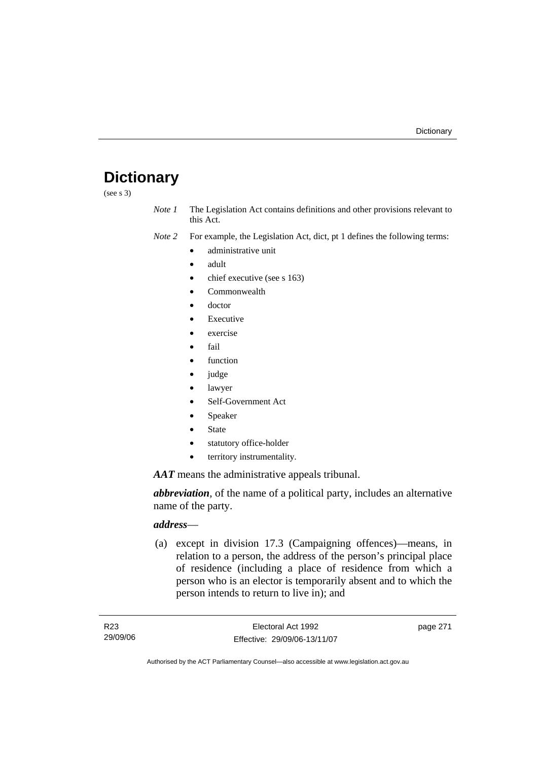# Dictionary

(see s 3)

*Note 1* The Legislation Act contains definitions and other provisions relevant to this Act.

*Note 2* For example, the Legislation Act, dict, pt 1 defines the following terms:

- administrative unit
- adult
- chief executive (see s 163)
- Commonwealth
- doctor
- Executive
- exercise
- fail
- function
- judge
- lawyer
- Self-Government Act
- Speaker
- State
- statutory office-holder
- territory instrumentality.

***AAT*** means the administrative appeals tribunal.

***abbreviation***, of the name of a political party, includes an alternative name of the party.

***address***—

(a) except in division 17.3 (Campaigning offences)—means, in relation to a person, the address of the person's principal place of residence (including a place of residence from which a person who is an elector is temporarily absent and to which the person intends to return to live in); and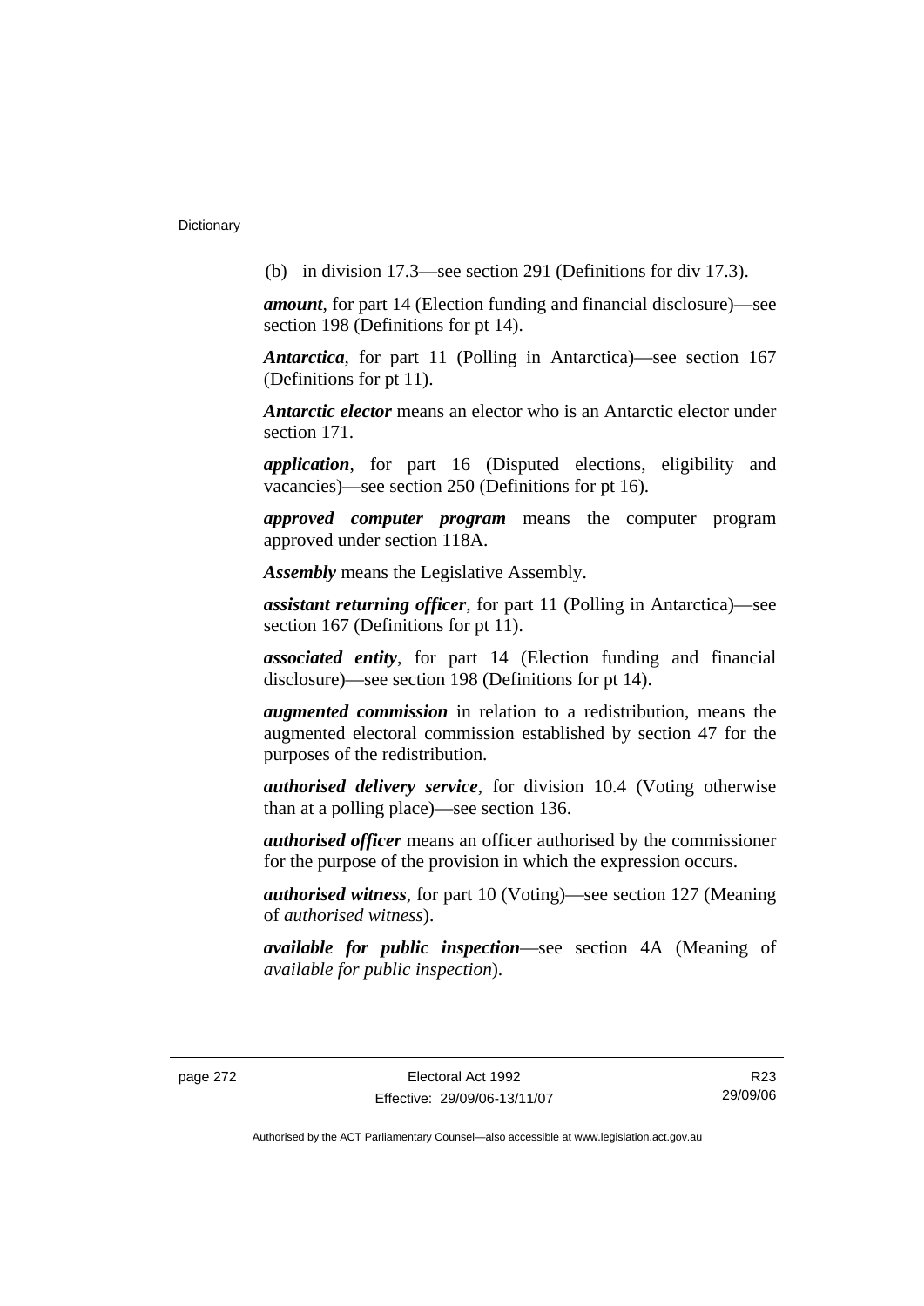(b) in division 17.3—see section 291 (Definitions for div 17.3).

***amount***, for part 14 (Election funding and financial disclosure)—see section 198 (Definitions for pt 14).

***Antarctica***, for part 11 (Polling in Antarctica)—see section 167 (Definitions for pt 11).

***Antarctic elector*** means an elector who is an Antarctic elector under section 171.

***application***, for part 16 (Disputed elections, eligibility and vacancies)—see section 250 (Definitions for pt 16).

***approved computer program*** means the computer program approved under section 118A.

***Assembly*** means the Legislative Assembly.

***assistant returning officer***, for part 11 (Polling in Antarctica)—see section 167 (Definitions for pt 11).

***associated entity***, for part 14 (Election funding and financial disclosure)—see section 198 (Definitions for pt 14).

***augmented commission*** in relation to a redistribution, means the augmented electoral commission established by section 47 for the purposes of the redistribution.

***authorised delivery service***, for division 10.4 (Voting otherwise than at a polling place)—see section 136.

***authorised officer*** means an officer authorised by the commissioner for the purpose of the provision in which the expression occurs.

***authorised witness***, for part 10 (Voting)—see section 127 (Meaning of *authorised witness*).

***available for public inspection***—see section 4A (Meaning of *available for public inspection*).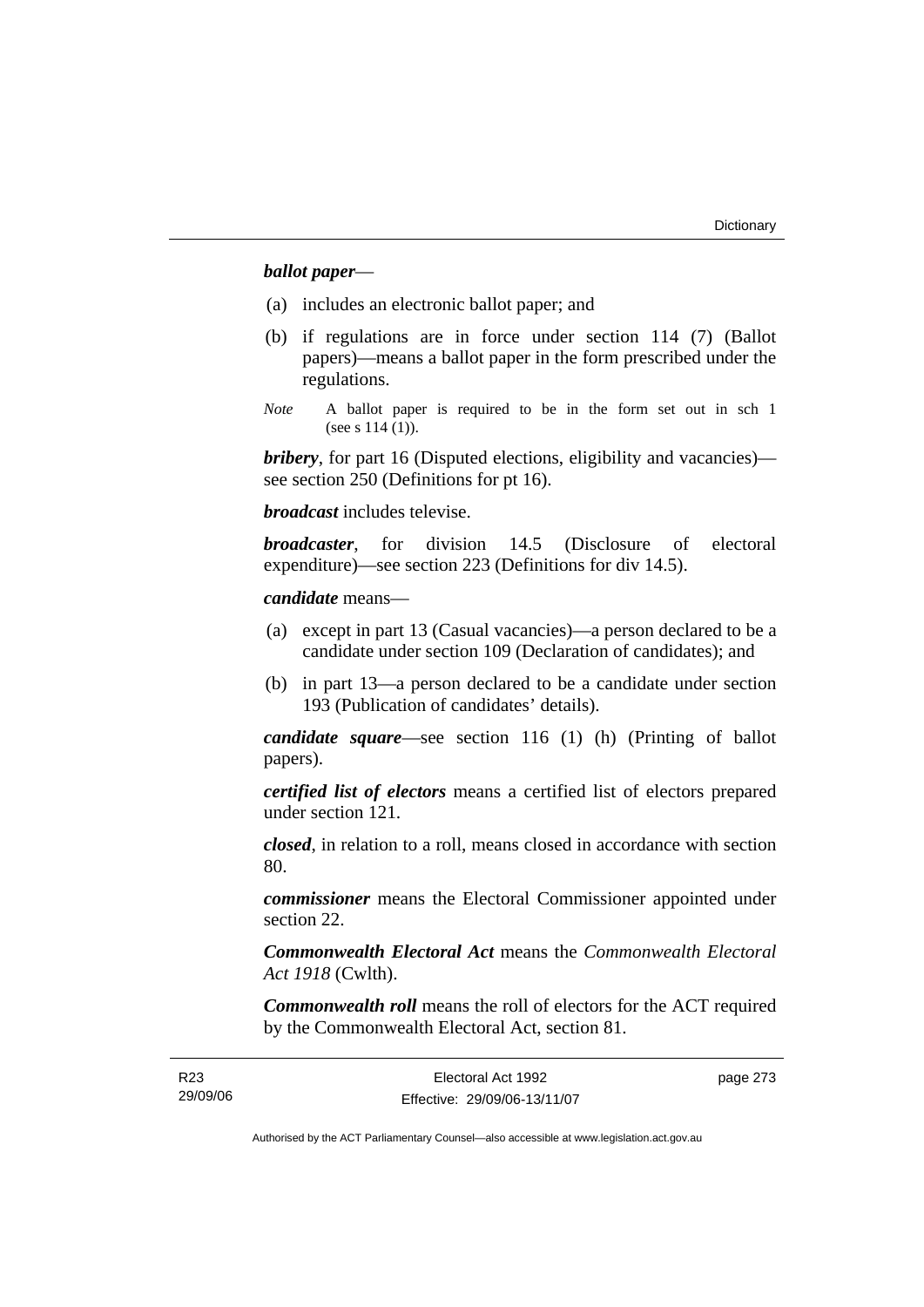***ballot paper***—

(a) includes an electronic ballot paper; and

(b) if regulations are in force under section 114 (7) (Ballot papers)—means a ballot paper in the form prescribed under the regulations.

*Note* A ballot paper is required to be in the form set out in sch 1 (see s 114 (1)).

***bribery***, for part 16 (Disputed elections, eligibility and vacancies)—see section 250 (Definitions for pt 16).

***broadcast*** includes televise.

***broadcaster***, for division 14.5 (Disclosure of electoral expenditure)—see section 223 (Definitions for div 14.5).

***candidate*** means—

(a) except in part 13 (Casual vacancies)—a person declared to be a candidate under section 109 (Declaration of candidates); and

(b) in part 13—a person declared to be a candidate under section 193 (Publication of candidates' details).

***candidate square***—see section 116 (1) (h) (Printing of ballot papers).

***certified list of electors*** means a certified list of electors prepared under section 121.

***closed***, in relation to a roll, means closed in accordance with section 80.

***commissioner*** means the Electoral Commissioner appointed under section 22.

***Commonwealth Electoral Act*** means the *Commonwealth Electoral Act 1918* (Cwlth).

***Commonwealth roll*** means the roll of electors for the ACT required by the Commonwealth Electoral Act, section 81.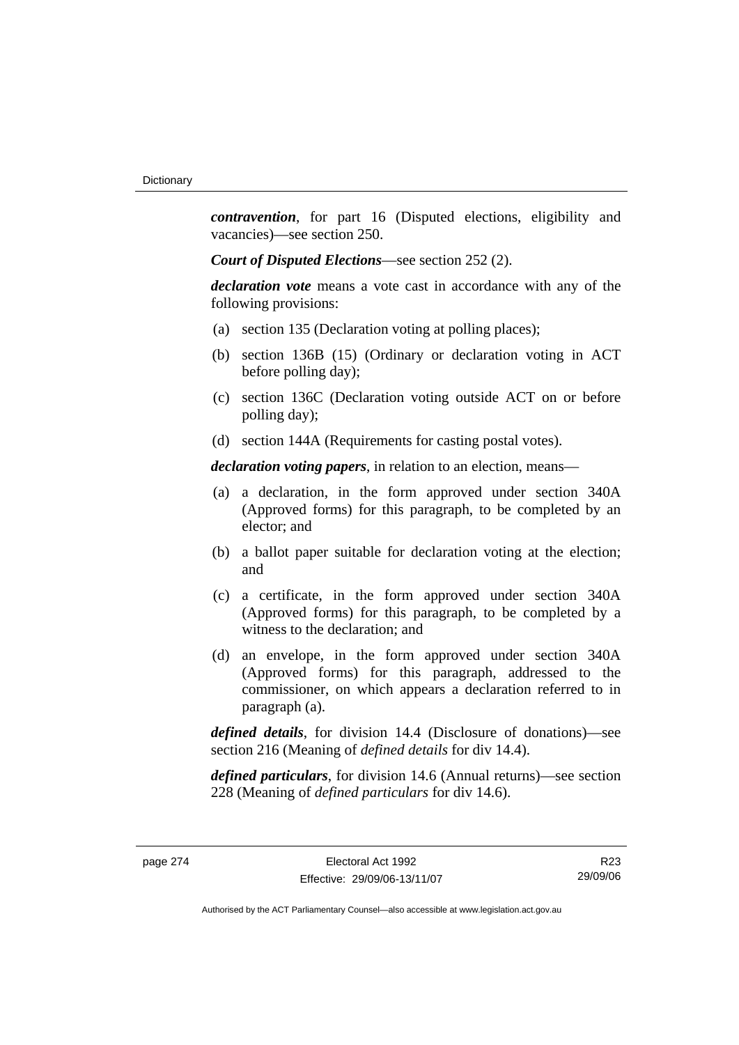***contravention***, for part 16 (Disputed elections, eligibility and vacancies)—see section 250.

***Court of Disputed Elections***—see section 252 (2).

***declaration vote*** means a vote cast in accordance with any of the following provisions:

(a) section 135 (Declaration voting at polling places);

(b) section 136B (15) (Ordinary or declaration voting in ACT before polling day);

(c) section 136C (Declaration voting outside ACT on or before polling day);

(d) section 144A (Requirements for casting postal votes).

***declaration voting papers***, in relation to an election, means—

(a) a declaration, in the form approved under section 340A (Approved forms) for this paragraph, to be completed by an elector; and

(b) a ballot paper suitable for declaration voting at the election; and

(c) a certificate, in the form approved under section 340A (Approved forms) for this paragraph, to be completed by a witness to the declaration; and

(d) an envelope, in the form approved under section 340A (Approved forms) for this paragraph, addressed to the commissioner, on which appears a declaration referred to in paragraph (a).

***defined details***, for division 14.4 (Disclosure of donations)—see section 216 (Meaning of *defined details* for div 14.4).

***defined particulars***, for division 14.6 (Annual returns)—see section 228 (Meaning of *defined particulars* for div 14.6).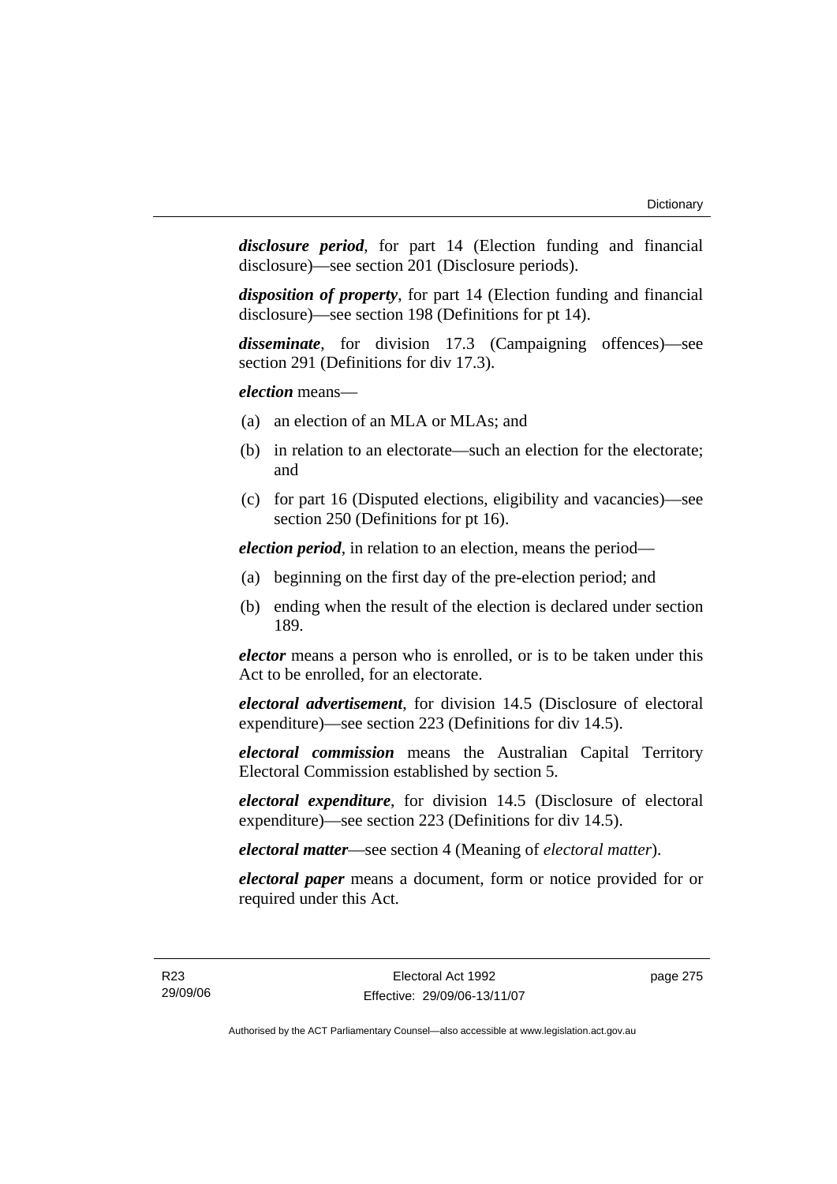***disclosure period***, for part 14 (Election funding and financial disclosure)—see section 201 (Disclosure periods).

***disposition of property***, for part 14 (Election funding and financial disclosure)—see section 198 (Definitions for pt 14).

***disseminate***, for division 17.3 (Campaigning offences)—see section 291 (Definitions for div 17.3).

***election*** means—

(a) an election of an MLA or MLAs; and

(b) in relation to an electorate—such an election for the electorate; and

(c) for part 16 (Disputed elections, eligibility and vacancies)—see section 250 (Definitions for pt 16).

***election period***, in relation to an election, means the period—

(a) beginning on the first day of the pre-election period; and

(b) ending when the result of the election is declared under section 189.

***elector*** means a person who is enrolled, or is to be taken under this Act to be enrolled, for an electorate.

***electoral advertisement***, for division 14.5 (Disclosure of electoral expenditure)—see section 223 (Definitions for div 14.5).

***electoral commission*** means the Australian Capital Territory Electoral Commission established by section 5.

***electoral expenditure***, for division 14.5 (Disclosure of electoral expenditure)—see section 223 (Definitions for div 14.5).

***electoral matter***—see section 4 (Meaning of *electoral matter*).

***electoral paper*** means a document, form or notice provided for or required under this Act.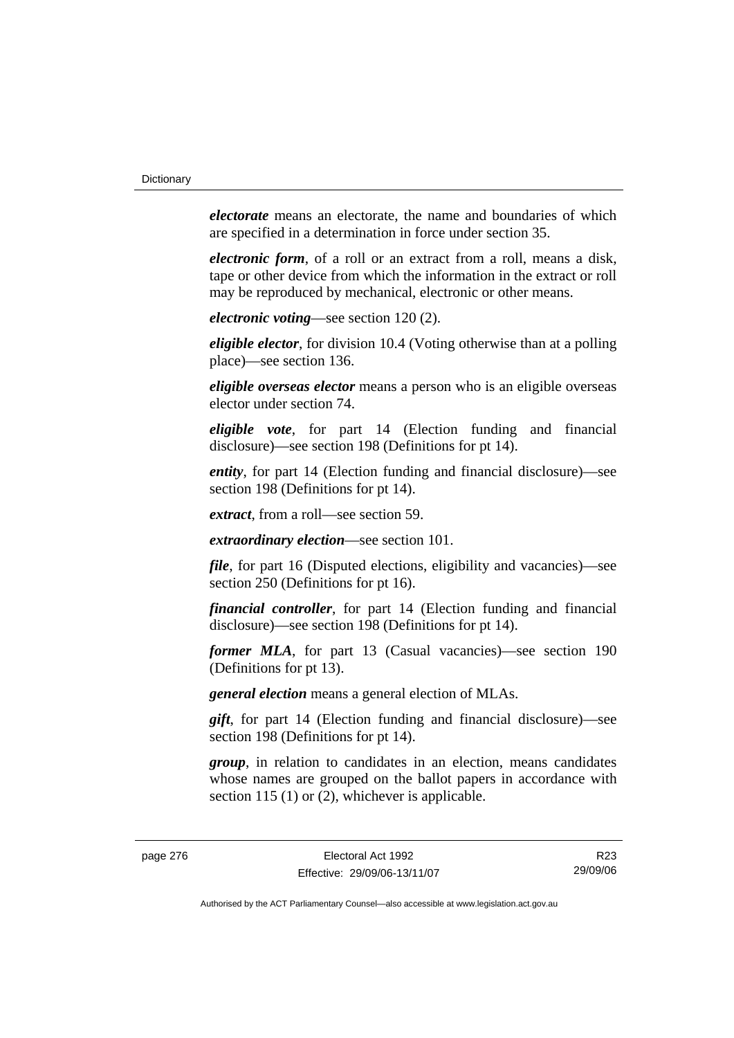***electorate*** means an electorate, the name and boundaries of which are specified in a determination in force under section 35.

***electronic form***, of a roll or an extract from a roll, means a disk, tape or other device from which the information in the extract or roll may be reproduced by mechanical, electronic or other means.

***electronic voting***—see section 120 (2).

***eligible elector***, for division 10.4 (Voting otherwise than at a polling place)—see section 136.

***eligible overseas elector*** means a person who is an eligible overseas elector under section 74.

***eligible vote***, for part 14 (Election funding and financial disclosure)—see section 198 (Definitions for pt 14).

***entity***, for part 14 (Election funding and financial disclosure)—see section 198 (Definitions for pt 14).

***extract***, from a roll—see section 59.

***extraordinary election***—see section 101.

***file***, for part 16 (Disputed elections, eligibility and vacancies)—see section 250 (Definitions for pt 16).

***financial controller***, for part 14 (Election funding and financial disclosure)—see section 198 (Definitions for pt 14).

***former MLA***, for part 13 (Casual vacancies)—see section 190 (Definitions for pt 13).

***general election*** means a general election of MLAs.

***gift***, for part 14 (Election funding and financial disclosure)—see section 198 (Definitions for pt 14).

***group***, in relation to candidates in an election, means candidates whose names are grouped on the ballot papers in accordance with section 115 (1) or (2), whichever is applicable.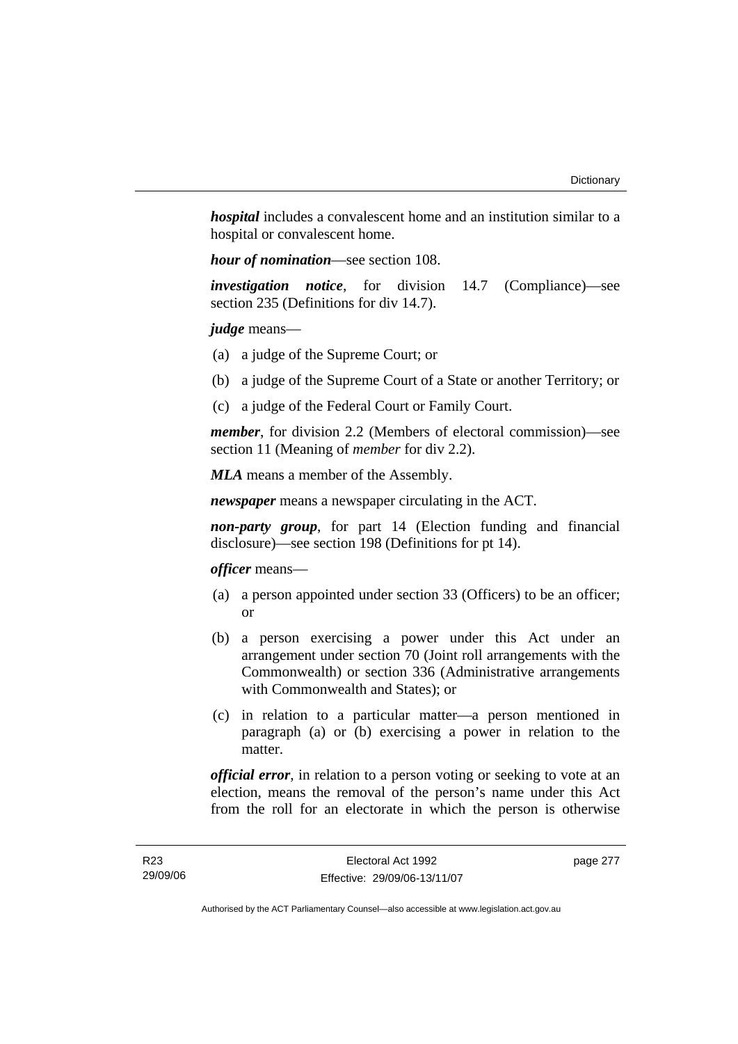***hospital*** includes a convalescent home and an institution similar to a hospital or convalescent home.

***hour of nomination***—see section 108.

***investigation notice***, for division 14.7 (Compliance)—see section 235 (Definitions for div 14.7).

***judge*** means—

(a) a judge of the Supreme Court; or

(b) a judge of the Supreme Court of a State or another Territory; or

(c) a judge of the Federal Court or Family Court.

***member***, for division 2.2 (Members of electoral commission)—see section 11 (Meaning of *member* for div 2.2).

***MLA*** means a member of the Assembly.

***newspaper*** means a newspaper circulating in the ACT.

***non-party group***, for part 14 (Election funding and financial disclosure)—see section 198 (Definitions for pt 14).

***officer*** means—

(a) a person appointed under section 33 (Officers) to be an officer; or

(b) a person exercising a power under this Act under an arrangement under section 70 (Joint roll arrangements with the Commonwealth) or section 336 (Administrative arrangements with Commonwealth and States); or

(c) in relation to a particular matter—a person mentioned in paragraph (a) or (b) exercising a power in relation to the matter.

***official error***, in relation to a person voting or seeking to vote at an election, means the removal of the person's name under this Act from the roll for an electorate in which the person is otherwise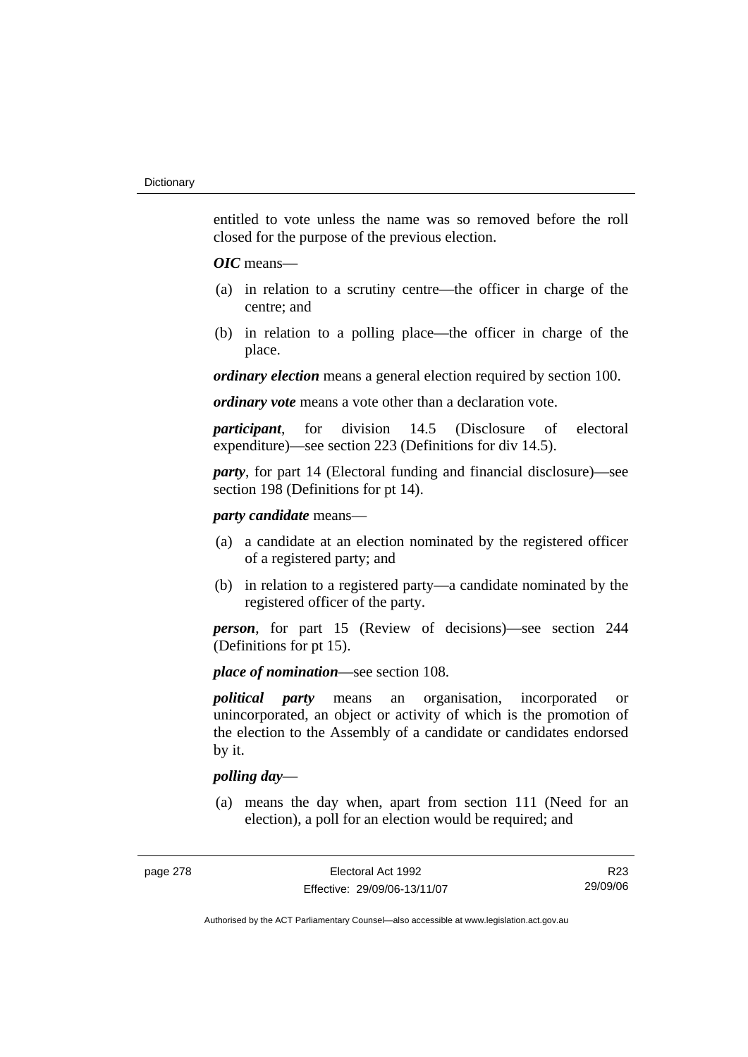entitled to vote unless the name was so removed before the roll closed for the purpose of the previous election.

***OIC*** means—

(a) in relation to a scrutiny centre—the officer in charge of the centre; and

(b) in relation to a polling place—the officer in charge of the place.

***ordinary election*** means a general election required by section 100.

***ordinary vote*** means a vote other than a declaration vote.

***participant***, for division 14.5 (Disclosure of electoral expenditure)—see section 223 (Definitions for div 14.5).

***party***, for part 14 (Electoral funding and financial disclosure)—see section 198 (Definitions for pt 14).

***party candidate*** means—

(a) a candidate at an election nominated by the registered officer of a registered party; and

(b) in relation to a registered party—a candidate nominated by the registered officer of the party.

***person***, for part 15 (Review of decisions)—see section 244 (Definitions for pt 15).

***place of nomination***—see section 108.

***political party*** means an organisation, incorporated or unincorporated, an object or activity of which is the promotion of the election to the Assembly of a candidate or candidates endorsed by it.

***polling day***—

(a) means the day when, apart from section 111 (Need for an election), a poll for an election would be required; and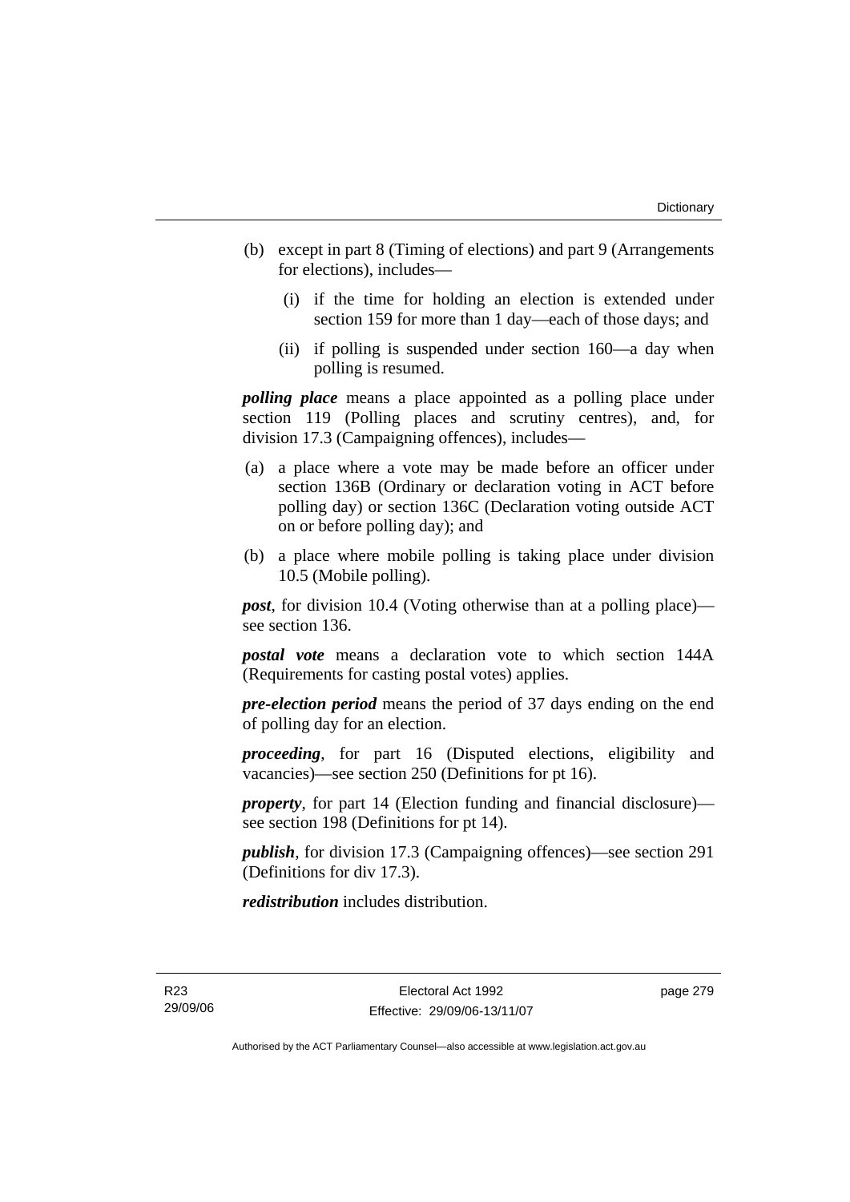(b) except in part 8 (Timing of elections) and part 9 (Arrangements for elections), includes—

   (i) if the time for holding an election is extended under section 159 for more than 1 day—each of those days; and

   (ii) if polling is suspended under section 160—a day when polling is resumed.

***polling place*** means a place appointed as a polling place under section 119 (Polling places and scrutiny centres), and, for division 17.3 (Campaigning offences), includes—

(a) a place where a vote may be made before an officer under section 136B (Ordinary or declaration voting in ACT before polling day) or section 136C (Declaration voting outside ACT on or before polling day); and

(b) a place where mobile polling is taking place under division 10.5 (Mobile polling).

***post***, for division 10.4 (Voting otherwise than at a polling place)—see section 136.

***postal vote*** means a declaration vote to which section 144A (Requirements for casting postal votes) applies.

***pre-election period*** means the period of 37 days ending on the end of polling day for an election.

***proceeding***, for part 16 (Disputed elections, eligibility and vacancies)—see section 250 (Definitions for pt 16).

***property***, for part 14 (Election funding and financial disclosure)—see section 198 (Definitions for pt 14).

***publish***, for division 17.3 (Campaigning offences)—see section 291 (Definitions for div 17.3).

***redistribution*** includes distribution.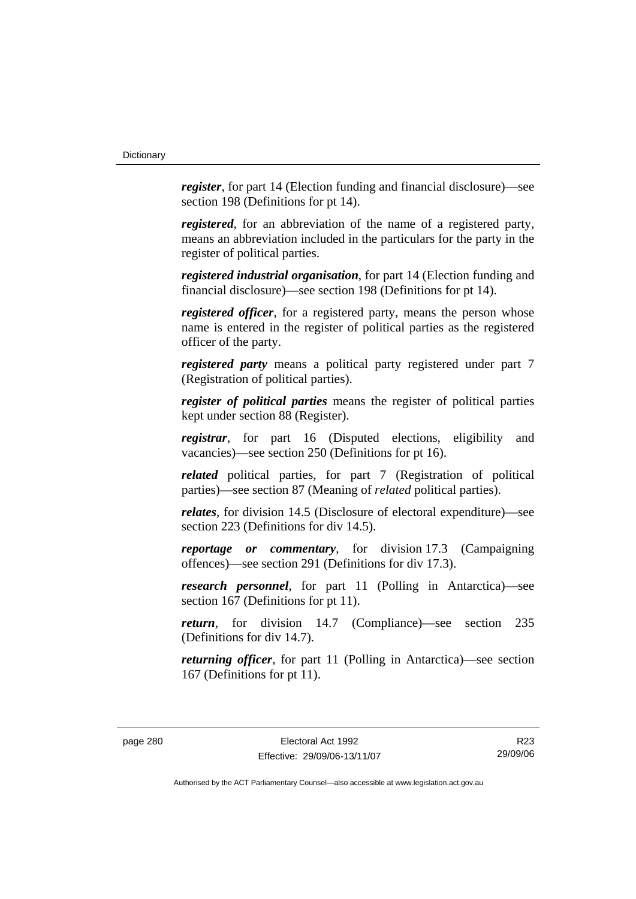***register***, for part 14 (Election funding and financial disclosure)—see section 198 (Definitions for pt 14).

***registered***, for an abbreviation of the name of a registered party, means an abbreviation included in the particulars for the party in the register of political parties.

***registered industrial organisation***, for part 14 (Election funding and financial disclosure)—see section 198 (Definitions for pt 14).

***registered officer***, for a registered party, means the person whose name is entered in the register of political parties as the registered officer of the party.

***registered party*** means a political party registered under part 7 (Registration of political parties).

***register of political parties*** means the register of political parties kept under section 88 (Register).

***registrar***, for part 16 (Disputed elections, eligibility and vacancies)—see section 250 (Definitions for pt 16).

***related*** political parties, for part 7 (Registration of political parties)—see section 87 (Meaning of *related* political parties).

***relates***, for division 14.5 (Disclosure of electoral expenditure)—see section 223 (Definitions for div 14.5).

***reportage or commentary***, for division 17.3 (Campaigning offences)—see section 291 (Definitions for div 17.3).

***research personnel***, for part 11 (Polling in Antarctica)—see section 167 (Definitions for pt 11).

***return***, for division 14.7 (Compliance)—see section 235 (Definitions for div 14.7).

***returning officer***, for part 11 (Polling in Antarctica)—see section 167 (Definitions for pt 11).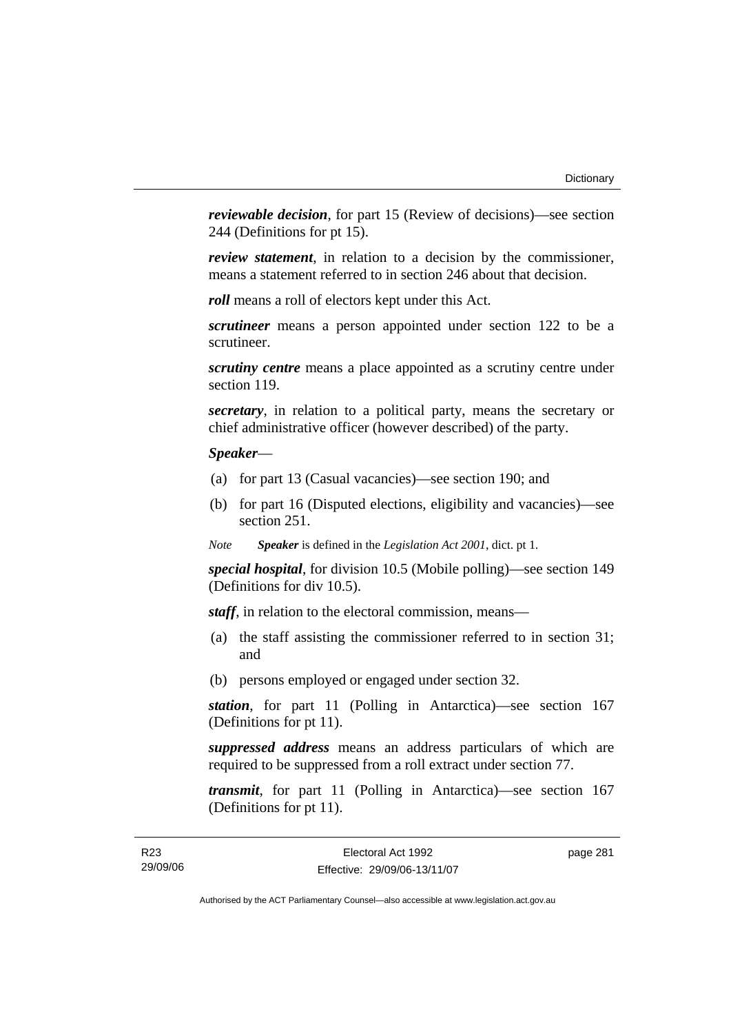***reviewable decision***, for part 15 (Review of decisions)—see section 244 (Definitions for pt 15).

***review statement***, in relation to a decision by the commissioner, means a statement referred to in section 246 about that decision.

***roll*** means a roll of electors kept under this Act.

***scrutineer*** means a person appointed under section 122 to be a scrutineer.

***scrutiny centre*** means a place appointed as a scrutiny centre under section 119.

***secretary***, in relation to a political party, means the secretary or chief administrative officer (however described) of the party.

***Speaker***—

(a) for part 13 (Casual vacancies)—see section 190; and

(b) for part 16 (Disputed elections, eligibility and vacancies)—see section 251.

*Note* ***Speaker*** is defined in the *Legislation Act 2001*, dict. pt 1.

***special hospital***, for division 10.5 (Mobile polling)—see section 149 (Definitions for div 10.5).

***staff***, in relation to the electoral commission, means—

(a) the staff assisting the commissioner referred to in section 31; and

(b) persons employed or engaged under section 32.

***station***, for part 11 (Polling in Antarctica)—see section 167 (Definitions for pt 11).

***suppressed address*** means an address particulars of which are required to be suppressed from a roll extract under section 77.

***transmit***, for part 11 (Polling in Antarctica)—see section 167 (Definitions for pt 11).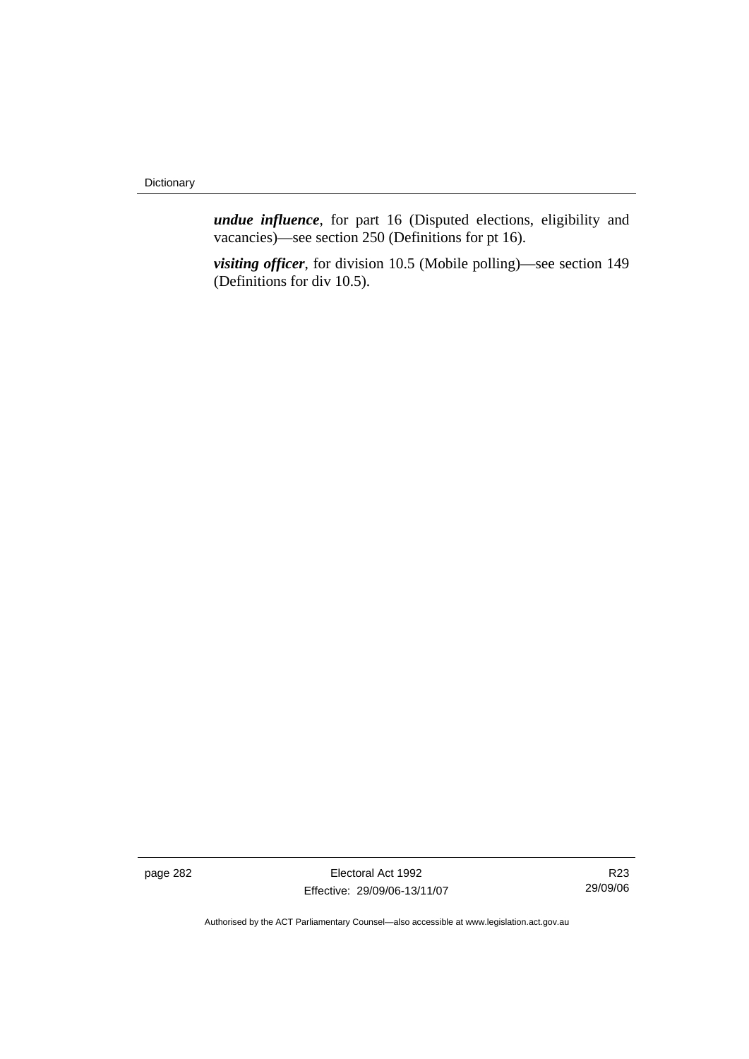***undue influence***, for part 16 (Disputed elections, eligibility and vacancies)—see section 250 (Definitions for pt 16).

***visiting officer***, for division 10.5 (Mobile polling)—see section 149 (Definitions for div 10.5).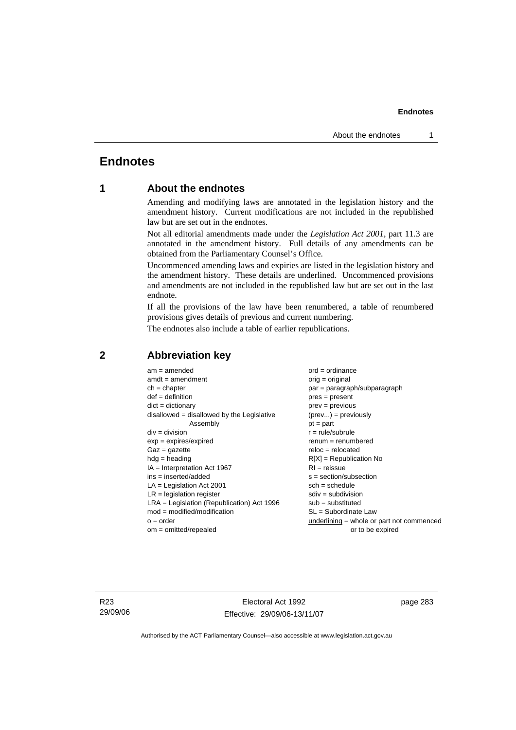# Endnotes

## 1 About the endnotes

Amending and modifying laws are annotated in the legislation history and the amendment history. Current modifications are not included in the republished law but are set out in the endnotes.

Not all editorial amendments made under the *Legislation Act 2001*, part 11.3 are annotated in the amendment history. Full details of any amendments can be obtained from the Parliamentary Counsel's Office.

Uncommenced amending laws and expiries are listed in the legislation history and the amendment history. These details are underlined. Uncommenced provisions and amendments are not included in the republished law but are set out in the last endnote.

If all the provisions of the law have been renumbered, a table of renumbered provisions gives details of previous and current numbering.

The endnotes also include a table of earlier republications.

## 2 Abbreviation key

am = amended
amdt = amendment
ch = chapter
def = definition
dict = dictionary
disallowed = disallowed by the Legislative Assembly
div = division
exp = expires/expired
Gaz = gazette
hdg = heading
IA = Interpretation Act 1967
ins = inserted/added
LA = Legislation Act 2001
LR = legislation register
LRA = Legislation (Republication) Act 1996
mod = modified/modification
o = order
om = omitted/repealed
ord = ordinance
orig = original
par = paragraph/subparagraph
pres = present
prev = previous
(prev...) = previously
pt = part
r = rule/subrule
renum = renumbered
reloc = relocated
R[X] = Republication No
RI = reissue
s = section/subsection
sch = schedule
sdiv = subdivision
sub = substituted
SL = Subordinate Law
underlining = whole or part not commenced or to be expired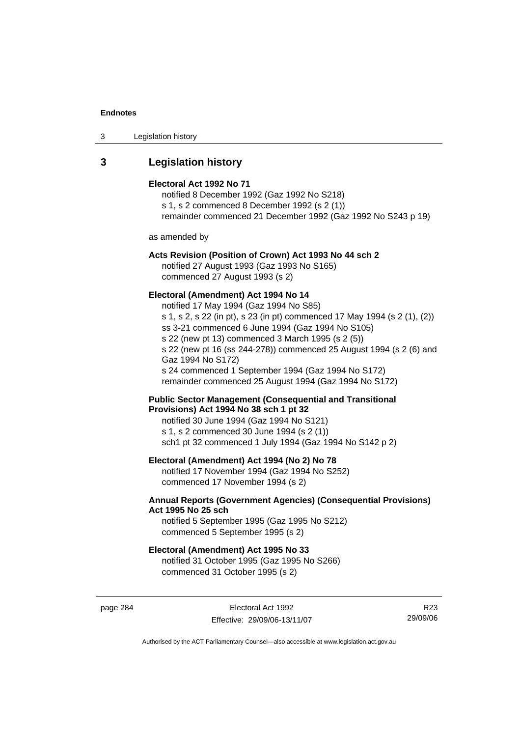## 3 Legislation history

**Electoral Act 1992 No 71**

notified 8 December 1992 (Gaz 1992 No S218)
s 1, s 2 commenced 8 December 1992 (s 2 (1))
remainder commenced 21 December 1992 (Gaz 1992 No S243 p 19)

as amended by

**Acts Revision (Position of Crown) Act 1993 No 44 sch 2**

notified 27 August 1993 (Gaz 1993 No S165)
commenced 27 August 1993 (s 2)

**Electoral (Amendment) Act 1994 No 14**

notified 17 May 1994 (Gaz 1994 No S85)
s 1, s 2, s 22 (in pt), s 23 (in pt) commenced 17 May 1994 (s 2 (1), (2))
ss 3-21 commenced 6 June 1994 (Gaz 1994 No S105)
s 22 (new pt 13) commenced 3 March 1995 (s 2 (5))
s 22 (new pt 16 (ss 244-278)) commenced 25 August 1994 (s 2 (6) and Gaz 1994 No S172)
s 24 commenced 1 September 1994 (Gaz 1994 No S172)
remainder commenced 25 August 1994 (Gaz 1994 No S172)

**Public Sector Management (Consequential and Transitional Provisions) Act 1994 No 38 sch 1 pt 32**

notified 30 June 1994 (Gaz 1994 No S121)
s 1, s 2 commenced 30 June 1994 (s 2 (1))
sch1 pt 32 commenced 1 July 1994 (Gaz 1994 No S142 p 2)

**Electoral (Amendment) Act 1994 (No 2) No 78**

notified 17 November 1994 (Gaz 1994 No S252)
commenced 17 November 1994 (s 2)

**Annual Reports (Government Agencies) (Consequential Provisions) Act 1995 No 25 sch**

notified 5 September 1995 (Gaz 1995 No S212)
commenced 5 September 1995 (s 2)

**Electoral (Amendment) Act 1995 No 33**

notified 31 October 1995 (Gaz 1995 No S266)
commenced 31 October 1995 (s 2)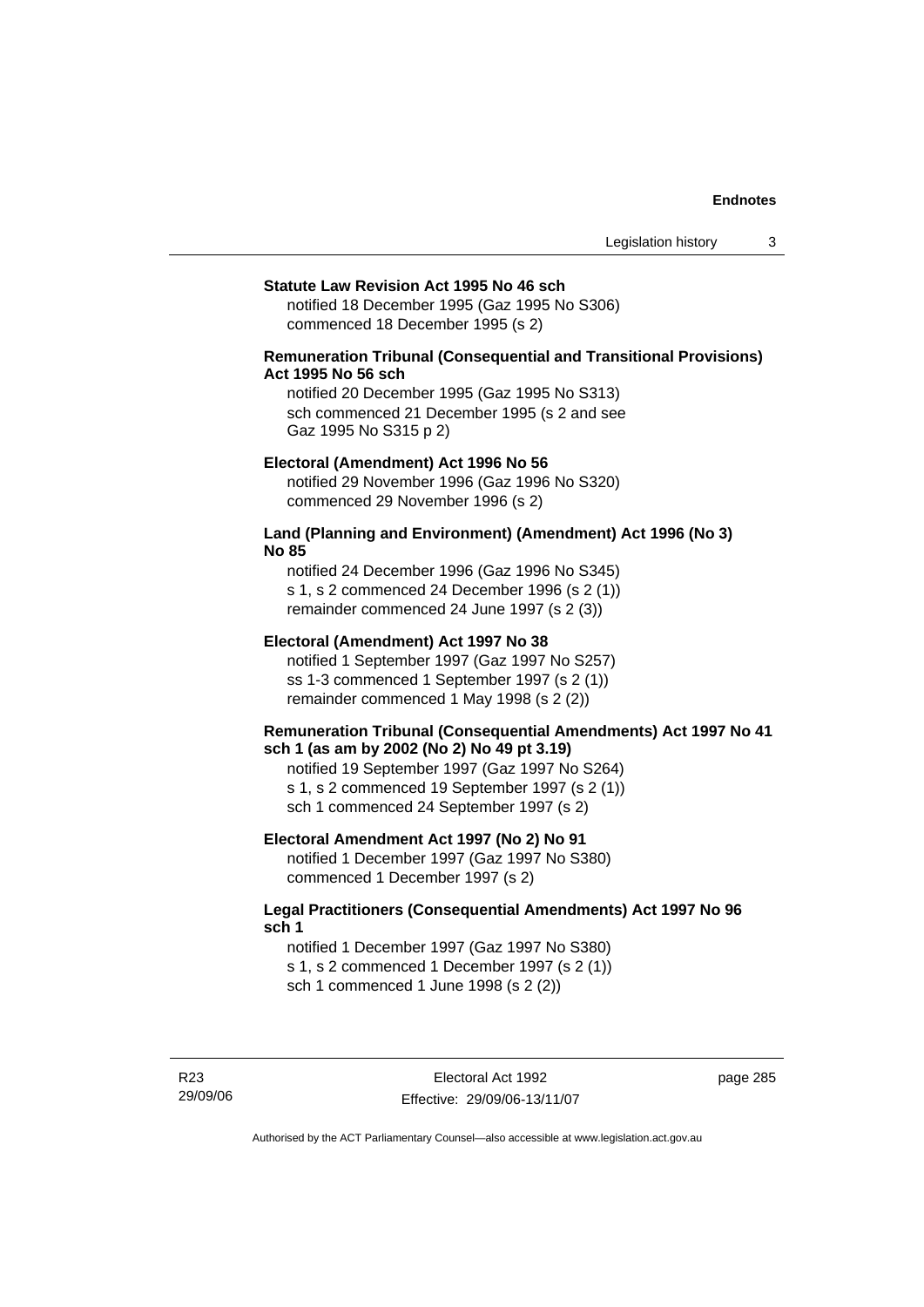**Statute Law Revision Act 1995 No 46 sch**

notified 18 December 1995 (Gaz 1995 No S306)
commenced 18 December 1995 (s 2)

**Remuneration Tribunal (Consequential and Transitional Provisions) Act 1995 No 56 sch**

notified 20 December 1995 (Gaz 1995 No S313)
sch commenced 21 December 1995 (s 2 and see Gaz 1995 No S315 p 2)

**Electoral (Amendment) Act 1996 No 56**

notified 29 November 1996 (Gaz 1996 No S320)
commenced 29 November 1996 (s 2)

**Land (Planning and Environment) (Amendment) Act 1996 (No 3) No 85**

notified 24 December 1996 (Gaz 1996 No S345)
s 1, s 2 commenced 24 December 1996 (s 2 (1))
remainder commenced 24 June 1997 (s 2 (3))

**Electoral (Amendment) Act 1997 No 38**

notified 1 September 1997 (Gaz 1997 No S257)
ss 1-3 commenced 1 September 1997 (s 2 (1))
remainder commenced 1 May 1998 (s 2 (2))

**Remuneration Tribunal (Consequential Amendments) Act 1997 No 41 sch 1 (as am by 2002 (No 2) No 49 pt 3.19)**

notified 19 September 1997 (Gaz 1997 No S264)
s 1, s 2 commenced 19 September 1997 (s 2 (1))
sch 1 commenced 24 September 1997 (s 2)

**Electoral Amendment Act 1997 (No 2) No 91**

notified 1 December 1997 (Gaz 1997 No S380)
commenced 1 December 1997 (s 2)

**Legal Practitioners (Consequential Amendments) Act 1997 No 96 sch 1**

notified 1 December 1997 (Gaz 1997 No S380)
s 1, s 2 commenced 1 December 1997 (s 2 (1))
sch 1 commenced 1 June 1998 (s 2 (2))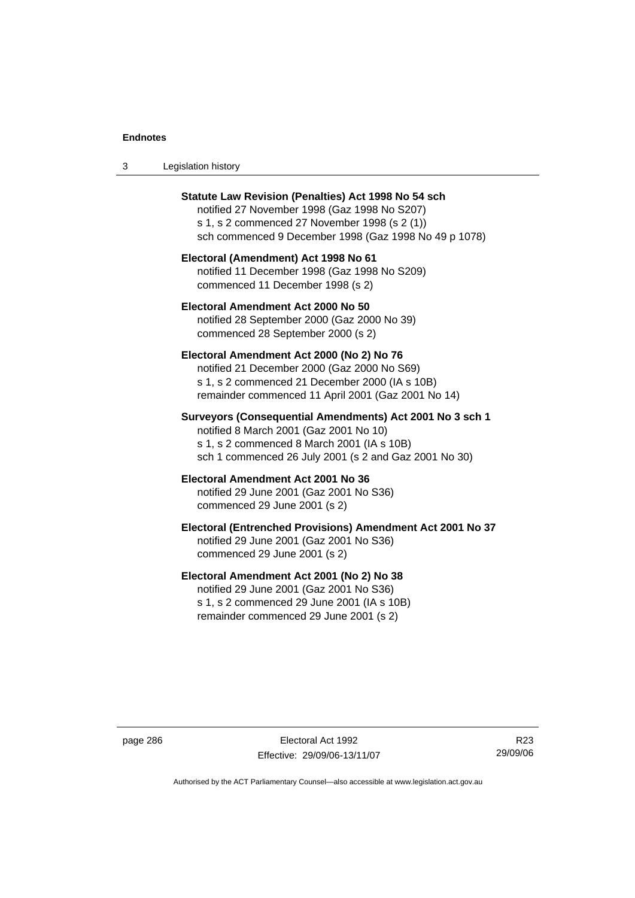**Statute Law Revision (Penalties) Act 1998 No 54 sch**
notified 27 November 1998 (Gaz 1998 No S207)
s 1, s 2 commenced 27 November 1998 (s 2 (1))
sch commenced 9 December 1998 (Gaz 1998 No 49 p 1078)

**Electoral (Amendment) Act 1998 No 61**
notified 11 December 1998 (Gaz 1998 No S209)
commenced 11 December 1998 (s 2)

**Electoral Amendment Act 2000 No 50**
notified 28 September 2000 (Gaz 2000 No 39)
commenced 28 September 2000 (s 2)

**Electoral Amendment Act 2000 (No 2) No 76**
notified 21 December 2000 (Gaz 2000 No S69)
s 1, s 2 commenced 21 December 2000 (IA s 10B)
remainder commenced 11 April 2001 (Gaz 2001 No 14)

**Surveyors (Consequential Amendments) Act 2001 No 3 sch 1**
notified 8 March 2001 (Gaz 2001 No 10)
s 1, s 2 commenced 8 March 2001 (IA s 10B)
sch 1 commenced 26 July 2001 (s 2 and Gaz 2001 No 30)

**Electoral Amendment Act 2001 No 36**
notified 29 June 2001 (Gaz 2001 No S36)
commenced 29 June 2001 (s 2)

**Electoral (Entrenched Provisions) Amendment Act 2001 No 37**
notified 29 June 2001 (Gaz 2001 No S36)
commenced 29 June 2001 (s 2)

**Electoral Amendment Act 2001 (No 2) No 38**
notified 29 June 2001 (Gaz 2001 No S36)
s 1, s 2 commenced 29 June 2001 (IA s 10B)
remainder commenced 29 June 2001 (s 2)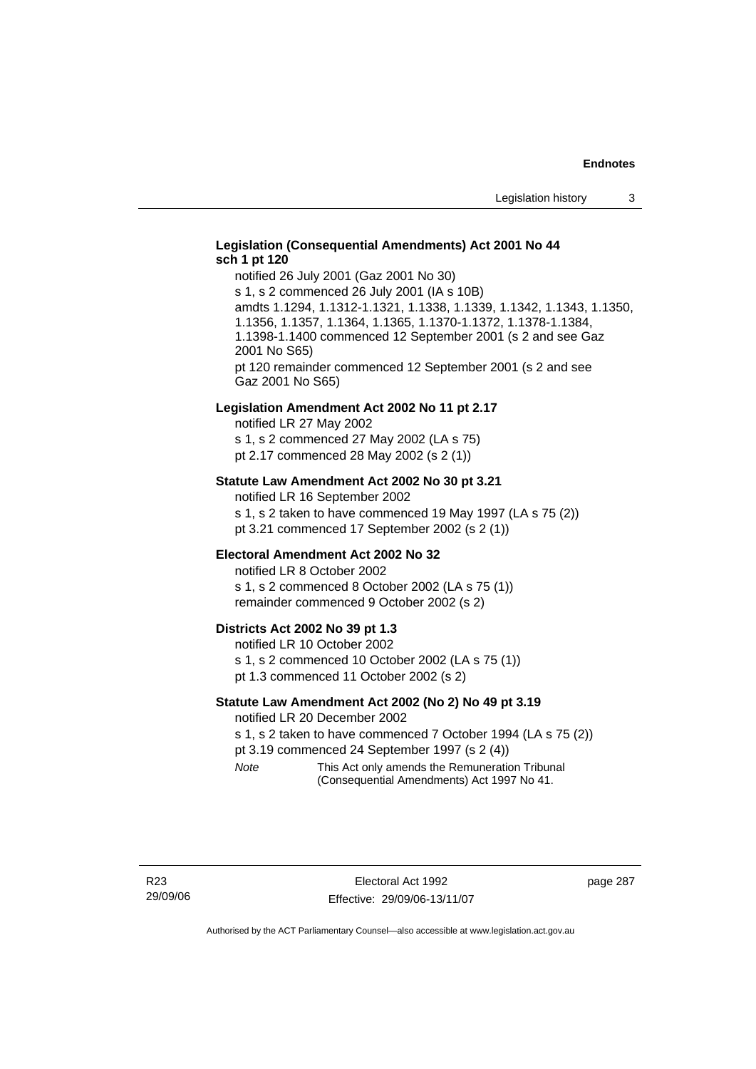**Legislation (Consequential Amendments) Act 2001 No 44 sch 1 pt 120**

notified 26 July 2001 (Gaz 2001 No 30)

s 1, s 2 commenced 26 July 2001 (IA s 10B)

amdts 1.1294, 1.1312-1.1321, 1.1338, 1.1339, 1.1342, 1.1343, 1.1350, 1.1356, 1.1357, 1.1364, 1.1365, 1.1370-1.1372, 1.1378-1.1384, 1.1398-1.1400 commenced 12 September 2001 (s 2 and see Gaz 2001 No S65)

pt 120 remainder commenced 12 September 2001 (s 2 and see Gaz 2001 No S65)

**Legislation Amendment Act 2002 No 11 pt 2.17**

notified LR 27 May 2002

s 1, s 2 commenced 27 May 2002 (LA s 75)

pt 2.17 commenced 28 May 2002 (s 2 (1))

**Statute Law Amendment Act 2002 No 30 pt 3.21**

notified LR 16 September 2002

s 1, s 2 taken to have commenced 19 May 1997 (LA s 75 (2))

pt 3.21 commenced 17 September 2002 (s 2 (1))

**Electoral Amendment Act 2002 No 32**

notified LR 8 October 2002

s 1, s 2 commenced 8 October 2002 (LA s 75 (1))

remainder commenced 9 October 2002 (s 2)

**Districts Act 2002 No 39 pt 1.3**

notified LR 10 October 2002

s 1, s 2 commenced 10 October 2002 (LA s 75 (1))

pt 1.3 commenced 11 October 2002 (s 2)

**Statute Law Amendment Act 2002 (No 2) No 49 pt 3.19**

notified LR 20 December 2002

s 1, s 2 taken to have commenced 7 October 1994 (LA s 75 (2))

pt 3.19 commenced 24 September 1997 (s 2 (4))

*Note* This Act only amends the Remuneration Tribunal (Consequential Amendments) Act 1997 No 41.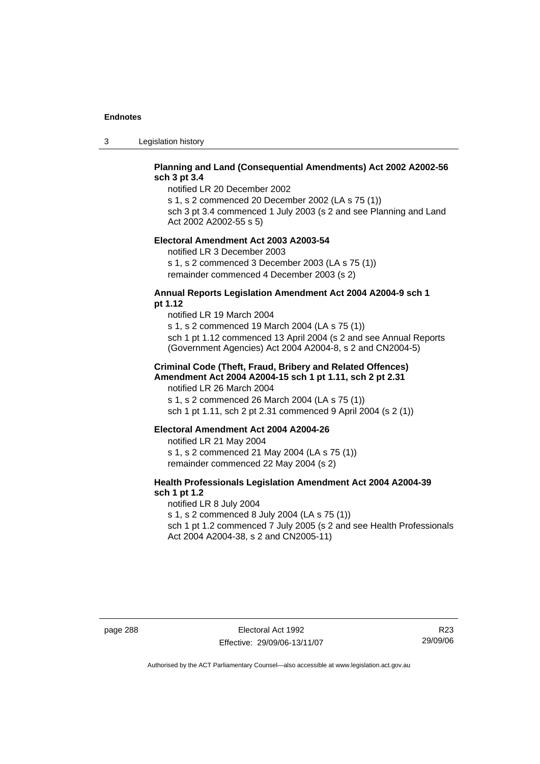**Planning and Land (Consequential Amendments) Act 2002 A2002-56 sch 3 pt 3.4**

notified LR 20 December 2002

s 1, s 2 commenced 20 December 2002 (LA s 75 (1))

sch 3 pt 3.4 commenced 1 July 2003 (s 2 and see Planning and Land Act 2002 A2002-55 s 5)

**Electoral Amendment Act 2003 A2003-54**

notified LR 3 December 2003

s 1, s 2 commenced 3 December 2003 (LA s 75 (1))

remainder commenced 4 December 2003 (s 2)

**Annual Reports Legislation Amendment Act 2004 A2004-9 sch 1 pt 1.12**

notified LR 19 March 2004

s 1, s 2 commenced 19 March 2004 (LA s 75 (1))

sch 1 pt 1.12 commenced 13 April 2004 (s 2 and see Annual Reports (Government Agencies) Act 2004 A2004-8, s 2 and CN2004-5)

**Criminal Code (Theft, Fraud, Bribery and Related Offences) Amendment Act 2004 A2004-15 sch 1 pt 1.11, sch 2 pt 2.31**

notified LR 26 March 2004

s 1, s 2 commenced 26 March 2004 (LA s 75 (1))

sch 1 pt 1.11, sch 2 pt 2.31 commenced 9 April 2004 (s 2 (1))

**Electoral Amendment Act 2004 A2004-26**

notified LR 21 May 2004

s 1, s 2 commenced 21 May 2004 (LA s 75 (1))

remainder commenced 22 May 2004 (s 2)

**Health Professionals Legislation Amendment Act 2004 A2004-39 sch 1 pt 1.2**

notified LR 8 July 2004

s 1, s 2 commenced 8 July 2004 (LA s 75 (1))

sch 1 pt 1.2 commenced 7 July 2005 (s 2 and see Health Professionals Act 2004 A2004-38, s 2 and CN2005-11)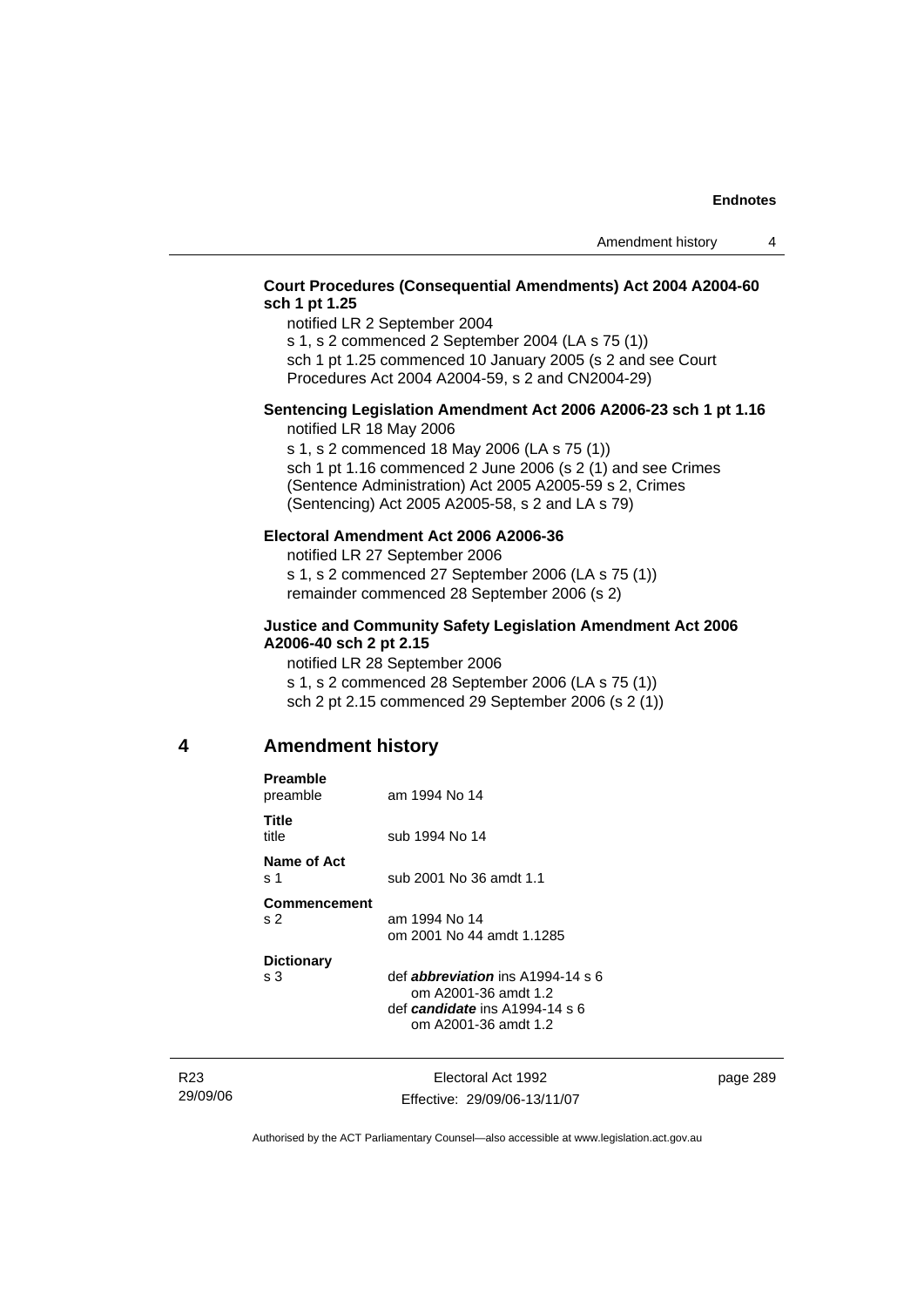**Court Procedures (Consequential Amendments) Act 2004 A2004-60 sch 1 pt 1.25**

notified LR 2 September 2004
s 1, s 2 commenced 2 September 2004 (LA s 75 (1))
sch 1 pt 1.25 commenced 10 January 2005 (s 2 and see Court Procedures Act 2004 A2004-59, s 2 and CN2004-29)

**Sentencing Legislation Amendment Act 2006 A2006-23 sch 1 pt 1.16**

notified LR 18 May 2006
s 1, s 2 commenced 18 May 2006 (LA s 75 (1))
sch 1 pt 1.16 commenced 2 June 2006 (s 2 (1) and see Crimes (Sentence Administration) Act 2005 A2005-59 s 2, Crimes (Sentencing) Act 2005 A2005-58, s 2 and LA s 79)

**Electoral Amendment Act 2006 A2006-36**

notified LR 27 September 2006
s 1, s 2 commenced 27 September 2006 (LA s 75 (1))
remainder commenced 28 September 2006 (s 2)

**Justice and Community Safety Legislation Amendment Act 2006 A2006-40 sch 2 pt 2.15**

notified LR 28 September 2006
s 1, s 2 commenced 28 September 2006 (LA s 75 (1))
sch 2 pt 2.15 commenced 29 September 2006 (s 2 (1))

## 4 Amendment history

**Preamble**
preamble — am 1994 No 14

**Title**
title — sub 1994 No 14

**Name of Act**
s 1 — sub 2001 No 36 amdt 1.1

**Commencement**
s 2 — am 1994 No 14
om 2001 No 44 amdt 1.1285

**Dictionary**
s 3 — def ***abbreviation*** ins A1994-14 s 6
om A2001-36 amdt 1.2
def ***candidate*** ins A1994-14 s 6
om A2001-36 amdt 1.2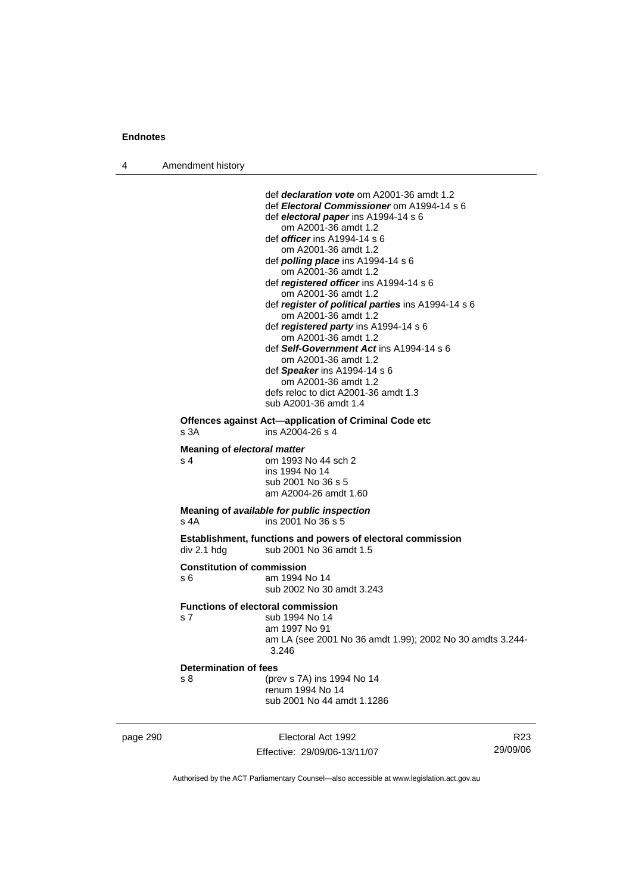def ***declaration vote*** om A2001-36 amdt 1.2
def ***Electoral Commissioner*** om A1994-14 s 6
def ***electoral paper*** ins A1994-14 s 6
om A2001-36 amdt 1.2
def ***officer*** ins A1994-14 s 6
om A2001-36 amdt 1.2
def ***polling place*** ins A1994-14 s 6
om A2001-36 amdt 1.2
def ***registered officer*** ins A1994-14 s 6
om A2001-36 amdt 1.2
def ***register of political parties*** ins A1994-14 s 6
om A2001-36 amdt 1.2
def ***registered party*** ins A1994-14 s 6
om A2001-36 amdt 1.2
def ***Self-Government Act*** ins A1994-14 s 6
om A2001-36 amdt 1.2
def ***Speaker*** ins A1994-14 s 6
om A2001-36 amdt 1.2
defs reloc to dict A2001-36 amdt 1.3
sub A2001-36 amdt 1.4

**Offences against Act—application of Criminal Code etc**
s 3A ins A2004-26 s 4

**Meaning of *electoral matter***
s 4 om 1993 No 44 sch 2
ins 1994 No 14
sub 2001 No 36 s 5
am A2004-26 amdt 1.60

**Meaning of *available for public inspection***
s 4A ins 2001 No 36 s 5

**Establishment, functions and powers of electoral commission**
div 2.1 hdg sub 2001 No 36 amdt 1.5

**Constitution of commission**
s 6 am 1994 No 14
sub 2002 No 30 amdt 3.243

**Functions of electoral commission**
s 7 sub 1994 No 14
am 1997 No 91
am LA (see 2001 No 36 amdt 1.99); 2002 No 30 amdts 3.244-3.246

**Determination of fees**
s 8 (prev s 7A) ins 1994 No 14
renum 1994 No 14
sub 2001 No 44 amdt 1.1286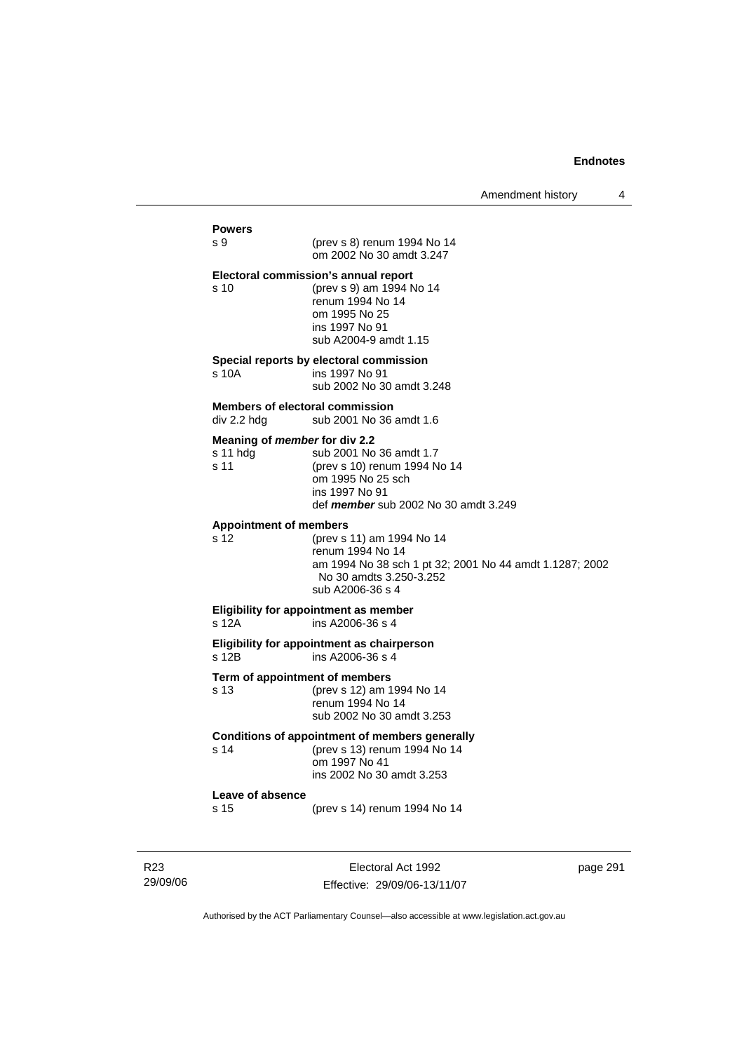**Powers**

s 9 (prev s 8) renum 1994 No 14
om 2002 No 30 amdt 3.247

**Electoral commission's annual report**

s 10 (prev s 9) am 1994 No 14
renum 1994 No 14
om 1995 No 25
ins 1997 No 91
sub A2004-9 amdt 1.15

**Special reports by electoral commission**

s 10A ins 1997 No 91
sub 2002 No 30 amdt 3.248

**Members of electoral commission**

div 2.2 hdg sub 2001 No 36 amdt 1.6

**Meaning of *member* for div 2.2**

s 11 hdg sub 2001 No 36 amdt 1.7
s 11 (prev s 10) renum 1994 No 14
om 1995 No 25 sch
ins 1997 No 91
def ***member*** sub 2002 No 30 amdt 3.249

**Appointment of members**

s 12 (prev s 11) am 1994 No 14
renum 1994 No 14
am 1994 No 38 sch 1 pt 32; 2001 No 44 amdt 1.1287; 2002 No 30 amdts 3.250-3.252
sub A2006-36 s 4

**Eligibility for appointment as member**

s 12A ins A2006-36 s 4

**Eligibility for appointment as chairperson**

s 12B ins A2006-36 s 4

**Term of appointment of members**

s 13 (prev s 12) am 1994 No 14
renum 1994 No 14
sub 2002 No 30 amdt 3.253

**Conditions of appointment of members generally**

s 14 (prev s 13) renum 1994 No 14
om 1997 No 41
ins 2002 No 30 amdt 3.253

**Leave of absence**

s 15 (prev s 14) renum 1994 No 14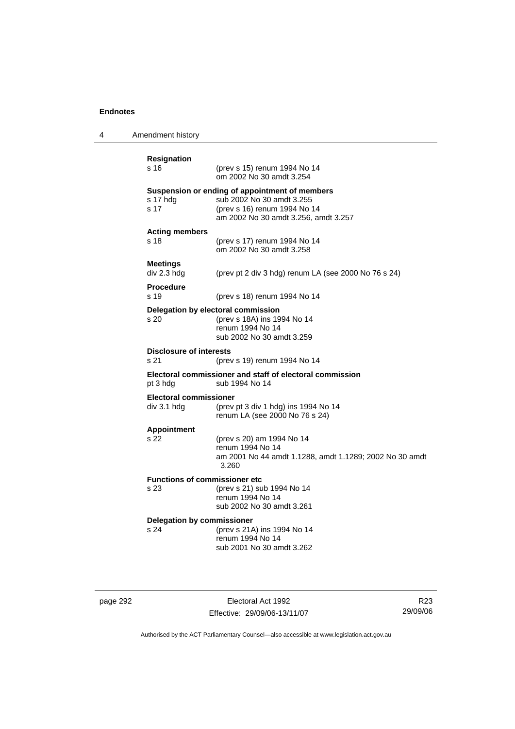**Resignation**

s 16 (prev s 15) renum 1994 No 14
om 2002 No 30 amdt 3.254

**Suspension or ending of appointment of members**

s 17 hdg sub 2002 No 30 amdt 3.255

s 17 (prev s 16) renum 1994 No 14
am 2002 No 30 amdt 3.256, amdt 3.257

**Acting members**

s 18 (prev s 17) renum 1994 No 14
om 2002 No 30 amdt 3.258

**Meetings**

div 2.3 hdg (prev pt 2 div 3 hdg) renum LA (see 2000 No 76 s 24)

**Procedure**

s 19 (prev s 18) renum 1994 No 14

**Delegation by electoral commission**

s 20 (prev s 18A) ins 1994 No 14
renum 1994 No 14
sub 2002 No 30 amdt 3.259

**Disclosure of interests**

s 21 (prev s 19) renum 1994 No 14

**Electoral commissioner and staff of electoral commission**

pt 3 hdg sub 1994 No 14

**Electoral commissioner**

div 3.1 hdg (prev pt 3 div 1 hdg) ins 1994 No 14
renum LA (see 2000 No 76 s 24)

**Appointment**

s 22 (prev s 20) am 1994 No 14
renum 1994 No 14
am 2001 No 44 amdt 1.1288, amdt 1.1289; 2002 No 30 amdt 3.260

**Functions of commissioner etc**

s 23 (prev s 21) sub 1994 No 14
renum 1994 No 14
sub 2002 No 30 amdt 3.261

**Delegation by commissioner**

s 24 (prev s 21A) ins 1994 No 14
renum 1994 No 14
sub 2001 No 30 amdt 3.262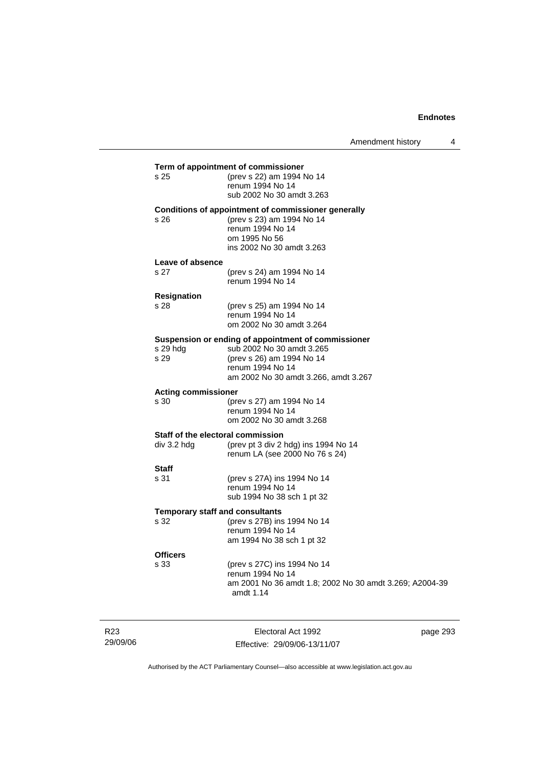**Term of appointment of commissioner**

s 25 (prev s 22) am 1994 No 14
renum 1994 No 14
sub 2002 No 30 amdt 3.263

**Conditions of appointment of commissioner generally**

s 26 (prev s 23) am 1994 No 14
renum 1994 No 14
om 1995 No 56
ins 2002 No 30 amdt 3.263

**Leave of absence**

s 27 (prev s 24) am 1994 No 14
renum 1994 No 14

**Resignation**

s 28 (prev s 25) am 1994 No 14
renum 1994 No 14
om 2002 No 30 amdt 3.264

**Suspension or ending of appointment of commissioner**

s 29 hdg sub 2002 No 30 amdt 3.265
s 29 (prev s 26) am 1994 No 14
renum 1994 No 14
am 2002 No 30 amdt 3.266, amdt 3.267

**Acting commissioner**

s 30 (prev s 27) am 1994 No 14
renum 1994 No 14
om 2002 No 30 amdt 3.268

**Staff of the electoral commission**

div 3.2 hdg (prev pt 3 div 2 hdg) ins 1994 No 14
renum LA (see 2000 No 76 s 24)

**Staff**

s 31 (prev s 27A) ins 1994 No 14
renum 1994 No 14
sub 1994 No 38 sch 1 pt 32

**Temporary staff and consultants**

s 32 (prev s 27B) ins 1994 No 14
renum 1994 No 14
am 1994 No 38 sch 1 pt 32

**Officers**

s 33 (prev s 27C) ins 1994 No 14
renum 1994 No 14
am 2001 No 36 amdt 1.8; 2002 No 30 amdt 3.269; A2004-39 amdt 1.14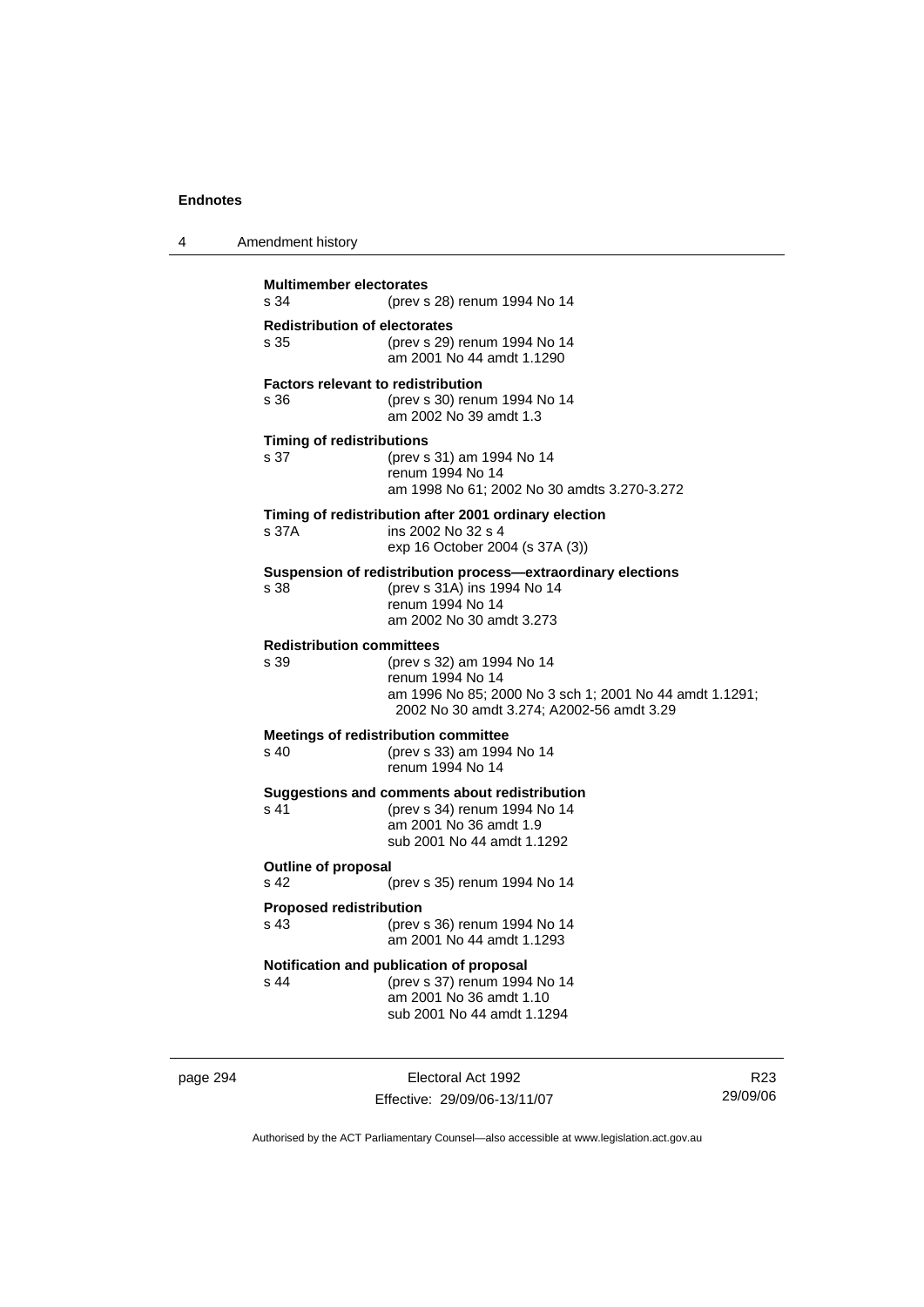**Multimember electorates**

s 34 (prev s 28) renum 1994 No 14

**Redistribution of electorates**

s 35 (prev s 29) renum 1994 No 14
am 2001 No 44 amdt 1.1290

**Factors relevant to redistribution**

s 36 (prev s 30) renum 1994 No 14
am 2002 No 39 amdt 1.3

**Timing of redistributions**

s 37 (prev s 31) am 1994 No 14
renum 1994 No 14
am 1998 No 61; 2002 No 30 amdts 3.270-3.272

**Timing of redistribution after 2001 ordinary election**

s 37A ins 2002 No 32 s 4
exp 16 October 2004 (s 37A (3))

**Suspension of redistribution process—extraordinary elections**

s 38 (prev s 31A) ins 1994 No 14
renum 1994 No 14
am 2002 No 30 amdt 3.273

**Redistribution committees**

s 39 (prev s 32) am 1994 No 14
renum 1994 No 14
am 1996 No 85; 2000 No 3 sch 1; 2001 No 44 amdt 1.1291; 2002 No 30 amdt 3.274; A2002-56 amdt 3.29

**Meetings of redistribution committee**

s 40 (prev s 33) am 1994 No 14
renum 1994 No 14

**Suggestions and comments about redistribution**

s 41 (prev s 34) renum 1994 No 14
am 2001 No 36 amdt 1.9
sub 2001 No 44 amdt 1.1292

**Outline of proposal**

s 42 (prev s 35) renum 1994 No 14

**Proposed redistribution**

s 43 (prev s 36) renum 1994 No 14
am 2001 No 44 amdt 1.1293

**Notification and publication of proposal**

s 44 (prev s 37) renum 1994 No 14
am 2001 No 36 amdt 1.10
sub 2001 No 44 amdt 1.1294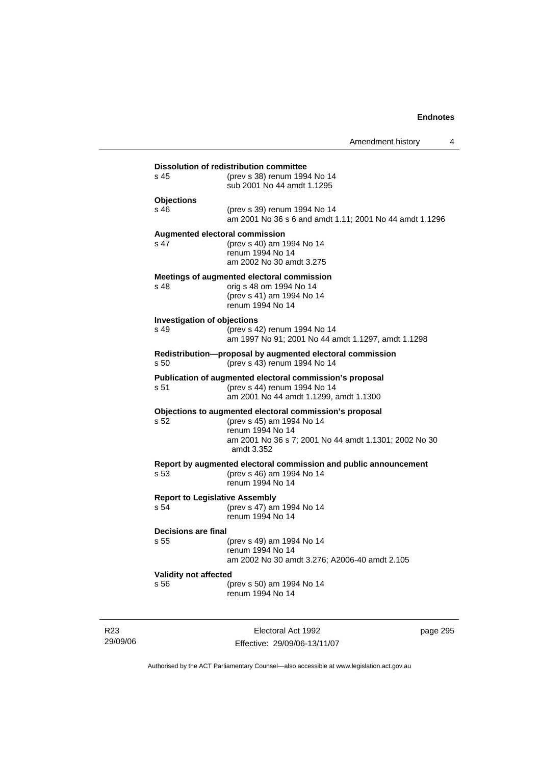**Dissolution of redistribution committee**

s 45 (prev s 38) renum 1994 No 14
sub 2001 No 44 amdt 1.1295

**Objections**

s 46 (prev s 39) renum 1994 No 14
am 2001 No 36 s 6 and amdt 1.11; 2001 No 44 amdt 1.1296

**Augmented electoral commission**

s 47 (prev s 40) am 1994 No 14
renum 1994 No 14
am 2002 No 30 amdt 3.275

**Meetings of augmented electoral commission**

s 48 orig s 48 om 1994 No 14
(prev s 41) am 1994 No 14
renum 1994 No 14

**Investigation of objections**

s 49 (prev s 42) renum 1994 No 14
am 1997 No 91; 2001 No 44 amdt 1.1297, amdt 1.1298

**Redistribution—proposal by augmented electoral commission**

s 50 (prev s 43) renum 1994 No 14

**Publication of augmented electoral commission's proposal**

s 51 (prev s 44) renum 1994 No 14
am 2001 No 44 amdt 1.1299, amdt 1.1300

**Objections to augmented electoral commission's proposal**

s 52 (prev s 45) am 1994 No 14
renum 1994 No 14
am 2001 No 36 s 7; 2001 No 44 amdt 1.1301; 2002 No 30 amdt 3.352

**Report by augmented electoral commission and public announcement**

s 53 (prev s 46) am 1994 No 14
renum 1994 No 14

**Report to Legislative Assembly**

s 54 (prev s 47) am 1994 No 14
renum 1994 No 14

**Decisions are final**

s 55 (prev s 49) am 1994 No 14
renum 1994 No 14
am 2002 No 30 amdt 3.276; A2006-40 amdt 2.105

**Validity not affected**

s 56 (prev s 50) am 1994 No 14
renum 1994 No 14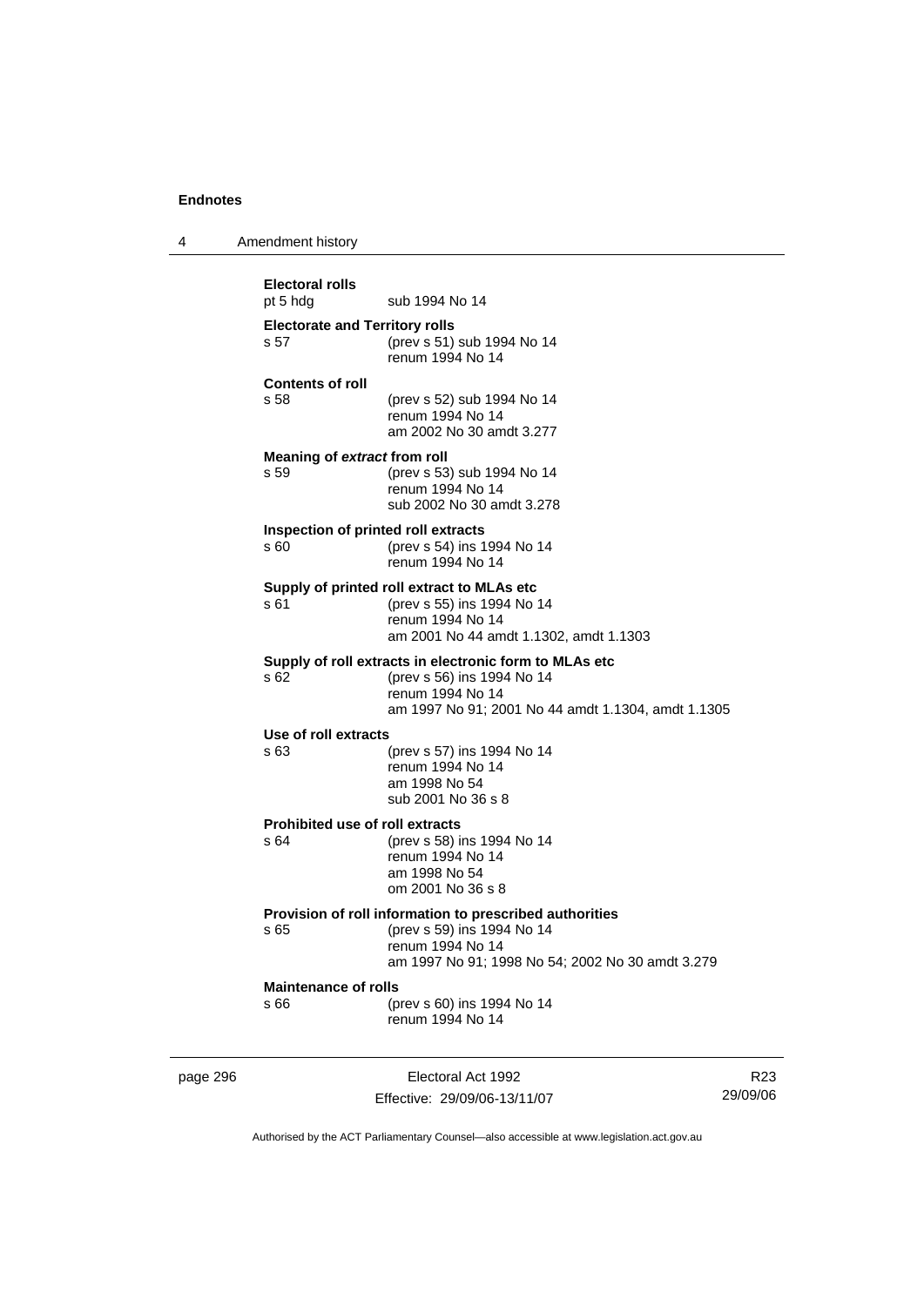**Electoral rolls**
pt 5 hdg sub 1994 No 14

**Electorate and Territory rolls**
s 57 (prev s 51) sub 1994 No 14
renum 1994 No 14

**Contents of roll**
s 58 (prev s 52) sub 1994 No 14
renum 1994 No 14
am 2002 No 30 amdt 3.277

**Meaning of *extract* from roll**
s 59 (prev s 53) sub 1994 No 14
renum 1994 No 14
sub 2002 No 30 amdt 3.278

**Inspection of printed roll extracts**
s 60 (prev s 54) ins 1994 No 14
renum 1994 No 14

**Supply of printed roll extract to MLAs etc**
s 61 (prev s 55) ins 1994 No 14
renum 1994 No 14
am 2001 No 44 amdt 1.1302, amdt 1.1303

**Supply of roll extracts in electronic form to MLAs etc**
s 62 (prev s 56) ins 1994 No 14
renum 1994 No 14
am 1997 No 91; 2001 No 44 amdt 1.1304, amdt 1.1305

**Use of roll extracts**
s 63 (prev s 57) ins 1994 No 14
renum 1994 No 14
am 1998 No 54
sub 2001 No 36 s 8

**Prohibited use of roll extracts**
s 64 (prev s 58) ins 1994 No 14
renum 1994 No 14
am 1998 No 54
om 2001 No 36 s 8

**Provision of roll information to prescribed authorities**
s 65 (prev s 59) ins 1994 No 14
renum 1994 No 14
am 1997 No 91; 1998 No 54; 2002 No 30 amdt 3.279

**Maintenance of rolls**
s 66 (prev s 60) ins 1994 No 14
renum 1994 No 14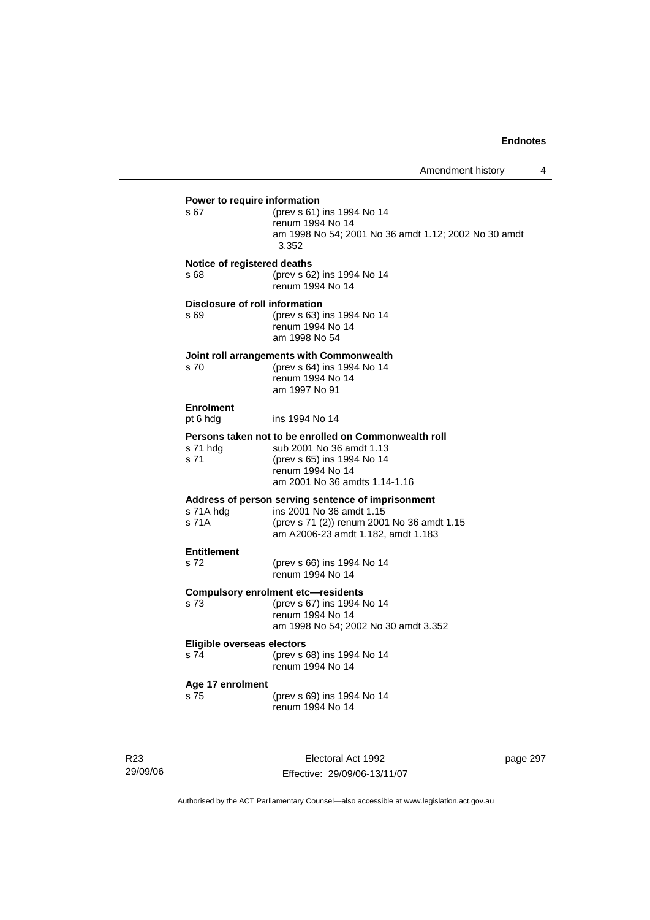**Power to require information**

s 67 (prev s 61) ins 1994 No 14
renum 1994 No 14
am 1998 No 54; 2001 No 36 amdt 1.12; 2002 No 30 amdt 3.352

**Notice of registered deaths**

s 68 (prev s 62) ins 1994 No 14
renum 1994 No 14

**Disclosure of roll information**

s 69 (prev s 63) ins 1994 No 14
renum 1994 No 14
am 1998 No 54

**Joint roll arrangements with Commonwealth**

s 70 (prev s 64) ins 1994 No 14
renum 1994 No 14
am 1997 No 91

**Enrolment**

pt 6 hdg ins 1994 No 14

**Persons taken not to be enrolled on Commonwealth roll**

s 71 hdg sub 2001 No 36 amdt 1.13
s 71 (prev s 65) ins 1994 No 14
renum 1994 No 14
am 2001 No 36 amdts 1.14-1.16

**Address of person serving sentence of imprisonment**

s 71A hdg ins 2001 No 36 amdt 1.15
s 71A (prev s 71 (2)) renum 2001 No 36 amdt 1.15
am A2006-23 amdt 1.182, amdt 1.183

**Entitlement**

s 72 (prev s 66) ins 1994 No 14
renum 1994 No 14

**Compulsory enrolment etc—residents**

s 73 (prev s 67) ins 1994 No 14
renum 1994 No 14
am 1998 No 54; 2002 No 30 amdt 3.352

**Eligible overseas electors**

s 74 (prev s 68) ins 1994 No 14
renum 1994 No 14

**Age 17 enrolment**

s 75 (prev s 69) ins 1994 No 14
renum 1994 No 14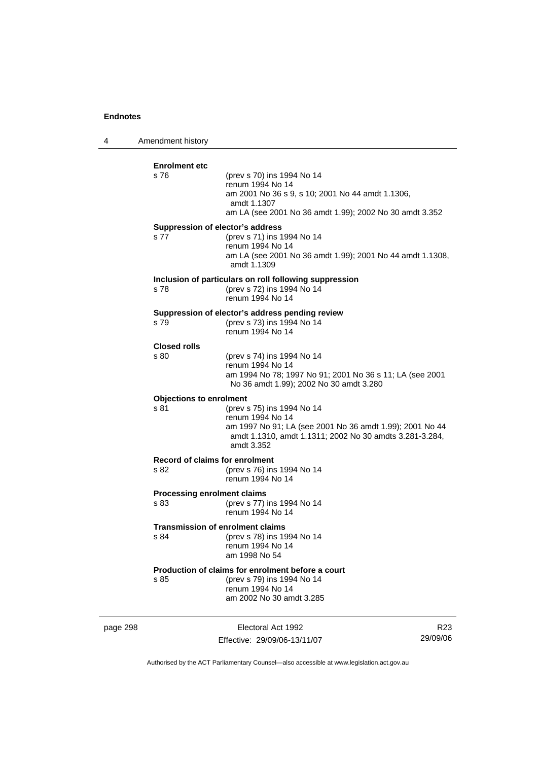**Enrolment etc**

s 76 (prev s 70) ins 1994 No 14
renum 1994 No 14
am 2001 No 36 s 9, s 10; 2001 No 44 amdt 1.1306, amdt 1.1307
am LA (see 2001 No 36 amdt 1.99); 2002 No 30 amdt 3.352

**Suppression of elector's address**

s 77 (prev s 71) ins 1994 No 14
renum 1994 No 14
am LA (see 2001 No 36 amdt 1.99); 2001 No 44 amdt 1.1308, amdt 1.1309

**Inclusion of particulars on roll following suppression**

s 78 (prev s 72) ins 1994 No 14
renum 1994 No 14

**Suppression of elector's address pending review**

s 79 (prev s 73) ins 1994 No 14
renum 1994 No 14

**Closed rolls**

s 80 (prev s 74) ins 1994 No 14
renum 1994 No 14
am 1994 No 78; 1997 No 91; 2001 No 36 s 11; LA (see 2001 No 36 amdt 1.99); 2002 No 30 amdt 3.280

**Objections to enrolment**

s 81 (prev s 75) ins 1994 No 14
renum 1994 No 14
am 1997 No 91; LA (see 2001 No 36 amdt 1.99); 2001 No 44 amdt 1.1310, amdt 1.1311; 2002 No 30 amdts 3.281-3.284, amdt 3.352

**Record of claims for enrolment**

s 82 (prev s 76) ins 1994 No 14
renum 1994 No 14

**Processing enrolment claims**

s 83 (prev s 77) ins 1994 No 14
renum 1994 No 14

**Transmission of enrolment claims**

s 84 (prev s 78) ins 1994 No 14
renum 1994 No 14
am 1998 No 54

**Production of claims for enrolment before a court**

s 85 (prev s 79) ins 1994 No 14
renum 1994 No 14
am 2002 No 30 amdt 3.285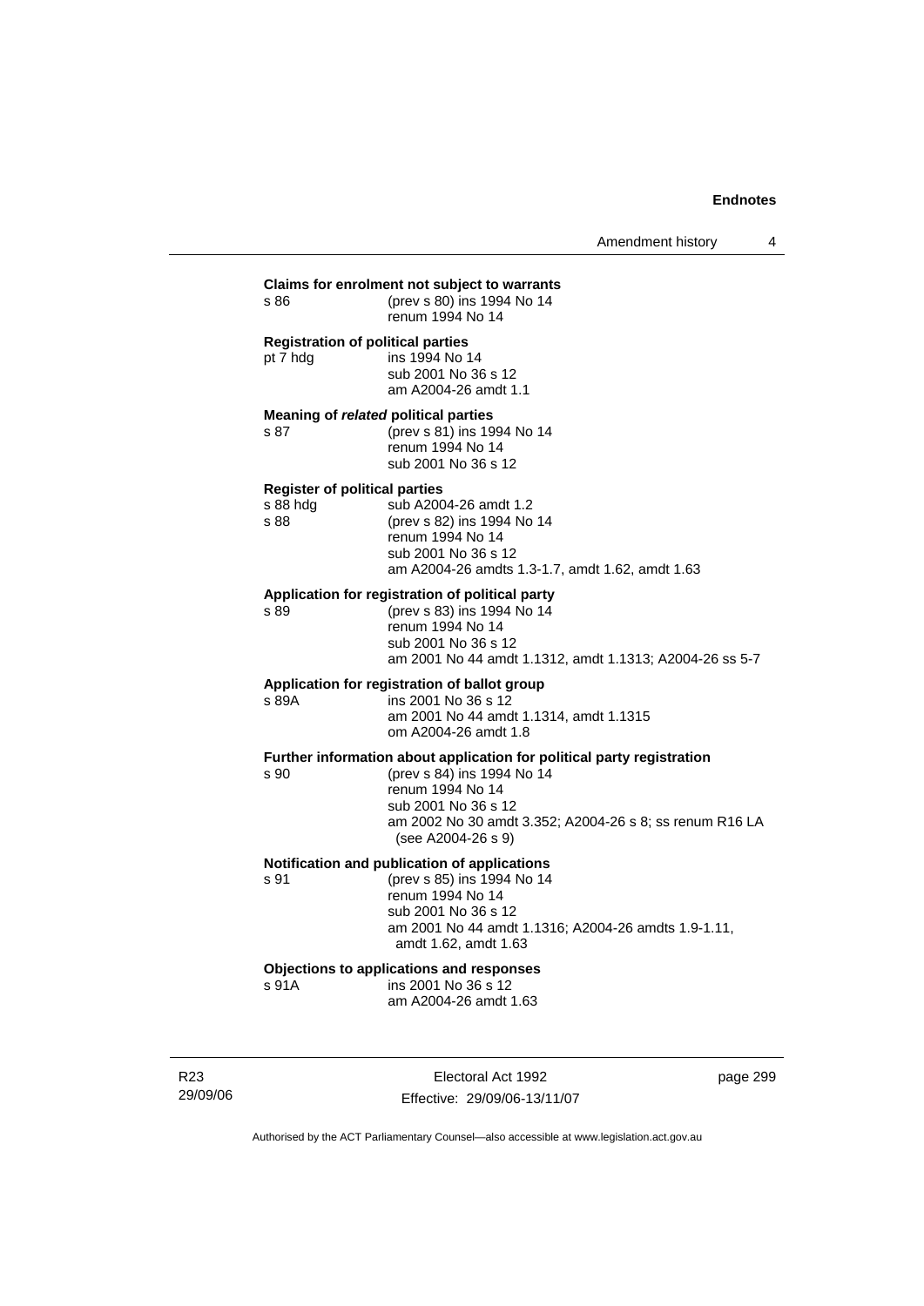**Claims for enrolment not subject to warrants**

s 86 (prev s 80) ins 1994 No 14
renum 1994 No 14

**Registration of political parties**

pt 7 hdg ins 1994 No 14
sub 2001 No 36 s 12
am A2004-26 amdt 1.1

**Meaning of *related* political parties**

s 87 (prev s 81) ins 1994 No 14
renum 1994 No 14
sub 2001 No 36 s 12

**Register of political parties**

s 88 hdg sub A2004-26 amdt 1.2
s 88 (prev s 82) ins 1994 No 14
renum 1994 No 14
sub 2001 No 36 s 12
am A2004-26 amdts 1.3-1.7, amdt 1.62, amdt 1.63

**Application for registration of political party**

s 89 (prev s 83) ins 1994 No 14
renum 1994 No 14
sub 2001 No 36 s 12
am 2001 No 44 amdt 1.1312, amdt 1.1313; A2004-26 ss 5-7

**Application for registration of ballot group**

s 89A ins 2001 No 36 s 12
am 2001 No 44 amdt 1.1314, amdt 1.1315
om A2004-26 amdt 1.8

**Further information about application for political party registration**

s 90 (prev s 84) ins 1994 No 14
renum 1994 No 14
sub 2001 No 36 s 12
am 2002 No 30 amdt 3.352; A2004-26 s 8; ss renum R16 LA (see A2004-26 s 9)

**Notification and publication of applications**

s 91 (prev s 85) ins 1994 No 14
renum 1994 No 14
sub 2001 No 36 s 12
am 2001 No 44 amdt 1.1316; A2004-26 amdts 1.9-1.11, amdt 1.62, amdt 1.63

**Objections to applications and responses**

s 91A ins 2001 No 36 s 12
am A2004-26 amdt 1.63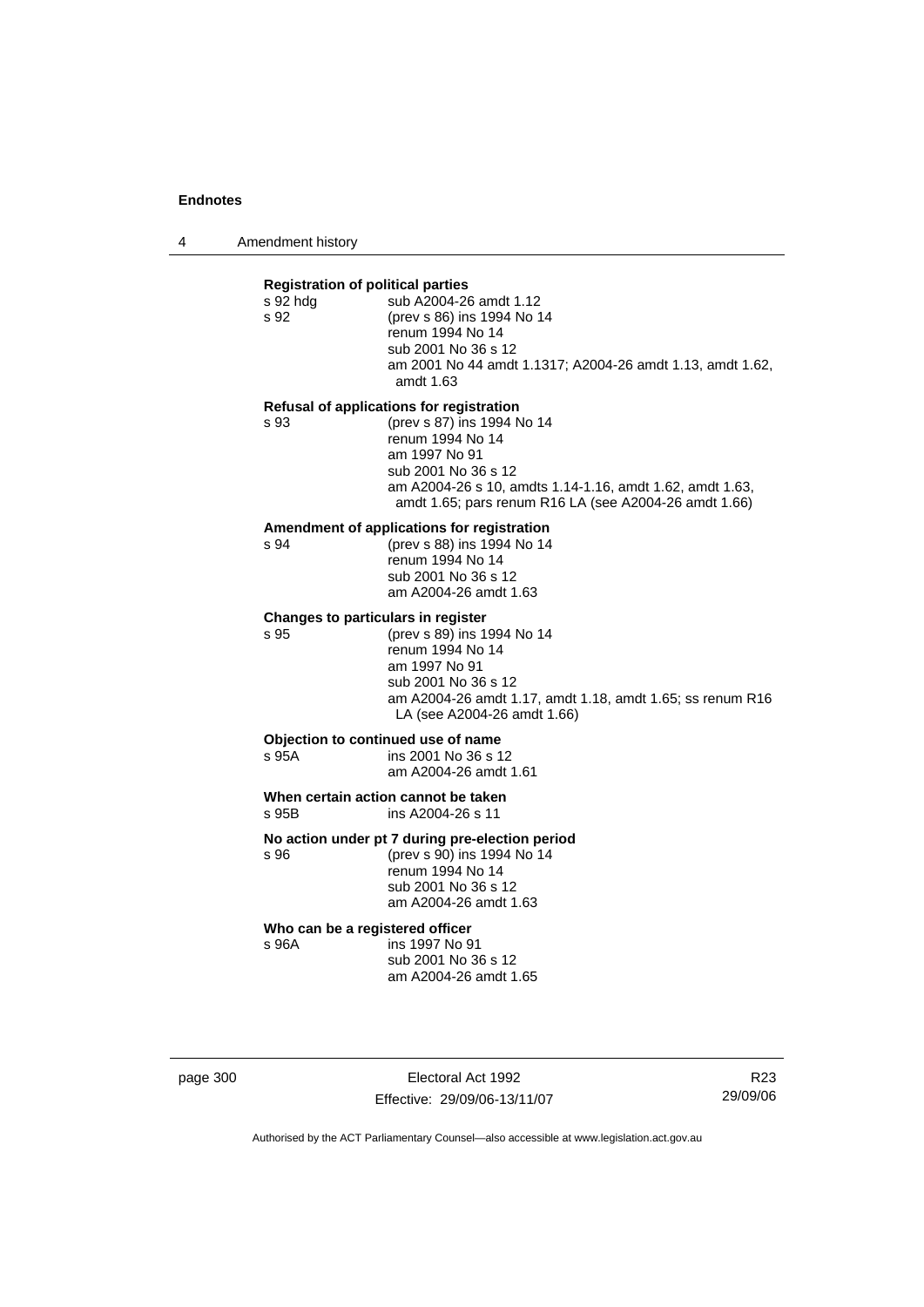**Registration of political parties**

s 92 hdg — sub A2004-26 amdt 1.12

s 92 — (prev s 86) ins 1994 No 14
renum 1994 No 14
sub 2001 No 36 s 12
am 2001 No 44 amdt 1.1317; A2004-26 amdt 1.13, amdt 1.62, amdt 1.63

**Refusal of applications for registration**

s 93 — (prev s 87) ins 1994 No 14
renum 1994 No 14
am 1997 No 91
sub 2001 No 36 s 12
am A2004-26 s 10, amdts 1.14-1.16, amdt 1.62, amdt 1.63, amdt 1.65; pars renum R16 LA (see A2004-26 amdt 1.66)

**Amendment of applications for registration**

s 94 — (prev s 88) ins 1994 No 14
renum 1994 No 14
sub 2001 No 36 s 12
am A2004-26 amdt 1.63

**Changes to particulars in register**

s 95 — (prev s 89) ins 1994 No 14
renum 1994 No 14
am 1997 No 91
sub 2001 No 36 s 12
am A2004-26 amdt 1.17, amdt 1.18, amdt 1.65; ss renum R16 LA (see A2004-26 amdt 1.66)

**Objection to continued use of name**

s 95A — ins 2001 No 36 s 12
am A2004-26 amdt 1.61

**When certain action cannot be taken**

s 95B — ins A2004-26 s 11

**No action under pt 7 during pre-election period**

s 96 — (prev s 90) ins 1994 No 14
renum 1994 No 14
sub 2001 No 36 s 12
am A2004-26 amdt 1.63

**Who can be a registered officer**

s 96A — ins 1997 No 91
sub 2001 No 36 s 12
am A2004-26 amdt 1.65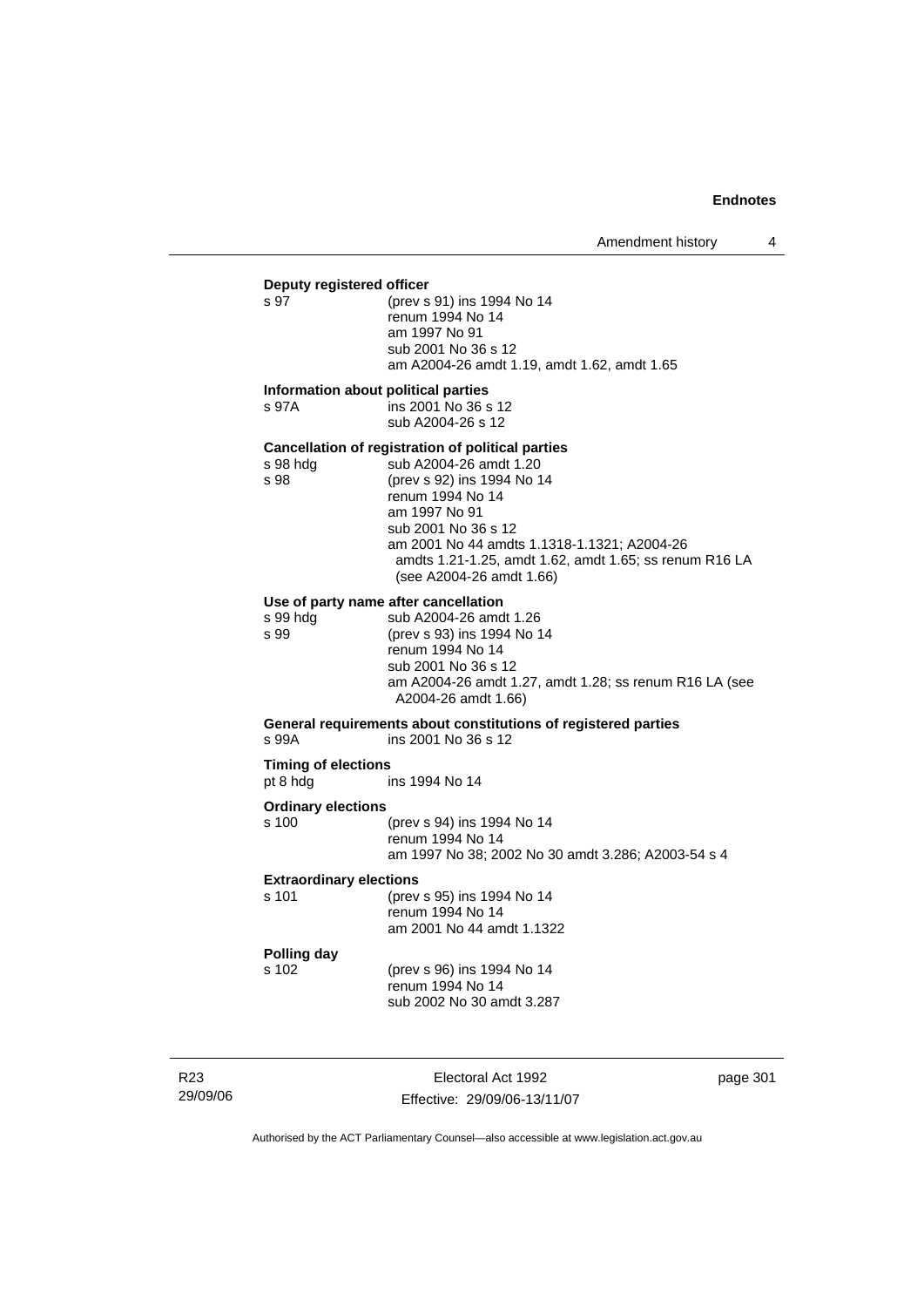**Deputy registered officer**

s 97 (prev s 91) ins 1994 No 14
renum 1994 No 14
am 1997 No 91
sub 2001 No 36 s 12
am A2004-26 amdt 1.19, amdt 1.62, amdt 1.65

**Information about political parties**

s 97A ins 2001 No 36 s 12
sub A2004-26 s 12

**Cancellation of registration of political parties**

s 98 hdg sub A2004-26 amdt 1.20

s 98 (prev s 92) ins 1994 No 14
renum 1994 No 14
am 1997 No 91
sub 2001 No 36 s 12
am 2001 No 44 amdts 1.1318-1.1321; A2004-26 amdts 1.21-1.25, amdt 1.62, amdt 1.65; ss renum R16 LA (see A2004-26 amdt 1.66)

**Use of party name after cancellation**

s 99 hdg sub A2004-26 amdt 1.26

s 99 (prev s 93) ins 1994 No 14
renum 1994 No 14
sub 2001 No 36 s 12
am A2004-26 amdt 1.27, amdt 1.28; ss renum R16 LA (see A2004-26 amdt 1.66)

**General requirements about constitutions of registered parties**

s 99A ins 2001 No 36 s 12

**Timing of elections**

pt 8 hdg ins 1994 No 14

**Ordinary elections**

s 100 (prev s 94) ins 1994 No 14
renum 1994 No 14
am 1997 No 38; 2002 No 30 amdt 3.286; A2003-54 s 4

**Extraordinary elections**

s 101 (prev s 95) ins 1994 No 14
renum 1994 No 14
am 2001 No 44 amdt 1.1322

**Polling day**

s 102 (prev s 96) ins 1994 No 14
renum 1994 No 14
sub 2002 No 30 amdt 3.287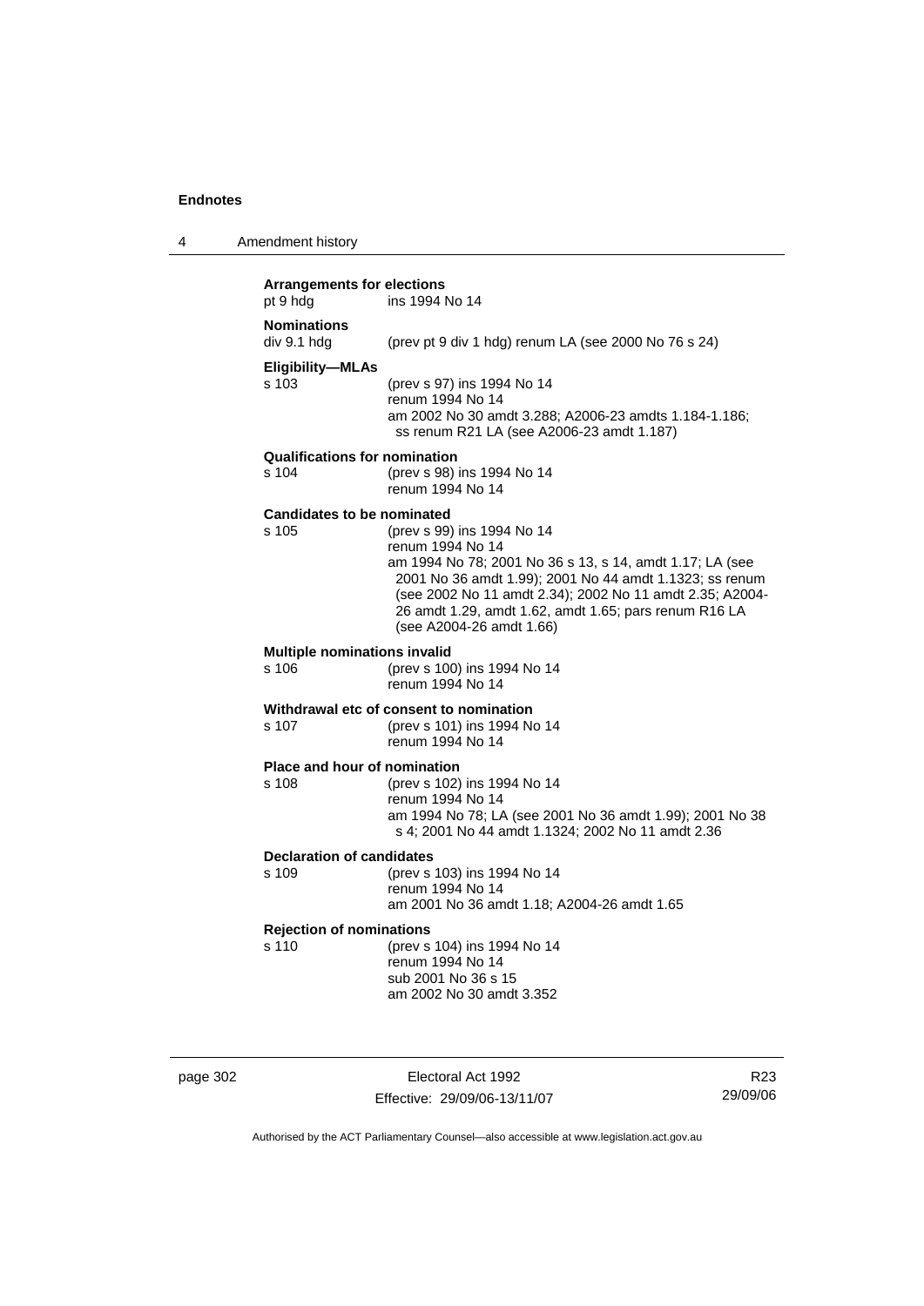**Arrangements for elections**
pt 9 hdg ins 1994 No 14

**Nominations**
div 9.1 hdg (prev pt 9 div 1 hdg) renum LA (see 2000 No 76 s 24)

**Eligibility—MLAs**
s 103 (prev s 97) ins 1994 No 14
renum 1994 No 14
am 2002 No 30 amdt 3.288; A2006-23 amdts 1.184-1.186; ss renum R21 LA (see A2006-23 amdt 1.187)

**Qualifications for nomination**
s 104 (prev s 98) ins 1994 No 14
renum 1994 No 14

**Candidates to be nominated**
s 105 (prev s 99) ins 1994 No 14
renum 1994 No 14
am 1994 No 78; 2001 No 36 s 13, s 14, amdt 1.17; LA (see 2001 No 36 amdt 1.99); 2001 No 44 amdt 1.1323; ss renum (see 2002 No 11 amdt 2.34); 2002 No 11 amdt 2.35; A2004-26 amdt 1.29, amdt 1.62, amdt 1.65; pars renum R16 LA (see A2004-26 amdt 1.66)

**Multiple nominations invalid**
s 106 (prev s 100) ins 1994 No 14
renum 1994 No 14

**Withdrawal etc of consent to nomination**
s 107 (prev s 101) ins 1994 No 14
renum 1994 No 14

**Place and hour of nomination**
s 108 (prev s 102) ins 1994 No 14
renum 1994 No 14
am 1994 No 78; LA (see 2001 No 36 amdt 1.99); 2001 No 38 s 4; 2001 No 44 amdt 1.1324; 2002 No 11 amdt 2.36

**Declaration of candidates**
s 109 (prev s 103) ins 1994 No 14
renum 1994 No 14
am 2001 No 36 amdt 1.18; A2004-26 amdt 1.65

**Rejection of nominations**
s 110 (prev s 104) ins 1994 No 14
renum 1994 No 14
sub 2001 No 36 s 15
am 2002 No 30 amdt 3.352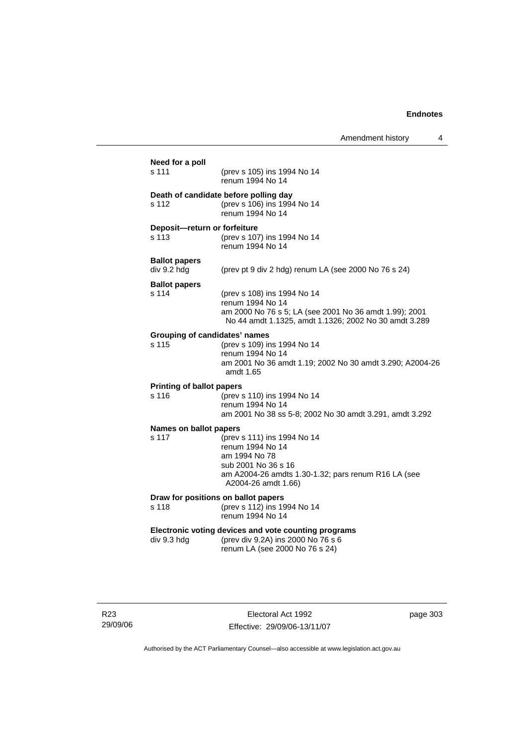**Need for a poll**

s 111 (prev s 105) ins 1994 No 14
renum 1994 No 14

**Death of candidate before polling day**

s 112 (prev s 106) ins 1994 No 14
renum 1994 No 14

**Deposit—return or forfeiture**

s 113 (prev s 107) ins 1994 No 14
renum 1994 No 14

**Ballot papers**

div 9.2 hdg (prev pt 9 div 2 hdg) renum LA (see 2000 No 76 s 24)

**Ballot papers**

s 114 (prev s 108) ins 1994 No 14
renum 1994 No 14
am 2000 No 76 s 5; LA (see 2001 No 36 amdt 1.99); 2001 No 44 amdt 1.1325, amdt 1.1326; 2002 No 30 amdt 3.289

**Grouping of candidates' names**

s 115 (prev s 109) ins 1994 No 14
renum 1994 No 14
am 2001 No 36 amdt 1.19; 2002 No 30 amdt 3.290; A2004-26 amdt 1.65

**Printing of ballot papers**

s 116 (prev s 110) ins 1994 No 14
renum 1994 No 14
am 2001 No 38 ss 5-8; 2002 No 30 amdt 3.291, amdt 3.292

**Names on ballot papers**

s 117 (prev s 111) ins 1994 No 14
renum 1994 No 14
am 1994 No 78
sub 2001 No 36 s 16
am A2004-26 amdts 1.30-1.32; pars renum R16 LA (see A2004-26 amdt 1.66)

**Draw for positions on ballot papers**

s 118 (prev s 112) ins 1994 No 14
renum 1994 No 14

**Electronic voting devices and vote counting programs**

div 9.3 hdg (prev div 9.2A) ins 2000 No 76 s 6
renum LA (see 2000 No 76 s 24)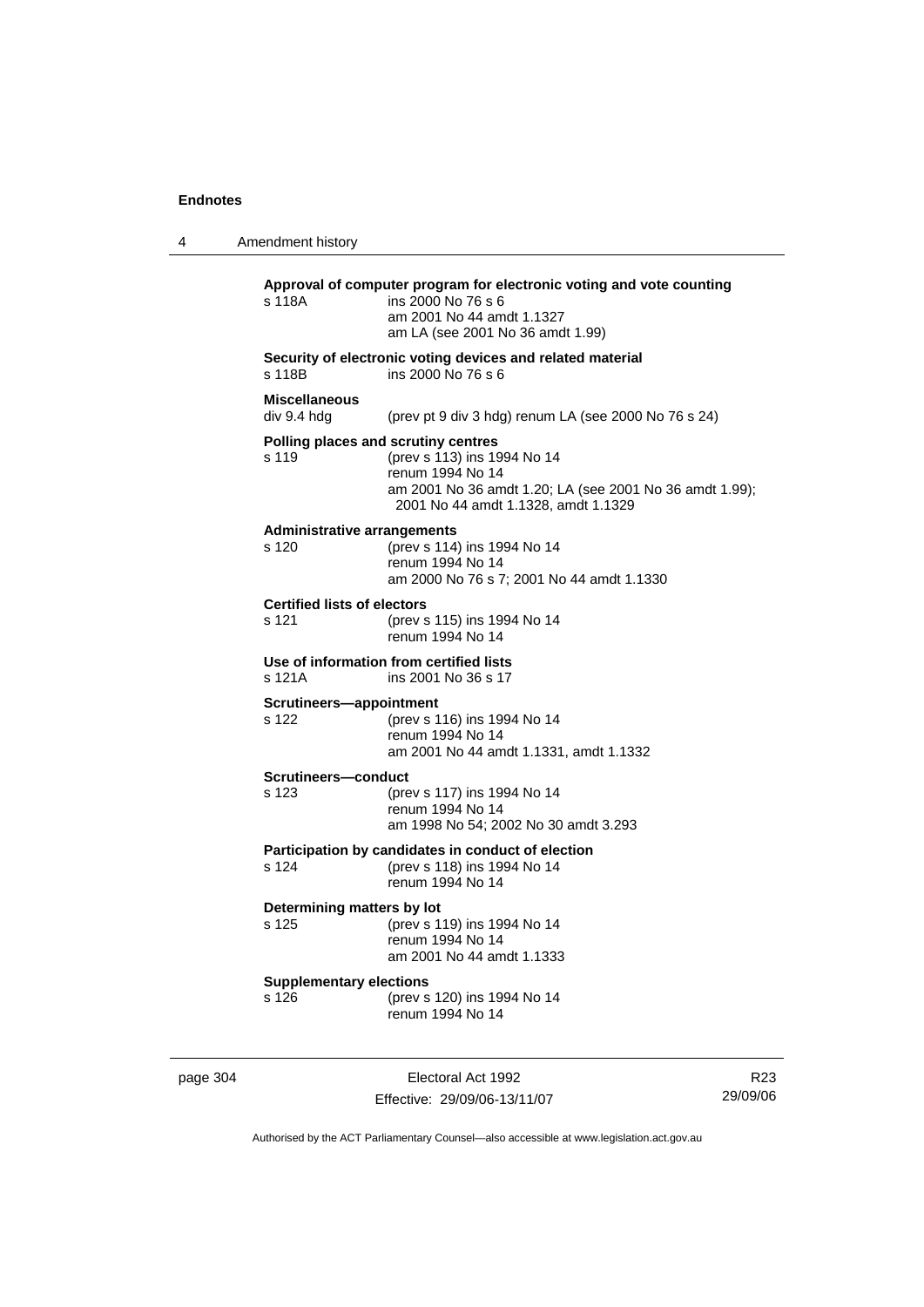**Approval of computer program for electronic voting and vote counting**
s 118A ins 2000 No 76 s 6
am 2001 No 44 amdt 1.1327
am LA (see 2001 No 36 amdt 1.99)

**Security of electronic voting devices and related material**
s 118B ins 2000 No 76 s 6

**Miscellaneous**
div 9.4 hdg (prev pt 9 div 3 hdg) renum LA (see 2000 No 76 s 24)

**Polling places and scrutiny centres**
s 119 (prev s 113) ins 1994 No 14
renum 1994 No 14
am 2001 No 36 amdt 1.20; LA (see 2001 No 36 amdt 1.99); 2001 No 44 amdt 1.1328, amdt 1.1329

**Administrative arrangements**
s 120 (prev s 114) ins 1994 No 14
renum 1994 No 14
am 2000 No 76 s 7; 2001 No 44 amdt 1.1330

**Certified lists of electors**
s 121 (prev s 115) ins 1994 No 14
renum 1994 No 14

**Use of information from certified lists**
s 121A ins 2001 No 36 s 17

**Scrutineers—appointment**
s 122 (prev s 116) ins 1994 No 14
renum 1994 No 14
am 2001 No 44 amdt 1.1331, amdt 1.1332

**Scrutineers—conduct**
s 123 (prev s 117) ins 1994 No 14
renum 1994 No 14
am 1998 No 54; 2002 No 30 amdt 3.293

**Participation by candidates in conduct of election**
s 124 (prev s 118) ins 1994 No 14
renum 1994 No 14

**Determining matters by lot**
s 125 (prev s 119) ins 1994 No 14
renum 1994 No 14
am 2001 No 44 amdt 1.1333

**Supplementary elections**
s 126 (prev s 120) ins 1994 No 14
renum 1994 No 14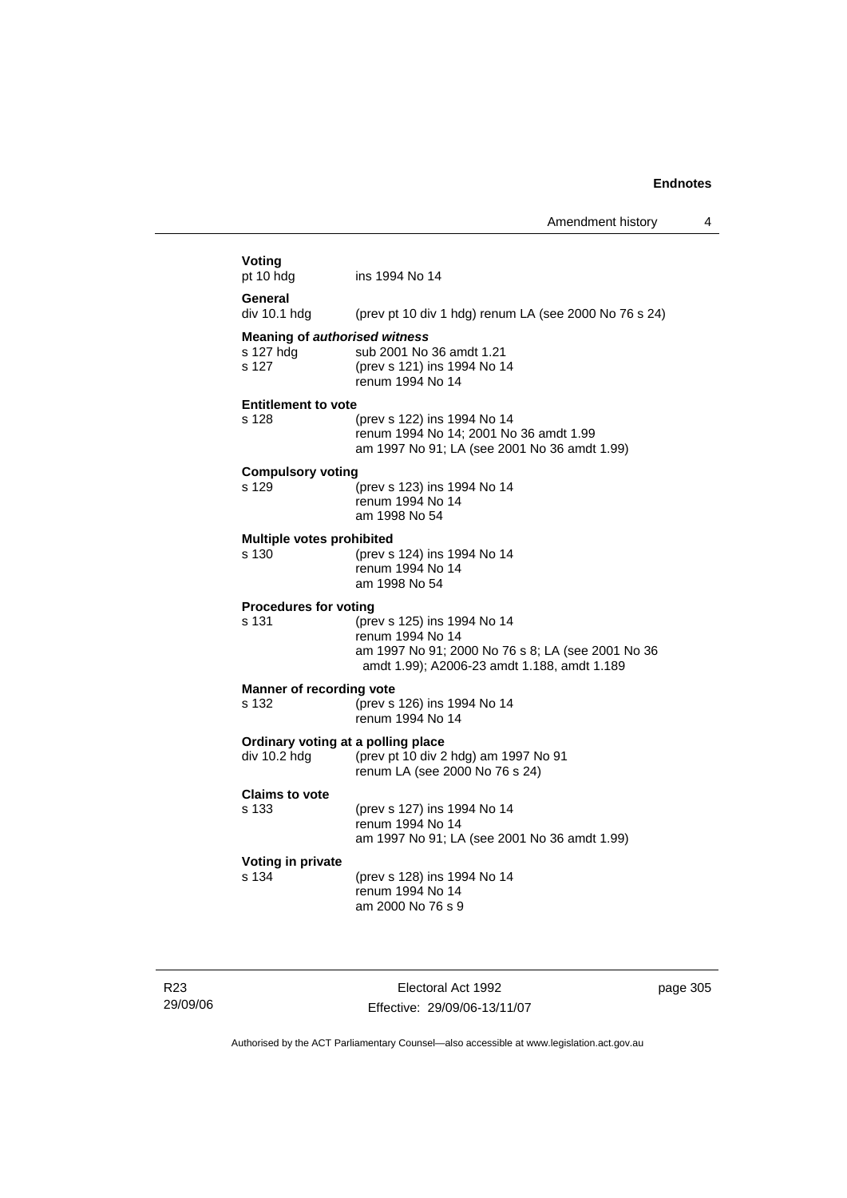**Voting**

pt 10 hdg ins 1994 No 14

**General**

div 10.1 hdg (prev pt 10 div 1 hdg) renum LA (see 2000 No 76 s 24)

**Meaning of *authorised witness***

s 127 hdg sub 2001 No 36 amdt 1.21
s 127 (prev s 121) ins 1994 No 14
renum 1994 No 14

**Entitlement to vote**

s 128 (prev s 122) ins 1994 No 14
renum 1994 No 14; 2001 No 36 amdt 1.99
am 1997 No 91; LA (see 2001 No 36 amdt 1.99)

**Compulsory voting**

s 129 (prev s 123) ins 1994 No 14
renum 1994 No 14
am 1998 No 54

**Multiple votes prohibited**

s 130 (prev s 124) ins 1994 No 14
renum 1994 No 14
am 1998 No 54

**Procedures for voting**

s 131 (prev s 125) ins 1994 No 14
renum 1994 No 14
am 1997 No 91; 2000 No 76 s 8; LA (see 2001 No 36 amdt 1.99); A2006-23 amdt 1.188, amdt 1.189

**Manner of recording vote**

s 132 (prev s 126) ins 1994 No 14
renum 1994 No 14

**Ordinary voting at a polling place**

div 10.2 hdg (prev pt 10 div 2 hdg) am 1997 No 91
renum LA (see 2000 No 76 s 24)

**Claims to vote**

s 133 (prev s 127) ins 1994 No 14
renum 1994 No 14
am 1997 No 91; LA (see 2001 No 36 amdt 1.99)

**Voting in private**

s 134 (prev s 128) ins 1994 No 14
renum 1994 No 14
am 2000 No 76 s 9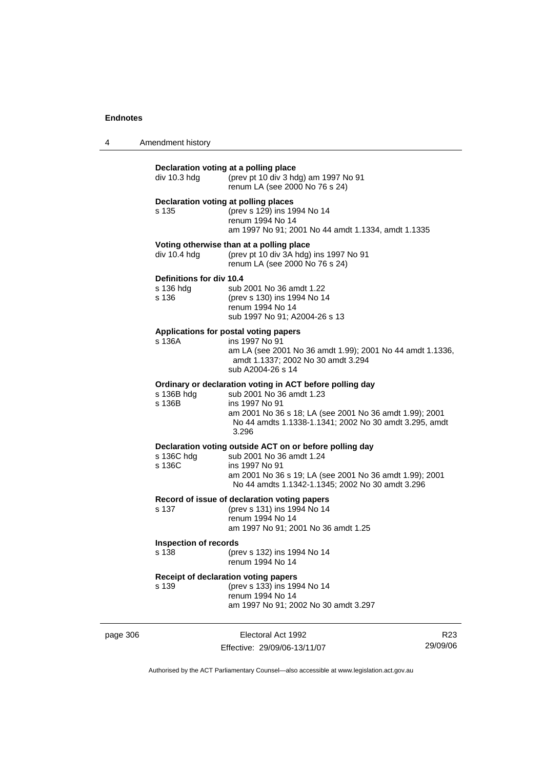**Declaration voting at a polling place**

div 10.3 hdg (prev pt 10 div 3 hdg) am 1997 No 91
renum LA (see 2000 No 76 s 24)

**Declaration voting at polling places**

s 135 (prev s 129) ins 1994 No 14
renum 1994 No 14
am 1997 No 91; 2001 No 44 amdt 1.1334, amdt 1.1335

**Voting otherwise than at a polling place**

div 10.4 hdg (prev pt 10 div 3A hdg) ins 1997 No 91
renum LA (see 2000 No 76 s 24)

**Definitions for div 10.4**

s 136 hdg sub 2001 No 36 amdt 1.22
s 136 (prev s 130) ins 1994 No 14
renum 1994 No 14
sub 1997 No 91; A2004-26 s 13

**Applications for postal voting papers**

s 136A ins 1997 No 91
am LA (see 2001 No 36 amdt 1.99); 2001 No 44 amdt 1.1336, amdt 1.1337; 2002 No 30 amdt 3.294
sub A2004-26 s 14

**Ordinary or declaration voting in ACT before polling day**

s 136B hdg sub 2001 No 36 amdt 1.23
s 136B ins 1997 No 91
am 2001 No 36 s 18; LA (see 2001 No 36 amdt 1.99); 2001 No 44 amdts 1.1338-1.1341; 2002 No 30 amdt 3.295, amdt 3.296

**Declaration voting outside ACT on or before polling day**

s 136C hdg sub 2001 No 36 amdt 1.24
s 136C ins 1997 No 91
am 2001 No 36 s 19; LA (see 2001 No 36 amdt 1.99); 2001 No 44 amdts 1.1342-1.1345; 2002 No 30 amdt 3.296

**Record of issue of declaration voting papers**

s 137 (prev s 131) ins 1994 No 14
renum 1994 No 14
am 1997 No 91; 2001 No 36 amdt 1.25

**Inspection of records**

s 138 (prev s 132) ins 1994 No 14
renum 1994 No 14

**Receipt of declaration voting papers**

s 139 (prev s 133) ins 1994 No 14
renum 1994 No 14
am 1997 No 91; 2002 No 30 amdt 3.297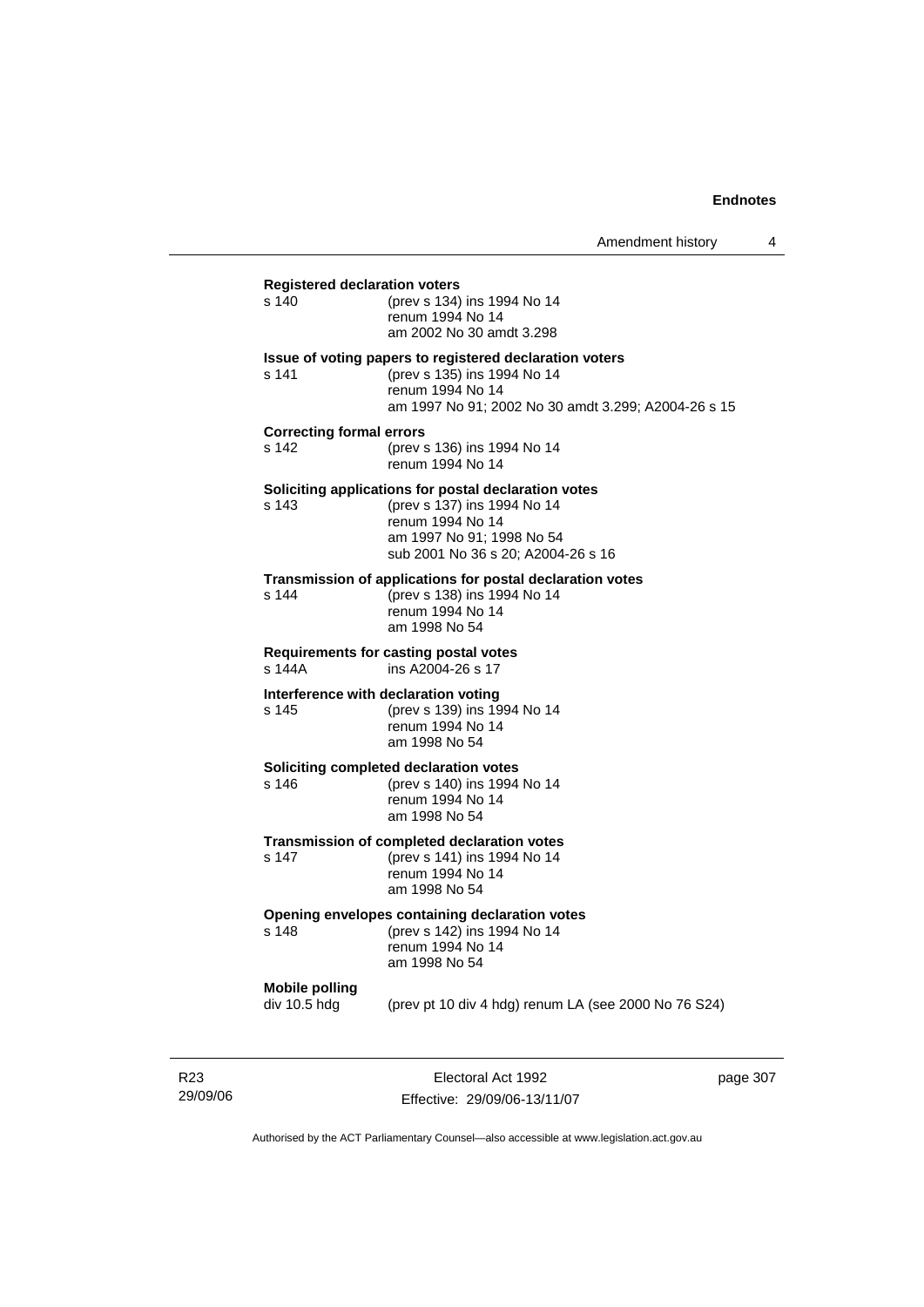**Registered declaration voters**

s 140 (prev s 134) ins 1994 No 14
renum 1994 No 14
am 2002 No 30 amdt 3.298

**Issue of voting papers to registered declaration voters**

s 141 (prev s 135) ins 1994 No 14
renum 1994 No 14
am 1997 No 91; 2002 No 30 amdt 3.299; A2004-26 s 15

**Correcting formal errors**

s 142 (prev s 136) ins 1994 No 14
renum 1994 No 14

**Soliciting applications for postal declaration votes**

s 143 (prev s 137) ins 1994 No 14
renum 1994 No 14
am 1997 No 91; 1998 No 54
sub 2001 No 36 s 20; A2004-26 s 16

**Transmission of applications for postal declaration votes**

s 144 (prev s 138) ins 1994 No 14
renum 1994 No 14
am 1998 No 54

**Requirements for casting postal votes**

s 144A ins A2004-26 s 17

**Interference with declaration voting**

s 145 (prev s 139) ins 1994 No 14
renum 1994 No 14
am 1998 No 54

**Soliciting completed declaration votes**

s 146 (prev s 140) ins 1994 No 14
renum 1994 No 14
am 1998 No 54

**Transmission of completed declaration votes**

s 147 (prev s 141) ins 1994 No 14
renum 1994 No 14
am 1998 No 54

**Opening envelopes containing declaration votes**

s 148 (prev s 142) ins 1994 No 14
renum 1994 No 14
am 1998 No 54

**Mobile polling**

div 10.5 hdg (prev pt 10 div 4 hdg) renum LA (see 2000 No 76 S24)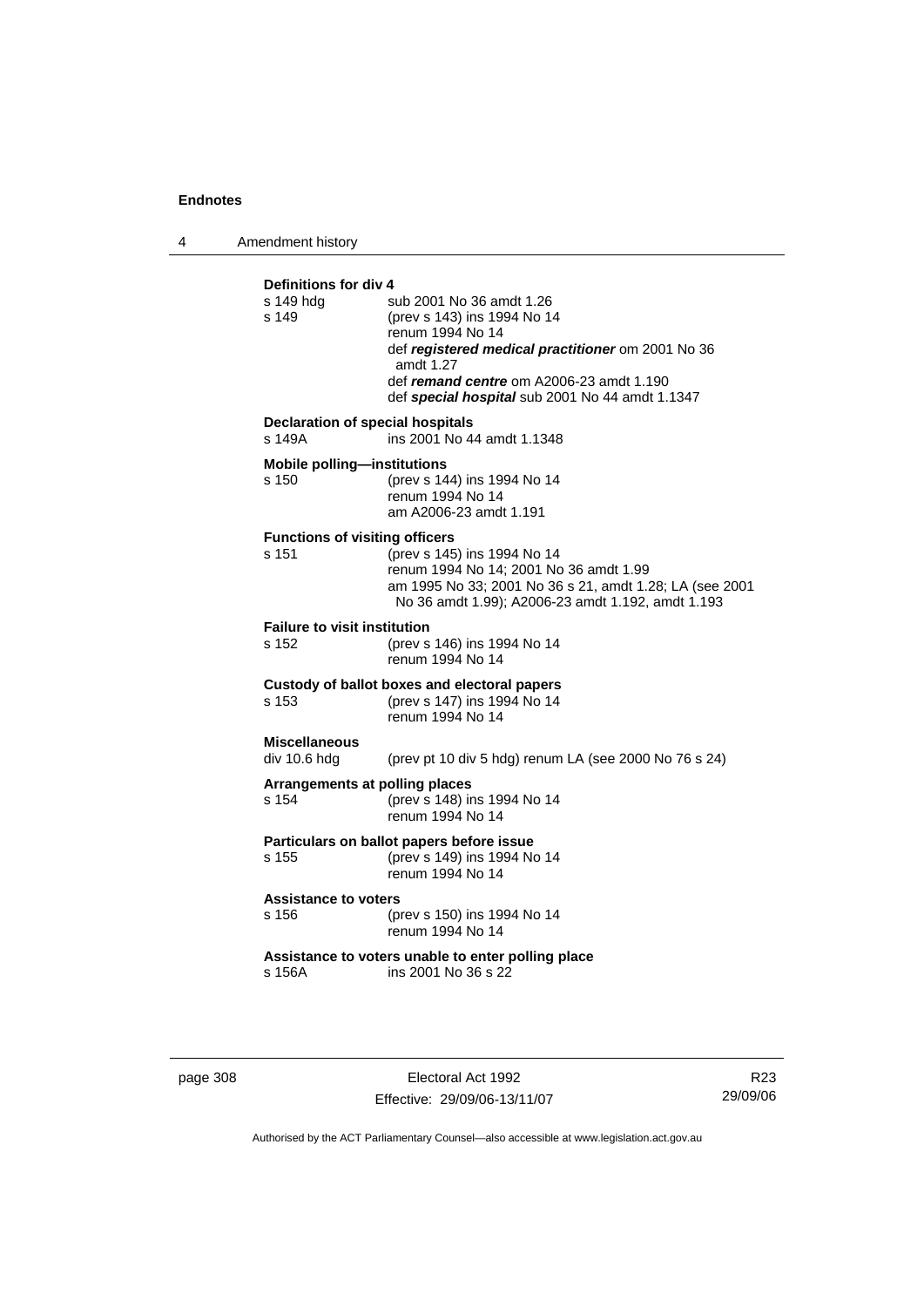**Definitions for div 4**

s 149 hdg — sub 2001 No 36 amdt 1.26

s 149 — (prev s 143) ins 1994 No 14
renum 1994 No 14
def ***registered medical practitioner*** om 2001 No 36 amdt 1.27
def ***remand centre*** om A2006-23 amdt 1.190
def ***special hospital*** sub 2001 No 44 amdt 1.1347

**Declaration of special hospitals**

s 149A — ins 2001 No 44 amdt 1.1348

**Mobile polling—institutions**

s 150 — (prev s 144) ins 1994 No 14
renum 1994 No 14
am A2006-23 amdt 1.191

**Functions of visiting officers**

s 151 — (prev s 145) ins 1994 No 14
renum 1994 No 14; 2001 No 36 amdt 1.99
am 1995 No 33; 2001 No 36 s 21, amdt 1.28; LA (see 2001 No 36 amdt 1.99); A2006-23 amdt 1.192, amdt 1.193

**Failure to visit institution**

s 152 — (prev s 146) ins 1994 No 14
renum 1994 No 14

**Custody of ballot boxes and electoral papers**

s 153 — (prev s 147) ins 1994 No 14
renum 1994 No 14

**Miscellaneous**

div 10.6 hdg — (prev pt 10 div 5 hdg) renum LA (see 2000 No 76 s 24)

**Arrangements at polling places**

s 154 — (prev s 148) ins 1994 No 14
renum 1994 No 14

**Particulars on ballot papers before issue**

s 155 — (prev s 149) ins 1994 No 14
renum 1994 No 14

**Assistance to voters**

s 156 — (prev s 150) ins 1994 No 14
renum 1994 No 14

**Assistance to voters unable to enter polling place**

s 156A — ins 2001 No 36 s 22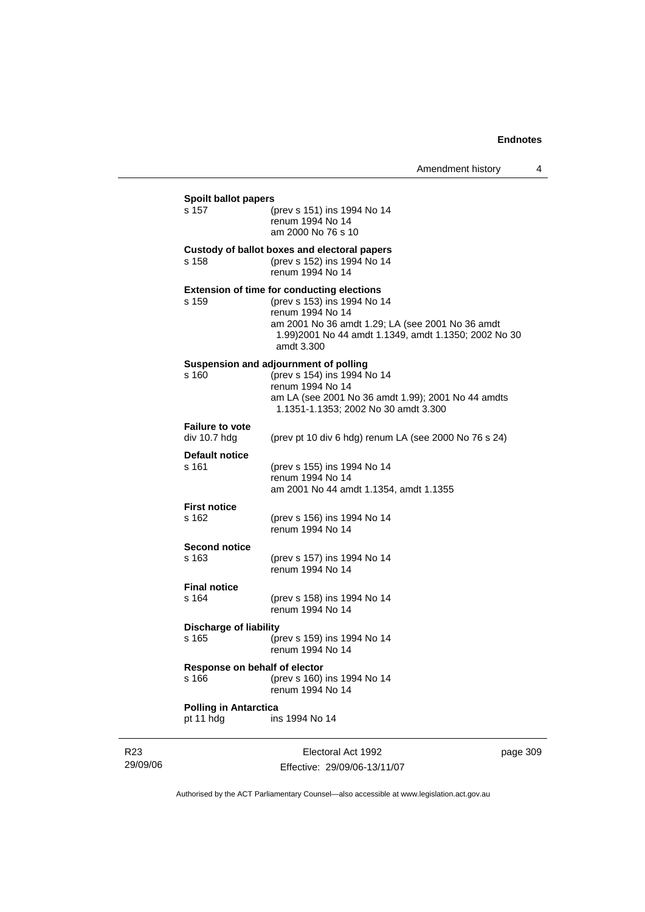**Spoilt ballot papers**

s 157 (prev s 151) ins 1994 No 14
renum 1994 No 14
am 2000 No 76 s 10

**Custody of ballot boxes and electoral papers**

s 158 (prev s 152) ins 1994 No 14
renum 1994 No 14

**Extension of time for conducting elections**

s 159 (prev s 153) ins 1994 No 14
renum 1994 No 14
am 2001 No 36 amdt 1.29; LA (see 2001 No 36 amdt 1.99)2001 No 44 amdt 1.1349, amdt 1.1350; 2002 No 30 amdt 3.300

**Suspension and adjournment of polling**

s 160 (prev s 154) ins 1994 No 14
renum 1994 No 14
am LA (see 2001 No 36 amdt 1.99); 2001 No 44 amdts 1.1351-1.1353; 2002 No 30 amdt 3.300

**Failure to vote**

div 10.7 hdg (prev pt 10 div 6 hdg) renum LA (see 2000 No 76 s 24)

**Default notice**

s 161 (prev s 155) ins 1994 No 14
renum 1994 No 14
am 2001 No 44 amdt 1.1354, amdt 1.1355

**First notice**

s 162 (prev s 156) ins 1994 No 14
renum 1994 No 14

**Second notice**

s 163 (prev s 157) ins 1994 No 14
renum 1994 No 14

**Final notice**

s 164 (prev s 158) ins 1994 No 14
renum 1994 No 14

**Discharge of liability**

s 165 (prev s 159) ins 1994 No 14
renum 1994 No 14

**Response on behalf of elector**

s 166 (prev s 160) ins 1994 No 14
renum 1994 No 14

**Polling in Antarctica**

pt 11 hdg ins 1994 No 14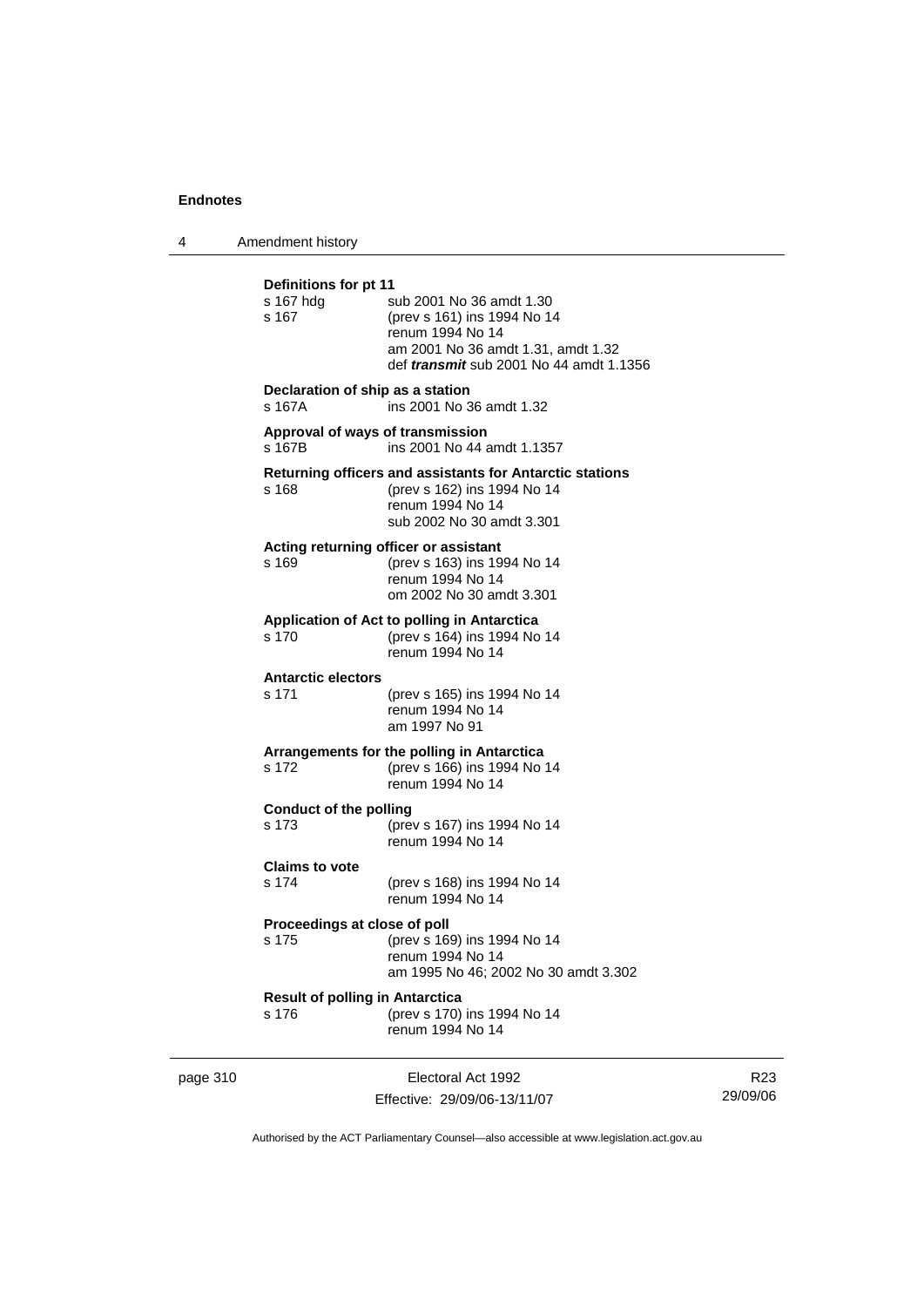**Definitions for pt 11**

s 167 hdg sub 2001 No 36 amdt 1.30

s 167 (prev s 161) ins 1994 No 14
renum 1994 No 14
am 2001 No 36 amdt 1.31, amdt 1.32
def ***transmit*** sub 2001 No 44 amdt 1.1356

**Declaration of ship as a station**

s 167A ins 2001 No 36 amdt 1.32

**Approval of ways of transmission**

s 167B ins 2001 No 44 amdt 1.1357

**Returning officers and assistants for Antarctic stations**

s 168 (prev s 162) ins 1994 No 14
renum 1994 No 14
sub 2002 No 30 amdt 3.301

**Acting returning officer or assistant**

s 169 (prev s 163) ins 1994 No 14
renum 1994 No 14
om 2002 No 30 amdt 3.301

**Application of Act to polling in Antarctica**

s 170 (prev s 164) ins 1994 No 14
renum 1994 No 14

**Antarctic electors**

s 171 (prev s 165) ins 1994 No 14
renum 1994 No 14
am 1997 No 91

**Arrangements for the polling in Antarctica**

s 172 (prev s 166) ins 1994 No 14
renum 1994 No 14

**Conduct of the polling**

s 173 (prev s 167) ins 1994 No 14
renum 1994 No 14

**Claims to vote**

s 174 (prev s 168) ins 1994 No 14
renum 1994 No 14

**Proceedings at close of poll**

s 175 (prev s 169) ins 1994 No 14
renum 1994 No 14
am 1995 No 46; 2002 No 30 amdt 3.302

**Result of polling in Antarctica**

s 176 (prev s 170) ins 1994 No 14
renum 1994 No 14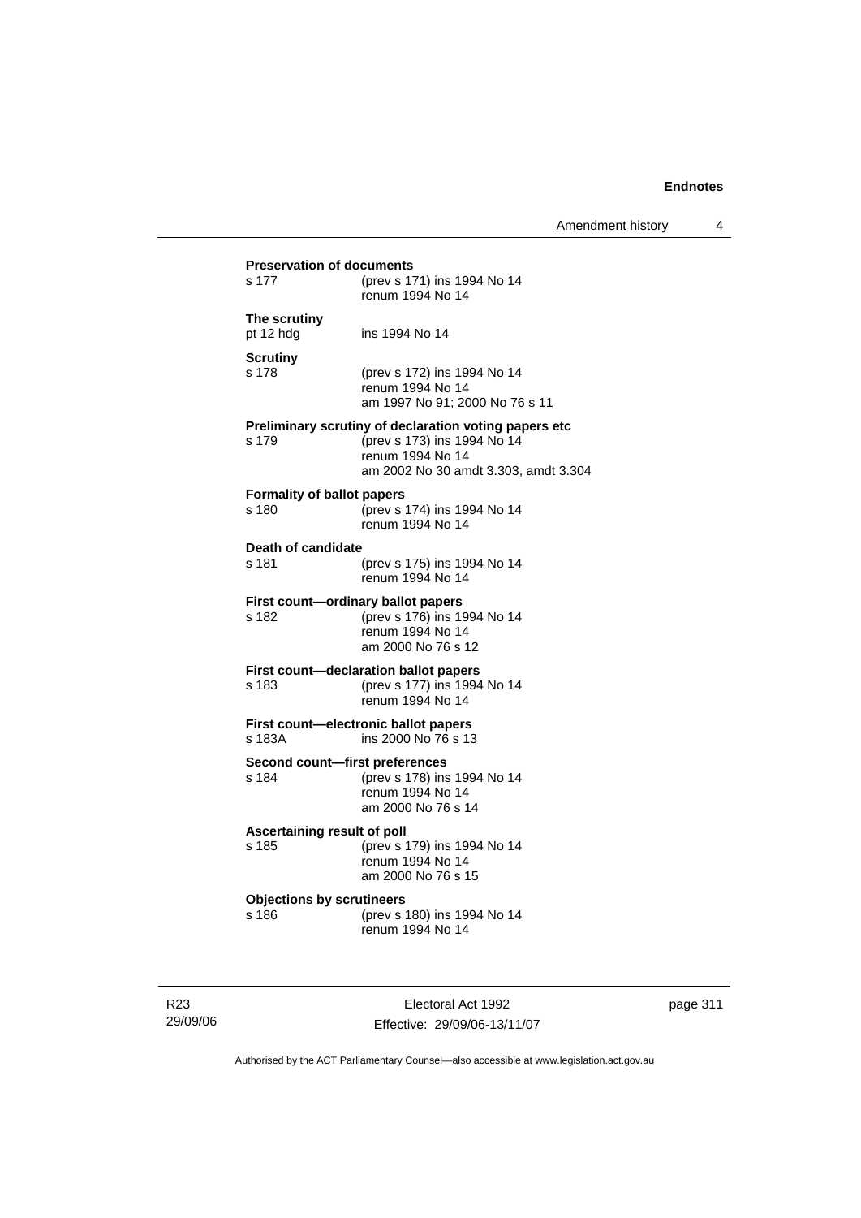**Preservation of documents**

s 177 (prev s 171) ins 1994 No 14
renum 1994 No 14

**The scrutiny**

pt 12 hdg ins 1994 No 14

**Scrutiny**

s 178 (prev s 172) ins 1994 No 14
renum 1994 No 14
am 1997 No 91; 2000 No 76 s 11

**Preliminary scrutiny of declaration voting papers etc**

s 179 (prev s 173) ins 1994 No 14
renum 1994 No 14
am 2002 No 30 amdt 3.303, amdt 3.304

**Formality of ballot papers**

s 180 (prev s 174) ins 1994 No 14
renum 1994 No 14

**Death of candidate**

s 181 (prev s 175) ins 1994 No 14
renum 1994 No 14

**First count—ordinary ballot papers**

s 182 (prev s 176) ins 1994 No 14
renum 1994 No 14
am 2000 No 76 s 12

**First count—declaration ballot papers**

s 183 (prev s 177) ins 1994 No 14
renum 1994 No 14

**First count—electronic ballot papers**

s 183A ins 2000 No 76 s 13

**Second count—first preferences**

s 184 (prev s 178) ins 1994 No 14
renum 1994 No 14
am 2000 No 76 s 14

**Ascertaining result of poll**

s 185 (prev s 179) ins 1994 No 14
renum 1994 No 14
am 2000 No 76 s 15

**Objections by scrutineers**

s 186 (prev s 180) ins 1994 No 14
renum 1994 No 14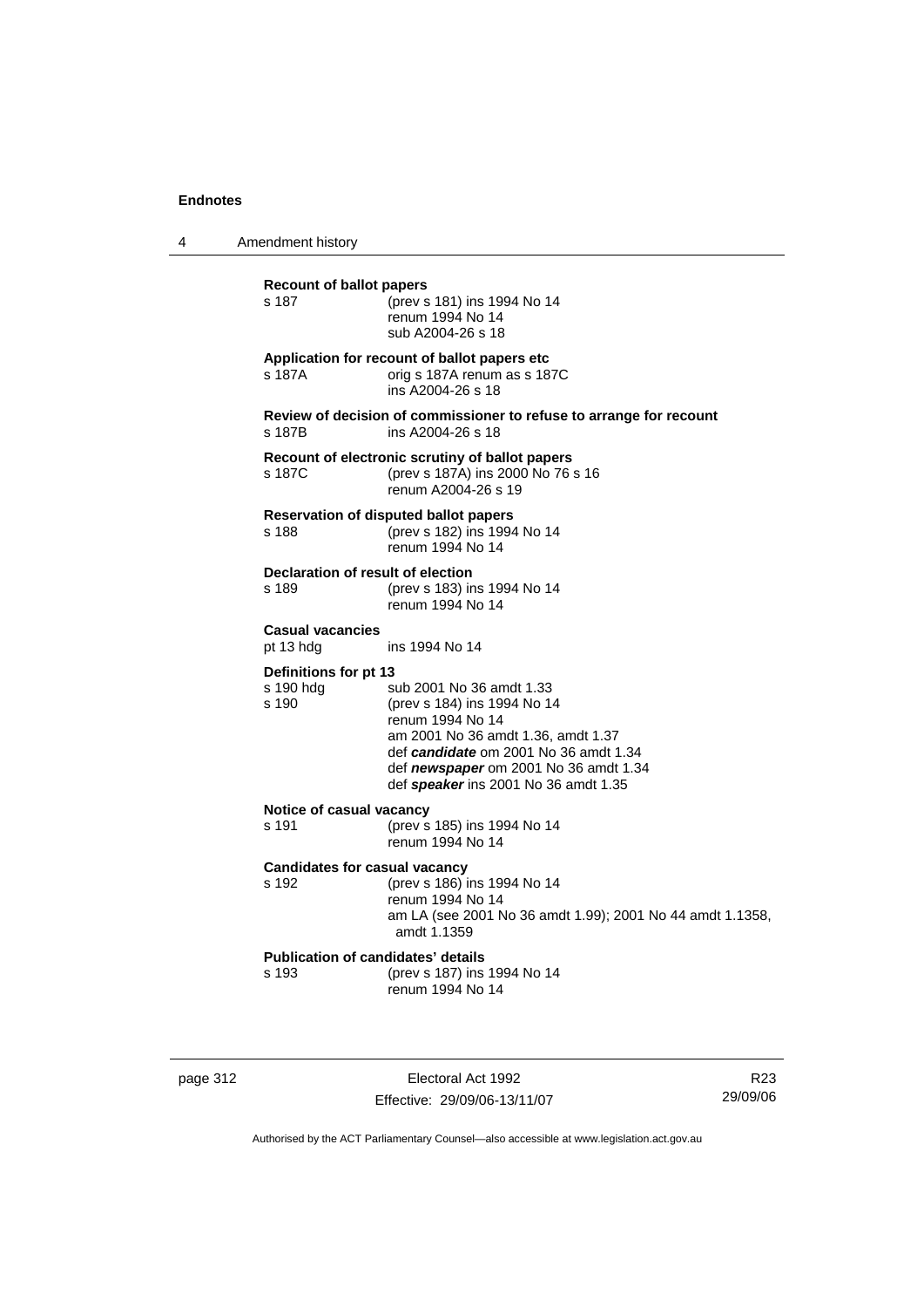**Recount of ballot papers**

| | |
|---|---|
| s 187 | (prev s 181) ins 1994 No 14<br>renum 1994 No 14<br>sub A2004-26 s 18 |

**Application for recount of ballot papers etc**

| | |
|---|---|
| s 187A | orig s 187A renum as s 187C<br>ins A2004-26 s 18 |

**Review of decision of commissioner to refuse to arrange for recount**

| | |
|---|---|
| s 187B | ins A2004-26 s 18 |

**Recount of electronic scrutiny of ballot papers**

| | |
|---|---|
| s 187C | (prev s 187A) ins 2000 No 76 s 16<br>renum A2004-26 s 19 |

**Reservation of disputed ballot papers**

| | |
|---|---|
| s 188 | (prev s 182) ins 1994 No 14<br>renum 1994 No 14 |

**Declaration of result of election**

| | |
|---|---|
| s 189 | (prev s 183) ins 1994 No 14<br>renum 1994 No 14 |

**Casual vacancies**

| | |
|---|---|
| pt 13 hdg | ins 1994 No 14 |

**Definitions for pt 13**

| | |
|---|---|
| s 190 hdg | sub 2001 No 36 amdt 1.33 |
| s 190 | (prev s 184) ins 1994 No 14<br>renum 1994 No 14<br>am 2001 No 36 amdt 1.36, amdt 1.37<br>def ***candidate*** om 2001 No 36 amdt 1.34<br>def ***newspaper*** om 2001 No 36 amdt 1.34<br>def ***speaker*** ins 2001 No 36 amdt 1.35 |

**Notice of casual vacancy**

| | |
|---|---|
| s 191 | (prev s 185) ins 1994 No 14<br>renum 1994 No 14 |

**Candidates for casual vacancy**

| | |
|---|---|
| s 192 | (prev s 186) ins 1994 No 14<br>renum 1994 No 14<br>am LA (see 2001 No 36 amdt 1.99); 2001 No 44 amdt 1.1358, amdt 1.1359 |

**Publication of candidates' details**

| | |
|---|---|
| s 193 | (prev s 187) ins 1994 No 14<br>renum 1994 No 14 |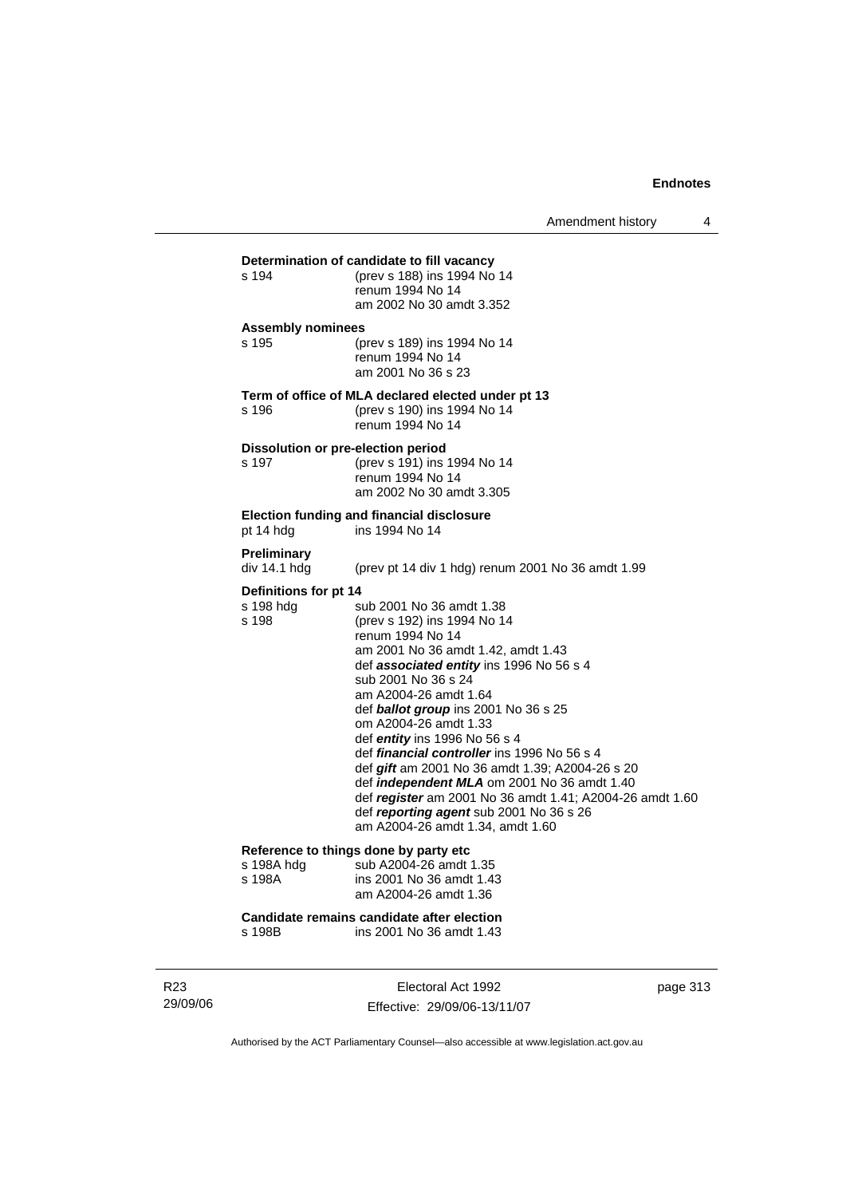**Determination of candidate to fill vacancy**

| | |
|---|---|
| s 194 | (prev s 188) ins 1994 No 14<br>renum 1994 No 14<br>am 2002 No 30 amdt 3.352 |

**Assembly nominees**

| | |
|---|---|
| s 195 | (prev s 189) ins 1994 No 14<br>renum 1994 No 14<br>am 2001 No 36 s 23 |

**Term of office of MLA declared elected under pt 13**

| | |
|---|---|
| s 196 | (prev s 190) ins 1994 No 14<br>renum 1994 No 14 |

**Dissolution or pre-election period**

| | |
|---|---|
| s 197 | (prev s 191) ins 1994 No 14<br>renum 1994 No 14<br>am 2002 No 30 amdt 3.305 |

**Election funding and financial disclosure**

| | |
|---|---|
| pt 14 hdg | ins 1994 No 14 |

**Preliminary**

| | |
|---|---|
| div 14.1 hdg | (prev pt 14 div 1 hdg) renum 2001 No 36 amdt 1.99 |

**Definitions for pt 14**

| | |
|---|---|
| s 198 hdg | sub 2001 No 36 amdt 1.38 |
| s 198 | (prev s 192) ins 1994 No 14<br>renum 1994 No 14<br>am 2001 No 36 amdt 1.42, amdt 1.43<br>def ***associated entity*** ins 1996 No 56 s 4<br>sub 2001 No 36 s 24<br>am A2004-26 amdt 1.64<br>def ***ballot group*** ins 2001 No 36 s 25<br>om A2004-26 amdt 1.33<br>def ***entity*** ins 1996 No 56 s 4<br>def ***financial controller*** ins 1996 No 56 s 4<br>def ***gift*** am 2001 No 36 amdt 1.39; A2004-26 s 20<br>def ***independent MLA*** om 2001 No 36 amdt 1.40<br>def ***register*** am 2001 No 36 amdt 1.41; A2004-26 amdt 1.60<br>def ***reporting agent*** sub 2001 No 36 s 26<br>am A2004-26 amdt 1.34, amdt 1.60 |

**Reference to things done by party etc**

| | |
|---|---|
| s 198A hdg | sub A2004-26 amdt 1.35 |
| s 198A | ins 2001 No 36 amdt 1.43<br>am A2004-26 amdt 1.36 |

**Candidate remains candidate after election**

| | |
|---|---|
| s 198B | ins 2001 No 36 amdt 1.43 |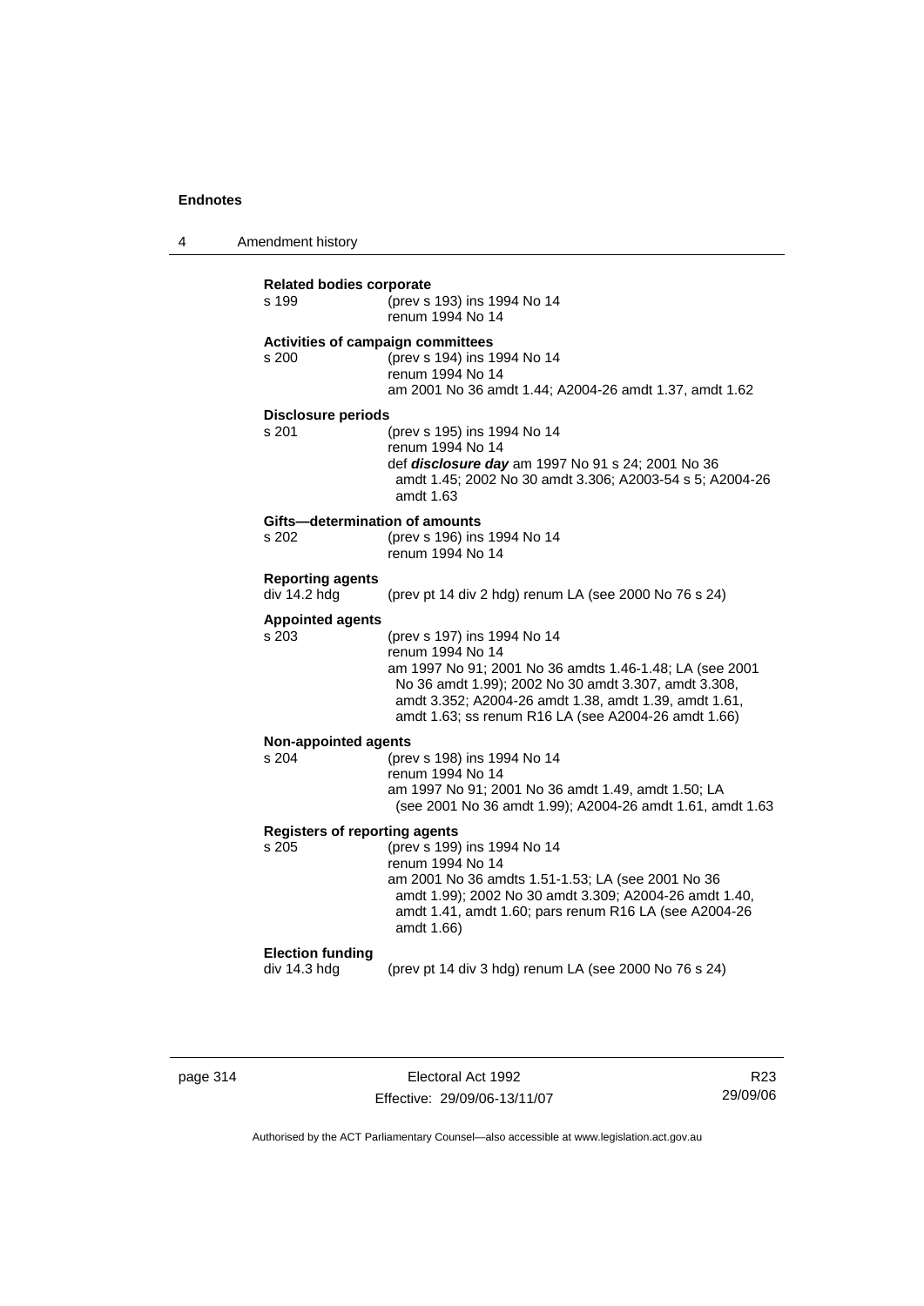**Related bodies corporate**
s 199 (prev s 193) ins 1994 No 14
renum 1994 No 14

**Activities of campaign committees**
s 200 (prev s 194) ins 1994 No 14
renum 1994 No 14
am 2001 No 36 amdt 1.44; A2004-26 amdt 1.37, amdt 1.62

**Disclosure periods**
s 201 (prev s 195) ins 1994 No 14
renum 1994 No 14
def ***disclosure day*** am 1997 No 91 s 24; 2001 No 36 amdt 1.45; 2002 No 30 amdt 3.306; A2003-54 s 5; A2004-26 amdt 1.63

**Gifts—determination of amounts**
s 202 (prev s 196) ins 1994 No 14
renum 1994 No 14

**Reporting agents**
div 14.2 hdg (prev pt 14 div 2 hdg) renum LA (see 2000 No 76 s 24)

**Appointed agents**
s 203 (prev s 197) ins 1994 No 14
renum 1994 No 14
am 1997 No 91; 2001 No 36 amdts 1.46-1.48; LA (see 2001 No 36 amdt 1.99); 2002 No 30 amdt 3.307, amdt 3.308, amdt 3.352; A2004-26 amdt 1.38, amdt 1.39, amdt 1.61, amdt 1.63; ss renum R16 LA (see A2004-26 amdt 1.66)

**Non-appointed agents**
s 204 (prev s 198) ins 1994 No 14
renum 1994 No 14
am 1997 No 91; 2001 No 36 amdt 1.49, amdt 1.50; LA (see 2001 No 36 amdt 1.99); A2004-26 amdt 1.61, amdt 1.63

**Registers of reporting agents**
s 205 (prev s 199) ins 1994 No 14
renum 1994 No 14
am 2001 No 36 amdts 1.51-1.53; LA (see 2001 No 36 amdt 1.99); 2002 No 30 amdt 3.309; A2004-26 amdt 1.40, amdt 1.41, amdt 1.60; pars renum R16 LA (see A2004-26 amdt 1.66)

**Election funding**
div 14.3 hdg (prev pt 14 div 3 hdg) renum LA (see 2000 No 76 s 24)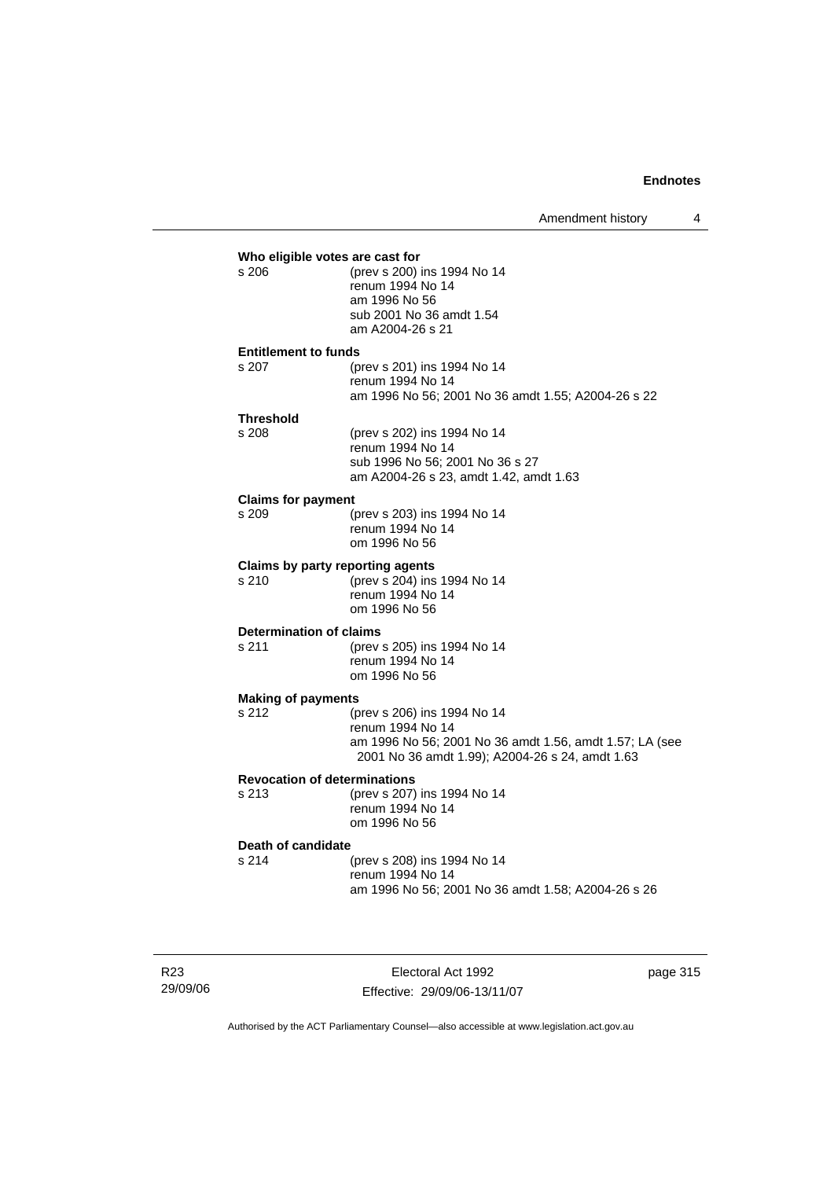**Who eligible votes are cast for**

s 206 (prev s 200) ins 1994 No 14
renum 1994 No 14
am 1996 No 56
sub 2001 No 36 amdt 1.54
am A2004-26 s 21

**Entitlement to funds**

s 207 (prev s 201) ins 1994 No 14
renum 1994 No 14
am 1996 No 56; 2001 No 36 amdt 1.55; A2004-26 s 22

**Threshold**

s 208 (prev s 202) ins 1994 No 14
renum 1994 No 14
sub 1996 No 56; 2001 No 36 s 27
am A2004-26 s 23, amdt 1.42, amdt 1.63

**Claims for payment**

s 209 (prev s 203) ins 1994 No 14
renum 1994 No 14
om 1996 No 56

**Claims by party reporting agents**

s 210 (prev s 204) ins 1994 No 14
renum 1994 No 14
om 1996 No 56

**Determination of claims**

s 211 (prev s 205) ins 1994 No 14
renum 1994 No 14
om 1996 No 56

**Making of payments**

s 212 (prev s 206) ins 1994 No 14
renum 1994 No 14
am 1996 No 56; 2001 No 36 amdt 1.56, amdt 1.57; LA (see 2001 No 36 amdt 1.99); A2004-26 s 24, amdt 1.63

**Revocation of determinations**

s 213 (prev s 207) ins 1994 No 14
renum 1994 No 14
om 1996 No 56

**Death of candidate**

s 214 (prev s 208) ins 1994 No 14
renum 1994 No 14
am 1996 No 56; 2001 No 36 amdt 1.58; A2004-26 s 26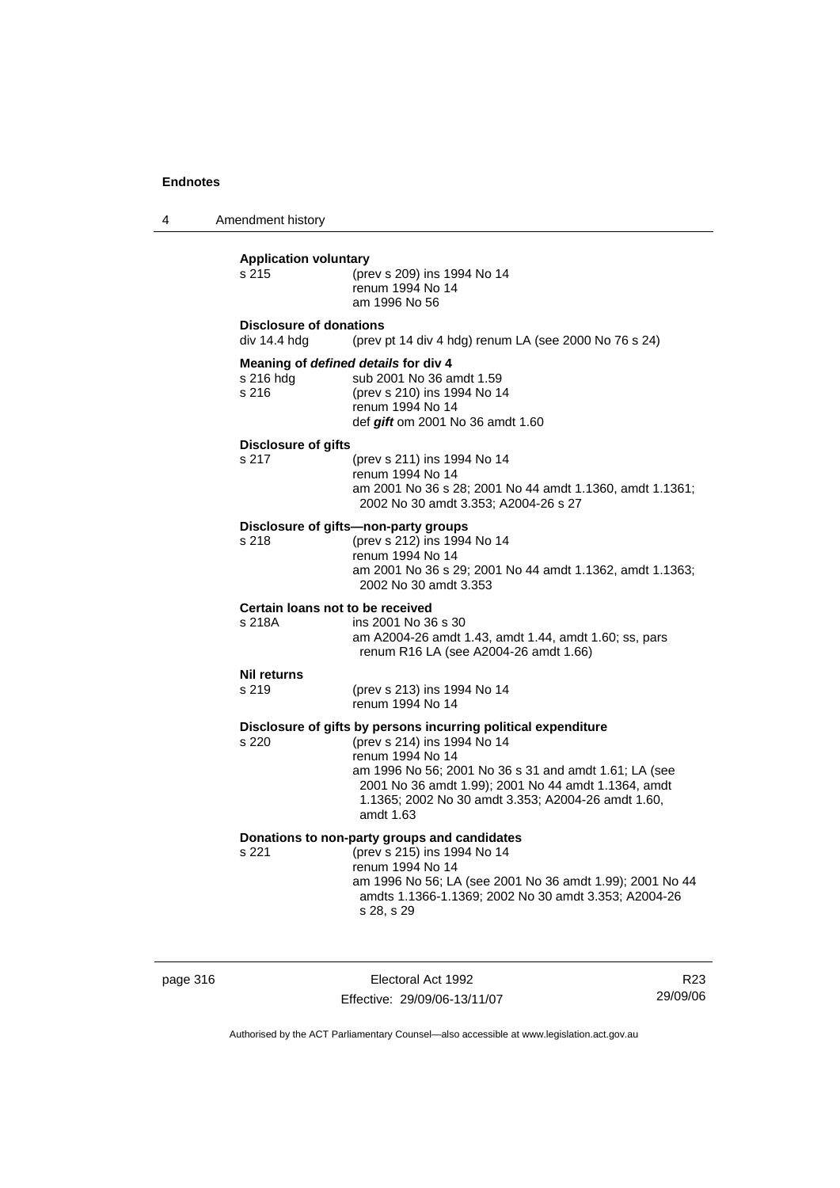**Application voluntary**

s 215 (prev s 209) ins 1994 No 14
renum 1994 No 14
am 1996 No 56

**Disclosure of donations**

div 14.4 hdg (prev pt 14 div 4 hdg) renum LA (see 2000 No 76 s 24)

**Meaning of *defined details* for div 4**

s 216 hdg sub 2001 No 36 amdt 1.59
s 216 (prev s 210) ins 1994 No 14
renum 1994 No 14
def ***gift*** om 2001 No 36 amdt 1.60

**Disclosure of gifts**

s 217 (prev s 211) ins 1994 No 14
renum 1994 No 14
am 2001 No 36 s 28; 2001 No 44 amdt 1.1360, amdt 1.1361; 2002 No 30 amdt 3.353; A2004-26 s 27

**Disclosure of gifts—non-party groups**

s 218 (prev s 212) ins 1994 No 14
renum 1994 No 14
am 2001 No 36 s 29; 2001 No 44 amdt 1.1362, amdt 1.1363; 2002 No 30 amdt 3.353

**Certain loans not to be received**

s 218A ins 2001 No 36 s 30
am A2004-26 amdt 1.43, amdt 1.44, amdt 1.60; ss, pars renum R16 LA (see A2004-26 amdt 1.66)

**Nil returns**

s 219 (prev s 213) ins 1994 No 14
renum 1994 No 14

**Disclosure of gifts by persons incurring political expenditure**

s 220 (prev s 214) ins 1994 No 14
renum 1994 No 14
am 1996 No 56; 2001 No 36 s 31 and amdt 1.61; LA (see 2001 No 36 amdt 1.99); 2001 No 44 amdt 1.1364, amdt 1.1365; 2002 No 30 amdt 3.353; A2004-26 amdt 1.60, amdt 1.63

**Donations to non-party groups and candidates**

s 221 (prev s 215) ins 1994 No 14
renum 1994 No 14
am 1996 No 56; LA (see 2001 No 36 amdt 1.99); 2001 No 44 amdts 1.1366-1.1369; 2002 No 30 amdt 3.353; A2004-26 s 28, s 29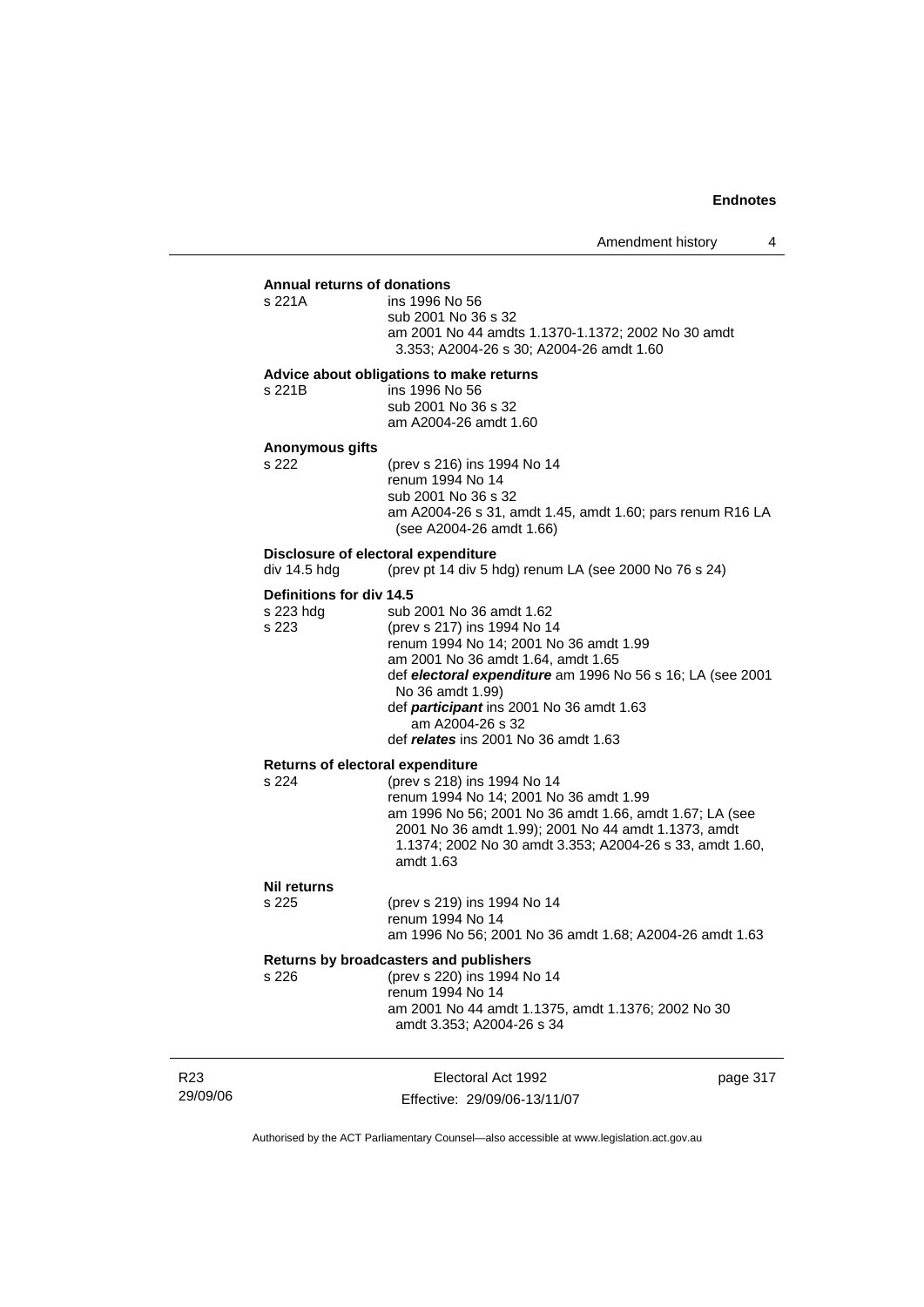**Annual returns of donations**

s 221A ins 1996 No 56
sub 2001 No 36 s 32
am 2001 No 44 amdts 1.1370-1.1372; 2002 No 30 amdt 3.353; A2004-26 s 30; A2004-26 amdt 1.60

**Advice about obligations to make returns**

s 221B ins 1996 No 56
sub 2001 No 36 s 32
am A2004-26 amdt 1.60

**Anonymous gifts**

s 222 (prev s 216) ins 1994 No 14
renum 1994 No 14
sub 2001 No 36 s 32
am A2004-26 s 31, amdt 1.45, amdt 1.60; pars renum R16 LA (see A2004-26 amdt 1.66)

**Disclosure of electoral expenditure**

div 14.5 hdg (prev pt 14 div 5 hdg) renum LA (see 2000 No 76 s 24)

**Definitions for div 14.5**

s 223 hdg sub 2001 No 36 amdt 1.62

s 223 (prev s 217) ins 1994 No 14
renum 1994 No 14; 2001 No 36 amdt 1.99
am 2001 No 36 amdt 1.64, amdt 1.65
def ***electoral expenditure*** am 1996 No 56 s 16; LA (see 2001 No 36 amdt 1.99)
def ***participant*** ins 2001 No 36 amdt 1.63
am A2004-26 s 32
def ***relates*** ins 2001 No 36 amdt 1.63

**Returns of electoral expenditure**

s 224 (prev s 218) ins 1994 No 14
renum 1994 No 14; 2001 No 36 amdt 1.99
am 1996 No 56; 2001 No 36 amdt 1.66, amdt 1.67; LA (see 2001 No 36 amdt 1.99); 2001 No 44 amdt 1.1373, amdt 1.1374; 2002 No 30 amdt 3.353; A2004-26 s 33, amdt 1.60, amdt 1.63

**Nil returns**

s 225 (prev s 219) ins 1994 No 14
renum 1994 No 14
am 1996 No 56; 2001 No 36 amdt 1.68; A2004-26 amdt 1.63

**Returns by broadcasters and publishers**

s 226 (prev s 220) ins 1994 No 14
renum 1994 No 14
am 2001 No 44 amdt 1.1375, amdt 1.1376; 2002 No 30 amdt 3.353; A2004-26 s 34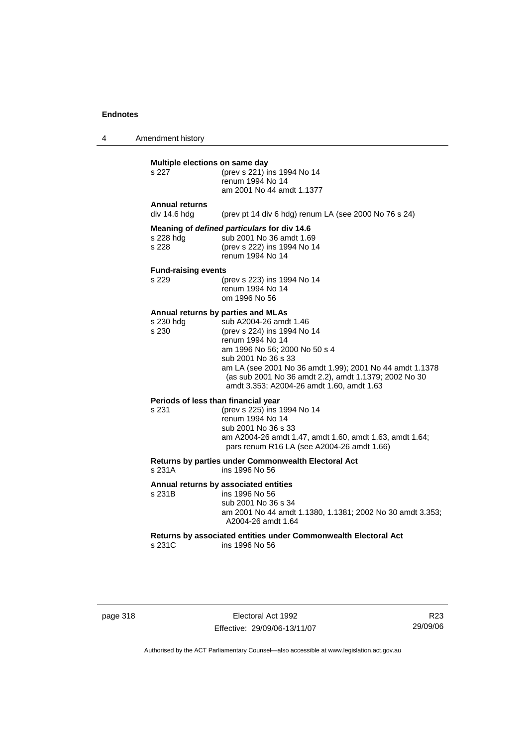**Multiple elections on same day**

s 227 (prev s 221) ins 1994 No 14
renum 1994 No 14
am 2001 No 44 amdt 1.1377

**Annual returns**

div 14.6 hdg (prev pt 14 div 6 hdg) renum LA (see 2000 No 76 s 24)

**Meaning of *defined particulars* for div 14.6**

s 228 hdg sub 2001 No 36 amdt 1.69
s 228 (prev s 222) ins 1994 No 14
renum 1994 No 14

**Fund-raising events**

s 229 (prev s 223) ins 1994 No 14
renum 1994 No 14
om 1996 No 56

**Annual returns by parties and MLAs**

s 230 hdg sub A2004-26 amdt 1.46
s 230 (prev s 224) ins 1994 No 14
renum 1994 No 14
am 1996 No 56; 2000 No 50 s 4
sub 2001 No 36 s 33
am LA (see 2001 No 36 amdt 1.99); 2001 No 44 amdt 1.1378 (as sub 2001 No 36 amdt 2.2), amdt 1.1379; 2002 No 30 amdt 3.353; A2004-26 amdt 1.60, amdt 1.63

**Periods of less than financial year**

s 231 (prev s 225) ins 1994 No 14
renum 1994 No 14
sub 2001 No 36 s 33
am A2004-26 amdt 1.47, amdt 1.60, amdt 1.63, amdt 1.64; pars renum R16 LA (see A2004-26 amdt 1.66)

**Returns by parties under Commonwealth Electoral Act**

s 231A ins 1996 No 56

**Annual returns by associated entities**

s 231B ins 1996 No 56
sub 2001 No 36 s 34
am 2001 No 44 amdt 1.1380, 1.1381; 2002 No 30 amdt 3.353; A2004-26 amdt 1.64

**Returns by associated entities under Commonwealth Electoral Act**

s 231C ins 1996 No 56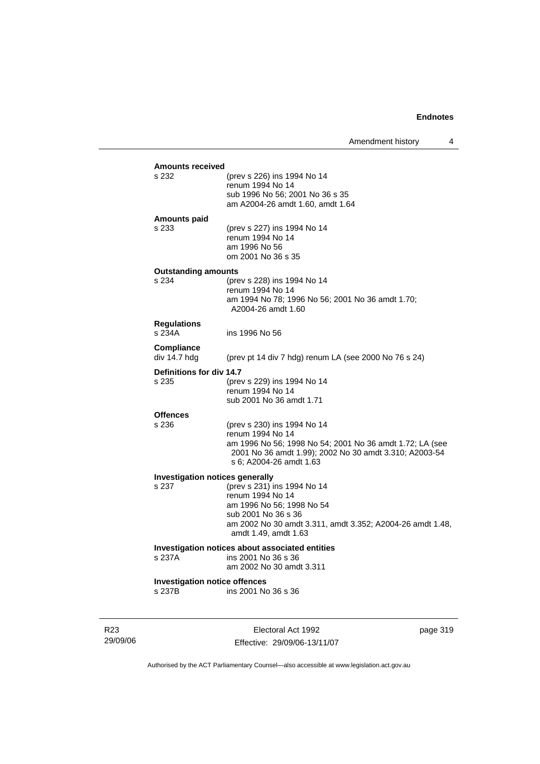**Amounts received**

s 232 (prev s 226) ins 1994 No 14
renum 1994 No 14
sub 1996 No 56; 2001 No 36 s 35
am A2004-26 amdt 1.60, amdt 1.64

**Amounts paid**

s 233 (prev s 227) ins 1994 No 14
renum 1994 No 14
am 1996 No 56
om 2001 No 36 s 35

**Outstanding amounts**

s 234 (prev s 228) ins 1994 No 14
renum 1994 No 14
am 1994 No 78; 1996 No 56; 2001 No 36 amdt 1.70; A2004-26 amdt 1.60

**Regulations**

s 234A ins 1996 No 56

**Compliance**

div 14.7 hdg (prev pt 14 div 7 hdg) renum LA (see 2000 No 76 s 24)

**Definitions for div 14.7**

s 235 (prev s 229) ins 1994 No 14
renum 1994 No 14
sub 2001 No 36 amdt 1.71

**Offences**

s 236 (prev s 230) ins 1994 No 14
renum 1994 No 14
am 1996 No 56; 1998 No 54; 2001 No 36 amdt 1.72; LA (see 2001 No 36 amdt 1.99); 2002 No 30 amdt 3.310; A2003-54 s 6; A2004-26 amdt 1.63

**Investigation notices generally**

s 237 (prev s 231) ins 1994 No 14
renum 1994 No 14
am 1996 No 56; 1998 No 54
sub 2001 No 36 s 36
am 2002 No 30 amdt 3.311, amdt 3.352; A2004-26 amdt 1.48, amdt 1.49, amdt 1.63

**Investigation notices about associated entities**

s 237A ins 2001 No 36 s 36
am 2002 No 30 amdt 3.311

**Investigation notice offences**

s 237B ins 2001 No 36 s 36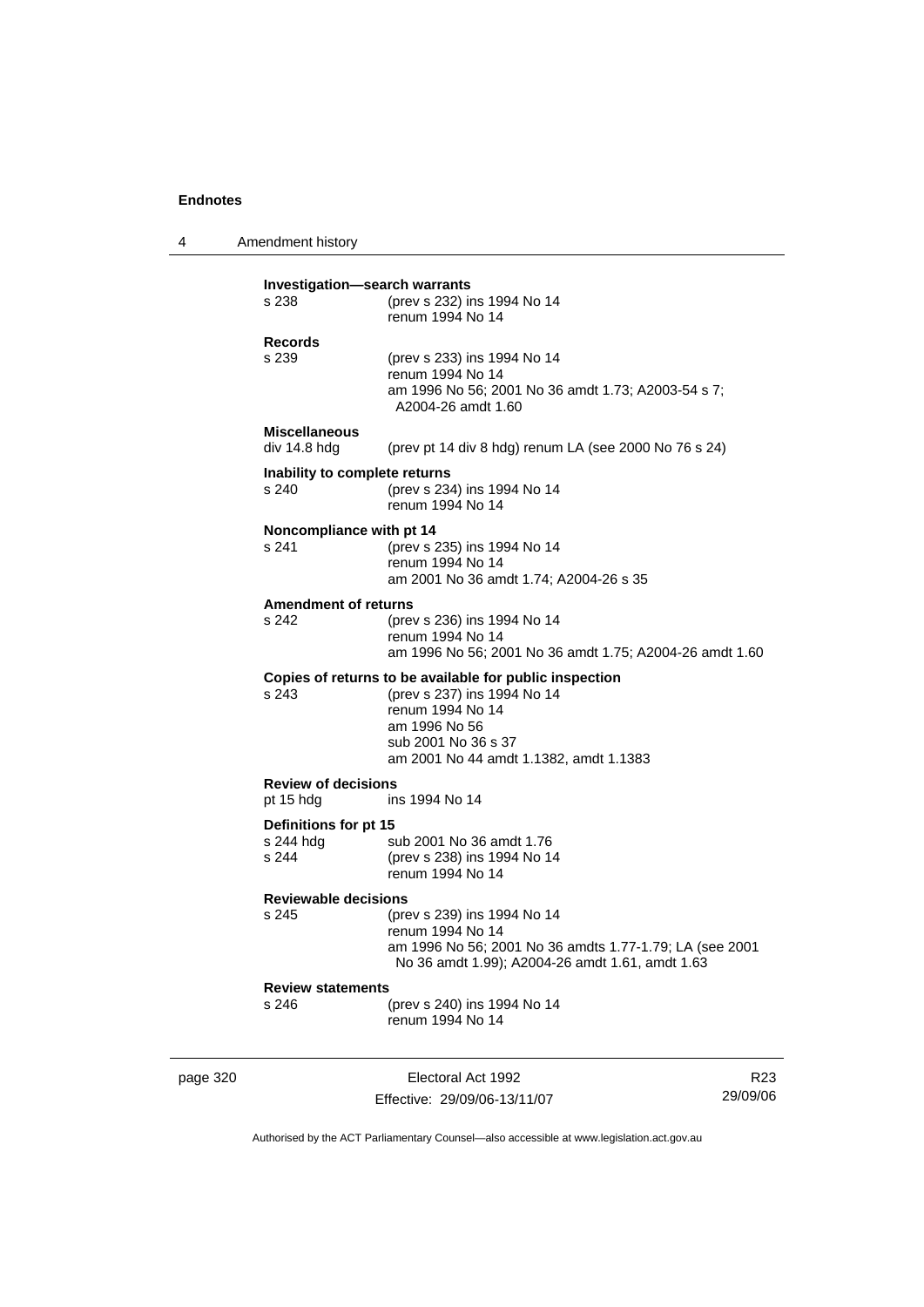**Investigation—search warrants**
s 238 (prev s 232) ins 1994 No 14
renum 1994 No 14

**Records**
s 239 (prev s 233) ins 1994 No 14
renum 1994 No 14
am 1996 No 56; 2001 No 36 amdt 1.73; A2003-54 s 7; A2004-26 amdt 1.60

**Miscellaneous**
div 14.8 hdg (prev pt 14 div 8 hdg) renum LA (see 2000 No 76 s 24)

**Inability to complete returns**
s 240 (prev s 234) ins 1994 No 14
renum 1994 No 14

**Noncompliance with pt 14**
s 241 (prev s 235) ins 1994 No 14
renum 1994 No 14
am 2001 No 36 amdt 1.74; A2004-26 s 35

**Amendment of returns**
s 242 (prev s 236) ins 1994 No 14
renum 1994 No 14
am 1996 No 56; 2001 No 36 amdt 1.75; A2004-26 amdt 1.60

**Copies of returns to be available for public inspection**
s 243 (prev s 237) ins 1994 No 14
renum 1994 No 14
am 1996 No 56
sub 2001 No 36 s 37
am 2001 No 44 amdt 1.1382, amdt 1.1383

**Review of decisions**
pt 15 hdg ins 1994 No 14

**Definitions for pt 15**
s 244 hdg sub 2001 No 36 amdt 1.76
s 244 (prev s 238) ins 1994 No 14
renum 1994 No 14

**Reviewable decisions**
s 245 (prev s 239) ins 1994 No 14
renum 1994 No 14
am 1996 No 56; 2001 No 36 amdts 1.77-1.79; LA (see 2001 No 36 amdt 1.99); A2004-26 amdt 1.61, amdt 1.63

**Review statements**
s 246 (prev s 240) ins 1994 No 14
renum 1994 No 14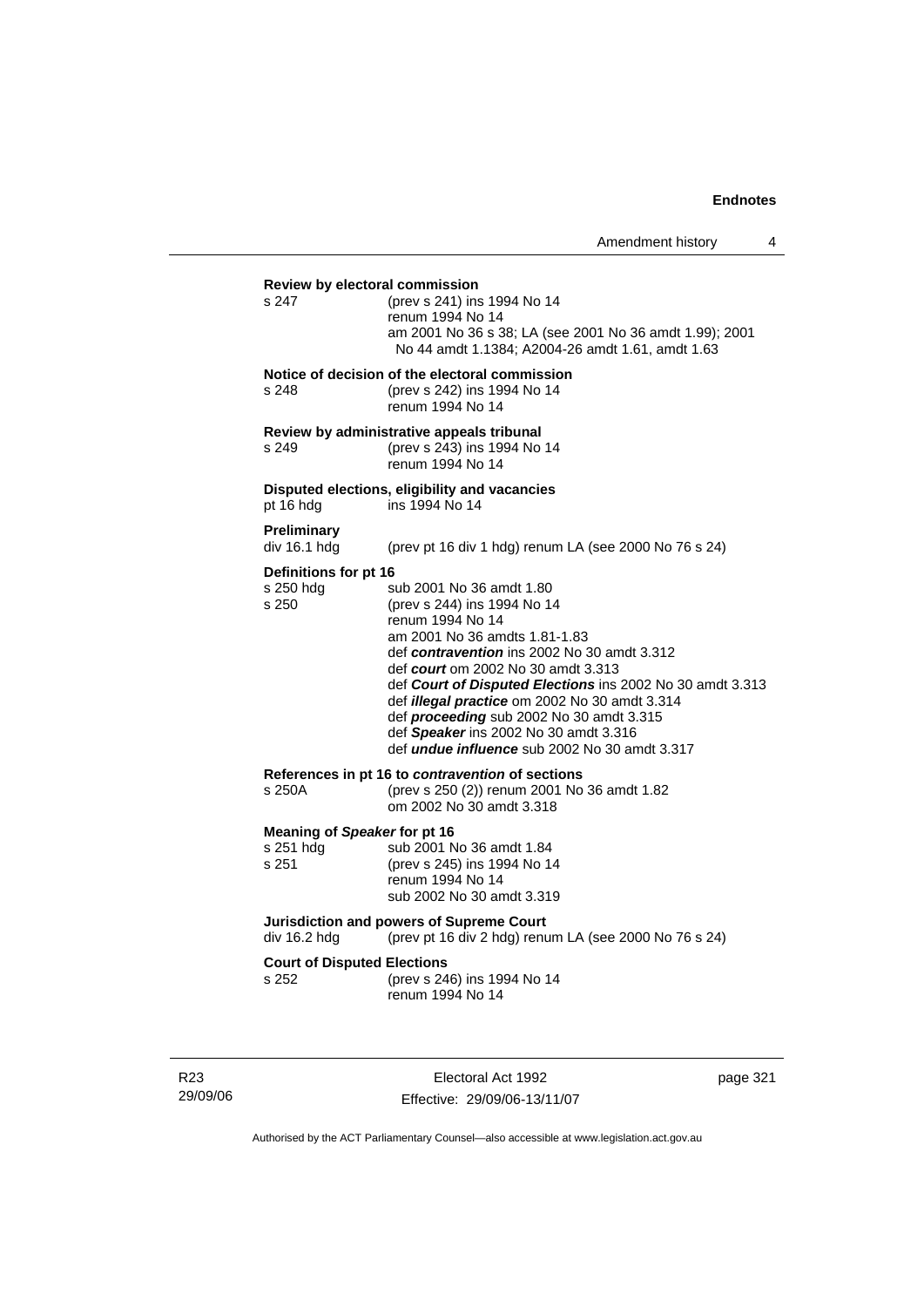**Review by electoral commission**

s 247 (prev s 241) ins 1994 No 14
renum 1994 No 14
am 2001 No 36 s 38; LA (see 2001 No 36 amdt 1.99); 2001 No 44 amdt 1.1384; A2004-26 amdt 1.61, amdt 1.63

**Notice of decision of the electoral commission**

s 248 (prev s 242) ins 1994 No 14
renum 1994 No 14

**Review by administrative appeals tribunal**

s 249 (prev s 243) ins 1994 No 14
renum 1994 No 14

**Disputed elections, eligibility and vacancies**

pt 16 hdg ins 1994 No 14

**Preliminary**

div 16.1 hdg (prev pt 16 div 1 hdg) renum LA (see 2000 No 76 s 24)

**Definitions for pt 16**

s 250 hdg sub 2001 No 36 amdt 1.80
s 250 (prev s 244) ins 1994 No 14
renum 1994 No 14
am 2001 No 36 amdts 1.81-1.83
def ***contravention*** ins 2002 No 30 amdt 3.312
def ***court*** om 2002 No 30 amdt 3.313
def ***Court of Disputed Elections*** ins 2002 No 30 amdt 3.313
def ***illegal practice*** om 2002 No 30 amdt 3.314
def ***proceeding*** sub 2002 No 30 amdt 3.315
def ***Speaker*** ins 2002 No 30 amdt 3.316
def ***undue influence*** sub 2002 No 30 amdt 3.317

**References in pt 16 to *contravention* of sections**

s 250A (prev s 250 (2)) renum 2001 No 36 amdt 1.82
om 2002 No 30 amdt 3.318

**Meaning of *Speaker* for pt 16**

s 251 hdg sub 2001 No 36 amdt 1.84
s 251 (prev s 245) ins 1994 No 14
renum 1994 No 14
sub 2002 No 30 amdt 3.319

**Jurisdiction and powers of Supreme Court**

div 16.2 hdg (prev pt 16 div 2 hdg) renum LA (see 2000 No 76 s 24)

**Court of Disputed Elections**

s 252 (prev s 246) ins 1994 No 14
renum 1994 No 14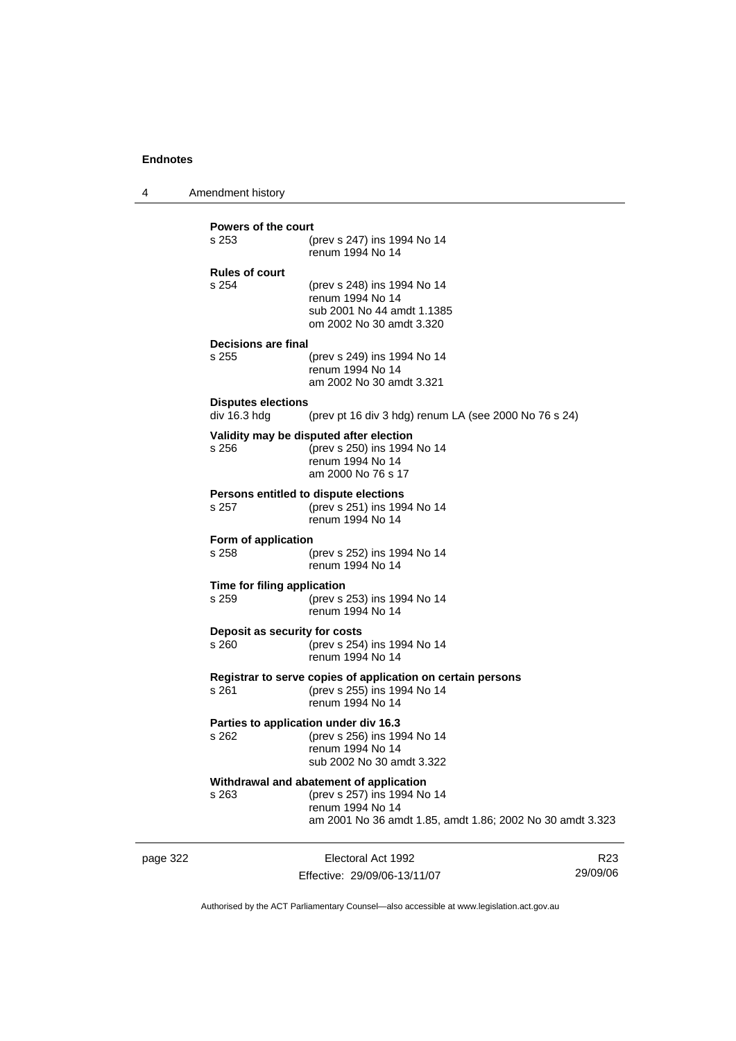**Powers of the court**

s 253 (prev s 247) ins 1994 No 14
renum 1994 No 14

**Rules of court**

s 254 (prev s 248) ins 1994 No 14
renum 1994 No 14
sub 2001 No 44 amdt 1.1385
om 2002 No 30 amdt 3.320

**Decisions are final**

s 255 (prev s 249) ins 1994 No 14
renum 1994 No 14
am 2002 No 30 amdt 3.321

**Disputes elections**

div 16.3 hdg (prev pt 16 div 3 hdg) renum LA (see 2000 No 76 s 24)

**Validity may be disputed after election**

s 256 (prev s 250) ins 1994 No 14
renum 1994 No 14
am 2000 No 76 s 17

**Persons entitled to dispute elections**

s 257 (prev s 251) ins 1994 No 14
renum 1994 No 14

**Form of application**

s 258 (prev s 252) ins 1994 No 14
renum 1994 No 14

**Time for filing application**

s 259 (prev s 253) ins 1994 No 14
renum 1994 No 14

**Deposit as security for costs**

s 260 (prev s 254) ins 1994 No 14
renum 1994 No 14

**Registrar to serve copies of application on certain persons**

s 261 (prev s 255) ins 1994 No 14
renum 1994 No 14

**Parties to application under div 16.3**

s 262 (prev s 256) ins 1994 No 14
renum 1994 No 14
sub 2002 No 30 amdt 3.322

**Withdrawal and abatement of application**

s 263 (prev s 257) ins 1994 No 14
renum 1994 No 14
am 2001 No 36 amdt 1.85, amdt 1.86; 2002 No 30 amdt 3.323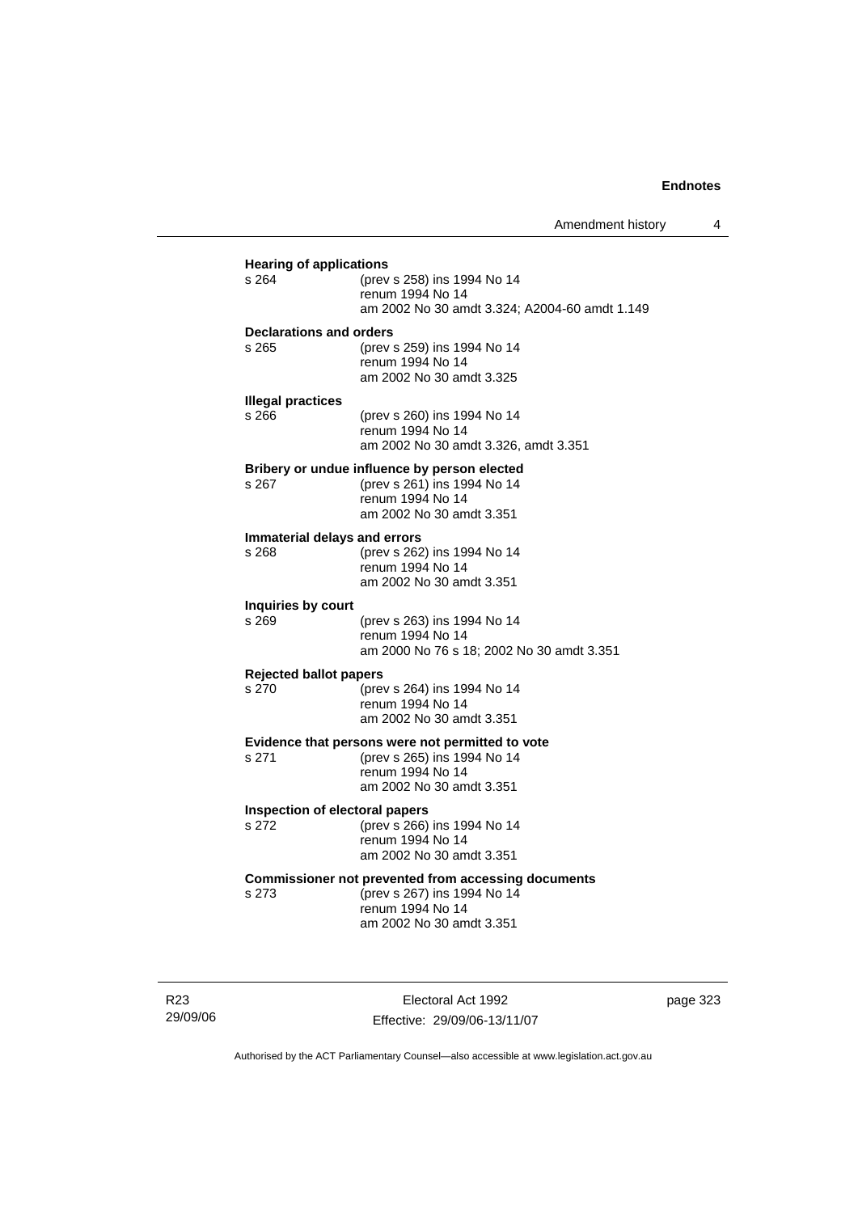**Hearing of applications**

s 264 (prev s 258) ins 1994 No 14
renum 1994 No 14
am 2002 No 30 amdt 3.324; A2004-60 amdt 1.149

**Declarations and orders**

s 265 (prev s 259) ins 1994 No 14
renum 1994 No 14
am 2002 No 30 amdt 3.325

**Illegal practices**

s 266 (prev s 260) ins 1994 No 14
renum 1994 No 14
am 2002 No 30 amdt 3.326, amdt 3.351

**Bribery or undue influence by person elected**

s 267 (prev s 261) ins 1994 No 14
renum 1994 No 14
am 2002 No 30 amdt 3.351

**Immaterial delays and errors**

s 268 (prev s 262) ins 1994 No 14
renum 1994 No 14
am 2002 No 30 amdt 3.351

**Inquiries by court**

s 269 (prev s 263) ins 1994 No 14
renum 1994 No 14
am 2000 No 76 s 18; 2002 No 30 amdt 3.351

**Rejected ballot papers**

s 270 (prev s 264) ins 1994 No 14
renum 1994 No 14
am 2002 No 30 amdt 3.351

**Evidence that persons were not permitted to vote**

s 271 (prev s 265) ins 1994 No 14
renum 1994 No 14
am 2002 No 30 amdt 3.351

**Inspection of electoral papers**

s 272 (prev s 266) ins 1994 No 14
renum 1994 No 14
am 2002 No 30 amdt 3.351

**Commissioner not prevented from accessing documents**

s 273 (prev s 267) ins 1994 No 14
renum 1994 No 14
am 2002 No 30 amdt 3.351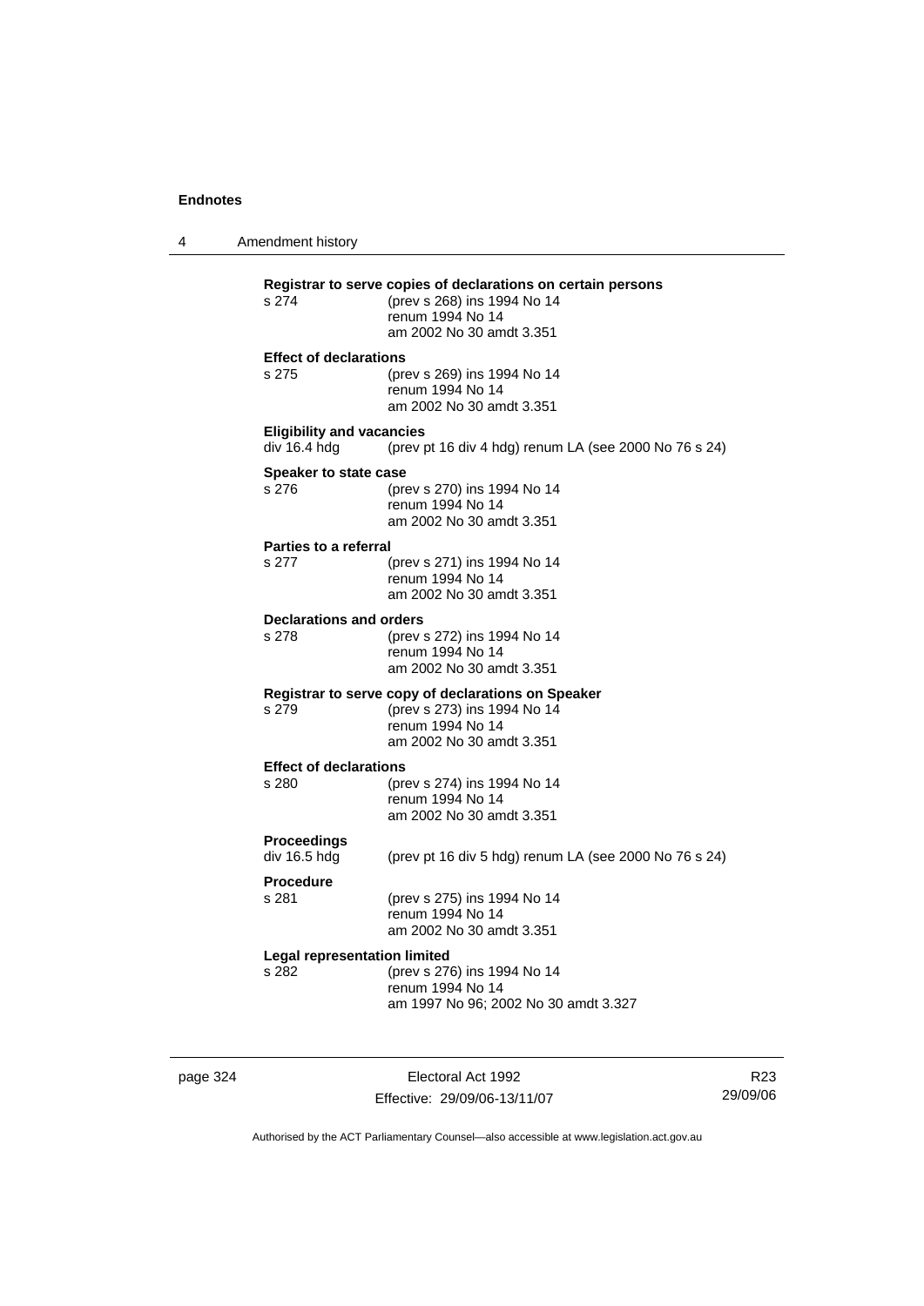**Registrar to serve copies of declarations on certain persons**

s 274 (prev s 268) ins 1994 No 14
renum 1994 No 14
am 2002 No 30 amdt 3.351

**Effect of declarations**

s 275 (prev s 269) ins 1994 No 14
renum 1994 No 14
am 2002 No 30 amdt 3.351

**Eligibility and vacancies**

div 16.4 hdg (prev pt 16 div 4 hdg) renum LA (see 2000 No 76 s 24)

**Speaker to state case**

s 276 (prev s 270) ins 1994 No 14
renum 1994 No 14
am 2002 No 30 amdt 3.351

**Parties to a referral**

s 277 (prev s 271) ins 1994 No 14
renum 1994 No 14
am 2002 No 30 amdt 3.351

**Declarations and orders**

s 278 (prev s 272) ins 1994 No 14
renum 1994 No 14
am 2002 No 30 amdt 3.351

**Registrar to serve copy of declarations on Speaker**

s 279 (prev s 273) ins 1994 No 14
renum 1994 No 14
am 2002 No 30 amdt 3.351

**Effect of declarations**

s 280 (prev s 274) ins 1994 No 14
renum 1994 No 14
am 2002 No 30 amdt 3.351

**Proceedings**

div 16.5 hdg (prev pt 16 div 5 hdg) renum LA (see 2000 No 76 s 24)

**Procedure**

s 281 (prev s 275) ins 1994 No 14
renum 1994 No 14
am 2002 No 30 amdt 3.351

**Legal representation limited**

s 282 (prev s 276) ins 1994 No 14
renum 1994 No 14
am 1997 No 96; 2002 No 30 amdt 3.327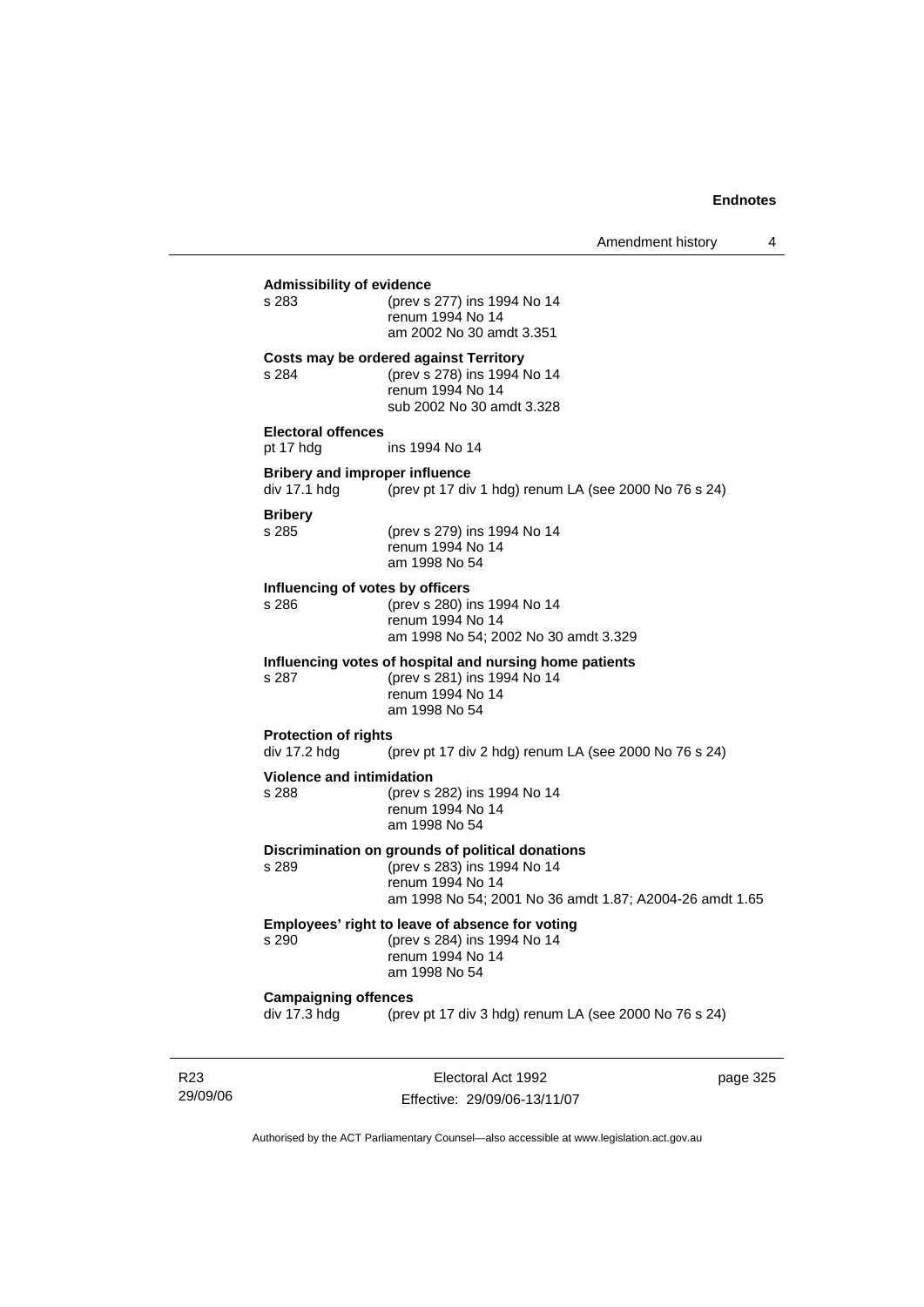**Admissibility of evidence**

s 283 (prev s 277) ins 1994 No 14
renum 1994 No 14
am 2002 No 30 amdt 3.351

**Costs may be ordered against Territory**

s 284 (prev s 278) ins 1994 No 14
renum 1994 No 14
sub 2002 No 30 amdt 3.328

**Electoral offences**

pt 17 hdg ins 1994 No 14

**Bribery and improper influence**

div 17.1 hdg (prev pt 17 div 1 hdg) renum LA (see 2000 No 76 s 24)

**Bribery**

s 285 (prev s 279) ins 1994 No 14
renum 1994 No 14
am 1998 No 54

**Influencing of votes by officers**

s 286 (prev s 280) ins 1994 No 14
renum 1994 No 14
am 1998 No 54; 2002 No 30 amdt 3.329

**Influencing votes of hospital and nursing home patients**

s 287 (prev s 281) ins 1994 No 14
renum 1994 No 14
am 1998 No 54

**Protection of rights**

div 17.2 hdg (prev pt 17 div 2 hdg) renum LA (see 2000 No 76 s 24)

**Violence and intimidation**

s 288 (prev s 282) ins 1994 No 14
renum 1994 No 14
am 1998 No 54

**Discrimination on grounds of political donations**

s 289 (prev s 283) ins 1994 No 14
renum 1994 No 14
am 1998 No 54; 2001 No 36 amdt 1.87; A2004-26 amdt 1.65

**Employees' right to leave of absence for voting**

s 290 (prev s 284) ins 1994 No 14
renum 1994 No 14
am 1998 No 54

**Campaigning offences**

div 17.3 hdg (prev pt 17 div 3 hdg) renum LA (see 2000 No 76 s 24)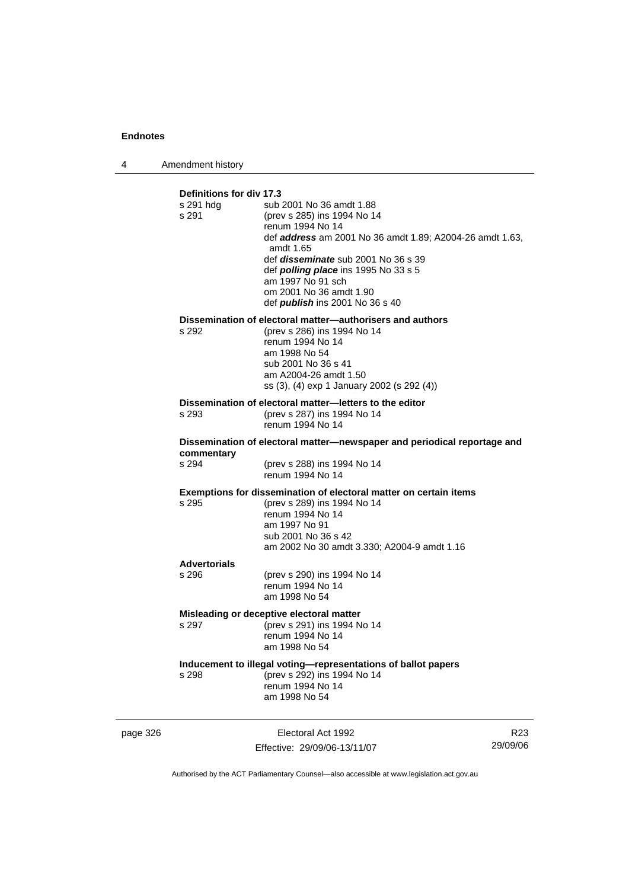**Definitions for div 17.3**

s 291 hdg sub 2001 No 36 amdt 1.88
s 291 (prev s 285) ins 1994 No 14
renum 1994 No 14
def ***address*** am 2001 No 36 amdt 1.89; A2004-26 amdt 1.63, amdt 1.65
def ***disseminate*** sub 2001 No 36 s 39
def ***polling place*** ins 1995 No 33 s 5
am 1997 No 91 sch
om 2001 No 36 amdt 1.90
def ***publish*** ins 2001 No 36 s 40

**Dissemination of electoral matter—authorisers and authors**

s 292 (prev s 286) ins 1994 No 14
renum 1994 No 14
am 1998 No 54
sub 2001 No 36 s 41
am A2004-26 amdt 1.50
ss (3), (4) exp 1 January 2002 (s 292 (4))

**Dissemination of electoral matter—letters to the editor**

s 293 (prev s 287) ins 1994 No 14
renum 1994 No 14

**Dissemination of electoral matter—newspaper and periodical reportage and commentary**

s 294 (prev s 288) ins 1994 No 14
renum 1994 No 14

**Exemptions for dissemination of electoral matter on certain items**

s 295 (prev s 289) ins 1994 No 14
renum 1994 No 14
am 1997 No 91
sub 2001 No 36 s 42
am 2002 No 30 amdt 3.330; A2004-9 amdt 1.16

**Advertorials**

s 296 (prev s 290) ins 1994 No 14
renum 1994 No 14
am 1998 No 54

**Misleading or deceptive electoral matter**

s 297 (prev s 291) ins 1994 No 14
renum 1994 No 14
am 1998 No 54

**Inducement to illegal voting—representations of ballot papers**

s 298 (prev s 292) ins 1994 No 14
renum 1994 No 14
am 1998 No 54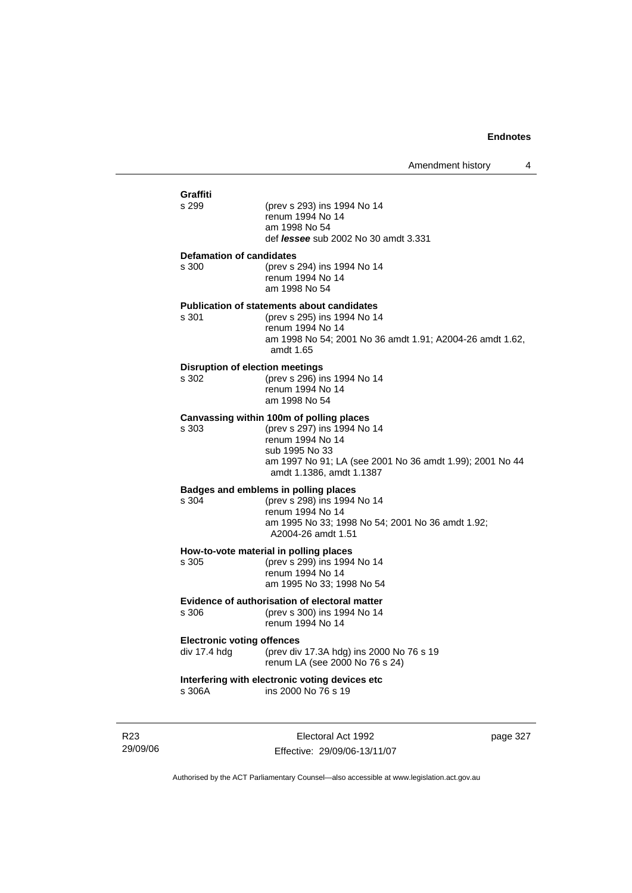**Graffiti**

s 299 (prev s 293) ins 1994 No 14
renum 1994 No 14
am 1998 No 54
def ***lessee*** sub 2002 No 30 amdt 3.331

**Defamation of candidates**

s 300 (prev s 294) ins 1994 No 14
renum 1994 No 14
am 1998 No 54

**Publication of statements about candidates**

s 301 (prev s 295) ins 1994 No 14
renum 1994 No 14
am 1998 No 54; 2001 No 36 amdt 1.91; A2004-26 amdt 1.62, amdt 1.65

**Disruption of election meetings**

s 302 (prev s 296) ins 1994 No 14
renum 1994 No 14
am 1998 No 54

**Canvassing within 100m of polling places**

s 303 (prev s 297) ins 1994 No 14
renum 1994 No 14
sub 1995 No 33
am 1997 No 91; LA (see 2001 No 36 amdt 1.99); 2001 No 44 amdt 1.1386, amdt 1.1387

**Badges and emblems in polling places**

s 304 (prev s 298) ins 1994 No 14
renum 1994 No 14
am 1995 No 33; 1998 No 54; 2001 No 36 amdt 1.92; A2004-26 amdt 1.51

**How-to-vote material in polling places**

s 305 (prev s 299) ins 1994 No 14
renum 1994 No 14
am 1995 No 33; 1998 No 54

**Evidence of authorisation of electoral matter**

s 306 (prev s 300) ins 1994 No 14
renum 1994 No 14

**Electronic voting offences**

div 17.4 hdg (prev div 17.3A hdg) ins 2000 No 76 s 19
renum LA (see 2000 No 76 s 24)

**Interfering with electronic voting devices etc**

s 306A ins 2000 No 76 s 19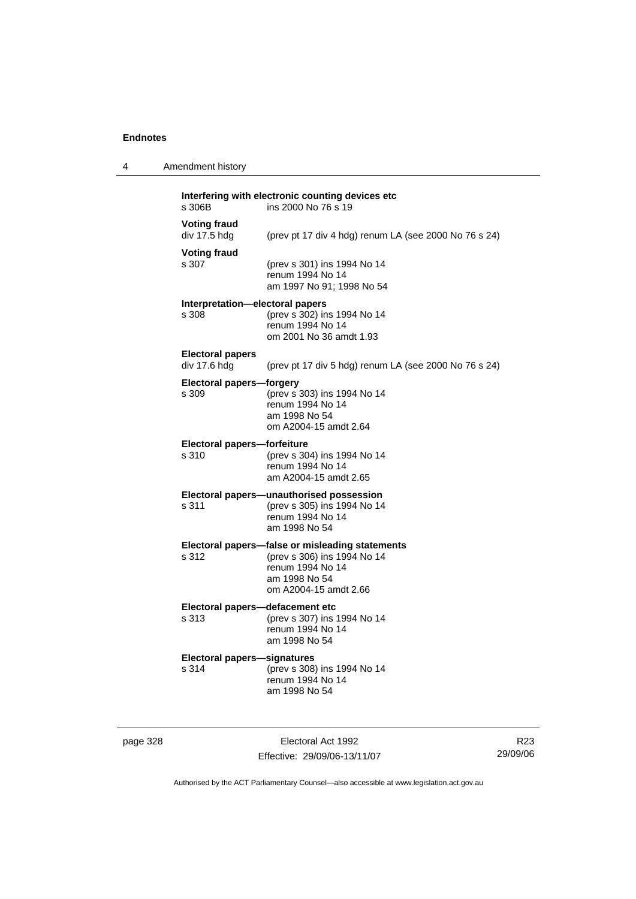**Interfering with electronic counting devices etc**
s 306B ins 2000 No 76 s 19

**Voting fraud**
div 17.5 hdg (prev pt 17 div 4 hdg) renum LA (see 2000 No 76 s 24)

**Voting fraud**
s 307 (prev s 301) ins 1994 No 14
renum 1994 No 14
am 1997 No 91; 1998 No 54

**Interpretation—electoral papers**
s 308 (prev s 302) ins 1994 No 14
renum 1994 No 14
om 2001 No 36 amdt 1.93

**Electoral papers**
div 17.6 hdg (prev pt 17 div 5 hdg) renum LA (see 2000 No 76 s 24)

**Electoral papers—forgery**
s 309 (prev s 303) ins 1994 No 14
renum 1994 No 14
am 1998 No 54
om A2004-15 amdt 2.64

**Electoral papers—forfeiture**
s 310 (prev s 304) ins 1994 No 14
renum 1994 No 14
am A2004-15 amdt 2.65

**Electoral papers—unauthorised possession**
s 311 (prev s 305) ins 1994 No 14
renum 1994 No 14
am 1998 No 54

**Electoral papers—false or misleading statements**
s 312 (prev s 306) ins 1994 No 14
renum 1994 No 14
am 1998 No 54
om A2004-15 amdt 2.66

**Electoral papers—defacement etc**
s 313 (prev s 307) ins 1994 No 14
renum 1994 No 14
am 1998 No 54

**Electoral papers—signatures**
s 314 (prev s 308) ins 1994 No 14
renum 1994 No 14
am 1998 No 54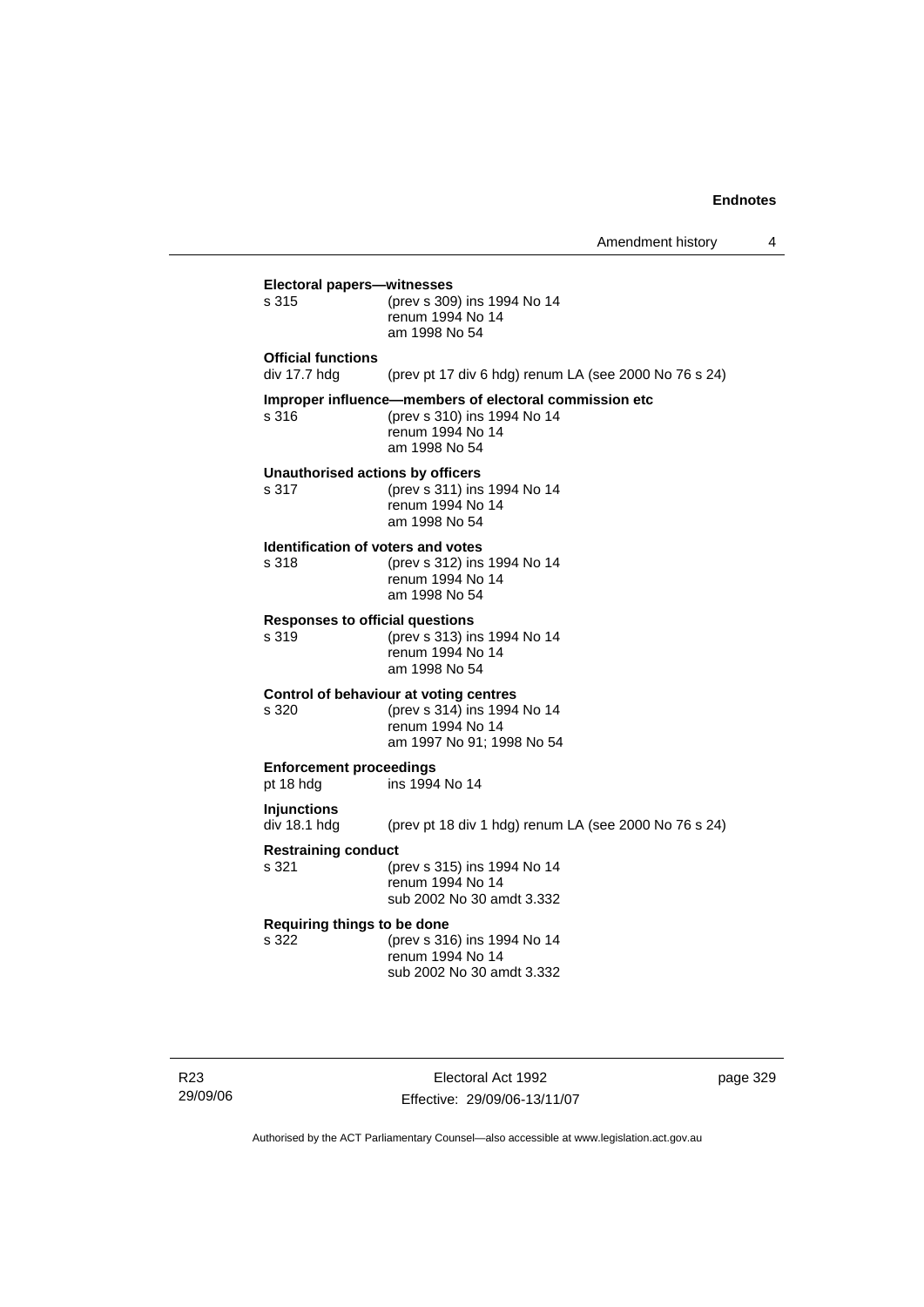**Electoral papers—witnesses**

s 315 (prev s 309) ins 1994 No 14
renum 1994 No 14
am 1998 No 54

**Official functions**

div 17.7 hdg (prev pt 17 div 6 hdg) renum LA (see 2000 No 76 s 24)

**Improper influence—members of electoral commission etc**

s 316 (prev s 310) ins 1994 No 14
renum 1994 No 14
am 1998 No 54

**Unauthorised actions by officers**

s 317 (prev s 311) ins 1994 No 14
renum 1994 No 14
am 1998 No 54

**Identification of voters and votes**

s 318 (prev s 312) ins 1994 No 14
renum 1994 No 14
am 1998 No 54

**Responses to official questions**

s 319 (prev s 313) ins 1994 No 14
renum 1994 No 14
am 1998 No 54

**Control of behaviour at voting centres**

s 320 (prev s 314) ins 1994 No 14
renum 1994 No 14
am 1997 No 91; 1998 No 54

**Enforcement proceedings**

pt 18 hdg ins 1994 No 14

**Injunctions**

div 18.1 hdg (prev pt 18 div 1 hdg) renum LA (see 2000 No 76 s 24)

**Restraining conduct**

s 321 (prev s 315) ins 1994 No 14
renum 1994 No 14
sub 2002 No 30 amdt 3.332

**Requiring things to be done**

s 322 (prev s 316) ins 1994 No 14
renum 1994 No 14
sub 2002 No 30 amdt 3.332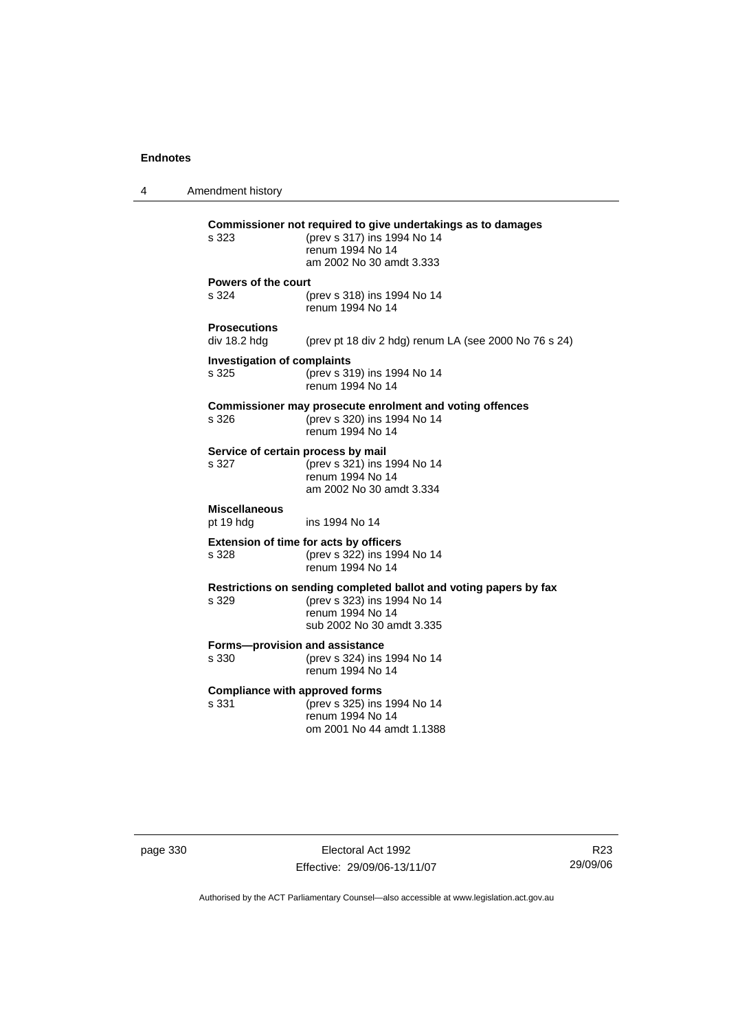**Commissioner not required to give undertakings as to damages**

s 323 (prev s 317) ins 1994 No 14
renum 1994 No 14
am 2002 No 30 amdt 3.333

**Powers of the court**

s 324 (prev s 318) ins 1994 No 14
renum 1994 No 14

**Prosecutions**

div 18.2 hdg (prev pt 18 div 2 hdg) renum LA (see 2000 No 76 s 24)

**Investigation of complaints**

s 325 (prev s 319) ins 1994 No 14
renum 1994 No 14

**Commissioner may prosecute enrolment and voting offences**

s 326 (prev s 320) ins 1994 No 14
renum 1994 No 14

**Service of certain process by mail**

s 327 (prev s 321) ins 1994 No 14
renum 1994 No 14
am 2002 No 30 amdt 3.334

**Miscellaneous**

pt 19 hdg ins 1994 No 14

**Extension of time for acts by officers**

s 328 (prev s 322) ins 1994 No 14
renum 1994 No 14

**Restrictions on sending completed ballot and voting papers by fax**

s 329 (prev s 323) ins 1994 No 14
renum 1994 No 14
sub 2002 No 30 amdt 3.335

**Forms—provision and assistance**

s 330 (prev s 324) ins 1994 No 14
renum 1994 No 14

**Compliance with approved forms**

s 331 (prev s 325) ins 1994 No 14
renum 1994 No 14
om 2001 No 44 amdt 1.1388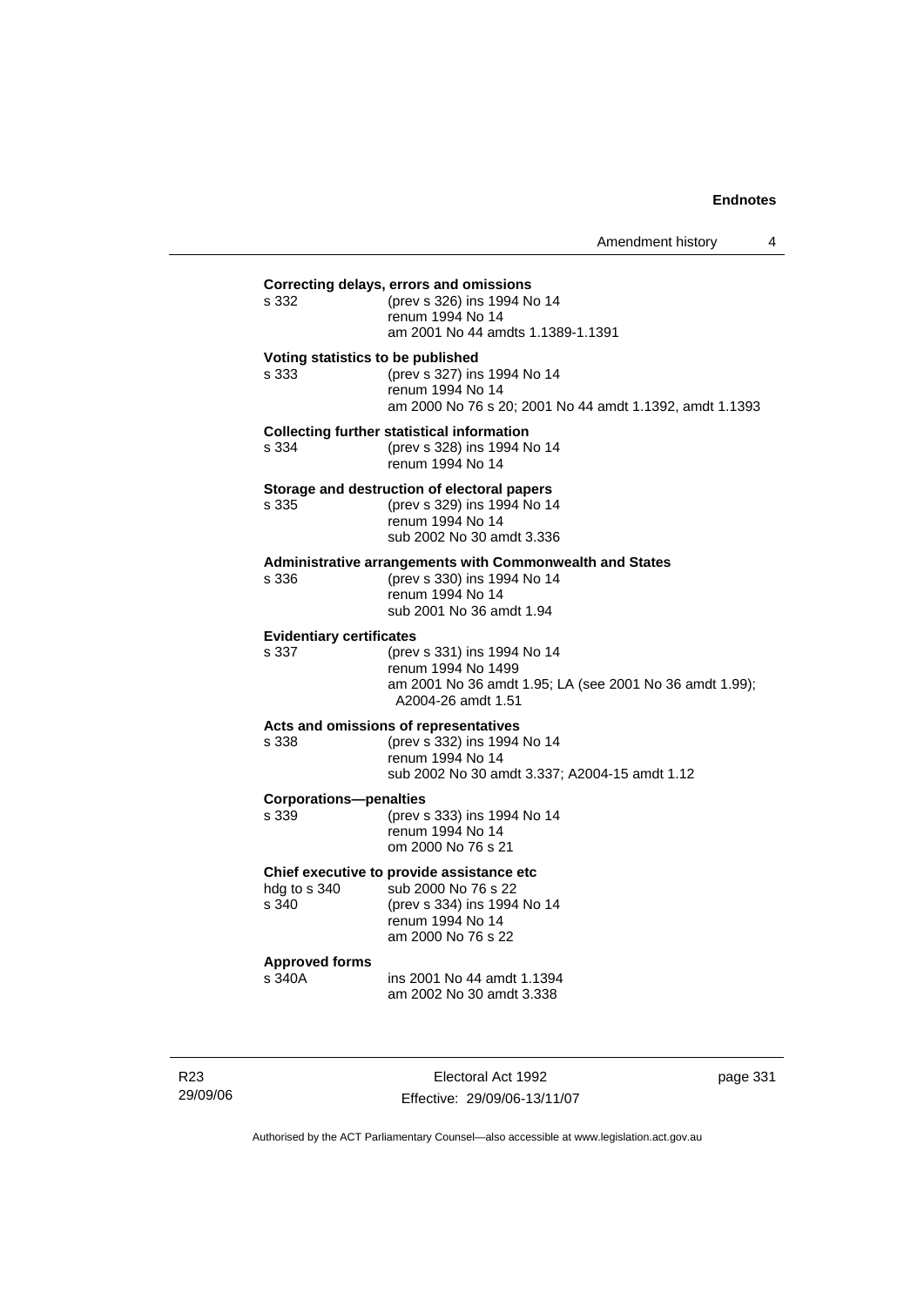**Correcting delays, errors and omissions**

s 332 (prev s 326) ins 1994 No 14
renum 1994 No 14
am 2001 No 44 amdts 1.1389-1.1391

**Voting statistics to be published**

s 333 (prev s 327) ins 1994 No 14
renum 1994 No 14
am 2000 No 76 s 20; 2001 No 44 amdt 1.1392, amdt 1.1393

**Collecting further statistical information**

s 334 (prev s 328) ins 1994 No 14
renum 1994 No 14

**Storage and destruction of electoral papers**

s 335 (prev s 329) ins 1994 No 14
renum 1994 No 14
sub 2002 No 30 amdt 3.336

**Administrative arrangements with Commonwealth and States**

s 336 (prev s 330) ins 1994 No 14
renum 1994 No 14
sub 2001 No 36 amdt 1.94

**Evidentiary certificates**

s 337 (prev s 331) ins 1994 No 14
renum 1994 No 1499
am 2001 No 36 amdt 1.95; LA (see 2001 No 36 amdt 1.99); A2004-26 amdt 1.51

**Acts and omissions of representatives**

s 338 (prev s 332) ins 1994 No 14
renum 1994 No 14
sub 2002 No 30 amdt 3.337; A2004-15 amdt 1.12

**Corporations—penalties**

s 339 (prev s 333) ins 1994 No 14
renum 1994 No 14
om 2000 No 76 s 21

**Chief executive to provide assistance etc**

hdg to s 340 sub 2000 No 76 s 22
s 340 (prev s 334) ins 1994 No 14
renum 1994 No 14
am 2000 No 76 s 22

**Approved forms**

s 340A ins 2001 No 44 amdt 1.1394
am 2002 No 30 amdt 3.338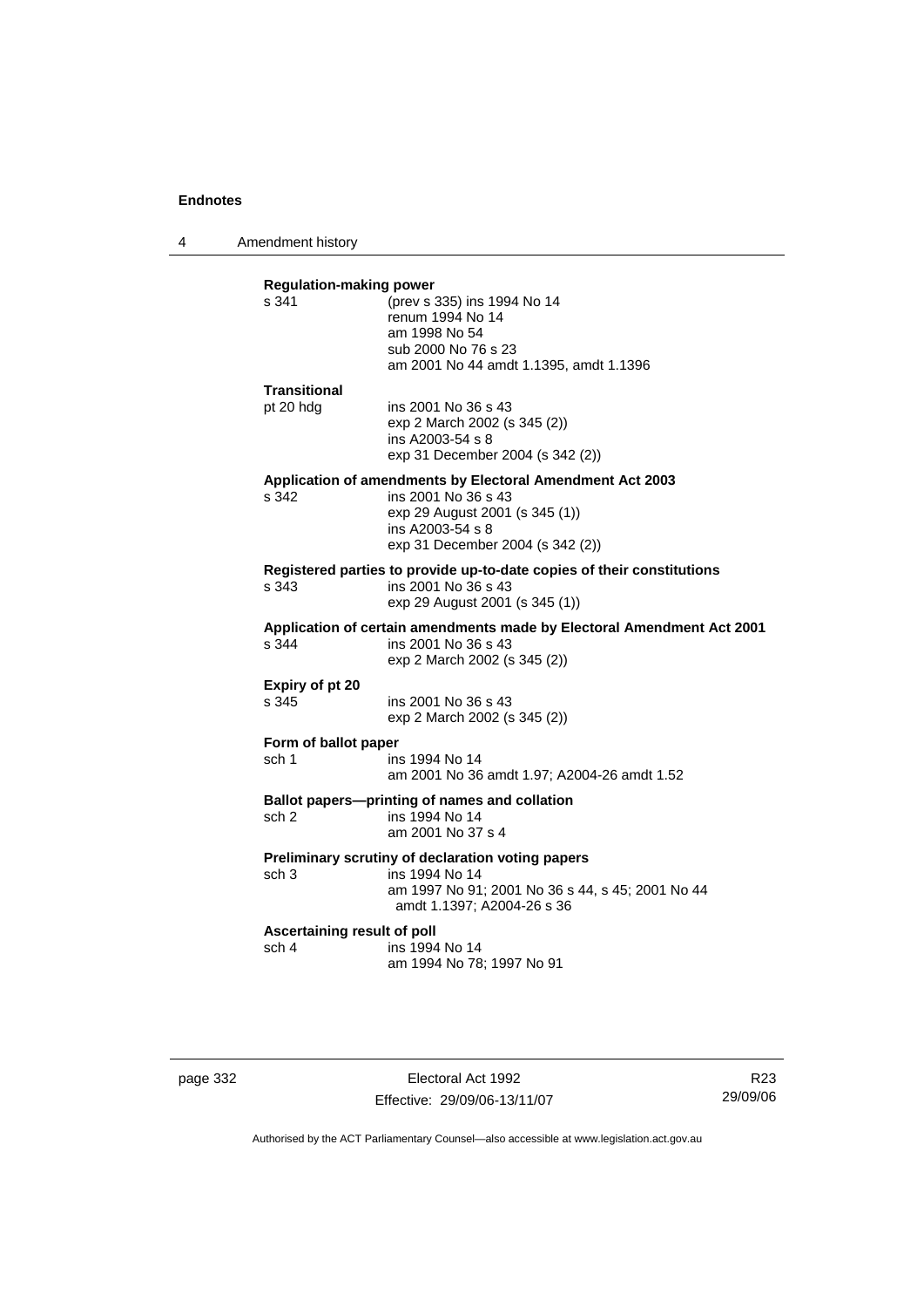**Regulation-making power**

s 341 (prev s 335) ins 1994 No 14
renum 1994 No 14
am 1998 No 54
sub 2000 No 76 s 23
am 2001 No 44 amdt 1.1395, amdt 1.1396

**Transitional**

pt 20 hdg ins 2001 No 36 s 43
exp 2 March 2002 (s 345 (2))
ins A2003-54 s 8
exp 31 December 2004 (s 342 (2))

**Application of amendments by Electoral Amendment Act 2003**

s 342 ins 2001 No 36 s 43
exp 29 August 2001 (s 345 (1))
ins A2003-54 s 8
exp 31 December 2004 (s 342 (2))

**Registered parties to provide up-to-date copies of their constitutions**

s 343 ins 2001 No 36 s 43
exp 29 August 2001 (s 345 (1))

**Application of certain amendments made by Electoral Amendment Act 2001**

s 344 ins 2001 No 36 s 43
exp 2 March 2002 (s 345 (2))

**Expiry of pt 20**

s 345 ins 2001 No 36 s 43
exp 2 March 2002 (s 345 (2))

**Form of ballot paper**

sch 1 ins 1994 No 14
am 2001 No 36 amdt 1.97; A2004-26 amdt 1.52

**Ballot papers—printing of names and collation**

sch 2 ins 1994 No 14
am 2001 No 37 s 4

**Preliminary scrutiny of declaration voting papers**

sch 3 ins 1994 No 14
am 1997 No 91; 2001 No 36 s 44, s 45; 2001 No 44 amdt 1.1397; A2004-26 s 36

**Ascertaining result of poll**

sch 4 ins 1994 No 14
am 1994 No 78; 1997 No 91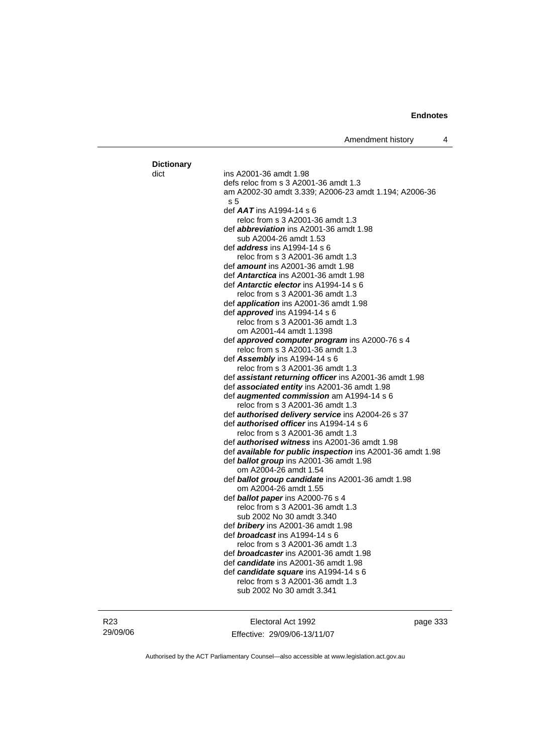**Dictionary**

dict ins A2001-36 amdt 1.98
defs reloc from s 3 A2001-36 amdt 1.3
am A2002-30 amdt 3.339; A2006-23 amdt 1.194; A2006-36 s 5
def ***AAT*** ins A1994-14 s 6
reloc from s 3 A2001-36 amdt 1.3
def ***abbreviation*** ins A2001-36 amdt 1.98
sub A2004-26 amdt 1.53
def ***address*** ins A1994-14 s 6
reloc from s 3 A2001-36 amdt 1.3
def ***amount*** ins A2001-36 amdt 1.98
def ***Antarctica*** ins A2001-36 amdt 1.98
def ***Antarctic elector*** ins A1994-14 s 6
reloc from s 3 A2001-36 amdt 1.3
def ***application*** ins A2001-36 amdt 1.98
def ***approved*** ins A1994-14 s 6
reloc from s 3 A2001-36 amdt 1.3
om A2001-44 amdt 1.1398
def ***approved computer program*** ins A2000-76 s 4
reloc from s 3 A2001-36 amdt 1.3
def ***Assembly*** ins A1994-14 s 6
reloc from s 3 A2001-36 amdt 1.3
def ***assistant returning officer*** ins A2001-36 amdt 1.98
def ***associated entity*** ins A2001-36 amdt 1.98
def ***augmented commission*** am A1994-14 s 6
reloc from s 3 A2001-36 amdt 1.3
def ***authorised delivery service*** ins A2004-26 s 37
def ***authorised officer*** ins A1994-14 s 6
reloc from s 3 A2001-36 amdt 1.3
def ***authorised witness*** ins A2001-36 amdt 1.98
def ***available for public inspection*** ins A2001-36 amdt 1.98
def ***ballot group*** ins A2001-36 amdt 1.98
om A2004-26 amdt 1.54
def ***ballot group candidate*** ins A2001-36 amdt 1.98
om A2004-26 amdt 1.55
def ***ballot paper*** ins A2000-76 s 4
reloc from s 3 A2001-36 amdt 1.3
sub 2002 No 30 amdt 3.340
def ***bribery*** ins A2001-36 amdt 1.98
def ***broadcast*** ins A1994-14 s 6
reloc from s 3 A2001-36 amdt 1.3
def ***broadcaster*** ins A2001-36 amdt 1.98
def ***candidate*** ins A2001-36 amdt 1.98
def ***candidate square*** ins A1994-14 s 6
reloc from s 3 A2001-36 amdt 1.3
sub 2002 No 30 amdt 3.341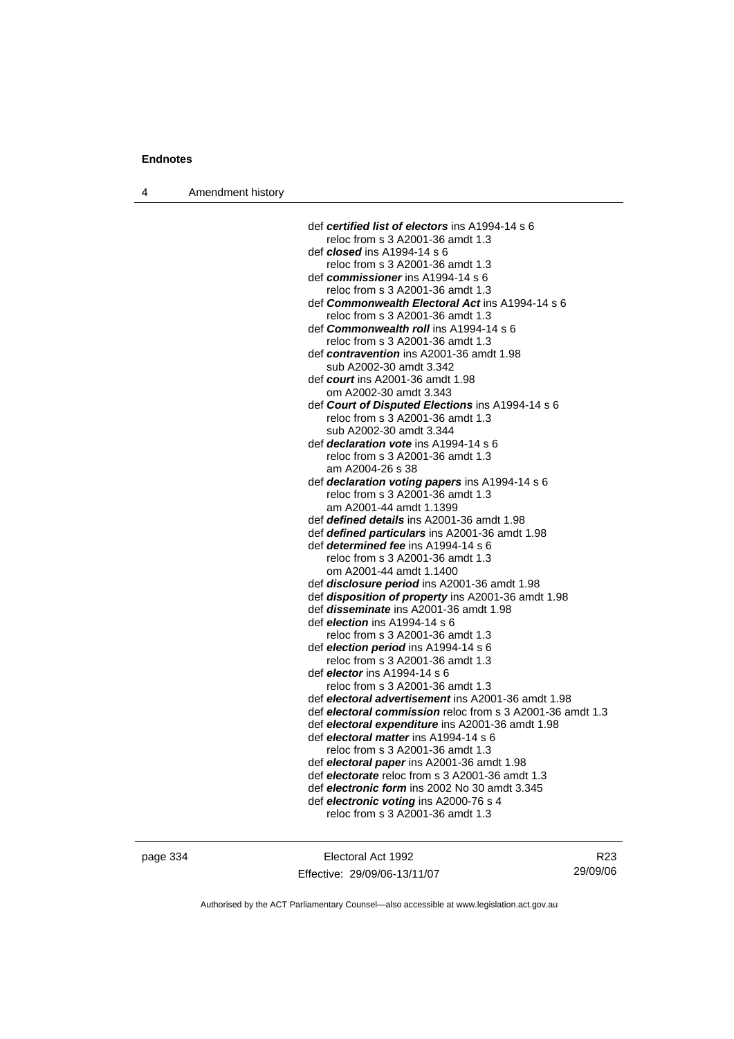def ***certified list of electors*** ins A1994-14 s 6
reloc from s 3 A2001-36 amdt 1.3
def ***closed*** ins A1994-14 s 6
reloc from s 3 A2001-36 amdt 1.3
def ***commissioner*** ins A1994-14 s 6
reloc from s 3 A2001-36 amdt 1.3
def ***Commonwealth Electoral Act*** ins A1994-14 s 6
reloc from s 3 A2001-36 amdt 1.3
def ***Commonwealth roll*** ins A1994-14 s 6
reloc from s 3 A2001-36 amdt 1.3
def ***contravention*** ins A2001-36 amdt 1.98
sub A2002-30 amdt 3.342
def ***court*** ins A2001-36 amdt 1.98
om A2002-30 amdt 3.343
def ***Court of Disputed Elections*** ins A1994-14 s 6
reloc from s 3 A2001-36 amdt 1.3
sub A2002-30 amdt 3.344
def ***declaration vote*** ins A1994-14 s 6
reloc from s 3 A2001-36 amdt 1.3
am A2004-26 s 38
def ***declaration voting papers*** ins A1994-14 s 6
reloc from s 3 A2001-36 amdt 1.3
am A2001-44 amdt 1.1399
def ***defined details*** ins A2001-36 amdt 1.98
def ***defined particulars*** ins A2001-36 amdt 1.98
def ***determined fee*** ins A1994-14 s 6
reloc from s 3 A2001-36 amdt 1.3
om A2001-44 amdt 1.1400
def ***disclosure period*** ins A2001-36 amdt 1.98
def ***disposition of property*** ins A2001-36 amdt 1.98
def ***disseminate*** ins A2001-36 amdt 1.98
def ***election*** ins A1994-14 s 6
reloc from s 3 A2001-36 amdt 1.3
def ***election period*** ins A1994-14 s 6
reloc from s 3 A2001-36 amdt 1.3
def ***elector*** ins A1994-14 s 6
reloc from s 3 A2001-36 amdt 1.3
def ***electoral advertisement*** ins A2001-36 amdt 1.98
def ***electoral commission*** reloc from s 3 A2001-36 amdt 1.3
def ***electoral expenditure*** ins A2001-36 amdt 1.98
def ***electoral matter*** ins A1994-14 s 6
reloc from s 3 A2001-36 amdt 1.3
def ***electoral paper*** ins A2001-36 amdt 1.98
def ***electorate*** reloc from s 3 A2001-36 amdt 1.3
def ***electronic form*** ins 2002 No 30 amdt 3.345
def ***electronic voting*** ins A2000-76 s 4
reloc from s 3 A2001-36 amdt 1.3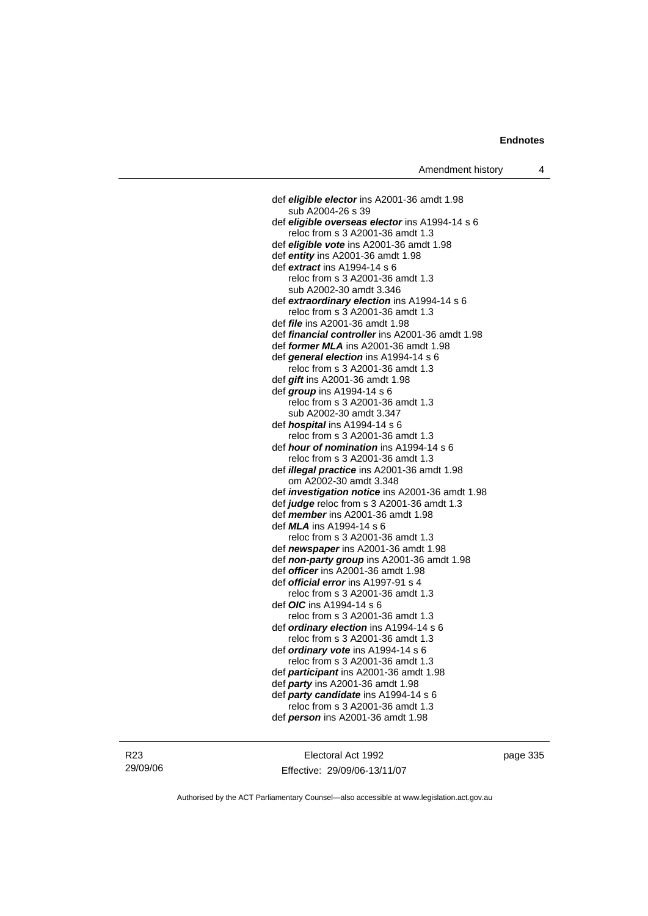def ***eligible elector*** ins A2001-36 amdt 1.98
sub A2004-26 s 39
def ***eligible overseas elector*** ins A1994-14 s 6
reloc from s 3 A2001-36 amdt 1.3
def ***eligible vote*** ins A2001-36 amdt 1.98
def ***entity*** ins A2001-36 amdt 1.98
def ***extract*** ins A1994-14 s 6
reloc from s 3 A2001-36 amdt 1.3
sub A2002-30 amdt 3.346
def ***extraordinary election*** ins A1994-14 s 6
reloc from s 3 A2001-36 amdt 1.3
def ***file*** ins A2001-36 amdt 1.98
def ***financial controller*** ins A2001-36 amdt 1.98
def ***former MLA*** ins A2001-36 amdt 1.98
def ***general election*** ins A1994-14 s 6
reloc from s 3 A2001-36 amdt 1.3
def ***gift*** ins A2001-36 amdt 1.98
def ***group*** ins A1994-14 s 6
reloc from s 3 A2001-36 amdt 1.3
sub A2002-30 amdt 3.347
def ***hospital*** ins A1994-14 s 6
reloc from s 3 A2001-36 amdt 1.3
def ***hour of nomination*** ins A1994-14 s 6
reloc from s 3 A2001-36 amdt 1.3
def ***illegal practice*** ins A2001-36 amdt 1.98
om A2002-30 amdt 3.348
def ***investigation notice*** ins A2001-36 amdt 1.98
def ***judge*** reloc from s 3 A2001-36 amdt 1.3
def ***member*** ins A2001-36 amdt 1.98
def ***MLA*** ins A1994-14 s 6
reloc from s 3 A2001-36 amdt 1.3
def ***newspaper*** ins A2001-36 amdt 1.98
def ***non-party group*** ins A2001-36 amdt 1.98
def ***officer*** ins A2001-36 amdt 1.98
def ***official error*** ins A1997-91 s 4
reloc from s 3 A2001-36 amdt 1.3
def ***OIC*** ins A1994-14 s 6
reloc from s 3 A2001-36 amdt 1.3
def ***ordinary election*** ins A1994-14 s 6
reloc from s 3 A2001-36 amdt 1.3
def ***ordinary vote*** ins A1994-14 s 6
reloc from s 3 A2001-36 amdt 1.3
def ***participant*** ins A2001-36 amdt 1.98
def ***party*** ins A2001-36 amdt 1.98
def ***party candidate*** ins A1994-14 s 6
reloc from s 3 A2001-36 amdt 1.3
def ***person*** ins A2001-36 amdt 1.98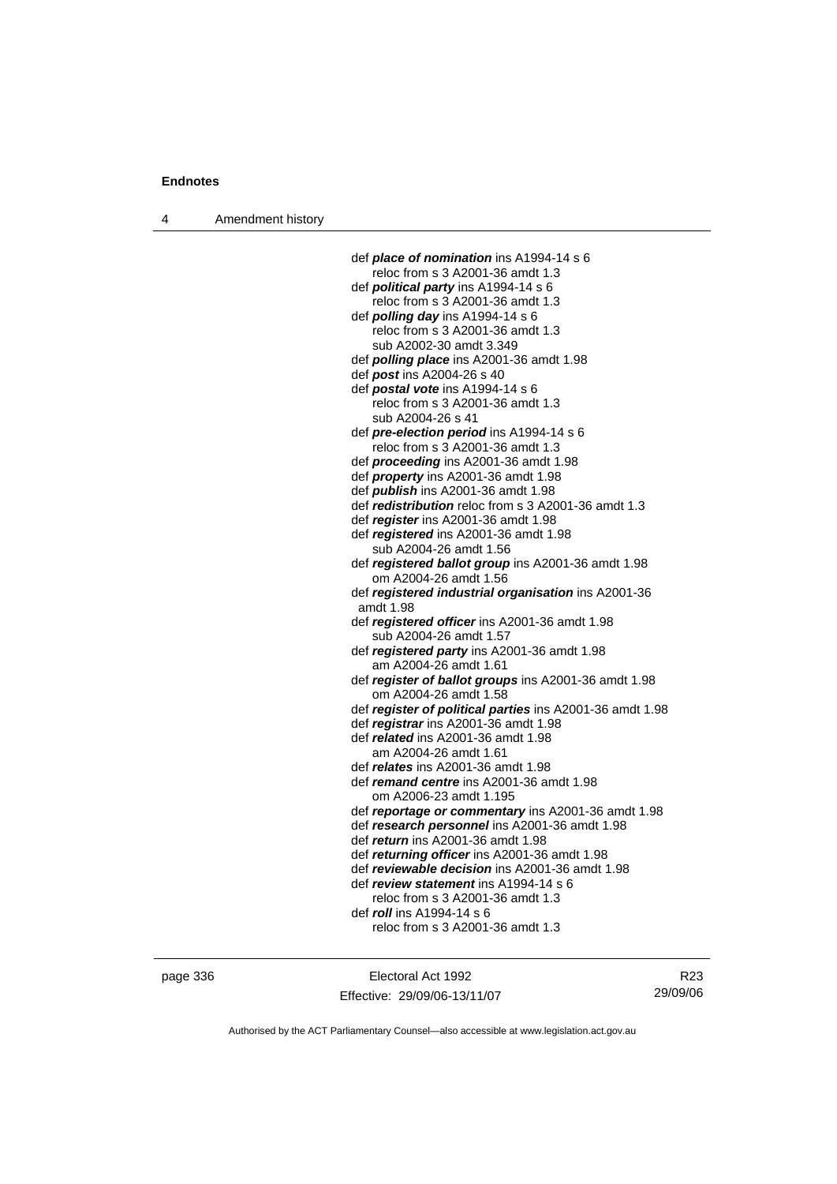def ***place of nomination*** ins A1994-14 s 6
reloc from s 3 A2001-36 amdt 1.3
def ***political party*** ins A1994-14 s 6
reloc from s 3 A2001-36 amdt 1.3
def ***polling day*** ins A1994-14 s 6
reloc from s 3 A2001-36 amdt 1.3
sub A2002-30 amdt 3.349
def ***polling place*** ins A2001-36 amdt 1.98
def ***post*** ins A2004-26 s 40
def ***postal vote*** ins A1994-14 s 6
reloc from s 3 A2001-36 amdt 1.3
sub A2004-26 s 41
def ***pre-election period*** ins A1994-14 s 6
reloc from s 3 A2001-36 amdt 1.3
def ***proceeding*** ins A2001-36 amdt 1.98
def ***property*** ins A2001-36 amdt 1.98
def ***publish*** ins A2001-36 amdt 1.98
def ***redistribution*** reloc from s 3 A2001-36 amdt 1.3
def ***register*** ins A2001-36 amdt 1.98
def ***registered*** ins A2001-36 amdt 1.98
sub A2004-26 amdt 1.56
def ***registered ballot group*** ins A2001-36 amdt 1.98
om A2004-26 amdt 1.56
def ***registered industrial organisation*** ins A2001-36 amdt 1.98
def ***registered officer*** ins A2001-36 amdt 1.98
sub A2004-26 amdt 1.57
def ***registered party*** ins A2001-36 amdt 1.98
am A2004-26 amdt 1.61
def ***register of ballot groups*** ins A2001-36 amdt 1.98
om A2004-26 amdt 1.58
def ***register of political parties*** ins A2001-36 amdt 1.98
def ***registrar*** ins A2001-36 amdt 1.98
def ***related*** ins A2001-36 amdt 1.98
am A2004-26 amdt 1.61
def ***relates*** ins A2001-36 amdt 1.98
def ***remand centre*** ins A2001-36 amdt 1.98
om A2006-23 amdt 1.195
def ***reportage or commentary*** ins A2001-36 amdt 1.98
def ***research personnel*** ins A2001-36 amdt 1.98
def ***return*** ins A2001-36 amdt 1.98
def ***returning officer*** ins A2001-36 amdt 1.98
def ***reviewable decision*** ins A2001-36 amdt 1.98
def ***review statement*** ins A1994-14 s 6
reloc from s 3 A2001-36 amdt 1.3
def ***roll*** ins A1994-14 s 6
reloc from s 3 A2001-36 amdt 1.3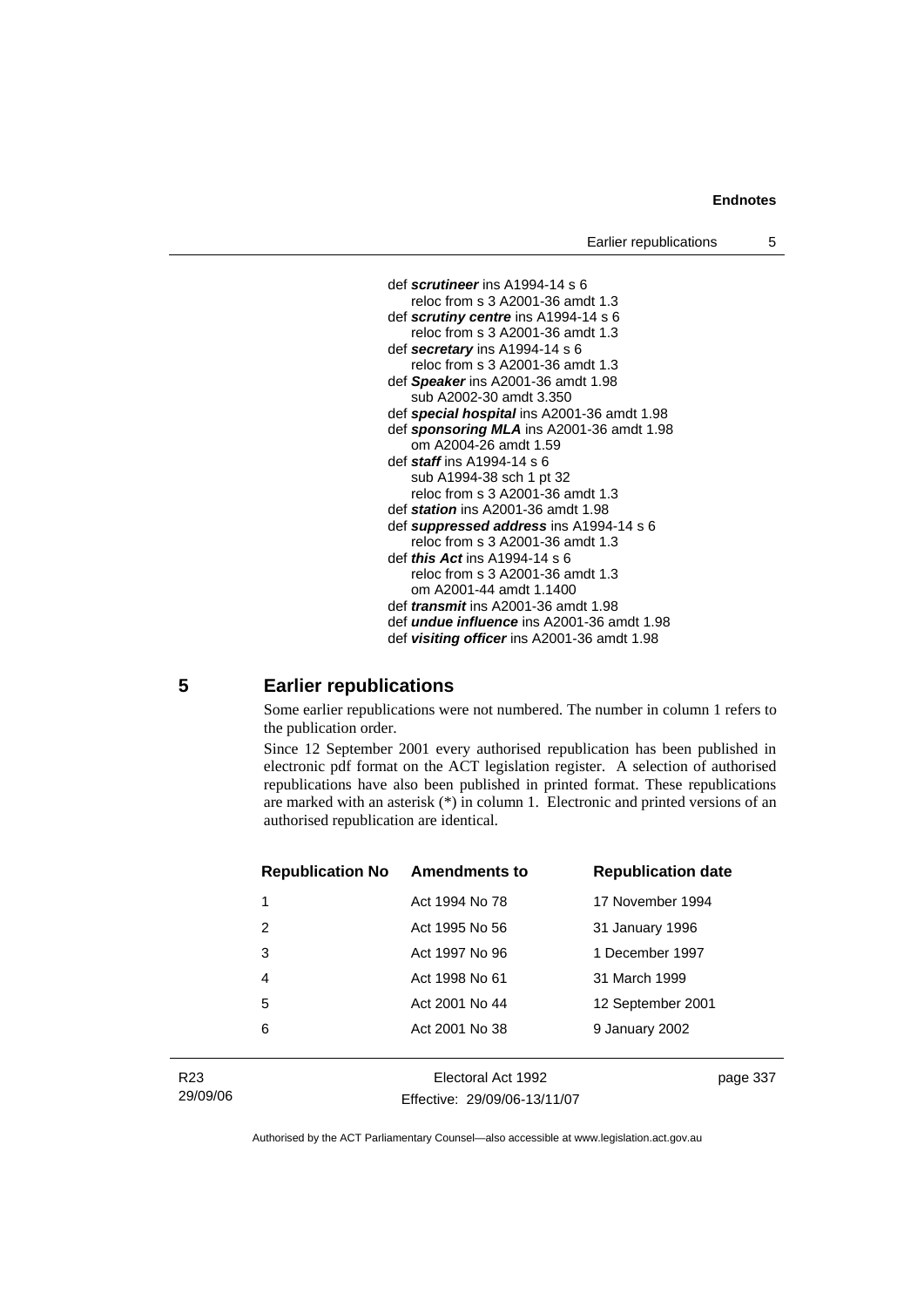def ***scrutineer*** ins A1994-14 s 6
reloc from s 3 A2001-36 amdt 1.3
def ***scrutiny centre*** ins A1994-14 s 6
reloc from s 3 A2001-36 amdt 1.3
def ***secretary*** ins A1994-14 s 6
reloc from s 3 A2001-36 amdt 1.3
def ***Speaker*** ins A2001-36 amdt 1.98
sub A2002-30 amdt 3.350
def ***special hospital*** ins A2001-36 amdt 1.98
def ***sponsoring MLA*** ins A2001-36 amdt 1.98
om A2004-26 amdt 1.59
def ***staff*** ins A1994-14 s 6
sub A1994-38 sch 1 pt 32
reloc from s 3 A2001-36 amdt 1.3
def ***station*** ins A2001-36 amdt 1.98
def ***suppressed address*** ins A1994-14 s 6
reloc from s 3 A2001-36 amdt 1.3
def ***this Act*** ins A1994-14 s 6
reloc from s 3 A2001-36 amdt 1.3
om A2001-44 amdt 1.1400
def ***transmit*** ins A2001-36 amdt 1.98
def ***undue influence*** ins A2001-36 amdt 1.98
def ***visiting officer*** ins A2001-36 amdt 1.98

## 5 Earlier republications

Some earlier republications were not numbered. The number in column 1 refers to the publication order.

Since 12 September 2001 every authorised republication has been published in electronic pdf format on the ACT legislation register. A selection of authorised republications have also been published in printed format. These republications are marked with an asterisk (*) in column 1. Electronic and printed versions of an authorised republication are identical.

| Republication No | Amendments to | Republication date |
|---|---|---|
| 1 | Act 1994 No 78 | 17 November 1994 |
| 2 | Act 1995 No 56 | 31 January 1996 |
| 3 | Act 1997 No 96 | 1 December 1997 |
| 4 | Act 1998 No 61 | 31 March 1999 |
| 5 | Act 2001 No 44 | 12 September 2001 |
| 6 | Act 2001 No 38 | 9 January 2002 |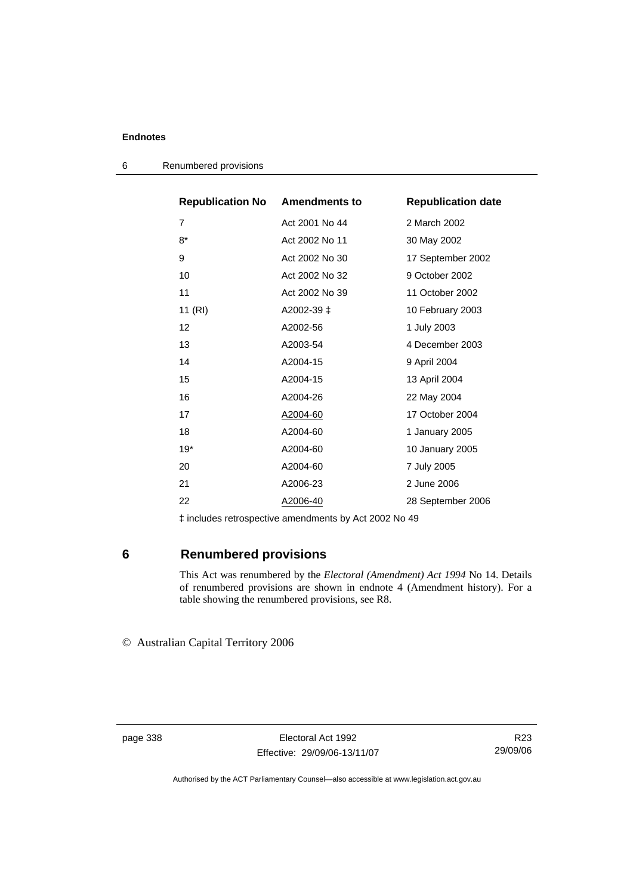| Republication No | Amendments to | Republication date |
| --- | --- | --- |
| 7 | Act 2001 No 44 | 2 March 2002 |
| 8* | Act 2002 No 11 | 30 May 2002 |
| 9 | Act 2002 No 30 | 17 September 2002 |
| 10 | Act 2002 No 32 | 9 October 2002 |
| 11 | Act 2002 No 39 | 11 October 2002 |
| 11 (RI) | A2002-39 ‡ | 10 February 2003 |
| 12 | A2002-56 | 1 July 2003 |
| 13 | A2003-54 | 4 December 2003 |
| 14 | A2004-15 | 9 April 2004 |
| 15 | A2004-15 | 13 April 2004 |
| 16 | A2004-26 | 22 May 2004 |
| 17 | A2004-60 | 17 October 2004 |
| 18 | A2004-60 | 1 January 2005 |
| 19* | A2004-60 | 10 January 2005 |
| 20 | A2004-60 | 7 July 2005 |
| 21 | A2006-23 | 2 June 2006 |
| 22 | A2006-40 | 28 September 2006 |

‡ includes retrospective amendments by Act 2002 No 49

## 6 Renumbered provisions

This Act was renumbered by the *Electoral (Amendment) Act 1994* No 14. Details of renumbered provisions are shown in endnote 4 (Amendment history). For a table showing the renumbered provisions, see R8.

© Australian Capital Territory 2006